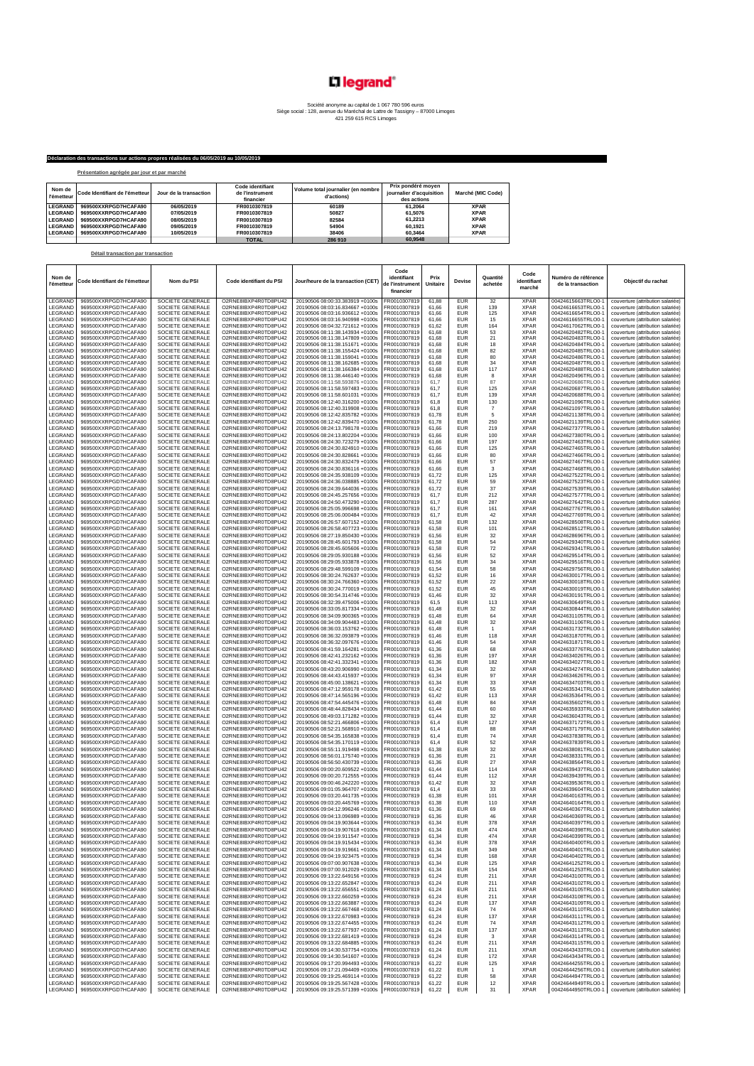Société anonyme au capital de 1 067 780 596 euros
Siège social : 128, avenue du Maréchal de Lattre de Tassigny – 87000 Limoges
421 259 615 RCS Limoges

**Déclaration des transactions sur actions propres réalisées du 06/05/2019 au 10/05/2019**

**Présentation agrégée par jour et par marché**

| Nom de l'émetteur | Code Identifiant de l'émetteur | Jour de la transaction | Code identifiant de l'instrument financier | Volume total journalier (en nombre d'actions) | Prix pondéré moyen journalier d'acquisition des actions | Marché (MIC Code) |
|---|---|---|---|---|---|---|
| LEGRAND | 969500XXRPGD7HCAFA90 | 06/05/2019 | FR0010307819 | 60189 | 61,2064 | XPAR |
| LEGRAND | 969500XXRPGD7HCAFA90 | 07/05/2019 | FR0010307819 | 50827 | 61,5076 | XPAR |
| LEGRAND | 969500XXRPGD7HCAFA90 | 08/05/2019 | FR0010307819 | 82584 | 61,2213 | XPAR |
| LEGRAND | 969500XXRPGD7HCAFA90 | 09/05/2019 | FR0010307819 | 54904 | 60,1921 | XPAR |
| LEGRAND | 969500XXRPGD7HCAFA90 | 10/05/2019 | FR0010307819 | 38406 | 60,3464 | XPAR |
| | | | TOTAL | 286 910 | 60,9548 | |

**Détail transaction par transaction**

| Nom de l'émetteur | Code Identifiant de l'émetteur | Nom du PSI | Code identifiant du PSI | Jour/heure de la transaction (CET) | Code identifiant de l'instrument financier | Prix Unitaire | Devise | Quantité achetée | Code identifiant marché | Numéro de référence de la transaction | Objectif du rachat |
|---|---|---|---|---|---|---|---|---|---|---|---|
| LEGRAND | 969500XXRPGD7HCAFA90 | SOCIETE GENERALE | O2RNE8IBXP4R0TD8PU42 | 20190506 08:00:33.383919 +0100s | FR0010307819 | 61,88 | EUR | 32 | XPAR | 00424615663TRLO0-1 | couverture (attribution salariée) |
| LEGRAND | 969500XXRPGD7HCAFA90 | SOCIETE GENERALE | O2RNE8IBXP4R0TD8PU42 | 20190506 08:03:16.834667 +0100s | FR0010307819 | 61,66 | EUR | 139 | XPAR | 00424616653TRLO0-1 | couverture (attribution salariée) |
| LEGRAND | 969500XXRPGD7HCAFA90 | SOCIETE GENERALE | O2RNE8IBXP4R0TD8PU42 | 20190506 08:03:16.936612 +0100s | FR0010307819 | 61,66 | EUR | 125 | XPAR | 00424616654TRLO0-1 | couverture (attribution salariée) |
| LEGRAND | 969500XXRPGD7HCAFA90 | SOCIETE GENERALE | O2RNE8IBXP4R0TD8PU42 | 20190506 08:03:16.940998 +0100s | FR0010307819 | 61,66 | EUR | 15 | XPAR | 00424616655TRLO0-1 | couverture (attribution salariée) |
| LEGRAND | 969500XXRPGD7HCAFA90 | SOCIETE GENERALE | O2RNE8IBXP4R0TD8PU42 | 20190506 08:04:32.721612 +0100s | FR0010307819 | 61,62 | EUR | 164 | XPAR | 00424617062TRLO0-1 | couverture (attribution salariée) |
| LEGRAND | 969500XXRPGD7HCAFA90 | SOCIETE GENERALE | O2RNE8IBXP4R0TD8PU42 | 20190506 08:11:38.143934 +0100s | FR0010307819 | 61,68 | EUR | 53 | XPAR | 00424620482TRLO0-1 | couverture (attribution salariée) |
| LEGRAND | 969500XXRPGD7HCAFA90 | SOCIETE GENERALE | O2RNE8IBXP4R0TD8PU42 | 20190506 08:11:38.147809 +0100s | FR0010307819 | 61,68 | EUR | 21 | XPAR | 00424620483TRLO0-1 | couverture (attribution salariée) |
| LEGRAND | 969500XXRPGD7HCAFA90 | SOCIETE GENERALE | O2RNE8IBXP4R0TD8PU42 | 20190506 08:11:38.151671 +0100s | FR0010307819 | 61,68 | EUR | 18 | XPAR | 00424620484TRLO0-1 | couverture (attribution salariée) |
| LEGRAND | 969500XXRPGD7HCAFA90 | SOCIETE GENERALE | O2RNE8IBXP4R0TD8PU42 | 20190506 08:11:38.155424 +0100s | FR0010307819 | 61,68 | EUR | 82 | XPAR | 00424620485TRLO0-1 | couverture (attribution salariée) |
| LEGRAND | 969500XXRPGD7HCAFA90 | SOCIETE GENERALE | O2RNE8IBXP4R0TD8PU42 | 20190506 08:11:38.159041 +0100s | FR0010307819 | 61,68 | EUR | 80 | XPAR | 00424620486TRLO0-1 | couverture (attribution salariée) |
| LEGRAND | 969500XXRPGD7HCAFA90 | SOCIETE GENERALE | O2RNE8IBXP4R0TD8PU42 | 20190506 08:11:38.162685 +0100s | FR0010307819 | 61,68 | EUR | 34 | XPAR | 00424620487TRLO0-1 | couverture (attribution salariée) |
| LEGRAND | 969500XXRPGD7HCAFA90 | SOCIETE GENERALE | O2RNE8IBXP4R0TD8PU42 | 20190506 08:11:38.166384 +0100s | FR0010307819 | 61,68 | EUR | 117 | XPAR | 00424620488TRLO0-1 | couverture (attribution salariée) |
| LEGRAND | 969500XXRPGD7HCAFA90 | SOCIETE GENERALE | O2RNE8IBXP4R0TD8PU42 | 20190506 08:11:38.446140 +0100s | FR0010307819 | 61,68 | EUR | 8 | XPAR | 00424620496TRLO0-1 | couverture (attribution salariée) |
| LEGRAND | 969500XXRPGD7HCAFA90 | SOCIETE GENERALE | O2RNE8IBXP4R0TD8PU42 | 20190506 08:11:58.593876 +0100s | FR0010307819 | 61,7 | EUR | 87 | XPAR | 00424620686TRLO0-1 | couverture (attribution salariée) |
| LEGRAND | 969500XXRPGD7HCAFA90 | SOCIETE GENERALE | O2RNE8IBXP4R0TD8PU42 | 20190506 08:11:58.597483 +0100s | FR0010307819 | 61,7 | EUR | 125 | XPAR | 00424620687TRLO0-1 | couverture (attribution salariée) |
| LEGRAND | 969500XXRPGD7HCAFA90 | SOCIETE GENERALE | O2RNE8IBXP4R0TD8PU42 | 20190506 08:11:58.601031 +0100s | FR0010307819 | 61,7 | EUR | 139 | XPAR | 00424620688TRLO0-1 | couverture (attribution salariée) |
| LEGRAND | 969500XXRPGD7HCAFA90 | SOCIETE GENERALE | O2RNE8IBXP4R0TD8PU42 | 20190506 08:12:40.316200 +0100s | FR0010307819 | 61,8 | EUR | 130 | XPAR | 00424621096TRLO0-1 | couverture (attribution salariée) |
| LEGRAND | 969500XXRPGD7HCAFA90 | SOCIETE GENERALE | O2RNE8IBXP4R0TD8PU42 | 20190506 08:12:40.319908 +0100s | FR0010307819 | 61,8 | EUR | 7 | XPAR | 00424621097TRLO0-1 | couverture (attribution salariée) |
| LEGRAND | 969500XXRPGD7HCAFA90 | SOCIETE GENERALE | O2RNE8IBXP4R0TD8PU42 | 20190506 08:12:42.835782 +0100s | FR0010307819 | 61,78 | EUR | 5 | XPAR | 00424621138TRLO0-1 | couverture (attribution salariée) |
| LEGRAND | 969500XXRPGD7HCAFA90 | SOCIETE GENERALE | O2RNE8IBXP4R0TD8PU42 | 20190506 08:12:42.839470 +0100s | FR0010307819 | 61,78 | EUR | 250 | XPAR | 00424621139TRLO0-1 | couverture (attribution salariée) |
| LEGRAND | 969500XXRPGD7HCAFA90 | SOCIETE GENERALE | O2RNE8IBXP4R0TD8PU42 | 20190506 08:24:13.798178 +0100s | FR0010307819 | 61,66 | EUR | 219 | XPAR | 00424627377TRLO0-1 | couverture (attribution salariée) |
| LEGRAND | 969500XXRPGD7HCAFA90 | SOCIETE GENERALE | O2RNE8IBXP4R0TD8PU42 | 20190506 08:24:13.802204 +0100s | FR0010307819 | 61,66 | EUR | 100 | XPAR | 00424627380TRLO0-1 | couverture (attribution salariée) |
| LEGRAND | 969500XXRPGD7HCAFA90 | SOCIETE GENERALE | O2RNE8IBXP4R0TD8PU42 | 20190506 08:24:30.723279 +0100s | FR0010307819 | 61,66 | EUR | 197 | XPAR | 00424627463TRLO0-1 | couverture (attribution salariée) |
| LEGRAND | 969500XXRPGD7HCAFA90 | SOCIETE GENERALE | O2RNE8IBXP4R0TD8PU42 | 20190506 08:24:30.824910 +0100s | FR0010307819 | 61,66 | EUR | 125 | XPAR | 00424627465TRLO0-1 | couverture (attribution salariée) |
| LEGRAND | 969500XXRPGD7HCAFA90 | SOCIETE GENERALE | O2RNE8IBXP4R0TD8PU42 | 20190506 08:24:30.828661 +0100s | FR0010307819 | 61,66 | EUR | 80 | XPAR | 00424627466TRLO0-1 | couverture (attribution salariée) |
| LEGRAND | 969500XXRPGD7HCAFA90 | SOCIETE GENERALE | O2RNE8IBXP4R0TD8PU42 | 20190506 08:24:30.832479 +0100s | FR0010307819 | 61,66 | EUR | 57 | XPAR | 00424627467TRLO0-1 | couverture (attribution salariée) |
| LEGRAND | 969500XXRPGD7HCAFA90 | SOCIETE GENERALE | O2RNE8IBXP4R0TD8PU42 | 20190506 08:24:30.836116 +0100s | FR0010307819 | 61,66 | EUR | 3 | XPAR | 00424627468TRLO0-1 | couverture (attribution salariée) |
| LEGRAND | 969500XXRPGD7HCAFA90 | SOCIETE GENERALE | O2RNE8IBXP4R0TD8PU42 | 20190506 08:24:35.938109 +0100s | FR0010307819 | 61,72 | EUR | 125 | XPAR | 00424627522TRLO0-1 | couverture (attribution salariée) |
| LEGRAND | 969500XXRPGD7HCAFA90 | SOCIETE GENERALE | O2RNE8IBXP4R0TD8PU42 | 20190506 08:24:36.038885 +0100s | FR0010307819 | 61,72 | EUR | 59 | XPAR | 00424627523TRLO0-1 | couverture (attribution salariée) |
| LEGRAND | 969500XXRPGD7HCAFA90 | SOCIETE GENERALE | O2RNE8IBXP4R0TD8PU42 | 20190506 08:24:39.644036 +0100s | FR0010307819 | 61,72 | EUR | 37 | XPAR | 00424627539TRLO0-1 | couverture (attribution salariée) |
| LEGRAND | 969500XXRPGD7HCAFA90 | SOCIETE GENERALE | O2RNE8IBXP4R0TD8PU42 | 20190506 08:24:45.257656 +0100s | FR0010307819 | 61,7 | EUR | 212 | XPAR | 00424627577TRLO0-1 | couverture (attribution salariée) |
| LEGRAND | 969500XXRPGD7HCAFA90 | SOCIETE GENERALE | O2RNE8IBXP4R0TD8PU42 | 20190506 08:24:50.473290 +0100s | FR0010307819 | 61,7 | EUR | 287 | XPAR | 00424627642TRLO0-1 | couverture (attribution salariée) |
| LEGRAND | 969500XXRPGD7HCAFA90 | SOCIETE GENERALE | O2RNE8IBXP4R0TD8PU42 | 20190506 08:25:05.996698 +0100s | FR0010307819 | 61,7 | EUR | 161 | XPAR | 00424627767TRLO0-1 | couverture (attribution salariée) |
| LEGRAND | 969500XXRPGD7HCAFA90 | SOCIETE GENERALE | O2RNE8IBXP4R0TD8PU42 | 20190506 08:25:06.000484 +0100s | FR0010307819 | 61,7 | EUR | 42 | XPAR | 00424627769TRLO0-1 | couverture (attribution salariée) |
| LEGRAND | 969500XXRPGD7HCAFA90 | SOCIETE GENERALE | O2RNE8IBXP4R0TD8PU42 | 20190506 08:26:57.607152 +0100s | FR0010307819 | 61,58 | EUR | 132 | XPAR | 00424628508TRLO0-1 | couverture (attribution salariée) |
| LEGRAND | 969500XXRPGD7HCAFA90 | SOCIETE GENERALE | O2RNE8IBXP4R0TD8PU42 | 20190506 08:26:58.407723 +0100s | FR0010307819 | 61,58 | EUR | 101 | XPAR | 00424628512TRLO0-1 | couverture (attribution salariée) |
| LEGRAND | 969500XXRPGD7HCAFA90 | SOCIETE GENERALE | O2RNE8IBXP4R0TD8PU42 | 20190506 08:27:19.850430 +0100s | FR0010307819 | 61,56 | EUR | 32 | XPAR | 00424628696TRLO0-1 | couverture (attribution salariée) |
| LEGRAND | 969500XXRPGD7HCAFA90 | SOCIETE GENERALE | O2RNE8IBXP4R0TD8PU42 | 20190506 08:28:45.601793 +0100s | FR0010307819 | 61,58 | EUR | 54 | XPAR | 00424629340TRLO0-1 | couverture (attribution salariée) |
| LEGRAND | 969500XXRPGD7HCAFA90 | SOCIETE GENERALE | O2RNE8IBXP4R0TD8PU42 | 20190506 08:28:45.605606 +0100s | FR0010307819 | 61,58 | EUR | 72 | XPAR | 00424629341TRLO0-1 | couverture (attribution salariée) |
| LEGRAND | 969500XXRPGD7HCAFA90 | SOCIETE GENERALE | O2RNE8IBXP4R0TD8PU42 | 20190506 08:29:05.930188 +0100s | FR0010307819 | 61,56 | EUR | 52 | XPAR | 00424629514TRLO0-1 | couverture (attribution salariée) |
| LEGRAND | 969500XXRPGD7HCAFA90 | SOCIETE GENERALE | O2RNE8IBXP4R0TD8PU42 | 20190506 08:29:05.933878 +0100s | FR0010307819 | 61,56 | EUR | 34 | XPAR | 00424629516TRLO0-1 | couverture (attribution salariée) |
| LEGRAND | 969500XXRPGD7HCAFA90 | SOCIETE GENERALE | O2RNE8IBXP4R0TD8PU42 | 20190506 08:29:48.599109 +0100s | FR0010307819 | 61,54 | EUR | 58 | XPAR | 00424629756TRLO0-1 | couverture (attribution salariée) |
| LEGRAND | 969500XXRPGD7HCAFA90 | SOCIETE GENERALE | O2RNE8IBXP4R0TD8PU42 | 20190506 08:30:24.762637 +0100s | FR0010307819 | 61,52 | EUR | 16 | XPAR | 00424630017TRLO0-1 | couverture (attribution salariée) |
| LEGRAND | 969500XXRPGD7HCAFA90 | SOCIETE GENERALE | O2RNE8IBXP4R0TD8PU42 | 20190506 08:30:24.766360 +0100s | FR0010307819 | 61,52 | EUR | 22 | XPAR | 00424630018TRLO0-1 | couverture (attribution salariée) |
| LEGRAND | 969500XXRPGD7HCAFA90 | SOCIETE GENERALE | O2RNE8IBXP4R0TD8PU42 | 20190506 08:30:24.770019 +0100s | FR0010307819 | 61,52 | EUR | 45 | XPAR | 00424630019TRLO0-1 | couverture (attribution salariée) |
| LEGRAND | 969500XXRPGD7HCAFA90 | SOCIETE GENERALE | O2RNE8IBXP4R0TD8PU42 | 20190506 08:30:54.314746 +0100s | FR0010307819 | 61,46 | EUR | 32 | XPAR | 00424630191TRLO0-1 | couverture (attribution salariée) |
| LEGRAND | 969500XXRPGD7HCAFA90 | SOCIETE GENERALE | O2RNE8IBXP4R0TD8PU42 | 20190506 08:32:39.475006 +0100s | FR0010307819 | 61,5 | EUR | 113 | XPAR | 00424630649TRLO0-1 | couverture (attribution salariée) |
| LEGRAND | 969500XXRPGD7HCAFA90 | SOCIETE GENERALE | O2RNE8IBXP4R0TD8PU42 | 20190506 08:33:05.817334 +0100s | FR0010307819 | 61,48 | EUR | 32 | XPAR | 00424630844TRLO0-1 | couverture (attribution salariée) |
| LEGRAND | 969500XXRPGD7HCAFA90 | SOCIETE GENERALE | O2RNE8IBXP4R0TD8PU42 | 20190506 08:34:09.900365 +0100s | FR0010307819 | 61,48 | EUR | 64 | XPAR | 00424631105TRLO0-1 | couverture (attribution salariée) |
| LEGRAND | 969500XXRPGD7HCAFA90 | SOCIETE GENERALE | O2RNE8IBXP4R0TD8PU42 | 20190506 08:34:09.904483 +0100s | FR0010307819 | 61,48 | EUR | 32 | XPAR | 00424631106TRLO0-1 | couverture (attribution salariée) |
| LEGRAND | 969500XXRPGD7HCAFA90 | SOCIETE GENERALE | O2RNE8IBXP4R0TD8PU42 | 20190506 08:36:03.153762 +0100s | FR0010307819 | 61,48 | EUR | 1 | XPAR | 00424631732TRLO0-1 | couverture (attribution salariée) |
| LEGRAND | 969500XXRPGD7HCAFA90 | SOCIETE GENERALE | O2RNE8IBXP4R0TD8PU42 | 20190506 08:36:32.093879 +0100s | FR0010307819 | 61,46 | EUR | 118 | XPAR | 00424631870TRLO0-1 | couverture (attribution salariée) |
| LEGRAND | 969500XXRPGD7HCAFA90 | SOCIETE GENERALE | O2RNE8IBXP4R0TD8PU42 | 20190506 08:36:32.097676 +0100s | FR0010307819 | 61,46 | EUR | 54 | XPAR | 00424631871TRLO0-1 | couverture (attribution salariée) |
| LEGRAND | 969500XXRPGD7HCAFA90 | SOCIETE GENERALE | O2RNE8IBXP4R0TD8PU42 | 20190506 08:41:59.164281 +0100s | FR0010307819 | 61,36 | EUR | 68 | XPAR | 00424633776TRLO0-1 | couverture (attribution salariée) |
| LEGRAND | 969500XXRPGD7HCAFA90 | SOCIETE GENERALE | O2RNE8IBXP4R0TD8PU42 | 20190506 08:42:41.232162 +0100s | FR0010307819 | 61,36 | EUR | 197 | XPAR | 00424634026TRLO0-1 | couverture (attribution salariée) |
| LEGRAND | 969500XXRPGD7HCAFA90 | SOCIETE GENERALE | O2RNE8IBXP4R0TD8PU42 | 20190506 08:42:41.332341 +0100s | FR0010307819 | 61,36 | EUR | 182 | XPAR | 00424634027TRLO0-1 | couverture (attribution salariée) |
| LEGRAND | 969500XXRPGD7HCAFA90 | SOCIETE GENERALE | O2RNE8IBXP4R0TD8PU42 | 20190506 08:43:20.906990 +0100s | FR0010307819 | 61,34 | EUR | 32 | XPAR | 00424634274TRLO0-1 | couverture (attribution salariée) |
| LEGRAND | 969500XXRPGD7HCAFA90 | SOCIETE GENERALE | O2RNE8IBXP4R0TD8PU42 | 20190506 08:44:43.415937 +0100s | FR0010307819 | 61,34 | EUR | 97 | XPAR | 00424634626TRLO0-1 | couverture (attribution salariée) |
| LEGRAND | 969500XXRPGD7HCAFA90 | SOCIETE GENERALE | O2RNE8IBXP4R0TD8PU42 | 20190506 08:45:00.138621 +0100s | FR0010307819 | 61,34 | EUR | 33 | XPAR | 00424634703TRLO0-1 | couverture (attribution salariée) |
| LEGRAND | 969500XXRPGD7HCAFA90 | SOCIETE GENERALE | O2RNE8IBXP4R0TD8PU42 | 20190506 08:47:12.959178 +0100s | FR0010307819 | 61,42 | EUR | 55 | XPAR | 00424635341TRLO0-1 | couverture (attribution salariée) |
| LEGRAND | 969500XXRPGD7HCAFA90 | SOCIETE GENERALE | O2RNE8IBXP4R0TD8PU42 | 20190506 08:47:14.565196 +0100s | FR0010307819 | 61,42 | EUR | 113 | XPAR | 00424635364TRLO0-1 | couverture (attribution salariée) |
| LEGRAND | 969500XXRPGD7HCAFA90 | SOCIETE GENERALE | O2RNE8IBXP4R0TD8PU42 | 20190506 08:47:54.445476 +0100s | FR0010307819 | 61,48 | EUR | 84 | XPAR | 00424635602TRLO0-1 | couverture (attribution salariée) |
| LEGRAND | 969500XXRPGD7HCAFA90 | SOCIETE GENERALE | O2RNE8IBXP4R0TD8PU42 | 20190506 08:48:44.828434 +0100s | FR0010307819 | 61,44 | EUR | 60 | XPAR | 00424635933TRLO0-1 | couverture (attribution salariée) |
| LEGRAND | 969500XXRPGD7HCAFA90 | SOCIETE GENERALE | O2RNE8IBXP4R0TD8PU42 | 20190506 08:49:03.171282 +0100s | FR0010307819 | 61,44 | EUR | 32 | XPAR | 00424636043TRLO0-1 | couverture (attribution salariée) |
| LEGRAND | 969500XXRPGD7HCAFA90 | SOCIETE GENERALE | O2RNE8IBXP4R0TD8PU42 | 20190506 08:52:21.466806 +0100s | FR0010307819 | 61,4 | EUR | 127 | XPAR | 00424637172TRLO0-1 | couverture (attribution salariée) |
| LEGRAND | 969500XXRPGD7HCAFA90 | SOCIETE GENERALE | O2RNE8IBXP4R0TD8PU42 | 20190506 08:52:21.568910 +0100s | FR0010307819 | 61,4 | EUR | 88 | XPAR | 00424637179TRLO0-1 | couverture (attribution salariée) |
| LEGRAND | 969500XXRPGD7HCAFA90 | SOCIETE GENERALE | O2RNE8IBXP4R0TD8PU42 | 20190506 08:54:35.165838 +0100s | FR0010307819 | 61,4 | EUR | 74 | XPAR | 00424637838TRLO0-1 | couverture (attribution salariée) |
| LEGRAND | 969500XXRPGD7HCAFA90 | SOCIETE GENERALE | O2RNE8IBXP4R0TD8PU42 | 20190506 08:54:35.170119 +0100s | FR0010307819 | 61,4 | EUR | 52 | XPAR | 00424637839TRLO0-1 | couverture (attribution salariée) |
| LEGRAND | 969500XXRPGD7HCAFA90 | SOCIETE GENERALE | O2RNE8IBXP4R0TD8PU42 | 20190506 08:55:11.919498 +0100s | FR0010307819 | 61,38 | EUR | 32 | XPAR | 00424638081TRLO0-1 | couverture (attribution salariée) |
| LEGRAND | 969500XXRPGD7HCAFA90 | SOCIETE GENERALE | O2RNE8IBXP4R0TD8PU42 | 20190506 08:56:01.175740 +0100s | FR0010307819 | 61,36 | EUR | 21 | XPAR | 00424638331TRLO0-1 | couverture (attribution salariée) |
| LEGRAND | 969500XXRPGD7HCAFA90 | SOCIETE GENERALE | O2RNE8IBXP4R0TD8PU42 | 20190506 08:56:50.430739 +0100s | FR0010307819 | 61,36 | EUR | 27 | XPAR | 00424638564TRLO0-1 | couverture (attribution salariée) |
| LEGRAND | 969500XXRPGD7HCAFA90 | SOCIETE GENERALE | O2RNE8IBXP4R0TD8PU42 | 20190506 09:00:20.609522 +0100s | FR0010307819 | 61,44 | EUR | 114 | XPAR | 00424639437TRLO0-1 | couverture (attribution salariée) |
| LEGRAND | 969500XXRPGD7HCAFA90 | SOCIETE GENERALE | O2RNE8IBXP4R0TD8PU42 | 20190506 09:00:20.712555 +0100s | FR0010307819 | 61,44 | EUR | 112 | XPAR | 00424639439TRLO0-1 | couverture (attribution salariée) |
| LEGRAND | 969500XXRPGD7HCAFA90 | SOCIETE GENERALE | O2RNE8IBXP4R0TD8PU42 | 20190506 09:00:46.242220 +0100s | FR0010307819 | 61,42 | EUR | 32 | XPAR | 00424639536TRLO0-1 | couverture (attribution salariée) |
| LEGRAND | 969500XXRPGD7HCAFA90 | SOCIETE GENERALE | O2RNE8IBXP4R0TD8PU42 | 20190506 09:01:05.964707 +0100s | FR0010307819 | 61,4 | EUR | 33 | XPAR | 00424639604TRLO0-1 | couverture (attribution salariée) |
| LEGRAND | 969500XXRPGD7HCAFA90 | SOCIETE GENERALE | O2RNE8IBXP4R0TD8PU42 | 20190506 09:03:20.441735 +0100s | FR0010307819 | 61,38 | EUR | 101 | XPAR | 00424640163TRLO0-1 | couverture (attribution salariée) |
| LEGRAND | 969500XXRPGD7HCAFA90 | SOCIETE GENERALE | O2RNE8IBXP4R0TD8PU42 | 20190506 09:03:20.445769 +0100s | FR0010307819 | 61,38 | EUR | 110 | XPAR | 00424640164TRLO0-1 | couverture (attribution salariée) |
| LEGRAND | 969500XXRPGD7HCAFA90 | SOCIETE GENERALE | O2RNE8IBXP4R0TD8PU42 | 20190506 09:04:12.996246 +0100s | FR0010307819 | 61,36 | EUR | 69 | XPAR | 00424640367TRLO0-1 | couverture (attribution salariée) |
| LEGRAND | 969500XXRPGD7HCAFA90 | SOCIETE GENERALE | O2RNE8IBXP4R0TD8PU42 | 20190506 09:04:13.096989 +0100s | FR0010307819 | 61,36 | EUR | 46 | XPAR | 00424640369TRLO0-1 | couverture (attribution salariée) |
| LEGRAND | 969500XXRPGD7HCAFA90 | SOCIETE GENERALE | O2RNE8IBXP4R0TD8PU42 | 20190506 09:04:19.903644 +0100s | FR0010307819 | 61,34 | EUR | 378 | XPAR | 00424640397TRLO0-1 | couverture (attribution salariée) |
| LEGRAND | 969500XXRPGD7HCAFA90 | SOCIETE GENERALE | O2RNE8IBXP4R0TD8PU42 | 20190506 09:04:19.907618 +0100s | FR0010307819 | 61,34 | EUR | 474 | XPAR | 00424640398TRLO0-1 | couverture (attribution salariée) |
| LEGRAND | 969500XXRPGD7HCAFA90 | SOCIETE GENERALE | O2RNE8IBXP4R0TD8PU42 | 20190506 09:04:19.911547 +0100s | FR0010307819 | 61,34 | EUR | 474 | XPAR | 00424640399TRLO0-1 | couverture (attribution salariée) |
| LEGRAND | 969500XXRPGD7HCAFA90 | SOCIETE GENERALE | O2RNE8IBXP4R0TD8PU42 | 20190506 09:04:19.915434 +0100s | FR0010307819 | 61,34 | EUR | 378 | XPAR | 00424640400TRLO0-1 | couverture (attribution salariée) |
| LEGRAND | 969500XXRPGD7HCAFA90 | SOCIETE GENERALE | O2RNE8IBXP4R0TD8PU42 | 20190506 09:04:19.919661 +0100s | FR0010307819 | 61,34 | EUR | 349 | XPAR | 00424640401TRLO0-1 | couverture (attribution salariée) |
| LEGRAND | 969500XXRPGD7HCAFA90 | SOCIETE GENERALE | O2RNE8IBXP4R0TD8PU42 | 20190506 09:04:19.923475 +0100s | FR0010307819 | 61,34 | EUR | 168 | XPAR | 00424640402TRLO0-1 | couverture (attribution salariée) |
| LEGRAND | 969500XXRPGD7HCAFA90 | SOCIETE GENERALE | O2RNE8IBXP4R0TD8PU42 | 20190506 09:07:00.907638 +0100s | FR0010307819 | 61,34 | EUR | 125 | XPAR | 00424641252TRLO0-1 | couverture (attribution salariée) |
| LEGRAND | 969500XXRPGD7HCAFA90 | SOCIETE GENERALE | O2RNE8IBXP4R0TD8PU42 | 20190506 09:07:00.912029 +0100s | FR0010307819 | 61,34 | EUR | 154 | XPAR | 00424641253TRLO0-1 | couverture (attribution salariée) |
| LEGRAND | 969500XXRPGD7HCAFA90 | SOCIETE GENERALE | O2RNE8IBXP4R0TD8PU42 | 20190506 09:13:22.649156 +0100s | FR0010307819 | 61,24 | EUR | 211 | XPAR | 00424643100TRLO0-1 | couverture (attribution salariée) |
| LEGRAND | 969500XXRPGD7HCAFA90 | SOCIETE GENERALE | O2RNE8IBXP4R0TD8PU42 | 20190506 09:13:22.652847 +0100s | FR0010307819 | 61,24 | EUR | 211 | XPAR | 00424643102TRLO0-1 | couverture (attribution salariée) |
| LEGRAND | 969500XXRPGD7HCAFA90 | SOCIETE GENERALE | O2RNE8IBXP4R0TD8PU42 | 20190506 09:13:22.656551 +0100s | FR0010307819 | 61,24 | EUR | 211 | XPAR | 00424643105TRLO0-1 | couverture (attribution salariée) |
| LEGRAND | 969500XXRPGD7HCAFA90 | SOCIETE GENERALE | O2RNE8IBXP4R0TD8PU42 | 20190506 09:13:22.660259 +0100s | FR0010307819 | 61,24 | EUR | 211 | XPAR | 00424643108TRLO0-1 | couverture (attribution salariée) |
| LEGRAND | 969500XXRPGD7HCAFA90 | SOCIETE GENERALE | O2RNE8IBXP4R0TD8PU42 | 20190506 09:13:22.663887 +0100s | FR0010307819 | 61,24 | EUR | 137 | XPAR | 00424643109TRLO0-1 | couverture (attribution salariée) |
| LEGRAND | 969500XXRPGD7HCAFA90 | SOCIETE GENERALE | O2RNE8IBXP4R0TD8PU42 | 20190506 09:13:22.667468 +0100s | FR0010307819 | 61,24 | EUR | 74 | XPAR | 00424643110TRLO0-1 | couverture (attribution salariée) |
| LEGRAND | 969500XXRPGD7HCAFA90 | SOCIETE GENERALE | O2RNE8IBXP4R0TD8PU42 | 20190506 09:13:22.670983 +0100s | FR0010307819 | 61,24 | EUR | 137 | XPAR | 00424643111TRLO0-1 | couverture (attribution salariée) |
| LEGRAND | 969500XXRPGD7HCAFA90 | SOCIETE GENERALE | O2RNE8IBXP4R0TD8PU42 | 20190506 09:13:22.674455 +0100s | FR0010307819 | 61,24 | EUR | 74 | XPAR | 00424643112TRLO0-1 | couverture (attribution salariée) |
| LEGRAND | 969500XXRPGD7HCAFA90 | SOCIETE GENERALE | O2RNE8IBXP4R0TD8PU42 | 20190506 09:13:22.677937 +0100s | FR0010307819 | 61,24 | EUR | 137 | XPAR | 00424643113TRLO0-1 | couverture (attribution salariée) |
| LEGRAND | 969500XXRPGD7HCAFA90 | SOCIETE GENERALE | O2RNE8IBXP4R0TD8PU42 | 20190506 09:13:22.681419 +0100s | FR0010307819 | 61,24 | EUR | 3 | XPAR | 00424643114TRLO0-1 | couverture (attribution salariée) |
| LEGRAND | 969500XXRPGD7HCAFA90 | SOCIETE GENERALE | O2RNE8IBXP4R0TD8PU42 | 20190506 09:13:22.684885 +0100s | FR0010307819 | 61,24 | EUR | 211 | XPAR | 00424643115TRLO0-1 | couverture (attribution salariée) |
| LEGRAND | 969500XXRPGD7HCAFA90 | SOCIETE GENERALE | O2RNE8IBXP4R0TD8PU42 | 20190506 09:14:30.537754 +0100s | FR0010307819 | 61,24 | EUR | 211 | XPAR | 00424643433TRLO0-1 | couverture (attribution salariée) |
| LEGRAND | 969500XXRPGD7HCAFA90 | SOCIETE GENERALE | O2RNE8IBXP4R0TD8PU42 | 20190506 09:14:30.541607 +0100s | FR0010307819 | 61,24 | EUR | 172 | XPAR | 00424643434TRLO0-1 | couverture (attribution salariée) |
| LEGRAND | 969500XXRPGD7HCAFA90 | SOCIETE GENERALE | O2RNE8IBXP4R0TD8PU42 | 20190506 09:17:20.994493 +0100s | FR0010307819 | 61,22 | EUR | 125 | XPAR | 00424644255TRLO0-1 | couverture (attribution salariée) |
| LEGRAND | 969500XXRPGD7HCAFA90 | SOCIETE GENERALE | O2RNE8IBXP4R0TD8PU42 | 20190506 09:17:21.094409 +0100s | FR0010307819 | 61,22 | EUR | 1 | XPAR | 00424644256TRLO0-1 | couverture (attribution salariée) |
| LEGRAND | 969500XXRPGD7HCAFA90 | SOCIETE GENERALE | O2RNE8IBXP4R0TD8PU42 | 20190506 09:19:25.469114 +0100s | FR0010307819 | 61,22 | EUR | 58 | XPAR | 00424644947TRLO0-1 | couverture (attribution salariée) |
| LEGRAND | 969500XXRPGD7HCAFA90 | SOCIETE GENERALE | O2RNE8IBXP4R0TD8PU42 | 20190506 09:19:25.567428 +0100s | FR0010307819 | 61,22 | EUR | 12 | XPAR | 00424644949TRLO0-1 | couverture (attribution salariée) |
| LEGRAND | 969500XXRPGD7HCAFA90 | SOCIETE GENERALE | O2RNE8IBXP4R0TD8PU42 | 20190506 09:19:25.571399 +0100s | FR0010307819 | 61,22 | EUR | 31 | XPAR | 00424644950TRLO0-1 | couverture (attribution salariée) |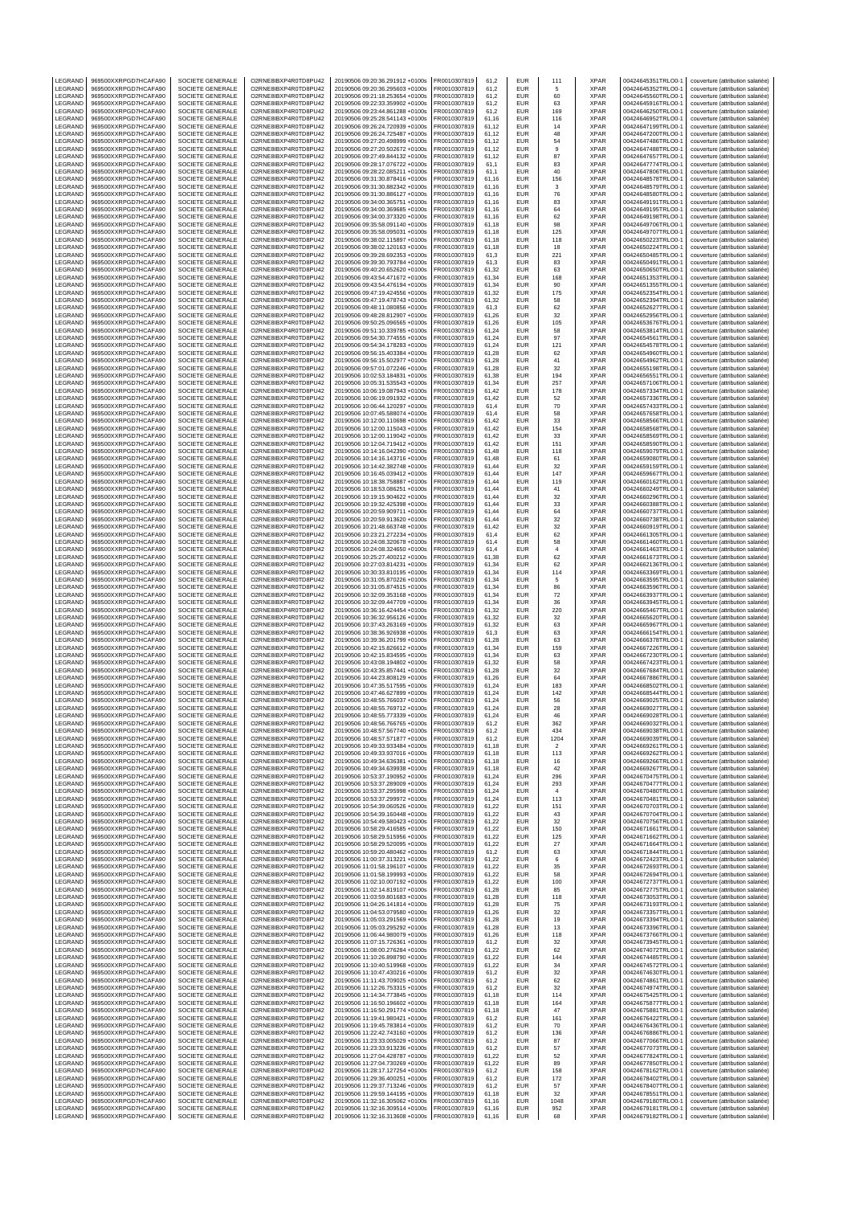| LEGRAND | 969500XXRPGD7HCAFA90 | SOCIETE GENERALE | O2RNE8IBXP4R0TD8PU42 | 20190506 09:20:36.291912 +0100s | FR0010307819 | 61,2 | EUR | 111 | XPAR | 00424645351TRLO0-1 | couverture (attribution salariée) |
|---|---|---|---|---|---|---|---|---|---|---|---|
| LEGRAND | 969500XXRPGD7HCAFA90 | SOCIETE GENERALE | O2RNE8IBXP4R0TD8PU42 | 20190506 09:20:36.295603 +0100s | FR0010307819 | 61,2 | EUR | 5 | XPAR | 00424645352TRLO0-1 | couverture (attribution salariée) |
| LEGRAND | 969500XXRPGD7HCAFA90 | SOCIETE GENERALE | O2RNE8IBXP4R0TD8PU42 | 20190506 09:21:18.253654 +0100s | FR0010307819 | 61,2 | EUR | 60 | XPAR | 00424645560TRLO0-1 | couverture (attribution salariée) |
| LEGRAND | 969500XXRPGD7HCAFA90 | SOCIETE GENERALE | O2RNE8IBXP4R0TD8PU42 | 20190506 09:22:33.359902 +0100s | FR0010307819 | 61,2 | EUR | 63 | XPAR | 00424645916TRLO0-1 | couverture (attribution salariée) |
| LEGRAND | 969500XXRPGD7HCAFA90 | SOCIETE GENERALE | O2RNE8IBXP4R0TD8PU42 | 20190506 09:23:44.861288 +0100s | FR0010307819 | 61,2 | EUR | 169 | XPAR | 00424646250TRLO0-1 | couverture (attribution salariée) |
| LEGRAND | 969500XXRPGD7HCAFA90 | SOCIETE GENERALE | O2RNE8IBXP4R0TD8PU42 | 20190506 09:25:28.541143 +0100s | FR0010307819 | 61,16 | EUR | 116 | XPAR | 00424646962TRLO0-1 | couverture (attribution salariée) |
| LEGRAND | 969500XXRPGD7HCAFA90 | SOCIETE GENERALE | O2RNE8IBXP4R0TD8PU42 | 20190506 09:26:24.720939 +0100s | FR0010307819 | 61,12 | EUR | 14 | XPAR | 00424647199TRLO0-1 | couverture (attribution salariée) |
| LEGRAND | 969500XXRPGD7HCAFA90 | SOCIETE GENERALE | O2RNE8IBXP4R0TD8PU42 | 20190506 09:26:24.725487 +0100s | FR0010307819 | 61,12 | EUR | 48 | XPAR | 00424647200TRLO0-1 | couverture (attribution salariée) |
| LEGRAND | 969500XXRPGD7HCAFA90 | SOCIETE GENERALE | O2RNE8IBXP4R0TD8PU42 | 20190506 09:27:20.498999 +0100s | FR0010307819 | 61,12 | EUR | 54 | XPAR | 00424647486TRLO0-1 | couverture (attribution salariée) |
| LEGRAND | 969500XXRPGD7HCAFA90 | SOCIETE GENERALE | O2RNE8IBXP4R0TD8PU42 | 20190506 09:27:20.502672 +0100s | FR0010307819 | 61,12 | EUR | 9 | XPAR | 00424647488TRLO0-1 | couverture (attribution salariée) |
| LEGRAND | 969500XXRPGD7HCAFA90 | SOCIETE GENERALE | O2RNE8IBXP4R0TD8PU42 | 20190506 09:27:49.844132 +0100s | FR0010307819 | 61,12 | EUR | 87 | XPAR | 00424647657TRLO0-1 | couverture (attribution salariée) |
| LEGRAND | 969500XXRPGD7HCAFA90 | SOCIETE GENERALE | O2RNE8IBXP4R0TD8PU42 | 20190506 09:28:17.076722 +0100s | FR0010307819 | 61,1 | EUR | 83 | XPAR | 00424647774TRLO0-1 | couverture (attribution salariée) |
| LEGRAND | 969500XXRPGD7HCAFA90 | SOCIETE GENERALE | O2RNE8IBXP4R0TD8PU42 | 20190506 09:28:22.085211 +0100s | FR0010307819 | 61,1 | EUR | 40 | XPAR | 00424647806TRLO0-1 | couverture (attribution salariée) |
| LEGRAND | 969500XXRPGD7HCAFA90 | SOCIETE GENERALE | O2RNE8IBXP4R0TD8PU42 | 20190506 09:31:30.878416 +0100s | FR0010307819 | 61,16 | EUR | 156 | XPAR | 00424648578TRLO0-1 | couverture (attribution salariée) |
| LEGRAND | 969500XXRPGD7HCAFA90 | SOCIETE GENERALE | O2RNE8IBXP4R0TD8PU42 | 20190506 09:31:30.882342 +0100s | FR0010307819 | 61,16 | EUR | 3 | XPAR | 00424648579TRLO0-1 | couverture (attribution salariée) |
| LEGRAND | 969500XXRPGD7HCAFA90 | SOCIETE GENERALE | O2RNE8IBXP4R0TD8PU42 | 20190506 09:31:30.886127 +0100s | FR0010307819 | 61,16 | EUR | 76 | XPAR | 00424648580TRLO0-1 | couverture (attribution salariée) |
| LEGRAND | 969500XXRPGD7HCAFA90 | SOCIETE GENERALE | O2RNE8IBXP4R0TD8PU42 | 20190506 09:34:00.365751 +0100s | FR0010307819 | 61,16 | EUR | 83 | XPAR | 00424649191TRLO0-1 | couverture (attribution salariée) |
| LEGRAND | 969500XXRPGD7HCAFA90 | SOCIETE GENERALE | O2RNE8IBXP4R0TD8PU42 | 20190506 09:34:00.369685 +0100s | FR0010307819 | 61,16 | EUR | 64 | XPAR | 00424649195TRLO0-1 | couverture (attribution salariée) |
| LEGRAND | 969500XXRPGD7HCAFA90 | SOCIETE GENERALE | O2RNE8IBXP4R0TD8PU42 | 20190506 09:34:00.373320 +0100s | FR0010307819 | 61,16 | EUR | 62 | XPAR | 00424649198TRLO0-1 | couverture (attribution salariée) |
| LEGRAND | 969500XXRPGD7HCAFA90 | SOCIETE GENERALE | O2RNE8IBXP4R0TD8PU42 | 20190506 09:35:58.091140 +0100s | FR0010307819 | 61,18 | EUR | 98 | XPAR | 00424649706TRLO0-1 | couverture (attribution salariée) |
| LEGRAND | 969500XXRPGD7HCAFA90 | SOCIETE GENERALE | O2RNE8IBXP4R0TD8PU42 | 20190506 09:35:58.095031 +0100s | FR0010307819 | 61,18 | EUR | 125 | XPAR | 00424649707TRLO0-1 | couverture (attribution salariée) |
| LEGRAND | 969500XXRPGD7HCAFA90 | SOCIETE GENERALE | O2RNE8IBXP4R0TD8PU42 | 20190506 09:38:02.115897 +0100s | FR0010307819 | 61,18 | EUR | 118 | XPAR | 00424650223TRLO0-1 | couverture (attribution salariée) |
| LEGRAND | 969500XXRPGD7HCAFA90 | SOCIETE GENERALE | O2RNE8IBXP4R0TD8PU42 | 20190506 09:38:02.120163 +0100s | FR0010307819 | 61,18 | EUR | 18 | XPAR | 00424650224TRLO0-1 | couverture (attribution salariée) |
| LEGRAND | 969500XXRPGD7HCAFA90 | SOCIETE GENERALE | O2RNE8IBXP4R0TD8PU42 | 20190506 09:39:28.692353 +0100s | FR0010307819 | 61,3 | EUR | 221 | XPAR | 00424650485TRLO0-1 | couverture (attribution salariée) |
| LEGRAND | 969500XXRPGD7HCAFA90 | SOCIETE GENERALE | O2RNE8IBXP4R0TD8PU42 | 20190506 09:39:30.793784 +0100s | FR0010307819 | 61,3 | EUR | 83 | XPAR | 00424650491TRLO0-1 | couverture (attribution salariée) |
| LEGRAND | 969500XXRPGD7HCAFA90 | SOCIETE GENERALE | O2RNE8IBXP4R0TD8PU42 | 20190506 09:40:20.652620 +0100s | FR0010307819 | 61,32 | EUR | 63 | XPAR | 00424650650TRLO0-1 | couverture (attribution salariée) |
| LEGRAND | 969500XXRPGD7HCAFA90 | SOCIETE GENERALE | O2RNE8IBXP4R0TD8PU42 | 20190506 09:43:54.471672 +0100s | FR0010307819 | 61,34 | EUR | 168 | XPAR | 00424651353TRLO0-1 | couverture (attribution salariée) |
| LEGRAND | 969500XXRPGD7HCAFA90 | SOCIETE GENERALE | O2RNE8IBXP4R0TD8PU42 | 20190506 09:43:54.476194 +0100s | FR0010307819 | 61,34 | EUR | 90 | XPAR | 00424651355TRLO0-1 | couverture (attribution salariée) |
| LEGRAND | 969500XXRPGD7HCAFA90 | SOCIETE GENERALE | O2RNE8IBXP4R0TD8PU42 | 20190506 09:47:19.424556 +0100s | FR0010307819 | 61,32 | EUR | 175 | XPAR | 00424652354TRLO0-1 | couverture (attribution salariée) |
| LEGRAND | 969500XXRPGD7HCAFA90 | SOCIETE GENERALE | O2RNE8IBXP4R0TD8PU42 | 20190506 09:47:19.478743 +0100s | FR0010307819 | 61,32 | EUR | 58 | XPAR | 00424652394TRLO0-1 | couverture (attribution salariée) |
| LEGRAND | 969500XXRPGD7HCAFA90 | SOCIETE GENERALE | O2RNE8IBXP4R0TD8PU42 | 20190506 09:48:11.080856 +0100s | FR0010307819 | 61,3 | EUR | 62 | XPAR | 00424652627TRLO0-1 | couverture (attribution salariée) |
| LEGRAND | 969500XXRPGD7HCAFA90 | SOCIETE GENERALE | O2RNE8IBXP4R0TD8PU42 | 20190506 09:48:28.812907 +0100s | FR0010307819 | 61,26 | EUR | 32 | XPAR | 00424652956TRLO0-1 | couverture (attribution salariée) |
| LEGRAND | 969500XXRPGD7HCAFA90 | SOCIETE GENERALE | O2RNE8IBXP4R0TD8PU42 | 20190506 09:50:25.096565 +0100s | FR0010307819 | 61,26 | EUR | 105 | XPAR | 00424653676TRLO0-1 | couverture (attribution salariée) |
| LEGRAND | 969500XXRPGD7HCAFA90 | SOCIETE GENERALE | O2RNE8IBXP4R0TD8PU42 | 20190506 09:51:10.339785 +0100s | FR0010307819 | 61,24 | EUR | 58 | XPAR | 00424653814TRLO0-1 | couverture (attribution salariée) |
| LEGRAND | 969500XXRPGD7HCAFA90 | SOCIETE GENERALE | O2RNE8IBXP4R0TD8PU42 | 20190506 09:54:30.774555 +0100s | FR0010307819 | 61,24 | EUR | 97 | XPAR | 00424654561TRLO0-1 | couverture (attribution salariée) |
| LEGRAND | 969500XXRPGD7HCAFA90 | SOCIETE GENERALE | O2RNE8IBXP4R0TD8PU42 | 20190506 09:54:34.178283 +0100s | FR0010307819 | 61,24 | EUR | 121 | XPAR | 00424654578TRLO0-1 | couverture (attribution salariée) |
| LEGRAND | 969500XXRPGD7HCAFA90 | SOCIETE GENERALE | O2RNE8IBXP4R0TD8PU42 | 20190506 09:56:15.403384 +0100s | FR0010307819 | 61,28 | EUR | 62 | XPAR | 00424654960TRLO0-1 | couverture (attribution salariée) |
| LEGRAND | 969500XXRPGD7HCAFA90 | SOCIETE GENERALE | O2RNE8IBXP4R0TD8PU42 | 20190506 09:56:15.502977 +0100s | FR0010307819 | 61,28 | EUR | 41 | XPAR | 00424654962TRLO0-1 | couverture (attribution salariée) |
| LEGRAND | 969500XXRPGD7HCAFA90 | SOCIETE GENERALE | O2RNE8IBXP4R0TD8PU42 | 20190506 09:57:01.072246 +0100s | FR0010307819 | 61,28 | EUR | 32 | XPAR | 00424655198TRLO0-1 | couverture (attribution salariée) |
| LEGRAND | 969500XXRPGD7HCAFA90 | SOCIETE GENERALE | O2RNE8IBXP4R0TD8PU42 | 20190506 10:02:53.184831 +0100s | FR0010307819 | 61,38 | EUR | 194 | XPAR | 00424656551TRLO0-1 | couverture (attribution salariée) |
| LEGRAND | 969500XXRPGD7HCAFA90 | SOCIETE GENERALE | O2RNE8IBXP4R0TD8PU42 | 20190506 10:05:31.535543 +0100s | FR0010307819 | 61,34 | EUR | 257 | XPAR | 00424657106TRLO0-1 | couverture (attribution salariée) |
| LEGRAND | 969500XXRPGD7HCAFA90 | SOCIETE GENERALE | O2RNE8IBXP4R0TD8PU42 | 20190506 10:06:19.087943 +0100s | FR0010307819 | 61,42 | EUR | 178 | XPAR | 00424657334TRLO0-1 | couverture (attribution salariée) |
| LEGRAND | 969500XXRPGD7HCAFA90 | SOCIETE GENERALE | O2RNE8IBXP4R0TD8PU42 | 20190506 10:06:19.091932 +0100s | FR0010307819 | 61,42 | EUR | 52 | XPAR | 00424657336TRLO0-1 | couverture (attribution salariée) |
| LEGRAND | 969500XXRPGD7HCAFA90 | SOCIETE GENERALE | O2RNE8IBXP4R0TD8PU42 | 20190506 10:06:44.120297 +0100s | FR0010307819 | 61,4 | EUR | 70 | XPAR | 00424657433TRLO0-1 | couverture (attribution salariée) |
| LEGRAND | 969500XXRPGD7HCAFA90 | SOCIETE GENERALE | O2RNE8IBXP4R0TD8PU42 | 20190506 10:07:45.588074 +0100s | FR0010307819 | 61,4 | EUR | 58 | XPAR | 00424657658TRLO0-1 | couverture (attribution salariée) |
| LEGRAND | 969500XXRPGD7HCAFA90 | SOCIETE GENERALE | O2RNE8IBXP4R0TD8PU42 | 20190506 10:12:00.110698 +0100s | FR0010307819 | 61,42 | EUR | 33 | XPAR | 00424658566TRLO0-1 | couverture (attribution salariée) |
| LEGRAND | 969500XXRPGD7HCAFA90 | SOCIETE GENERALE | O2RNE8IBXP4R0TD8PU42 | 20190506 10:12:00.115043 +0100s | FR0010307819 | 61,42 | EUR | 154 | XPAR | 00424658568TRLO0-1 | couverture (attribution salariée) |
| LEGRAND | 969500XXRPGD7HCAFA90 | SOCIETE GENERALE | O2RNE8IBXP4R0TD8PU42 | 20190506 10:12:00.119042 +0100s | FR0010307819 | 61,42 | EUR | 33 | XPAR | 00424658569TRLO0-1 | couverture (attribution salariée) |
| LEGRAND | 969500XXRPGD7HCAFA90 | SOCIETE GENERALE | O2RNE8IBXP4R0TD8PU42 | 20190506 10:12:04.719412 +0100s | FR0010307819 | 61,42 | EUR | 151 | XPAR | 00424658590TRLO0-1 | couverture (attribution salariée) |
| LEGRAND | 969500XXRPGD7HCAFA90 | SOCIETE GENERALE | O2RNE8IBXP4R0TD8PU42 | 20190506 10:14:16.042390 +0100s | FR0010307819 | 61,48 | EUR | 118 | XPAR | 00424659079TRLO0-1 | couverture (attribution salariée) |
| LEGRAND | 969500XXRPGD7HCAFA90 | SOCIETE GENERALE | O2RNE8IBXP4R0TD8PU42 | 20190506 10:14:16.143716 +0100s | FR0010307819 | 61,48 | EUR | 61 | XPAR | 00424659080TRLO0-1 | couverture (attribution salariée) |
| LEGRAND | 969500XXRPGD7HCAFA90 | SOCIETE GENERALE | O2RNE8IBXP4R0TD8PU42 | 20190506 10:14:42.382748 +0100s | FR0010307819 | 61,44 | EUR | 32 | XPAR | 00424659159TRLO0-1 | couverture (attribution salariée) |
| LEGRAND | 969500XXRPGD7HCAFA90 | SOCIETE GENERALE | O2RNE8IBXP4R0TD8PU42 | 20190506 10:16:45.039412 +0100s | FR0010307819 | 61,44 | EUR | 147 | XPAR | 00424659667TRLO0-1 | couverture (attribution salariée) |
| LEGRAND | 969500XXRPGD7HCAFA90 | SOCIETE GENERALE | O2RNE8IBXP4R0TD8PU42 | 20190506 10:18:38.758887 +0100s | FR0010307819 | 61,44 | EUR | 119 | XPAR | 00424660162TRLO0-1 | couverture (attribution salariée) |
| LEGRAND | 969500XXRPGD7HCAFA90 | SOCIETE GENERALE | O2RNE8IBXP4R0TD8PU42 | 20190506 10:18:53.086251 +0100s | FR0010307819 | 61,44 | EUR | 41 | XPAR | 00424660249TRLO0-1 | couverture (attribution salariée) |
| LEGRAND | 969500XXRPGD7HCAFA90 | SOCIETE GENERALE | O2RNE8IBXP4R0TD8PU42 | 20190506 10:19:15.904622 +0100s | FR0010307819 | 61,44 | EUR | 32 | XPAR | 00424660296TRLO0-1 | couverture (attribution salariée) |
| LEGRAND | 969500XXRPGD7HCAFA90 | SOCIETE GENERALE | O2RNE8IBXP4R0TD8PU42 | 20190506 10:19:32.425398 +0100s | FR0010307819 | 61,44 | EUR | 33 | XPAR | 00424660388TRLO0-1 | couverture (attribution salariée) |
| LEGRAND | 969500XXRPGD7HCAFA90 | SOCIETE GENERALE | O2RNE8IBXP4R0TD8PU42 | 20190506 10:20:59.909711 +0100s | FR0010307819 | 61,44 | EUR | 64 | XPAR | 00424660737TRLO0-1 | couverture (attribution salariée) |
| LEGRAND | 969500XXRPGD7HCAFA90 | SOCIETE GENERALE | O2RNE8IBXP4R0TD8PU42 | 20190506 10:20:59.913620 +0100s | FR0010307819 | 61,44 | EUR | 32 | XPAR | 00424660738TRLO0-1 | couverture (attribution salariée) |
| LEGRAND | 969500XXRPGD7HCAFA90 | SOCIETE GENERALE | O2RNE8IBXP4R0TD8PU42 | 20190506 10:21:48.663748 +0100s | FR0010307819 | 61,42 | EUR | 32 | XPAR | 00424660919TRLO0-1 | couverture (attribution salariée) |
| LEGRAND | 969500XXRPGD7HCAFA90 | SOCIETE GENERALE | O2RNE8IBXP4R0TD8PU42 | 20190506 10:23:21.272234 +0100s | FR0010307819 | 61,4 | EUR | 62 | XPAR | 00424661305TRLO0-1 | couverture (attribution salariée) |
| LEGRAND | 969500XXRPGD7HCAFA90 | SOCIETE GENERALE | O2RNE8IBXP4R0TD8PU42 | 20190506 10:24:08.320678 +0100s | FR0010307819 | 61,4 | EUR | 58 | XPAR | 00424661460TRLO0-1 | couverture (attribution salariée) |
| LEGRAND | 969500XXRPGD7HCAFA90 | SOCIETE GENERALE | O2RNE8IBXP4R0TD8PU42 | 20190506 10:24:08.324650 +0100s | FR0010307819 | 61,4 | EUR | 4 | XPAR | 00424661463TRLO0-1 | couverture (attribution salariée) |
| LEGRAND | 969500XXRPGD7HCAFA90 | SOCIETE GENERALE | O2RNE8IBXP4R0TD8PU42 | 20190506 10:25:27.400212 +0100s | FR0010307819 | 61,38 | EUR | 62 | XPAR | 00424661673TRLO0-1 | couverture (attribution salariée) |
| LEGRAND | 969500XXRPGD7HCAFA90 | SOCIETE GENERALE | O2RNE8IBXP4R0TD8PU42 | 20190506 10:27:03.814231 +0100s | FR0010307819 | 61,34 | EUR | 62 | XPAR | 00424662136TRLO0-1 | couverture (attribution salariée) |
| LEGRAND | 969500XXRPGD7HCAFA90 | SOCIETE GENERALE | O2RNE8IBXP4R0TD8PU42 | 20190506 10:30:33.810195 +0100s | FR0010307819 | 61,34 | EUR | 114 | XPAR | 00424663369TRLO0-1 | couverture (attribution salariée) |
| LEGRAND | 969500XXRPGD7HCAFA90 | SOCIETE GENERALE | O2RNE8IBXP4R0TD8PU42 | 20190506 10:31:05.870226 +0100s | FR0010307819 | 61,34 | EUR | 5 | XPAR | 00424663595TRLO0-1 | couverture (attribution salariée) |
| LEGRAND | 969500XXRPGD7HCAFA90 | SOCIETE GENERALE | O2RNE8IBXP4R0TD8PU42 | 20190506 10:31:05.874515 +0100s | FR0010307819 | 61,34 | EUR | 86 | XPAR | 00424663596TRLO0-1 | couverture (attribution salariée) |
| LEGRAND | 969500XXRPGD7HCAFA90 | SOCIETE GENERALE | O2RNE8IBXP4R0TD8PU42 | 20190506 10:32:09.353168 +0100s | FR0010307819 | 61,34 | EUR | 72 | XPAR | 00424663937TRLO0-1 | couverture (attribution salariée) |
| LEGRAND | 969500XXRPGD7HCAFA90 | SOCIETE GENERALE | O2RNE8IBXP4R0TD8PU42 | 20190506 10:32:09.447709 +0100s | FR0010307819 | 61,34 | EUR | 36 | XPAR | 00424663945TRLO0-1 | couverture (attribution salariée) |
| LEGRAND | 969500XXRPGD7HCAFA90 | SOCIETE GENERALE | O2RNE8IBXP4R0TD8PU42 | 20190506 10:36:16.424454 +0100s | FR0010307819 | 61,32 | EUR | 220 | XPAR | 00424665467TRLO0-1 | couverture (attribution salariée) |
| LEGRAND | 969500XXRPGD7HCAFA90 | SOCIETE GENERALE | O2RNE8IBXP4R0TD8PU42 | 20190506 10:36:32.956126 +0100s | FR0010307819 | 61,32 | EUR | 32 | XPAR | 00424665620TRLO0-1 | couverture (attribution salariée) |
| LEGRAND | 969500XXRPGD7HCAFA90 | SOCIETE GENERALE | O2RNE8IBXP4R0TD8PU42 | 20190506 10:37:43.263169 +0100s | FR0010307819 | 61,32 | EUR | 63 | XPAR | 00424665967TRLO0-1 | couverture (attribution salariée) |
| LEGRAND | 969500XXRPGD7HCAFA90 | SOCIETE GENERALE | O2RNE8IBXP4R0TD8PU42 | 20190506 10:38:36.926938 +0100s | FR0010307819 | 61,3 | EUR | 63 | XPAR | 00424666154TRLO0-1 | couverture (attribution salariée) |
| LEGRAND | 969500XXRPGD7HCAFA90 | SOCIETE GENERALE | O2RNE8IBXP4R0TD8PU42 | 20190506 10:39:36.201799 +0100s | FR0010307819 | 61,28 | EUR | 63 | XPAR | 00424666378TRLO0-1 | couverture (attribution salariée) |
| LEGRAND | 969500XXRPGD7HCAFA90 | SOCIETE GENERALE | O2RNE8IBXP4R0TD8PU42 | 20190506 10:42:15.826612 +0100s | FR0010307819 | 61,34 | EUR | 159 | XPAR | 00424667226TRLO0-1 | couverture (attribution salariée) |
| LEGRAND | 969500XXRPGD7HCAFA90 | SOCIETE GENERALE | O2RNE8IBXP4R0TD8PU42 | 20190506 10:42:15.834595 +0100s | FR0010307819 | 61,34 | EUR | 63 | XPAR | 00424667230TRLO0-1 | couverture (attribution salariée) |
| LEGRAND | 969500XXRPGD7HCAFA90 | SOCIETE GENERALE | O2RNE8IBXP4R0TD8PU42 | 20190506 10:43:08.194802 +0100s | FR0010307819 | 61,32 | EUR | 58 | XPAR | 00424667423TRLO0-1 | couverture (attribution salariée) |
| LEGRAND | 969500XXRPGD7HCAFA90 | SOCIETE GENERALE | O2RNE8IBXP4R0TD8PU42 | 20190506 10:43:35.857441 +0100s | FR0010307819 | 61,28 | EUR | 32 | XPAR | 00424667684TRLO0-1 | couverture (attribution salariée) |
| LEGRAND | 969500XXRPGD7HCAFA90 | SOCIETE GENERALE | O2RNE8IBXP4R0TD8PU42 | 20190506 10:44:23.808129 +0100s | FR0010307819 | 61,26 | EUR | 64 | XPAR | 00424667866TRLO0-1 | couverture (attribution salariée) |
| LEGRAND | 969500XXRPGD7HCAFA90 | SOCIETE GENERALE | O2RNE8IBXP4R0TD8PU42 | 20190506 10:47:35.517595 +0100s | FR0010307819 | 61,24 | EUR | 183 | XPAR | 00424668502TRLO0-1 | couverture (attribution salariée) |
| LEGRAND | 969500XXRPGD7HCAFA90 | SOCIETE GENERALE | O2RNE8IBXP4R0TD8PU42 | 20190506 10:47:46.627899 +0100s | FR0010307819 | 61,24 | EUR | 142 | XPAR | 00424668544TRLO0-1 | couverture (attribution salariée) |
| LEGRAND | 969500XXRPGD7HCAFA90 | SOCIETE GENERALE | O2RNE8IBXP4R0TD8PU42 | 20190506 10:48:55.766037 +0100s | FR0010307819 | 61,24 | EUR | 56 | XPAR | 00424669025TRLO0-1 | couverture (attribution salariée) |
| LEGRAND | 969500XXRPGD7HCAFA90 | SOCIETE GENERALE | O2RNE8IBXP4R0TD8PU42 | 20190506 10:48:55.769712 +0100s | FR0010307819 | 61,24 | EUR | 28 | XPAR | 00424669027TRLO0-1 | couverture (attribution salariée) |
| LEGRAND | 969500XXRPGD7HCAFA90 | SOCIETE GENERALE | O2RNE8IBXP4R0TD8PU42 | 20190506 10:48:55.773339 +0100s | FR0010307819 | 61,24 | EUR | 46 | XPAR | 00424669028TRLO0-1 | couverture (attribution salariée) |
| LEGRAND | 969500XXRPGD7HCAFA90 | SOCIETE GENERALE | O2RNE8IBXP4R0TD8PU42 | 20190506 10:48:56.766765 +0100s | FR0010307819 | 61,2 | EUR | 362 | XPAR | 00424669032TRLO0-1 | couverture (attribution salariée) |
| LEGRAND | 969500XXRPGD7HCAFA90 | SOCIETE GENERALE | O2RNE8IBXP4R0TD8PU42 | 20190506 10:48:57.567740 +0100s | FR0010307819 | 61,2 | EUR | 434 | XPAR | 00424669038TRLO0-1 | couverture (attribution salariée) |
| LEGRAND | 969500XXRPGD7HCAFA90 | SOCIETE GENERALE | O2RNE8IBXP4R0TD8PU42 | 20190506 10:48:57.571877 +0100s | FR0010307819 | 61,2 | EUR | 1204 | XPAR | 00424669039TRLO0-1 | couverture (attribution salariée) |
| LEGRAND | 969500XXRPGD7HCAFA90 | SOCIETE GENERALE | O2RNE8IBXP4R0TD8PU42 | 20190506 10:49:33.933484 +0100s | FR0010307819 | 61,18 | EUR | 2 | XPAR | 00424669261TRLO0-1 | couverture (attribution salariée) |
| LEGRAND | 969500XXRPGD7HCAFA90 | SOCIETE GENERALE | O2RNE8IBXP4R0TD8PU42 | 20190506 10:49:33.937016 +0100s | FR0010307819 | 61,18 | EUR | 113 | XPAR | 00424669262TRLO0-1 | couverture (attribution salariée) |
| LEGRAND | 969500XXRPGD7HCAFA90 | SOCIETE GENERALE | O2RNE8IBXP4R0TD8PU42 | 20190506 10:49:34.636381 +0100s | FR0010307819 | 61,18 | EUR | 16 | XPAR | 00424669266TRLO0-1 | couverture (attribution salariée) |
| LEGRAND | 969500XXRPGD7HCAFA90 | SOCIETE GENERALE | O2RNE8IBXP4R0TD8PU42 | 20190506 10:49:34.639938 +0100s | FR0010307819 | 61,18 | EUR | 42 | XPAR | 00424669267TRLO0-1 | couverture (attribution salariée) |
| LEGRAND | 969500XXRPGD7HCAFA90 | SOCIETE GENERALE | O2RNE8IBXP4R0TD8PU42 | 20190506 10:53:37.190952 +0100s | FR0010307819 | 61,24 | EUR | 296 | XPAR | 00424670475TRLO0-1 | couverture (attribution salariée) |
| LEGRAND | 969500XXRPGD7HCAFA90 | SOCIETE GENERALE | O2RNE8IBXP4R0TD8PU42 | 20190506 10:53:37.289009 +0100s | FR0010307819 | 61,24 | EUR | 293 | XPAR | 00424670477TRLO0-1 | couverture (attribution salariée) |
| LEGRAND | 969500XXRPGD7HCAFA90 | SOCIETE GENERALE | O2RNE8IBXP4R0TD8PU42 | 20190506 10:53:37.295998 +0100s | FR0010307819 | 61,24 | EUR | 4 | XPAR | 00424670480TRLO0-1 | couverture (attribution salariée) |
| LEGRAND | 969500XXRPGD7HCAFA90 | SOCIETE GENERALE | O2RNE8IBXP4R0TD8PU42 | 20190506 10:53:37.299972 +0100s | FR0010307819 | 61,24 | EUR | 113 | XPAR | 00424670481TRLO0-1 | couverture (attribution salariée) |
| LEGRAND | 969500XXRPGD7HCAFA90 | SOCIETE GENERALE | O2RNE8IBXP4R0TD8PU42 | 20190506 10:54:39.060526 +0100s | FR0010307819 | 61,22 | EUR | 151 | XPAR | 00424670703TRLO0-1 | couverture (attribution salariée) |
| LEGRAND | 969500XXRPGD7HCAFA90 | SOCIETE GENERALE | O2RNE8IBXP4R0TD8PU42 | 20190506 10:54:39.160448 +0100s | FR0010307819 | 61,22 | EUR | 43 | XPAR | 00424670704TRLO0-1 | couverture (attribution salariée) |
| LEGRAND | 969500XXRPGD7HCAFA90 | SOCIETE GENERALE | O2RNE8IBXP4R0TD8PU42 | 20190506 10:54:49.580423 +0100s | FR0010307819 | 61,22 | EUR | 32 | XPAR | 00424670756TRLO0-1 | couverture (attribution salariée) |
| LEGRAND | 969500XXRPGD7HCAFA90 | SOCIETE GENERALE | O2RNE8IBXP4R0TD8PU42 | 20190506 10:58:29.416585 +0100s | FR0010307819 | 61,22 | EUR | 150 | XPAR | 00424671661TRLO0-1 | couverture (attribution salariée) |
| LEGRAND | 969500XXRPGD7HCAFA90 | SOCIETE GENERALE | O2RNE8IBXP4R0TD8PU42 | 20190506 10:58:29.515956 +0100s | FR0010307819 | 61,22 | EUR | 125 | XPAR | 00424671662TRLO0-1 | couverture (attribution salariée) |
| LEGRAND | 969500XXRPGD7HCAFA90 | SOCIETE GENERALE | O2RNE8IBXP4R0TD8PU42 | 20190506 10:58:29.520095 +0100s | FR0010307819 | 61,22 | EUR | 27 | XPAR | 00424671664TRLO0-1 | couverture (attribution salariée) |
| LEGRAND | 969500XXRPGD7HCAFA90 | SOCIETE GENERALE | O2RNE8IBXP4R0TD8PU42 | 20190506 10:59:20.480462 +0100s | FR0010307819 | 61,2 | EUR | 63 | XPAR | 00424671847TRLO0-1 | couverture (attribution salariée) |
| LEGRAND | 969500XXRPGD7HCAFA90 | SOCIETE GENERALE | O2RNE8IBXP4R0TD8PU42 | 20190506 11:00:37.313221 +0100s | FR0010307819 | 61,22 | EUR | 6 | XPAR | 00424672423TRLO0-1 | couverture (attribution salariée) |
| LEGRAND | 969500XXRPGD7HCAFA90 | SOCIETE GENERALE | O2RNE8IBXP4R0TD8PU42 | 20190506 11:01:58.196107 +0100s | FR0010307819 | 61,22 | EUR | 35 | XPAR | 00424672693TRLO0-1 | couverture (attribution salariée) |
| LEGRAND | 969500XXRPGD7HCAFA90 | SOCIETE GENERALE | O2RNE8IBXP4R0TD8PU42 | 20190506 11:01:58.199993 +0100s | FR0010307819 | 61,22 | EUR | 58 | XPAR | 00424672694TRLO0-1 | couverture (attribution salariée) |
| LEGRAND | 969500XXRPGD7HCAFA90 | SOCIETE GENERALE | O2RNE8IBXP4R0TD8PU42 | 20190506 11:02:10.007192 +0100s | FR0010307819 | 61,22 | EUR | 100 | XPAR | 00424672737TRLO0-1 | couverture (attribution salariée) |
| LEGRAND | 969500XXRPGD7HCAFA90 | SOCIETE GENERALE | O2RNE8IBXP4R0TD8PU42 | 20190506 11:02:14.819107 +0100s | FR0010307819 | 61,28 | EUR | 85 | XPAR | 00424672775TRLO0-1 | couverture (attribution salariée) |
| LEGRAND | 969500XXRPGD7HCAFA90 | SOCIETE GENERALE | O2RNE8IBXP4R0TD8PU42 | 20190506 11:03:59.801683 +0100s | FR0010307819 | 61,28 | EUR | 118 | XPAR | 00424673053TRLO0-1 | couverture (attribution salariée) |
| LEGRAND | 969500XXRPGD7HCAFA90 | SOCIETE GENERALE | O2RNE8IBXP4R0TD8PU42 | 20190506 11:04:26.141814 +0100s | FR0010307819 | 61,28 | EUR | 75 | XPAR | 00424673193TRLO0-1 | couverture (attribution salariée) |
| LEGRAND | 969500XXRPGD7HCAFA90 | SOCIETE GENERALE | O2RNE8IBXP4R0TD8PU42 | 20190506 11:04:53.079580 +0100s | FR0010307819 | 61,26 | EUR | 32 | XPAR | 00424673357TRLO0-1 | couverture (attribution salariée) |
| LEGRAND | 969500XXRPGD7HCAFA90 | SOCIETE GENERALE | O2RNE8IBXP4R0TD8PU42 | 20190506 11:05:03.291569 +0100s | FR0010307819 | 61,28 | EUR | 19 | XPAR | 00424673394TRLO0-1 | couverture (attribution salariée) |
| LEGRAND | 969500XXRPGD7HCAFA90 | SOCIETE GENERALE | O2RNE8IBXP4R0TD8PU42 | 20190506 11:05:03.295292 +0100s | FR0010307819 | 61,28 | EUR | 13 | XPAR | 00424673396TRLO0-1 | couverture (attribution salariée) |
| LEGRAND | 969500XXRPGD7HCAFA90 | SOCIETE GENERALE | O2RNE8IBXP4R0TD8PU42 | 20190506 11:06:44.980079 +0100s | FR0010307819 | 61,26 | EUR | 118 | XPAR | 00424673766TRLO0-1 | couverture (attribution salariée) |
| LEGRAND | 969500XXRPGD7HCAFA90 | SOCIETE GENERALE | O2RNE8IBXP4R0TD8PU42 | 20190506 11:07:15.726361 +0100s | FR0010307819 | 61,2 | EUR | 32 | XPAR | 00424673945TRLO0-1 | couverture (attribution salariée) |
| LEGRAND | 969500XXRPGD7HCAFA90 | SOCIETE GENERALE | O2RNE8IBXP4R0TD8PU42 | 20190506 11:08:00.276284 +0100s | FR0010307819 | 61,22 | EUR | 62 | XPAR | 00424674072TRLO0-1 | couverture (attribution salariée) |
| LEGRAND | 969500XXRPGD7HCAFA90 | SOCIETE GENERALE | O2RNE8IBXP4R0TD8PU42 | 20190506 11:10:26.898790 +0100s | FR0010307819 | 61,22 | EUR | 144 | XPAR | 00424674485TRLO0-1 | couverture (attribution salariée) |
| LEGRAND | 969500XXRPGD7HCAFA90 | SOCIETE GENERALE | O2RNE8IBXP4R0TD8PU42 | 20190506 11:10:40.519968 +0100s | FR0010307819 | 61,22 | EUR | 34 | XPAR | 00424674572TRLO0-1 | couverture (attribution salariée) |
| LEGRAND | 969500XXRPGD7HCAFA90 | SOCIETE GENERALE | O2RNE8IBXP4R0TD8PU42 | 20190506 11:10:47.430216 +0100s | FR0010307819 | 61,2 | EUR | 32 | XPAR | 00424674630TRLO0-1 | couverture (attribution salariée) |
| LEGRAND | 969500XXRPGD7HCAFA90 | SOCIETE GENERALE | O2RNE8IBXP4R0TD8PU42 | 20190506 11:11:43.709025 +0100s | FR0010307819 | 61,2 | EUR | 62 | XPAR | 00424674861TRLO0-1 | couverture (attribution salariée) |
| LEGRAND | 969500XXRPGD7HCAFA90 | SOCIETE GENERALE | O2RNE8IBXP4R0TD8PU42 | 20190506 11:12:26.753315 +0100s | FR0010307819 | 61,2 | EUR | 32 | XPAR | 00424674974TRLO0-1 | couverture (attribution salariée) |
| LEGRAND | 969500XXRPGD7HCAFA90 | SOCIETE GENERALE | O2RNE8IBXP4R0TD8PU42 | 20190506 11:14:34.773845 +0100s | FR0010307819 | 61,18 | EUR | 114 | XPAR | 00424675425TRLO0-1 | couverture (attribution salariée) |
| LEGRAND | 969500XXRPGD7HCAFA90 | SOCIETE GENERALE | O2RNE8IBXP4R0TD8PU42 | 20190506 11:16:50.196602 +0100s | FR0010307819 | 61,18 | EUR | 164 | XPAR | 00424675877TRLO0-1 | couverture (attribution salariée) |
| LEGRAND | 969500XXRPGD7HCAFA90 | SOCIETE GENERALE | O2RNE8IBXP4R0TD8PU42 | 20190506 11:16:50.291774 +0100s | FR0010307819 | 61,18 | EUR | 47 | XPAR | 00424675881TRLO0-1 | couverture (attribution salariée) |
| LEGRAND | 969500XXRPGD7HCAFA90 | SOCIETE GENERALE | O2RNE8IBXP4R0TD8PU42 | 20190506 11:19:41.980421 +0100s | FR0010307819 | 61,2 | EUR | 161 | XPAR | 00424676422TRLO0-1 | couverture (attribution salariée) |
| LEGRAND | 969500XXRPGD7HCAFA90 | SOCIETE GENERALE | O2RNE8IBXP4R0TD8PU42 | 20190506 11:19:45.783814 +0100s | FR0010307819 | 61,2 | EUR | 61 | XPAR | 00424676436TRLO0-1 | couverture (attribution salariée) |
| LEGRAND | 969500XXRPGD7HCAFA90 | SOCIETE GENERALE | O2RNE8IBXP4R0TD8PU42 | 20190506 11:22:42.743160 +0100s | FR0010307819 | 61,2 | EUR | 136 | XPAR | 00424676886TRLO0-1 | couverture (attribution salariée) |
| LEGRAND | 969500XXRPGD7HCAFA90 | SOCIETE GENERALE | O2RNE8IBXP4R0TD8PU42 | 20190506 11:23:33.005029 +0100s | FR0010307819 | 61,2 | EUR | 87 | XPAR | 00424677066TRLO0-1 | couverture (attribution salariée) |
| LEGRAND | 969500XXRPGD7HCAFA90 | SOCIETE GENERALE | O2RNE8IBXP4R0TD8PU42 | 20190506 11:23:33.913236 +0100s | FR0010307819 | 61,2 | EUR | 57 | XPAR | 00424677073TRLO0-1 | couverture (attribution salariée) |
| LEGRAND | 969500XXRPGD7HCAFA90 | SOCIETE GENERALE | O2RNE8IBXP4R0TD8PU42 | 20190506 11:27:04.428787 +0100s | FR0010307819 | 61,22 | EUR | 52 | XPAR | 00424677824TRLO0-1 | couverture (attribution salariée) |
| LEGRAND | 969500XXRPGD7HCAFA90 | SOCIETE GENERALE | O2RNE8IBXP4R0TD8PU42 | 20190506 11:27:04.730269 +0100s | FR0010307819 | 61,22 | EUR | 89 | XPAR | 00424677850TRLO0-1 | couverture (attribution salariée) |
| LEGRAND | 969500XXRPGD7HCAFA90 | SOCIETE GENERALE | O2RNE8IBXP4R0TD8PU42 | 20190506 11:28:17.127254 +0100s | FR0010307819 | 61,2 | EUR | 158 | XPAR | 00424678162TRLO0-1 | couverture (attribution salariée) |
| LEGRAND | 969500XXRPGD7HCAFA90 | SOCIETE GENERALE | O2RNE8IBXP4R0TD8PU42 | 20190506 11:29:36.400251 +0100s | FR0010307819 | 61,2 | EUR | 172 | XPAR | 00424678402TRLO0-1 | couverture (attribution salariée) |
| LEGRAND | 969500XXRPGD7HCAFA90 | SOCIETE GENERALE | O2RNE8IBXP4R0TD8PU42 | 20190506 11:29:37.713246 +0100s | FR0010307819 | 61,2 | EUR | 57 | XPAR | 00424678407TRLO0-1 | couverture (attribution salariée) |
| LEGRAND | 969500XXRPGD7HCAFA90 | SOCIETE GENERALE | O2RNE8IBXP4R0TD8PU42 | 20190506 11:29:59.144195 +0100s | FR0010307819 | 61,18 | EUR | 32 | XPAR | 00424678551TRLO0-1 | couverture (attribution salariée) |
| LEGRAND | 969500XXRPGD7HCAFA90 | SOCIETE GENERALE | O2RNE8IBXP4R0TD8PU42 | 20190506 11:32:16.305062 +0100s | FR0010307819 | 61,16 | EUR | 1048 | XPAR | 00424679180TRLO0-1 | couverture (attribution salariée) |
| LEGRAND | 969500XXRPGD7HCAFA90 | SOCIETE GENERALE | O2RNE8IBXP4R0TD8PU42 | 20190506 11:32:16.309514 +0100s | FR0010307819 | 61,16 | EUR | 952 | XPAR | 00424679181TRLO0-1 | couverture (attribution salariée) |
| LEGRAND | 969500XXRPGD7HCAFA90 | SOCIETE GENERALE | O2RNE8IBXP4R0TD8PU42 | 20190506 11:32:16.313608 +0100s | FR0010307819 | 61,16 | EUR | 68 | XPAR | 00424679182TRLO0-1 | couverture (attribution salariée) |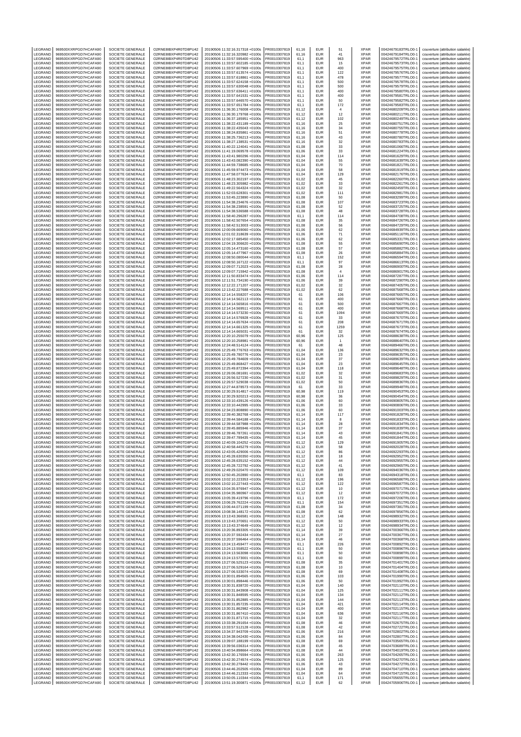| LEGRAND | 969500XXRPGD7HCAFA90 | SOCIETE GENERALE | O2RNE8IBXP4R0TD8PU42 | 20190506 11:32:16.317318 +0100s | FR0010307819 | 61,16 | EUR | 51 | XPAR | 00424679183TRLO0-1 | couverture (attribution salariée) |
|---|---|---|---|---|---|---|---|---|---|---|---|
| LEGRAND | 969500XXRPGD7HCAFA90 | SOCIETE GENERALE | O2RNE8IBXP4R0TD8PU42 | 20190506 11:32:16.320982 +0100s | FR0010307819 | 61,16 | EUR | 41 | XPAR | 00424679184TRLO0-1 | couverture (attribution salariée) |
| LEGRAND | 969500XXRPGD7HCAFA90 | SOCIETE GENERALE | O2RNE8IBXP4R0TD8PU42 | 20190506 11:33:57.595400 +0100s | FR0010307819 | 61,1 | EUR | 963 | XPAR | 00424679572TRLO0-1 | couverture (attribution salariée) |
| LEGRAND | 969500XXRPGD7HCAFA90 | SOCIETE GENERALE | O2RNE8IBXP4R0TD8PU42 | 20190506 11:33:57.602185 +0100s | FR0010307819 | 61,1 | EUR | 15 | XPAR | 00424679573TRLO0-1 | couverture (attribution salariée) |
| LEGRAND | 969500XXRPGD7HCAFA90 | SOCIETE GENERALE | O2RNE8IBXP4R0TD8PU42 | 20190506 11:33:57.607969 +0100s | FR0010307819 | 61,1 | EUR | 400 | XPAR | 00424679575TRLO0-1 | couverture (attribution salariée) |
| LEGRAND | 969500XXRPGD7HCAFA90 | SOCIETE GENERALE | O2RNE8IBXP4R0TD8PU42 | 20190506 11:33:57.613574 +0100s | FR0010307819 | 61,1 | EUR | 122 | XPAR | 00424679576TRLO0-1 | couverture (attribution salariée) |
| LEGRAND | 969500XXRPGD7HCAFA90 | SOCIETE GENERALE | O2RNE8IBXP4R0TD8PU42 | 20190506 11:33:57.618861 +0100s | FR0010307819 | 61,1 | EUR | 478 | XPAR | 00424679577TRLO0-1 | couverture (attribution salariée) |
| LEGRAND | 969500XXRPGD7HCAFA90 | SOCIETE GENERALE | O2RNE8IBXP4R0TD8PU42 | 20190506 11:33:57.624158 +0100s | FR0010307819 | 61,1 | EUR | 500 | XPAR | 00424679578TRLO0-1 | couverture (attribution salariée) |
| LEGRAND | 969500XXRPGD7HCAFA90 | SOCIETE GENERALE | O2RNE8IBXP4R0TD8PU42 | 20190506 11:33:57.630048 +0100s | FR0010307819 | 61,1 | EUR | 500 | XPAR | 00424679579TRLO0-1 | couverture (attribution salariée) |
| LEGRAND | 969500XXRPGD7HCAFA90 | SOCIETE GENERALE | O2RNE8IBXP4R0TD8PU42 | 20190506 11:33:57.636411 +0100s | FR0010307819 | 61,1 | EUR | 400 | XPAR | 00424679580TRLO0-1 | couverture (attribution salariée) |
| LEGRAND | 969500XXRPGD7HCAFA90 | SOCIETE GENERALE | O2RNE8IBXP4R0TD8PU42 | 20190506 11:33:57.641531 +0100s | FR0010307819 | 61,1 | EUR | 400 | XPAR | 00424679581TRLO0-1 | couverture (attribution salariée) |
| LEGRAND | 969500XXRPGD7HCAFA90 | SOCIETE GENERALE | O2RNE8IBXP4R0TD8PU42 | 20190506 11:33:57.646570 +0100s | FR0010307819 | 61,1 | EUR | 50 | XPAR | 00424679582TRLO0-1 | couverture (attribution salariée) |
| LEGRAND | 969500XXRPGD7HCAFA90 | SOCIETE GENERALE | O2RNE8IBXP4R0TD8PU42 | 20190506 11:33:57.651784 +0100s | FR0010307819 | 61,1 | EUR | 172 | XPAR | 00424679583TRLO0-1 | couverture (attribution salariée) |
| LEGRAND | 969500XXRPGD7HCAFA90 | SOCIETE GENERALE | O2RNE8IBXP4R0TD8PU42 | 20190506 11:36:30.176008 +0100s | FR0010307819 | 61,12 | EUR | 4 | XPAR | 00424680209TRLO0-1 | couverture (attribution salariée) |
| LEGRAND | 969500XXRPGD7HCAFA90 | SOCIETE GENERALE | O2RNE8IBXP4R0TD8PU42 | 20190506 11:36:30.179768 +0100s | FR0010307819 | 61,12 | EUR | 12 | XPAR | 00424680211TRLO0-1 | couverture (attribution salariée) |
| LEGRAND | 969500XXRPGD7HCAFA90 | SOCIETE GENERALE | O2RNE8IBXP4R0TD8PU42 | 20190506 11:36:37.185951 +0100s | FR0010307819 | 61,12 | EUR | 102 | XPAR | 00424680249TRLO0-1 | couverture (attribution salariée) |
| LEGRAND | 969500XXRPGD7HCAFA90 | SOCIETE GENERALE | O2RNE8IBXP4R0TD8PU42 | 20190506 11:38:22.431189 +0100s | FR0010307819 | 61,16 | EUR | 25 | XPAR | 00424680751TRLO0-1 | couverture (attribution salariée) |
| LEGRAND | 969500XXRPGD7HCAFA90 | SOCIETE GENERALE | O2RNE8IBXP4R0TD8PU42 | 20190506 11:38:22.435043 +0100s | FR0010307819 | 61,16 | EUR | 34 | XPAR | 00424680755TRLO0-1 | couverture (attribution salariée) |
| LEGRAND | 969500XXRPGD7HCAFA90 | SOCIETE GENERALE | O2RNE8IBXP4R0TD8PU42 | 20190506 11:38:24.835861 +0100s | FR0010307819 | 61,16 | EUR | 51 | XPAR | 00424680778TRLO0-1 | couverture (attribution salariée) |
| LEGRAND | 969500XXRPGD7HCAFA90 | SOCIETE GENERALE | O2RNE8IBXP4R0TD8PU42 | 20190506 11:38:25.736213 +0100s | FR0010307819 | 61,16 | EUR | 43 | XPAR | 00424680780TRLO0-1 | couverture (attribution salariée) |
| LEGRAND | 969500XXRPGD7HCAFA90 | SOCIETE GENERALE | O2RNE8IBXP4R0TD8PU42 | 20190506 11:38:27.138531 +0100s | FR0010307819 | 61,16 | EUR | 32 | XPAR | 00424680783TRLO0-1 | couverture (attribution salariée) |
| LEGRAND | 969500XXRPGD7HCAFA90 | SOCIETE GENERALE | O2RNE8IBXP4R0TD8PU42 | 20190506 11:40:22.124041 +0100s | FR0010307819 | 61,08 | EUR | 33 | XPAR | 00424681060TRLO0-1 | couverture (attribution salariée) |
| LEGRAND | 969500XXRPGD7HCAFA90 | SOCIETE GENERALE | O2RNE8IBXP4R0TD8PU42 | 20190506 11:41:19.069578 +0100s | FR0010307819 | 61,06 | EUR | 33 | XPAR | 00424681224TRLO0-1 | couverture (attribution salariée) |
| LEGRAND | 969500XXRPGD7HCAFA90 | SOCIETE GENERALE | O2RNE8IBXP4R0TD8PU42 | 20190506 11:43:41.980296 +0100s | FR0010307819 | 61,04 | EUR | 114 | XPAR | 00424681629TRLO0-1 | couverture (attribution salariée) |
| LEGRAND | 969500XXRPGD7HCAFA90 | SOCIETE GENERALE | O2RNE8IBXP4R0TD8PU42 | 20190506 11:43:43.082390 +0100s | FR0010307819 | 61,04 | EUR | 55 | XPAR | 00424681639TRLO0-1 | couverture (attribution salariée) |
| LEGRAND | 969500XXRPGD7HCAFA90 | SOCIETE GENERALE | O2RNE8IBXP4R0TD8PU42 | 20190506 11:44:59.738685 +0100s | FR0010307819 | 61,04 | EUR | 70 | XPAR | 00424681821TRLO0-1 | couverture (attribution salariée) |
| LEGRAND | 969500XXRPGD7HCAFA90 | SOCIETE GENERALE | O2RNE8IBXP4R0TD8PU42 | 20190506 11:45:59.974473 +0100s | FR0010307819 | 61,04 | EUR | 58 | XPAR | 00424681919TRLO0-1 | couverture (attribution salariée) |
| LEGRAND | 969500XXRPGD7HCAFA90 | SOCIETE GENERALE | O2RNE8IBXP4R0TD8PU42 | 20190506 11:47:58.077634 +0100s | FR0010307819 | 61,04 | EUR | 129 | XPAR | 00424682176TRLO0-1 | couverture (attribution salariée) |
| LEGRAND | 969500XXRPGD7HCAFA90 | SOCIETE GENERALE | O2RNE8IBXP4R0TD8PU42 | 20190506 11:48:23.302197 +0100s | FR0010307819 | 61,02 | EUR | 45 | XPAR | 00424682260TRLO0-1 | couverture (attribution salariée) |
| LEGRAND | 969500XXRPGD7HCAFA90 | SOCIETE GENERALE | O2RNE8IBXP4R0TD8PU42 | 20190506 11:48:23.305982 +0100s | FR0010307819 | 61,02 | EUR | 33 | XPAR | 00424682261TRLO0-1 | couverture (attribution salariée) |
| LEGRAND | 969500XXRPGD7HCAFA90 | SOCIETE GENERALE | O2RNE8IBXP4R0TD8PU42 | 20190506 11:49:22.564324 +0100s | FR0010307819 | 61,02 | EUR | 32 | XPAR | 00424682459TRLO0-1 | couverture (attribution salariée) |
| LEGRAND | 969500XXRPGD7HCAFA90 | SOCIETE GENERALE | O2RNE8IBXP4R0TD8PU42 | 20190506 11:52:03.628301 +0100s | FR0010307819 | 61,02 | EUR | 111 | XPAR | 00424682981TRLO0-1 | couverture (attribution salariée) |
| LEGRAND | 969500XXRPGD7HCAFA90 | SOCIETE GENERALE | O2RNE8IBXP4R0TD8PU42 | 20190506 11:53:45.223890 +0100s | FR0010307819 | 61,08 | EUR | 50 | XPAR | 00424683299TRLO0-1 | couverture (attribution salariée) |
| LEGRAND | 969500XXRPGD7HCAFA90 | SOCIETE GENERALE | O2RNE8IBXP4R0TD8PU42 | 20190506 11:54:38.234676 +0100s | FR0010307819 | 61,08 | EUR | 107 | XPAR | 00424683723TRLO0-1 | couverture (attribution salariée) |
| LEGRAND | 969500XXRPGD7HCAFA90 | SOCIETE GENERALE | O2RNE8IBXP4R0TD8PU42 | 20190506 11:54:38.238591 +0100s | FR0010307819 | 61,08 | EUR | 52 | XPAR | 00424683725TRLO0-1 | couverture (attribution salariée) |
| LEGRAND | 969500XXRPGD7HCAFA90 | SOCIETE GENERALE | O2RNE8IBXP4R0TD8PU42 | 20190506 11:54:38.536588 +0100s | FR0010307819 | 61,08 | EUR | 48 | XPAR | 00424683728TRLO0-1 | couverture (attribution salariée) |
| LEGRAND | 969500XXRPGD7HCAFA90 | SOCIETE GENERALE | O2RNE8IBXP4R0TD8PU42 | 20190506 11:58:40.296287 +0100s | FR0010307819 | 61,1 | EUR | 114 | XPAR | 00424684708TRLO0-1 | couverture (attribution salariée) |
| LEGRAND | 969500XXRPGD7HCAFA90 | SOCIETE GENERALE | O2RNE8IBXP4R0TD8PU42 | 20190506 11:58:42.507654 +0100s | FR0010307819 | 61,08 | EUR | 35 | XPAR | 00424684726TRLO0-1 | couverture (attribution salariée) |
| LEGRAND | 969500XXRPGD7HCAFA90 | SOCIETE GENERALE | O2RNE8IBXP4R0TD8PU42 | 20190506 11:58:42.513003 +0100s | FR0010307819 | 61,08 | EUR | 56 | XPAR | 00424684729TRLO0-1 | couverture (attribution salariée) |
| LEGRAND | 969500XXRPGD7HCAFA90 | SOCIETE GENERALE | O2RNE8IBXP4R0TD8PU42 | 20190506 12:00:09.669060 +0100s | FR0010307819 | 61,06 | EUR | 62 | XPAR | 00424684939TRLO0-1 | couverture (attribution salariée) |
| LEGRAND | 969500XXRPGD7HCAFA90 | SOCIETE GENERALE | O2RNE8IBXP4R0TD8PU42 | 20190506 12:01:02.318639 +0100s | FR0010307819 | 61,06 | EUR | 71 | XPAR | 00424685116TRLO0-1 | couverture (attribution salariée) |
| LEGRAND | 969500XXRPGD7HCAFA90 | SOCIETE GENERALE | O2RNE8IBXP4R0TD8PU42 | 20190506 12:02:17.685450 +0100s | FR0010307819 | 61,06 | EUR | 62 | XPAR | 00424685331TRLO0-1 | couverture (attribution salariée) |
| LEGRAND | 969500XXRPGD7HCAFA90 | SOCIETE GENERALE | O2RNE8IBXP4R0TD8PU42 | 20190506 12:04:19.306620 +0100s | FR0010307819 | 61,08 | EUR | 55 | XPAR | 00424685690TRLO0-1 | couverture (attribution salariée) |
| LEGRAND | 969500XXRPGD7HCAFA90 | SOCIETE GENERALE | O2RNE8IBXP4R0TD8PU42 | 20190506 12:05:14.473160 +0100s | FR0010307819 | 61,08 | EUR | 57 | XPAR | 00424685882TRLO0-1 | couverture (attribution salariée) |
| LEGRAND | 969500XXRPGD7HCAFA90 | SOCIETE GENERALE | O2RNE8IBXP4R0TD8PU42 | 20190506 12:05:14.477967 +0100s | FR0010307819 | 61,08 | EUR | 26 | XPAR | 00424685884TRLO0-1 | couverture (attribution salariée) |
| LEGRAND | 969500XXRPGD7HCAFA90 | SOCIETE GENERALE | O2RNE8IBXP4R0TD8PU42 | 20190506 12:08:50.080044 +0100s | FR0010307819 | 61,1 | EUR | 152 | XPAR | 00424686594TRLO0-1 | couverture (attribution salariée) |
| LEGRAND | 969500XXRPGD7HCAFA90 | SOCIETE GENERALE | O2RNE8IBXP4R0TD8PU42 | 20190506 12:08:50.167122 +0100s | FR0010307819 | 61,1 | EUR | 97 | XPAR | 00424686613TRLO0-1 | couverture (attribution salariée) |
| LEGRAND | 969500XXRPGD7HCAFA90 | SOCIETE GENERALE | O2RNE8IBXP4R0TD8PU42 | 20190506 12:09:07.712023 +0100s | FR0010307819 | 61,08 | EUR | 28 | XPAR | 00424686900TRLO0-1 | couverture (attribution salariée) |
| LEGRAND | 969500XXRPGD7HCAFA90 | SOCIETE GENERALE | O2RNE8IBXP4R0TD8PU42 | 20190506 12:09:07.715942 +0100s | FR0010307819 | 61,08 | EUR | 4 | XPAR | 00424686901TRLO0-1 | couverture (attribution salariée) |
| LEGRAND | 969500XXRPGD7HCAFA90 | SOCIETE GENERALE | O2RNE8IBXP4R0TD8PU42 | 20190506 12:11:50.833474 +0100s | FR0010307819 | 61,06 | EUR | 114 | XPAR | 00424687287TRLO0-1 | couverture (attribution salariée) |
| LEGRAND | 969500XXRPGD7HCAFA90 | SOCIETE GENERALE | O2RNE8IBXP4R0TD8PU42 | 20190506 12:11:51.734190 +0100s | FR0010307819 | 61,06 | EUR | 39 | XPAR | 00424687290TRLO0-1 | couverture (attribution salariée) |
| LEGRAND | 969500XXRPGD7HCAFA90 | SOCIETE GENERALE | O2RNE8IBXP4R0TD8PU42 | 20190506 12:12:22.171207 +0100s | FR0010307819 | 61,02 | EUR | 32 | XPAR | 00424687405TRLO0-1 | couverture (attribution salariée) |
| LEGRAND | 969500XXRPGD7HCAFA90 | SOCIETE GENERALE | O2RNE8IBXP4R0TD8PU42 | 20190506 12:13:42.227688 +0100s | FR0010307819 | 61,02 | EUR | 62 | XPAR | 00424687568TRLO0-1 | couverture (attribution salariée) |
| LEGRAND | 969500XXRPGD7HCAFA90 | SOCIETE GENERALE | O2RNE8IBXP4R0TD8PU42 | 20190506 12:14:14.558207 +0100s | FR0010307819 | 61 | EUR | 106 | XPAR | 00424687665TRLO0-1 | couverture (attribution salariée) |
| LEGRAND | 969500XXRPGD7HCAFA90 | SOCIETE GENERALE | O2RNE8IBXP4R0TD8PU42 | 20190506 12:14:14.562113 +0100s | FR0010307819 | 61 | EUR | 400 | XPAR | 00424687666TRLO0-1 | couverture (attribution salariée) |
| LEGRAND | 969500XXRPGD7HCAFA90 | SOCIETE GENERALE | O2RNE8IBXP4R0TD8PU42 | 20190506 12:14:14.565816 +0100s | FR0010307819 | 61 | EUR | 500 | XPAR | 00424687667TRLO0-1 | couverture (attribution salariée) |
| LEGRAND | 969500XXRPGD7HCAFA90 | SOCIETE GENERALE | O2RNE8IBXP4R0TD8PU42 | 20190506 12:14:14.569511 +0100s | FR0010307819 | 61 | EUR | 400 | XPAR | 00424687668TRLO0-1 | couverture (attribution salariée) |
| LEGRAND | 969500XXRPGD7HCAFA90 | SOCIETE GENERALE | O2RNE8IBXP4R0TD8PU42 | 20190506 12:14:14.573230 +0100s | FR0010307819 | 61 | EUR | 1094 | XPAR | 00424687669TRLO0-1 | couverture (attribution salariée) |
| LEGRAND | 969500XXRPGD7HCAFA90 | SOCIETE GENERALE | O2RNE8IBXP4R0TD8PU42 | 20190506 12:14:14.576928 +0100s | FR0010307819 | 61 | EUR | 33 | XPAR | 00424687670TRLO0-1 | couverture (attribution salariée) |
| LEGRAND | 969500XXRPGD7HCAFA90 | SOCIETE GENERALE | O2RNE8IBXP4R0TD8PU42 | 20190506 12:14:14.657634 +0100s | FR0010307819 | 61 | EUR | 208 | XPAR | 00424687671TRLO0-1 | couverture (attribution salariée) |
| LEGRAND | 969500XXRPGD7HCAFA90 | SOCIETE GENERALE | O2RNE8IBXP4R0TD8PU42 | 20190506 12:14:14.661325 +0100s | FR0010307819 | 61 | EUR | 1259 | XPAR | 00424687673TRLO0-1 | couverture (attribution salariée) |
| LEGRAND | 969500XXRPGD7HCAFA90 | SOCIETE GENERALE | O2RNE8IBXP4R0TD8PU42 | 20190506 12:14:14.665031 +0100s | FR0010307819 | 61 | EUR | 32 | XPAR | 00424687674TRLO0-1 | couverture (attribution salariée) |
| LEGRAND | 969500XXRPGD7HCAFA90 | SOCIETE GENERALE | O2RNE8IBXP4R0TD8PU42 | 20190506 12:20:10.255079 +0100s | FR0010307819 | 60,96 | EUR | 125 | XPAR | 00424688638TRLO0-1 | couverture (attribution salariée) |
| LEGRAND | 969500XXRPGD7HCAFA90 | SOCIETE GENERALE | O2RNE8IBXP4R0TD8PU42 | 20190506 12:20:10.258981 +0100s | FR0010307819 | 60,96 | EUR | 1 | XPAR | 00424688640TRLO0-1 | couverture (attribution salariée) |
| LEGRAND | 969500XXRPGD7HCAFA90 | SOCIETE GENERALE | O2RNE8IBXP4R0TD8PU42 | 20190506 12:24:48.514124 +0100s | FR0010307819 | 61 | EUR | 48 | XPAR | 00424689466TRLO0-1 | couverture (attribution salariée) |
| LEGRAND | 969500XXRPGD7HCAFA90 | SOCIETE GENERALE | O2RNE8IBXP4R0TD8PU42 | 20190506 12:25:49.776763 +0100s | FR0010307819 | 61,04 | EUR | 136 | XPAR | 00424689632TRLO0-1 | couverture (attribution salariée) |
| LEGRAND | 969500XXRPGD7HCAFA90 | SOCIETE GENERALE | O2RNE8IBXP4R0TD8PU42 | 20190506 12:25:49.780776 +0100s | FR0010307819 | 61,04 | EUR | 23 | XPAR | 00424689635TRLO0-1 | couverture (attribution salariée) |
| LEGRAND | 969500XXRPGD7HCAFA90 | SOCIETE GENERALE | O2RNE8IBXP4R0TD8PU42 | 20190506 12:25:49.784609 +0100s | FR0010307819 | 61,04 | EUR | 37 | XPAR | 00424689639TRLO0-1 | couverture (attribution salariée) |
| LEGRAND | 969500XXRPGD7HCAFA90 | SOCIETE GENERALE | O2RNE8IBXP4R0TD8PU42 | 20190506 12:25:49.868427 +0100s | FR0010307819 | 61,04 | EUR | 23 | XPAR | 00424689645TRLO0-1 | couverture (attribution salariée) |
| LEGRAND | 969500XXRPGD7HCAFA90 | SOCIETE GENERALE | O2RNE8IBXP4R0TD8PU42 | 20190506 12:25:49.872394 +0100s | FR0010307819 | 61,04 | EUR | 118 | XPAR | 00424689648TRLO0-1 | couverture (attribution salariée) |
| LEGRAND | 969500XXRPGD7HCAFA90 | SOCIETE GENERALE | O2RNE8IBXP4R0TD8PU42 | 20190506 12:26:06.081691 +0100s | FR0010307819 | 61,02 | EUR | 32 | XPAR | 00424689683TRLO0-1 | couverture (attribution salariée) |
| LEGRAND | 969500XXRPGD7HCAFA90 | SOCIETE GENERALE | O2RNE8IBXP4R0TD8PU42 | 20190506 12:26:56.527230 +0100s | FR0010307819 | 61,02 | EUR | 31 | XPAR | 00424689829TRLO0-1 | couverture (attribution salariée) |
| LEGRAND | 969500XXRPGD7HCAFA90 | SOCIETE GENERALE | O2RNE8IBXP4R0TD8PU42 | 20190506 12:26:57.529038 +0100s | FR0010307819 | 61,02 | EUR | 50 | XPAR | 00424689836TRLO0-1 | couverture (attribution salariée) |
| LEGRAND | 969500XXRPGD7HCAFA90 | SOCIETE GENERALE | O2RNE8IBXP4R0TD8PU42 | 20190506 12:27:44.878573 +0100s | FR0010307819 | 61 | EUR | 33 | XPAR | 00424689948TRLO0-1 | couverture (attribution salariée) |
| LEGRAND | 969500XXRPGD7HCAFA90 | SOCIETE GENERALE | O2RNE8IBXP4R0TD8PU42 | 20190506 12:30:29.914817 +0100s | FR0010307819 | 60,98 | EUR | 119 | XPAR | 00424690453TRLO0-1 | couverture (attribution salariée) |
| LEGRAND | 969500XXRPGD7HCAFA90 | SOCIETE GENERALE | O2RNE8IBXP4R0TD8PU42 | 20190506 12:30:29.920213 +0100s | FR0010307819 | 60,98 | EUR | 36 | XPAR | 00424690454TRLO0-1 | couverture (attribution salariée) |
| LEGRAND | 969500XXRPGD7HCAFA90 | SOCIETE GENERALE | O2RNE8IBXP4R0TD8PU42 | 20190506 12:33:10.439126 +0100s | FR0010307819 | 61,06 | EUR | 60 | XPAR | 00424690805TRLO0-1 | couverture (attribution salariée) |
| LEGRAND | 969500XXRPGD7HCAFA90 | SOCIETE GENERALE | O2RNE8IBXP4R0TD8PU42 | 20190506 12:33:10.442995 +0100s | FR0010307819 | 61,06 | EUR | 33 | XPAR | 00424690806TRLO0-1 | couverture (attribution salariée) |
| LEGRAND | 969500XXRPGD7HCAFA90 | SOCIETE GENERALE | O2RNE8IBXP4R0TD8PU42 | 20190506 12:34:23.808890 +0100s | FR0010307819 | 61,06 | EUR | 60 | XPAR | 00424691003TRLO0-1 | couverture (attribution salariée) |
| LEGRAND | 969500XXRPGD7HCAFA90 | SOCIETE GENERALE | O2RNE8IBXP4R0TD8PU42 | 20190506 12:39:40.382768 +0100s | FR0010307819 | 61,14 | EUR | 117 | XPAR | 00424691828TRLO0-1 | couverture (attribution salariée) |
| LEGRAND | 969500XXRPGD7HCAFA90 | SOCIETE GENERALE | O2RNE8IBXP4R0TD8PU42 | 20190506 12:39:44.584188 +0100s | FR0010307819 | 61,14 | EUR | 8 | XPAR | 00424691833TRLO0-1 | couverture (attribution salariée) |
| LEGRAND | 969500XXRPGD7HCAFA90 | SOCIETE GENERALE | O2RNE8IBXP4R0TD8PU42 | 20190506 12:39:44.587988 +0100s | FR0010307819 | 61,14 | EUR | 28 | XPAR | 00424691834TRLO0-1 | couverture (attribution salariée) |
| LEGRAND | 969500XXRPGD7HCAFA90 | SOCIETE GENERALE | O2RNE8IBXP4R0TD8PU42 | 20190506 12:39:45.885946 +0100s | FR0010307819 | 61,14 | EUR | 37 | XPAR | 00424691839TRLO0-1 | couverture (attribution salariée) |
| LEGRAND | 969500XXRPGD7HCAFA90 | SOCIETE GENERALE | O2RNE8IBXP4R0TD8PU42 | 20190506 12:39:46.787261 +0100s | FR0010307819 | 61,14 | EUR | 43 | XPAR | 00424691841TRLO0-1 | couverture (attribution salariée) |
| LEGRAND | 969500XXRPGD7HCAFA90 | SOCIETE GENERALE | O2RNE8IBXP4R0TD8PU42 | 20190506 12:39:47.789435 +0100s | FR0010307819 | 61,14 | EUR | 45 | XPAR | 00424691844TRLO0-1 | couverture (attribution salariée) |
| LEGRAND | 969500XXRPGD7HCAFA90 | SOCIETE GENERALE | O2RNE8IBXP4R0TD8PU42 | 20190506 12:40:09.104252 +0100s | FR0010307819 | 61,12 | EUR | 129 | XPAR | 00424691905TRLO0-1 | couverture (attribution salariée) |
| LEGRAND | 969500XXRPGD7HCAFA90 | SOCIETE GENERALE | O2RNE8IBXP4R0TD8PU42 | 20190506 12:40:58.445279 +0100s | FR0010307819 | 61,12 | EUR | 58 | XPAR | 00424692028TRLO0-1 | couverture (attribution salariée) |
| LEGRAND | 969500XXRPGD7HCAFA90 | SOCIETE GENERALE | O2RNE8IBXP4R0TD8PU42 | 20190506 12:43:05.429006 +0100s | FR0010307819 | 61,12 | EUR | 86 | XPAR | 00424692293TRLO0-1 | couverture (attribution salariée) |
| LEGRAND | 969500XXRPGD7HCAFA90 | SOCIETE GENERALE | O2RNE8IBXP4R0TD8PU42 | 20190506 12:45:28.630350 +0100s | FR0010307819 | 61,12 | EUR | 18 | XPAR | 00424692952TRLO0-1 | couverture (attribution salariée) |
| LEGRAND | 969500XXRPGD7HCAFA90 | SOCIETE GENERALE | O2RNE8IBXP4R0TD8PU42 | 20190506 12:45:28.635152 +0100s | FR0010307819 | 61,12 | EUR | 44 | XPAR | 00424692955TRLO0-1 | couverture (attribution salariée) |
| LEGRAND | 969500XXRPGD7HCAFA90 | SOCIETE GENERALE | O2RNE8IBXP4R0TD8PU42 | 20190506 12:45:28.722792 +0100s | FR0010307819 | 61,12 | EUR | 41 | XPAR | 00424692965TRLO0-1 | couverture (attribution salariée) |
| LEGRAND | 969500XXRPGD7HCAFA90 | SOCIETE GENERALE | O2RNE8IBXP4R0TD8PU42 | 20190506 12:49:29.020470 +0100s | FR0010307819 | 61,12 | EUR | 109 | XPAR | 00424694036TRLO0-1 | couverture (attribution salariée) |
| LEGRAND | 969500XXRPGD7HCAFA90 | SOCIETE GENERALE | O2RNE8IBXP4R0TD8PU42 | 20190506 12:50:45.202890 +0100s | FR0010307819 | 61,1 | EUR | 83 | XPAR | 00424694318TRLO0-1 | couverture (attribution salariée) |
| LEGRAND | 969500XXRPGD7HCAFA90 | SOCIETE GENERALE | O2RNE8IBXP4R0TD8PU42 | 20190506 13:02:10.223353 +0100s | FR0010307819 | 61,12 | EUR | 196 | XPAR | 00424696586TRLO0-1 | couverture (attribution salariée) |
| LEGRAND | 969500XXRPGD7HCAFA90 | SOCIETE GENERALE | O2RNE8IBXP4R0TD8PU42 | 20190506 13:02:10.227443 +0100s | FR0010307819 | 61,12 | EUR | 122 | XPAR | 00424696587TRLO0-1 | couverture (attribution salariée) |
| LEGRAND | 969500XXRPGD7HCAFA90 | SOCIETE GENERALE | O2RNE8IBXP4R0TD8PU42 | 20190506 13:04:35.976947 +0100s | FR0010307819 | 61,12 | EUR | 10 | XPAR | 00424697071TRLO0-1 | couverture (attribution salariée) |
| LEGRAND | 969500XXRPGD7HCAFA90 | SOCIETE GENERALE | O2RNE8IBXP4R0TD8PU42 | 20190506 13:04:35.980967 +0100s | FR0010307819 | 61,12 | EUR | 12 | XPAR | 00424697072TRLO0-1 | couverture (attribution salariée) |
| LEGRAND | 969500XXRPGD7HCAFA90 | SOCIETE GENERALE | O2RNE8IBXP4R0TD8PU42 | 20190506 13:05:39.419796 +0100s | FR0010307819 | 61,1 | EUR | 172 | XPAR | 00424697206TRLO0-1 | couverture (attribution salariée) |
| LEGRAND | 969500XXRPGD7HCAFA90 | SOCIETE GENERALE | O2RNE8IBXP4R0TD8PU42 | 20190506 13:06:29.762224 +0100s | FR0010307819 | 61,1 | EUR | 154 | XPAR | 00424697351TRLO0-1 | couverture (attribution salariée) |
| LEGRAND | 969500XXRPGD7HCAFA90 | SOCIETE GENERALE | O2RNE8IBXP4R0TD8PU42 | 20190506 13:06:44.071199 +0100s | FR0010307819 | 61,08 | EUR | 34 | XPAR | 00424697381TRLO0-1 | couverture (attribution salariée) |
| LEGRAND | 969500XXRPGD7HCAFA90 | SOCIETE GENERALE | O2RNE8IBXP4R0TD8PU42 | 20190506 13:08:38.148172 +0100s | FR0010307819 | 61,08 | EUR | 62 | XPAR | 00424697856TRLO0-1 | couverture (attribution salariée) |
| LEGRAND | 969500XXRPGD7HCAFA90 | SOCIETE GENERALE | O2RNE8IBXP4R0TD8PU42 | 20190506 13:13:43.366581 +0100s | FR0010307819 | 61,12 | EUR | 148 | XPAR | 00424698932TRLO0-1 | couverture (attribution salariée) |
| LEGRAND | 969500XXRPGD7HCAFA90 | SOCIETE GENERALE | O2RNE8IBXP4R0TD8PU42 | 20190506 13:13:43.370651 +0100s | FR0010307819 | 61,12 | EUR | 50 | XPAR | 00424698933TRLO0-1 | couverture (attribution salariée) |
| LEGRAND | 969500XXRPGD7HCAFA90 | SOCIETE GENERALE | O2RNE8IBXP4R0TD8PU42 | 20190506 13:13:43.374649 +0100s | FR0010307819 | 61,12 | EUR | 12 | XPAR | 00424698934TRLO0-1 | couverture (attribution salariée) |
| LEGRAND | 969500XXRPGD7HCAFA90 | SOCIETE GENERALE | O2RNE8IBXP4R0TD8PU42 | 20190506 13:20:36.893305 +0100s | FR0010307819 | 61,14 | EUR | 39 | XPAR | 00424700366TRLO0-1 | couverture (attribution salariée) |
| LEGRAND | 969500XXRPGD7HCAFA90 | SOCIETE GENERALE | O2RNE8IBXP4R0TD8PU42 | 20190506 13:20:37.592434 +0100s | FR0010307819 | 61,14 | EUR | 27 | XPAR | 00424700367TRLO0-1 | couverture (attribution salariée) |
| LEGRAND | 969500XXRPGD7HCAFA90 | SOCIETE GENERALE | O2RNE8IBXP4R0TD8PU42 | 20190506 13:20:37.596464 +0100s | FR0010307819 | 61,14 | EUR | 46 | XPAR | 00424700368TRLO0-1 | couverture (attribution salariée) |
| LEGRAND | 969500XXRPGD7HCAFA90 | SOCIETE GENERALE | O2RNE8IBXP4R0TD8PU42 | 20190506 13:24:13.459477 +0100s | FR0010307819 | 61,1 | EUR | 226 | XPAR | 00424700892TRLO0-1 | couverture (attribution salariée) |
| LEGRAND | 969500XXRPGD7HCAFA90 | SOCIETE GENERALE | O2RNE8IBXP4R0TD8PU42 | 20190506 13:24:13.558522 +0100s | FR0010307819 | 61,1 | EUR | 50 | XPAR | 00424700896TRLO0-1 | couverture (attribution salariée) |
| LEGRAND | 969500XXRPGD7HCAFA90 | SOCIETE GENERALE | O2RNE8IBXP4R0TD8PU42 | 20190506 13:24:13.563098 +0100s | FR0010307819 | 61,1 | EUR | 50 | XPAR | 00424700898TRLO0-1 | couverture (attribution salariée) |
| LEGRAND | 969500XXRPGD7HCAFA90 | SOCIETE GENERALE | O2RNE8IBXP4R0TD8PU42 | 20190506 13:24:13.573001 +0100s | FR0010307819 | 61,1 | EUR | 60 | XPAR | 00424700899TRLO0-1 | couverture (attribution salariée) |
| LEGRAND | 969500XXRPGD7HCAFA90 | SOCIETE GENERALE | O2RNE8IBXP4R0TD8PU42 | 20190506 13:27:06.525123 +0100s | FR0010307819 | 61,08 | EUR | 35 | XPAR | 00424701401TRLO0-1 | couverture (attribution salariée) |
| LEGRAND | 969500XXRPGD7HCAFA90 | SOCIETE GENERALE | O2RNE8IBXP4R0TD8PU42 | 20190506 13:27:06.529164 +0100s | FR0010307819 | 61,08 | EUR | 10 | XPAR | 00424701404TRLO0-1 | couverture (attribution salariée) |
| LEGRAND | 969500XXRPGD7HCAFA90 | SOCIETE GENERALE | O2RNE8IBXP4R0TD8PU42 | 20190506 13:27:06.533074 +0100s | FR0010307819 | 61,08 | EUR | 69 | XPAR | 00424701408TRLO0-1 | couverture (attribution salariée) |
| LEGRAND | 969500XXRPGD7HCAFA90 | SOCIETE GENERALE | O2RNE8IBXP4R0TD8PU42 | 20190506 13:30:01.894565 +0100s | FR0010307819 | 61,06 | EUR | 103 | XPAR | 00424701990TRLO0-1 | couverture (attribution salariée) |
| LEGRAND | 969500XXRPGD7HCAFA90 | SOCIETE GENERALE | O2RNE8IBXP4R0TD8PU42 | 20190506 13:30:01.898446 +0100s | FR0010307819 | 61,06 | EUR | 50 | XPAR | 00424701992TRLO0-1 | couverture (attribution salariée) |
| LEGRAND | 969500XXRPGD7HCAFA90 | SOCIETE GENERALE | O2RNE8IBXP4R0TD8PU42 | 20190506 13:30:31.838720 +0100s | FR0010307819 | 61,04 | EUR | 140 | XPAR | 00424702110TRLO0-1 | couverture (attribution salariée) |
| LEGRAND | 969500XXRPGD7HCAFA90 | SOCIETE GENERALE | O2RNE8IBXP4R0TD8PU42 | 20190506 13:30:31.843908 +0100s | FR0010307819 | 61,04 | EUR | 125 | XPAR | 00424702111TRLO0-1 | couverture (attribution salariée) |
| LEGRAND | 969500XXRPGD7HCAFA90 | SOCIETE GENERALE | O2RNE8IBXP4R0TD8PU42 | 20190506 13:30:31.848595 +0100s | FR0010307819 | 61,04 | EUR | 134 | XPAR | 00424702112TRLO0-1 | couverture (attribution salariée) |
| LEGRAND | 969500XXRPGD7HCAFA90 | SOCIETE GENERALE | O2RNE8IBXP4R0TD8PU42 | 20190506 13:30:31.852885 +0100s | FR0010307819 | 61,04 | EUR | 144 | XPAR | 00424702113TRLO0-1 | couverture (attribution salariée) |
| LEGRAND | 969500XXRPGD7HCAFA90 | SOCIETE GENERALE | O2RNE8IBXP4R0TD8PU42 | 20190506 13:30:31.857235 +0100s | FR0010307819 | 61,04 | EUR | 421 | XPAR | 00424702114TRLO0-1 | couverture (attribution salariée) |
| LEGRAND | 969500XXRPGD7HCAFA90 | SOCIETE GENERALE | O2RNE8IBXP4R0TD8PU42 | 20190506 13:30:31.862982 +0100s | FR0010307819 | 61,04 | EUR | 400 | XPAR | 00424702115TRLO0-1 | couverture (attribution salariée) |
| LEGRAND | 969500XXRPGD7HCAFA90 | SOCIETE GENERALE | O2RNE8IBXP4R0TD8PU42 | 20190506 13:30:31.867410 +0100s | FR0010307819 | 61,04 | EUR | 636 | XPAR | 00424702116TRLO0-1 | couverture (attribution salariée) |
| LEGRAND | 969500XXRPGD7HCAFA90 | SOCIETE GENERALE | O2RNE8IBXP4R0TD8PU42 | 20190506 13:30:31.871715 +0100s | FR0010307819 | 61,04 | EUR | 32 | XPAR | 00424702117TRLO0-1 | couverture (attribution salariée) |
| LEGRAND | 969500XXRPGD7HCAFA90 | SOCIETE GENERALE | O2RNE8IBXP4R0TD8PU42 | 20190506 13:33:38.291654 +0100s | FR0010307819 | 61,08 | EUR | 46 | XPAR | 00424702675TRLO0-1 | couverture (attribution salariée) |
| LEGRAND | 969500XXRPGD7HCAFA90 | SOCIETE GENERALE | O2RNE8IBXP4R0TD8PU42 | 20190506 13:33:57.512128 +0100s | FR0010307819 | 61,08 | EUR | 42 | XPAR | 00424702722TRLO0-1 | couverture (attribution salariée) |
| LEGRAND | 969500XXRPGD7HCAFA90 | SOCIETE GENERALE | O2RNE8IBXP4R0TD8PU42 | 20190506 13:34:37.943709 +0100s | FR0010307819 | 61,06 | EUR | 216 | XPAR | 00424702802TRLO0-1 | couverture (attribution salariée) |
| LEGRAND | 969500XXRPGD7HCAFA90 | SOCIETE GENERALE | O2RNE8IBXP4R0TD8PU42 | 20190506 13:34:38.042430 +0100s | FR0010307819 | 61,06 | EUR | 84 | XPAR | 00424702807TRLO0-1 | couverture (attribution salariée) |
| LEGRAND | 969500XXRPGD7HCAFA90 | SOCIETE GENERALE | O2RNE8IBXP4R0TD8PU42 | 20190506 13:39:07.188199 +0100s | FR0010307819 | 61,08 | EUR | 69 | XPAR | 00424703565TRLO0-1 | couverture (attribution salariée) |
| LEGRAND | 969500XXRPGD7HCAFA90 | SOCIETE GENERALE | O2RNE8IBXP4R0TD8PU42 | 20190506 13:39:56.036314 +0100s | FR0010307819 | 61,08 | EUR | 45 | XPAR | 00424703689TRLO0-1 | couverture (attribution salariée) |
| LEGRAND | 969500XXRPGD7HCAFA90 | SOCIETE GENERALE | O2RNE8IBXP4R0TD8PU42 | 20190506 13:40:54.898664 +0100s | FR0010307819 | 61,08 | EUR | 44 | XPAR | 00424704019TRLO0-1 | couverture (attribution salariée) |
| LEGRAND | 969500XXRPGD7HCAFA90 | SOCIETE GENERALE | O2RNE8IBXP4R0TD8PU42 | 20190506 13:42:30.176594 +0100s | FR0010307819 | 61,06 | EUR | 263 | XPAR | 00424704265TRLO0-1 | couverture (attribution salariée) |
| LEGRAND | 969500XXRPGD7HCAFA90 | SOCIETE GENERALE | O2RNE8IBXP4R0TD8PU42 | 20190506 13:42:30.274574 +0100s | FR0010307819 | 61,06 | EUR | 125 | XPAR | 00424704270TRLO0-1 | couverture (attribution salariée) |
| LEGRAND | 969500XXRPGD7HCAFA90 | SOCIETE GENERALE | O2RNE8IBXP4R0TD8PU42 | 20190506 13:42:30.278442 +0100s | FR0010307819 | 61,06 | EUR | 43 | XPAR | 00424704272TRLO0-1 | couverture (attribution salariée) |
| LEGRAND | 969500XXRPGD7HCAFA90 | SOCIETE GENERALE | O2RNE8IBXP4R0TD8PU42 | 20190506 13:44:46.202505 +0100s | FR0010307819 | 61,04 | EUR | 89 | XPAR | 00424704710TRLO0-1 | couverture (attribution salariée) |
| LEGRAND | 969500XXRPGD7HCAFA90 | SOCIETE GENERALE | O2RNE8IBXP4R0TD8PU42 | 20190506 13:44:46.212333 +0100s | FR0010307819 | 61,04 | EUR | 64 | XPAR | 00424704715TRLO0-1 | couverture (attribution salariée) |
| LEGRAND | 969500XXRPGD7HCAFA90 | SOCIETE GENERALE | O2RNE8IBXP4R0TD8PU42 | 20190506 13:50:05.110344 +0100s | FR0010307819 | 61,1 | EUR | 171 | XPAR | 00424705655TRLO0-1 | couverture (attribution salariée) |
| LEGRAND | 969500XXRPGD7HCAFA90 | SOCIETE GENERALE | O2RNE8IBXP4R0TD8PU42 | 20190506 13:51:19.300871 +0100s | FR0010307819 | 61,12 | EUR | 62 | XPAR | 00424705906TRLO0-1 | couverture (attribution salariée) |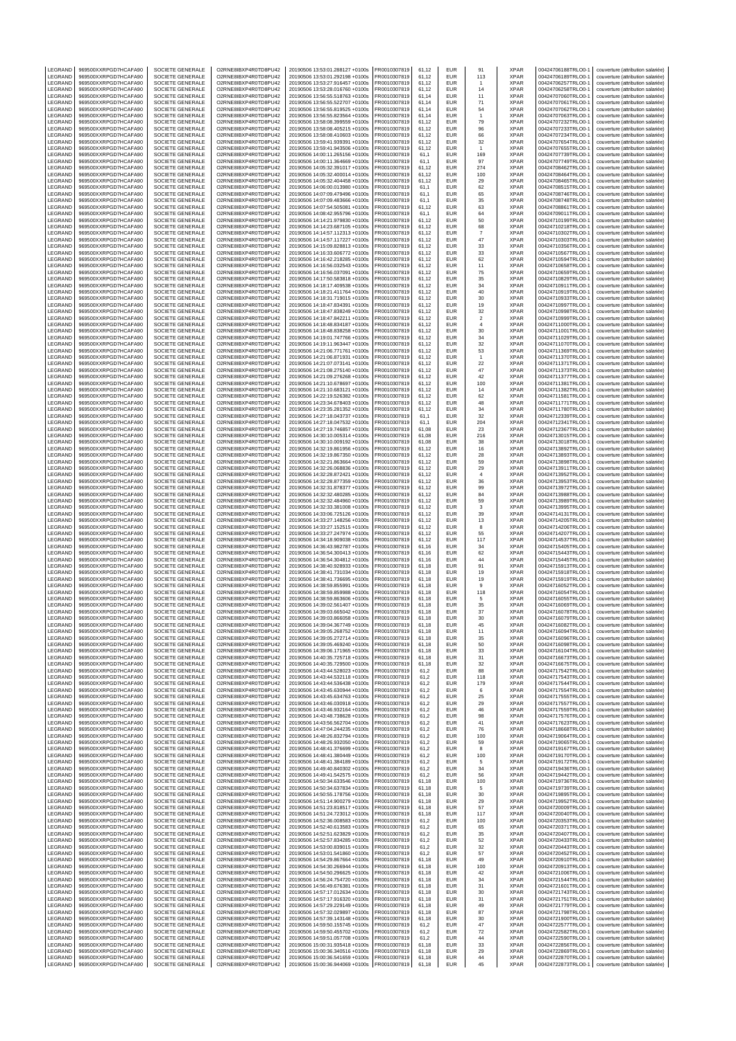| LEGRAND | 969500XXRPGD7HCAFA90 | SOCIETE GENERALE | O2RNE8IBXP4R0TD8PU42 | 20190506 13:53:01.288127 +0100s | FR0010307819 | 61,12 | EUR | 91 | XPAR | 00424706188TRLO0-1 | couverture (attribution salariée) |
|---|---|---|---|---|---|---|---|---|---|---|---|
| LEGRAND | 969500XXRPGD7HCAFA90 | SOCIETE GENERALE | O2RNE8IBXP4R0TD8PU42 | 20190506 13:53:01.292198 +0100s | FR0010307819 | 61,12 | EUR | 113 | XPAR | 00424706189TRLO0-1 | couverture (attribution salariée) |
| LEGRAND | 969500XXRPGD7HCAFA90 | SOCIETE GENERALE | O2RNE8IBXP4R0TD8PU42 | 20190506 13:53:27.916457 +0100s | FR0010307819 | 61,12 | EUR | 1 | XPAR | 00424706257TRLO0-1 | couverture (attribution salariée) |
| LEGRAND | 969500XXRPGD7HCAFA90 | SOCIETE GENERALE | O2RNE8IBXP4R0TD8PU42 | 20190506 13:53:28.016760 +0100s | FR0010307819 | 61,12 | EUR | 14 | XPAR | 00424706258TRLO0-1 | couverture (attribution salariée) |
| LEGRAND | 969500XXRPGD7HCAFA90 | SOCIETE GENERALE | O2RNE8IBXP4R0TD8PU42 | 20190506 13:56:55.518763 +0100s | FR0010307819 | 61,14 | EUR | 11 | XPAR | 00424707060TRLO0-1 | couverture (attribution salariée) |
| LEGRAND | 969500XXRPGD7HCAFA90 | SOCIETE GENERALE | O2RNE8IBXP4R0TD8PU42 | 20190506 13:56:55.522707 +0100s | FR0010307819 | 61,14 | EUR | 71 | XPAR | 00424707061TRLO0-1 | couverture (attribution salariée) |
| LEGRAND | 969500XXRPGD7HCAFA90 | SOCIETE GENERALE | O2RNE8IBXP4R0TD8PU42 | 20190506 13:56:55.819525 +0100s | FR0010307819 | 61,14 | EUR | 54 | XPAR | 00424707062TRLO0-1 | couverture (attribution salariée) |
| LEGRAND | 969500XXRPGD7HCAFA90 | SOCIETE GENERALE | O2RNE8IBXP4R0TD8PU42 | 20190506 13:56:55.823564 +0100s | FR0010307819 | 61,14 | EUR | 1 | XPAR | 00424707063TRLO0-1 | couverture (attribution salariée) |
| LEGRAND | 969500XXRPGD7HCAFA90 | SOCIETE GENERALE | O2RNE8IBXP4R0TD8PU42 | 20190506 13:58:08.399559 +0100s | FR0010307819 | 61,12 | EUR | 79 | XPAR | 00424707232TRLO0-1 | couverture (attribution salariée) |
| LEGRAND | 969500XXRPGD7HCAFA90 | SOCIETE GENERALE | O2RNE8IBXP4R0TD8PU42 | 20190506 13:58:08.405215 +0100s | FR0010307819 | 61,12 | EUR | 96 | XPAR | 00424707233TRLO0-1 | couverture (attribution salariée) |
| LEGRAND | 969500XXRPGD7HCAFA90 | SOCIETE GENERALE | O2RNE8IBXP4R0TD8PU42 | 20190506 13:58:08.410603 +0100s | FR0010307819 | 61,12 | EUR | 66 | XPAR | 00424707234TRLO0-1 | couverture (attribution salariée) |
| LEGRAND | 969500XXRPGD7HCAFA90 | SOCIETE GENERALE | O2RNE8IBXP4R0TD8PU42 | 20190506 13:59:41.939391 +0100s | FR0010307819 | 61,12 | EUR | 32 | XPAR | 00424707654TRLO0-1 | couverture (attribution salariée) |
| LEGRAND | 969500XXRPGD7HCAFA90 | SOCIETE GENERALE | O2RNE8IBXP4R0TD8PU42 | 20190506 13:59:41.943506 +0100s | FR0010307819 | 61,12 | EUR | 1 | XPAR | 00424707655TRLO0-1 | couverture (attribution salariée) |
| LEGRAND | 969500XXRPGD7HCAFA90 | SOCIETE GENERALE | O2RNE8IBXP4R0TD8PU42 | 20190506 14:00:11.265156 +0100s | FR0010307819 | 61,1 | EUR | 169 | XPAR | 00424707739TRLO0-1 | couverture (attribution salariée) |
| LEGRAND | 969500XXRPGD7HCAFA90 | SOCIETE GENERALE | O2RNE8IBXP4R0TD8PU42 | 20190506 14:00:11.364669 +0100s | FR0010307819 | 61,1 | EUR | 97 | XPAR | 00424707749TRLO0-1 | couverture (attribution salariée) |
| LEGRAND | 969500XXRPGD7HCAFA90 | SOCIETE GENERALE | O2RNE8IBXP4R0TD8PU42 | 20190506 14:05:32.391017 +0100s | FR0010307819 | 61,12 | EUR | 274 | XPAR | 00424708462TRLO0-1 | couverture (attribution salariée) |
| LEGRAND | 969500XXRPGD7HCAFA90 | SOCIETE GENERALE | O2RNE8IBXP4R0TD8PU42 | 20190506 14:05:32.400014 +0100s | FR0010307819 | 61,12 | EUR | 100 | XPAR | 00424708464TRLO0-1 | couverture (attribution salariée) |
| LEGRAND | 969500XXRPGD7HCAFA90 | SOCIETE GENERALE | O2RNE8IBXP4R0TD8PU42 | 20190506 14:05:32.404458 +0100s | FR0010307819 | 61,12 | EUR | 29 | XPAR | 00424708465TRLO0-1 | couverture (attribution salariée) |
| LEGRAND | 969500XXRPGD7HCAFA90 | SOCIETE GENERALE | O2RNE8IBXP4R0TD8PU42 | 20190506 14:06:00.013980 +0100s | FR0010307819 | 61,1 | EUR | 62 | XPAR | 00424708515TRLO0-1 | couverture (attribution salariée) |
| LEGRAND | 969500XXRPGD7HCAFA90 | SOCIETE GENERALE | O2RNE8IBXP4R0TD8PU42 | 20190506 14:07:09.479496 +0100s | FR0010307819 | 61,1 | EUR | 65 | XPAR | 00424708746TRLO0-1 | couverture (attribution salariée) |
| LEGRAND | 969500XXRPGD7HCAFA90 | SOCIETE GENERALE | O2RNE8IBXP4R0TD8PU42 | 20190506 14:07:09.483666 +0100s | FR0010307819 | 61,1 | EUR | 35 | XPAR | 00424708748TRLO0-1 | couverture (attribution salariée) |
| LEGRAND | 969500XXRPGD7HCAFA90 | SOCIETE GENERALE | O2RNE8IBXP4R0TD8PU42 | 20190506 14:07:54.505081 +0100s | FR0010307819 | 61,12 | EUR | 63 | XPAR | 00424708861TRLO0-1 | couverture (attribution salariée) |
| LEGRAND | 969500XXRPGD7HCAFA90 | SOCIETE GENERALE | O2RNE8IBXP4R0TD8PU42 | 20190506 14:08:42.955796 +0100s | FR0010307819 | 61,1 | EUR | 64 | XPAR | 00424709011TRLO0-1 | couverture (attribution salariée) |
| LEGRAND | 969500XXRPGD7HCAFA90 | SOCIETE GENERALE | O2RNE8IBXP4R0TD8PU42 | 20190506 14:14:21.979830 +0100s | FR0010307819 | 61,12 | EUR | 50 | XPAR | 00424710199TRLO0-1 | couverture (attribution salariée) |
| LEGRAND | 969500XXRPGD7HCAFA90 | SOCIETE GENERALE | O2RNE8IBXP4R0TD8PU42 | 20190506 14:14:23.687105 +0100s | FR0010307819 | 61,12 | EUR | 68 | XPAR | 00424710218TRLO0-1 | couverture (attribution salariée) |
| LEGRAND | 969500XXRPGD7HCAFA90 | SOCIETE GENERALE | O2RNE8IBXP4R0TD8PU42 | 20190506 14:14:57.112313 +0100s | FR0010307819 | 61,12 | EUR | 7 | XPAR | 00424710302TRLO0-1 | couverture (attribution salariée) |
| LEGRAND | 969500XXRPGD7HCAFA90 | SOCIETE GENERALE | O2RNE8IBXP4R0TD8PU42 | 20190506 14:14:57.117227 +0100s | FR0010307819 | 61,12 | EUR | 47 | XPAR | 00424710303TRLO0-1 | couverture (attribution salariée) |
| LEGRAND | 969500XXRPGD7HCAFA90 | SOCIETE GENERALE | O2RNE8IBXP4R0TD8PU42 | 20190506 14:15:09.828813 +0100s | FR0010307819 | 61,12 | EUR | 33 | XPAR | 00424710356TRLO0-1 | couverture (attribution salariée) |
| LEGRAND | 969500XXRPGD7HCAFA90 | SOCIETE GENERALE | O2RNE8IBXP4R0TD8PU42 | 20190506 14:16:33.606772 +0100s | FR0010307819 | 61,12 | EUR | 33 | XPAR | 00424710567TRLO0-1 | couverture (attribution salariée) |
| LEGRAND | 969500XXRPGD7HCAFA90 | SOCIETE GENERALE | O2RNE8IBXP4R0TD8PU42 | 20190506 14:16:42.218285 +0100s | FR0010307819 | 61,12 | EUR | 62 | XPAR | 00424710594TRLO0-1 | couverture (attribution salariée) |
| LEGRAND | 969500XXRPGD7HCAFA90 | SOCIETE GENERALE | O2RNE8IBXP4R0TD8PU42 | 20190506 14:16:56.032543 +0100s | FR0010307819 | 61,12 | EUR | 11 | XPAR | 00424710658TRLO0-1 | couverture (attribution salariée) |
| LEGRAND | 969500XXRPGD7HCAFA90 | SOCIETE GENERALE | O2RNE8IBXP4R0TD8PU42 | 20190506 14:16:56.037091 +0100s | FR0010307819 | 61,12 | EUR | 75 | XPAR | 00424710659TRLO0-1 | couverture (attribution salariée) |
| LEGRAND | 969500XXRPGD7HCAFA90 | SOCIETE GENERALE | O2RNE8IBXP4R0TD8PU42 | 20190506 14:17:50.583818 +0100s | FR0010307819 | 61,12 | EUR | 35 | XPAR | 00424710829TRLO0-1 | couverture (attribution salariée) |
| LEGRAND | 969500XXRPGD7HCAFA90 | SOCIETE GENERALE | O2RNE8IBXP4R0TD8PU42 | 20190506 14:18:17.409538 +0100s | FR0010307819 | 61,12 | EUR | 34 | XPAR | 00424710911TRLO0-1 | couverture (attribution salariée) |
| LEGRAND | 969500XXRPGD7HCAFA90 | SOCIETE GENERALE | O2RNE8IBXP4R0TD8PU42 | 20190506 14:18:21.411764 +0100s | FR0010307819 | 61,12 | EUR | 40 | XPAR | 00424710919TRLO0-1 | couverture (attribution salariée) |
| LEGRAND | 969500XXRPGD7HCAFA90 | SOCIETE GENERALE | O2RNE8IBXP4R0TD8PU42 | 20190506 14:18:31.719015 +0100s | FR0010307819 | 61,12 | EUR | 30 | XPAR | 00424710983TRLO0-1 | couverture (attribution salariée) |
| LEGRAND | 969500XXRPGD7HCAFA90 | SOCIETE GENERALE | O2RNE8IBXP4R0TD8PU42 | 20190506 14:18:47.834391 +0100s | FR0010307819 | 61,12 | EUR | 19 | XPAR | 00424710997TRLO0-1 | couverture (attribution salariée) |
| LEGRAND | 969500XXRPGD7HCAFA90 | SOCIETE GENERALE | O2RNE8IBXP4R0TD8PU42 | 20190506 14:18:47.838249 +0100s | FR0010307819 | 61,12 | EUR | 32 | XPAR | 00424710998TRLO0-1 | couverture (attribution salariée) |
| LEGRAND | 969500XXRPGD7HCAFA90 | SOCIETE GENERALE | O2RNE8IBXP4R0TD8PU42 | 20190506 14:18:47.842211 +0100s | FR0010307819 | 61,12 | EUR | 2 | XPAR | 00424710999TRLO0-1 | couverture (attribution salariée) |
| LEGRAND | 969500XXRPGD7HCAFA90 | SOCIETE GENERALE | O2RNE8IBXP4R0TD8PU42 | 20190506 14:18:48.834187 +0100s | FR0010307819 | 61,12 | EUR | 4 | XPAR | 00424711000TRLO0-1 | couverture (attribution salariée) |
| LEGRAND | 969500XXRPGD7HCAFA90 | SOCIETE GENERALE | O2RNE8IBXP4R0TD8PU42 | 20190506 14:18:48.838258 +0100s | FR0010307819 | 61,12 | EUR | 30 | XPAR | 00424711001TRLO0-1 | couverture (attribution salariée) |
| LEGRAND | 969500XXRPGD7HCAFA90 | SOCIETE GENERALE | O2RNE8IBXP4R0TD8PU42 | 20190506 14:19:01.747766 +0100s | FR0010307819 | 61,12 | EUR | 34 | XPAR | 00424711029TRLO0-1 | couverture (attribution salariée) |
| LEGRAND | 969500XXRPGD7HCAFA90 | SOCIETE GENERALE | O2RNE8IBXP4R0TD8PU42 | 20190506 14:19:11.963447 +0100s | FR0010307819 | 61,12 | EUR | 32 | XPAR | 00424711070TRLO0-1 | couverture (attribution salariée) |
| LEGRAND | 969500XXRPGD7HCAFA90 | SOCIETE GENERALE | O2RNE8IBXP4R0TD8PU42 | 20190506 14:21:06.771761 +0100s | FR0010307819 | 61,12 | EUR | 53 | XPAR | 00424711369TRLO0-1 | couverture (attribution salariée) |
| LEGRAND | 969500XXRPGD7HCAFA90 | SOCIETE GENERALE | O2RNE8IBXP4R0TD8PU42 | 20190506 14:21:06.871931 +0100s | FR0010307819 | 61,12 | EUR | 1 | XPAR | 00424711370TRLO0-1 | couverture (attribution salariée) |
| LEGRAND | 969500XXRPGD7HCAFA90 | SOCIETE GENERALE | O2RNE8IBXP4R0TD8PU42 | 20190506 14:21:07.073141 +0100s | FR0010307819 | 61,12 | EUR | 22 | XPAR | 00424711371TRLO0-1 | couverture (attribution salariée) |
| LEGRAND | 969500XXRPGD7HCAFA90 | SOCIETE GENERALE | O2RNE8IBXP4R0TD8PU42 | 20190506 14:21:08.275140 +0100s | FR0010307819 | 61,12 | EUR | 47 | XPAR | 00424711373TRLO0-1 | couverture (attribution salariée) |
| LEGRAND | 969500XXRPGD7HCAFA90 | SOCIETE GENERALE | O2RNE8IBXP4R0TD8PU42 | 20190506 14:21:09.276268 +0100s | FR0010307819 | 61,12 | EUR | 42 | XPAR | 00424711377TRLO0-1 | couverture (attribution salariée) |
| LEGRAND | 969500XXRPGD7HCAFA90 | SOCIETE GENERALE | O2RNE8IBXP4R0TD8PU42 | 20190506 14:21:10.678697 +0100s | FR0010307819 | 61,12 | EUR | 100 | XPAR | 00424711381TRLO0-1 | couverture (attribution salariée) |
| LEGRAND | 969500XXRPGD7HCAFA90 | SOCIETE GENERALE | O2RNE8IBXP4R0TD8PU42 | 20190506 14:21:10.683121 +0100s | FR0010307819 | 61,12 | EUR | 14 | XPAR | 00424711382TRLO0-1 | couverture (attribution salariée) |
| LEGRAND | 969500XXRPGD7HCAFA90 | SOCIETE GENERALE | O2RNE8IBXP4R0TD8PU42 | 20190506 14:22:19.526382 +0100s | FR0010307819 | 61,12 | EUR | 62 | XPAR | 00424711581TRLO0-1 | couverture (attribution salariée) |
| LEGRAND | 969500XXRPGD7HCAFA90 | SOCIETE GENERALE | O2RNE8IBXP4R0TD8PU42 | 20190506 14:23:34.678403 +0100s | FR0010307819 | 61,12 | EUR | 48 | XPAR | 00424711771TRLO0-1 | couverture (attribution salariée) |
| LEGRAND | 969500XXRPGD7HCAFA90 | SOCIETE GENERALE | O2RNE8IBXP4R0TD8PU42 | 20190506 14:23:35.281352 +0100s | FR0010307819 | 61,12 | EUR | 34 | XPAR | 00424711780TRLO0-1 | couverture (attribution salariée) |
| LEGRAND | 969500XXRPGD7HCAFA90 | SOCIETE GENERALE | O2RNE8IBXP4R0TD8PU42 | 20190506 14:27:18.043737 +0100s | FR0010307819 | 61,1 | EUR | 32 | XPAR | 00424712339TRLO0-1 | couverture (attribution salariée) |
| LEGRAND | 969500XXRPGD7HCAFA90 | SOCIETE GENERALE | O2RNE8IBXP4R0TD8PU42 | 20190506 14:27:18.047532 +0100s | FR0010307819 | 61,1 | EUR | 204 | XPAR | 00424712341TRLO0-1 | couverture (attribution salariée) |
| LEGRAND | 969500XXRPGD7HCAFA90 | SOCIETE GENERALE | O2RNE8IBXP4R0TD8PU42 | 20190506 14:27:19.746857 +0100s | FR0010307819 | 61,08 | EUR | 23 | XPAR | 00424712367TRLO0-1 | couverture (attribution salariée) |
| LEGRAND | 969500XXRPGD7HCAFA90 | SOCIETE GENERALE | O2RNE8IBXP4R0TD8PU42 | 20190506 14:30:10.005314 +0100s | FR0010307819 | 61,08 | EUR | 216 | XPAR | 00424713015TRLO0-1 | couverture (attribution salariée) |
| LEGRAND | 969500XXRPGD7HCAFA90 | SOCIETE GENERALE | O2RNE8IBXP4R0TD8PU42 | 20190506 14:30:10.009192 +0100s | FR0010307819 | 61,08 | EUR | 38 | XPAR | 00424713018TRLO0-1 | couverture (attribution salariée) |
| LEGRAND | 969500XXRPGD7HCAFA90 | SOCIETE GENERALE | O2RNE8IBXP4R0TD8PU42 | 20190506 14:32:19.861956 +0100s | FR0010307819 | 61,12 | EUR | 16 | XPAR | 00424713892TRLO0-1 | couverture (attribution salariée) |
| LEGRAND | 969500XXRPGD7HCAFA90 | SOCIETE GENERALE | O2RNE8IBXP4R0TD8PU42 | 20190506 14:32:19.867350 +0100s | FR0010307819 | 61,12 | EUR | 28 | XPAR | 00424713893TRLO0-1 | couverture (attribution salariée) |
| LEGRAND | 969500XXRPGD7HCAFA90 | SOCIETE GENERALE | O2RNE8IBXP4R0TD8PU42 | 20190506 14:32:21.863664 +0100s | FR0010307819 | 61,12 | EUR | 59 | XPAR | 00424713898TRLO0-1 | couverture (attribution salariée) |
| LEGRAND | 969500XXRPGD7HCAFA90 | SOCIETE GENERALE | O2RNE8IBXP4R0TD8PU42 | 20190506 14:32:26.068836 +0100s | FR0010307819 | 61,12 | EUR | 29 | XPAR | 00424713911TRLO0-1 | couverture (attribution salariée) |
| LEGRAND | 969500XXRPGD7HCAFA90 | SOCIETE GENERALE | O2RNE8IBXP4R0TD8PU42 | 20190506 14:32:28.872421 +0100s | FR0010307819 | 61,12 | EUR | 4 | XPAR | 00424713952TRLO0-1 | couverture (attribution salariée) |
| LEGRAND | 969500XXRPGD7HCAFA90 | SOCIETE GENERALE | O2RNE8IBXP4R0TD8PU42 | 20190506 14:32:28.877359 +0100s | FR0010307819 | 61,12 | EUR | 36 | XPAR | 00424713953TRLO0-1 | couverture (attribution salariée) |
| LEGRAND | 969500XXRPGD7HCAFA90 | SOCIETE GENERALE | O2RNE8IBXP4R0TD8PU42 | 20190506 14:32:31.878377 +0100s | FR0010307819 | 61,12 | EUR | 99 | XPAR | 00424713972TRLO0-1 | couverture (attribution salariée) |
| LEGRAND | 969500XXRPGD7HCAFA90 | SOCIETE GENERALE | O2RNE8IBXP4R0TD8PU42 | 20190506 14:32:32.480285 +0100s | FR0010307819 | 61,12 | EUR | 84 | XPAR | 00424713988TRLO0-1 | couverture (attribution salariée) |
| LEGRAND | 969500XXRPGD7HCAFA90 | SOCIETE GENERALE | O2RNE8IBXP4R0TD8PU42 | 20190506 14:32:32.484960 +0100s | FR0010307819 | 61,12 | EUR | 59 | XPAR | 00424713989TRLO0-1 | couverture (attribution salariée) |
| LEGRAND | 969500XXRPGD7HCAFA90 | SOCIETE GENERALE | O2RNE8IBXP4R0TD8PU42 | 20190506 14:32:33.381008 +0100s | FR0010307819 | 61,12 | EUR | 3 | XPAR | 00424713995TRLO0-1 | couverture (attribution salariée) |
| LEGRAND | 969500XXRPGD7HCAFA90 | SOCIETE GENERALE | O2RNE8IBXP4R0TD8PU42 | 20190506 14:33:06.725126 +0100s | FR0010307819 | 61,12 | EUR | 39 | XPAR | 00424714131TRLO0-1 | couverture (attribution salariée) |
| LEGRAND | 969500XXRPGD7HCAFA90 | SOCIETE GENERALE | O2RNE8IBXP4R0TD8PU42 | 20190506 14:33:27.148256 +0100s | FR0010307819 | 61,12 | EUR | 13 | XPAR | 00424714205TRLO0-1 | couverture (attribution salariée) |
| LEGRAND | 969500XXRPGD7HCAFA90 | SOCIETE GENERALE | O2RNE8IBXP4R0TD8PU42 | 20190506 14:33:27.152515 +0100s | FR0010307819 | 61,12 | EUR | 8 | XPAR | 00424714206TRLO0-1 | couverture (attribution salariée) |
| LEGRAND | 969500XXRPGD7HCAFA90 | SOCIETE GENERALE | O2RNE8IBXP4R0TD8PU42 | 20190506 14:33:27.247974 +0100s | FR0010307819 | 61,12 | EUR | 55 | XPAR | 00424714207TRLO0-1 | couverture (attribution salariée) |
| LEGRAND | 969500XXRPGD7HCAFA90 | SOCIETE GENERALE | O2RNE8IBXP4R0TD8PU42 | 20190506 14:34:18.909038 +0100s | FR0010307819 | 61,12 | EUR | 117 | XPAR | 00424714537TRLO0-1 | couverture (attribution salariée) |
| LEGRAND | 969500XXRPGD7HCAFA90 | SOCIETE GENERALE | O2RNE8IBXP4R0TD8PU42 | 20190506 14:36:43.982787 +0100s | FR0010307819 | 61,16 | EUR | 34 | XPAR | 00424715405TRLO0-1 | couverture (attribution salariée) |
| LEGRAND | 969500XXRPGD7HCAFA90 | SOCIETE GENERALE | O2RNE8IBXP4R0TD8PU42 | 20190506 14:36:54.300413 +0100s | FR0010307819 | 61,16 | EUR | 62 | XPAR | 00424715443TRLO0-1 | couverture (attribution salariée) |
| LEGRAND | 969500XXRPGD7HCAFA90 | SOCIETE GENERALE | O2RNE8IBXP4R0TD8PU42 | 20190506 14:36:54.304812 +0100s | FR0010307819 | 61,16 | EUR | 44 | XPAR | 00424715445TRLO0-1 | couverture (attribution salariée) |
| LEGRAND | 969500XXRPGD7HCAFA90 | SOCIETE GENERALE | O2RNE8IBXP4R0TD8PU42 | 20190506 14:38:40.928933 +0100s | FR0010307819 | 61,18 | EUR | 91 | XPAR | 00424715913TRLO0-1 | couverture (attribution salariée) |
| LEGRAND | 969500XXRPGD7HCAFA90 | SOCIETE GENERALE | O2RNE8IBXP4R0TD8PU42 | 20190506 14:38:41.731034 +0100s | FR0010307819 | 61,18 | EUR | 19 | XPAR | 00424715918TRLO0-1 | couverture (attribution salariée) |
| LEGRAND | 969500XXRPGD7HCAFA90 | SOCIETE GENERALE | O2RNE8IBXP4R0TD8PU42 | 20190506 14:38:41.736695 +0100s | FR0010307819 | 61,18 | EUR | 19 | XPAR | 00424715919TRLO0-1 | couverture (attribution salariée) |
| LEGRAND | 969500XXRPGD7HCAFA90 | SOCIETE GENERALE | O2RNE8IBXP4R0TD8PU42 | 20190506 14:38:59.855991 +0100s | FR0010307819 | 61,18 | EUR | 9 | XPAR | 00424716052TRLO0-1 | couverture (attribution salariée) |
| LEGRAND | 969500XXRPGD7HCAFA90 | SOCIETE GENERALE | O2RNE8IBXP4R0TD8PU42 | 20190506 14:38:59.859988 +0100s | FR0010307819 | 61,18 | EUR | 118 | XPAR | 00424716054TRLO0-1 | couverture (attribution salariée) |
| LEGRAND | 969500XXRPGD7HCAFA90 | SOCIETE GENERALE | O2RNE8IBXP4R0TD8PU42 | 20190506 14:38:59.863606 +0100s | FR0010307819 | 61,18 | EUR | 5 | XPAR | 00424716055TRLO0-1 | couverture (attribution salariée) |
| LEGRAND | 969500XXRPGD7HCAFA90 | SOCIETE GENERALE | O2RNE8IBXP4R0TD8PU42 | 20190506 14:39:02.561407 +0100s | FR0010307819 | 61,18 | EUR | 35 | XPAR | 00424716069TRLO0-1 | couverture (attribution salariée) |
| LEGRAND | 969500XXRPGD7HCAFA90 | SOCIETE GENERALE | O2RNE8IBXP4R0TD8PU42 | 20190506 14:39:03.665042 +0100s | FR0010307819 | 61,18 | EUR | 37 | XPAR | 00424716078TRLO0-1 | couverture (attribution salariée) |
| LEGRAND | 969500XXRPGD7HCAFA90 | SOCIETE GENERALE | O2RNE8IBXP4R0TD8PU42 | 20190506 14:39:03.866058 +0100s | FR0010307819 | 61,18 | EUR | 30 | XPAR | 00424716079TRLO0-1 | couverture (attribution salariée) |
| LEGRAND | 969500XXRPGD7HCAFA90 | SOCIETE GENERALE | O2RNE8IBXP4R0TD8PU42 | 20190506 14:39:04.367749 +0100s | FR0010307819 | 61,18 | EUR | 45 | XPAR | 00424716082TRLO0-1 | couverture (attribution salariée) |
| LEGRAND | 969500XXRPGD7HCAFA90 | SOCIETE GENERALE | O2RNE8IBXP4R0TD8PU42 | 20190506 14:39:05.268752 +0100s | FR0010307819 | 61,18 | EUR | 11 | XPAR | 00424716094TRLO0-1 | couverture (attribution salariée) |
| LEGRAND | 969500XXRPGD7HCAFA90 | SOCIETE GENERALE | O2RNE8IBXP4R0TD8PU42 | 20190506 14:39:05.272714 +0100s | FR0010307819 | 61,18 | EUR | 35 | XPAR | 00424716096TRLO0-1 | couverture (attribution salariée) |
| LEGRAND | 969500XXRPGD7HCAFA90 | SOCIETE GENERALE | O2RNE8IBXP4R0TD8PU42 | 20190506 14:39:05.469240 +0100s | FR0010307819 | 61,18 | EUR | 50 | XPAR | 00424716098TRLO0-1 | couverture (attribution salariée) |
| LEGRAND | 969500XXRPGD7HCAFA90 | SOCIETE GENERALE | O2RNE8IBXP4R0TD8PU42 | 20190506 14:39:06.171965 +0100s | FR0010307819 | 61,18 | EUR | 33 | XPAR | 00424716104TRLO0-1 | couverture (attribution salariée) |
| LEGRAND | 969500XXRPGD7HCAFA90 | SOCIETE GENERALE | O2RNE8IBXP4R0TD8PU42 | 20190506 14:40:35.725718 +0100s | FR0010307819 | 61,18 | EUR | 31 | XPAR | 00424716673TRLO0-1 | couverture (attribution salariée) |
| LEGRAND | 969500XXRPGD7HCAFA90 | SOCIETE GENERALE | O2RNE8IBXP4R0TD8PU42 | 20190506 14:40:35.729500 +0100s | FR0010307819 | 61,18 | EUR | 32 | XPAR | 00424716675TRLO0-1 | couverture (attribution salariée) |
| LEGRAND | 969500XXRPGD7HCAFA90 | SOCIETE GENERALE | O2RNE8IBXP4R0TD8PU42 | 20190506 14:43:44.528023 +0100s | FR0010307819 | 61,2 | EUR | 88 | XPAR | 00424717542TRLO0-1 | couverture (attribution salariée) |
| LEGRAND | 969500XXRPGD7HCAFA90 | SOCIETE GENERALE | O2RNE8IBXP4R0TD8PU42 | 20190506 14:43:44.532118 +0100s | FR0010307819 | 61,2 | EUR | 118 | XPAR | 00424717543TRLO0-1 | couverture (attribution salariée) |
| LEGRAND | 969500XXRPGD7HCAFA90 | SOCIETE GENERALE | O2RNE8IBXP4R0TD8PU42 | 20190506 14:43:44.536438 +0100s | FR0010307819 | 61,2 | EUR | 179 | XPAR | 00424717544TRLO0-1 | couverture (attribution salariée) |
| LEGRAND | 969500XXRPGD7HCAFA90 | SOCIETE GENERALE | O2RNE8IBXP4R0TD8PU42 | 20190506 14:43:45.630944 +0100s | FR0010307819 | 61,2 | EUR | 6 | XPAR | 00424717554TRLO0-1 | couverture (attribution salariée) |
| LEGRAND | 969500XXRPGD7HCAFA90 | SOCIETE GENERALE | O2RNE8IBXP4R0TD8PU42 | 20190506 14:43:45.634763 +0100s | FR0010307819 | 61,2 | EUR | 25 | XPAR | 00424717555TRLO0-1 | couverture (attribution salariée) |
| LEGRAND | 969500XXRPGD7HCAFA90 | SOCIETE GENERALE | O2RNE8IBXP4R0TD8PU42 | 20190506 14:43:46.030918 +0100s | FR0010307819 | 61,2 | EUR | 29 | XPAR | 00424717557TRLO0-1 | couverture (attribution salariée) |
| LEGRAND | 969500XXRPGD7HCAFA90 | SOCIETE GENERALE | O2RNE8IBXP4R0TD8PU42 | 20190506 14:43:46.932164 +0100s | FR0010307819 | 61,2 | EUR | 46 | XPAR | 00424717559TRLO0-1 | couverture (attribution salariée) |
| LEGRAND | 969500XXRPGD7HCAFA90 | SOCIETE GENERALE | O2RNE8IBXP4R0TD8PU42 | 20190506 14:43:48.738628 +0100s | FR0010307819 | 61,2 | EUR | 98 | XPAR | 00424717576TRLO0-1 | couverture (attribution salariée) |
| LEGRAND | 969500XXRPGD7HCAFA90 | SOCIETE GENERALE | O2RNE8IBXP4R0TD8PU42 | 20190506 14:43:56.562704 +0100s | FR0010307819 | 61,2 | EUR | 41 | XPAR | 00424717623TRLO0-1 | couverture (attribution salariée) |
| LEGRAND | 969500XXRPGD7HCAFA90 | SOCIETE GENERALE | O2RNE8IBXP4R0TD8PU42 | 20190506 14:47:04.244235 +0100s | FR0010307819 | 61,2 | EUR | 76 | XPAR | 00424718668TRLO0-1 | couverture (attribution salariée) |
| LEGRAND | 969500XXRPGD7HCAFA90 | SOCIETE GENERALE | O2RNE8IBXP4R0TD8PU42 | 20190506 14:48:26.832794 +0100s | FR0010307819 | 61,2 | EUR | 100 | XPAR | 00424719064TRLO0-1 | couverture (attribution salariée) |
| LEGRAND | 969500XXRPGD7HCAFA90 | SOCIETE GENERALE | O2RNE8IBXP4R0TD8PU42 | 20190506 14:48:26.932050 +0100s | FR0010307819 | 61,2 | EUR | 59 | XPAR | 00424719065TRLO0-1 | couverture (attribution salariée) |
| LEGRAND | 969500XXRPGD7HCAFA90 | SOCIETE GENERALE | O2RNE8IBXP4R0TD8PU42 | 20190506 14:48:41.376699 +0100s | FR0010307819 | 61,2 | EUR | 8 | XPAR | 00424719167TRLO0-1 | couverture (attribution salariée) |
| LEGRAND | 969500XXRPGD7HCAFA90 | SOCIETE GENERALE | O2RNE8IBXP4R0TD8PU42 | 20190506 14:48:41.380449 +0100s | FR0010307819 | 61,2 | EUR | 100 | XPAR | 00424719170TRLO0-1 | couverture (attribution salariée) |
| LEGRAND | 969500XXRPGD7HCAFA90 | SOCIETE GENERALE | O2RNE8IBXP4R0TD8PU42 | 20190506 14:48:41.384189 +0100s | FR0010307819 | 61,2 | EUR | 5 | XPAR | 00424719172TRLO0-1 | couverture (attribution salariée) |
| LEGRAND | 969500XXRPGD7HCAFA90 | SOCIETE GENERALE | O2RNE8IBXP4R0TD8PU42 | 20190506 14:49:40.840302 +0100s | FR0010307819 | 61,2 | EUR | 34 | XPAR | 00424719436TRLO0-1 | couverture (attribution salariée) |
| LEGRAND | 969500XXRPGD7HCAFA90 | SOCIETE GENERALE | O2RNE8IBXP4R0TD8PU42 | 20190506 14:49:41.542575 +0100s | FR0010307819 | 61,2 | EUR | 56 | XPAR | 00424719442TRLO0-1 | couverture (attribution salariée) |
| LEGRAND | 969500XXRPGD7HCAFA90 | SOCIETE GENERALE | O2RNE8IBXP4R0TD8PU42 | 20190506 14:50:34.633546 +0100s | FR0010307819 | 61,18 | EUR | 100 | XPAR | 00424719736TRLO0-1 | couverture (attribution salariée) |
| LEGRAND | 969500XXRPGD7HCAFA90 | SOCIETE GENERALE | O2RNE8IBXP4R0TD8PU42 | 20190506 14:50:34.637834 +0100s | FR0010307819 | 61,18 | EUR | 5 | XPAR | 00424719739TRLO0-1 | couverture (attribution salariée) |
| LEGRAND | 969500XXRPGD7HCAFA90 | SOCIETE GENERALE | O2RNE8IBXP4R0TD8PU42 | 20190506 14:50:55.178756 +0100s | FR0010307819 | 61,18 | EUR | 30 | XPAR | 00424719856TRLO0-1 | couverture (attribution salariée) |
| LEGRAND | 969500XXRPGD7HCAFA90 | SOCIETE GENERALE | O2RNE8IBXP4R0TD8PU42 | 20190506 14:51:14.900279 +0100s | FR0010307819 | 61,18 | EUR | 29 | XPAR | 00424719952TRLO0-1 | couverture (attribution salariée) |
| LEGRAND | 969500XXRPGD7HCAFA90 | SOCIETE GENERALE | O2RNE8IBXP4R0TD8PU42 | 20190506 14:51:23.818517 +0100s | FR0010307819 | 61,18 | EUR | 57 | XPAR | 00424720009TRLO0-1 | couverture (attribution salariée) |
| LEGRAND | 969500XXRPGD7HCAFA90 | SOCIETE GENERALE | O2RNE8IBXP4R0TD8PU42 | 20190506 14:51:24.723012 +0100s | FR0010307819 | 61,18 | EUR | 117 | XPAR | 00424720040TRLO0-1 | couverture (attribution salariée) |
| LEGRAND | 969500XXRPGD7HCAFA90 | SOCIETE GENERALE | O2RNE8IBXP4R0TD8PU42 | 20190506 14:52:36.008583 +0100s | FR0010307819 | 61,2 | EUR | 100 | XPAR | 00424720353TRLO0-1 | couverture (attribution salariée) |
| LEGRAND | 969500XXRPGD7HCAFA90 | SOCIETE GENERALE | O2RNE8IBXP4R0TD8PU42 | 20190506 14:52:40.613583 +0100s | FR0010307819 | 61,2 | EUR | 65 | XPAR | 00424720371TRLO0-1 | couverture (attribution salariée) |
| LEGRAND | 969500XXRPGD7HCAFA90 | SOCIETE GENERALE | O2RNE8IBXP4R0TD8PU42 | 20190506 14:52:51.623829 +0100s | FR0010307819 | 61,2 | EUR | 35 | XPAR | 00424720407TRLO0-1 | couverture (attribution salariée) |
| LEGRAND | 969500XXRPGD7HCAFA90 | SOCIETE GENERALE | O2RNE8IBXP4R0TD8PU42 | 20190506 14:52:57.834285 +0100s | FR0010307819 | 61,2 | EUR | 52 | XPAR | 00424720433TRLO0-1 | couverture (attribution salariée) |
| LEGRAND | 969500XXRPGD7HCAFA90 | SOCIETE GENERALE | O2RNE8IBXP4R0TD8PU42 | 20190506 14:53:00.839015 +0100s | FR0010307819 | 61,2 | EUR | 32 | XPAR | 00424720443TRLO0-1 | couverture (attribution salariée) |
| LEGRAND | 969500XXRPGD7HCAFA90 | SOCIETE GENERALE | O2RNE8IBXP4R0TD8PU42 | 20190506 14:53:01.541860 +0100s | FR0010307819 | 61,2 | EUR | 57 | XPAR | 00424720452TRLO0-1 | couverture (attribution salariée) |
| LEGRAND | 969500XXRPGD7HCAFA90 | SOCIETE GENERALE | O2RNE8IBXP4R0TD8PU42 | 20190506 14:54:29.867664 +0100s | FR0010307819 | 61,18 | EUR | 49 | XPAR | 00424720910TRLO0-1 | couverture (attribution salariée) |
| LEGRAND | 969500XXRPGD7HCAFA90 | SOCIETE GENERALE | O2RNE8IBXP4R0TD8PU42 | 20190506 14:54:30.266944 +0100s | FR0010307819 | 61,18 | EUR | 100 | XPAR | 00424720913TRLO0-1 | couverture (attribution salariée) |
| LEGRAND | 969500XXRPGD7HCAFA90 | SOCIETE GENERALE | O2RNE8IBXP4R0TD8PU42 | 20190506 14:54:50.296625 +0100s | FR0010307819 | 61,18 | EUR | 42 | XPAR | 00424721006TRLO0-1 | couverture (attribution salariée) |
| LEGRAND | 969500XXRPGD7HCAFA90 | SOCIETE GENERALE | O2RNE8IBXP4R0TD8PU42 | 20190506 14:56:24.754720 +0100s | FR0010307819 | 61,18 | EUR | 34 | XPAR | 00424721544TRLO0-1 | couverture (attribution salariée) |
| LEGRAND | 969500XXRPGD7HCAFA90 | SOCIETE GENERALE | O2RNE8IBXP4R0TD8PU42 | 20190506 14:56:49.676381 +0100s | FR0010307819 | 61,18 | EUR | 31 | XPAR | 00424721601TRLO0-1 | couverture (attribution salariée) |
| LEGRAND | 969500XXRPGD7HCAFA90 | SOCIETE GENERALE | O2RNE8IBXP4R0TD8PU42 | 20190506 14:57:17.012634 +0100s | FR0010307819 | 61,18 | EUR | 30 | XPAR | 00424721743TRLO0-1 | couverture (attribution salariée) |
| LEGRAND | 969500XXRPGD7HCAFA90 | SOCIETE GENERALE | O2RNE8IBXP4R0TD8PU42 | 20190506 14:57:17.916320 +0100s | FR0010307819 | 61,18 | EUR | 31 | XPAR | 00424721751TRLO0-1 | couverture (attribution salariée) |
| LEGRAND | 969500XXRPGD7HCAFA90 | SOCIETE GENERALE | O2RNE8IBXP4R0TD8PU42 | 20190506 14:57:29.229149 +0100s | FR0010307819 | 61,18 | EUR | 49 | XPAR | 00424721779TRLO0-1 | couverture (attribution salariée) |
| LEGRAND | 969500XXRPGD7HCAFA90 | SOCIETE GENERALE | O2RNE8IBXP4R0TD8PU42 | 20190506 14:57:32.029897 +0100s | FR0010307819 | 61,18 | EUR | 87 | XPAR | 00424721798TRLO0-1 | couverture (attribution salariée) |
| LEGRAND | 969500XXRPGD7HCAFA90 | SOCIETE GENERALE | O2RNE8IBXP4R0TD8PU42 | 20190506 14:57:39.143148 +0100s | FR0010307819 | 61,18 | EUR | 30 | XPAR | 00424721900TRLO0-1 | couverture (attribution salariée) |
| LEGRAND | 969500XXRPGD7HCAFA90 | SOCIETE GENERALE | O2RNE8IBXP4R0TD8PU42 | 20190506 14:59:50.155745 +0100s | FR0010307819 | 61,2 | EUR | 47 | XPAR | 00424722577TRLO0-1 | couverture (attribution salariée) |
| LEGRAND | 969500XXRPGD7HCAFA90 | SOCIETE GENERALE | O2RNE8IBXP4R0TD8PU42 | 20190506 14:59:50.455702 +0100s | FR0010307819 | 61,2 | EUR | 72 | XPAR | 00424722582TRLO0-1 | couverture (attribution salariée) |
| LEGRAND | 969500XXRPGD7HCAFA90 | SOCIETE GENERALE | O2RNE8IBXP4R0TD8PU42 | 20190506 14:59:51.057708 +0100s | FR0010307819 | 61,2 | EUR | 44 | XPAR | 00424722590TRLO0-1 | couverture (attribution salariée) |
| LEGRAND | 969500XXRPGD7HCAFA90 | SOCIETE GENERALE | O2RNE8IBXP4R0TD8PU42 | 20190506 15:00:31.935418 +0100s | FR0010307819 | 61,18 | EUR | 33 | XPAR | 00424722856TRLO0-1 | couverture (attribution salariée) |
| LEGRAND | 969500XXRPGD7HCAFA90 | SOCIETE GENERALE | O2RNE8IBXP4R0TD8PU42 | 20190506 15:00:36.340516 +0100s | FR0010307819 | 61,18 | EUR | 29 | XPAR | 00424722869TRLO0-1 | couverture (attribution salariée) |
| LEGRAND | 969500XXRPGD7HCAFA90 | SOCIETE GENERALE | O2RNE8IBXP4R0TD8PU42 | 20190506 15:00:36.541659 +0100s | FR0010307819 | 61,18 | EUR | 44 | XPAR | 00424722870TRLO0-1 | couverture (attribution salariée) |
| LEGRAND | 969500XXRPGD7HCAFA90 | SOCIETE GENERALE | O2RNE8IBXP4R0TD8PU42 | 20190506 15:00:36.944069 +0100s | FR0010307819 | 61,18 | EUR | 45 | XPAR | 00424722873TRLO0-1 | couverture (attribution salariée) |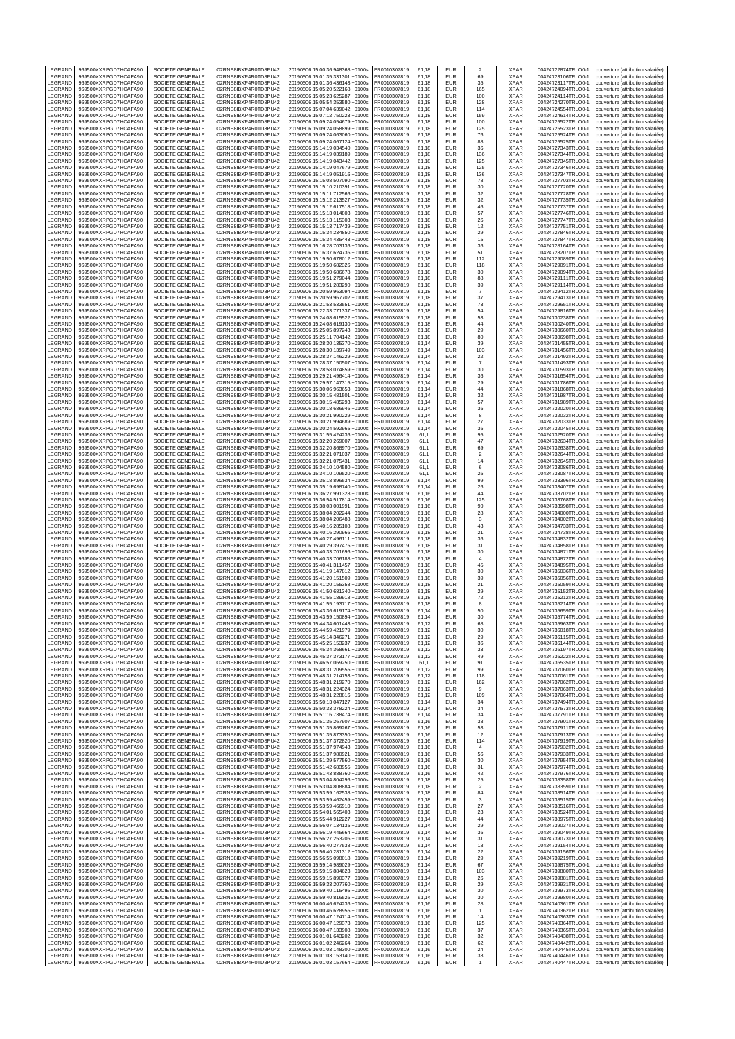| LEGRAND | 969500XXRPGD7HCAFA90 | SOCIETE GENERALE | O2RNE8IBXP4R0TD8PU42 | 20190506 15:00:36.948368 +0100s | FR0010307819 | 61,18 | EUR | 2 | XPAR | 00424722874TRLO0-1 | couverture (attribution salariée) |
|---|---|---|---|---|---|---|---|---|---|---|---|
| LEGRAND | 969500XXRPGD7HCAFA90 | SOCIETE GENERALE | O2RNE8IBXP4R0TD8PU42 | 20190506 15:01:35.331301 +0100s | FR0010307819 | 61,18 | EUR | 69 | XPAR | 00424723106TRLO0-1 | couverture (attribution salariée) |
| LEGRAND | 969500XXRPGD7HCAFA90 | SOCIETE GENERALE | O2RNE8IBXP4R0TD8PU42 | 20190506 15:01:36.436143 +0100s | FR0010307819 | 61,18 | EUR | 35 | XPAR | 00424723117TRLO0-1 | couverture (attribution salariée) |
| LEGRAND | 969500XXRPGD7HCAFA90 | SOCIETE GENERALE | O2RNE8IBXP4R0TD8PU42 | 20190506 15:05:20.522168 +0100s | FR0010307819 | 61,18 | EUR | 165 | XPAR | 00424724094TRLO0-1 | couverture (attribution salariée) |
| LEGRAND | 969500XXRPGD7HCAFA90 | SOCIETE GENERALE | O2RNE8IBXP4R0TD8PU42 | 20190506 15:05:23.625287 +0100s | FR0010307819 | 61,18 | EUR | 100 | XPAR | 00424724114TRLO0-1 | couverture (attribution salariée) |
| LEGRAND | 969500XXRPGD7HCAFA90 | SOCIETE GENERALE | O2RNE8IBXP4R0TD8PU42 | 20190506 15:05:54.353580 +0100s | FR0010307819 | 61,18 | EUR | 128 | XPAR | 00424724270TRLO0-1 | couverture (attribution salariée) |
| LEGRAND | 969500XXRPGD7HCAFA90 | SOCIETE GENERALE | O2RNE8IBXP4R0TD8PU42 | 20190506 15:07:04.639042 +0100s | FR0010307819 | 61,18 | EUR | 114 | XPAR | 00424724554TRLO0-1 | couverture (attribution salariée) |
| LEGRAND | 969500XXRPGD7HCAFA90 | SOCIETE GENERALE | O2RNE8IBXP4R0TD8PU42 | 20190506 15:07:12.750223 +0100s | FR0010307819 | 61,18 | EUR | 159 | XPAR | 00424724614TRLO0-1 | couverture (attribution salariée) |
| LEGRAND | 969500XXRPGD7HCAFA90 | SOCIETE GENERALE | O2RNE8IBXP4R0TD8PU42 | 20190506 15:09:24.054679 +0100s | FR0010307819 | 61,18 | EUR | 100 | XPAR | 00424725522TRLO0-1 | couverture (attribution salariée) |
| LEGRAND | 969500XXRPGD7HCAFA90 | SOCIETE GENERALE | O2RNE8IBXP4R0TD8PU42 | 20190506 15:09:24.058899 +0100s | FR0010307819 | 61,18 | EUR | 125 | XPAR | 00424725523TRLO0-1 | couverture (attribution salariée) |
| LEGRAND | 969500XXRPGD7HCAFA90 | SOCIETE GENERALE | O2RNE8IBXP4R0TD8PU42 | 20190506 15:09:24.063060 +0100s | FR0010307819 | 61,18 | EUR | 76 | XPAR | 00424725524TRLO0-1 | couverture (attribution salariée) |
| LEGRAND | 969500XXRPGD7HCAFA90 | SOCIETE GENERALE | O2RNE8IBXP4R0TD8PU42 | 20190506 15:09:24.067124 +0100s | FR0010307819 | 61,18 | EUR | 88 | XPAR | 00424725525TRLO0-1 | couverture (attribution salariée) |
| LEGRAND | 969500XXRPGD7HCAFA90 | SOCIETE GENERALE | O2RNE8IBXP4R0TD8PU42 | 20190506 15:14:19.034540 +0100s | FR0010307819 | 61,18 | EUR | 36 | XPAR | 00424727343TRLO0-1 | couverture (attribution salariée) |
| LEGRAND | 969500XXRPGD7HCAFA90 | SOCIETE GENERALE | O2RNE8IBXP4R0TD8PU42 | 20190506 15:14:19.039189 +0100s | FR0010307819 | 61,18 | EUR | 136 | XPAR | 00424727344TRLO0-1 | couverture (attribution salariée) |
| LEGRAND | 969500XXRPGD7HCAFA90 | SOCIETE GENERALE | O2RNE8IBXP4R0TD8PU42 | 20190506 15:14:19.043442 +0100s | FR0010307819 | 61,18 | EUR | 125 | XPAR | 00424727345TRLO0-1 | couverture (attribution salariée) |
| LEGRAND | 969500XXRPGD7HCAFA90 | SOCIETE GENERALE | O2RNE8IBXP4R0TD8PU42 | 20190506 15:14:19.047679 +0100s | FR0010307819 | 61,18 | EUR | 125 | XPAR | 00424727346TRLO0-1 | couverture (attribution salariée) |
| LEGRAND | 969500XXRPGD7HCAFA90 | SOCIETE GENERALE | O2RNE8IBXP4R0TD8PU42 | 20190506 15:14:19.051916 +0100s | FR0010307819 | 61,18 | EUR | 136 | XPAR | 00424727347TRLO0-1 | couverture (attribution salariée) |
| LEGRAND | 969500XXRPGD7HCAFA90 | SOCIETE GENERALE | O2RNE8IBXP4R0TD8PU42 | 20190506 15:15:08.507090 +0100s | FR0010307819 | 61,18 | EUR | 78 | XPAR | 00424727703TRLO0-1 | couverture (attribution salariée) |
| LEGRAND | 969500XXRPGD7HCAFA90 | SOCIETE GENERALE | O2RNE8IBXP4R0TD8PU42 | 20190506 15:15:10.210391 +0100s | FR0010307819 | 61,18 | EUR | 30 | XPAR | 00424727720TRLO0-1 | couverture (attribution salariée) |
| LEGRAND | 969500XXRPGD7HCAFA90 | SOCIETE GENERALE | O2RNE8IBXP4R0TD8PU42 | 20190506 15:15:11.712566 +0100s | FR0010307819 | 61,18 | EUR | 32 | XPAR | 00424727728TRLO0-1 | couverture (attribution salariée) |
| LEGRAND | 969500XXRPGD7HCAFA90 | SOCIETE GENERALE | O2RNE8IBXP4R0TD8PU42 | 20190506 15:15:12.213527 +0100s | FR0010307819 | 61,18 | EUR | 32 | XPAR | 00424727735TRLO0-1 | couverture (attribution salariée) |
| LEGRAND | 969500XXRPGD7HCAFA90 | SOCIETE GENERALE | O2RNE8IBXP4R0TD8PU42 | 20190506 15:15:12.617518 +0100s | FR0010307819 | 61,18 | EUR | 46 | XPAR | 00424727737TRLO0-1 | couverture (attribution salariée) |
| LEGRAND | 969500XXRPGD7HCAFA90 | SOCIETE GENERALE | O2RNE8IBXP4R0TD8PU42 | 20190506 15:15:13.014803 +0100s | FR0010307819 | 61,18 | EUR | 57 | XPAR | 00424727746TRLO0-1 | couverture (attribution salariée) |
| LEGRAND | 969500XXRPGD7HCAFA90 | SOCIETE GENERALE | O2RNE8IBXP4R0TD8PU42 | 20190506 15:15:13.115303 +0100s | FR0010307819 | 61,18 | EUR | 26 | XPAR | 00424727747TRLO0-1 | couverture (attribution salariée) |
| LEGRAND | 969500XXRPGD7HCAFA90 | SOCIETE GENERALE | O2RNE8IBXP4R0TD8PU42 | 20190506 15:15:13.717439 +0100s | FR0010307819 | 61,18 | EUR | 12 | XPAR | 00424727751TRLO0-1 | couverture (attribution salariée) |
| LEGRAND | 969500XXRPGD7HCAFA90 | SOCIETE GENERALE | O2RNE8IBXP4R0TD8PU42 | 20190506 15:15:34.224850 +0100s | FR0010307819 | 61,18 | EUR | 29 | XPAR | 00424727846TRLO0-1 | couverture (attribution salariée) |
| LEGRAND | 969500XXRPGD7HCAFA90 | SOCIETE GENERALE | O2RNE8IBXP4R0TD8PU42 | 20190506 15:15:34.435443 +0100s | FR0010307819 | 61,18 | EUR | 15 | XPAR | 00424727847TRLO0-1 | couverture (attribution salariée) |
| LEGRAND | 969500XXRPGD7HCAFA90 | SOCIETE GENERALE | O2RNE8IBXP4R0TD8PU42 | 20190506 15:16:28.703136 +0100s | FR0010307819 | 61,18 | EUR | 36 | XPAR | 00424728164TRLO0-1 | couverture (attribution salariée) |
| LEGRAND | 969500XXRPGD7HCAFA90 | SOCIETE GENERALE | O2RNE8IBXP4R0TD8PU42 | 20190506 15:16:37.624736 +0100s | FR0010307819 | 61,18 | EUR | 51 | XPAR | 00424728207TRLO0-1 | couverture (attribution salariée) |
| LEGRAND | 969500XXRPGD7HCAFA90 | SOCIETE GENERALE | O2RNE8IBXP4R0TD8PU42 | 20190506 15:19:50.678012 +0100s | FR0010307819 | 61,18 | EUR | 112 | XPAR | 00424729089TRLO0-1 | couverture (attribution salariée) |
| LEGRAND | 969500XXRPGD7HCAFA90 | SOCIETE GENERALE | O2RNE8IBXP4R0TD8PU42 | 20190506 15:19:50.682326 +0100s | FR0010307819 | 61,18 | EUR | 118 | XPAR | 00424729091TRLO0-1 | couverture (attribution salariée) |
| LEGRAND | 969500XXRPGD7HCAFA90 | SOCIETE GENERALE | O2RNE8IBXP4R0TD8PU42 | 20190506 15:19:50.686678 +0100s | FR0010307819 | 61,18 | EUR | 30 | XPAR | 00424729094TRLO0-1 | couverture (attribution salariée) |
| LEGRAND | 969500XXRPGD7HCAFA90 | SOCIETE GENERALE | O2RNE8IBXP4R0TD8PU42 | 20190506 15:19:51.279044 +0100s | FR0010307819 | 61,18 | EUR | 88 | XPAR | 00424729111TRLO0-1 | couverture (attribution salariée) |
| LEGRAND | 969500XXRPGD7HCAFA90 | SOCIETE GENERALE | O2RNE8IBXP4R0TD8PU42 | 20190506 15:19:51.283290 +0100s | FR0010307819 | 61,18 | EUR | 39 | XPAR | 00424729114TRLO0-1 | couverture (attribution salariée) |
| LEGRAND | 969500XXRPGD7HCAFA90 | SOCIETE GENERALE | O2RNE8IBXP4R0TD8PU42 | 20190506 15:20:59.963094 +0100s | FR0010307819 | 61,18 | EUR | 7 | XPAR | 00424729412TRLO0-1 | couverture (attribution salariée) |
| LEGRAND | 969500XXRPGD7HCAFA90 | SOCIETE GENERALE | O2RNE8IBXP4R0TD8PU42 | 20190506 15:20:59.967702 +0100s | FR0010307819 | 61,18 | EUR | 37 | XPAR | 00424729413TRLO0-1 | couverture (attribution salariée) |
| LEGRAND | 969500XXRPGD7HCAFA90 | SOCIETE GENERALE | O2RNE8IBXP4R0TD8PU42 | 20190506 15:21:53.533551 +0100s | FR0010307819 | 61,18 | EUR | 73 | XPAR | 00424729651TRLO0-1 | couverture (attribution salariée) |
| LEGRAND | 969500XXRPGD7HCAFA90 | SOCIETE GENERALE | O2RNE8IBXP4R0TD8PU42 | 20190506 15:22:33.771337 +0100s | FR0010307819 | 61,18 | EUR | 54 | XPAR | 00424729816TRLO0-1 | couverture (attribution salariée) |
| LEGRAND | 969500XXRPGD7HCAFA90 | SOCIETE GENERALE | O2RNE8IBXP4R0TD8PU42 | 20190506 15:24:08.615522 +0100s | FR0010307819 | 61,18 | EUR | 53 | XPAR | 00424730238TRLO0-1 | couverture (attribution salariée) |
| LEGRAND | 969500XXRPGD7HCAFA90 | SOCIETE GENERALE | O2RNE8IBXP4R0TD8PU42 | 20190506 15:24:08.619130 +0100s | FR0010307819 | 61,18 | EUR | 44 | XPAR | 00424730240TRLO0-1 | couverture (attribution salariée) |
| LEGRAND | 969500XXRPGD7HCAFA90 | SOCIETE GENERALE | O2RNE8IBXP4R0TD8PU42 | 20190506 15:25:05.897243 +0100s | FR0010307819 | 61,18 | EUR | 29 | XPAR | 00424730600TRLO0-1 | couverture (attribution salariée) |
| LEGRAND | 969500XXRPGD7HCAFA90 | SOCIETE GENERALE | O2RNE8IBXP4R0TD8PU42 | 20190506 15:25:11.704142 +0100s | FR0010307819 | 61,18 | EUR | 80 | XPAR | 00424730698TRLO0-1 | couverture (attribution salariée) |
| LEGRAND | 969500XXRPGD7HCAFA90 | SOCIETE GENERALE | O2RNE8IBXP4R0TD8PU42 | 20190506 15:28:30.135370 +0100s | FR0010307819 | 61,14 | EUR | 39 | XPAR | 00424731455TRLO0-1 | couverture (attribution salariée) |
| LEGRAND | 969500XXRPGD7HCAFA90 | SOCIETE GENERALE | O2RNE8IBXP4R0TD8PU42 | 20190506 15:28:30.139749 +0100s | FR0010307819 | 61,14 | EUR | 103 | XPAR | 00424731456TRLO0-1 | couverture (attribution salariée) |
| LEGRAND | 969500XXRPGD7HCAFA90 | SOCIETE GENERALE | O2RNE8IBXP4R0TD8PU42 | 20190506 15:28:37.146229 +0100s | FR0010307819 | 61,14 | EUR | 22 | XPAR | 00424731492TRLO0-1 | couverture (attribution salariée) |
| LEGRAND | 969500XXRPGD7HCAFA90 | SOCIETE GENERALE | O2RNE8IBXP4R0TD8PU42 | 20190506 15:28:37.150507 +0100s | FR0010307819 | 61,14 | EUR | 7 | XPAR | 00424731493TRLO0-1 | couverture (attribution salariée) |
| LEGRAND | 969500XXRPGD7HCAFA90 | SOCIETE GENERALE | O2RNE8IBXP4R0TD8PU42 | 20190506 15:28:58.074859 +0100s | FR0010307819 | 61,14 | EUR | 30 | XPAR | 00424731593TRLO0-1 | couverture (attribution salariée) |
| LEGRAND | 969500XXRPGD7HCAFA90 | SOCIETE GENERALE | O2RNE8IBXP4R0TD8PU42 | 20190506 15:29:21.496414 +0100s | FR0010307819 | 61,14 | EUR | 36 | XPAR | 00424731654TRLO0-1 | couverture (attribution salariée) |
| LEGRAND | 969500XXRPGD7HCAFA90 | SOCIETE GENERALE | O2RNE8IBXP4R0TD8PU42 | 20190506 15:29:57.147315 +0100s | FR0010307819 | 61,14 | EUR | 29 | XPAR | 00424731786TRLO0-1 | couverture (attribution salariée) |
| LEGRAND | 969500XXRPGD7HCAFA90 | SOCIETE GENERALE | O2RNE8IBXP4R0TD8PU42 | 20190506 15:30:06.963653 +0100s | FR0010307819 | 61,14 | EUR | 44 | XPAR | 00424731868TRLO0-1 | couverture (attribution salariée) |
| LEGRAND | 969500XXRPGD7HCAFA90 | SOCIETE GENERALE | O2RNE8IBXP4R0TD8PU42 | 20190506 15:30:15.481501 +0100s | FR0010307819 | 61,14 | EUR | 32 | XPAR | 00424731987TRLO0-1 | couverture (attribution salariée) |
| LEGRAND | 969500XXRPGD7HCAFA90 | SOCIETE GENERALE | O2RNE8IBXP4R0TD8PU42 | 20190506 15:30:15.485293 +0100s | FR0010307819 | 61,14 | EUR | 57 | XPAR | 00424731989TRLO0-1 | couverture (attribution salariée) |
| LEGRAND | 969500XXRPGD7HCAFA90 | SOCIETE GENERALE | O2RNE8IBXP4R0TD8PU42 | 20190506 15:30:18.686946 +0100s | FR0010307819 | 61,14 | EUR | 36 | XPAR | 00424732020TRLO0-1 | couverture (attribution salariée) |
| LEGRAND | 969500XXRPGD7HCAFA90 | SOCIETE GENERALE | O2RNE8IBXP4R0TD8PU42 | 20190506 15:30:21.990229 +0100s | FR0010307819 | 61,14 | EUR | 8 | XPAR | 00424732032TRLO0-1 | couverture (attribution salariée) |
| LEGRAND | 969500XXRPGD7HCAFA90 | SOCIETE GENERALE | O2RNE8IBXP4R0TD8PU42 | 20190506 15:30:21.994689 +0100s | FR0010307819 | 61,14 | EUR | 27 | XPAR | 00424732033TRLO0-1 | couverture (attribution salariée) |
| LEGRAND | 969500XXRPGD7HCAFA90 | SOCIETE GENERALE | O2RNE8IBXP4R0TD8PU42 | 20190506 15:30:24.592965 +0100s | FR0010307819 | 61,14 | EUR | 36 | XPAR | 00424732045TRLO0-1 | couverture (attribution salariée) |
| LEGRAND | 969500XXRPGD7HCAFA90 | SOCIETE GENERALE | O2RNE8IBXP4R0TD8PU42 | 20190506 15:31:55.424236 +0100s | FR0010307819 | 61,1 | EUR | 95 | XPAR | 00424732520TRLO0-1 | couverture (attribution salariée) |
| LEGRAND | 969500XXRPGD7HCAFA90 | SOCIETE GENERALE | O2RNE8IBXP4R0TD8PU42 | 20190506 15:32:20.269007 +0100s | FR0010307819 | 61,1 | EUR | 47 | XPAR | 00424732634TRLO0-1 | couverture (attribution salariée) |
| LEGRAND | 969500XXRPGD7HCAFA90 | SOCIETE GENERALE | O2RNE8IBXP4R0TD8PU42 | 20190506 15:32:20.868970 +0100s | FR0010307819 | 61,1 | EUR | 69 | XPAR | 00424732638TRLO0-1 | couverture (attribution salariée) |
| LEGRAND | 969500XXRPGD7HCAFA90 | SOCIETE GENERALE | O2RNE8IBXP4R0TD8PU42 | 20190506 15:32:21.071037 +0100s | FR0010307819 | 61,1 | EUR | 2 | XPAR | 00424732644TRLO0-1 | couverture (attribution salariée) |
| LEGRAND | 969500XXRPGD7HCAFA90 | SOCIETE GENERALE | O2RNE8IBXP4R0TD8PU42 | 20190506 15:32:21.075431 +0100s | FR0010307819 | 61,1 | EUR | 14 | XPAR | 00424732645TRLO0-1 | couverture (attribution salariée) |
| LEGRAND | 969500XXRPGD7HCAFA90 | SOCIETE GENERALE | O2RNE8IBXP4R0TD8PU42 | 20190506 15:34:10.104580 +0100s | FR0010307819 | 61,1 | EUR | 6 | XPAR | 00424733086TRLO0-1 | couverture (attribution salariée) |
| LEGRAND | 969500XXRPGD7HCAFA90 | SOCIETE GENERALE | O2RNE8IBXP4R0TD8PU42 | 20190506 15:34:10.109520 +0100s | FR0010307819 | 61,1 | EUR | 26 | XPAR | 00424733087TRLO0-1 | couverture (attribution salariée) |
| LEGRAND | 969500XXRPGD7HCAFA90 | SOCIETE GENERALE | O2RNE8IBXP4R0TD8PU42 | 20190506 15:35:18.896534 +0100s | FR0010307819 | 61,14 | EUR | 99 | XPAR | 00424733396TRLO0-1 | couverture (attribution salariée) |
| LEGRAND | 969500XXRPGD7HCAFA90 | SOCIETE GENERALE | O2RNE8IBXP4R0TD8PU42 | 20190506 15:35:19.698740 +0100s | FR0010307819 | 61,14 | EUR | 26 | XPAR | 00424733407TRLO0-1 | couverture (attribution salariée) |
| LEGRAND | 969500XXRPGD7HCAFA90 | SOCIETE GENERALE | O2RNE8IBXP4R0TD8PU42 | 20190506 15:36:27.991328 +0100s | FR0010307819 | 61,16 | EUR | 44 | XPAR | 00424733702TRLO0-1 | couverture (attribution salariée) |
| LEGRAND | 969500XXRPGD7HCAFA90 | SOCIETE GENERALE | O2RNE8IBXP4R0TD8PU42 | 20190506 15:36:54.517814 +0100s | FR0010307819 | 61,16 | EUR | 125 | XPAR | 00424733768TRLO0-1 | couverture (attribution salariée) |
| LEGRAND | 969500XXRPGD7HCAFA90 | SOCIETE GENERALE | O2RNE8IBXP4R0TD8PU42 | 20190506 15:38:03.601991 +0100s | FR0010307819 | 61,16 | EUR | 90 | XPAR | 00424733998TRLO0-1 | couverture (attribution salariée) |
| LEGRAND | 969500XXRPGD7HCAFA90 | SOCIETE GENERALE | O2RNE8IBXP4R0TD8PU42 | 20190506 15:38:04.202244 +0100s | FR0010307819 | 61,16 | EUR | 28 | XPAR | 00424734000TRLO0-1 | couverture (attribution salariée) |
| LEGRAND | 969500XXRPGD7HCAFA90 | SOCIETE GENERALE | O2RNE8IBXP4R0TD8PU42 | 20190506 15:38:04.206488 +0100s | FR0010307819 | 61,16 | EUR | 3 | XPAR | 00424734002TRLO0-1 | couverture (attribution salariée) |
| LEGRAND | 969500XXRPGD7HCAFA90 | SOCIETE GENERALE | O2RNE8IBXP4R0TD8PU42 | 20190506 15:40:16.285108 +0100s | FR0010307819 | 61,18 | EUR | 43 | XPAR | 00424734733TRLO0-1 | couverture (attribution salariée) |
| LEGRAND | 969500XXRPGD7HCAFA90 | SOCIETE GENERALE | O2RNE8IBXP4R0TD8PU42 | 20190506 15:40:16.290966 +0100s | FR0010307819 | 61,18 | EUR | 21 | XPAR | 00424734738TRLO0-1 | couverture (attribution salariée) |
| LEGRAND | 969500XXRPGD7HCAFA90 | SOCIETE GENERALE | O2RNE8IBXP4R0TD8PU42 | 20190506 15:40:27.496111 +0100s | FR0010307819 | 61,18 | EUR | 36 | XPAR | 00424734832TRLO0-1 | couverture (attribution salariée) |
| LEGRAND | 969500XXRPGD7HCAFA90 | SOCIETE GENERALE | O2RNE8IBXP4R0TD8PU42 | 20190506 15:40:29.397475 +0100s | FR0010307819 | 61,18 | EUR | 31 | XPAR | 00424734858TRLO0-1 | couverture (attribution salariée) |
| LEGRAND | 969500XXRPGD7HCAFA90 | SOCIETE GENERALE | O2RNE8IBXP4R0TD8PU42 | 20190506 15:40:33.701696 +0100s | FR0010307819 | 61,18 | EUR | 30 | XPAR | 00424734871TRLO0-1 | couverture (attribution salariée) |
| LEGRAND | 969500XXRPGD7HCAFA90 | SOCIETE GENERALE | O2RNE8IBXP4R0TD8PU42 | 20190506 15:40:33.706188 +0100s | FR0010307819 | 61,18 | EUR | 4 | XPAR | 00424734872TRLO0-1 | couverture (attribution salariée) |
| LEGRAND | 969500XXRPGD7HCAFA90 | SOCIETE GENERALE | O2RNE8IBXP4R0TD8PU42 | 20190506 15:40:41.311457 +0100s | FR0010307819 | 61,18 | EUR | 45 | XPAR | 00424734895TRLO0-1 | couverture (attribution salariée) |
| LEGRAND | 969500XXRPGD7HCAFA90 | SOCIETE GENERALE | O2RNE8IBXP4R0TD8PU42 | 20190506 15:41:19.147812 +0100s | FR0010307819 | 61,18 | EUR | 30 | XPAR | 00424735036TRLO0-1 | couverture (attribution salariée) |
| LEGRAND | 969500XXRPGD7HCAFA90 | SOCIETE GENERALE | O2RNE8IBXP4R0TD8PU42 | 20190506 15:41:20.151509 +0100s | FR0010307819 | 61,18 | EUR | 39 | XPAR | 00424735056TRLO0-1 | couverture (attribution salariée) |
| LEGRAND | 969500XXRPGD7HCAFA90 | SOCIETE GENERALE | O2RNE8IBXP4R0TD8PU42 | 20190506 15:41:20.155358 +0100s | FR0010307819 | 61,18 | EUR | 21 | XPAR | 00424735059TRLO0-1 | couverture (attribution salariée) |
| LEGRAND | 969500XXRPGD7HCAFA90 | SOCIETE GENERALE | O2RNE8IBXP4R0TD8PU42 | 20190506 15:41:50.681340 +0100s | FR0010307819 | 61,18 | EUR | 29 | XPAR | 00424735152TRLO0-1 | couverture (attribution salariée) |
| LEGRAND | 969500XXRPGD7HCAFA90 | SOCIETE GENERALE | O2RNE8IBXP4R0TD8PU42 | 20190506 15:41:55.189918 +0100s | FR0010307819 | 61,18 | EUR | 72 | XPAR | 00424735212TRLO0-1 | couverture (attribution salariée) |
| LEGRAND | 969500XXRPGD7HCAFA90 | SOCIETE GENERALE | O2RNE8IBXP4R0TD8PU42 | 20190506 15:41:55.193717 +0100s | FR0010307819 | 61,18 | EUR | 8 | XPAR | 00424735214TRLO0-1 | couverture (attribution salariée) |
| LEGRAND | 969500XXRPGD7HCAFA90 | SOCIETE GENERALE | O2RNE8IBXP4R0TD8PU42 | 20190506 15:43:36.619174 +0100s | FR0010307819 | 61,14 | EUR | 50 | XPAR | 00424735659TRLO0-1 | couverture (attribution salariée) |
| LEGRAND | 969500XXRPGD7HCAFA90 | SOCIETE GENERALE | O2RNE8IBXP4R0TD8PU42 | 20190506 15:43:59.150894 +0100s | FR0010307819 | 61,14 | EUR | 30 | XPAR | 00424735774TRLO0-1 | couverture (attribution salariée) |
| LEGRAND | 969500XXRPGD7HCAFA90 | SOCIETE GENERALE | O2RNE8IBXP4R0TD8PU42 | 20190506 15:44:34.601443 +0100s | FR0010307819 | 61,12 | EUR | 68 | XPAR | 00424735963TRLO0-1 | couverture (attribution salariée) |
| LEGRAND | 969500XXRPGD7HCAFA90 | SOCIETE GENERALE | O2RNE8IBXP4R0TD8PU42 | 20190506 15:44:59.421979 +0100s | FR0010307819 | 61,12 | EUR | 30 | XPAR | 00424736018TRLO0-1 | couverture (attribution salariée) |
| LEGRAND | 969500XXRPGD7HCAFA90 | SOCIETE GENERALE | O2RNE8IBXP4R0TD8PU42 | 20190506 15:45:14.346271 +0100s | FR0010307819 | 61,12 | EUR | 29 | XPAR | 00424736115TRLO0-1 | couverture (attribution salariée) |
| LEGRAND | 969500XXRPGD7HCAFA90 | SOCIETE GENERALE | O2RNE8IBXP4R0TD8PU42 | 20190506 15:45:25.153237 +0100s | FR0010307819 | 61,12 | EUR | 36 | XPAR | 00424736144TRLO0-1 | couverture (attribution salariée) |
| LEGRAND | 969500XXRPGD7HCAFA90 | SOCIETE GENERALE | O2RNE8IBXP4R0TD8PU42 | 20190506 15:45:34.368661 +0100s | FR0010307819 | 61,12 | EUR | 33 | XPAR | 00424736197TRLO0-1 | couverture (attribution salariée) |
| LEGRAND | 969500XXRPGD7HCAFA90 | SOCIETE GENERALE | O2RNE8IBXP4R0TD8PU42 | 20190506 15:45:37.373177 +0100s | FR0010307819 | 61,12 | EUR | 49 | XPAR | 00424736222TRLO0-1 | couverture (attribution salariée) |
| LEGRAND | 969500XXRPGD7HCAFA90 | SOCIETE GENERALE | O2RNE8IBXP4R0TD8PU42 | 20190506 15:46:57.069250 +0100s | FR0010307819 | 61,1 | EUR | 91 | XPAR | 00424736535TRLO0-1 | couverture (attribution salariée) |
| LEGRAND | 969500XXRPGD7HCAFA90 | SOCIETE GENERALE | O2RNE8IBXP4R0TD8PU42 | 20190506 15:48:31.209555 +0100s | FR0010307819 | 61,12 | EUR | 99 | XPAR | 00424737060TRLO0-1 | couverture (attribution salariée) |
| LEGRAND | 969500XXRPGD7HCAFA90 | SOCIETE GENERALE | O2RNE8IBXP4R0TD8PU42 | 20190506 15:48:31.214753 +0100s | FR0010307819 | 61,12 | EUR | 118 | XPAR | 00424737061TRLO0-1 | couverture (attribution salariée) |
| LEGRAND | 969500XXRPGD7HCAFA90 | SOCIETE GENERALE | O2RNE8IBXP4R0TD8PU42 | 20190506 15:48:31.219270 +0100s | FR0010307819 | 61,12 | EUR | 162 | XPAR | 00424737062TRLO0-1 | couverture (attribution salariée) |
| LEGRAND | 969500XXRPGD7HCAFA90 | SOCIETE GENERALE | O2RNE8IBXP4R0TD8PU42 | 20190506 15:48:31.224324 +0100s | FR0010307819 | 61,12 | EUR | 9 | XPAR | 00424737063TRLO0-1 | couverture (attribution salariée) |
| LEGRAND | 969500XXRPGD7HCAFA90 | SOCIETE GENERALE | O2RNE8IBXP4R0TD8PU42 | 20190506 15:48:31.228816 +0100s | FR0010307819 | 61,12 | EUR | 109 | XPAR | 00424737064TRLO0-1 | couverture (attribution salariée) |
| LEGRAND | 969500XXRPGD7HCAFA90 | SOCIETE GENERALE | O2RNE8IBXP4R0TD8PU42 | 20190506 15:50:13.047127 +0100s | FR0010307819 | 61,14 | EUR | 34 | XPAR | 00424737494TRLO0-1 | couverture (attribution salariée) |
| LEGRAND | 969500XXRPGD7HCAFA90 | SOCIETE GENERALE | O2RNE8IBXP4R0TD8PU42 | 20190506 15:50:33.378224 +0100s | FR0010307819 | 61,14 | EUR | 34 | XPAR | 00424737573TRLO0-1 | couverture (attribution salariée) |
| LEGRAND | 969500XXRPGD7HCAFA90 | SOCIETE GENERALE | O2RNE8IBXP4R0TD8PU42 | 20190506 15:51:16.738474 +0100s | FR0010307819 | 61,14 | EUR | 34 | XPAR | 00424737761TRLO0-1 | couverture (attribution salariée) |
| LEGRAND | 969500XXRPGD7HCAFA90 | SOCIETE GENERALE | O2RNE8IBXP4R0TD8PU42 | 20190506 15:51:35.267907 +0100s | FR0010307819 | 61,16 | EUR | 38 | XPAR | 00424737901TRLO0-1 | couverture (attribution salariée) |
| LEGRAND | 969500XXRPGD7HCAFA90 | SOCIETE GENERALE | O2RNE8IBXP4R0TD8PU42 | 20190506 15:51:35.869267 +0100s | FR0010307819 | 61,16 | EUR | 53 | XPAR | 00424737911TRLO0-1 | couverture (attribution salariée) |
| LEGRAND | 969500XXRPGD7HCAFA90 | SOCIETE GENERALE | O2RNE8IBXP4R0TD8PU42 | 20190506 15:51:35.873350 +0100s | FR0010307819 | 61,16 | EUR | 12 | XPAR | 00424737913TRLO0-1 | couverture (attribution salariée) |
| LEGRAND | 969500XXRPGD7HCAFA90 | SOCIETE GENERALE | O2RNE8IBXP4R0TD8PU42 | 20190506 15:51:37.372820 +0100s | FR0010307819 | 61,16 | EUR | 114 | XPAR | 00424737919TRLO0-1 | couverture (attribution salariée) |
| LEGRAND | 969500XXRPGD7HCAFA90 | SOCIETE GENERALE | O2RNE8IBXP4R0TD8PU42 | 20190506 15:51:37.974943 +0100s | FR0010307819 | 61,16 | EUR | 4 | XPAR | 00424737932TRLO0-1 | couverture (attribution salariée) |
| LEGRAND | 969500XXRPGD7HCAFA90 | SOCIETE GENERALE | O2RNE8IBXP4R0TD8PU42 | 20190506 15:51:37.980921 +0100s | FR0010307819 | 61,16 | EUR | 56 | XPAR | 00424737933TRLO0-1 | couverture (attribution salariée) |
| LEGRAND | 969500XXRPGD7HCAFA90 | SOCIETE GENERALE | O2RNE8IBXP4R0TD8PU42 | 20190506 15:51:39.577560 +0100s | FR0010307819 | 61,16 | EUR | 30 | XPAR | 00424737954TRLO0-1 | couverture (attribution salariée) |
| LEGRAND | 969500XXRPGD7HCAFA90 | SOCIETE GENERALE | O2RNE8IBXP4R0TD8PU42 | 20190506 15:51:42.683955 +0100s | FR0010307819 | 61,16 | EUR | 31 | XPAR | 00424737974TRLO0-1 | couverture (attribution salariée) |
| LEGRAND | 969500XXRPGD7HCAFA90 | SOCIETE GENERALE | O2RNE8IBXP4R0TD8PU42 | 20190506 15:51:43.888760 +0100s | FR0010307819 | 61,16 | EUR | 42 | XPAR | 00424737976TRLO0-1 | couverture (attribution salariée) |
| LEGRAND | 969500XXRPGD7HCAFA90 | SOCIETE GENERALE | O2RNE8IBXP4R0TD8PU42 | 20190506 15:53:04.804296 +0100s | FR0010307819 | 61,18 | EUR | 25 | XPAR | 00424738358TRLO0-1 | couverture (attribution salariée) |
| LEGRAND | 969500XXRPGD7HCAFA90 | SOCIETE GENERALE | O2RNE8IBXP4R0TD8PU42 | 20190506 15:53:04.808884 +0100s | FR0010307819 | 61,18 | EUR | 2 | XPAR | 00424738359TRLO0-1 | couverture (attribution salariée) |
| LEGRAND | 969500XXRPGD7HCAFA90 | SOCIETE GENERALE | O2RNE8IBXP4R0TD8PU42 | 20190506 15:53:59.162538 +0100s | FR0010307819 | 61,18 | EUR | 84 | XPAR | 00424738514TRLO0-1 | couverture (attribution salariée) |
| LEGRAND | 969500XXRPGD7HCAFA90 | SOCIETE GENERALE | O2RNE8IBXP4R0TD8PU42 | 20190506 15:53:59.462459 +0100s | FR0010307819 | 61,18 | EUR | 3 | XPAR | 00424738515TRLO0-1 | couverture (attribution salariée) |
| LEGRAND | 969500XXRPGD7HCAFA90 | SOCIETE GENERALE | O2RNE8IBXP4R0TD8PU42 | 20190506 15:53:59.466910 +0100s | FR0010307819 | 61,18 | EUR | 27 | XPAR | 00424738516TRLO0-1 | couverture (attribution salariée) |
| LEGRAND | 969500XXRPGD7HCAFA90 | SOCIETE GENERALE | O2RNE8IBXP4R0TD8PU42 | 20190506 15:54:01.565403 +0100s | FR0010307819 | 61,18 | EUR | 23 | XPAR | 00424738524TRLO0-1 | couverture (attribution salariée) |
| LEGRAND | 969500XXRPGD7HCAFA90 | SOCIETE GENERALE | O2RNE8IBXP4R0TD8PU42 | 20190506 15:55:44.912227 +0100s | FR0010307819 | 61,14 | EUR | 44 | XPAR | 00424738975TRLO0-1 | couverture (attribution salariée) |
| LEGRAND | 969500XXRPGD7HCAFA90 | SOCIETE GENERALE | O2RNE8IBXP4R0TD8PU42 | 20190506 15:56:07.134135 +0100s | FR0010307819 | 61,14 | EUR | 29 | XPAR | 00424739037TRLO0-1 | couverture (attribution salariée) |
| LEGRAND | 969500XXRPGD7HCAFA90 | SOCIETE GENERALE | O2RNE8IBXP4R0TD8PU42 | 20190506 15:56:19.445664 +0100s | FR0010307819 | 61,14 | EUR | 36 | XPAR | 00424739049TRLO0-1 | couverture (attribution salariée) |
| LEGRAND | 969500XXRPGD7HCAFA90 | SOCIETE GENERALE | O2RNE8IBXP4R0TD8PU42 | 20190506 15:56:27.253206 +0100s | FR0010307819 | 61,14 | EUR | 31 | XPAR | 00424739073TRLO0-1 | couverture (attribution salariée) |
| LEGRAND | 969500XXRPGD7HCAFA90 | SOCIETE GENERALE | O2RNE8IBXP4R0TD8PU42 | 20190506 15:56:40.277538 +0100s | FR0010307819 | 61,14 | EUR | 18 | XPAR | 00424739154TRLO0-1 | couverture (attribution salariée) |
| LEGRAND | 969500XXRPGD7HCAFA90 | SOCIETE GENERALE | O2RNE8IBXP4R0TD8PU42 | 20190506 15:56:40.281312 +0100s | FR0010307819 | 61,14 | EUR | 22 | XPAR | 00424739156TRLO0-1 | couverture (attribution salariée) |
| LEGRAND | 969500XXRPGD7HCAFA90 | SOCIETE GENERALE | O2RNE8IBXP4R0TD8PU42 | 20190506 15:56:55.098018 +0100s | FR0010307819 | 61,14 | EUR | 29 | XPAR | 00424739219TRLO0-1 | couverture (attribution salariée) |
| LEGRAND | 969500XXRPGD7HCAFA90 | SOCIETE GENERALE | O2RNE8IBXP4R0TD8PU42 | 20190506 15:59:14.989029 +0100s | FR0010307819 | 61,14 | EUR | 67 | XPAR | 00424739875TRLO0-1 | couverture (attribution salariée) |
| LEGRAND | 969500XXRPGD7HCAFA90 | SOCIETE GENERALE | O2RNE8IBXP4R0TD8PU42 | 20190506 15:59:15.884623 +0100s | FR0010307819 | 61,14 | EUR | 103 | XPAR | 00424739880TRLO0-1 | couverture (attribution salariée) |
| LEGRAND | 969500XXRPGD7HCAFA90 | SOCIETE GENERALE | O2RNE8IBXP4R0TD8PU42 | 20190506 15:59:15.890377 +0100s | FR0010307819 | 61,14 | EUR | 26 | XPAR | 00424739881TRLO0-1 | couverture (attribution salariée) |
| LEGRAND | 969500XXRPGD7HCAFA90 | SOCIETE GENERALE | O2RNE8IBXP4R0TD8PU42 | 20190506 15:59:33.207760 +0100s | FR0010307819 | 61,14 | EUR | 29 | XPAR | 00424739931TRLO0-1 | couverture (attribution salariée) |
| LEGRAND | 969500XXRPGD7HCAFA90 | SOCIETE GENERALE | O2RNE8IBXP4R0TD8PU42 | 20190506 15:59:40.115495 +0100s | FR0010307819 | 61,14 | EUR | 30 | XPAR | 00424739973TRLO0-1 | couverture (attribution salariée) |
| LEGRAND | 969500XXRPGD7HCAFA90 | SOCIETE GENERALE | O2RNE8IBXP4R0TD8PU42 | 20190506 15:59:40.816526 +0100s | FR0010307819 | 61,14 | EUR | 30 | XPAR | 00424739980TRLO0-1 | couverture (attribution salariée) |
| LEGRAND | 969500XXRPGD7HCAFA90 | SOCIETE GENERALE | O2RNE8IBXP4R0TD8PU42 | 20190506 16:00:46.624236 +0100s | FR0010307819 | 61,16 | EUR | 28 | XPAR | 00424740361TRLO0-1 | couverture (attribution salariée) |
| LEGRAND | 969500XXRPGD7HCAFA90 | SOCIETE GENERALE | O2RNE8IBXP4R0TD8PU42 | 20190506 16:00:46.628955 +0100s | FR0010307819 | 61,16 | EUR | 1 | XPAR | 00424740362TRLO0-1 | couverture (attribution salariée) |
| LEGRAND | 969500XXRPGD7HCAFA90 | SOCIETE GENERALE | O2RNE8IBXP4R0TD8PU42 | 20190506 16:00:47.124714 +0100s | FR0010307819 | 61,16 | EUR | 14 | XPAR | 00424740363TRLO0-1 | couverture (attribution salariée) |
| LEGRAND | 969500XXRPGD7HCAFA90 | SOCIETE GENERALE | O2RNE8IBXP4R0TD8PU42 | 20190506 16:00:47.129373 +0100s | FR0010307819 | 61,16 | EUR | 125 | XPAR | 00424740364TRLO0-1 | couverture (attribution salariée) |
| LEGRAND | 969500XXRPGD7HCAFA90 | SOCIETE GENERALE | O2RNE8IBXP4R0TD8PU42 | 20190506 16:00:47.133908 +0100s | FR0010307819 | 61,16 | EUR | 37 | XPAR | 00424740365TRLO0-1 | couverture (attribution salariée) |
| LEGRAND | 969500XXRPGD7HCAFA90 | SOCIETE GENERALE | O2RNE8IBXP4R0TD8PU42 | 20190506 16:01:01.643202 +0100s | FR0010307819 | 61,16 | EUR | 32 | XPAR | 00424740438TRLO0-1 | couverture (attribution salariée) |
| LEGRAND | 969500XXRPGD7HCAFA90 | SOCIETE GENERALE | O2RNE8IBXP4R0TD8PU42 | 20190506 16:01:02.246264 +0100s | FR0010307819 | 61,16 | EUR | 62 | XPAR | 00424740442TRLO0-1 | couverture (attribution salariée) |
| LEGRAND | 969500XXRPGD7HCAFA90 | SOCIETE GENERALE | O2RNE8IBXP4R0TD8PU42 | 20190506 16:01:03.148300 +0100s | FR0010307819 | 61,16 | EUR | 24 | XPAR | 00424740445TRLO0-1 | couverture (attribution salariée) |
| LEGRAND | 969500XXRPGD7HCAFA90 | SOCIETE GENERALE | O2RNE8IBXP4R0TD8PU42 | 20190506 16:01:03.153140 +0100s | FR0010307819 | 61,16 | EUR | 33 | XPAR | 00424740446TRLO0-1 | couverture (attribution salariée) |
| LEGRAND | 969500XXRPGD7HCAFA90 | SOCIETE GENERALE | O2RNE8IBXP4R0TD8PU42 | 20190506 16:01:03.157664 +0100s | FR0010307819 | 61,16 | EUR | 1 | XPAR | 00424740447TRLO0-1 | couverture (attribution salariée) |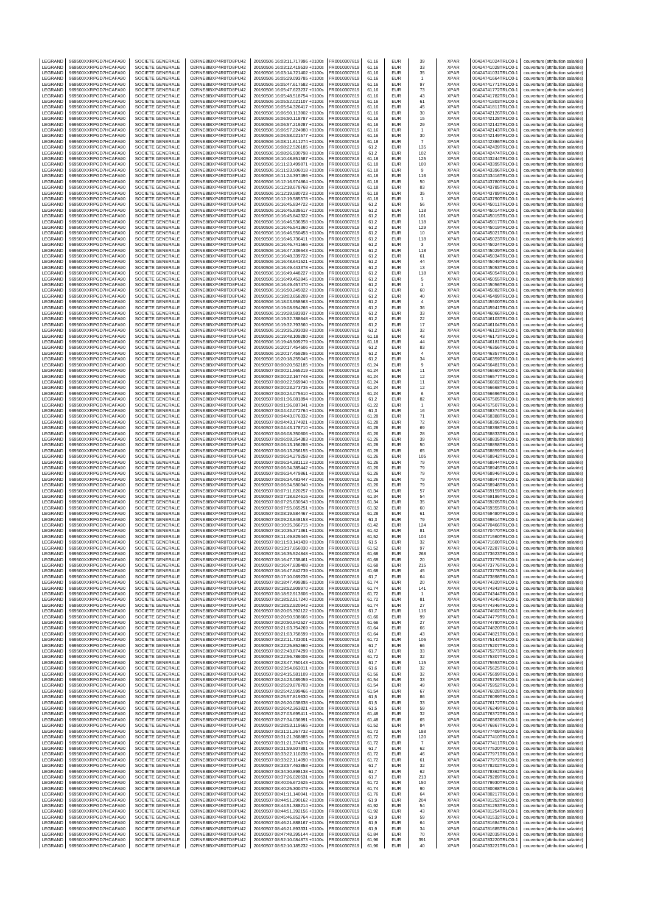| LEGRAND | 969500XXRPGD7HCAFA90 | SOCIETE GENERALE | O2RNE8IBXP4R0TD8PU42 | 20190506 16:03:11.717996 +0100s | FR0010307819 | 61,16 | EUR | 39 | XPAR | 00424741024TRLO0-1 | couverture (attribution salariée) |
|---|---|---|---|---|---|---|---|---|---|---|---|
| LEGRAND | 969500XXRPGD7HCAFA90 | SOCIETE GENERALE | O2RNE8IBXP4R0TD8PU42 | 20190506 16:03:12.419539 +0100s | FR0010307819 | 61,16 | EUR | 33 | XPAR | 00424741028TRLO0-1 | couverture (attribution salariée) |
| LEGRAND | 969500XXRPGD7HCAFA90 | SOCIETE GENERALE | O2RNE8IBXP4R0TD8PU42 | 20190506 16:03:14.721402 +0100s | FR0010307819 | 61,16 | EUR | 35 | XPAR | 00424741031TRLO0-1 | couverture (attribution salariée) |
| LEGRAND | 969500XXRPGD7HCAFA90 | SOCIETE GENERALE | O2RNE8IBXP4R0TD8PU42 | 20190506 16:05:29.093785 +0100s | FR0010307819 | 61,16 | EUR | 1 | XPAR | 00424741664TRLO0-1 | couverture (attribution salariée) |
| LEGRAND | 969500XXRPGD7HCAFA90 | SOCIETE GENERALE | O2RNE8IBXP4R0TD8PU42 | 20190506 16:05:47.617582 +0100s | FR0010307819 | 61,16 | EUR | 97 | XPAR | 00424741771TRLO0-1 | couverture (attribution salariée) |
| LEGRAND | 969500XXRPGD7HCAFA90 | SOCIETE GENERALE | O2RNE8IBXP4R0TD8PU42 | 20190506 16:05:47.623237 +0100s | FR0010307819 | 61,16 | EUR | 73 | XPAR | 00424741772TRLO0-1 | couverture (attribution salariée) |
| LEGRAND | 969500XXRPGD7HCAFA90 | SOCIETE GENERALE | O2RNE8IBXP4R0TD8PU42 | 20190506 16:05:48.518754 +0100s | FR0010307819 | 61,16 | EUR | 43 | XPAR | 00424741782TRLO0-1 | couverture (attribution salariée) |
| LEGRAND | 969500XXRPGD7HCAFA90 | SOCIETE GENERALE | O2RNE8IBXP4R0TD8PU42 | 20190506 16:05:52.021107 +0100s | FR0010307819 | 61,16 | EUR | 61 | XPAR | 00424741803TRLO0-1 | couverture (attribution salariée) |
| LEGRAND | 969500XXRPGD7HCAFA90 | SOCIETE GENERALE | O2RNE8IBXP4R0TD8PU42 | 20190506 16:05:54.326417 +0100s | FR0010307819 | 61,16 | EUR | 45 | XPAR | 00424741811TRLO0-1 | couverture (attribution salariée) |
| LEGRAND | 969500XXRPGD7HCAFA90 | SOCIETE GENERALE | O2RNE8IBXP4R0TD8PU42 | 20190506 16:06:50.113902 +0100s | FR0010307819 | 61,16 | EUR | 30 | XPAR | 00424742126TRLO0-1 | couverture (attribution salariée) |
| LEGRAND | 969500XXRPGD7HCAFA90 | SOCIETE GENERALE | O2RNE8IBXP4R0TD8PU42 | 20190506 16:06:50.118787 +0100s | FR0010307819 | 61,16 | EUR | 15 | XPAR | 00424742128TRLO0-1 | couverture (attribution salariée) |
| LEGRAND | 969500XXRPGD7HCAFA90 | SOCIETE GENERALE | O2RNE8IBXP4R0TD8PU42 | 20190506 16:06:57.219287 +0100s | FR0010307819 | 61,16 | EUR | 29 | XPAR | 00424742142TRLO0-1 | couverture (attribution salariée) |
| LEGRAND | 969500XXRPGD7HCAFA90 | SOCIETE GENERALE | O2RNE8IBXP4R0TD8PU42 | 20190506 16:06:57.224980 +0100s | FR0010307819 | 61,16 | EUR | 1 | XPAR | 00424742143TRLO0-1 | couverture (attribution salariée) |
| LEGRAND | 969500XXRPGD7HCAFA90 | SOCIETE GENERALE | O2RNE8IBXP4R0TD8PU42 | 20190506 16:06:58.021577 +0100s | FR0010307819 | 61,16 | EUR | 30 | XPAR | 00424742149TRLO0-1 | couverture (attribution salariée) |
| LEGRAND | 969500XXRPGD7HCAFA90 | SOCIETE GENERALE | O2RNE8IBXP4R0TD8PU42 | 20190506 16:08:11.611274 +0100s | FR0010307819 | 61,18 | EUR | 7 | XPAR | 00424742386TRLO0-1 | couverture (attribution salariée) |
| LEGRAND | 969500XXRPGD7HCAFA90 | SOCIETE GENERALE | O2RNE8IBXP4R0TD8PU42 | 20190506 16:08:22.526185 +0100s | FR0010307819 | 61,2 | EUR | 135 | XPAR | 00424742439TRLO0-1 | couverture (attribution salariée) |
| LEGRAND | 969500XXRPGD7HCAFA90 | SOCIETE GENERALE | O2RNE8IBXP4R0TD8PU42 | 20190506 16:08:26.930798 +0100s | FR0010307819 | 61,2 | EUR | 102 | XPAR | 00424742474TRLO0-1 | couverture (attribution salariée) |
| LEGRAND | 969500XXRPGD7HCAFA90 | SOCIETE GENERALE | O2RNE8IBXP4R0TD8PU42 | 20190506 16:10:48.851587 +0100s | FR0010307819 | 61,18 | EUR | 125 | XPAR | 00424743244TRLO0-1 | couverture (attribution salariée) |
| LEGRAND | 969500XXRPGD7HCAFA90 | SOCIETE GENERALE | O2RNE8IBXP4R0TD8PU42 | 20190506 16:11:23.499871 +0100s | FR0010307819 | 61,18 | EUR | 100 | XPAR | 00424743395TRLO0-1 | couverture (attribution salariée) |
| LEGRAND | 969500XXRPGD7HCAFA90 | SOCIETE GENERALE | O2RNE8IBXP4R0TD8PU42 | 20190506 16:11:23.506018 +0100s | FR0010307819 | 61,18 | EUR | 9 | XPAR | 00424743396TRLO0-1 | couverture (attribution salariée) |
| LEGRAND | 969500XXRPGD7HCAFA90 | SOCIETE GENERALE | O2RNE8IBXP4R0TD8PU42 | 20190506 16:11:24.397496 +0100s | FR0010307819 | 61,18 | EUR | 116 | XPAR | 00424743416TRLO0-1 | couverture (attribution salariée) |
| LEGRAND | 969500XXRPGD7HCAFA90 | SOCIETE GENERALE | O2RNE8IBXP4R0TD8PU42 | 20190506 16:12:16.974864 +0100s | FR0010307819 | 61,18 | EUR | 50 | XPAR | 00424743780TRLO0-1 | couverture (attribution salariée) |
| LEGRAND | 969500XXRPGD7HCAFA90 | SOCIETE GENERALE | O2RNE8IBXP4R0TD8PU42 | 20190506 16:12:18.678768 +0100s | FR0010307819 | 61,18 | EUR | 83 | XPAR | 00424743785TRLO0-1 | couverture (attribution salariée) |
| LEGRAND | 969500XXRPGD7HCAFA90 | SOCIETE GENERALE | O2RNE8IBXP4R0TD8PU42 | 20190506 16:12:19.580723 +0100s | FR0010307819 | 61,18 | EUR | 35 | XPAR | 00424743789TRLO0-1 | couverture (attribution salariée) |
| LEGRAND | 969500XXRPGD7HCAFA90 | SOCIETE GENERALE | O2RNE8IBXP4R0TD8PU42 | 20190506 16:12:19.585578 +0100s | FR0010307819 | 61,18 | EUR | 1 | XPAR | 00424743790TRLO0-1 | couverture (attribution salariée) |
| LEGRAND | 969500XXRPGD7HCAFA90 | SOCIETE GENERALE | O2RNE8IBXP4R0TD8PU42 | 20190506 16:16:45.834722 +0100s | FR0010307819 | 61,2 | EUR | 56 | XPAR | 00424745011TRLO0-1 | couverture (attribution salariée) |
| LEGRAND | 969500XXRPGD7HCAFA90 | SOCIETE GENERALE | O2RNE8IBXP4R0TD8PU42 | 20190506 16:16:45.838617 +0100s | FR0010307819 | 61,2 | EUR | 118 | XPAR | 00424745014TRLO0-1 | couverture (attribution salariée) |
| LEGRAND | 969500XXRPGD7HCAFA90 | SOCIETE GENERALE | O2RNE8IBXP4R0TD8PU42 | 20190506 16:16:45.842322 +0100s | FR0010307819 | 61,2 | EUR | 101 | XPAR | 00424745015TRLO0-1 | couverture (attribution salariée) |
| LEGRAND | 969500XXRPGD7HCAFA90 | SOCIETE GENERALE | O2RNE8IBXP4R0TD8PU42 | 20190506 16:16:46.536358 +0100s | FR0010307819 | 61,2 | EUR | 118 | XPAR | 00424745017TRLO0-1 | couverture (attribution salariée) |
| LEGRAND | 969500XXRPGD7HCAFA90 | SOCIETE GENERALE | O2RNE8IBXP4R0TD8PU42 | 20190506 16:16:46.541360 +0100s | FR0010307819 | 61,2 | EUR | 129 | XPAR | 00424745019TRLO0-1 | couverture (attribution salariée) |
| LEGRAND | 969500XXRPGD7HCAFA90 | SOCIETE GENERALE | O2RNE8IBXP4R0TD8PU42 | 20190506 16:16:46.550453 +0100s | FR0010307819 | 61,2 | EUR | 10 | XPAR | 00424745021TRLO0-1 | couverture (attribution salariée) |
| LEGRAND | 969500XXRPGD7HCAFA90 | SOCIETE GENERALE | O2RNE8IBXP4R0TD8PU42 | 20190506 16:16:46.736411 +0100s | FR0010307819 | 61,2 | EUR | 118 | XPAR | 00424745023TRLO0-1 | couverture (attribution salariée) |
| LEGRAND | 969500XXRPGD7HCAFA90 | SOCIETE GENERALE | O2RNE8IBXP4R0TD8PU42 | 20190506 16:16:46.741566 +0100s | FR0010307819 | 61,2 | EUR | 3 | XPAR | 00424745024TRLO0-1 | couverture (attribution salariée) |
| LEGRAND | 969500XXRPGD7HCAFA90 | SOCIETE GENERALE | O2RNE8IBXP4R0TD8PU42 | 20190506 16:16:47.336643 +0100s | FR0010307819 | 61,2 | EUR | 118 | XPAR | 00424745029TRLO0-1 | couverture (attribution salariée) |
| LEGRAND | 969500XXRPGD7HCAFA90 | SOCIETE GENERALE | O2RNE8IBXP4R0TD8PU42 | 20190506 16:16:48.339722 +0100s | FR0010307819 | 61,2 | EUR | 61 | XPAR | 00424745034TRLO0-1 | couverture (attribution salariée) |
| LEGRAND | 969500XXRPGD7HCAFA90 | SOCIETE GENERALE | O2RNE8IBXP4R0TD8PU42 | 20190506 16:16:48.641521 +0100s | FR0010307819 | 61,2 | EUR | 44 | XPAR | 00424745049TRLO0-1 | couverture (attribution salariée) |
| LEGRAND | 969500XXRPGD7HCAFA90 | SOCIETE GENERALE | O2RNE8IBXP4R0TD8PU42 | 20190506 16:16:49.443378 +0100s | FR0010307819 | 61,2 | EUR | 13 | XPAR | 00424745053TRLO0-1 | couverture (attribution salariée) |
| LEGRAND | 969500XXRPGD7HCAFA90 | SOCIETE GENERALE | O2RNE8IBXP4R0TD8PU42 | 20190506 16:16:49.448227 +0100s | FR0010307819 | 61,2 | EUR | 118 | XPAR | 00424745054TRLO0-1 | couverture (attribution salariée) |
| LEGRAND | 969500XXRPGD7HCAFA90 | SOCIETE GENERALE | O2RNE8IBXP4R0TD8PU42 | 20190506 16:16:49.452845 +0100s | FR0010307819 | 61,2 | EUR | 5 | XPAR | 00424745055TRLO0-1 | couverture (attribution salariée) |
| LEGRAND | 969500XXRPGD7HCAFA90 | SOCIETE GENERALE | O2RNE8IBXP4R0TD8PU42 | 20190506 16:16:49.457470 +0100s | FR0010307819 | 61,2 | EUR | 1 | XPAR | 00424745056TRLO0-1 | couverture (attribution salariée) |
| LEGRAND | 969500XXRPGD7HCAFA90 | SOCIETE GENERALE | O2RNE8IBXP4R0TD8PU42 | 20190506 16:16:50.245022 +0100s | FR0010307819 | 61,2 | EUR | 60 | XPAR | 00424745082TRLO0-1 | couverture (attribution salariée) |
| LEGRAND | 969500XXRPGD7HCAFA90 | SOCIETE GENERALE | O2RNE8IBXP4R0TD8PU42 | 20190506 16:18:03.658209 +0100s | FR0010307819 | 61,2 | EUR | 40 | XPAR | 00424745499TRLO0-1 | couverture (attribution salariée) |
| LEGRAND | 969500XXRPGD7HCAFA90 | SOCIETE GENERALE | O2RNE8IBXP4R0TD8PU42 | 20190506 16:18:03.958563 +0100s | FR0010307819 | 61,2 | EUR | 4 | XPAR | 00424745500TRLO0-1 | couverture (attribution salariée) |
| LEGRAND | 969500XXRPGD7HCAFA90 | SOCIETE GENERALE | O2RNE8IBXP4R0TD8PU42 | 20190506 16:19:08.954266 +0100s | FR0010307819 | 61,2 | EUR | 36 | XPAR | 00424745941TRLO0-1 | couverture (attribution salariée) |
| LEGRAND | 969500XXRPGD7HCAFA90 | SOCIETE GENERALE | O2RNE8IBXP4R0TD8PU42 | 20190506 16:19:28.583937 +0100s | FR0010307819 | 61,2 | EUR | 33 | XPAR | 00424746066TRLO0-1 | couverture (attribution salariée) |
| LEGRAND | 969500XXRPGD7HCAFA90 | SOCIETE GENERALE | O2RNE8IBXP4R0TD8PU42 | 20190506 16:19:32.788648 +0100s | FR0010307819 | 61,2 | EUR | 22 | XPAR | 00424746103TRLO0-1 | couverture (attribution salariée) |
| LEGRAND | 969500XXRPGD7HCAFA90 | SOCIETE GENERALE | O2RNE8IBXP4R0TD8PU42 | 20190506 16:19:32.793560 +0100s | FR0010307819 | 61,2 | EUR | 17 | XPAR | 00424746104TRLO0-1 | couverture (attribution salariée) |
| LEGRAND | 969500XXRPGD7HCAFA90 | SOCIETE GENERALE | O2RNE8IBXP4R0TD8PU42 | 20190506 16:19:35.293038 +0100s | FR0010307819 | 61,2 | EUR | 32 | XPAR | 00424746123TRLO0-1 | couverture (attribution salariée) |
| LEGRAND | 969500XXRPGD7HCAFA90 | SOCIETE GENERALE | O2RNE8IBXP4R0TD8PU42 | 20190506 16:19:48.109280 +0100s | FR0010307819 | 61,18 | EUR | 43 | XPAR | 00424746173TRLO0-1 | couverture (attribution salariée) |
| LEGRAND | 969500XXRPGD7HCAFA90 | SOCIETE GENERALE | O2RNE8IBXP4R0TD8PU42 | 20190506 16:19:48.909279 +0100s | FR0010307819 | 61,18 | EUR | 44 | XPAR | 00424746181TRLO0-1 | couverture (attribution salariée) |
| LEGRAND | 969500XXRPGD7HCAFA90 | SOCIETE GENERALE | O2RNE8IBXP4R0TD8PU42 | 20190506 16:20:17.454506 +0100s | FR0010307819 | 61,2 | EUR | 83 | XPAR | 00424746356TRLO0-1 | couverture (attribution salariée) |
| LEGRAND | 969500XXRPGD7HCAFA90 | SOCIETE GENERALE | O2RNE8IBXP4R0TD8PU42 | 20190506 16:20:17.459295 +0100s | FR0010307819 | 61,2 | EUR | 4 | XPAR | 00424746357TRLO0-1 | couverture (attribution salariée) |
| LEGRAND | 969500XXRPGD7HCAFA90 | SOCIETE GENERALE | O2RNE8IBXP4R0TD8PU42 | 20190506 16:20:18.255045 +0100s | FR0010307819 | 61,2 | EUR | 34 | XPAR | 00424746359TRLO0-1 | couverture (attribution salariée) |
| LEGRAND | 969500XXRPGD7HCAFA90 | SOCIETE GENERALE | O2RNE8IBXP4R0TD8PU42 | 20190507 08:00:20.562185 +0100s | FR0010307819 | 61,24 | EUR | 9 | XPAR | 00424766481TRLO0-1 | couverture (attribution salariée) |
| LEGRAND | 969500XXRPGD7HCAFA90 | SOCIETE GENERALE | O2RNE8IBXP4R0TD8PU42 | 20190507 08:00:21.565219 +0100s | FR0010307819 | 61,24 | EUR | 11 | XPAR | 00424766560TRLO0-1 | couverture (attribution salariée) |
| LEGRAND | 969500XXRPGD7HCAFA90 | SOCIETE GENERALE | O2RNE8IBXP4R0TD8PU42 | 20190507 08:00:22.167748 +0100s | FR0010307819 | 61,24 | EUR | 12 | XPAR | 00424766577TRLO0-1 | couverture (attribution salariée) |
| LEGRAND | 969500XXRPGD7HCAFA90 | SOCIETE GENERALE | O2RNE8IBXP4R0TD8PU42 | 20190507 08:00:22.569940 +0100s | FR0010307819 | 61,24 | EUR | 11 | XPAR | 00424766602TRLO0-1 | couverture (attribution salariée) |
| LEGRAND | 969500XXRPGD7HCAFA90 | SOCIETE GENERALE | O2RNE8IBXP4R0TD8PU42 | 20190507 08:00:23.273735 +0100s | FR0010307819 | 61,24 | EUR | 12 | XPAR | 00424766668TRLO0-1 | couverture (attribution salariée) |
| LEGRAND | 969500XXRPGD7HCAFA90 | SOCIETE GENERALE | O2RNE8IBXP4R0TD8PU42 | 20190507 08:00:24.075610 +0100s | FR0010307819 | 61,24 | EUR | 6 | XPAR | 00424766696TRLO0-1 | couverture (attribution salariée) |
| LEGRAND | 969500XXRPGD7HCAFA90 | SOCIETE GENERALE | O2RNE8IBXP4R0TD8PU42 | 20190507 08:01:36.081894 +0100s | FR0010307819 | 61,2 | EUR | 82 | XPAR | 00424767505TRLO0-1 | couverture (attribution salariée) |
| LEGRAND | 969500XXRPGD7HCAFA90 | SOCIETE GENERALE | O2RNE8IBXP4R0TD8PU42 | 20190507 08:01:36.087341 +0100s | FR0010307819 | 61,22 | EUR | 1 | XPAR | 00424767507TRLO0-1 | couverture (attribution salariée) |
| LEGRAND | 969500XXRPGD7HCAFA90 | SOCIETE GENERALE | O2RNE8IBXP4R0TD8PU42 | 20190507 08:04:42.072764 +0100s | FR0010307819 | 61,3 | EUR | 16 | XPAR | 00424768374TRLO0-1 | couverture (attribution salariée) |
| LEGRAND | 969500XXRPGD7HCAFA90 | SOCIETE GENERALE | O2RNE8IBXP4R0TD8PU42 | 20190507 08:04:43.076332 +0100s | FR0010307819 | 61,28 | EUR | 71 | XPAR | 00424768388TRLO0-1 | couverture (attribution salariée) |
| LEGRAND | 969500XXRPGD7HCAFA90 | SOCIETE GENERALE | O2RNE8IBXP4R0TD8PU42 | 20190507 08:04:43.174921 +0100s | FR0010307819 | 61,28 | EUR | 72 | XPAR | 00424768396TRLO0-1 | couverture (attribution salariée) |
| LEGRAND | 969500XXRPGD7HCAFA90 | SOCIETE GENERALE | O2RNE8IBXP4R0TD8PU42 | 20190507 08:04:43.178710 +0100s | FR0010307819 | 61,28 | EUR | 69 | XPAR | 00424768398TRLO0-1 | couverture (attribution salariée) |
| LEGRAND | 969500XXRPGD7HCAFA90 | SOCIETE GENERALE | O2RNE8IBXP4R0TD8PU42 | 20190507 08:06:08.350606 +0100s | FR0010307819 | 61,26 | EUR | 28 | XPAR | 00424768833TRLO0-1 | couverture (attribution salariée) |
| LEGRAND | 969500XXRPGD7HCAFA90 | SOCIETE GENERALE | O2RNE8IBXP4R0TD8PU42 | 20190507 08:06:08.354383 +0100s | FR0010307819 | 61,26 | EUR | 39 | XPAR | 00424768835TRLO0-1 | couverture (attribution salariée) |
| LEGRAND | 969500XXRPGD7HCAFA90 | SOCIETE GENERALE | O2RNE8IBXP4R0TD8PU42 | 20190507 08:06:13.156286 +0100s | FR0010307819 | 61,28 | EUR | 50 | XPAR | 00424768858TRLO0-1 | couverture (attribution salariée) |
| LEGRAND | 969500XXRPGD7HCAFA90 | SOCIETE GENERALE | O2RNE8IBXP4R0TD8PU42 | 20190507 08:06:13.256155 +0100s | FR0010307819 | 61,28 | EUR | 65 | XPAR | 00424768859TRLO0-1 | couverture (attribution salariée) |
| LEGRAND | 969500XXRPGD7HCAFA90 | SOCIETE GENERALE | O2RNE8IBXP4R0TD8PU42 | 20190507 08:06:34.279258 +0100s | FR0010307819 | 61,26 | EUR | 105 | XPAR | 00424768942TRLO0-1 | couverture (attribution salariée) |
| LEGRAND | 969500XXRPGD7HCAFA90 | SOCIETE GENERALE | O2RNE8IBXP4R0TD8PU42 | 20190507 08:06:34.381113 +0100s | FR0010307819 | 61,26 | EUR | 79 | XPAR | 00424768944TRLO0-1 | couverture (attribution salariée) |
| LEGRAND | 969500XXRPGD7HCAFA90 | SOCIETE GENERALE | O2RNE8IBXP4R0TD8PU42 | 20190507 08:06:34.385442 +0100s | FR0010307819 | 61,26 | EUR | 79 | XPAR | 00424768945TRLO0-1 | couverture (attribution salariée) |
| LEGRAND | 969500XXRPGD7HCAFA90 | SOCIETE GENERALE | O2RNE8IBXP4R0TD8PU42 | 20190507 08:06:34.479861 +0100s | FR0010307819 | 61,26 | EUR | 79 | XPAR | 00424768946TRLO0-1 | couverture (attribution salariée) |
| LEGRAND | 969500XXRPGD7HCAFA90 | SOCIETE GENERALE | O2RNE8IBXP4R0TD8PU42 | 20190507 08:06:34.483447 +0100s | FR0010307819 | 61,26 | EUR | 79 | XPAR | 00424768947TRLO0-1 | couverture (attribution salariée) |
| LEGRAND | 969500XXRPGD7HCAFA90 | SOCIETE GENERALE | O2RNE8IBXP4R0TD8PU42 | 20190507 08:06:34.580340 +0100s | FR0010307819 | 61,26 | EUR | 79 | XPAR | 00424768948TRLO0-1 | couverture (attribution salariée) |
| LEGRAND | 969500XXRPGD7HCAFA90 | SOCIETE GENERALE | O2RNE8IBXP4R0TD8PU42 | 20190507 08:07:11.820257 +0100s | FR0010307819 | 61,34 | EUR | 57 | XPAR | 00424769159TRLO0-1 | couverture (attribution salariée) |
| LEGRAND | 969500XXRPGD7HCAFA90 | SOCIETE GENERALE | O2RNE8IBXP4R0TD8PU42 | 20190507 08:07:18.624616 +0100s | FR0010307819 | 61,34 | EUR | 54 | XPAR | 00424769186TRLO0-1 | couverture (attribution salariée) |
| LEGRAND | 969500XXRPGD7HCAFA90 | SOCIETE GENERALE | O2RNE8IBXP4R0TD8PU42 | 20190507 08:07:25.630543 +0100s | FR0010307819 | 61,34 | EUR | 35 | XPAR | 00424769205TRLO0-1 | couverture (attribution salariée) |
| LEGRAND | 969500XXRPGD7HCAFA90 | SOCIETE GENERALE | O2RNE8IBXP4R0TD8PU42 | 20190507 08:07:55.065251 +0100s | FR0010307819 | 61,32 | EUR | 60 | XPAR | 00424769355TRLO0-1 | couverture (attribution salariée) |
| LEGRAND | 969500XXRPGD7HCAFA90 | SOCIETE GENERALE | O2RNE8IBXP4R0TD8PU42 | 20190507 08:08:19.584467 +0100s | FR0010307819 | 61,28 | EUR | 61 | XPAR | 00424769480TRLO0-1 | couverture (attribution salariée) |
| LEGRAND | 969500XXRPGD7HCAFA90 | SOCIETE GENERALE | O2RNE8IBXP4R0TD8PU42 | 20190507 08:09:23.848153 +0100s | FR0010307819 | 61,3 | EUR | 79 | XPAR | 00424769814TRLO0-1 | couverture (attribution salariée) |
| LEGRAND | 969500XXRPGD7HCAFA90 | SOCIETE GENERALE | O2RNE8IBXP4R0TD8PU42 | 20190507 08:10:35.366715 +0100s | FR0010307819 | 61,42 | EUR | 124 | XPAR | 00424770466TRLO0-1 | couverture (attribution salariée) |
| LEGRAND | 969500XXRPGD7HCAFA90 | SOCIETE GENERALE | O2RNE8IBXP4R0TD8PU42 | 20190507 08:10:35.371361 +0100s | FR0010307819 | 61,42 | EUR | 81 | XPAR | 00424770470TRLO0-1 | couverture (attribution salariée) |
| LEGRAND | 969500XXRPGD7HCAFA90 | SOCIETE GENERALE | O2RNE8IBXP4R0TD8PU42 | 20190507 08:11:49.829445 +0100s | FR0010307819 | 61,52 | EUR | 104 | XPAR | 00424771560TRLO0-1 | couverture (attribution salariée) |
| LEGRAND | 969500XXRPGD7HCAFA90 | SOCIETE GENERALE | O2RNE8IBXP4R0TD8PU42 | 20190507 08:11:53.141439 +0100s | FR0010307819 | 61,5 | EUR | 32 | XPAR | 00424771600TRLO0-1 | couverture (attribution salariée) |
| LEGRAND | 969500XXRPGD7HCAFA90 | SOCIETE GENERALE | O2RNE8IBXP4R0TD8PU42 | 20190507 08:13:17.656030 +0100s | FR0010307819 | 61,52 | EUR | 97 | XPAR | 00424772287TRLO0-1 | couverture (attribution salariée) |
| LEGRAND | 969500XXRPGD7HCAFA90 | SOCIETE GENERALE | O2RNE8IBXP4R0TD8PU42 | 20190507 08:16:35.524848 +0100s | FR0010307819 | 61,68 | EUR | 268 | XPAR | 00424773623TRLO0-1 | couverture (attribution salariée) |
| LEGRAND | 969500XXRPGD7HCAFA90 | SOCIETE GENERALE | O2RNE8IBXP4R0TD8PU42 | 20190507 08:16:47.738461 +0100s | FR0010307819 | 61,68 | EUR | 20 | XPAR | 00424773775TRLO0-1 | couverture (attribution salariée) |
| LEGRAND | 969500XXRPGD7HCAFA90 | SOCIETE GENERALE | O2RNE8IBXP4R0TD8PU42 | 20190507 08:16:47.838408 +0100s | FR0010307819 | 61,68 | EUR | 215 | XPAR | 00424773776TRLO0-1 | couverture (attribution salariée) |
| LEGRAND | 969500XXRPGD7HCAFA90 | SOCIETE GENERALE | O2RNE8IBXP4R0TD8PU42 | 20190507 08:16:47.842739 +0100s | FR0010307819 | 61,68 | EUR | 45 | XPAR | 00424773778TRLO0-1 | couverture (attribution salariée) |
| LEGRAND | 969500XXRPGD7HCAFA90 | SOCIETE GENERALE | O2RNE8IBXP4R0TD8PU42 | 20190507 08:17:10.069236 +0100s | FR0010307819 | 61,7 | EUR | 64 | XPAR | 00424773898TRLO0-1 | couverture (attribution salariée) |
| LEGRAND | 969500XXRPGD7HCAFA90 | SOCIETE GENERALE | O2RNE8IBXP4R0TD8PU42 | 20190507 08:18:47.499385 +0100s | FR0010307819 | 61,74 | EUR | 20 | XPAR | 00424774320TRLO0-1 | couverture (attribution salariée) |
| LEGRAND | 969500XXRPGD7HCAFA90 | SOCIETE GENERALE | O2RNE8IBXP4R0TD8PU42 | 20190507 08:18:52.909970 +0100s | FR0010307819 | 61,74 | EUR | 141 | XPAR | 00424774343TRLO0-1 | couverture (attribution salariée) |
| LEGRAND | 969500XXRPGD7HCAFA90 | SOCIETE GENERALE | O2RNE8IBXP4R0TD8PU42 | 20190507 08:18:52.913606 +0100s | FR0010307819 | 61,72 | EUR | 1 | XPAR | 00424774344TRLO0-1 | couverture (attribution salariée) |
| LEGRAND | 969500XXRPGD7HCAFA90 | SOCIETE GENERALE | O2RNE8IBXP4R0TD8PU42 | 20190507 08:18:52.917240 +0100s | FR0010307819 | 61,72 | EUR | 81 | XPAR | 00424774345TRLO0-1 | couverture (attribution salariée) |
| LEGRAND | 969500XXRPGD7HCAFA90 | SOCIETE GENERALE | O2RNE8IBXP4R0TD8PU42 | 20190507 08:18:52.920942 +0100s | FR0010307819 | 61,74 | EUR | 27 | XPAR | 00424774346TRLO0-1 | couverture (attribution salariée) |
| LEGRAND | 969500XXRPGD7HCAFA90 | SOCIETE GENERALE | O2RNE8IBXP4R0TD8PU42 | 20190507 08:20:05.392122 +0100s | FR0010307819 | 61,7 | EUR | 116 | XPAR | 00424774602TRLO0-1 | couverture (attribution salariée) |
| LEGRAND | 969500XXRPGD7HCAFA90 | SOCIETE GENERALE | O2RNE8IBXP4R0TD8PU42 | 20190507 08:20:50.938666 +0100s | FR0010307819 | 61,66 | EUR | 99 | XPAR | 00424774779TRLO0-1 | couverture (attribution salariée) |
| LEGRAND | 969500XXRPGD7HCAFA90 | SOCIETE GENERALE | O2RNE8IBXP4R0TD8PU42 | 20190507 08:20:50.942527 +0100s | FR0010307819 | 61,66 | EUR | 27 | XPAR | 00424774780TRLO0-1 | couverture (attribution salariée) |
| LEGRAND | 969500XXRPGD7HCAFA90 | SOCIETE GENERALE | O2RNE8IBXP4R0TD8PU42 | 20190507 08:21:03.754269 +0100s | FR0010307819 | 61,64 | EUR | 66 | XPAR | 00424774820TRLO0-1 | couverture (attribution salariée) |
| LEGRAND | 969500XXRPGD7HCAFA90 | SOCIETE GENERALE | O2RNE8IBXP4R0TD8PU42 | 20190507 08:21:03.758599 +0100s | FR0010307819 | 61,64 | EUR | 43 | XPAR | 00424774821TRLO0-1 | couverture (attribution salariée) |
| LEGRAND | 969500XXRPGD7HCAFA90 | SOCIETE GENERALE | O2RNE8IBXP4R0TD8PU42 | 20190507 08:22:11.733001 +0100s | FR0010307819 | 61,72 | EUR | 106 | XPAR | 00424775143TRLO0-1 | couverture (attribution salariée) |
| LEGRAND | 969500XXRPGD7HCAFA90 | SOCIETE GENERALE | O2RNE8IBXP4R0TD8PU42 | 20190507 08:22:25.852660 +0100s | FR0010307819 | 61,7 | EUR | 66 | XPAR | 00424775207TRLO0-1 | couverture (attribution salariée) |
| LEGRAND | 969500XXRPGD7HCAFA90 | SOCIETE GENERALE | O2RNE8IBXP4R0TD8PU42 | 20190507 08:22:43.874299 +0100s | FR0010307819 | 61,7 | EUR | 33 | XPAR | 00424775273TRLO0-1 | couverture (attribution salariée) |
| LEGRAND | 969500XXRPGD7HCAFA90 | SOCIETE GENERALE | O2RNE8IBXP4R0TD8PU42 | 20190507 08:22:56.786006 +0100s | FR0010307819 | 61,72 | EUR | 32 | XPAR | 00424775307TRLO0-1 | couverture (attribution salariée) |
| LEGRAND | 969500XXRPGD7HCAFA90 | SOCIETE GENERALE | O2RNE8IBXP4R0TD8PU42 | 20190507 08:23:47.750143 +0100s | FR0010307819 | 61,7 | EUR | 115 | XPAR | 00424775553TRLO0-1 | couverture (attribution salariée) |
| LEGRAND | 969500XXRPGD7HCAFA90 | SOCIETE GENERALE | O2RNE8IBXP4R0TD8PU42 | 20190507 08:23:54.863011 +0100s | FR0010307819 | 61,6 | EUR | 32 | XPAR | 00424775625TRLO0-1 | couverture (attribution salariée) |
| LEGRAND | 969500XXRPGD7HCAFA90 | SOCIETE GENERALE | O2RNE8IBXP4R0TD8PU42 | 20190507 08:24:15.581109 +0100s | FR0010307819 | 61,56 | EUR | 32 | XPAR | 00424775699TRLO0-1 | couverture (attribution salariée) |
| LEGRAND | 969500XXRPGD7HCAFA90 | SOCIETE GENERALE | O2RNE8IBXP4R0TD8PU42 | 20190507 08:24:23.089059 +0100s | FR0010307819 | 61,54 | EUR | 33 | XPAR | 00424775726TRLO0-1 | couverture (attribution salariée) |
| LEGRAND | 969500XXRPGD7HCAFA90 | SOCIETE GENERALE | O2RNE8IBXP4R0TD8PU42 | 20190507 08:25:29.878703 +0100s | FR0010307819 | 61,54 | EUR | 49 | XPAR | 00424775952TRLO0-1 | couverture (attribution salariée) |
| LEGRAND | 969500XXRPGD7HCAFA90 | SOCIETE GENERALE | O2RNE8IBXP4R0TD8PU42 | 20190507 08:25:42.599466 +0100s | FR0010307819 | 61,54 | EUR | 67 | XPAR | 00424776028TRLO0-1 | couverture (attribution salariée) |
| LEGRAND | 969500XXRPGD7HCAFA90 | SOCIETE GENERALE | O2RNE8IBXP4R0TD8PU42 | 20190507 08:25:57.819630 +0100s | FR0010307819 | 61,5 | EUR | 86 | XPAR | 00424776099TRLO0-1 | couverture (attribution salariée) |
| LEGRAND | 969500XXRPGD7HCAFA90 | SOCIETE GENERALE | O2RNE8IBXP4R0TD8PU42 | 20190507 08:26:20.038638 +0100s | FR0010307819 | 61,5 | EUR | 33 | XPAR | 00424776172TRLO0-1 | couverture (attribution salariée) |
| LEGRAND | 969500XXRPGD7HCAFA90 | SOCIETE GENERALE | O2RNE8IBXP4R0TD8PU42 | 20190507 08:26:42.363821 +0100s | FR0010307819 | 61,5 | EUR | 59 | XPAR | 00424776249TRLO0-1 | couverture (attribution salariée) |
| LEGRAND | 969500XXRPGD7HCAFA90 | SOCIETE GENERALE | O2RNE8IBXP4R0TD8PU42 | 20190507 08:27:03.695411 +0100s | FR0010307819 | 61,48 | EUR | 32 | XPAR | 00424776372TRLO0-1 | couverture (attribution salariée) |
| LEGRAND | 969500XXRPGD7HCAFA90 | SOCIETE GENERALE | O2RNE8IBXP4R0TD8PU42 | 20190507 08:27:34.036991 +0100s | FR0010307819 | 61,48 | EUR | 65 | XPAR | 00424776563TRLO0-1 | couverture (attribution salariée) |
| LEGRAND | 969500XXRPGD7HCAFA90 | SOCIETE GENERALE | O2RNE8IBXP4R0TD8PU42 | 20190507 08:28:53.119665 +0100s | FR0010307819 | 61,52 | EUR | 84 | XPAR | 00424776867TRLO0-1 | couverture (attribution salariée) |
| LEGRAND | 969500XXRPGD7HCAFA90 | SOCIETE GENERALE | O2RNE8IBXP4R0TD8PU42 | 20190507 08:31:21.267732 +0100s | FR0010307819 | 61,72 | EUR | 188 | XPAR | 00424777409TRLO0-1 | couverture (attribution salariée) |
| LEGRAND | 969500XXRPGD7HCAFA90 | SOCIETE GENERALE | O2RNE8IBXP4R0TD8PU42 | 20190507 08:31:21.368885 +0100s | FR0010307819 | 61,72 | EUR | 120 | XPAR | 00424777410TRLO0-1 | couverture (attribution salariée) |
| LEGRAND | 969500XXRPGD7HCAFA90 | SOCIETE GENERALE | O2RNE8IBXP4R0TD8PU42 | 20190507 08:31:21.374876 +0100s | FR0010307819 | 61,72 | EUR | 7 | XPAR | 00424777411TRLO0-1 | couverture (attribution salariée) |
| LEGRAND | 969500XXRPGD7HCAFA90 | SOCIETE GENERALE | O2RNE8IBXP4R0TD8PU42 | 20190507 08:31:59.507881 +0100s | FR0010307819 | 61,7 | EUR | 62 | XPAR | 00424777520TRLO0-1 | couverture (attribution salariée) |
| LEGRAND | 969500XXRPGD7HCAFA90 | SOCIETE GENERALE | O2RNE8IBXP4R0TD8PU42 | 20190507 08:33:22.110238 +0100s | FR0010307819 | 61,72 | EUR | 46 | XPAR | 00424777971TRLO0-1 | couverture (attribution salariée) |
| LEGRAND | 969500XXRPGD7HCAFA90 | SOCIETE GENERALE | O2RNE8IBXP4R0TD8PU42 | 20190507 08:33:22.114090 +0100s | FR0010307819 | 61,72 | EUR | 61 | XPAR | 00424777972TRLO0-1 | couverture (attribution salariée) |
| LEGRAND | 969500XXRPGD7HCAFA90 | SOCIETE GENERALE | O2RNE8IBXP4R0TD8PU42 | 20190507 08:33:57.463858 +0100s | FR0010307819 | 61,7 | EUR | 32 | XPAR | 00424778202TRLO0-1 | couverture (attribution salariée) |
| LEGRAND | 969500XXRPGD7HCAFA90 | SOCIETE GENERALE | O2RNE8IBXP4R0TD8PU42 | 20190507 08:34:30.898138 +0100s | FR0010307819 | 61,7 | EUR | 62 | XPAR | 00424778362TRLO0-1 | couverture (attribution salariée) |
| LEGRAND | 969500XXRPGD7HCAFA90 | SOCIETE GENERALE | O2RNE8IBXP4R0TD8PU42 | 20190507 08:37:26.020531 +0100s | FR0010307819 | 61,7 | EUR | 213 | XPAR | 00424779289TRLO0-1 | couverture (attribution salariée) |
| LEGRAND | 969500XXRPGD7HCAFA90 | SOCIETE GENERALE | O2RNE8IBXP4R0TD8PU42 | 20190507 08:40:06.672625 +0100s | FR0010307819 | 61,72 | EUR | 150 | XPAR | 00424779930TRLO0-1 | couverture (attribution salariée) |
| LEGRAND | 969500XXRPGD7HCAFA90 | SOCIETE GENERALE | O2RNE8IBXP4R0TD8PU42 | 20190507 08:40:25.300479 +0100s | FR0010307819 | 61,74 | EUR | 90 | XPAR | 00424780068TRLO0-1 | couverture (attribution salariée) |
| LEGRAND | 969500XXRPGD7HCAFA90 | SOCIETE GENERALE | O2RNE8IBXP4R0TD8PU42 | 20190507 08:41:11.140041 +0100s | FR0010307819 | 61,76 | EUR | 64 | XPAR | 00424780217TRLO0-1 | couverture (attribution salariée) |
| LEGRAND | 969500XXRPGD7HCAFA90 | SOCIETE GENERALE | O2RNE8IBXP4R0TD8PU42 | 20190507 08:44:51.290162 +0100s | FR0010307819 | 61,9 | EUR | 204 | XPAR | 00424781252TRLO0-1 | couverture (attribution salariée) |
| LEGRAND | 969500XXRPGD7HCAFA90 | SOCIETE GENERALE | O2RNE8IBXP4R0TD8PU42 | 20190507 08:44:51.388214 +0100s | FR0010307819 | 61,92 | EUR | 54 | XPAR | 00424781253TRLO0-1 | couverture (attribution salariée) |
| LEGRAND | 969500XXRPGD7HCAFA90 | SOCIETE GENERALE | O2RNE8IBXP4R0TD8PU42 | 20190507 08:44:51.392156 +0100s | FR0010307819 | 61,92 | EUR | 43 | XPAR | 00424781254TRLO0-1 | couverture (attribution salariée) |
| LEGRAND | 969500XXRPGD7HCAFA90 | SOCIETE GENERALE | O2RNE8IBXP4R0TD8PU42 | 20190507 08:45:46.852764 +0100s | FR0010307819 | 61,9 | EUR | 59 | XPAR | 00424781532TRLO0-1 | couverture (attribution salariée) |
| LEGRAND | 969500XXRPGD7HCAFA90 | SOCIETE GENERALE | O2RNE8IBXP4R0TD8PU42 | 20190507 08:46:21.888167 +0100s | FR0010307819 | 61,9 | EUR | 64 | XPAR | 00424781684TRLO0-1 | couverture (attribution salariée) |
| LEGRAND | 969500XXRPGD7HCAFA90 | SOCIETE GENERALE | O2RNE8IBXP4R0TD8PU42 | 20190507 08:46:21.893331 +0100s | FR0010307819 | 61,9 | EUR | 34 | XPAR | 00424781685TRLO0-1 | couverture (attribution salariée) |
| LEGRAND | 969500XXRPGD7HCAFA90 | SOCIETE GENERALE | O2RNE8IBXP4R0TD8PU42 | 20190507 08:47:48.395144 +0100s | FR0010307819 | 61,84 | EUR | 70 | XPAR | 00424782035TRLO0-1 | couverture (attribution salariée) |
| LEGRAND | 969500XXRPGD7HCAFA90 | SOCIETE GENERALE | O2RNE8IBXP4R0TD8PU42 | 20190507 08:52:10.084873 +0100s | FR0010307819 | 61,96 | EUR | 391 | XPAR | 00424783220TRLO0-1 | couverture (attribution salariée) |
| LEGRAND | 969500XXRPGD7HCAFA90 | SOCIETE GENERALE | O2RNE8IBXP4R0TD8PU42 | 20190507 08:52:10.185232 +0100s | FR0010307819 | 61,96 | EUR | 40 | XPAR | 00424783221TRLO0-1 | couverture (attribution salariée) |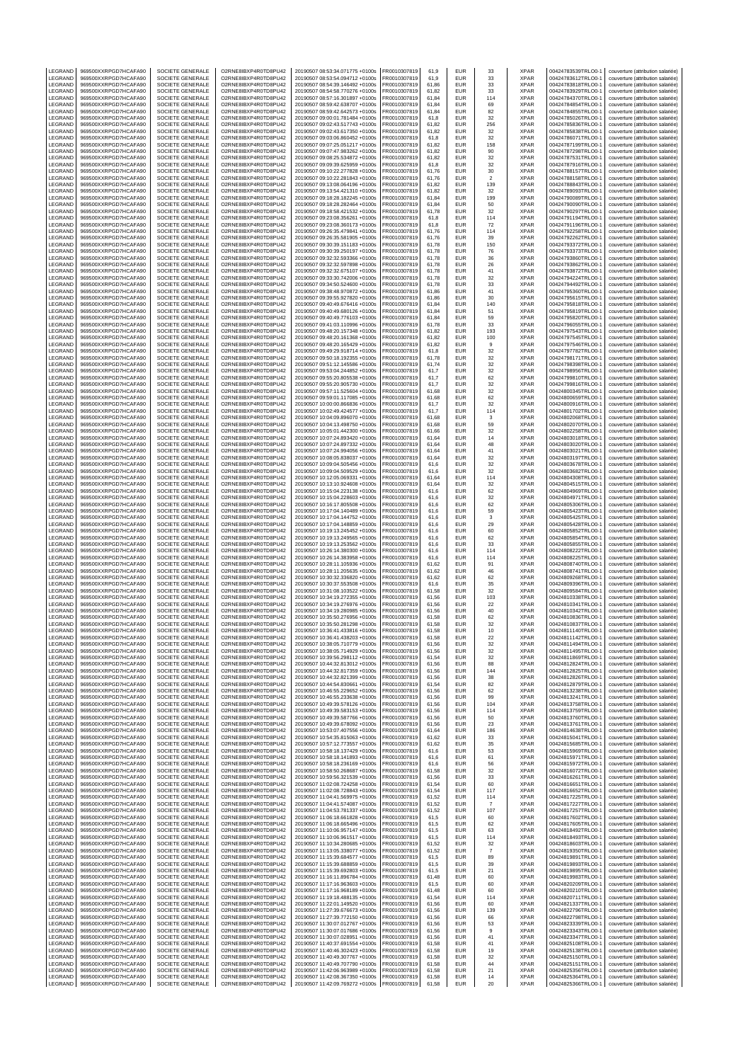| LEGRAND | 969500XXRPGD7HCAFA90 | SOCIETE GENERALE | O2RNE8IBXP4R0TD8PU42 | 20190507 08:53:34.071775 +0100s | FR0010307819 | 61,9 | EUR | 33 | XPAR | 00424783539TRLO0-1 | couverture (attribution salariée) |
|---|---|---|---|---|---|---|---|---|---|---|---|
| LEGRAND | 969500XXRPGD7HCAFA90 | SOCIETE GENERALE | O2RNE8IBXP4R0TD8PU42 | 20190507 08:53:54.094712 +0100s | FR0010307819 | 61,9 | EUR | 33 | XPAR | 00424783612TRLO0-1 | couverture (attribution salariée) |
| LEGRAND | 969500XXRPGD7HCAFA90 | SOCIETE GENERALE | O2RNE8IBXP4R0TD8PU42 | 20190507 08:54:39.146492 +0100s | FR0010307819 | 61,86 | EUR | 33 | XPAR | 00424783818TRLO0-1 | couverture (attribution salariée) |
| LEGRAND | 969500XXRPGD7HCAFA90 | SOCIETE GENERALE | O2RNE8IBXP4R0TD8PU42 | 20190507 08:54:58.770276 +0100s | FR0010307819 | 61,82 | EUR | 33 | XPAR | 00424783929TRLO0-1 | couverture (attribution salariée) |
| LEGRAND | 969500XXRPGD7HCAFA90 | SOCIETE GENERALE | O2RNE8IBXP4R0TD8PU42 | 20190507 08:57:16.301897 +0100s | FR0010307819 | 61,84 | EUR | 114 | XPAR | 00424784370TRLO0-1 | couverture (attribution salariée) |
| LEGRAND | 969500XXRPGD7HCAFA90 | SOCIETE GENERALE | O2RNE8IBXP4R0TD8PU42 | 20190507 08:59:42.638707 +0100s | FR0010307819 | 61,84 | EUR | 69 | XPAR | 00424784854TRLO0-1 | couverture (attribution salariée) |
| LEGRAND | 969500XXRPGD7HCAFA90 | SOCIETE GENERALE | O2RNE8IBXP4R0TD8PU42 | 20190507 08:59:42.642573 +0100s | FR0010307819 | 61,84 | EUR | 82 | XPAR | 00424784855TRLO0-1 | couverture (attribution salariée) |
| LEGRAND | 969500XXRPGD7HCAFA90 | SOCIETE GENERALE | O2RNE8IBXP4R0TD8PU42 | 20190507 09:00:01.781484 +0100s | FR0010307819 | 61,8 | EUR | 32 | XPAR | 00424785026TRLO0-1 | couverture (attribution salariée) |
| LEGRAND | 969500XXRPGD7HCAFA90 | SOCIETE GENERALE | O2RNE8IBXP4R0TD8PU42 | 20190507 09:02:43.517743 +0100s | FR0010307819 | 61,82 | EUR | 256 | XPAR | 00424785836TRLO0-1 | couverture (attribution salariée) |
| LEGRAND | 969500XXRPGD7HCAFA90 | SOCIETE GENERALE | O2RNE8IBXP4R0TD8PU42 | 20190507 09:02:43.617350 +0100s | FR0010307819 | 61,82 | EUR | 32 | XPAR | 00424785838TRLO0-1 | couverture (attribution salariée) |
| LEGRAND | 969500XXRPGD7HCAFA90 | SOCIETE GENERALE | O2RNE8IBXP4R0TD8PU42 | 20190507 09:03:06.860452 +0100s | FR0010307819 | 61,8 | EUR | 32 | XPAR | 00424786071TRLO0-1 | couverture (attribution salariée) |
| LEGRAND | 969500XXRPGD7HCAFA90 | SOCIETE GENERALE | O2RNE8IBXP4R0TD8PU42 | 20190507 09:07:25.051217 +0100s | FR0010307819 | 61,82 | EUR | 158 | XPAR | 00424787199TRLO0-1 | couverture (attribution salariée) |
| LEGRAND | 969500XXRPGD7HCAFA90 | SOCIETE GENERALE | O2RNE8IBXP4R0TD8PU42 | 20190507 09:07:47.983262 +0100s | FR0010307819 | 61,82 | EUR | 90 | XPAR | 00424787298TRLO0-1 | couverture (attribution salariée) |
| LEGRAND | 969500XXRPGD7HCAFA90 | SOCIETE GENERALE | O2RNE8IBXP4R0TD8PU42 | 20190507 09:08:25.534872 +0100s | FR0010307819 | 61,82 | EUR | 32 | XPAR | 00424787531TRLO0-1 | couverture (attribution salariée) |
| LEGRAND | 969500XXRPGD7HCAFA90 | SOCIETE GENERALE | O2RNE8IBXP4R0TD8PU42 | 20190507 09:09:39.625959 +0100s | FR0010307819 | 61,8 | EUR | 32 | XPAR | 00424787916TRLO0-1 | couverture (attribution salariée) |
| LEGRAND | 969500XXRPGD7HCAFA90 | SOCIETE GENERALE | O2RNE8IBXP4R0TD8PU42 | 20190507 09:10:22.277828 +0100s | FR0010307819 | 61,76 | EUR | 30 | XPAR | 00424788157TRLO0-1 | couverture (attribution salariée) |
| LEGRAND | 969500XXRPGD7HCAFA90 | SOCIETE GENERALE | O2RNE8IBXP4R0TD8PU42 | 20190507 09:10:22.281843 +0100s | FR0010307819 | 61,76 | EUR | 2 | XPAR | 00424788158TRLO0-1 | couverture (attribution salariée) |
| LEGRAND | 969500XXRPGD7HCAFA90 | SOCIETE GENERALE | O2RNE8IBXP4R0TD8PU42 | 20190507 09:13:08.064196 +0100s | FR0010307819 | 61,82 | EUR | 139 | XPAR | 00424788843TRLO0-1 | couverture (attribution salariée) |
| LEGRAND | 969500XXRPGD7HCAFA90 | SOCIETE GENERALE | O2RNE8IBXP4R0TD8PU42 | 20190507 09:13:54.421310 +0100s | FR0010307819 | 61,82 | EUR | 32 | XPAR | 00424789093TRLO0-1 | couverture (attribution salariée) |
| LEGRAND | 969500XXRPGD7HCAFA90 | SOCIETE GENERALE | O2RNE8IBXP4R0TD8PU42 | 20190507 09:18:28.182245 +0100s | FR0010307819 | 61,84 | EUR | 199 | XPAR | 00424790089TRLO0-1 | couverture (attribution salariée) |
| LEGRAND | 969500XXRPGD7HCAFA90 | SOCIETE GENERALE | O2RNE8IBXP4R0TD8PU42 | 20190507 09:18:28.282464 +0100s | FR0010307819 | 61,84 | EUR | 50 | XPAR | 00424790090TRLO0-1 | couverture (attribution salariée) |
| LEGRAND | 969500XXRPGD7HCAFA90 | SOCIETE GENERALE | O2RNE8IBXP4R0TD8PU42 | 20190507 09:18:58.421532 +0100s | FR0010307819 | 61,78 | EUR | 32 | XPAR | 00424790297TRLO0-1 | couverture (attribution salariée) |
| LEGRAND | 969500XXRPGD7HCAFA90 | SOCIETE GENERALE | O2RNE8IBXP4R0TD8PU42 | 20190507 09:23:08.356261 +0100s | FR0010307819 | 61,8 | EUR | 114 | XPAR | 00424791194TRLO0-1 | couverture (attribution salariée) |
| LEGRAND | 969500XXRPGD7HCAFA90 | SOCIETE GENERALE | O2RNE8IBXP4R0TD8PU42 | 20190507 09:23:08.360173 +0100s | FR0010307819 | 61,8 | EUR | 72 | XPAR | 00424791196TRLO0-1 | couverture (attribution salariée) |
| LEGRAND | 969500XXRPGD7HCAFA90 | SOCIETE GENERALE | O2RNE8IBXP4R0TD8PU42 | 20190507 09:26:35.479841 +0100s | FR0010307819 | 61,76 | EUR | 114 | XPAR | 00424792258TRLO0-1 | couverture (attribution salariée) |
| LEGRAND | 969500XXRPGD7HCAFA90 | SOCIETE GENERALE | O2RNE8IBXP4R0TD8PU42 | 20190507 09:26:35.581905 +0100s | FR0010307819 | 61,76 | EUR | 39 | XPAR | 00424792262TRLO0-1 | couverture (attribution salariée) |
| LEGRAND | 969500XXRPGD7HCAFA90 | SOCIETE GENERALE | O2RNE8IBXP4R0TD8PU42 | 20190507 09:30:39.151183 +0100s | FR0010307819 | 61,78 | EUR | 150 | XPAR | 00424793372TRLO0-1 | couverture (attribution salariée) |
| LEGRAND | 969500XXRPGD7HCAFA90 | SOCIETE GENERALE | O2RNE8IBXP4R0TD8PU42 | 20190507 09:30:39.250197 +0100s | FR0010307819 | 61,78 | EUR | 76 | XPAR | 00424793373TRLO0-1 | couverture (attribution salariée) |
| LEGRAND | 969500XXRPGD7HCAFA90 | SOCIETE GENERALE | O2RNE8IBXP4R0TD8PU42 | 20190507 09:32:32.593366 +0100s | FR0010307819 | 61,78 | EUR | 36 | XPAR | 00424793860TRLO0-1 | couverture (attribution salariée) |
| LEGRAND | 969500XXRPGD7HCAFA90 | SOCIETE GENERALE | O2RNE8IBXP4R0TD8PU42 | 20190507 09:32:32.597898 +0100s | FR0010307819 | 61,78 | EUR | 26 | XPAR | 00424793862TRLO0-1 | couverture (attribution salariée) |
| LEGRAND | 969500XXRPGD7HCAFA90 | SOCIETE GENERALE | O2RNE8IBXP4R0TD8PU42 | 20190507 09:32:32.675107 +0100s | FR0010307819 | 61,78 | EUR | 41 | XPAR | 00424793872TRLO0-1 | couverture (attribution salariée) |
| LEGRAND | 969500XXRPGD7HCAFA90 | SOCIETE GENERALE | O2RNE8IBXP4R0TD8PU42 | 20190507 09:33:30.742006 +0100s | FR0010307819 | 61,78 | EUR | 32 | XPAR | 00424794224TRLO0-1 | couverture (attribution salariée) |
| LEGRAND | 969500XXRPGD7HCAFA90 | SOCIETE GENERALE | O2RNE8IBXP4R0TD8PU42 | 20190507 09:34:50.524600 +0100s | FR0010307819 | 61,78 | EUR | 33 | XPAR | 00424794492TRLO0-1 | couverture (attribution salariée) |
| LEGRAND | 969500XXRPGD7HCAFA90 | SOCIETE GENERALE | O2RNE8IBXP4R0TD8PU42 | 20190507 09:38:48.970872 +0100s | FR0010307819 | 61,86 | EUR | 41 | XPAR | 00424795360TRLO0-1 | couverture (attribution salariée) |
| LEGRAND | 969500XXRPGD7HCAFA90 | SOCIETE GENERALE | O2RNE8IBXP4R0TD8PU42 | 20190507 09:39:55.927820 +0100s | FR0010307819 | 61,86 | EUR | 30 | XPAR | 00424795615TRLO0-1 | couverture (attribution salariée) |
| LEGRAND | 969500XXRPGD7HCAFA90 | SOCIETE GENERALE | O2RNE8IBXP4R0TD8PU42 | 20190507 09:40:49.676416 +0100s | FR0010307819 | 61,84 | EUR | 140 | XPAR | 00424795818TRLO0-1 | couverture (attribution salariée) |
| LEGRAND | 969500XXRPGD7HCAFA90 | SOCIETE GENERALE | O2RNE8IBXP4R0TD8PU42 | 20190507 09:40:49.680126 +0100s | FR0010307819 | 61,84 | EUR | 51 | XPAR | 00424795819TRLO0-1 | couverture (attribution salariée) |
| LEGRAND | 969500XXRPGD7HCAFA90 | SOCIETE GENERALE | O2RNE8IBXP4R0TD8PU42 | 20190507 09:40:49.776103 +0100s | FR0010307819 | 61,84 | EUR | 59 | XPAR | 00424795820TRLO0-1 | couverture (attribution salariée) |
| LEGRAND | 969500XXRPGD7HCAFA90 | SOCIETE GENERALE | O2RNE8IBXP4R0TD8PU42 | 20190507 09:41:03.110996 +0100s | FR0010307819 | 61,78 | EUR | 33 | XPAR | 00424796055TRLO0-1 | couverture (attribution salariée) |
| LEGRAND | 969500XXRPGD7HCAFA90 | SOCIETE GENERALE | O2RNE8IBXP4R0TD8PU42 | 20190507 09:48:20.157348 +0100s | FR0010307819 | 61,82 | EUR | 193 | XPAR | 00424797543TRLO0-1 | couverture (attribution salariée) |
| LEGRAND | 969500XXRPGD7HCAFA90 | SOCIETE GENERALE | O2RNE8IBXP4R0TD8PU42 | 20190507 09:48:20.161368 +0100s | FR0010307819 | 61,82 | EUR | 100 | XPAR | 00424797545TRLO0-1 | couverture (attribution salariée) |
| LEGRAND | 969500XXRPGD7HCAFA90 | SOCIETE GENERALE | O2RNE8IBXP4R0TD8PU42 | 20190507 09:48:20.165429 +0100s | FR0010307819 | 61,82 | EUR | 9 | XPAR | 00424797546TRLO0-1 | couverture (attribution salariée) |
| LEGRAND | 969500XXRPGD7HCAFA90 | SOCIETE GENERALE | O2RNE8IBXP4R0TD8PU42 | 20190507 09:49:29.918714 +0100s | FR0010307819 | 61,8 | EUR | 32 | XPAR | 00424797782TRLO0-1 | couverture (attribution salariée) |
| LEGRAND | 969500XXRPGD7HCAFA90 | SOCIETE GENERALE | O2RNE8IBXP4R0TD8PU42 | 20190507 09:50:18.192355 +0100s | FR0010307819 | 61,78 | EUR | 32 | XPAR | 00424798171TRLO0-1 | couverture (attribution salariée) |
| LEGRAND | 969500XXRPGD7HCAFA90 | SOCIETE GENERALE | O2RNE8IBXP4R0TD8PU42 | 20190507 09:51:12.145586 +0100s | FR0010307819 | 61,74 | EUR | 32 | XPAR | 00424798398TRLO0-1 | couverture (attribution salariée) |
| LEGRAND | 969500XXRPGD7HCAFA90 | SOCIETE GENERALE | O2RNE8IBXP4R0TD8PU42 | 20190507 09:53:04.244852 +0100s | FR0010307819 | 61,7 | EUR | 32 | XPAR | 00424798956TRLO0-1 | couverture (attribution salariée) |
| LEGRAND | 969500XXRPGD7HCAFA90 | SOCIETE GENERALE | O2RNE8IBXP4R0TD8PU42 | 20190507 09:55:20.805538 +0100s | FR0010307819 | 61,7 | EUR | 62 | XPAR | 00424799810TRLO0-1 | couverture (attribution salariée) |
| LEGRAND | 969500XXRPGD7HCAFA90 | SOCIETE GENERALE | O2RNE8IBXP4R0TD8PU42 | 20190507 09:55:20.905730 +0100s | FR0010307819 | 61,7 | EUR | 32 | XPAR | 00424799816TRLO0-1 | couverture (attribution salariée) |
| LEGRAND | 969500XXRPGD7HCAFA90 | SOCIETE GENERALE | O2RNE8IBXP4R0TD8PU42 | 20190507 09:57:11.525604 +0100s | FR0010307819 | 61,68 | EUR | 32 | XPAR | 00424800345TRLO0-1 | couverture (attribution salariée) |
| LEGRAND | 969500XXRPGD7HCAFA90 | SOCIETE GENERALE | O2RNE8IBXP4R0TD8PU42 | 20190507 09:59:01.117085 +0100s | FR0010307819 | 61,68 | EUR | 62 | XPAR | 00424800659TRLO0-1 | couverture (attribution salariée) |
| LEGRAND | 969500XXRPGD7HCAFA90 | SOCIETE GENERALE | O2RNE8IBXP4R0TD8PU42 | 20190507 10:00:00.866836 +0100s | FR0010307819 | 61,7 | EUR | 32 | XPAR | 00424800916TRLO0-1 | couverture (attribution salariée) |
| LEGRAND | 969500XXRPGD7HCAFA90 | SOCIETE GENERALE | O2RNE8IBXP4R0TD8PU42 | 20190507 10:02:49.424577 +0100s | FR0010307819 | 61,7 | EUR | 114 | XPAR | 00424801702TRLO0-1 | couverture (attribution salariée) |
| LEGRAND | 969500XXRPGD7HCAFA90 | SOCIETE GENERALE | O2RNE8IBXP4R0TD8PU42 | 20190507 10:04:09.896070 +0100s | FR0010307819 | 61,68 | EUR | 3 | XPAR | 00424802068TRLO0-1 | couverture (attribution salariée) |
| LEGRAND | 969500XXRPGD7HCAFA90 | SOCIETE GENERALE | O2RNE8IBXP4R0TD8PU42 | 20190507 10:04:13.498750 +0100s | FR0010307819 | 61,68 | EUR | 59 | XPAR | 00424802070TRLO0-1 | couverture (attribution salariée) |
| LEGRAND | 969500XXRPGD7HCAFA90 | SOCIETE GENERALE | O2RNE8IBXP4R0TD8PU42 | 20190507 10:05:01.442300 +0100s | FR0010307819 | 61,66 | EUR | 32 | XPAR | 00424802258TRLO0-1 | couverture (attribution salariée) |
| LEGRAND | 969500XXRPGD7HCAFA90 | SOCIETE GENERALE | O2RNE8IBXP4R0TD8PU42 | 20190507 10:07:24.893420 +0100s | FR0010307819 | 61,64 | EUR | 14 | XPAR | 00424803018TRLO0-1 | couverture (attribution salariée) |
| LEGRAND | 969500XXRPGD7HCAFA90 | SOCIETE GENERALE | O2RNE8IBXP4R0TD8PU42 | 20190507 10:07:24.897332 +0100s | FR0010307819 | 61,64 | EUR | 48 | XPAR | 00424803020TRLO0-1 | couverture (attribution salariée) |
| LEGRAND | 969500XXRPGD7HCAFA90 | SOCIETE GENERALE | O2RNE8IBXP4R0TD8PU42 | 20190507 10:07:24.994056 +0100s | FR0010307819 | 61,64 | EUR | 41 | XPAR | 00424803021TRLO0-1 | couverture (attribution salariée) |
| LEGRAND | 969500XXRPGD7HCAFA90 | SOCIETE GENERALE | O2RNE8IBXP4R0TD8PU42 | 20190507 10:08:05.838037 +0100s | FR0010307819 | 61,64 | EUR | 32 | XPAR | 00424803197TRLO0-1 | couverture (attribution salariée) |
| LEGRAND | 969500XXRPGD7HCAFA90 | SOCIETE GENERALE | O2RNE8IBXP4R0TD8PU42 | 20190507 10:09:04.505456 +0100s | FR0010307819 | 61,6 | EUR | 32 | XPAR | 00424803678TRLO0-1 | couverture (attribution salariée) |
| LEGRAND | 969500XXRPGD7HCAFA90 | SOCIETE GENERALE | O2RNE8IBXP4R0TD8PU42 | 20190507 10:09:04.509529 +0100s | FR0010307819 | 61,6 | EUR | 32 | XPAR | 00424803682TRLO0-1 | couverture (attribution salariée) |
| LEGRAND | 969500XXRPGD7HCAFA90 | SOCIETE GENERALE | O2RNE8IBXP4R0TD8PU42 | 20190507 10:12:05.069331 +0100s | FR0010307819 | 61,64 | EUR | 114 | XPAR | 00424804308TRLO0-1 | couverture (attribution salariée) |
| LEGRAND | 969500XXRPGD7HCAFA90 | SOCIETE GENERALE | O2RNE8IBXP4R0TD8PU42 | 20190507 10:13:10.924608 +0100s | FR0010307819 | 61,64 | EUR | 32 | XPAR | 00424804515TRLO0-1 | couverture (attribution salariée) |
| LEGRAND | 969500XXRPGD7HCAFA90 | SOCIETE GENERALE | O2RNE8IBXP4R0TD8PU42 | 20190507 10:15:04.223138 +0100s | FR0010307819 | 61,6 | EUR | 62 | XPAR | 00424804969TRLO0-1 | couverture (attribution salariée) |
| LEGRAND | 969500XXRPGD7HCAFA90 | SOCIETE GENERALE | O2RNE8IBXP4R0TD8PU42 | 20190507 10:15:04.228603 +0100s | FR0010307819 | 61,6 | EUR | 32 | XPAR | 00424804971TRLO0-1 | couverture (attribution salariée) |
| LEGRAND | 969500XXRPGD7HCAFA90 | SOCIETE GENERALE | O2RNE8IBXP4R0TD8PU42 | 20190507 10:16:17.805508 +0100s | FR0010307819 | 61,6 | EUR | 62 | XPAR | 00424805306TRLO0-1 | couverture (attribution salariée) |
| LEGRAND | 969500XXRPGD7HCAFA90 | SOCIETE GENERALE | O2RNE8IBXP4R0TD8PU42 | 20190507 10:17:04.140489 +0100s | FR0010307819 | 61,6 | EUR | 59 | XPAR | 00424805423TRLO0-1 | couverture (attribution salariée) |
| LEGRAND | 969500XXRPGD7HCAFA90 | SOCIETE GENERALE | O2RNE8IBXP4R0TD8PU42 | 20190507 10:17:04.144752 +0100s | FR0010307819 | 61,6 | EUR | 3 | XPAR | 00424805425TRLO0-1 | couverture (attribution salariée) |
| LEGRAND | 969500XXRPGD7HCAFA90 | SOCIETE GENERALE | O2RNE8IBXP4R0TD8PU42 | 20190507 10:17:04.148859 +0100s | FR0010307819 | 61,6 | EUR | 29 | XPAR | 00424805428TRLO0-1 | couverture (attribution salariée) |
| LEGRAND | 969500XXRPGD7HCAFA90 | SOCIETE GENERALE | O2RNE8IBXP4R0TD8PU42 | 20190507 10:19:13.245452 +0100s | FR0010307819 | 61,6 | EUR | 60 | XPAR | 00424805852TRLO0-1 | couverture (attribution salariée) |
| LEGRAND | 969500XXRPGD7HCAFA90 | SOCIETE GENERALE | O2RNE8IBXP4R0TD8PU42 | 20190507 10:19:13.249565 +0100s | FR0010307819 | 61,6 | EUR | 62 | XPAR | 00424805854TRLO0-1 | couverture (attribution salariée) |
| LEGRAND | 969500XXRPGD7HCAFA90 | SOCIETE GENERALE | O2RNE8IBXP4R0TD8PU42 | 20190507 10:19:13.253562 +0100s | FR0010307819 | 61,6 | EUR | 33 | XPAR | 00424805855TRLO0-1 | couverture (attribution salariée) |
| LEGRAND | 969500XXRPGD7HCAFA90 | SOCIETE GENERALE | O2RNE8IBXP4R0TD8PU42 | 20190507 10:26:14.380300 +0100s | FR0010307819 | 61,6 | EUR | 114 | XPAR | 00424808222TRLO0-1 | couverture (attribution salariée) |
| LEGRAND | 969500XXRPGD7HCAFA90 | SOCIETE GENERALE | O2RNE8IBXP4R0TD8PU42 | 20190507 10:26:14.383958 +0100s | FR0010307819 | 61,6 | EUR | 114 | XPAR | 00424808225TRLO0-1 | couverture (attribution salariée) |
| LEGRAND | 969500XXRPGD7HCAFA90 | SOCIETE GENERALE | O2RNE8IBXP4R0TD8PU42 | 20190507 10:28:11.105936 +0100s | FR0010307819 | 61,62 | EUR | 91 | XPAR | 00424808740TRLO0-1 | couverture (attribution salariée) |
| LEGRAND | 969500XXRPGD7HCAFA90 | SOCIETE GENERALE | O2RNE8IBXP4R0TD8PU42 | 20190507 10:28:11.205635 +0100s | FR0010307819 | 61,62 | EUR | 46 | XPAR | 00424808741TRLO0-1 | couverture (attribution salariée) |
| LEGRAND | 969500XXRPGD7HCAFA90 | SOCIETE GENERALE | O2RNE8IBXP4R0TD8PU42 | 20190507 10:30:32.336820 +0100s | FR0010307819 | 61,62 | EUR | 62 | XPAR | 00424809288TRLO0-1 | couverture (attribution salariée) |
| LEGRAND | 969500XXRPGD7HCAFA90 | SOCIETE GENERALE | O2RNE8IBXP4R0TD8PU42 | 20190507 10:30:37.553508 +0100s | FR0010307819 | 61,6 | EUR | 35 | XPAR | 00424809396TRLO0-1 | couverture (attribution salariée) |
| LEGRAND | 969500XXRPGD7HCAFA90 | SOCIETE GENERALE | O2RNE8IBXP4R0TD8PU42 | 20190507 10:31:08.103522 +0100s | FR0010307819 | 61,58 | EUR | 32 | XPAR | 00424809584TRLO0-1 | couverture (attribution salariée) |
| LEGRAND | 969500XXRPGD7HCAFA90 | SOCIETE GENERALE | O2RNE8IBXP4R0TD8PU42 | 20190507 10:34:19.272355 +0100s | FR0010307819 | 61,56 | EUR | 103 | XPAR | 00424810338TRLO0-1 | couverture (attribution salariée) |
| LEGRAND | 969500XXRPGD7HCAFA90 | SOCIETE GENERALE | O2RNE8IBXP4R0TD8PU42 | 20190507 10:34:19.276976 +0100s | FR0010307819 | 61,56 | EUR | 22 | XPAR | 00424810341TRLO0-1 | couverture (attribution salariée) |
| LEGRAND | 969500XXRPGD7HCAFA90 | SOCIETE GENERALE | O2RNE8IBXP4R0TD8PU42 | 20190507 10:34:19.280985 +0100s | FR0010307819 | 61,56 | EUR | 40 | XPAR | 00424810342TRLO0-1 | couverture (attribution salariée) |
| LEGRAND | 969500XXRPGD7HCAFA90 | SOCIETE GENERALE | O2RNE8IBXP4R0TD8PU42 | 20190507 10:35:50.276956 +0100s | FR0010307819 | 61,58 | EUR | 62 | XPAR | 00424810836TRLO0-1 | couverture (attribution salariée) |
| LEGRAND | 969500XXRPGD7HCAFA90 | SOCIETE GENERALE | O2RNE8IBXP4R0TD8PU42 | 20190507 10:35:50.281298 +0100s | FR0010307819 | 61,58 | EUR | 32 | XPAR | 00424810837TRLO0-1 | couverture (attribution salariée) |
| LEGRAND | 969500XXRPGD7HCAFA90 | SOCIETE GENERALE | O2RNE8IBXP4R0TD8PU42 | 20190507 10:36:41.433816 +0100s | FR0010307819 | 61,58 | EUR | 10 | XPAR | 00424811140TRLO0-1 | couverture (attribution salariée) |
| LEGRAND | 969500XXRPGD7HCAFA90 | SOCIETE GENERALE | O2RNE8IBXP4R0TD8PU42 | 20190507 10:36:41.438203 +0100s | FR0010307819 | 61,58 | EUR | 22 | XPAR | 00424811142TRLO0-1 | couverture (attribution salariée) |
| LEGRAND | 969500XXRPGD7HCAFA90 | SOCIETE GENERALE | O2RNE8IBXP4R0TD8PU42 | 20190507 10:38:05.710779 +0100s | FR0010307819 | 61,56 | EUR | 32 | XPAR | 00424811494TRLO0-1 | couverture (attribution salariée) |
| LEGRAND | 969500XXRPGD7HCAFA90 | SOCIETE GENERALE | O2RNE8IBXP4R0TD8PU42 | 20190507 10:38:05.714929 +0100s | FR0010307819 | 61,56 | EUR | 32 | XPAR | 00424811495TRLO0-1 | couverture (attribution salariée) |
| LEGRAND | 969500XXRPGD7HCAFA90 | SOCIETE GENERALE | O2RNE8IBXP4R0TD8PU42 | 20190507 10:39:56.298112 +0100s | FR0010307819 | 61,54 | EUR | 32 | XPAR | 00424811860TRLO0-1 | couverture (attribution salariée) |
| LEGRAND | 969500XXRPGD7HCAFA90 | SOCIETE GENERALE | O2RNE8IBXP4R0TD8PU42 | 20190507 10:44:32.813012 +0100s | FR0010307819 | 61,56 | EUR | 88 | XPAR | 00424812824TRLO0-1 | couverture (attribution salariée) |
| LEGRAND | 969500XXRPGD7HCAFA90 | SOCIETE GENERALE | O2RNE8IBXP4R0TD8PU42 | 20190507 10:44:32.817359 +0100s | FR0010307819 | 61,56 | EUR | 144 | XPAR | 00424812825TRLO0-1 | couverture (attribution salariée) |
| LEGRAND | 969500XXRPGD7HCAFA90 | SOCIETE GENERALE | O2RNE8IBXP4R0TD8PU42 | 20190507 10:44:32.821399 +0100s | FR0010307819 | 61,56 | EUR | 38 | XPAR | 00424812826TRLO0-1 | couverture (attribution salariée) |
| LEGRAND | 969500XXRPGD7HCAFA90 | SOCIETE GENERALE | O2RNE8IBXP4R0TD8PU42 | 20190507 10:44:54.830661 +0100s | FR0010307819 | 61,54 | EUR | 82 | XPAR | 00424812879TRLO0-1 | couverture (attribution salariée) |
| LEGRAND | 969500XXRPGD7HCAFA90 | SOCIETE GENERALE | O2RNE8IBXP4R0TD8PU42 | 20190507 10:46:55.229652 +0100s | FR0010307819 | 61,56 | EUR | 62 | XPAR | 00424813238TRLO0-1 | couverture (attribution salariée) |
| LEGRAND | 969500XXRPGD7HCAFA90 | SOCIETE GENERALE | O2RNE8IBXP4R0TD8PU42 | 20190507 10:46:55.233638 +0100s | FR0010307819 | 61,56 | EUR | 99 | XPAR | 00424813241TRLO0-1 | couverture (attribution salariée) |
| LEGRAND | 969500XXRPGD7HCAFA90 | SOCIETE GENERALE | O2RNE8IBXP4R0TD8PU42 | 20190507 10:49:39.578126 +0100s | FR0010307819 | 61,56 | EUR | 104 | XPAR | 00424813758TRLO0-1 | couverture (attribution salariée) |
| LEGRAND | 969500XXRPGD7HCAFA90 | SOCIETE GENERALE | O2RNE8IBXP4R0TD8PU42 | 20190507 10:49:39.583153 +0100s | FR0010307819 | 61,56 | EUR | 114 | XPAR | 00424813759TRLO0-1 | couverture (attribution salariée) |
| LEGRAND | 969500XXRPGD7HCAFA90 | SOCIETE GENERALE | O2RNE8IBXP4R0TD8PU42 | 20190507 10:49:39.587766 +0100s | FR0010307819 | 61,56 | EUR | 50 | XPAR | 00424813760TRLO0-1 | couverture (attribution salariée) |
| LEGRAND | 969500XXRPGD7HCAFA90 | SOCIETE GENERALE | O2RNE8IBXP4R0TD8PU42 | 20190507 10:49:39.678092 +0100s | FR0010307819 | 61,56 | EUR | 23 | XPAR | 00424813761TRLO0-1 | couverture (attribution salariée) |
| LEGRAND | 969500XXRPGD7HCAFA90 | SOCIETE GENERALE | O2RNE8IBXP4R0TD8PU42 | 20190507 10:53:07.407556 +0100s | FR0010307819 | 61,64 | EUR | 186 | XPAR | 00424814638TRLO0-1 | couverture (attribution salariée) |
| LEGRAND | 969500XXRPGD7HCAFA90 | SOCIETE GENERALE | O2RNE8IBXP4R0TD8PU42 | 20190507 10:54:35.815063 +0100s | FR0010307819 | 61,62 | EUR | 33 | XPAR | 00424815041TRLO0-1 | couverture (attribution salariée) |
| LEGRAND | 969500XXRPGD7HCAFA90 | SOCIETE GENERALE | O2RNE8IBXP4R0TD8PU42 | 20190507 10:57:12.773557 +0100s | FR0010307819 | 61,62 | EUR | 35 | XPAR | 00424815685TRLO0-1 | couverture (attribution salariée) |
| LEGRAND | 969500XXRPGD7HCAFA90 | SOCIETE GENERALE | O2RNE8IBXP4R0TD8PU42 | 20190507 10:58:18.137429 +0100s | FR0010307819 | 61,6 | EUR | 53 | XPAR | 00424815969TRLO0-1 | couverture (attribution salariée) |
| LEGRAND | 969500XXRPGD7HCAFA90 | SOCIETE GENERALE | O2RNE8IBXP4R0TD8PU42 | 20190507 10:58:18.141893 +0100s | FR0010307819 | 61,6 | EUR | 61 | XPAR | 00424815971TRLO0-1 | couverture (attribution salariée) |
| LEGRAND | 969500XXRPGD7HCAFA90 | SOCIETE GENERALE | O2RNE8IBXP4R0TD8PU42 | 20190507 10:58:18.236169 +0100s | FR0010307819 | 61,6 | EUR | 56 | XPAR | 00424815972TRLO0-1 | couverture (attribution salariée) |
| LEGRAND | 969500XXRPGD7HCAFA90 | SOCIETE GENERALE | O2RNE8IBXP4R0TD8PU42 | 20190507 10:58:50.268687 +0100s | FR0010307819 | 61,58 | EUR | 32 | XPAR | 00424816072TRLO0-1 | couverture (attribution salariée) |
| LEGRAND | 969500XXRPGD7HCAFA90 | SOCIETE GENERALE | O2RNE8IBXP4R0TD8PU42 | 20190507 10:59:56.321539 +0100s | FR0010307819 | 61,56 | EUR | 33 | XPAR | 00424816261TRLO0-1 | couverture (attribution salariée) |
| LEGRAND | 969500XXRPGD7HCAFA90 | SOCIETE GENERALE | O2RNE8IBXP4R0TD8PU42 | 20190507 11:02:08.724258 +0100s | FR0010307819 | 61,54 | EUR | 60 | XPAR | 00424816651TRLO0-1 | couverture (attribution salariée) |
| LEGRAND | 969500XXRPGD7HCAFA90 | SOCIETE GENERALE | O2RNE8IBXP4R0TD8PU42 | 20190507 11:02:08.728843 +0100s | FR0010307819 | 61,54 | EUR | 117 | XPAR | 00424816652TRLO0-1 | couverture (attribution salariée) |
| LEGRAND | 969500XXRPGD7HCAFA90 | SOCIETE GENERALE | O2RNE8IBXP4R0TD8PU42 | 20190507 11:04:41.569975 +0100s | FR0010307819 | 61,52 | EUR | 114 | XPAR | 00424817225TRLO0-1 | couverture (attribution salariée) |
| LEGRAND | 969500XXRPGD7HCAFA90 | SOCIETE GENERALE | O2RNE8IBXP4R0TD8PU42 | 20190507 11:04:41.574087 +0100s | FR0010307819 | 61,52 | EUR | 7 | XPAR | 00424817227TRLO0-1 | couverture (attribution salariée) |
| LEGRAND | 969500XXRPGD7HCAFA90 | SOCIETE GENERALE | O2RNE8IBXP4R0TD8PU42 | 20190507 11:04:53.781337 +0100s | FR0010307819 | 61,52 | EUR | 107 | XPAR | 00424817257TRLO0-1 | couverture (attribution salariée) |
| LEGRAND | 969500XXRPGD7HCAFA90 | SOCIETE GENERALE | O2RNE8IBXP4R0TD8PU42 | 20190507 11:06:18.661828 +0100s | FR0010307819 | 61,5 | EUR | 60 | XPAR | 00424817602TRLO0-1 | couverture (attribution salariée) |
| LEGRAND | 969500XXRPGD7HCAFA90 | SOCIETE GENERALE | O2RNE8IBXP4R0TD8PU42 | 20190507 11:06:18.665496 +0100s | FR0010307819 | 61,5 | EUR | 62 | XPAR | 00424817605TRLO0-1 | couverture (attribution salariée) |
| LEGRAND | 969500XXRPGD7HCAFA90 | SOCIETE GENERALE | O2RNE8IBXP4R0TD8PU42 | 20190507 11:10:06.957147 +0100s | FR0010307819 | 61,5 | EUR | 63 | XPAR | 00424818492TRLO0-1 | couverture (attribution salariée) |
| LEGRAND | 969500XXRPGD7HCAFA90 | SOCIETE GENERALE | O2RNE8IBXP4R0TD8PU42 | 20190507 11:10:06.961517 +0100s | FR0010307819 | 61,5 | EUR | 114 | XPAR | 00424818493TRLO0-1 | couverture (attribution salariée) |
| LEGRAND | 969500XXRPGD7HCAFA90 | SOCIETE GENERALE | O2RNE8IBXP4R0TD8PU42 | 20190507 11:10:34.280685 +0100s | FR0010307819 | 61,52 | EUR | 32 | XPAR | 00424818603TRLO0-1 | couverture (attribution salariée) |
| LEGRAND | 969500XXRPGD7HCAFA90 | SOCIETE GENERALE | O2RNE8IBXP4R0TD8PU42 | 20190507 11:13:05.338077 +0100s | FR0010307819 | 61,52 | EUR | 7 | XPAR | 00424819350TRLO0-1 | couverture (attribution salariée) |
| LEGRAND | 969500XXRPGD7HCAFA90 | SOCIETE GENERALE | O2RNE8IBXP4R0TD8PU42 | 20190507 11:15:39.684577 +0100s | FR0010307819 | 61,5 | EUR | 89 | XPAR | 00424819891TRLO0-1 | couverture (attribution salariée) |
| LEGRAND | 969500XXRPGD7HCAFA90 | SOCIETE GENERALE | O2RNE8IBXP4R0TD8PU42 | 20190507 11:15:39.688859 +0100s | FR0010307819 | 61,5 | EUR | 39 | XPAR | 00424819893TRLO0-1 | couverture (attribution salariée) |
| LEGRAND | 969500XXRPGD7HCAFA90 | SOCIETE GENERALE | O2RNE8IBXP4R0TD8PU42 | 20190507 11:15:39.692803 +0100s | FR0010307819 | 61,5 | EUR | 21 | XPAR | 00424819895TRLO0-1 | couverture (attribution salariée) |
| LEGRAND | 969500XXRPGD7HCAFA90 | SOCIETE GENERALE | O2RNE8IBXP4R0TD8PU42 | 20190507 11:16:11.896784 +0100s | FR0010307819 | 61,48 | EUR | 60 | XPAR | 00424819983TRLO0-1 | couverture (attribution salariée) |
| LEGRAND | 969500XXRPGD7HCAFA90 | SOCIETE GENERALE | O2RNE8IBXP4R0TD8PU42 | 20190507 11:17:16.963603 +0100s | FR0010307819 | 61,5 | EUR | 60 | XPAR | 00424820209TRLO0-1 | couverture (attribution salariée) |
| LEGRAND | 969500XXRPGD7HCAFA90 | SOCIETE GENERALE | O2RNE8IBXP4R0TD8PU42 | 20190507 11:17:16.968189 +0100s | FR0010307819 | 61,48 | EUR | 60 | XPAR | 00424820210TRLO0-1 | couverture (attribution salariée) |
| LEGRAND | 969500XXRPGD7HCAFA90 | SOCIETE GENERALE | O2RNE8IBXP4R0TD8PU42 | 20190507 11:19:18.488135 +0100s | FR0010307819 | 61,54 | EUR | 114 | XPAR | 00424820711TRLO0-1 | couverture (attribution salariée) |
| LEGRAND | 969500XXRPGD7HCAFA90 | SOCIETE GENERALE | O2RNE8IBXP4R0TD8PU42 | 20190507 11:22:01.149520 +0100s | FR0010307819 | 61,56 | EUR | 60 | XPAR | 00424821337TRLO0-1 | couverture (attribution salariée) |
| LEGRAND | 969500XXRPGD7HCAFA90 | SOCIETE GENERALE | O2RNE8IBXP4R0TD8PU42 | 20190507 11:27:39.676673 +0100s | FR0010307819 | 61,56 | EUR | 139 | XPAR | 00424822796TRLO0-1 | couverture (attribution salariée) |
| LEGRAND | 969500XXRPGD7HCAFA90 | SOCIETE GENERALE | O2RNE8IBXP4R0TD8PU42 | 20190507 11:27:39.772150 +0100s | FR0010307819 | 61,56 | EUR | 66 | XPAR | 00424822798TRLO0-1 | couverture (attribution salariée) |
| LEGRAND | 969500XXRPGD7HCAFA90 | SOCIETE GENERALE | O2RNE8IBXP4R0TD8PU42 | 20190507 11:30:07.012767 +0100s | FR0010307819 | 61,56 | EUR | 53 | XPAR | 00424823339TRLO0-1 | couverture (attribution salariée) |
| LEGRAND | 969500XXRPGD7HCAFA90 | SOCIETE GENERALE | O2RNE8IBXP4R0TD8PU42 | 20190507 11:30:07.017686 +0100s | FR0010307819 | 61,56 | EUR | 9 | XPAR | 00424823343TRLO0-1 | couverture (attribution salariée) |
| LEGRAND | 969500XXRPGD7HCAFA90 | SOCIETE GENERALE | O2RNE8IBXP4R0TD8PU42 | 20190507 11:30:07.026951 +0100s | FR0010307819 | 61,56 | EUR | 41 | XPAR | 00424823347TRLO0-1 | couverture (attribution salariée) |
| LEGRAND | 969500XXRPGD7HCAFA90 | SOCIETE GENERALE | O2RNE8IBXP4R0TD8PU42 | 20190507 11:40:37.691554 +0100s | FR0010307819 | 61,58 | EUR | 41 | XPAR | 00424825108TRLO0-1 | couverture (attribution salariée) |
| LEGRAND | 969500XXRPGD7HCAFA90 | SOCIETE GENERALE | O2RNE8IBXP4R0TD8PU42 | 20190507 11:40:46.302423 +0100s | FR0010307819 | 61,58 | EUR | 19 | XPAR | 00424825138TRLO0-1 | couverture (attribution salariée) |
| LEGRAND | 969500XXRPGD7HCAFA90 | SOCIETE GENERALE | O2RNE8IBXP4R0TD8PU42 | 20190507 11:40:49.307767 +0100s | FR0010307819 | 61,58 | EUR | 32 | XPAR | 00424825150TRLO0-1 | couverture (attribution salariée) |
| LEGRAND | 969500XXRPGD7HCAFA90 | SOCIETE GENERALE | O2RNE8IBXP4R0TD8PU42 | 20190507 11:40:49.707790 +0100s | FR0010307819 | 61,58 | EUR | 44 | XPAR | 00424825151TRLO0-1 | couverture (attribution salariée) |
| LEGRAND | 969500XXRPGD7HCAFA90 | SOCIETE GENERALE | O2RNE8IBXP4R0TD8PU42 | 20190507 11:42:06.963989 +0100s | FR0010307819 | 61,58 | EUR | 21 | XPAR | 00424825356TRLO0-1 | couverture (attribution salariée) |
| LEGRAND | 969500XXRPGD7HCAFA90 | SOCIETE GENERALE | O2RNE8IBXP4R0TD8PU42 | 20190507 11:42:08.367350 +0100s | FR0010307819 | 61,58 | EUR | 14 | XPAR | 00424825364TRLO0-1 | couverture (attribution salariée) |
| LEGRAND | 969500XXRPGD7HCAFA90 | SOCIETE GENERALE | O2RNE8IBXP4R0TD8PU42 | 20190507 11:42:09.769272 +0100s | FR0010307819 | 61,58 | EUR | 20 | XPAR | 00424825366TRLO0-1 | couverture (attribution salariée) |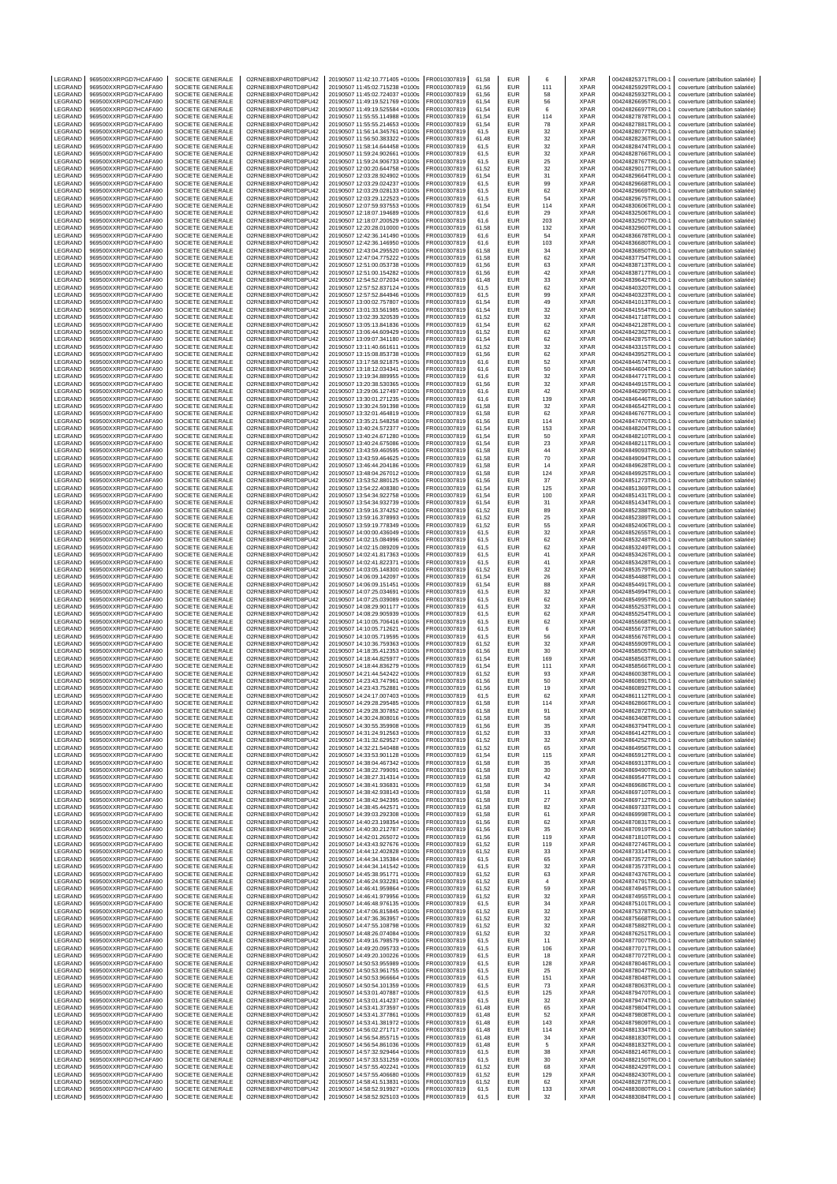| LEGRAND | 969500XXRPGD7HCAFA90 | SOCIETE GENERALE | O2RNE8IBXP4R0TD8PU42 | 20190507 11:42:10.771405 +0100s | FR0010307819 | 61,58 | EUR | 6 | XPAR | 00424825371TRLO0-1 | couverture (attribution salariée) |
|---|---|---|---|---|---|---|---|---|---|---|---|
| LEGRAND | 969500XXRPGD7HCAFA90 | SOCIETE GENERALE | O2RNE8IBXP4R0TD8PU42 | 20190507 11:45:02.715238 +0100s | FR0010307819 | 61,56 | EUR | 111 | XPAR | 00424825929TRLO0-1 | couverture (attribution salariée) |
| LEGRAND | 969500XXRPGD7HCAFA90 | SOCIETE GENERALE | O2RNE8IBXP4R0TD8PU42 | 20190507 11:45:02.724037 +0100s | FR0010307819 | 61,56 | EUR | 58 | XPAR | 00424825932TRLO0-1 | couverture (attribution salariée) |
| LEGRAND | 969500XXRPGD7HCAFA90 | SOCIETE GENERALE | O2RNE8IBXP4R0TD8PU42 | 20190507 11:49:19.521769 +0100s | FR0010307819 | 61,54 | EUR | 56 | XPAR | 00424826695TRLO0-1 | couverture (attribution salariée) |
| LEGRAND | 969500XXRPGD7HCAFA90 | SOCIETE GENERALE | O2RNE8IBXP4R0TD8PU42 | 20190507 11:49:19.525584 +0100s | FR0010307819 | 61,54 | EUR | 6 | XPAR | 00424826697TRLO0-1 | couverture (attribution salariée) |
| LEGRAND | 969500XXRPGD7HCAFA90 | SOCIETE GENERALE | O2RNE8IBXP4R0TD8PU42 | 20190507 11:55:55.114988 +0100s | FR0010307819 | 61,54 | EUR | 114 | XPAR | 00424827878TRLO0-1 | couverture (attribution salariée) |
| LEGRAND | 969500XXRPGD7HCAFA90 | SOCIETE GENERALE | O2RNE8IBXP4R0TD8PU42 | 20190507 11:55:55.214653 +0100s | FR0010307819 | 61,54 | EUR | 78 | XPAR | 00424827881TRLO0-1 | couverture (attribution salariée) |
| LEGRAND | 969500XXRPGD7HCAFA90 | SOCIETE GENERALE | O2RNE8IBXP4R0TD8PU42 | 20190507 11:56:14.345761 +0100s | FR0010307819 | 61,5 | EUR | 32 | XPAR | 00424828077TRLO0-1 | couverture (attribution salariée) |
| LEGRAND | 969500XXRPGD7HCAFA90 | SOCIETE GENERALE | O2RNE8IBXP4R0TD8PU42 | 20190507 11:56:50.383322 +0100s | FR0010307819 | 61,48 | EUR | 32 | XPAR | 00424828236TRLO0-1 | couverture (attribution salariée) |
| LEGRAND | 969500XXRPGD7HCAFA90 | SOCIETE GENERALE | O2RNE8IBXP4R0TD8PU42 | 20190507 11:58:14.644458 +0100s | FR0010307819 | 61,5 | EUR | 32 | XPAR | 00424828474TRLO0-1 | couverture (attribution salariée) |
| LEGRAND | 969500XXRPGD7HCAFA90 | SOCIETE GENERALE | O2RNE8IBXP4R0TD8PU42 | 20190507 11:59:24.902661 +0100s | FR0010307819 | 61,5 | EUR | 32 | XPAR | 00424828766TRLO0-1 | couverture (attribution salariée) |
| LEGRAND | 969500XXRPGD7HCAFA90 | SOCIETE GENERALE | O2RNE8IBXP4R0TD8PU42 | 20190507 11:59:24.906733 +0100s | FR0010307819 | 61,5 | EUR | 25 | XPAR | 00424828767TRLO0-1 | couverture (attribution salariée) |
| LEGRAND | 969500XXRPGD7HCAFA90 | SOCIETE GENERALE | O2RNE8IBXP4R0TD8PU42 | 20190507 12:00:20.644758 +0100s | FR0010307819 | 61,52 | EUR | 32 | XPAR | 00424829017TRLO0-1 | couverture (attribution salariée) |
| LEGRAND | 969500XXRPGD7HCAFA90 | SOCIETE GENERALE | O2RNE8IBXP4R0TD8PU42 | 20190507 12:03:28.924902 +0100s | FR0010307819 | 61,54 | EUR | 31 | XPAR | 00424829664TRLO0-1 | couverture (attribution salariée) |
| LEGRAND | 969500XXRPGD7HCAFA90 | SOCIETE GENERALE | O2RNE8IBXP4R0TD8PU42 | 20190507 12:03:29.024237 +0100s | FR0010307819 | 61,5 | EUR | 99 | XPAR | 00424829668TRLO0-1 | couverture (attribution salariée) |
| LEGRAND | 969500XXRPGD7HCAFA90 | SOCIETE GENERALE | O2RNE8IBXP4R0TD8PU42 | 20190507 12:03:29.028133 +0100s | FR0010307819 | 61,5 | EUR | 62 | XPAR | 00424829669TRLO0-1 | couverture (attribution salariée) |
| LEGRAND | 969500XXRPGD7HCAFA90 | SOCIETE GENERALE | O2RNE8IBXP4R0TD8PU42 | 20190507 12:03:29.122523 +0100s | FR0010307819 | 61,5 | EUR | 54 | XPAR | 00424829675TRLO0-1 | couverture (attribution salariée) |
| LEGRAND | 969500XXRPGD7HCAFA90 | SOCIETE GENERALE | O2RNE8IBXP4R0TD8PU42 | 20190507 12:07:59.937553 +0100s | FR0010307819 | 61,54 | EUR | 114 | XPAR | 00424830606TRLO0-1 | couverture (attribution salariée) |
| LEGRAND | 969500XXRPGD7HCAFA90 | SOCIETE GENERALE | O2RNE8IBXP4R0TD8PU42 | 20190507 12:18:07.194689 +0100s | FR0010307819 | 61,6 | EUR | 29 | XPAR | 00424832506TRLO0-1 | couverture (attribution salariée) |
| LEGRAND | 969500XXRPGD7HCAFA90 | SOCIETE GENERALE | O2RNE8IBXP4R0TD8PU42 | 20190507 12:18:07.200529 +0100s | FR0010307819 | 61,6 | EUR | 203 | XPAR | 00424832507TRLO0-1 | couverture (attribution salariée) |
| LEGRAND | 969500XXRPGD7HCAFA90 | SOCIETE GENERALE | O2RNE8IBXP4R0TD8PU42 | 20190507 12:20:28.010000 +0100s | FR0010307819 | 61,58 | EUR | 132 | XPAR | 00424832960TRLO0-1 | couverture (attribution salariée) |
| LEGRAND | 969500XXRPGD7HCAFA90 | SOCIETE GENERALE | O2RNE8IBXP4R0TD8PU42 | 20190507 12:42:36.141490 +0100s | FR0010307819 | 61,6 | EUR | 54 | XPAR | 00424836678TRLO0-1 | couverture (attribution salariée) |
| LEGRAND | 969500XXRPGD7HCAFA90 | SOCIETE GENERALE | O2RNE8IBXP4R0TD8PU42 | 20190507 12:42:36.146950 +0100s | FR0010307819 | 61,6 | EUR | 103 | XPAR | 00424836680TRLO0-1 | couverture (attribution salariée) |
| LEGRAND | 969500XXRPGD7HCAFA90 | SOCIETE GENERALE | O2RNE8IBXP4R0TD8PU42 | 20190507 12:43:04.295520 +0100s | FR0010307819 | 61,58 | EUR | 34 | XPAR | 00424836850TRLO0-1 | couverture (attribution salariée) |
| LEGRAND | 969500XXRPGD7HCAFA90 | SOCIETE GENERALE | O2RNE8IBXP4R0TD8PU42 | 20190507 12:47:04.775222 +0100s | FR0010307819 | 61,58 | EUR | 62 | XPAR | 00424837754TRLO0-1 | couverture (attribution salariée) |
| LEGRAND | 969500XXRPGD7HCAFA90 | SOCIETE GENERALE | O2RNE8IBXP4R0TD8PU42 | 20190507 12:51:00.053738 +0100s | FR0010307819 | 61,56 | EUR | 63 | XPAR | 00424838713TRLO0-1 | couverture (attribution salariée) |
| LEGRAND | 969500XXRPGD7HCAFA90 | SOCIETE GENERALE | O2RNE8IBXP4R0TD8PU42 | 20190507 12:51:00.154282 +0100s | FR0010307819 | 61,56 | EUR | 42 | XPAR | 00424838717TRLO0-1 | couverture (attribution salariée) |
| LEGRAND | 969500XXRPGD7HCAFA90 | SOCIETE GENERALE | O2RNE8IBXP4R0TD8PU42 | 20190507 12:54:52.072034 +0100s | FR0010307819 | 61,48 | EUR | 33 | XPAR | 00424839642TRLO0-1 | couverture (attribution salariée) |
| LEGRAND | 969500XXRPGD7HCAFA90 | SOCIETE GENERALE | O2RNE8IBXP4R0TD8PU42 | 20190507 12:57:52.837124 +0100s | FR0010307819 | 61,5 | EUR | 62 | XPAR | 00424840320TRLO0-1 | couverture (attribution salariée) |
| LEGRAND | 969500XXRPGD7HCAFA90 | SOCIETE GENERALE | O2RNE8IBXP4R0TD8PU42 | 20190507 12:57:52.844946 +0100s | FR0010307819 | 61,5 | EUR | 99 | XPAR | 00424840323TRLO0-1 | couverture (attribution salariée) |
| LEGRAND | 969500XXRPGD7HCAFA90 | SOCIETE GENERALE | O2RNE8IBXP4R0TD8PU42 | 20190507 13:00:02.757807 +0100s | FR0010307819 | 61,54 | EUR | 49 | XPAR | 00424841013TRLO0-1 | couverture (attribution salariée) |
| LEGRAND | 969500XXRPGD7HCAFA90 | SOCIETE GENERALE | O2RNE8IBXP4R0TD8PU42 | 20190507 13:01:33.561985 +0100s | FR0010307819 | 61,54 | EUR | 32 | XPAR | 00424841554TRLO0-1 | couverture (attribution salariée) |
| LEGRAND | 969500XXRPGD7HCAFA90 | SOCIETE GENERALE | O2RNE8IBXP4R0TD8PU42 | 20190507 13:02:39.320539 +0100s | FR0010307819 | 61,52 | EUR | 32 | XPAR | 00424841718TRLO0-1 | couverture (attribution salariée) |
| LEGRAND | 969500XXRPGD7HCAFA90 | SOCIETE GENERALE | O2RNE8IBXP4R0TD8PU42 | 20190507 13:05:13.841836 +0100s | FR0010307819 | 61,54 | EUR | 62 | XPAR | 00424842128TRLO0-1 | couverture (attribution salariée) |
| LEGRAND | 969500XXRPGD7HCAFA90 | SOCIETE GENERALE | O2RNE8IBXP4R0TD8PU42 | 20190507 13:06:44.609429 +0100s | FR0010307819 | 61,52 | EUR | 62 | XPAR | 00424842362TRLO0-1 | couverture (attribution salariée) |
| LEGRAND | 969500XXRPGD7HCAFA90 | SOCIETE GENERALE | O2RNE8IBXP4R0TD8PU42 | 20190507 13:09:07.341180 +0100s | FR0010307819 | 61,54 | EUR | 62 | XPAR | 00424842875TRLO0-1 | couverture (attribution salariée) |
| LEGRAND | 969500XXRPGD7HCAFA90 | SOCIETE GENERALE | O2RNE8IBXP4R0TD8PU42 | 20190507 13:11:40.661611 +0100s | FR0010307819 | 61,52 | EUR | 32 | XPAR | 00424843315TRLO0-1 | couverture (attribution salariée) |
| LEGRAND | 969500XXRPGD7HCAFA90 | SOCIETE GENERALE | O2RNE8IBXP4R0TD8PU42 | 20190507 13:15:08.853738 +0100s | FR0010307819 | 61,56 | EUR | 62 | XPAR | 00424843952TRLO0-1 | couverture (attribution salariée) |
| LEGRAND | 969500XXRPGD7HCAFA90 | SOCIETE GENERALE | O2RNE8IBXP4R0TD8PU42 | 20190507 13:17:58.921875 +0100s | FR0010307819 | 61,6 | EUR | 52 | XPAR | 00424844574TRLO0-1 | couverture (attribution salariée) |
| LEGRAND | 969500XXRPGD7HCAFA90 | SOCIETE GENERALE | O2RNE8IBXP4R0TD8PU42 | 20190507 13:18:12.034341 +0100s | FR0010307819 | 61,6 | EUR | 50 | XPAR | 00424844604TRLO0-1 | couverture (attribution salariée) |
| LEGRAND | 969500XXRPGD7HCAFA90 | SOCIETE GENERALE | O2RNE8IBXP4R0TD8PU42 | 20190507 13:19:34.889955 +0100s | FR0010307819 | 61,6 | EUR | 32 | XPAR | 00424844771TRLO0-1 | couverture (attribution salariée) |
| LEGRAND | 969500XXRPGD7HCAFA90 | SOCIETE GENERALE | O2RNE8IBXP4R0TD8PU42 | 20190507 13:20:38.530365 +0100s | FR0010307819 | 61,56 | EUR | 32 | XPAR | 00424844915TRLO0-1 | couverture (attribution salariée) |
| LEGRAND | 969500XXRPGD7HCAFA90 | SOCIETE GENERALE | O2RNE8IBXP4R0TD8PU42 | 20190507 13:29:06.127497 +0100s | FR0010307819 | 61,6 | EUR | 42 | XPAR | 00424846299TRLO0-1 | couverture (attribution salariée) |
| LEGRAND | 969500XXRPGD7HCAFA90 | SOCIETE GENERALE | O2RNE8IBXP4R0TD8PU42 | 20190507 13:30:01.271235 +0100s | FR0010307819 | 61,6 | EUR | 139 | XPAR | 00424846446TRLO0-1 | couverture (attribution salariée) |
| LEGRAND | 969500XXRPGD7HCAFA90 | SOCIETE GENERALE | O2RNE8IBXP4R0TD8PU42 | 20190507 13:30:24.591398 +0100s | FR0010307819 | 61,58 | EUR | 32 | XPAR | 00424846542TRLO0-1 | couverture (attribution salariée) |
| LEGRAND | 969500XXRPGD7HCAFA90 | SOCIETE GENERALE | O2RNE8IBXP4R0TD8PU42 | 20190507 13:32:01.464819 +0100s | FR0010307819 | 61,58 | EUR | 62 | XPAR | 00424846767TRLO0-1 | couverture (attribution salariée) |
| LEGRAND | 969500XXRPGD7HCAFA90 | SOCIETE GENERALE | O2RNE8IBXP4R0TD8PU42 | 20190507 13:35:21.548258 +0100s | FR0010307819 | 61,56 | EUR | 114 | XPAR | 00424847470TRLO0-1 | couverture (attribution salariée) |
| LEGRAND | 969500XXRPGD7HCAFA90 | SOCIETE GENERALE | O2RNE8IBXP4R0TD8PU42 | 20190507 13:40:24.572377 +0100s | FR0010307819 | 61,54 | EUR | 153 | XPAR | 00424848204TRLO0-1 | couverture (attribution salariée) |
| LEGRAND | 969500XXRPGD7HCAFA90 | SOCIETE GENERALE | O2RNE8IBXP4R0TD8PU42 | 20190507 13:40:24.671280 +0100s | FR0010307819 | 61,54 | EUR | 50 | XPAR | 00424848210TRLO0-1 | couverture (attribution salariée) |
| LEGRAND | 969500XXRPGD7HCAFA90 | SOCIETE GENERALE | O2RNE8IBXP4R0TD8PU42 | 20190507 13:40:24.675086 +0100s | FR0010307819 | 61,54 | EUR | 23 | XPAR | 00424848211TRLO0-1 | couverture (attribution salariée) |
| LEGRAND | 969500XXRPGD7HCAFA90 | SOCIETE GENERALE | O2RNE8IBXP4R0TD8PU42 | 20190507 13:43:59.460595 +0100s | FR0010307819 | 61,58 | EUR | 44 | XPAR | 00424849093TRLO0-1 | couverture (attribution salariée) |
| LEGRAND | 969500XXRPGD7HCAFA90 | SOCIETE GENERALE | O2RNE8IBXP4R0TD8PU42 | 20190507 13:43:59.464625 +0100s | FR0010307819 | 61,58 | EUR | 70 | XPAR | 00424849094TRLO0-1 | couverture (attribution salariée) |
| LEGRAND | 969500XXRPGD7HCAFA90 | SOCIETE GENERALE | O2RNE8IBXP4R0TD8PU42 | 20190507 13:46:44.204186 +0100s | FR0010307819 | 61,58 | EUR | 14 | XPAR | 00424849628TRLO0-1 | couverture (attribution salariée) |
| LEGRAND | 969500XXRPGD7HCAFA90 | SOCIETE GENERALE | O2RNE8IBXP4R0TD8PU42 | 20190507 13:48:04.267012 +0100s | FR0010307819 | 61,58 | EUR | 124 | XPAR | 00424849925TRLO0-1 | couverture (attribution salariée) |
| LEGRAND | 969500XXRPGD7HCAFA90 | SOCIETE GENERALE | O2RNE8IBXP4R0TD8PU42 | 20190507 13:53:52.880125 +0100s | FR0010307819 | 61,56 | EUR | 37 | XPAR | 00424851273TRLO0-1 | couverture (attribution salariée) |
| LEGRAND | 969500XXRPGD7HCAFA90 | SOCIETE GENERALE | O2RNE8IBXP4R0TD8PU42 | 20190507 13:54:22.408380 +0100s | FR0010307819 | 61,54 | EUR | 125 | XPAR | 00424851369TRLO0-1 | couverture (attribution salariée) |
| LEGRAND | 969500XXRPGD7HCAFA90 | SOCIETE GENERALE | O2RNE8IBXP4R0TD8PU42 | 20190507 13:54:34.922758 +0100s | FR0010307819 | 61,54 | EUR | 100 | XPAR | 00424851431TRLO0-1 | couverture (attribution salariée) |
| LEGRAND | 969500XXRPGD7HCAFA90 | SOCIETE GENERALE | O2RNE8IBXP4R0TD8PU42 | 20190507 13:54:34.932739 +0100s | FR0010307819 | 61,54 | EUR | 31 | XPAR | 00424851434TRLO0-1 | couverture (attribution salariée) |
| LEGRAND | 969500XXRPGD7HCAFA90 | SOCIETE GENERALE | O2RNE8IBXP4R0TD8PU42 | 20190507 13:59:16.374252 +0100s | FR0010307819 | 61,52 | EUR | 89 | XPAR | 00424852388TRLO0-1 | couverture (attribution salariée) |
| LEGRAND | 969500XXRPGD7HCAFA90 | SOCIETE GENERALE | O2RNE8IBXP4R0TD8PU42 | 20190507 13:59:16.378993 +0100s | FR0010307819 | 61,52 | EUR | 25 | XPAR | 00424852389TRLO0-1 | couverture (attribution salariée) |
| LEGRAND | 969500XXRPGD7HCAFA90 | SOCIETE GENERALE | O2RNE8IBXP4R0TD8PU42 | 20190507 13:59:19.778349 +0100s | FR0010307819 | 61,52 | EUR | 55 | XPAR | 00424852406TRLO0-1 | couverture (attribution salariée) |
| LEGRAND | 969500XXRPGD7HCAFA90 | SOCIETE GENERALE | O2RNE8IBXP4R0TD8PU42 | 20190507 14:00:00.436049 +0100s | FR0010307819 | 61,5 | EUR | 32 | XPAR | 00424852655TRLO0-1 | couverture (attribution salariée) |
| LEGRAND | 969500XXRPGD7HCAFA90 | SOCIETE GENERALE | O2RNE8IBXP4R0TD8PU42 | 20190507 14:02:15.084996 +0100s | FR0010307819 | 61,5 | EUR | 62 | XPAR | 00424853248TRLO0-1 | couverture (attribution salariée) |
| LEGRAND | 969500XXRPGD7HCAFA90 | SOCIETE GENERALE | O2RNE8IBXP4R0TD8PU42 | 20190507 14:02:15.089209 +0100s | FR0010307819 | 61,5 | EUR | 62 | XPAR | 00424853249TRLO0-1 | couverture (attribution salariée) |
| LEGRAND | 969500XXRPGD7HCAFA90 | SOCIETE GENERALE | O2RNE8IBXP4R0TD8PU42 | 20190507 14:02:41.817363 +0100s | FR0010307819 | 61,5 | EUR | 41 | XPAR | 00424853426TRLO0-1 | couverture (attribution salariée) |
| LEGRAND | 969500XXRPGD7HCAFA90 | SOCIETE GENERALE | O2RNE8IBXP4R0TD8PU42 | 20190507 14:02:41.822371 +0100s | FR0010307819 | 61,5 | EUR | 41 | XPAR | 00424853428TRLO0-1 | couverture (attribution salariée) |
| LEGRAND | 969500XXRPGD7HCAFA90 | SOCIETE GENERALE | O2RNE8IBXP4R0TD8PU42 | 20190507 14:03:05.148300 +0100s | FR0010307819 | 61,52 | EUR | 32 | XPAR | 00424853579TRLO0-1 | couverture (attribution salariée) |
| LEGRAND | 969500XXRPGD7HCAFA90 | SOCIETE GENERALE | O2RNE8IBXP4R0TD8PU42 | 20190507 14:06:09.142097 +0100s | FR0010307819 | 61,54 | EUR | 26 | XPAR | 00424854488TRLO0-1 | couverture (attribution salariée) |
| LEGRAND | 969500XXRPGD7HCAFA90 | SOCIETE GENERALE | O2RNE8IBXP4R0TD8PU42 | 20190507 14:06:09.151451 +0100s | FR0010307819 | 61,54 | EUR | 88 | XPAR | 00424854491TRLO0-1 | couverture (attribution salariée) |
| LEGRAND | 969500XXRPGD7HCAFA90 | SOCIETE GENERALE | O2RNE8IBXP4R0TD8PU42 | 20190507 14:07:25.034691 +0100s | FR0010307819 | 61,5 | EUR | 32 | XPAR | 00424854994TRLO0-1 | couverture (attribution salariée) |
| LEGRAND | 969500XXRPGD7HCAFA90 | SOCIETE GENERALE | O2RNE8IBXP4R0TD8PU42 | 20190507 14:07:25.039089 +0100s | FR0010307819 | 61,5 | EUR | 62 | XPAR | 00424854995TRLO0-1 | couverture (attribution salariée) |
| LEGRAND | 969500XXRPGD7HCAFA90 | SOCIETE GENERALE | O2RNE8IBXP4R0TD8PU42 | 20190507 14:08:29.901177 +0100s | FR0010307819 | 61,5 | EUR | 32 | XPAR | 00424855253TRLO0-1 | couverture (attribution salariée) |
| LEGRAND | 969500XXRPGD7HCAFA90 | SOCIETE GENERALE | O2RNE8IBXP4R0TD8PU42 | 20190507 14:08:29.905939 +0100s | FR0010307819 | 61,5 | EUR | 62 | XPAR | 00424855254TRLO0-1 | couverture (attribution salariée) |
| LEGRAND | 969500XXRPGD7HCAFA90 | SOCIETE GENERALE | O2RNE8IBXP4R0TD8PU42 | 20190507 14:10:05.706416 +0100s | FR0010307819 | 61,5 | EUR | 62 | XPAR | 00424855668TRLO0-1 | couverture (attribution salariée) |
| LEGRAND | 969500XXRPGD7HCAFA90 | SOCIETE GENERALE | O2RNE8IBXP4R0TD8PU42 | 20190507 14:10:05.712621 +0100s | FR0010307819 | 61,5 | EUR | 6 | XPAR | 00424855673TRLO0-1 | couverture (attribution salariée) |
| LEGRAND | 969500XXRPGD7HCAFA90 | SOCIETE GENERALE | O2RNE8IBXP4R0TD8PU42 | 20190507 14:10:05.719595 +0100s | FR0010307819 | 61,5 | EUR | 56 | XPAR | 00424855676TRLO0-1 | couverture (attribution salariée) |
| LEGRAND | 969500XXRPGD7HCAFA90 | SOCIETE GENERALE | O2RNE8IBXP4R0TD8PU42 | 20190507 14:10:36.759363 +0100s | FR0010307819 | 61,52 | EUR | 32 | XPAR | 00424855909TRLO0-1 | couverture (attribution salariée) |
| LEGRAND | 969500XXRPGD7HCAFA90 | SOCIETE GENERALE | O2RNE8IBXP4R0TD8PU42 | 20190507 14:18:35.412353 +0100s | FR0010307819 | 61,56 | EUR | 30 | XPAR | 00424858505TRLO0-1 | couverture (attribution salariée) |
| LEGRAND | 969500XXRPGD7HCAFA90 | SOCIETE GENERALE | O2RNE8IBXP4R0TD8PU42 | 20190507 14:18:44.825977 +0100s | FR0010307819 | 61,54 | EUR | 169 | XPAR | 00424858563TRLO0-1 | couverture (attribution salariée) |
| LEGRAND | 969500XXRPGD7HCAFA90 | SOCIETE GENERALE | O2RNE8IBXP4R0TD8PU42 | 20190507 14:18:44.836279 +0100s | FR0010307819 | 61,54 | EUR | 111 | XPAR | 00424858565TRLO0-1 | couverture (attribution salariée) |
| LEGRAND | 969500XXRPGD7HCAFA90 | SOCIETE GENERALE | O2RNE8IBXP4R0TD8PU42 | 20190507 14:21:44.542422 +0100s | FR0010307819 | 61,52 | EUR | 93 | XPAR | 00424860038TRLO0-1 | couverture (attribution salariée) |
| LEGRAND | 969500XXRPGD7HCAFA90 | SOCIETE GENERALE | O2RNE8IBXP4R0TD8PU42 | 20190507 14:23:43.747961 +0100s | FR0010307819 | 61,56 | EUR | 50 | XPAR | 00424860891TRLO0-1 | couverture (attribution salariée) |
| LEGRAND | 969500XXRPGD7HCAFA90 | SOCIETE GENERALE | O2RNE8IBXP4R0TD8PU42 | 20190507 14:23:43.752881 +0100s | FR0010307819 | 61,56 | EUR | 19 | XPAR | 00424860892TRLO0-1 | couverture (attribution salariée) |
| LEGRAND | 969500XXRPGD7HCAFA90 | SOCIETE GENERALE | O2RNE8IBXP4R0TD8PU42 | 20190507 14:24:17.007403 +0100s | FR0010307819 | 61,5 | EUR | 62 | XPAR | 00424861112TRLO0-1 | couverture (attribution salariée) |
| LEGRAND | 969500XXRPGD7HCAFA90 | SOCIETE GENERALE | O2RNE8IBXP4R0TD8PU42 | 20190507 14:29:28.295485 +0100s | FR0010307819 | 61,58 | EUR | 114 | XPAR | 00424862866TRLO0-1 | couverture (attribution salariée) |
| LEGRAND | 969500XXRPGD7HCAFA90 | SOCIETE GENERALE | O2RNE8IBXP4R0TD8PU42 | 20190507 14:29:28.307852 +0100s | FR0010307819 | 61,58 | EUR | 91 | XPAR | 00424862872TRLO0-1 | couverture (attribution salariée) |
| LEGRAND | 969500XXRPGD7HCAFA90 | SOCIETE GENERALE | O2RNE8IBXP4R0TD8PU42 | 20190507 14:30:24.808016 +0100s | FR0010307819 | 61,58 | EUR | 58 | XPAR | 00424863408TRLO0-1 | couverture (attribution salariée) |
| LEGRAND | 969500XXRPGD7HCAFA90 | SOCIETE GENERALE | O2RNE8IBXP4R0TD8PU42 | 20190507 14:30:55.359908 +0100s | FR0010307819 | 61,56 | EUR | 35 | XPAR | 00424863794TRLO0-1 | couverture (attribution salariée) |
| LEGRAND | 969500XXRPGD7HCAFA90 | SOCIETE GENERALE | O2RNE8IBXP4R0TD8PU42 | 20190507 14:31:24.912563 +0100s | FR0010307819 | 61,52 | EUR | 33 | XPAR | 00424864142TRLO0-1 | couverture (attribution salariée) |
| LEGRAND | 969500XXRPGD7HCAFA90 | SOCIETE GENERALE | O2RNE8IBXP4R0TD8PU42 | 20190507 14:31:32.629527 +0100s | FR0010307819 | 61,52 | EUR | 32 | XPAR | 00424864252TRLO0-1 | couverture (attribution salariée) |
| LEGRAND | 969500XXRPGD7HCAFA90 | SOCIETE GENERALE | O2RNE8IBXP4R0TD8PU42 | 20190507 14:32:21.540488 +0100s | FR0010307819 | 61,52 | EUR | 65 | XPAR | 00424864956TRLO0-1 | couverture (attribution salariée) |
| LEGRAND | 969500XXRPGD7HCAFA90 | SOCIETE GENERALE | O2RNE8IBXP4R0TD8PU42 | 20190507 14:33:53.901128 +0100s | FR0010307819 | 61,54 | EUR | 115 | XPAR | 00424865912TRLO0-1 | couverture (attribution salariée) |
| LEGRAND | 969500XXRPGD7HCAFA90 | SOCIETE GENERALE | O2RNE8IBXP4R0TD8PU42 | 20190507 14:38:04.467342 +0100s | FR0010307819 | 61,58 | EUR | 35 | XPAR | 00424869313TRLO0-1 | couverture (attribution salariée) |
| LEGRAND | 969500XXRPGD7HCAFA90 | SOCIETE GENERALE | O2RNE8IBXP4R0TD8PU42 | 20190507 14:38:22.799091 +0100s | FR0010307819 | 61,58 | EUR | 30 | XPAR | 00424869490TRLO0-1 | couverture (attribution salariée) |
| LEGRAND | 969500XXRPGD7HCAFA90 | SOCIETE GENERALE | O2RNE8IBXP4R0TD8PU42 | 20190507 14:38:27.314314 +0100s | FR0010307819 | 61,58 | EUR | 42 | XPAR | 00424869547TRLO0-1 | couverture (attribution salariée) |
| LEGRAND | 969500XXRPGD7HCAFA90 | SOCIETE GENERALE | O2RNE8IBXP4R0TD8PU42 | 20190507 14:38:41.936831 +0100s | FR0010307819 | 61,58 | EUR | 34 | XPAR | 00424869686TRLO0-1 | couverture (attribution salariée) |
| LEGRAND | 969500XXRPGD7HCAFA90 | SOCIETE GENERALE | O2RNE8IBXP4R0TD8PU42 | 20190507 14:38:42.938143 +0100s | FR0010307819 | 61,58 | EUR | 11 | XPAR | 00424869710TRLO0-1 | couverture (attribution salariée) |
| LEGRAND | 969500XXRPGD7HCAFA90 | SOCIETE GENERALE | O2RNE8IBXP4R0TD8PU42 | 20190507 14:38:42.942395 +0100s | FR0010307819 | 61,58 | EUR | 27 | XPAR | 00424869712TRLO0-1 | couverture (attribution salariée) |
| LEGRAND | 969500XXRPGD7HCAFA90 | SOCIETE GENERALE | O2RNE8IBXP4R0TD8PU42 | 20190507 14:38:45.442571 +0100s | FR0010307819 | 61,58 | EUR | 82 | XPAR | 00424869733TRLO0-1 | couverture (attribution salariée) |
| LEGRAND | 969500XXRPGD7HCAFA90 | SOCIETE GENERALE | O2RNE8IBXP4R0TD8PU42 | 20190507 14:39:03.292308 +0100s | FR0010307819 | 61,58 | EUR | 61 | XPAR | 00424869998TRLO0-1 | couverture (attribution salariée) |
| LEGRAND | 969500XXRPGD7HCAFA90 | SOCIETE GENERALE | O2RNE8IBXP4R0TD8PU42 | 20190507 14:40:23.198354 +0100s | FR0010307819 | 61,56 | EUR | 62 | XPAR | 00424870831TRLO0-1 | couverture (attribution salariée) |
| LEGRAND | 969500XXRPGD7HCAFA90 | SOCIETE GENERALE | O2RNE8IBXP4R0TD8PU42 | 20190507 14:40:30.212787 +0100s | FR0010307819 | 61,56 | EUR | 35 | XPAR | 00424870910TRLO0-1 | couverture (attribution salariée) |
| LEGRAND | 969500XXRPGD7HCAFA90 | SOCIETE GENERALE | O2RNE8IBXP4R0TD8PU42 | 20190507 14:42:01.265072 +0100s | FR0010307819 | 61,56 | EUR | 119 | XPAR | 00424871810TRLO0-1 | couverture (attribution salariée) |
| LEGRAND | 969500XXRPGD7HCAFA90 | SOCIETE GENERALE | O2RNE8IBXP4R0TD8PU42 | 20190507 14:43:43.927676 +0100s | FR0010307819 | 61,52 | EUR | 119 | XPAR | 00424872746TRLO0-1 | couverture (attribution salariée) |
| LEGRAND | 969500XXRPGD7HCAFA90 | SOCIETE GENERALE | O2RNE8IBXP4R0TD8PU42 | 20190507 14:44:12.402828 +0100s | FR0010307819 | 61,52 | EUR | 33 | XPAR | 00424873314TRLO0-1 | couverture (attribution salariée) |
| LEGRAND | 969500XXRPGD7HCAFA90 | SOCIETE GENERALE | O2RNE8IBXP4R0TD8PU42 | 20190507 14:44:34.135384 +0100s | FR0010307819 | 61,5 | EUR | 65 | XPAR | 00424873572TRLO0-1 | couverture (attribution salariée) |
| LEGRAND | 969500XXRPGD7HCAFA90 | SOCIETE GENERALE | O2RNE8IBXP4R0TD8PU42 | 20190507 14:44:34.141542 +0100s | FR0010307819 | 61,5 | EUR | 32 | XPAR | 00424873573TRLO0-1 | couverture (attribution salariée) |
| LEGRAND | 969500XXRPGD7HCAFA90 | SOCIETE GENERALE | O2RNE8IBXP4R0TD8PU42 | 20190507 14:45:38.951771 +0100s | FR0010307819 | 61,52 | EUR | 63 | XPAR | 00424874376TRLO0-1 | couverture (attribution salariée) |
| LEGRAND | 969500XXRPGD7HCAFA90 | SOCIETE GENERALE | O2RNE8IBXP4R0TD8PU42 | 20190507 14:46:24.932281 +0100s | FR0010307819 | 61,52 | EUR | 4 | XPAR | 00424874791TRLO0-1 | couverture (attribution salariée) |
| LEGRAND | 969500XXRPGD7HCAFA90 | SOCIETE GENERALE | O2RNE8IBXP4R0TD8PU42 | 20190507 14:46:41.959864 +0100s | FR0010307819 | 61,52 | EUR | 59 | XPAR | 00424874945TRLO0-1 | couverture (attribution salariée) |
| LEGRAND | 969500XXRPGD7HCAFA90 | SOCIETE GENERALE | O2RNE8IBXP4R0TD8PU42 | 20190507 14:46:41.979956 +0100s | FR0010307819 | 61,52 | EUR | 32 | XPAR | 00424874951TRLO0-1 | couverture (attribution salariée) |
| LEGRAND | 969500XXRPGD7HCAFA90 | SOCIETE GENERALE | O2RNE8IBXP4R0TD8PU42 | 20190507 14:46:48.976135 +0100s | FR0010307819 | 61,5 | EUR | 34 | XPAR | 00424875101TRLO0-1 | couverture (attribution salariée) |
| LEGRAND | 969500XXRPGD7HCAFA90 | SOCIETE GENERALE | O2RNE8IBXP4R0TD8PU42 | 20190507 14:47:06.815845 +0100s | FR0010307819 | 61,52 | EUR | 32 | XPAR | 00424875378TRLO0-1 | couverture (attribution salariée) |
| LEGRAND | 969500XXRPGD7HCAFA90 | SOCIETE GENERALE | O2RNE8IBXP4R0TD8PU42 | 20190507 14:47:36.363957 +0100s | FR0010307819 | 61,52 | EUR | 32 | XPAR | 00424875668TRLO0-1 | couverture (attribution salariée) |
| LEGRAND | 969500XXRPGD7HCAFA90 | SOCIETE GENERALE | O2RNE8IBXP4R0TD8PU42 | 20190507 14:47:55.108798 +0100s | FR0010307819 | 61,52 | EUR | 32 | XPAR | 00424875882TRLO0-1 | couverture (attribution salariée) |
| LEGRAND | 969500XXRPGD7HCAFA90 | SOCIETE GENERALE | O2RNE8IBXP4R0TD8PU42 | 20190507 14:48:26.074084 +0100s | FR0010307819 | 61,52 | EUR | 32 | XPAR | 00424876251TRLO0-1 | couverture (attribution salariée) |
| LEGRAND | 969500XXRPGD7HCAFA90 | SOCIETE GENERALE | O2RNE8IBXP4R0TD8PU42 | 20190507 14:49:16.798579 +0100s | FR0010307819 | 61,5 | EUR | 11 | XPAR | 00424877007TRLO0-1 | couverture (attribution salariée) |
| LEGRAND | 969500XXRPGD7HCAFA90 | SOCIETE GENERALE | O2RNE8IBXP4R0TD8PU42 | 20190507 14:49:20.095733 +0100s | FR0010307819 | 61,5 | EUR | 106 | XPAR | 00424877071TRLO0-1 | couverture (attribution salariée) |
| LEGRAND | 969500XXRPGD7HCAFA90 | SOCIETE GENERALE | O2RNE8IBXP4R0TD8PU42 | 20190507 14:49:20.100226 +0100s | FR0010307819 | 61,5 | EUR | 18 | XPAR | 00424877072TRLO0-1 | couverture (attribution salariée) |
| LEGRAND | 969500XXRPGD7HCAFA90 | SOCIETE GENERALE | O2RNE8IBXP4R0TD8PU42 | 20190507 14:50:53.955989 +0100s | FR0010307819 | 61,5 | EUR | 128 | XPAR | 00424878046TRLO0-1 | couverture (attribution salariée) |
| LEGRAND | 969500XXRPGD7HCAFA90 | SOCIETE GENERALE | O2RNE8IBXP4R0TD8PU42 | 20190507 14:50:53.961755 +0100s | FR0010307819 | 61,5 | EUR | 25 | XPAR | 00424878047TRLO0-1 | couverture (attribution salariée) |
| LEGRAND | 969500XXRPGD7HCAFA90 | SOCIETE GENERALE | O2RNE8IBXP4R0TD8PU42 | 20190507 14:50:53.966664 +0100s | FR0010307819 | 61,5 | EUR | 151 | XPAR | 00424878048TRLO0-1 | couverture (attribution salariée) |
| LEGRAND | 969500XXRPGD7HCAFA90 | SOCIETE GENERALE | O2RNE8IBXP4R0TD8PU42 | 20190507 14:50:54.101359 +0100s | FR0010307819 | 61,5 | EUR | 73 | XPAR | 00424878063TRLO0-1 | couverture (attribution salariée) |
| LEGRAND | 969500XXRPGD7HCAFA90 | SOCIETE GENERALE | O2RNE8IBXP4R0TD8PU42 | 20190507 14:53:01.407887 +0100s | FR0010307819 | 61,5 | EUR | 125 | XPAR | 00424879470TRLO0-1 | couverture (attribution salariée) |
| LEGRAND | 969500XXRPGD7HCAFA90 | SOCIETE GENERALE | O2RNE8IBXP4R0TD8PU42 | 20190507 14:53:01.414237 +0100s | FR0010307819 | 61,5 | EUR | 32 | XPAR | 00424879474TRLO0-1 | couverture (attribution salariée) |
| LEGRAND | 969500XXRPGD7HCAFA90 | SOCIETE GENERALE | O2RNE8IBXP4R0TD8PU42 | 20190507 14:53:41.373597 +0100s | FR0010307819 | 61,48 | EUR | 65 | XPAR | 00424879804TRLO0-1 | couverture (attribution salariée) |
| LEGRAND | 969500XXRPGD7HCAFA90 | SOCIETE GENERALE | O2RNE8IBXP4R0TD8PU42 | 20190507 14:53:41.377861 +0100s | FR0010307819 | 61,48 | EUR | 52 | XPAR | 00424879808TRLO0-1 | couverture (attribution salariée) |
| LEGRAND | 969500XXRPGD7HCAFA90 | SOCIETE GENERALE | O2RNE8IBXP4R0TD8PU42 | 20190507 14:53:41.381972 +0100s | FR0010307819 | 61,48 | EUR | 143 | XPAR | 00424879809TRLO0-1 | couverture (attribution salariée) |
| LEGRAND | 969500XXRPGD7HCAFA90 | SOCIETE GENERALE | O2RNE8IBXP4R0TD8PU42 | 20190507 14:56:02.271717 +0100s | FR0010307819 | 61,48 | EUR | 114 | XPAR | 00424881334TRLO0-1 | couverture (attribution salariée) |
| LEGRAND | 969500XXRPGD7HCAFA90 | SOCIETE GENERALE | O2RNE8IBXP4R0TD8PU42 | 20190507 14:56:54.855715 +0100s | FR0010307819 | 61,48 | EUR | 34 | XPAR | 00424881830TRLO0-1 | couverture (attribution salariée) |
| LEGRAND | 969500XXRPGD7HCAFA90 | SOCIETE GENERALE | O2RNE8IBXP4R0TD8PU42 | 20190507 14:56:54.861036 +0100s | FR0010307819 | 61,48 | EUR | 5 | XPAR | 00424881832TRLO0-1 | couverture (attribution salariée) |
| LEGRAND | 969500XXRPGD7HCAFA90 | SOCIETE GENERALE | O2RNE8IBXP4R0TD8PU42 | 20190507 14:57:32.929464 +0100s | FR0010307819 | 61,5 | EUR | 38 | XPAR | 00424882146TRLO0-1 | couverture (attribution salariée) |
| LEGRAND | 969500XXRPGD7HCAFA90 | SOCIETE GENERALE | O2RNE8IBXP4R0TD8PU42 | 20190507 14:57:33.531259 +0100s | FR0010307819 | 61,5 | EUR | 30 | XPAR | 00424882150TRLO0-1 | couverture (attribution salariée) |
| LEGRAND | 969500XXRPGD7HCAFA90 | SOCIETE GENERALE | O2RNE8IBXP4R0TD8PU42 | 20190507 14:57:55.402241 +0100s | FR0010307819 | 61,52 | EUR | 68 | XPAR | 00424882429TRLO0-1 | couverture (attribution salariée) |
| LEGRAND | 969500XXRPGD7HCAFA90 | SOCIETE GENERALE | O2RNE8IBXP4R0TD8PU42 | 20190507 14:57:55.406680 +0100s | FR0010307819 | 61,52 | EUR | 129 | XPAR | 00424882430TRLO0-1 | couverture (attribution salariée) |
| LEGRAND | 969500XXRPGD7HCAFA90 | SOCIETE GENERALE | O2RNE8IBXP4R0TD8PU42 | 20190507 14:58:41.513831 +0100s | FR0010307819 | 61,52 | EUR | 62 | XPAR | 00424882873TRLO0-1 | couverture (attribution salariée) |
| LEGRAND | 969500XXRPGD7HCAFA90 | SOCIETE GENERALE | O2RNE8IBXP4R0TD8PU42 | 20190507 14:58:52.919927 +0100s | FR0010307819 | 61,5 | EUR | 133 | XPAR | 00424883080TRLO0-1 | couverture (attribution salariée) |
| LEGRAND | 969500XXRPGD7HCAFA90 | SOCIETE GENERALE | O2RNE8IBXP4R0TD8PU42 | 20190507 14:58:52.925103 +0100s | FR0010307819 | 61,5 | EUR | 32 | XPAR | 00424883084TRLO0-1 | couverture (attribution salariée) |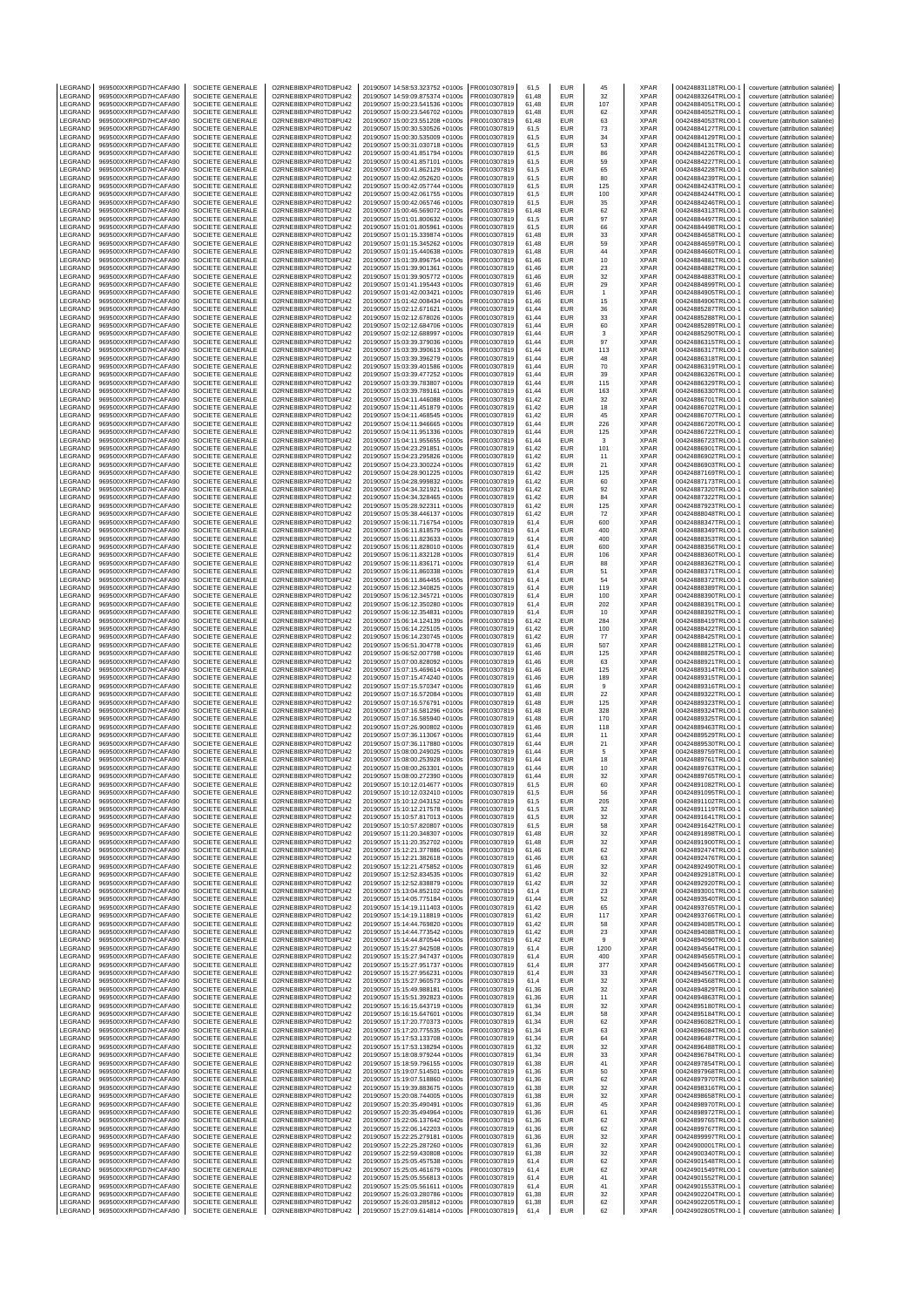| LEGRAND | 969500XXRPGD7HCAFA90 | SOCIETE GENERALE | O2RNE8IBXP4R0TD8PU42 | 20190507 14:58:53.323752 +0100s | FR0010307819 | 61,5 | EUR | 45 | XPAR | 00424883118TRLO0-1 | couverture (attribution salariée) |
|---|---|---|---|---|---|---|---|---|---|---|---|
| LEGRAND | 969500XXRPGD7HCAFA90 | SOCIETE GENERALE | O2RNE8IBXP4R0TD8PU42 | 20190507 14:59:09.875374 +0100s | FR0010307819 | 61,48 | EUR | 32 | XPAR | 00424883264TRLO0-1 | couverture (attribution salariée) |
| LEGRAND | 969500XXRPGD7HCAFA90 | SOCIETE GENERALE | O2RNE8IBXP4R0TD8PU42 | 20190507 15:00:23.541536 +0100s | FR0010307819 | 61,48 | EUR | 107 | XPAR | 00424884051TRLO0-1 | couverture (attribution salariée) |
| LEGRAND | 969500XXRPGD7HCAFA90 | SOCIETE GENERALE | O2RNE8IBXP4R0TD8PU42 | 20190507 15:00:23.546702 +0100s | FR0010307819 | 61,48 | EUR | 62 | XPAR | 00424884052TRLO0-1 | couverture (attribution salariée) |
| LEGRAND | 969500XXRPGD7HCAFA90 | SOCIETE GENERALE | O2RNE8IBXP4R0TD8PU42 | 20190507 15:00:23.551208 +0100s | FR0010307819 | 61,48 | EUR | 63 | XPAR | 00424884053TRLO0-1 | couverture (attribution salariée) |
| LEGRAND | 969500XXRPGD7HCAFA90 | SOCIETE GENERALE | O2RNE8IBXP4R0TD8PU42 | 20190507 15:00:30.530526 +0100s | FR0010307819 | 61,5 | EUR | 73 | XPAR | 00424884127TRLO0-1 | couverture (attribution salariée) |
| LEGRAND | 969500XXRPGD7HCAFA90 | SOCIETE GENERALE | O2RNE8IBXP4R0TD8PU42 | 20190507 15:00:30.535009 +0100s | FR0010307819 | 61,5 | EUR | 34 | XPAR | 00424884129TRLO0-1 | couverture (attribution salariée) |
| LEGRAND | 969500XXRPGD7HCAFA90 | SOCIETE GENERALE | O2RNE8IBXP4R0TD8PU42 | 20190507 15:00:31.030718 +0100s | FR0010307819 | 61,5 | EUR | 53 | XPAR | 00424884131TRLO0-1 | couverture (attribution salariée) |
| LEGRAND | 969500XXRPGD7HCAFA90 | SOCIETE GENERALE | O2RNE8IBXP4R0TD8PU42 | 20190507 15:00:41.851794 +0100s | FR0010307819 | 61,5 | EUR | 86 | XPAR | 00424884226TRLO0-1 | couverture (attribution salariée) |
| LEGRAND | 969500XXRPGD7HCAFA90 | SOCIETE GENERALE | O2RNE8IBXP4R0TD8PU42 | 20190507 15:00:41.857101 +0100s | FR0010307819 | 61,5 | EUR | 59 | XPAR | 00424884227TRLO0-1 | couverture (attribution salariée) |
| LEGRAND | 969500XXRPGD7HCAFA90 | SOCIETE GENERALE | O2RNE8IBXP4R0TD8PU42 | 20190507 15:00:41.862129 +0100s | FR0010307819 | 61,5 | EUR | 65 | XPAR | 00424884228TRLO0-1 | couverture (attribution salariée) |
| LEGRAND | 969500XXRPGD7HCAFA90 | SOCIETE GENERALE | O2RNE8IBXP4R0TD8PU42 | 20190507 15:00:42.052620 +0100s | FR0010307819 | 61,5 | EUR | 80 | XPAR | 00424884239TRLO0-1 | couverture (attribution salariée) |
| LEGRAND | 969500XXRPGD7HCAFA90 | SOCIETE GENERALE | O2RNE8IBXP4R0TD8PU42 | 20190507 15:00:42.057744 +0100s | FR0010307819 | 61,5 | EUR | 125 | XPAR | 00424884243TRLO0-1 | couverture (attribution salariée) |
| LEGRAND | 969500XXRPGD7HCAFA90 | SOCIETE GENERALE | O2RNE8IBXP4R0TD8PU42 | 20190507 15:00:42.061755 +0100s | FR0010307819 | 61,5 | EUR | 100 | XPAR | 00424884244TRLO0-1 | couverture (attribution salariée) |
| LEGRAND | 969500XXRPGD7HCAFA90 | SOCIETE GENERALE | O2RNE8IBXP4R0TD8PU42 | 20190507 15:00:42.065746 +0100s | FR0010307819 | 61,5 | EUR | 35 | XPAR | 00424884246TRLO0-1 | couverture (attribution salariée) |
| LEGRAND | 969500XXRPGD7HCAFA90 | SOCIETE GENERALE | O2RNE8IBXP4R0TD8PU42 | 20190507 15:00:46.569072 +0100s | FR0010307819 | 61,48 | EUR | 62 | XPAR | 00424884313TRLO0-1 | couverture (attribution salariée) |
| LEGRAND | 969500XXRPGD7HCAFA90 | SOCIETE GENERALE | O2RNE8IBXP4R0TD8PU42 | 20190507 15:01:01.800632 +0100s | FR0010307819 | 61,5 | EUR | 97 | XPAR | 00424884497TRLO0-1 | couverture (attribution salariée) |
| LEGRAND | 969500XXRPGD7HCAFA90 | SOCIETE GENERALE | O2RNE8IBXP4R0TD8PU42 | 20190507 15:01:01.805961 +0100s | FR0010307819 | 61,5 | EUR | 66 | XPAR | 00424884498TRLO0-1 | couverture (attribution salariée) |
| LEGRAND | 969500XXRPGD7HCAFA90 | SOCIETE GENERALE | O2RNE8IBXP4R0TD8PU42 | 20190507 15:01:15.339874 +0100s | FR0010307819 | 61,48 | EUR | 33 | XPAR | 00424884658TRLO0-1 | couverture (attribution salariée) |
| LEGRAND | 969500XXRPGD7HCAFA90 | SOCIETE GENERALE | O2RNE8IBXP4R0TD8PU42 | 20190507 15:01:15.345262 +0100s | FR0010307819 | 61,48 | EUR | 59 | XPAR | 00424884659TRLO0-1 | couverture (attribution salariée) |
| LEGRAND | 969500XXRPGD7HCAFA90 | SOCIETE GENERALE | O2RNE8IBXP4R0TD8PU42 | 20190507 15:01:15.440638 +0100s | FR0010307819 | 61,48 | EUR | 44 | XPAR | 00424884660TRLO0-1 | couverture (attribution salariée) |
| LEGRAND | 969500XXRPGD7HCAFA90 | SOCIETE GENERALE | O2RNE8IBXP4R0TD8PU42 | 20190507 15:01:39.896754 +0100s | FR0010307819 | 61,46 | EUR | 10 | XPAR | 00424884881TRLO0-1 | couverture (attribution salariée) |
| LEGRAND | 969500XXRPGD7HCAFA90 | SOCIETE GENERALE | O2RNE8IBXP4R0TD8PU42 | 20190507 15:01:39.901361 +0100s | FR0010307819 | 61,46 | EUR | 23 | XPAR | 00424884882TRLO0-1 | couverture (attribution salariée) |
| LEGRAND | 969500XXRPGD7HCAFA90 | SOCIETE GENERALE | O2RNE8IBXP4R0TD8PU42 | 20190507 15:01:39.905772 +0100s | FR0010307819 | 61,46 | EUR | 32 | XPAR | 00424884883TRLO0-1 | couverture (attribution salariée) |
| LEGRAND | 969500XXRPGD7HCAFA90 | SOCIETE GENERALE | O2RNE8IBXP4R0TD8PU42 | 20190507 15:01:41.195443 +0100s | FR0010307819 | 61,46 | EUR | 29 | XPAR | 00424884899TRLO0-1 | couverture (attribution salariée) |
| LEGRAND | 969500XXRPGD7HCAFA90 | SOCIETE GENERALE | O2RNE8IBXP4R0TD8PU42 | 20190507 15:01:42.003421 +0100s | FR0010307819 | 61,46 | EUR | 1 | XPAR | 00424884905TRLO0-1 | couverture (attribution salariée) |
| LEGRAND | 969500XXRPGD7HCAFA90 | SOCIETE GENERALE | O2RNE8IBXP4R0TD8PU42 | 20190507 15:01:42.008434 +0100s | FR0010307819 | 61,46 | EUR | 15 | XPAR | 00424884906TRLO0-1 | couverture (attribution salariée) |
| LEGRAND | 969500XXRPGD7HCAFA90 | SOCIETE GENERALE | O2RNE8IBXP4R0TD8PU42 | 20190507 15:02:12.671621 +0100s | FR0010307819 | 61,44 | EUR | 36 | XPAR | 00424885287TRLO0-1 | couverture (attribution salariée) |
| LEGRAND | 969500XXRPGD7HCAFA90 | SOCIETE GENERALE | O2RNE8IBXP4R0TD8PU42 | 20190507 15:02:12.678026 +0100s | FR0010307819 | 61,44 | EUR | 33 | XPAR | 00424885288TRLO0-1 | couverture (attribution salariée) |
| LEGRAND | 969500XXRPGD7HCAFA90 | SOCIETE GENERALE | O2RNE8IBXP4R0TD8PU42 | 20190507 15:02:12.684706 +0100s | FR0010307819 | 61,44 | EUR | 60 | XPAR | 00424885289TRLO0-1 | couverture (attribution salariée) |
| LEGRAND | 969500XXRPGD7HCAFA90 | SOCIETE GENERALE | O2RNE8IBXP4R0TD8PU42 | 20190507 15:02:12.688997 +0100s | FR0010307819 | 61,44 | EUR | 3 | XPAR | 00424885290TRLO0-1 | couverture (attribution salariée) |
| LEGRAND | 969500XXRPGD7HCAFA90 | SOCIETE GENERALE | O2RNE8IBXP4R0TD8PU42 | 20190507 15:03:39.379036 +0100s | FR0010307819 | 61,44 | EUR | 97 | XPAR | 00424886315TRLO0-1 | couverture (attribution salariée) |
| LEGRAND | 969500XXRPGD7HCAFA90 | SOCIETE GENERALE | O2RNE8IBXP4R0TD8PU42 | 20190507 15:03:39.390613 +0100s | FR0010307819 | 61,44 | EUR | 113 | XPAR | 00424886317TRLO0-1 | couverture (attribution salariée) |
| LEGRAND | 969500XXRPGD7HCAFA90 | SOCIETE GENERALE | O2RNE8IBXP4R0TD8PU42 | 20190507 15:03:39.396279 +0100s | FR0010307819 | 61,44 | EUR | 48 | XPAR | 00424886318TRLO0-1 | couverture (attribution salariée) |
| LEGRAND | 969500XXRPGD7HCAFA90 | SOCIETE GENERALE | O2RNE8IBXP4R0TD8PU42 | 20190507 15:03:39.401586 +0100s | FR0010307819 | 61,44 | EUR | 70 | XPAR | 00424886319TRLO0-1 | couverture (attribution salariée) |
| LEGRAND | 969500XXRPGD7HCAFA90 | SOCIETE GENERALE | O2RNE8IBXP4R0TD8PU42 | 20190507 15:03:39.477252 +0100s | FR0010307819 | 61,44 | EUR | 39 | XPAR | 00424886326TRLO0-1 | couverture (attribution salariée) |
| LEGRAND | 969500XXRPGD7HCAFA90 | SOCIETE GENERALE | O2RNE8IBXP4R0TD8PU42 | 20190507 15:03:39.783807 +0100s | FR0010307819 | 61,44 | EUR | 115 | XPAR | 00424886329TRLO0-1 | couverture (attribution salariée) |
| LEGRAND | 969500XXRPGD7HCAFA90 | SOCIETE GENERALE | O2RNE8IBXP4R0TD8PU42 | 20190507 15:03:39.789161 +0100s | FR0010307819 | 61,44 | EUR | 163 | XPAR | 00424886330TRLO0-1 | couverture (attribution salariée) |
| LEGRAND | 969500XXRPGD7HCAFA90 | SOCIETE GENERALE | O2RNE8IBXP4R0TD8PU42 | 20190507 15:04:11.446088 +0100s | FR0010307819 | 61,42 | EUR | 32 | XPAR | 00424886701TRLO0-1 | couverture (attribution salariée) |
| LEGRAND | 969500XXRPGD7HCAFA90 | SOCIETE GENERALE | O2RNE8IBXP4R0TD8PU42 | 20190507 15:04:11.451879 +0100s | FR0010307819 | 61,42 | EUR | 18 | XPAR | 00424886702TRLO0-1 | couverture (attribution salariée) |
| LEGRAND | 969500XXRPGD7HCAFA90 | SOCIETE GENERALE | O2RNE8IBXP4R0TD8PU42 | 20190507 15:04:11.468545 +0100s | FR0010307819 | 61,42 | EUR | 45 | XPAR | 00424886707TRLO0-1 | couverture (attribution salariée) |
| LEGRAND | 969500XXRPGD7HCAFA90 | SOCIETE GENERALE | O2RNE8IBXP4R0TD8PU42 | 20190507 15:04:11.946665 +0100s | FR0010307819 | 61,44 | EUR | 226 | XPAR | 00424886720TRLO0-1 | couverture (attribution salariée) |
| LEGRAND | 969500XXRPGD7HCAFA90 | SOCIETE GENERALE | O2RNE8IBXP4R0TD8PU42 | 20190507 15:04:11.951336 +0100s | FR0010307819 | 61,44 | EUR | 125 | XPAR | 00424886722TRLO0-1 | couverture (attribution salariée) |
| LEGRAND | 969500XXRPGD7HCAFA90 | SOCIETE GENERALE | O2RNE8IBXP4R0TD8PU42 | 20190507 15:04:11.955655 +0100s | FR0010307819 | 61,44 | EUR | 3 | XPAR | 00424886723TRLO0-1 | couverture (attribution salariée) |
| LEGRAND | 969500XXRPGD7HCAFA90 | SOCIETE GENERALE | O2RNE8IBXP4R0TD8PU42 | 20190507 15:04:23.291851 +0100s | FR0010307819 | 61,42 | EUR | 101 | XPAR | 00424886901TRLO0-1 | couverture (attribution salariée) |
| LEGRAND | 969500XXRPGD7HCAFA90 | SOCIETE GENERALE | O2RNE8IBXP4R0TD8PU42 | 20190507 15:04:23.295826 +0100s | FR0010307819 | 61,42 | EUR | 11 | XPAR | 00424886902TRLO0-1 | couverture (attribution salariée) |
| LEGRAND | 969500XXRPGD7HCAFA90 | SOCIETE GENERALE | O2RNE8IBXP4R0TD8PU42 | 20190507 15:04:23.300224 +0100s | FR0010307819 | 61,42 | EUR | 21 | XPAR | 00424886903TRLO0-1 | couverture (attribution salariée) |
| LEGRAND | 969500XXRPGD7HCAFA90 | SOCIETE GENERALE | O2RNE8IBXP4R0TD8PU42 | 20190507 15:04:28.901225 +0100s | FR0010307819 | 61,42 | EUR | 125 | XPAR | 00424887169TRLO0-1 | couverture (attribution salariée) |
| LEGRAND | 969500XXRPGD7HCAFA90 | SOCIETE GENERALE | O2RNE8IBXP4R0TD8PU42 | 20190507 15:04:28.999832 +0100s | FR0010307819 | 61,42 | EUR | 60 | XPAR | 00424887173TRLO0-1 | couverture (attribution salariée) |
| LEGRAND | 969500XXRPGD7HCAFA90 | SOCIETE GENERALE | O2RNE8IBXP4R0TD8PU42 | 20190507 15:04:34.321921 +0100s | FR0010307819 | 61,42 | EUR | 92 | XPAR | 00424887320TRLO0-1 | couverture (attribution salariée) |
| LEGRAND | 969500XXRPGD7HCAFA90 | SOCIETE GENERALE | O2RNE8IBXP4R0TD8PU42 | 20190507 15:04:34.328465 +0100s | FR0010307819 | 61,42 | EUR | 84 | XPAR | 00424887322TRLO0-1 | couverture (attribution salariée) |
| LEGRAND | 969500XXRPGD7HCAFA90 | SOCIETE GENERALE | O2RNE8IBXP4R0TD8PU42 | 20190507 15:05:28.922311 +0100s | FR0010307819 | 61,42 | EUR | 125 | XPAR | 00424887923TRLO0-1 | couverture (attribution salariée) |
| LEGRAND | 969500XXRPGD7HCAFA90 | SOCIETE GENERALE | O2RNE8IBXP4R0TD8PU42 | 20190507 15:05:38.446137 +0100s | FR0010307819 | 61,42 | EUR | 72 | XPAR | 00424888048TRLO0-1 | couverture (attribution salariée) |
| LEGRAND | 969500XXRPGD7HCAFA90 | SOCIETE GENERALE | O2RNE8IBXP4R0TD8PU42 | 20190507 15:06:11.716754 +0100s | FR0010307819 | 61,4 | EUR | 600 | XPAR | 00424888347TRLO0-1 | couverture (attribution salariée) |
| LEGRAND | 969500XXRPGD7HCAFA90 | SOCIETE GENERALE | O2RNE8IBXP4R0TD8PU42 | 20190507 15:06:11.818579 +0100s | FR0010307819 | 61,4 | EUR | 400 | XPAR | 00424888349TRLO0-1 | couverture (attribution salariée) |
| LEGRAND | 969500XXRPGD7HCAFA90 | SOCIETE GENERALE | O2RNE8IBXP4R0TD8PU42 | 20190507 15:06:11.823633 +0100s | FR0010307819 | 61,4 | EUR | 400 | XPAR | 00424888353TRLO0-1 | couverture (attribution salariée) |
| LEGRAND | 969500XXRPGD7HCAFA90 | SOCIETE GENERALE | O2RNE8IBXP4R0TD8PU42 | 20190507 15:06:11.828010 +0100s | FR0010307819 | 61,4 | EUR | 600 | XPAR | 00424888356TRLO0-1 | couverture (attribution salariée) |
| LEGRAND | 969500XXRPGD7HCAFA90 | SOCIETE GENERALE | O2RNE8IBXP4R0TD8PU42 | 20190507 15:06:11.832128 +0100s | FR0010307819 | 61,4 | EUR | 106 | XPAR | 00424888360TRLO0-1 | couverture (attribution salariée) |
| LEGRAND | 969500XXRPGD7HCAFA90 | SOCIETE GENERALE | O2RNE8IBXP4R0TD8PU42 | 20190507 15:06:11.836171 +0100s | FR0010307819 | 61,4 | EUR | 88 | XPAR | 00424888362TRLO0-1 | couverture (attribution salariée) |
| LEGRAND | 969500XXRPGD7HCAFA90 | SOCIETE GENERALE | O2RNE8IBXP4R0TD8PU42 | 20190507 15:06:11.860338 +0100s | FR0010307819 | 61,4 | EUR | 51 | XPAR | 00424888371TRLO0-1 | couverture (attribution salariée) |
| LEGRAND | 969500XXRPGD7HCAFA90 | SOCIETE GENERALE | O2RNE8IBXP4R0TD8PU42 | 20190507 15:06:11.864455 +0100s | FR0010307819 | 61,4 | EUR | 54 | XPAR | 00424888372TRLO0-1 | couverture (attribution salariée) |
| LEGRAND | 969500XXRPGD7HCAFA90 | SOCIETE GENERALE | O2RNE8IBXP4R0TD8PU42 | 20190507 15:06:12.340825 +0100s | FR0010307819 | 61,4 | EUR | 119 | XPAR | 00424888389TRLO0-1 | couverture (attribution salariée) |
| LEGRAND | 969500XXRPGD7HCAFA90 | SOCIETE GENERALE | O2RNE8IBXP4R0TD8PU42 | 20190507 15:06:12.345721 +0100s | FR0010307819 | 61,4 | EUR | 100 | XPAR | 00424888390TRLO0-1 | couverture (attribution salariée) |
| LEGRAND | 969500XXRPGD7HCAFA90 | SOCIETE GENERALE | O2RNE8IBXP4R0TD8PU42 | 20190507 15:06:12.350280 +0100s | FR0010307819 | 61,4 | EUR | 202 | XPAR | 00424888391TRLO0-1 | couverture (attribution salariée) |
| LEGRAND | 969500XXRPGD7HCAFA90 | SOCIETE GENERALE | O2RNE8IBXP4R0TD8PU42 | 20190507 15:06:12.354831 +0100s | FR0010307819 | 61,4 | EUR | 10 | XPAR | 00424888392TRLO0-1 | couverture (attribution salariée) |
| LEGRAND | 969500XXRPGD7HCAFA90 | SOCIETE GENERALE | O2RNE8IBXP4R0TD8PU42 | 20190507 15:06:14.124139 +0100s | FR0010307819 | 61,42 | EUR | 284 | XPAR | 00424888419TRLO0-1 | couverture (attribution salariée) |
| LEGRAND | 969500XXRPGD7HCAFA90 | SOCIETE GENERALE | O2RNE8IBXP4R0TD8PU42 | 20190507 15:06:14.225105 +0100s | FR0010307819 | 61,42 | EUR | 100 | XPAR | 00424888422TRLO0-1 | couverture (attribution salariée) |
| LEGRAND | 969500XXRPGD7HCAFA90 | SOCIETE GENERALE | O2RNE8IBXP4R0TD8PU42 | 20190507 15:06:14.230745 +0100s | FR0010307819 | 61,42 | EUR | 77 | XPAR | 00424888425TRLO0-1 | couverture (attribution salariée) |
| LEGRAND | 969500XXRPGD7HCAFA90 | SOCIETE GENERALE | O2RNE8IBXP4R0TD8PU42 | 20190507 15:06:51.304778 +0100s | FR0010307819 | 61,46 | EUR | 507 | XPAR | 00424888812TRLO0-1 | couverture (attribution salariée) |
| LEGRAND | 969500XXRPGD7HCAFA90 | SOCIETE GENERALE | O2RNE8IBXP4R0TD8PU42 | 20190507 15:06:52.007798 +0100s | FR0010307819 | 61,46 | EUR | 125 | XPAR | 00424888825TRLO0-1 | couverture (attribution salariée) |
| LEGRAND | 969500XXRPGD7HCAFA90 | SOCIETE GENERALE | O2RNE8IBXP4R0TD8PU42 | 20190507 15:07:00.828092 +0100s | FR0010307819 | 61,46 | EUR | 63 | XPAR | 00424888921TRLO0-1 | couverture (attribution salariée) |
| LEGRAND | 969500XXRPGD7HCAFA90 | SOCIETE GENERALE | O2RNE8IBXP4R0TD8PU42 | 20190507 15:07:15.469614 +0100s | FR0010307819 | 61,46 | EUR | 125 | XPAR | 00424889314TRLO0-1 | couverture (attribution salariée) |
| LEGRAND | 969500XXRPGD7HCAFA90 | SOCIETE GENERALE | O2RNE8IBXP4R0TD8PU42 | 20190507 15:07:15.474240 +0100s | FR0010307819 | 61,46 | EUR | 189 | XPAR | 00424889315TRLO0-1 | couverture (attribution salariée) |
| LEGRAND | 969500XXRPGD7HCAFA90 | SOCIETE GENERALE | O2RNE8IBXP4R0TD8PU42 | 20190507 15:07:15.570347 +0100s | FR0010307819 | 61,46 | EUR | 9 | XPAR | 00424889316TRLO0-1 | couverture (attribution salariée) |
| LEGRAND | 969500XXRPGD7HCAFA90 | SOCIETE GENERALE | O2RNE8IBXP4R0TD8PU42 | 20190507 15:07:16.572084 +0100s | FR0010307819 | 61,48 | EUR | 22 | XPAR | 00424889322TRLO0-1 | couverture (attribution salariée) |
| LEGRAND | 969500XXRPGD7HCAFA90 | SOCIETE GENERALE | O2RNE8IBXP4R0TD8PU42 | 20190507 15:07:16.576791 +0100s | FR0010307819 | 61,48 | EUR | 125 | XPAR | 00424889323TRLO0-1 | couverture (attribution salariée) |
| LEGRAND | 969500XXRPGD7HCAFA90 | SOCIETE GENERALE | O2RNE8IBXP4R0TD8PU42 | 20190507 15:07:16.581296 +0100s | FR0010307819 | 61,48 | EUR | 328 | XPAR | 00424889324TRLO0-1 | couverture (attribution salariée) |
| LEGRAND | 969500XXRPGD7HCAFA90 | SOCIETE GENERALE | O2RNE8IBXP4R0TD8PU42 | 20190507 15:07:16.585940 +0100s | FR0010307819 | 61,48 | EUR | 170 | XPAR | 00424889325TRLO0-1 | couverture (attribution salariée) |
| LEGRAND | 969500XXRPGD7HCAFA90 | SOCIETE GENERALE | O2RNE8IBXP4R0TD8PU42 | 20190507 15:07:26.900802 +0100s | FR0010307819 | 61,46 | EUR | 118 | XPAR | 00424889463TRLO0-1 | couverture (attribution salariée) |
| LEGRAND | 969500XXRPGD7HCAFA90 | SOCIETE GENERALE | O2RNE8IBXP4R0TD8PU42 | 20190507 15:07:36.113067 +0100s | FR0010307819 | 61,44 | EUR | 11 | XPAR | 00424889529TRLO0-1 | couverture (attribution salariée) |
| LEGRAND | 969500XXRPGD7HCAFA90 | SOCIETE GENERALE | O2RNE8IBXP4R0TD8PU42 | 20190507 15:07:36.117880 +0100s | FR0010307819 | 61,44 | EUR | 21 | XPAR | 00424889530TRLO0-1 | couverture (attribution salariée) |
| LEGRAND | 969500XXRPGD7HCAFA90 | SOCIETE GENERALE | O2RNE8IBXP4R0TD8PU42 | 20190507 15:08:00.249025 +0100s | FR0010307819 | 61,44 | EUR | 5 | XPAR | 00424889759TRLO0-1 | couverture (attribution salariée) |
| LEGRAND | 969500XXRPGD7HCAFA90 | SOCIETE GENERALE | O2RNE8IBXP4R0TD8PU42 | 20190507 15:08:00.253928 +0100s | FR0010307819 | 61,44 | EUR | 18 | XPAR | 00424889761TRLO0-1 | couverture (attribution salariée) |
| LEGRAND | 969500XXRPGD7HCAFA90 | SOCIETE GENERALE | O2RNE8IBXP4R0TD8PU42 | 20190507 15:08:00.263301 +0100s | FR0010307819 | 61,44 | EUR | 10 | XPAR | 00424889763TRLO0-1 | couverture (attribution salariée) |
| LEGRAND | 969500XXRPGD7HCAFA90 | SOCIETE GENERALE | O2RNE8IBXP4R0TD8PU42 | 20190507 15:08:00.272390 +0100s | FR0010307819 | 61,44 | EUR | 32 | XPAR | 00424889765TRLO0-1 | couverture (attribution salariée) |
| LEGRAND | 969500XXRPGD7HCAFA90 | SOCIETE GENERALE | O2RNE8IBXP4R0TD8PU42 | 20190507 15:10:12.014677 +0100s | FR0010307819 | 61,5 | EUR | 60 | XPAR | 00424891082TRLO0-1 | couverture (attribution salariée) |
| LEGRAND | 969500XXRPGD7HCAFA90 | SOCIETE GENERALE | O2RNE8IBXP4R0TD8PU42 | 20190507 15:10:12.032410 +0100s | FR0010307819 | 61,5 | EUR | 56 | XPAR | 00424891095TRLO0-1 | couverture (attribution salariée) |
| LEGRAND | 969500XXRPGD7HCAFA90 | SOCIETE GENERALE | O2RNE8IBXP4R0TD8PU42 | 20190507 15:10:12.043152 +0100s | FR0010307819 | 61,5 | EUR | 205 | XPAR | 00424891102TRLO0-1 | couverture (attribution salariée) |
| LEGRAND | 969500XXRPGD7HCAFA90 | SOCIETE GENERALE | O2RNE8IBXP4R0TD8PU42 | 20190507 15:10:12.217578 +0100s | FR0010307819 | 61,5 | EUR | 32 | XPAR | 00424891119TRLO0-1 | couverture (attribution salariée) |
| LEGRAND | 969500XXRPGD7HCAFA90 | SOCIETE GENERALE | O2RNE8IBXP4R0TD8PU42 | 20190507 15:10:57.817013 +0100s | FR0010307819 | 61,5 | EUR | 32 | XPAR | 00424891641TRLO0-1 | couverture (attribution salariée) |
| LEGRAND | 969500XXRPGD7HCAFA90 | SOCIETE GENERALE | O2RNE8IBXP4R0TD8PU42 | 20190507 15:10:57.820807 +0100s | FR0010307819 | 61,5 | EUR | 58 | XPAR | 00424891642TRLO0-1 | couverture (attribution salariée) |
| LEGRAND | 969500XXRPGD7HCAFA90 | SOCIETE GENERALE | O2RNE8IBXP4R0TD8PU42 | 20190507 15:11:20.348307 +0100s | FR0010307819 | 61,48 | EUR | 32 | XPAR | 00424891898TRLO0-1 | couverture (attribution salariée) |
| LEGRAND | 969500XXRPGD7HCAFA90 | SOCIETE GENERALE | O2RNE8IBXP4R0TD8PU42 | 20190507 15:11:20.352702 +0100s | FR0010307819 | 61,48 | EUR | 32 | XPAR | 00424891900TRLO0-1 | couverture (attribution salariée) |
| LEGRAND | 969500XXRPGD7HCAFA90 | SOCIETE GENERALE | O2RNE8IBXP4R0TD8PU42 | 20190507 15:12:21.377886 +0100s | FR0010307819 | 61,46 | EUR | 62 | XPAR | 00424892474TRLO0-1 | couverture (attribution salariée) |
| LEGRAND | 969500XXRPGD7HCAFA90 | SOCIETE GENERALE | O2RNE8IBXP4R0TD8PU42 | 20190507 15:12:21.382618 +0100s | FR0010307819 | 61,46 | EUR | 63 | XPAR | 00424892476TRLO0-1 | couverture (attribution salariée) |
| LEGRAND | 969500XXRPGD7HCAFA90 | SOCIETE GENERALE | O2RNE8IBXP4R0TD8PU42 | 20190507 15:12:21.475852 +0100s | FR0010307819 | 61,46 | EUR | 32 | XPAR | 00424892490TRLO0-1 | couverture (attribution salariée) |
| LEGRAND | 969500XXRPGD7HCAFA90 | SOCIETE GENERALE | O2RNE8IBXP4R0TD8PU42 | 20190507 15:12:52.834535 +0100s | FR0010307819 | 61,42 | EUR | 32 | XPAR | 00424892918TRLO0-1 | couverture (attribution salariée) |
| LEGRAND | 969500XXRPGD7HCAFA90 | SOCIETE GENERALE | O2RNE8IBXP4R0TD8PU42 | 20190507 15:12:52.838879 +0100s | FR0010307819 | 61,42 | EUR | 32 | XPAR | 00424892920TRLO0-1 | couverture (attribution salariée) |
| LEGRAND | 969500XXRPGD7HCAFA90 | SOCIETE GENERALE | O2RNE8IBXP4R0TD8PU42 | 20190507 15:13:04.852102 +0100s | FR0010307819 | 61,4 | EUR | 23 | XPAR | 00424893001TRLO0-1 | couverture (attribution salariée) |
| LEGRAND | 969500XXRPGD7HCAFA90 | SOCIETE GENERALE | O2RNE8IBXP4R0TD8PU42 | 20190507 15:14:05.775184 +0100s | FR0010307819 | 61,44 | EUR | 52 | XPAR | 00424893540TRLO0-1 | couverture (attribution salariée) |
| LEGRAND | 969500XXRPGD7HCAFA90 | SOCIETE GENERALE | O2RNE8IBXP4R0TD8PU42 | 20190507 15:14:19.111403 +0100s | FR0010307819 | 61,42 | EUR | 65 | XPAR | 00424893765TRLO0-1 | couverture (attribution salariée) |
| LEGRAND | 969500XXRPGD7HCAFA90 | SOCIETE GENERALE | O2RNE8IBXP4R0TD8PU42 | 20190507 15:14:19.118819 +0100s | FR0010307819 | 61,42 | EUR | 117 | XPAR | 00424893766TRLO0-1 | couverture (attribution salariée) |
| LEGRAND | 969500XXRPGD7HCAFA90 | SOCIETE GENERALE | O2RNE8IBXP4R0TD8PU42 | 20190507 15:14:44.769820 +0100s | FR0010307819 | 61,42 | EUR | 58 | XPAR | 00424894085TRLO0-1 | couverture (attribution salariée) |
| LEGRAND | 969500XXRPGD7HCAFA90 | SOCIETE GENERALE | O2RNE8IBXP4R0TD8PU42 | 20190507 15:14:44.773542 +0100s | FR0010307819 | 61,42 | EUR | 23 | XPAR | 00424894088TRLO0-1 | couverture (attribution salariée) |
| LEGRAND | 969500XXRPGD7HCAFA90 | SOCIETE GENERALE | O2RNE8IBXP4R0TD8PU42 | 20190507 15:14:44.870544 +0100s | FR0010307819 | 61,42 | EUR | 9 | XPAR | 00424894090TRLO0-1 | couverture (attribution salariée) |
| LEGRAND | 969500XXRPGD7HCAFA90 | SOCIETE GENERALE | O2RNE8IBXP4R0TD8PU42 | 20190507 15:15:27.942508 +0100s | FR0010307819 | 61,4 | EUR | 1200 | XPAR | 00424894564TRLO0-1 | couverture (attribution salariée) |
| LEGRAND | 969500XXRPGD7HCAFA90 | SOCIETE GENERALE | O2RNE8IBXP4R0TD8PU42 | 20190507 15:15:27.947437 +0100s | FR0010307819 | 61,4 | EUR | 400 | XPAR | 00424894565TRLO0-1 | couverture (attribution salariée) |
| LEGRAND | 969500XXRPGD7HCAFA90 | SOCIETE GENERALE | O2RNE8IBXP4R0TD8PU42 | 20190507 15:15:27.951737 +0100s | FR0010307819 | 61,4 | EUR | 377 | XPAR | 00424894566TRLO0-1 | couverture (attribution salariée) |
| LEGRAND | 969500XXRPGD7HCAFA90 | SOCIETE GENERALE | O2RNE8IBXP4R0TD8PU42 | 20190507 15:15:27.956231 +0100s | FR0010307819 | 61,4 | EUR | 33 | XPAR | 00424894567TRLO0-1 | couverture (attribution salariée) |
| LEGRAND | 969500XXRPGD7HCAFA90 | SOCIETE GENERALE | O2RNE8IBXP4R0TD8PU42 | 20190507 15:15:27.960573 +0100s | FR0010307819 | 61,4 | EUR | 32 | XPAR | 00424894568TRLO0-1 | couverture (attribution salariée) |
| LEGRAND | 969500XXRPGD7HCAFA90 | SOCIETE GENERALE | O2RNE8IBXP4R0TD8PU42 | 20190507 15:15:49.988181 +0100s | FR0010307819 | 61,36 | EUR | 32 | XPAR | 00424894829TRLO0-1 | couverture (attribution salariée) |
| LEGRAND | 969500XXRPGD7HCAFA90 | SOCIETE GENERALE | O2RNE8IBXP4R0TD8PU42 | 20190507 15:15:51.392823 +0100s | FR0010307819 | 61,36 | EUR | 11 | XPAR | 00424894863TRLO0-1 | couverture (attribution salariée) |
| LEGRAND | 969500XXRPGD7HCAFA90 | SOCIETE GENERALE | O2RNE8IBXP4R0TD8PU42 | 20190507 15:16:15.643719 +0100s | FR0010307819 | 61,34 | EUR | 32 | XPAR | 00424895180TRLO0-1 | couverture (attribution salariée) |
| LEGRAND | 969500XXRPGD7HCAFA90 | SOCIETE GENERALE | O2RNE8IBXP4R0TD8PU42 | 20190507 15:16:15.647601 +0100s | FR0010307819 | 61,34 | EUR | 58 | XPAR | 00424895184TRLO0-1 | couverture (attribution salariée) |
| LEGRAND | 969500XXRPGD7HCAFA90 | SOCIETE GENERALE | O2RNE8IBXP4R0TD8PU42 | 20190507 15:17:20.770373 +0100s | FR0010307819 | 61,34 | EUR | 62 | XPAR | 00424896082TRLO0-1 | couverture (attribution salariée) |
| LEGRAND | 969500XXRPGD7HCAFA90 | SOCIETE GENERALE | O2RNE8IBXP4R0TD8PU42 | 20190507 15:17:20.775535 +0100s | FR0010307819 | 61,34 | EUR | 63 | XPAR | 00424896084TRLO0-1 | couverture (attribution salariée) |
| LEGRAND | 969500XXRPGD7HCAFA90 | SOCIETE GENERALE | O2RNE8IBXP4R0TD8PU42 | 20190507 15:17:53.133708 +0100s | FR0010307819 | 61,34 | EUR | 64 | XPAR | 00424896487TRLO0-1 | couverture (attribution salariée) |
| LEGRAND | 969500XXRPGD7HCAFA90 | SOCIETE GENERALE | O2RNE8IBXP4R0TD8PU42 | 20190507 15:17:53.138294 +0100s | FR0010307819 | 61,32 | EUR | 32 | XPAR | 00424896488TRLO0-1 | couverture (attribution salariée) |
| LEGRAND | 969500XXRPGD7HCAFA90 | SOCIETE GENERALE | O2RNE8IBXP4R0TD8PU42 | 20190507 15:18:08.979244 +0100s | FR0010307819 | 61,34 | EUR | 33 | XPAR | 00424896784TRLO0-1 | couverture (attribution salariée) |
| LEGRAND | 969500XXRPGD7HCAFA90 | SOCIETE GENERALE | O2RNE8IBXP4R0TD8PU42 | 20190507 15:18:59.796155 +0100s | FR0010307819 | 61,38 | EUR | 41 | XPAR | 00424897854TRLO0-1 | couverture (attribution salariée) |
| LEGRAND | 969500XXRPGD7HCAFA90 | SOCIETE GENERALE | O2RNE8IBXP4R0TD8PU42 | 20190507 15:19:07.514501 +0100s | FR0010307819 | 61,36 | EUR | 50 | XPAR | 00424897968TRLO0-1 | couverture (attribution salariée) |
| LEGRAND | 969500XXRPGD7HCAFA90 | SOCIETE GENERALE | O2RNE8IBXP4R0TD8PU42 | 20190507 15:19:07.518860 +0100s | FR0010307819 | 61,36 | EUR | 62 | XPAR | 00424897970TRLO0-1 | couverture (attribution salariée) |
| LEGRAND | 969500XXRPGD7HCAFA90 | SOCIETE GENERALE | O2RNE8IBXP4R0TD8PU42 | 20190507 15:19:39.883675 +0100s | FR0010307819 | 61,38 | EUR | 32 | XPAR | 00424898316TRLO0-1 | couverture (attribution salariée) |
| LEGRAND | 969500XXRPGD7HCAFA90 | SOCIETE GENERALE | O2RNE8IBXP4R0TD8PU42 | 20190507 15:20:08.744005 +0100s | FR0010307819 | 61,38 | EUR | 32 | XPAR | 00424898658TRLO0-1 | couverture (attribution salariée) |
| LEGRAND | 969500XXRPGD7HCAFA90 | SOCIETE GENERALE | O2RNE8IBXP4R0TD8PU42 | 20190507 15:20:35.490491 +0100s | FR0010307819 | 61,36 | EUR | 45 | XPAR | 00424898970TRLO0-1 | couverture (attribution salariée) |
| LEGRAND | 969500XXRPGD7HCAFA90 | SOCIETE GENERALE | O2RNE8IBXP4R0TD8PU42 | 20190507 15:20:35.494964 +0100s | FR0010307819 | 61,36 | EUR | 61 | XPAR | 00424898972TRLO0-1 | couverture (attribution salariée) |
| LEGRAND | 969500XXRPGD7HCAFA90 | SOCIETE GENERALE | O2RNE8IBXP4R0TD8PU42 | 20190507 15:22:06.137642 +0100s | FR0010307819 | 61,36 | EUR | 62 | XPAR | 00424899765TRLO0-1 | couverture (attribution salariée) |
| LEGRAND | 969500XXRPGD7HCAFA90 | SOCIETE GENERALE | O2RNE8IBXP4R0TD8PU42 | 20190507 15:22:06.142203 +0100s | FR0010307819 | 61,36 | EUR | 62 | XPAR | 00424899767TRLO0-1 | couverture (attribution salariée) |
| LEGRAND | 969500XXRPGD7HCAFA90 | SOCIETE GENERALE | O2RNE8IBXP4R0TD8PU42 | 20190507 15:22:25.279181 +0100s | FR0010307819 | 61,36 | EUR | 32 | XPAR | 00424899997TRLO0-1 | couverture (attribution salariée) |
| LEGRAND | 969500XXRPGD7HCAFA90 | SOCIETE GENERALE | O2RNE8IBXP4R0TD8PU42 | 20190507 15:22:25.287260 +0100s | FR0010307819 | 61,36 | EUR | 32 | XPAR | 00424900001TRLO0-1 | couverture (attribution salariée) |
| LEGRAND | 969500XXRPGD7HCAFA90 | SOCIETE GENERALE | O2RNE8IBXP4R0TD8PU42 | 20190507 15:22:59.430808 +0100s | FR0010307819 | 61,38 | EUR | 32 | XPAR | 00424900340TRLO0-1 | couverture (attribution salariée) |
| LEGRAND | 969500XXRPGD7HCAFA90 | SOCIETE GENERALE | O2RNE8IBXP4R0TD8PU42 | 20190507 15:25:05.457538 +0100s | FR0010307819 | 61,4 | EUR | 62 | XPAR | 00424901548TRLO0-1 | couverture (attribution salariée) |
| LEGRAND | 969500XXRPGD7HCAFA90 | SOCIETE GENERALE | O2RNE8IBXP4R0TD8PU42 | 20190507 15:25:05.461679 +0100s | FR0010307819 | 61,4 | EUR | 62 | XPAR | 00424901549TRLO0-1 | couverture (attribution salariée) |
| LEGRAND | 969500XXRPGD7HCAFA90 | SOCIETE GENERALE | O2RNE8IBXP4R0TD8PU42 | 20190507 15:25:05.556813 +0100s | FR0010307819 | 61,4 | EUR | 41 | XPAR | 00424901552TRLO0-1 | couverture (attribution salariée) |
| LEGRAND | 969500XXRPGD7HCAFA90 | SOCIETE GENERALE | O2RNE8IBXP4R0TD8PU42 | 20190507 15:25:05.561611 +0100s | FR0010307819 | 61,4 | EUR | 41 | XPAR | 00424901553TRLO0-1 | couverture (attribution salariée) |
| LEGRAND | 969500XXRPGD7HCAFA90 | SOCIETE GENERALE | O2RNE8IBXP4R0TD8PU42 | 20190507 15:26:03.280786 +0100s | FR0010307819 | 61,38 | EUR | 32 | XPAR | 00424902204TRLO0-1 | couverture (attribution salariée) |
| LEGRAND | 969500XXRPGD7HCAFA90 | SOCIETE GENERALE | O2RNE8IBXP4R0TD8PU42 | 20190507 15:26:03.285812 +0100s | FR0010307819 | 61,38 | EUR | 62 | XPAR | 00424902205TRLO0-1 | couverture (attribution salariée) |
| LEGRAND | 969500XXRPGD7HCAFA90 | SOCIETE GENERALE | O2RNE8IBXP4R0TD8PU42 | 20190507 15:27:09.614814 +0100s | FR0010307819 | 61,4 | EUR | 62 | XPAR | 00424902805TRLO0-1 | couverture (attribution salariée) |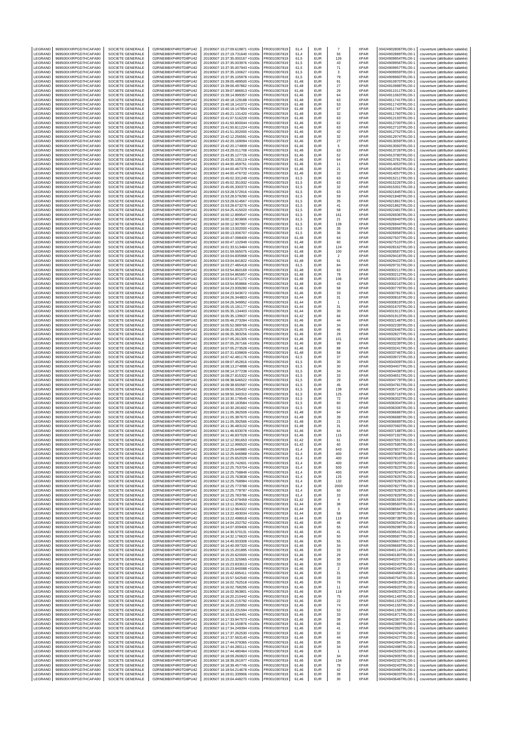| LEGRAND | 969500XXRPGD7HCAFA90 | SOCIETE GENERALE | O2RNE8IBXP4R0TD8PU42 | 20190507 15:27:09.619871 +0100s | FR0010307819 | 61,4 | EUR | 7 | XPAR | 00424902806TRLO0-1 | couverture (attribution salariée) |
|---|---|---|---|---|---|---|---|---|---|---|---|
| LEGRAND | 969500XXRPGD7HCAFA90 | SOCIETE GENERALE | O2RNE8IBXP4R0TD8PU42 | 20190507 15:27:19.731640 +0100s | FR0010307819 | 61,4 | EUR | 55 | XPAR | 00424902889TRLO0-1 | couverture (attribution salariée) |
| LEGRAND | 969500XXRPGD7HCAFA90 | SOCIETE GENERALE | O2RNE8IBXP4R0TD8PU42 | 20190507 15:37:35.000167 +0100s | FR0010307819 | 61,5 | EUR | 126 | XPAR | 00424909954TRLO0-1 | couverture (attribution salariée) |
| LEGRAND | 969500XXRPGD7HCAFA90 | SOCIETE GENERALE | O2RNE8IBXP4R0TD8PU42 | 20190507 15:37:35.003976 +0100s | FR0010307819 | 61,5 | EUR | 43 | XPAR | 00424909956TRLO0-1 | couverture (attribution salariée) |
| LEGRAND | 969500XXRPGD7HCAFA90 | SOCIETE GENERALE | O2RNE8IBXP4R0TD8PU42 | 20190507 15:37:35.007943 +0100s | FR0010307819 | 61,5 | EUR | 71 | XPAR | 00424909957TRLO0-1 | couverture (attribution salariée) |
| LEGRAND | 969500XXRPGD7HCAFA90 | SOCIETE GENERALE | O2RNE8IBXP4R0TD8PU42 | 20190507 15:37:35.100627 +0100s | FR0010307819 | 61,5 | EUR | 3 | XPAR | 00424909959TRLO0-1 | couverture (attribution salariée) |
| LEGRAND | 969500XXRPGD7HCAFA90 | SOCIETE GENERALE | O2RNE8IBXP4R0TD8PU42 | 20190507 15:37:35.105978 +0100s | FR0010307819 | 61,5 | EUR | 79 | XPAR | 00424909960TRLO0-1 | couverture (attribution salariée) |
| LEGRAND | 969500XXRPGD7HCAFA90 | SOCIETE GENERALE | O2RNE8IBXP4R0TD8PU42 | 20190507 15:39:05.489500 +0100s | FR0010307819 | 61,48 | EUR | 91 | XPAR | 00424910970TRLO0-1 | couverture (attribution salariée) |
| LEGRAND | 969500XXRPGD7HCAFA90 | SOCIETE GENERALE | O2RNE8IBXP4R0TD8PU42 | 20190507 15:39:06.497862 +0100s | FR0010307819 | 61,48 | EUR | 27 | XPAR | 00424910988TRLO0-1 | couverture (attribution salariée) |
| LEGRAND | 969500XXRPGD7HCAFA90 | SOCIETE GENERALE | O2RNE8IBXP4R0TD8PU42 | 20190507 15:39:07.486913 +0100s | FR0010307819 | 61,48 | EUR | 29 | XPAR | 00424911011TRLO0-1 | couverture (attribution salariée) |
| LEGRAND | 969500XXRPGD7HCAFA90 | SOCIETE GENERALE | O2RNE8IBXP4R0TD8PU42 | 20190507 15:39:14.999357 +0100s | FR0010307819 | 61,46 | EUR | 64 | XPAR | 00424911063TRLO0-1 | couverture (attribution salariée) |
| LEGRAND | 969500XXRPGD7HCAFA90 | SOCIETE GENERALE | O2RNE8IBXP4R0TD8PU42 | 20190507 15:40:18.129188 +0100s | FR0010307819 | 61,48 | EUR | 63 | XPAR | 00424911741TRLO0-1 | couverture (attribution salariée) |
| LEGRAND | 969500XXRPGD7HCAFA90 | SOCIETE GENERALE | O2RNE8IBXP4R0TD8PU42 | 20190507 15:40:18.141072 +0100s | FR0010307819 | 61,48 | EUR | 53 | XPAR | 00424911743TRLO0-1 | couverture (attribution salariée) |
| LEGRAND | 969500XXRPGD7HCAFA90 | SOCIETE GENERALE | O2RNE8IBXP4R0TD8PU42 | 20190507 15:40:18.147854 +0100s | FR0010307819 | 61,48 | EUR | 67 | XPAR | 00424911744TRLO0-1 | couverture (attribution salariée) |
| LEGRAND | 969500XXRPGD7HCAFA90 | SOCIETE GENERALE | O2RNE8IBXP4R0TD8PU42 | 20190507 15:40:21.131420 +0100s | FR0010307819 | 61,48 | EUR | 32 | XPAR | 00424911760TRLO0-1 | couverture (attribution salariée) |
| LEGRAND | 969500XXRPGD7HCAFA90 | SOCIETE GENERALE | O2RNE8IBXP4R0TD8PU42 | 20190507 15:41:07.516229 +0100s | FR0010307819 | 61,46 | EUR | 63 | XPAR | 00424912193TRLO0-1 | couverture (attribution salariée) |
| LEGRAND | 969500XXRPGD7HCAFA90 | SOCIETE GENERALE | O2RNE8IBXP4R0TD8PU42 | 20190507 15:41:50.800044 +0100s | FR0010307819 | 61,46 | EUR | 62 | XPAR | 00424912700TRLO0-1 | couverture (attribution salariée) |
| LEGRAND | 969500XXRPGD7HCAFA90 | SOCIETE GENERALE | O2RNE8IBXP4R0TD8PU42 | 20190507 15:41:50.811224 +0100s | FR0010307819 | 61,46 | EUR | 63 | XPAR | 00424912710TRLO0-1 | couverture (attribution salariée) |
| LEGRAND | 969500XXRPGD7HCAFA90 | SOCIETE GENERALE | O2RNE8IBXP4R0TD8PU42 | 20190507 15:41:51.002000 +0100s | FR0010307819 | 61,46 | EUR | 42 | XPAR | 00424912752TRLO0-1 | couverture (attribution salariée) |
| LEGRAND | 969500XXRPGD7HCAFA90 | SOCIETE GENERALE | O2RNE8IBXP4R0TD8PU42 | 20190507 15:42:12.256591 +0100s | FR0010307819 | 61,48 | EUR | 32 | XPAR | 00424912974TRLO0-1 | couverture (attribution salariée) |
| LEGRAND | 969500XXRPGD7HCAFA90 | SOCIETE GENERALE | O2RNE8IBXP4R0TD8PU42 | 20190507 15:42:20.169094 +0100s | FR0010307819 | 61,46 | EUR | 27 | XPAR | 00424913059TRLO0-1 | couverture (attribution salariée) |
| LEGRAND | 969500XXRPGD7HCAFA90 | SOCIETE GENERALE | O2RNE8IBXP4R0TD8PU42 | 20190507 15:42:20.174809 +0100s | FR0010307819 | 61,46 | EUR | 5 | XPAR | 00424913060TRLO0-1 | couverture (attribution salariée) |
| LEGRAND | 969500XXRPGD7HCAFA90 | SOCIETE GENERALE | O2RNE8IBXP4R0TD8PU42 | 20190507 15:43:29.011708 +0100s | FR0010307819 | 61,48 | EUR | 63 | XPAR | 00424913726TRLO0-1 | couverture (attribution salariée) |
| LEGRAND | 969500XXRPGD7HCAFA90 | SOCIETE GENERALE | O2RNE8IBXP4R0TD8PU42 | 20190507 15:43:35.127726 +0100s | FR0010307819 | 61,46 | EUR | 52 | XPAR | 00424913780TRLO0-1 | couverture (attribution salariée) |
| LEGRAND | 969500XXRPGD7HCAFA90 | SOCIETE GENERALE | O2RNE8IBXP4R0TD8PU42 | 20190507 15:43:35.135119 +0100s | FR0010307819 | 61,46 | EUR | 64 | XPAR | 00424913781TRLO0-1 | couverture (attribution salariée) |
| LEGRAND | 969500XXRPGD7HCAFA90 | SOCIETE GENERALE | O2RNE8IBXP4R0TD8PU42 | 20190507 15:44:00.459751 +0100s | FR0010307819 | 61,46 | EUR | 11 | XPAR | 00424914053TRLO0-1 | couverture (attribution salariée) |
| LEGRAND | 969500XXRPGD7HCAFA90 | SOCIETE GENERALE | O2RNE8IBXP4R0TD8PU42 | 20190507 15:44:00.467379 +0100s | FR0010307819 | 61,46 | EUR | 21 | XPAR | 00424914056TRLO0-1 | couverture (attribution salariée) |
| LEGRAND | 969500XXRPGD7HCAFA90 | SOCIETE GENERALE | O2RNE8IBXP4R0TD8PU42 | 20190507 15:44:00.476732 +0100s | FR0010307819 | 61,46 | EUR | 32 | XPAR | 00424914057TRLO0-1 | couverture (attribution salariée) |
| LEGRAND | 969500XXRPGD7HCAFA90 | SOCIETE GENERALE | O2RNE8IBXP4R0TD8PU42 | 20190507 15:45:02.331249 +0100s | FR0010307819 | 61,5 | EUR | 63 | XPAR | 00424915211TRLO0-1 | couverture (attribution salariée) |
| LEGRAND | 969500XXRPGD7HCAFA90 | SOCIETE GENERALE | O2RNE8IBXP4R0TD8PU42 | 20190507 15:45:02.351932 +0100s | FR0010307819 | 61,5 | EUR | 63 | XPAR | 00424915226TRLO0-1 | couverture (attribution salariée) |
| LEGRAND | 969500XXRPGD7HCAFA90 | SOCIETE GENERALE | O2RNE8IBXP4R0TD8PU42 | 20190507 15:45:05.330373 +0100s | FR0010307819 | 61,5 | EUR | 32 | XPAR | 00424915301TRLO0-1 | couverture (attribution salariée) |
| LEGRAND | 969500XXRPGD7HCAFA90 | SOCIETE GENERALE | O2RNE8IBXP4R0TD8PU42 | 20190507 15:53:28.572916 +0100s | FR0010307819 | 61,5 | EUR | 63 | XPAR | 00424921845TRLO0-1 | couverture (attribution salariée) |
| LEGRAND | 969500XXRPGD7HCAFA90 | SOCIETE GENERALE | O2RNE8IBXP4R0TD8PU42 | 20190507 15:53:28.579280 +0100s | FR0010307819 | 61,5 | EUR | 59 | XPAR | 00424921848TRLO0-1 | couverture (attribution salariée) |
| LEGRAND | 969500XXRPGD7HCAFA90 | SOCIETE GENERALE | O2RNE8IBXP4R0TD8PU42 | 20190507 15:53:28.614567 +0100s | FR0010307819 | 61,5 | EUR | 35 | XPAR | 00424921861TRLO0-1 | couverture (attribution salariée) |
| LEGRAND | 969500XXRPGD7HCAFA90 | SOCIETE GENERALE | O2RNE8IBXP4R0TD8PU42 | 20190507 15:53:28.673276 +0100s | FR0010307819 | 61,5 | EUR | 41 | XPAR | 00424921862TRLO0-1 | couverture (attribution salariée) |
| LEGRAND | 969500XXRPGD7HCAFA90 | SOCIETE GENERALE | O2RNE8IBXP4R0TD8PU42 | 20190507 15:54:25.415020 +0100s | FR0010307819 | 61,5 | EUR | 58 | XPAR | 00424922481TRLO0-1 | couverture (attribution salariée) |
| LEGRAND | 969500XXRPGD7HCAFA90 | SOCIETE GENERALE | O2RNE8IBXP4R0TD8PU42 | 20190507 16:00:12.899547 +0100s | FR0010307819 | 61,5 | EUR | 161 | XPAR | 00424926936TRLO0-1 | couverture (attribution salariée) |
| LEGRAND | 969500XXRPGD7HCAFA90 | SOCIETE GENERALE | O2RNE8IBXP4R0TD8PU42 | 20190507 16:00:12.903806 +0100s | FR0010307819 | 61,5 | EUR | 21 | XPAR | 00424926940TRLO0-1 | couverture (attribution salariée) |
| LEGRAND | 969500XXRPGD7HCAFA90 | SOCIETE GENERALE | O2RNE8IBXP4R0TD8PU42 | 20190507 16:00:12.907997 +0100s | FR0010307819 | 61,5 | EUR | 139 | XPAR | 00424926944TRLO0-1 | couverture (attribution salariée) |
| LEGRAND | 969500XXRPGD7HCAFA90 | SOCIETE GENERALE | O2RNE8IBXP4R0TD8PU42 | 20190507 16:00:13.002000 +0100s | FR0010307819 | 61,5 | EUR | 35 | XPAR | 00424926956TRLO0-1 | couverture (attribution salariée) |
| LEGRAND | 969500XXRPGD7HCAFA90 | SOCIETE GENERALE | O2RNE8IBXP4R0TD8PU42 | 20190507 16:00:13.006707 +0100s | FR0010307819 | 61,5 | EUR | 36 | XPAR | 00424926958TRLO0-1 | couverture (attribution salariée) |
| LEGRAND | 969500XXRPGD7HCAFA90 | SOCIETE GENERALE | O2RNE8IBXP4R0TD8PU42 | 20190507 16:00:47.098409 +0100s | FR0010307819 | 61,48 | EUR | 64 | XPAR | 00424927507TRLO0-1 | couverture (attribution salariée) |
| LEGRAND | 969500XXRPGD7HCAFA90 | SOCIETE GENERALE | O2RNE8IBXP4R0TD8PU42 | 20190507 16:00:47.102949 +0100s | FR0010307819 | 61,48 | EUR | 60 | XPAR | 00424927510TRLO0-1 | couverture (attribution salariée) |
| LEGRAND | 969500XXRPGD7HCAFA90 | SOCIETE GENERALE | O2RNE8IBXP4R0TD8PU42 | 20190507 16:01:33.513484 +0100s | FR0010307819 | 61,48 | EUR | 124 | XPAR | 00424928162TRLO0-1 | couverture (attribution salariée) |
| LEGRAND | 969500XXRPGD7HCAFA90 | SOCIETE GENERALE | O2RNE8IBXP4R0TD8PU42 | 20190507 16:01:59.565075 +0100s | FR0010307819 | 61,48 | EUR | 100 | XPAR | 00424928587TRLO0-1 | couverture (attribution salariée) |
| LEGRAND | 969500XXRPGD7HCAFA90 | SOCIETE GENERALE | O2RNE8IBXP4R0TD8PU42 | 20190507 16:03:04.835968 +0100s | FR0010307819 | 61,48 | EUR | 2 | XPAR | 00424929418TRLO0-1 | couverture (attribution salariée) |
| LEGRAND | 969500XXRPGD7HCAFA90 | SOCIETE GENERALE | O2RNE8IBXP4R0TD8PU42 | 20190507 16:03:04.841822 +0100s | FR0010307819 | 61,48 | EUR | 91 | XPAR | 00424929422TRLO0-1 | couverture (attribution salariée) |
| LEGRAND | 969500XXRPGD7HCAFA90 | SOCIETE GENERALE | O2RNE8IBXP4R0TD8PU42 | 20190507 16:03:27.485418 +0100s | FR0010307819 | 61,5 | EUR | 84 | XPAR | 00424929731TRLO0-1 | couverture (attribution salariée) |
| LEGRAND | 969500XXRPGD7HCAFA90 | SOCIETE GENERALE | O2RNE8IBXP4R0TD8PU42 | 20190507 16:03:54.860169 +0100s | FR0010307819 | 61,48 | EUR | 83 | XPAR | 00424930211TRLO0-1 | couverture (attribution salariée) |
| LEGRAND | 969500XXRPGD7HCAFA90 | SOCIETE GENERALE | O2RNE8IBXP4R0TD8PU42 | 20190507 16:03:54.865857 +0100s | FR0010307819 | 61,48 | EUR | 78 | XPAR | 00424930212TRLO0-1 | couverture (attribution salariée) |
| LEGRAND | 969500XXRPGD7HCAFA90 | SOCIETE GENERALE | O2RNE8IBXP4R0TD8PU42 | 20190507 16:03:54.871172 +0100s | FR0010307819 | 61,48 | EUR | 106 | XPAR | 00424930213TRLO0-1 | couverture (attribution salariée) |
| LEGRAND | 969500XXRPGD7HCAFA90 | SOCIETE GENERALE | O2RNE8IBXP4R0TD8PU42 | 20190507 16:03:54.959866 +0100s | FR0010307819 | 61,48 | EUR | 43 | XPAR | 00424930216TRLO0-1 | couverture (attribution salariée) |
| LEGRAND | 969500XXRPGD7HCAFA90 | SOCIETE GENERALE | O2RNE8IBXP4R0TD8PU42 | 20190507 16:04:23.939280 +0100s | FR0010307819 | 61,46 | EUR | 58 | XPAR | 00424930779TRLO0-1 | couverture (attribution salariée) |
| LEGRAND | 969500XXRPGD7HCAFA90 | SOCIETE GENERALE | O2RNE8IBXP4R0TD8PU42 | 20190507 16:04:23.943672 +0100s | FR0010307819 | 61,46 | EUR | 33 | XPAR | 00424930781TRLO0-1 | couverture (attribution salariée) |
| LEGRAND | 969500XXRPGD7HCAFA90 | SOCIETE GENERALE | O2RNE8IBXP4R0TD8PU42 | 20190507 16:04:26.344803 +0100s | FR0010307819 | 61,44 | EUR | 31 | XPAR | 00424930816TRLO0-1 | couverture (attribution salariée) |
| LEGRAND | 969500XXRPGD7HCAFA90 | SOCIETE GENERALE | O2RNE8IBXP4R0TD8PU42 | 20190507 16:04:26.349952 +0100s | FR0010307819 | 61,44 | EUR | 1 | XPAR | 00424930819TRLO0-1 | couverture (attribution salariée) |
| LEGRAND | 969500XXRPGD7HCAFA90 | SOCIETE GENERALE | O2RNE8IBXP4R0TD8PU42 | 20190507 16:05:15.191177 +0100s | FR0010307819 | 61,44 | EUR | 31 | XPAR | 00424931670TRLO0-1 | couverture (attribution salariée) |
| LEGRAND | 969500XXRPGD7HCAFA90 | SOCIETE GENERALE | O2RNE8IBXP4R0TD8PU42 | 20190507 16:05:35.134403 +0100s | FR0010307819 | 61,44 | EUR | 30 | XPAR | 00424931911TRLO0-1 | couverture (attribution salariée) |
| LEGRAND | 969500XXRPGD7HCAFA90 | SOCIETE GENERALE | O2RNE8IBXP4R0TD8PU42 | 20190507 16:05:35.139637 +0100s | FR0010307819 | 61,42 | EUR | 66 | XPAR | 00424931913TRLO0-1 | couverture (attribution salariée) |
| LEGRAND | 969500XXRPGD7HCAFA90 | SOCIETE GENERALE | O2RNE8IBXP4R0TD8PU42 | 20190507 16:05:46.273284 +0100s | FR0010307819 | 61,46 | EUR | 44 | XPAR | 00424932146TRLO0-1 | couverture (attribution salariée) |
| LEGRAND | 969500XXRPGD7HCAFA90 | SOCIETE GENERALE | O2RNE8IBXP4R0TD8PU42 | 20190507 16:05:52.089768 +0100s | FR0010307819 | 61,46 | EUR | 34 | XPAR | 00424932239TRLO0-1 | couverture (attribution salariée) |
| LEGRAND | 969500XXRPGD7HCAFA90 | SOCIETE GENERALE | O2RNE8IBXP4R0TD8PU42 | 20190507 16:06:21.652573 +0100s | FR0010307819 | 61,46 | EUR | 46 | XPAR | 00424932646TRLO0-1 | couverture (attribution salariée) |
| LEGRAND | 969500XXRPGD7HCAFA90 | SOCIETE GENERALE | O2RNE8IBXP4R0TD8PU42 | 20190507 16:06:35.383256 +0100s | FR0010307819 | 61,46 | EUR | 29 | XPAR | 00424932827TRLO0-1 | couverture (attribution salariée) |
| LEGRAND | 969500XXRPGD7HCAFA90 | SOCIETE GENERALE | O2RNE8IBXP4R0TD8PU42 | 20190507 16:07:05.261305 +0100s | FR0010307819 | 61,46 | EUR | 101 | XPAR | 00424933236TRLO0-1 | couverture (attribution salariée) |
| LEGRAND | 969500XXRPGD7HCAFA90 | SOCIETE GENERALE | O2RNE8IBXP4R0TD8PU42 | 20190507 16:07:05.267166 +0100s | FR0010307819 | 61,46 | EUR | 99 | XPAR | 00424933239TRLO0-1 | couverture (attribution salariée) |
| LEGRAND | 969500XXRPGD7HCAFA90 | SOCIETE GENERALE | O2RNE8IBXP4R0TD8PU42 | 20190507 16:07:05.273528 +0100s | FR0010307819 | 61,46 | EUR | 88 | XPAR | 00424933241TRLO0-1 | couverture (attribution salariée) |
| LEGRAND | 969500XXRPGD7HCAFA90 | SOCIETE GENERALE | O2RNE8IBXP4R0TD8PU42 | 20190507 16:07:31.639809 +0100s | FR0010307819 | 61,48 | EUR | 58 | XPAR | 00424933746TRLO0-1 | couverture (attribution salariée) |
| LEGRAND | 969500XXRPGD7HCAFA90 | SOCIETE GENERALE | O2RNE8IBXP4R0TD8PU42 | 20190507 16:07:42.481176 +0100s | FR0010307819 | 61,5 | EUR | 37 | XPAR | 00424933972TRLO0-1 | couverture (attribution salariée) |
| LEGRAND | 969500XXRPGD7HCAFA90 | SOCIETE GENERALE | O2RNE8IBXP4R0TD8PU42 | 20190507 16:08:07.452816 +0100s | FR0010307819 | 61,5 | EUR | 30 | XPAR | 00424934309TRLO0-1 | couverture (attribution salariée) |
| LEGRAND | 969500XXRPGD7HCAFA90 | SOCIETE GENERALE | O2RNE8IBXP4R0TD8PU42 | 20190507 16:08:13.274898 +0100s | FR0010307819 | 61,5 | EUR | 30 | XPAR | 00424934407TRLO0-1 | couverture (attribution salariée) |
| LEGRAND | 969500XXRPGD7HCAFA90 | SOCIETE GENERALE | O2RNE8IBXP4R0TD8PU42 | 20190507 16:08:14.377238 +0100s | FR0010307819 | 61,5 | EUR | 34 | XPAR | 00424934438TRLO0-1 | couverture (attribution salariée) |
| LEGRAND | 969500XXRPGD7HCAFA90 | SOCIETE GENERALE | O2RNE8IBXP4R0TD8PU42 | 20190507 16:08:27.815322 +0100s | FR0010307819 | 61,5 | EUR | 33 | XPAR | 00424934651TRLO0-1 | couverture (attribution salariée) |
| LEGRAND | 969500XXRPGD7HCAFA90 | SOCIETE GENERALE | O2RNE8IBXP4R0TD8PU42 | 20190507 16:08:38.646522 +0100s | FR0010307819 | 61,5 | EUR | 29 | XPAR | 00424934779TRLO0-1 | couverture (attribution salariée) |
| LEGRAND | 969500XXRPGD7HCAFA90 | SOCIETE GENERALE | O2RNE8IBXP4R0TD8PU42 | 20190507 16:08:38.650587 +0100s | FR0010307819 | 61,5 | EUR | 45 | XPAR | 00424934781TRLO0-1 | couverture (attribution salariée) |
| LEGRAND | 969500XXRPGD7HCAFA90 | SOCIETE GENERALE | O2RNE8IBXP4R0TD8PU42 | 20190507 16:09:50.335432 +0100s | FR0010307819 | 61,5 | EUR | 139 | XPAR | 00424935714TRLO0-1 | couverture (attribution salariée) |
| LEGRAND | 969500XXRPGD7HCAFA90 | SOCIETE GENERALE | O2RNE8IBXP4R0TD8PU42 | 20190507 16:09:50.340310 +0100s | FR0010307819 | 61,5 | EUR | 125 | XPAR | 00424935716TRLO0-1 | couverture (attribution salariée) |
| LEGRAND | 969500XXRPGD7HCAFA90 | SOCIETE GENERALE | O2RNE8IBXP4R0TD8PU42 | 20190507 16:10:30.179545 +0100s | FR0010307819 | 61,5 | EUR | 72 | XPAR | 00424936302TRLO0-1 | couverture (attribution salariée) |
| LEGRAND | 969500XXRPGD7HCAFA90 | SOCIETE GENERALE | O2RNE8IBXP4R0TD8PU42 | 20190507 16:10:30.183584 +0100s | FR0010307819 | 61,5 | EUR | 60 | XPAR | 00424936304TRLO0-1 | couverture (attribution salariée) |
| LEGRAND | 969500XXRPGD7HCAFA90 | SOCIETE GENERALE | O2RNE8IBXP4R0TD8PU42 | 20190507 16:10:30.281602 +0100s | FR0010307819 | 61,5 | EUR | 53 | XPAR | 00424936306TRLO0-1 | couverture (attribution salariée) |
| LEGRAND | 969500XXRPGD7HCAFA90 | SOCIETE GENERALE | O2RNE8IBXP4R0TD8PU42 | 20190507 16:11:05.382509 +0100s | FR0010307819 | 61,48 | EUR | 64 | XPAR | 00424936686TRLO0-1 | couverture (attribution salariée) |
| LEGRAND | 969500XXRPGD7HCAFA90 | SOCIETE GENERALE | O2RNE8IBXP4R0TD8PU42 | 20190507 16:11:05.387670 +0100s | FR0010307819 | 61,48 | EUR | 39 | XPAR | 00424936688TRLO0-1 | couverture (attribution salariée) |
| LEGRAND | 969500XXRPGD7HCAFA90 | SOCIETE GENERALE | O2RNE8IBXP4R0TD8PU42 | 20190507 16:11:05.392566 +0100s | FR0010307819 | 61,48 | EUR | 21 | XPAR | 00424936689TRLO0-1 | couverture (attribution salariée) |
| LEGRAND | 969500XXRPGD7HCAFA90 | SOCIETE GENERALE | O2RNE8IBXP4R0TD8PU42 | 20190507 16:11:36.483102 +0100s | FR0010307819 | 61,48 | EUR | 31 | XPAR | 00424937060TRLO0-1 | couverture (attribution salariée) |
| LEGRAND | 969500XXRPGD7HCAFA90 | SOCIETE GENERALE | O2RNE8IBXP4R0TD8PU42 | 20190507 16:11:46.833078 +0100s | FR0010307819 | 61,46 | EUR | 64 | XPAR | 00424937188TRLO0-1 | couverture (attribution salariée) |
| LEGRAND | 969500XXRPGD7HCAFA90 | SOCIETE GENERALE | O2RNE8IBXP4R0TD8PU42 | 20190507 16:11:46.837028 +0100s | FR0010307819 | 61,46 | EUR | 115 | XPAR | 00424937192TRLO0-1 | couverture (attribution salariée) |
| LEGRAND | 969500XXRPGD7HCAFA90 | SOCIETE GENERALE | O2RNE8IBXP4R0TD8PU42 | 20190507 16:12:12.991653 +0100s | FR0010307819 | 61,42 | EUR | 61 | XPAR | 00424937591TRLO0-1 | couverture (attribution salariée) |
| LEGRAND | 969500XXRPGD7HCAFA90 | SOCIETE GENERALE | O2RNE8IBXP4R0TD8PU42 | 20190507 16:12:12.996520 +0100s | FR0010307819 | 61,42 | EUR | 60 | XPAR | 00424937595TRLO0-1 | couverture (attribution salariée) |
| LEGRAND | 969500XXRPGD7HCAFA90 | SOCIETE GENERALE | O2RNE8IBXP4R0TD8PU42 | 20190507 16:12:25.640880 +0100s | FR0010307819 | 61,4 | EUR | 643 | XPAR | 00424937807TRLO0-1 | couverture (attribution salariée) |
| LEGRAND | 969500XXRPGD7HCAFA90 | SOCIETE GENERALE | O2RNE8IBXP4R0TD8PU42 | 20190507 16:12:25.646988 +0100s | FR0010307819 | 61,4 | EUR | 400 | XPAR | 00424937808TRLO0-1 | couverture (attribution salariée) |
| LEGRAND | 969500XXRPGD7HCAFA90 | SOCIETE GENERALE | O2RNE8IBXP4R0TD8PU42 | 20190507 16:12:25.652029 +0100s | FR0010307819 | 61,4 | EUR | 400 | XPAR | 00424937810TRLO0-1 | couverture (attribution salariée) |
| LEGRAND | 969500XXRPGD7HCAFA90 | SOCIETE GENERALE | O2RNE8IBXP4R0TD8PU42 | 20190507 16:12:25.742601 +0100s | FR0010307819 | 61,4 | EUR | 400 | XPAR | 00424937820TRLO0-1 | couverture (attribution salariée) |
| LEGRAND | 969500XXRPGD7HCAFA90 | SOCIETE GENERALE | O2RNE8IBXP4R0TD8PU42 | 20190507 16:12:25.753704 +0100s | FR0010307819 | 61,4 | EUR | 500 | XPAR | 00424937823TRLO0-1 | couverture (attribution salariée) |
| LEGRAND | 969500XXRPGD7HCAFA90 | SOCIETE GENERALE | O2RNE8IBXP4R0TD8PU42 | 20190507 16:12:25.758849 +0100s | FR0010307819 | 61,4 | EUR | 400 | XPAR | 00424937824TRLO0-1 | couverture (attribution salariée) |
| LEGRAND | 969500XXRPGD7HCAFA90 | SOCIETE GENERALE | O2RNE8IBXP4R0TD8PU42 | 20190507 16:12:25.763838 +0100s | FR0010307819 | 61,4 | EUR | 125 | XPAR | 00424937825TRLO0-1 | couverture (attribution salariée) |
| LEGRAND | 969500XXRPGD7HCAFA90 | SOCIETE GENERALE | O2RNE8IBXP4R0TD8PU42 | 20190507 16:12:25.768984 +0100s | FR0010307819 | 61,4 | EUR | 132 | XPAR | 00424937826TRLO0-1 | couverture (attribution salariée) |
| LEGRAND | 969500XXRPGD7HCAFA90 | SOCIETE GENERALE | O2RNE8IBXP4R0TD8PU42 | 20190507 16:12:25.773788 +0100s | FR0010307819 | 61,4 | EUR | 2000 | XPAR | 00424937827TRLO0-1 | couverture (attribution salariée) |
| LEGRAND | 969500XXRPGD7HCAFA90 | SOCIETE GENERALE | O2RNE8IBXP4R0TD8PU42 | 20190507 16:12:25.778787 +0100s | FR0010307819 | 61,4 | EUR | 60 | XPAR | 00424937828TRLO0-1 | couverture (attribution salariée) |
| LEGRAND | 969500XXRPGD7HCAFA90 | SOCIETE GENERALE | O2RNE8IBXP4R0TD8PU42 | 20190507 16:12:25.783786 +0100s | FR0010307819 | 61,4 | EUR | 33 | XPAR | 00424937829TRLO0-1 | couverture (attribution salariée) |
| LEGRAND | 969500XXRPGD7HCAFA90 | SOCIETE GENERALE | O2RNE8IBXP4R0TD8PU42 | 20190507 16:12:42.679459 +0100s | FR0010307819 | 61,42 | EUR | 4 | XPAR | 00424938159TRLO0-1 | couverture (attribution salariée) |
| LEGRAND | 969500XXRPGD7HCAFA90 | SOCIETE GENERALE | O2RNE8IBXP4R0TD8PU42 | 20190507 16:13:11.359632 +0100s | FR0010307819 | 61,44 | EUR | 38 | XPAR | 00424938560TRLO0-1 | couverture (attribution salariée) |
| LEGRAND | 969500XXRPGD7HCAFA90 | SOCIETE GENERALE | O2RNE8IBXP4R0TD8PU42 | 20190507 16:13:12.964322 +0100s | FR0010307819 | 61,44 | EUR | 3 | XPAR | 00424938584TRLO0-1 | couverture (attribution salariée) |
| LEGRAND | 969500XXRPGD7HCAFA90 | SOCIETE GENERALE | O2RNE8IBXP4R0TD8PU42 | 20190507 16:13:22.493034 +0100s | FR0010307819 | 61,44 | EUR | 58 | XPAR | 00424938735TRLO0-1 | couverture (attribution salariée) |
| LEGRAND | 969500XXRPGD7HCAFA90 | SOCIETE GENERALE | O2RNE8IBXP4R0TD8PU42 | 20190507 16:13:22.498918 +0100s | FR0010307819 | 61,44 | EUR | 119 | XPAR | 00424938738TRLO0-1 | couverture (attribution salariée) |
| LEGRAND | 969500XXRPGD7HCAFA90 | SOCIETE GENERALE | O2RNE8IBXP4R0TD8PU42 | 20190507 16:14:04.202752 +0100s | FR0010307819 | 61,46 | EUR | 46 | XPAR | 00424939254TRLO0-1 | couverture (attribution salariée) |
| LEGRAND | 969500XXRPGD7HCAFA90 | SOCIETE GENERALE | O2RNE8IBXP4R0TD8PU42 | 20190507 16:14:07.009406 +0100s | FR0010307819 | 61,46 | EUR | 55 | XPAR | 00424939298TRLO0-1 | couverture (attribution salariée) |
| LEGRAND | 969500XXRPGD7HCAFA90 | SOCIETE GENERALE | O2RNE8IBXP4R0TD8PU42 | 20190507 16:14:30.570131 +0100s | FR0010307819 | 61,46 | EUR | 41 | XPAR | 00424939541TRLO0-1 | couverture (attribution salariée) |
| LEGRAND | 969500XXRPGD7HCAFA90 | SOCIETE GENERALE | O2RNE8IBXP4R0TD8PU42 | 20190507 16:14:32.176633 +0100s | FR0010307819 | 61,46 | EUR | 50 | XPAR | 00424939587TRLO0-1 | couverture (attribution salariée) |
| LEGRAND | 969500XXRPGD7HCAFA90 | SOCIETE GENERALE | O2RNE8IBXP4R0TD8PU42 | 20190507 16:14:40.003308 +0100s | FR0010307819 | 61,46 | EUR | 55 | XPAR | 00424939667TRLO0-1 | couverture (attribution salariée) |
| LEGRAND | 969500XXRPGD7HCAFA90 | SOCIETE GENERALE | O2RNE8IBXP4R0TD8PU42 | 20190507 16:14:40.097320 +0100s | FR0010307819 | 61,46 | EUR | 34 | XPAR | 00424939669TRLO0-1 | couverture (attribution salariée) |
| LEGRAND | 969500XXRPGD7HCAFA90 | SOCIETE GENERALE | O2RNE8IBXP4R0TD8PU42 | 20190507 16:15:15.201895 +0100s | FR0010307819 | 61,46 | EUR | 33 | XPAR | 00424940114TRLO0-1 | couverture (attribution salariée) |
| LEGRAND | 969500XXRPGD7HCAFA90 | SOCIETE GENERALE | O2RNE8IBXP4R0TD8PU42 | 20190507 16:15:20.620000 +0100s | FR0010307819 | 61,46 | EUR | 29 | XPAR | 00424940180TRLO0-1 | couverture (attribution salariée) |
| LEGRAND | 969500XXRPGD7HCAFA90 | SOCIETE GENERALE | O2RNE8IBXP4R0TD8PU42 | 20190507 16:15:22.325965 +0100s | FR0010307819 | 61,46 | EUR | 30 | XPAR | 00424940207TRLO0-1 | couverture (attribution salariée) |
| LEGRAND | 969500XXRPGD7HCAFA90 | SOCIETE GENERALE | O2RNE8IBXP4R0TD8PU42 | 20190507 16:15:23.833613 +0100s | FR0010307819 | 61,46 | EUR | 33 | XPAR | 00424940243TRLO0-1 | couverture (attribution salariée) |
| LEGRAND | 969500XXRPGD7HCAFA90 | SOCIETE GENERALE | O2RNE8IBXP4R0TD8PU42 | 20190507 16:15:23.840088 +0100s | FR0010307819 | 61,46 | EUR | 2 | XPAR | 00424940244TRLO0-1 | couverture (attribution salariée) |
| LEGRAND | 969500XXRPGD7HCAFA90 | SOCIETE GENERALE | O2RNE8IBXP4R0TD8PU42 | 20190507 16:15:42.695411 +0100s | FR0010307819 | 61,46 | EUR | 31 | XPAR | 00424940468TRLO0-1 | couverture (attribution salariée) |
| LEGRAND | 969500XXRPGD7HCAFA90 | SOCIETE GENERALE | O2RNE8IBXP4R0TD8PU42 | 20190507 16:15:57.542540 +0100s | FR0010307819 | 61,46 | EUR | 33 | XPAR | 00424940754TRLO0-1 | couverture (attribution salariée) |
| LEGRAND | 969500XXRPGD7HCAFA90 | SOCIETE GENERALE | O2RNE8IBXP4R0TD8PU42 | 20190507 16:16:02.762518 +0100s | FR0010307819 | 61,46 | EUR | 76 | XPAR | 00424940919TRLO0-1 | couverture (attribution salariée) |
| LEGRAND | 969500XXRPGD7HCAFA90 | SOCIETE GENERALE | O2RNE8IBXP4R0TD8PU42 | 20190507 16:16:02.768295 +0100s | FR0010307819 | 61,46 | EUR | 11 | XPAR | 00424940920TRLO0-1 | couverture (attribution salariée) |
| LEGRAND | 969500XXRPGD7HCAFA90 | SOCIETE GENERALE | O2RNE8IBXP4R0TD8PU42 | 20190507 16:16:02.963801 +0100s | FR0010307819 | 61,46 | EUR | 118 | XPAR | 00424940923TRLO0-1 | couverture (attribution salariée) |
| LEGRAND | 969500XXRPGD7HCAFA90 | SOCIETE GENERALE | O2RNE8IBXP4R0TD8PU42 | 20190507 16:16:20.210442 +0100s | FR0010307819 | 61,46 | EUR | 75 | XPAR | 00424941149TRLO0-1 | couverture (attribution salariée) |
| LEGRAND | 969500XXRPGD7HCAFA90 | SOCIETE GENERALE | O2RNE8IBXP4R0TD8PU42 | 20190507 16:16:20.215792 +0100s | FR0010307819 | 61,46 | EUR | 22 | XPAR | 00424941153TRLO0-1 | couverture (attribution salariée) |
| LEGRAND | 969500XXRPGD7HCAFA90 | SOCIETE GENERALE | O2RNE8IBXP4R0TD8PU42 | 20190507 16:16:20.220950 +0100s | FR0010307819 | 61,46 | EUR | 74 | XPAR | 00424941155TRLO0-1 | couverture (attribution salariée) |
| LEGRAND | 969500XXRPGD7HCAFA90 | SOCIETE GENERALE | O2RNE8IBXP4R0TD8PU42 | 20190507 16:16:20.231594 +0100s | FR0010307819 | 61,46 | EUR | 53 | XPAR | 00424941159TRLO0-1 | couverture (attribution salariée) |
| LEGRAND | 969500XXRPGD7HCAFA90 | SOCIETE GENERALE | O2RNE8IBXP4R0TD8PU42 | 20190507 16:16:53.424491 +0100s | FR0010307819 | 61,46 | EUR | 33 | XPAR | 00424941871TRLO0-1 | couverture (attribution salariée) |
| LEGRAND | 969500XXRPGD7HCAFA90 | SOCIETE GENERALE | O2RNE8IBXP4R0TD8PU42 | 20190507 16:17:33.947573 +0100s | FR0010307819 | 61,46 | EUR | 39 | XPAR | 00424942387TRLO0-1 | couverture (attribution salariée) |
| LEGRAND | 969500XXRPGD7HCAFA90 | SOCIETE GENERALE | O2RNE8IBXP4R0TD8PU42 | 20190507 16:17:34.150876 +0100s | FR0010307819 | 61,46 | EUR | 66 | XPAR | 00424942389TRLO0-1 | couverture (attribution salariée) |
| LEGRAND | 969500XXRPGD7HCAFA90 | SOCIETE GENERALE | O2RNE8IBXP4R0TD8PU42 | 20190507 16:17:34.249394 +0100s | FR0010307819 | 61,46 | EUR | 41 | XPAR | 00424942392TRLO0-1 | couverture (attribution salariée) |
| LEGRAND | 969500XXRPGD7HCAFA90 | SOCIETE GENERALE | O2RNE8IBXP4R0TD8PU42 | 20190507 16:17:37.262530 +0100s | FR0010307819 | 61,46 | EUR | 32 | XPAR | 00424942424TRLO0-1 | couverture (attribution salariée) |
| LEGRAND | 969500XXRPGD7HCAFA90 | SOCIETE GENERALE | O2RNE8IBXP4R0TD8PU42 | 20190507 16:17:37.563140 +0100s | FR0010307819 | 61,46 | EUR | 44 | XPAR | 00424942427TRLO0-1 | couverture (attribution salariée) |
| LEGRAND | 969500XXRPGD7HCAFA90 | SOCIETE GENERALE | O2RNE8IBXP4R0TD8PU42 | 20190507 16:17:44.079365 +0100s | FR0010307819 | 61,46 | EUR | 35 | XPAR | 00424942494TRLO0-1 | couverture (attribution salariée) |
| LEGRAND | 969500XXRPGD7HCAFA90 | SOCIETE GENERALE | O2RNE8IBXP4R0TD8PU42 | 20190507 16:17:44.280111 +0100s | FR0010307819 | 61,46 | EUR | 34 | XPAR | 00424942498TRLO0-1 | couverture (attribution salariée) |
| LEGRAND | 969500XXRPGD7HCAFA90 | SOCIETE GENERALE | O2RNE8IBXP4R0TD8PU42 | 20190507 16:17:44.480464 +0100s | FR0010307819 | 61,46 | EUR | 1 | XPAR | 00424942503TRLO0-1 | couverture (attribution salariée) |
| LEGRAND | 969500XXRPGD7HCAFA90 | SOCIETE GENERALE | O2RNE8IBXP4R0TD8PU42 | 20190507 16:18:09.260823 +0100s | FR0010307819 | 61,46 | EUR | 34 | XPAR | 00424942905TRLO0-1 | couverture (attribution salariée) |
| LEGRAND | 969500XXRPGD7HCAFA90 | SOCIETE GENERALE | O2RNE8IBXP4R0TD8PU42 | 20190507 16:18:39.261977 +0100s | FR0010307819 | 61,46 | EUR | 134 | XPAR | 00424943232TRLO0-1 | couverture (attribution salariée) |
| LEGRAND | 969500XXRPGD7HCAFA90 | SOCIETE GENERALE | O2RNE8IBXP4R0TD8PU42 | 20190507 16:18:39.457745 +0100s | FR0010307819 | 61,46 | EUR | 78 | XPAR | 00424943243TRLO0-1 | couverture (attribution salariée) |
| LEGRAND | 969500XXRPGD7HCAFA90 | SOCIETE GENERALE | O2RNE8IBXP4R0TD8PU42 | 20190507 16:18:54.214678 +0100s | FR0010307819 | 61,46 | EUR | 42 | XPAR | 00424943496TRLO0-1 | couverture (attribution salariée) |
| LEGRAND | 969500XXRPGD7HCAFA90 | SOCIETE GENERALE | O2RNE8IBXP4R0TD8PU42 | 20190507 16:19:01.339906 +0100s | FR0010307819 | 61,46 | EUR | 39 | XPAR | 00424943603TRLO0-1 | couverture (attribution salariée) |
| LEGRAND | 969500XXRPGD7HCAFA90 | SOCIETE GENERALE | O2RNE8IBXP4R0TD8PU42 | 20190507 16:19:04.448270 +0100s | FR0010307819 | 61,46 | EUR | 30 | XPAR | 00424943646TRLO0-1 | couverture (attribution salariée) |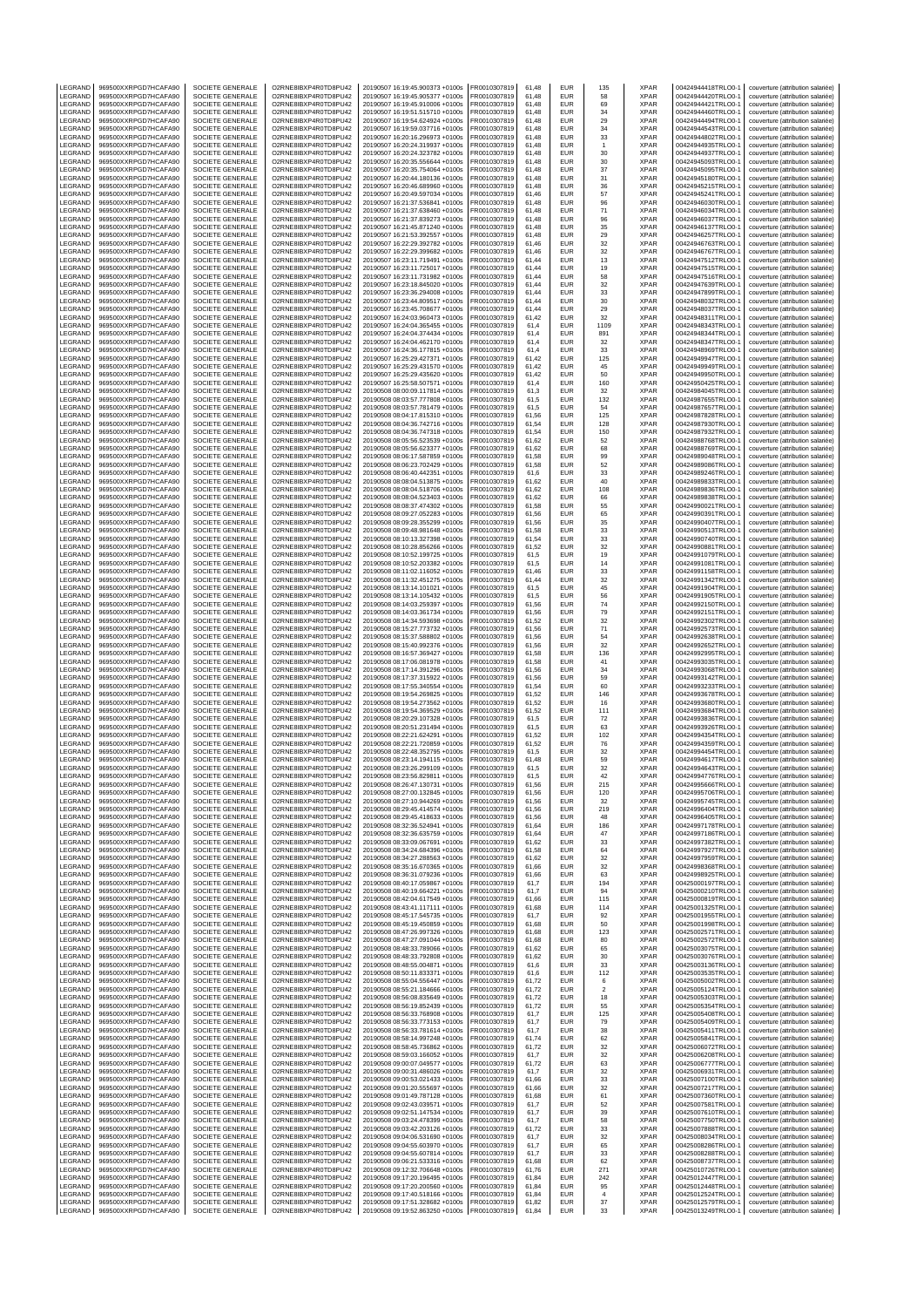| LEGRAND | 969500XXRPGD7HCAFA90 | SOCIETE GENERALE | O2RNE8IBXP4R0TD8PU42 | 20190507 16:19:45.900373 +0100s | FR0010307819 | 61,48 | EUR | 135 | XPAR | 00424944418TRLO0-1 | couverture (attribution salariée) |
|---|---|---|---|---|---|---|---|---|---|---|---|
| LEGRAND | 969500XXRPGD7HCAFA90 | SOCIETE GENERALE | O2RNE8IBXP4R0TD8PU42 | 20190507 16:19:45.905377 +0100s | FR0010307819 | 61,48 | EUR | 58 | XPAR | 00424944420TRLO0-1 | couverture (attribution salariée) |
| LEGRAND | 969500XXRPGD7HCAFA90 | SOCIETE GENERALE | O2RNE8IBXP4R0TD8PU42 | 20190507 16:19:45.910006 +0100s | FR0010307819 | 61,48 | EUR | 69 | XPAR | 00424944421TRLO0-1 | couverture (attribution salariée) |
| LEGRAND | 969500XXRPGD7HCAFA90 | SOCIETE GENERALE | O2RNE8IBXP4R0TD8PU42 | 20190507 16:19:51.515710 +0100s | FR0010307819 | 61,48 | EUR | 34 | XPAR | 00424944460TRLO0-1 | couverture (attribution salariée) |
| LEGRAND | 969500XXRPGD7HCAFA90 | SOCIETE GENERALE | O2RNE8IBXP4R0TD8PU42 | 20190507 16:19:54.624924 +0100s | FR0010307819 | 61,48 | EUR | 29 | XPAR | 00424944494TRLO0-1 | couverture (attribution salariée) |
| LEGRAND | 969500XXRPGD7HCAFA90 | SOCIETE GENERALE | O2RNE8IBXP4R0TD8PU42 | 20190507 16:19:59.037716 +0100s | FR0010307819 | 61,48 | EUR | 34 | XPAR | 00424944543TRLO0-1 | couverture (attribution salariée) |
| LEGRAND | 969500XXRPGD7HCAFA90 | SOCIETE GENERALE | O2RNE8IBXP4R0TD8PU42 | 20190507 16:20:16.296973 +0100s | FR0010307819 | 61,48 | EUR | 33 | XPAR | 00424944802TRLO0-1 | couverture (attribution salariée) |
| LEGRAND | 969500XXRPGD7HCAFA90 | SOCIETE GENERALE | O2RNE8IBXP4R0TD8PU42 | 20190507 16:20:24.319937 +0100s | FR0010307819 | 61,48 | EUR | 1 | XPAR | 00424944935TRLO0-1 | couverture (attribution salariée) |
| LEGRAND | 969500XXRPGD7HCAFA90 | SOCIETE GENERALE | O2RNE8IBXP4R0TD8PU42 | 20190507 16:20:24.323782 +0100s | FR0010307819 | 61,48 | EUR | 30 | XPAR | 00424944937TRLO0-1 | couverture (attribution salariée) |
| LEGRAND | 969500XXRPGD7HCAFA90 | SOCIETE GENERALE | O2RNE8IBXP4R0TD8PU42 | 20190507 16:20:35.556644 +0100s | FR0010307819 | 61,48 | EUR | 30 | XPAR | 00424945093TRLO0-1 | couverture (attribution salariée) |
| LEGRAND | 969500XXRPGD7HCAFA90 | SOCIETE GENERALE | O2RNE8IBXP4R0TD8PU42 | 20190507 16:20:35.754064 +0100s | FR0010307819 | 61,48 | EUR | 37 | XPAR | 00424945095TRLO0-1 | couverture (attribution salariée) |
| LEGRAND | 969500XXRPGD7HCAFA90 | SOCIETE GENERALE | O2RNE8IBXP4R0TD8PU42 | 20190507 16:20:44.180136 +0100s | FR0010307819 | 61,48 | EUR | 31 | XPAR | 00424945180TRLO0-1 | couverture (attribution salariée) |
| LEGRAND | 969500XXRPGD7HCAFA90 | SOCIETE GENERALE | O2RNE8IBXP4R0TD8PU42 | 20190507 16:20:46.689960 +0100s | FR0010307819 | 61,48 | EUR | 36 | XPAR | 00424945215TRLO0-1 | couverture (attribution salariée) |
| LEGRAND | 969500XXRPGD7HCAFA90 | SOCIETE GENERALE | O2RNE8IBXP4R0TD8PU42 | 20190507 16:20:49.597034 +0100s | FR0010307819 | 61,46 | EUR | 57 | XPAR | 00424945241TRLO0-1 | couverture (attribution salariée) |
| LEGRAND | 969500XXRPGD7HCAFA90 | SOCIETE GENERALE | O2RNE8IBXP4R0TD8PU42 | 20190507 16:21:37.536841 +0100s | FR0010307819 | 61,48 | EUR | 96 | XPAR | 00424946030TRLO0-1 | couverture (attribution salariée) |
| LEGRAND | 969500XXRPGD7HCAFA90 | SOCIETE GENERALE | O2RNE8IBXP4R0TD8PU42 | 20190507 16:21:37.638460 +0100s | FR0010307819 | 61,48 | EUR | 71 | XPAR | 00424946034TRLO0-1 | couverture (attribution salariée) |
| LEGRAND | 969500XXRPGD7HCAFA90 | SOCIETE GENERALE | O2RNE8IBXP4R0TD8PU42 | 20190507 16:21:37.839273 +0100s | FR0010307819 | 61,48 | EUR | 96 | XPAR | 00424946037TRLO0-1 | couverture (attribution salariée) |
| LEGRAND | 969500XXRPGD7HCAFA90 | SOCIETE GENERALE | O2RNE8IBXP4R0TD8PU42 | 20190507 16:21:45.871240 +0100s | FR0010307819 | 61,48 | EUR | 35 | XPAR | 00424946137TRLO0-1 | couverture (attribution salariée) |
| LEGRAND | 969500XXRPGD7HCAFA90 | SOCIETE GENERALE | O2RNE8IBXP4R0TD8PU42 | 20190507 16:21:53.392557 +0100s | FR0010307819 | 61,48 | EUR | 29 | XPAR | 00424946257TRLO0-1 | couverture (attribution salariée) |
| LEGRAND | 969500XXRPGD7HCAFA90 | SOCIETE GENERALE | O2RNE8IBXP4R0TD8PU42 | 20190507 16:22:29.392782 +0100s | FR0010307819 | 61,46 | EUR | 32 | XPAR | 00424946763TRLO0-1 | couverture (attribution salariée) |
| LEGRAND | 969500XXRPGD7HCAFA90 | SOCIETE GENERALE | O2RNE8IBXP4R0TD8PU42 | 20190507 16:22:29.399682 +0100s | FR0010307819 | 61,46 | EUR | 32 | XPAR | 00424946767TRLO0-1 | couverture (attribution salariée) |
| LEGRAND | 969500XXRPGD7HCAFA90 | SOCIETE GENERALE | O2RNE8IBXP4R0TD8PU42 | 20190507 16:23:11.719491 +0100s | FR0010307819 | 61,44 | EUR | 13 | XPAR | 00424947512TRLO0-1 | couverture (attribution salariée) |
| LEGRAND | 969500XXRPGD7HCAFA90 | SOCIETE GENERALE | O2RNE8IBXP4R0TD8PU42 | 20190507 16:23:11.725017 +0100s | FR0010307819 | 61,44 | EUR | 19 | XPAR | 00424947515TRLO0-1 | couverture (attribution salariée) |
| LEGRAND | 969500XXRPGD7HCAFA90 | SOCIETE GENERALE | O2RNE8IBXP4R0TD8PU42 | 20190507 16:23:11.731982 +0100s | FR0010307819 | 61,44 | EUR | 58 | XPAR | 00424947516TRLO0-1 | couverture (attribution salariée) |
| LEGRAND | 969500XXRPGD7HCAFA90 | SOCIETE GENERALE | O2RNE8IBXP4R0TD8PU42 | 20190507 16:23:18.845020 +0100s | FR0010307819 | 61,44 | EUR | 32 | XPAR | 00424947639TRLO0-1 | couverture (attribution salariée) |
| LEGRAND | 969500XXRPGD7HCAFA90 | SOCIETE GENERALE | O2RNE8IBXP4R0TD8PU42 | 20190507 16:23:36.294008 +0100s | FR0010307819 | 61,44 | EUR | 33 | XPAR | 00424947899TRLO0-1 | couverture (attribution salariée) |
| LEGRAND | 969500XXRPGD7HCAFA90 | SOCIETE GENERALE | O2RNE8IBXP4R0TD8PU42 | 20190507 16:23:44.809517 +0100s | FR0010307819 | 61,44 | EUR | 30 | XPAR | 00424948032TRLO0-1 | couverture (attribution salariée) |
| LEGRAND | 969500XXRPGD7HCAFA90 | SOCIETE GENERALE | O2RNE8IBXP4R0TD8PU42 | 20190507 16:23:45.708677 +0100s | FR0010307819 | 61,44 | EUR | 29 | XPAR | 00424948037TRLO0-1 | couverture (attribution salariée) |
| LEGRAND | 969500XXRPGD7HCAFA90 | SOCIETE GENERALE | O2RNE8IBXP4R0TD8PU42 | 20190507 16:24:03.960473 +0100s | FR0010307819 | 61,42 | EUR | 32 | XPAR | 00424948311TRLO0-1 | couverture (attribution salariée) |
| LEGRAND | 969500XXRPGD7HCAFA90 | SOCIETE GENERALE | O2RNE8IBXP4R0TD8PU42 | 20190507 16:24:04.365455 +0100s | FR0010307819 | 61,4 | EUR | 1109 | XPAR | 00424948343TRLO0-1 | couverture (attribution salariée) |
| LEGRAND | 969500XXRPGD7HCAFA90 | SOCIETE GENERALE | O2RNE8IBXP4R0TD8PU42 | 20190507 16:24:04.374434 +0100s | FR0010307819 | 61,4 | EUR | 891 | XPAR | 00424948344TRLO0-1 | couverture (attribution salariée) |
| LEGRAND | 969500XXRPGD7HCAFA90 | SOCIETE GENERALE | O2RNE8IBXP4R0TD8PU42 | 20190507 16:24:04.462170 +0100s | FR0010307819 | 61,4 | EUR | 32 | XPAR | 00424948347TRLO0-1 | couverture (attribution salariée) |
| LEGRAND | 969500XXRPGD7HCAFA90 | SOCIETE GENERALE | O2RNE8IBXP4R0TD8PU42 | 20190507 16:24:36.177815 +0100s | FR0010307819 | 61,4 | EUR | 33 | XPAR | 00424948969TRLO0-1 | couverture (attribution salariée) |
| LEGRAND | 969500XXRPGD7HCAFA90 | SOCIETE GENERALE | O2RNE8IBXP4R0TD8PU42 | 20190507 16:25:29.427371 +0100s | FR0010307819 | 61,42 | EUR | 125 | XPAR | 00424949947TRLO0-1 | couverture (attribution salariée) |
| LEGRAND | 969500XXRPGD7HCAFA90 | SOCIETE GENERALE | O2RNE8IBXP4R0TD8PU42 | 20190507 16:25:29.431570 +0100s | FR0010307819 | 61,42 | EUR | 45 | XPAR | 00424949949TRLO0-1 | couverture (attribution salariée) |
| LEGRAND | 969500XXRPGD7HCAFA90 | SOCIETE GENERALE | O2RNE8IBXP4R0TD8PU42 | 20190507 16:25:29.435620 +0100s | FR0010307819 | 61,42 | EUR | 50 | XPAR | 00424949950TRLO0-1 | couverture (attribution salariée) |
| LEGRAND | 969500XXRPGD7HCAFA90 | SOCIETE GENERALE | O2RNE8IBXP4R0TD8PU42 | 20190507 16:25:58.507571 +0100s | FR0010307819 | 61,4 | EUR | 160 | XPAR | 00424950425TRLO0-1 | couverture (attribution salariée) |
| LEGRAND | 969500XXRPGD7HCAFA90 | SOCIETE GENERALE | O2RNE8IBXP4R0TD8PU42 | 20190508 08:00:09.117814 +0100s | FR0010307819 | 61,3 | EUR | 32 | XPAR | 00424984045TRLO0-1 | couverture (attribution salariée) |
| LEGRAND | 969500XXRPGD7HCAFA90 | SOCIETE GENERALE | O2RNE8IBXP4R0TD8PU42 | 20190508 08:03:57.777808 +0100s | FR0010307819 | 61,5 | EUR | 132 | XPAR | 00424987655TRLO0-1 | couverture (attribution salariée) |
| LEGRAND | 969500XXRPGD7HCAFA90 | SOCIETE GENERALE | O2RNE8IBXP4R0TD8PU42 | 20190508 08:03:57.781479 +0100s | FR0010307819 | 61,5 | EUR | 54 | XPAR | 00424987657TRLO0-1 | couverture (attribution salariée) |
| LEGRAND | 969500XXRPGD7HCAFA90 | SOCIETE GENERALE | O2RNE8IBXP4R0TD8PU42 | 20190508 08:04:17.815310 +0100s | FR0010307819 | 61,56 | EUR | 125 | XPAR | 00424987828TRLO0-1 | couverture (attribution salariée) |
| LEGRAND | 969500XXRPGD7HCAFA90 | SOCIETE GENERALE | O2RNE8IBXP4R0TD8PU42 | 20190508 08:04:36.742716 +0100s | FR0010307819 | 61,54 | EUR | 128 | XPAR | 00424987930TRLO0-1 | couverture (attribution salariée) |
| LEGRAND | 969500XXRPGD7HCAFA90 | SOCIETE GENERALE | O2RNE8IBXP4R0TD8PU42 | 20190508 08:04:36.747318 +0100s | FR0010307819 | 61,54 | EUR | 150 | XPAR | 00424987932TRLO0-1 | couverture (attribution salariée) |
| LEGRAND | 969500XXRPGD7HCAFA90 | SOCIETE GENERALE | O2RNE8IBXP4R0TD8PU42 | 20190508 08:05:56.523539 +0100s | FR0010307819 | 61,62 | EUR | 52 | XPAR | 00424988768TRLO0-1 | couverture (attribution salariée) |
| LEGRAND | 969500XXRPGD7HCAFA90 | SOCIETE GENERALE | O2RNE8IBXP4R0TD8PU42 | 20190508 08:05:56.623377 +0100s | FR0010307819 | 61,62 | EUR | 68 | XPAR | 00424988769TRLO0-1 | couverture (attribution salariée) |
| LEGRAND | 969500XXRPGD7HCAFA90 | SOCIETE GENERALE | O2RNE8IBXP4R0TD8PU42 | 20190508 08:06:17.587859 +0100s | FR0010307819 | 61,58 | EUR | 99 | XPAR | 00424989048TRLO0-1 | couverture (attribution salariée) |
| LEGRAND | 969500XXRPGD7HCAFA90 | SOCIETE GENERALE | O2RNE8IBXP4R0TD8PU42 | 20190508 08:06:23.702429 +0100s | FR0010307819 | 61,58 | EUR | 52 | XPAR | 00424989086TRLO0-1 | couverture (attribution salariée) |
| LEGRAND | 969500XXRPGD7HCAFA90 | SOCIETE GENERALE | O2RNE8IBXP4R0TD8PU42 | 20190508 08:06:40.442351 +0100s | FR0010307819 | 61,6 | EUR | 33 | XPAR | 00424989246TRLO0-1 | couverture (attribution salariée) |
| LEGRAND | 969500XXRPGD7HCAFA90 | SOCIETE GENERALE | O2RNE8IBXP4R0TD8PU42 | 20190508 08:08:04.513875 +0100s | FR0010307819 | 61,62 | EUR | 40 | XPAR | 00424989833TRLO0-1 | couverture (attribution salariée) |
| LEGRAND | 969500XXRPGD7HCAFA90 | SOCIETE GENERALE | O2RNE8IBXP4R0TD8PU42 | 20190508 08:08:04.518706 +0100s | FR0010307819 | 61,62 | EUR | 108 | XPAR | 00424989836TRLO0-1 | couverture (attribution salariée) |
| LEGRAND | 969500XXRPGD7HCAFA90 | SOCIETE GENERALE | O2RNE8IBXP4R0TD8PU42 | 20190508 08:08:04.523403 +0100s | FR0010307819 | 61,62 | EUR | 66 | XPAR | 00424989838TRLO0-1 | couverture (attribution salariée) |
| LEGRAND | 969500XXRPGD7HCAFA90 | SOCIETE GENERALE | O2RNE8IBXP4R0TD8PU42 | 20190508 08:08:37.474302 +0100s | FR0010307819 | 61,58 | EUR | 55 | XPAR | 00424990021TRLO0-1 | couverture (attribution salariée) |
| LEGRAND | 969500XXRPGD7HCAFA90 | SOCIETE GENERALE | O2RNE8IBXP4R0TD8PU42 | 20190508 08:09:27.052283 +0100s | FR0010307819 | 61,56 | EUR | 65 | XPAR | 00424990391TRLO0-1 | couverture (attribution salariée) |
| LEGRAND | 969500XXRPGD7HCAFA90 | SOCIETE GENERALE | O2RNE8IBXP4R0TD8PU42 | 20190508 08:09:28.355299 +0100s | FR0010307819 | 61,56 | EUR | 35 | XPAR | 00424990407TRLO0-1 | couverture (attribution salariée) |
| LEGRAND | 969500XXRPGD7HCAFA90 | SOCIETE GENERALE | O2RNE8IBXP4R0TD8PU42 | 20190508 08:09:48.981648 +0100s | FR0010307819 | 61,58 | EUR | 33 | XPAR | 00424990513TRLO0-1 | couverture (attribution salariée) |
| LEGRAND | 969500XXRPGD7HCAFA90 | SOCIETE GENERALE | O2RNE8IBXP4R0TD8PU42 | 20190508 08:10:13.327398 +0100s | FR0010307819 | 61,54 | EUR | 33 | XPAR | 00424990740TRLO0-1 | couverture (attribution salariée) |
| LEGRAND | 969500XXRPGD7HCAFA90 | SOCIETE GENERALE | O2RNE8IBXP4R0TD8PU42 | 20190508 08:10:28.856266 +0100s | FR0010307819 | 61,52 | EUR | 32 | XPAR | 00424990881TRLO0-1 | couverture (attribution salariée) |
| LEGRAND | 969500XXRPGD7HCAFA90 | SOCIETE GENERALE | O2RNE8IBXP4R0TD8PU42 | 20190508 08:10:52.199725 +0100s | FR0010307819 | 61,5 | EUR | 19 | XPAR | 00424991079TRLO0-1 | couverture (attribution salariée) |
| LEGRAND | 969500XXRPGD7HCAFA90 | SOCIETE GENERALE | O2RNE8IBXP4R0TD8PU42 | 20190508 08:10:52.203382 +0100s | FR0010307819 | 61,5 | EUR | 14 | XPAR | 00424991081TRLO0-1 | couverture (attribution salariée) |
| LEGRAND | 969500XXRPGD7HCAFA90 | SOCIETE GENERALE | O2RNE8IBXP4R0TD8PU42 | 20190508 08:11:02.116052 +0100s | FR0010307819 | 61,46 | EUR | 33 | XPAR | 00424991158TRLO0-1 | couverture (attribution salariée) |
| LEGRAND | 969500XXRPGD7HCAFA90 | SOCIETE GENERALE | O2RNE8IBXP4R0TD8PU42 | 20190508 08:11:32.451275 +0100s | FR0010307819 | 61,44 | EUR | 32 | XPAR | 00424991342TRLO0-1 | couverture (attribution salariée) |
| LEGRAND | 969500XXRPGD7HCAFA90 | SOCIETE GENERALE | O2RNE8IBXP4R0TD8PU42 | 20190508 08:13:14.101021 +0100s | FR0010307819 | 61,5 | EUR | 45 | XPAR | 00424991904TRLO0-1 | couverture (attribution salariée) |
| LEGRAND | 969500XXRPGD7HCAFA90 | SOCIETE GENERALE | O2RNE8IBXP4R0TD8PU42 | 20190508 08:13:14.105432 +0100s | FR0010307819 | 61,5 | EUR | 56 | XPAR | 00424991905TRLO0-1 | couverture (attribution salariée) |
| LEGRAND | 969500XXRPGD7HCAFA90 | SOCIETE GENERALE | O2RNE8IBXP4R0TD8PU42 | 20190508 08:14:03.259397 +0100s | FR0010307819 | 61,56 | EUR | 74 | XPAR | 00424992150TRLO0-1 | couverture (attribution salariée) |
| LEGRAND | 969500XXRPGD7HCAFA90 | SOCIETE GENERALE | O2RNE8IBXP4R0TD8PU42 | 20190508 08:14:03.361734 +0100s | FR0010307819 | 61,56 | EUR | 79 | XPAR | 00424992151TRLO0-1 | couverture (attribution salariée) |
| LEGRAND | 969500XXRPGD7HCAFA90 | SOCIETE GENERALE | O2RNE8IBXP4R0TD8PU42 | 20190508 08:14:34.593698 +0100s | FR0010307819 | 61,52 | EUR | 32 | XPAR | 00424992302TRLO0-1 | couverture (attribution salariée) |
| LEGRAND | 969500XXRPGD7HCAFA90 | SOCIETE GENERALE | O2RNE8IBXP4R0TD8PU42 | 20190508 08:15:27.773732 +0100s | FR0010307819 | 61,56 | EUR | 71 | XPAR | 00424992573TRLO0-1 | couverture (attribution salariée) |
| LEGRAND | 969500XXRPGD7HCAFA90 | SOCIETE GENERALE | O2RNE8IBXP4R0TD8PU42 | 20190508 08:15:37.588802 +0100s | FR0010307819 | 61,56 | EUR | 54 | XPAR | 00424992638TRLO0-1 | couverture (attribution salariée) |
| LEGRAND | 969500XXRPGD7HCAFA90 | SOCIETE GENERALE | O2RNE8IBXP4R0TD8PU42 | 20190508 08:15:40.992376 +0100s | FR0010307819 | 61,56 | EUR | 32 | XPAR | 00424992652TRLO0-1 | couverture (attribution salariée) |
| LEGRAND | 969500XXRPGD7HCAFA90 | SOCIETE GENERALE | O2RNE8IBXP4R0TD8PU42 | 20190508 08:16:57.369427 +0100s | FR0010307819 | 61,58 | EUR | 136 | XPAR | 00424992995TRLO0-1 | couverture (attribution salariée) |
| LEGRAND | 969500XXRPGD7HCAFA90 | SOCIETE GENERALE | O2RNE8IBXP4R0TD8PU42 | 20190508 08:17:06.081978 +0100s | FR0010307819 | 61,58 | EUR | 41 | XPAR | 00424993035TRLO0-1 | couverture (attribution salariée) |
| LEGRAND | 969500XXRPGD7HCAFA90 | SOCIETE GENERALE | O2RNE8IBXP4R0TD8PU42 | 20190508 08:17:14.391296 +0100s | FR0010307819 | 61,56 | EUR | 34 | XPAR | 00424993068TRLO0-1 | couverture (attribution salariée) |
| LEGRAND | 969500XXRPGD7HCAFA90 | SOCIETE GENERALE | O2RNE8IBXP4R0TD8PU42 | 20190508 08:17:37.315922 +0100s | FR0010307819 | 61,56 | EUR | 59 | XPAR | 00424993142TRLO0-1 | couverture (attribution salariée) |
| LEGRAND | 969500XXRPGD7HCAFA90 | SOCIETE GENERALE | O2RNE8IBXP4R0TD8PU42 | 20190508 08:17:55.340554 +0100s | FR0010307819 | 61,54 | EUR | 60 | XPAR | 00424993233TRLO0-1 | couverture (attribution salariée) |
| LEGRAND | 969500XXRPGD7HCAFA90 | SOCIETE GENERALE | O2RNE8IBXP4R0TD8PU42 | 20190508 08:19:54.269825 +0100s | FR0010307819 | 61,52 | EUR | 146 | XPAR | 00424993678TRLO0-1 | couverture (attribution salariée) |
| LEGRAND | 969500XXRPGD7HCAFA90 | SOCIETE GENERALE | O2RNE8IBXP4R0TD8PU42 | 20190508 08:19:54.273562 +0100s | FR0010307819 | 61,52 | EUR | 16 | XPAR | 00424993680TRLO0-1 | couverture (attribution salariée) |
| LEGRAND | 969500XXRPGD7HCAFA90 | SOCIETE GENERALE | O2RNE8IBXP4R0TD8PU42 | 20190508 08:19:54.369529 +0100s | FR0010307819 | 61,52 | EUR | 111 | XPAR | 00424993684TRLO0-1 | couverture (attribution salariée) |
| LEGRAND | 969500XXRPGD7HCAFA90 | SOCIETE GENERALE | O2RNE8IBXP4R0TD8PU42 | 20190508 08:20:29.107328 +0100s | FR0010307819 | 61,5 | EUR | 72 | XPAR | 00424993836TRLO0-1 | couverture (attribution salariée) |
| LEGRAND | 969500XXRPGD7HCAFA90 | SOCIETE GENERALE | O2RNE8IBXP4R0TD8PU42 | 20190508 08:20:51.231494 +0100s | FR0010307819 | 61,5 | EUR | 63 | XPAR | 00424993926TRLO0-1 | couverture (attribution salariée) |
| LEGRAND | 969500XXRPGD7HCAFA90 | SOCIETE GENERALE | O2RNE8IBXP4R0TD8PU42 | 20190508 08:22:16.624291 +0100s | FR0010307819 | 61,52 | EUR | 102 | XPAR | 00424994354TRLO0-1 | couverture (attribution salariée) |
| LEGRAND | 969500XXRPGD7HCAFA90 | SOCIETE GENERALE | O2RNE8IBXP4R0TD8PU42 | 20190508 08:22:21.720859 +0100s | FR0010307819 | 61,52 | EUR | 76 | XPAR | 00424994359TRLO0-1 | couverture (attribution salariée) |
| LEGRAND | 969500XXRPGD7HCAFA90 | SOCIETE GENERALE | O2RNE8IBXP4R0TD8PU42 | 20190508 08:22:48.352795 +0100s | FR0010307819 | 61,5 | EUR | 32 | XPAR | 00424994454TRLO0-1 | couverture (attribution salariée) |
| LEGRAND | 969500XXRPGD7HCAFA90 | SOCIETE GENERALE | O2RNE8IBXP4R0TD8PU42 | 20190508 08:23:14.194115 +0100s | FR0010307819 | 61,48 | EUR | 59 | XPAR | 00424994617TRLO0-1 | couverture (attribution salariée) |
| LEGRAND | 969500XXRPGD7HCAFA90 | SOCIETE GENERALE | O2RNE8IBXP4R0TD8PU42 | 20190508 08:23:26.299109 +0100s | FR0010307819 | 61,5 | EUR | 32 | XPAR | 00424994643TRLO0-1 | couverture (attribution salariée) |
| LEGRAND | 969500XXRPGD7HCAFA90 | SOCIETE GENERALE | O2RNE8IBXP4R0TD8PU42 | 20190508 08:23:56.829811 +0100s | FR0010307819 | 61,5 | EUR | 42 | XPAR | 00424994776TRLO0-1 | couverture (attribution salariée) |
| LEGRAND | 969500XXRPGD7HCAFA90 | SOCIETE GENERALE | O2RNE8IBXP4R0TD8PU42 | 20190508 08:26:47.130731 +0100s | FR0010307819 | 61,56 | EUR | 215 | XPAR | 00424995660TRLO0-1 | couverture (attribution salariée) |
| LEGRAND | 969500XXRPGD7HCAFA90 | SOCIETE GENERALE | O2RNE8IBXP4R0TD8PU42 | 20190508 08:27:00.132845 +0100s | FR0010307819 | 61,56 | EUR | 120 | XPAR | 00424995706TRLO0-1 | couverture (attribution salariée) |
| LEGRAND | 969500XXRPGD7HCAFA90 | SOCIETE GENERALE | O2RNE8IBXP4R0TD8PU42 | 20190508 08:27:10.944269 +0100s | FR0010307819 | 61,56 | EUR | 32 | XPAR | 00424995745TRLO0-1 | couverture (attribution salariée) |
| LEGRAND | 969500XXRPGD7HCAFA90 | SOCIETE GENERALE | O2RNE8IBXP4R0TD8PU42 | 20190508 08:29:45.414574 +0100s | FR0010307819 | 61,56 | EUR | 219 | XPAR | 00424996404TRLO0-1 | couverture (attribution salariée) |
| LEGRAND | 969500XXRPGD7HCAFA90 | SOCIETE GENERALE | O2RNE8IBXP4R0TD8PU42 | 20190508 08:29:45.418633 +0100s | FR0010307819 | 61,56 | EUR | 48 | XPAR | 00424996405TRLO0-1 | couverture (attribution salariée) |
| LEGRAND | 969500XXRPGD7HCAFA90 | SOCIETE GENERALE | O2RNE8IBXP4R0TD8PU42 | 20190508 08:32:36.524941 +0100s | FR0010307819 | 61,64 | EUR | 186 | XPAR | 00424997178TRLO0-1 | couverture (attribution salariée) |
| LEGRAND | 969500XXRPGD7HCAFA90 | SOCIETE GENERALE | O2RNE8IBXP4R0TD8PU42 | 20190508 08:32:36.635759 +0100s | FR0010307819 | 61,64 | EUR | 47 | XPAR | 00424997186TRLO0-1 | couverture (attribution salariée) |
| LEGRAND | 969500XXRPGD7HCAFA90 | SOCIETE GENERALE | O2RNE8IBXP4R0TD8PU42 | 20190508 08:33:09.067691 +0100s | FR0010307819 | 61,62 | EUR | 33 | XPAR | 00424997382TRLO0-1 | couverture (attribution salariée) |
| LEGRAND | 969500XXRPGD7HCAFA90 | SOCIETE GENERALE | O2RNE8IBXP4R0TD8PU42 | 20190508 08:34:24.684396 +0100s | FR0010307819 | 61,58 | EUR | 64 | XPAR | 00424997927TRLO0-1 | couverture (attribution salariée) |
| LEGRAND | 969500XXRPGD7HCAFA90 | SOCIETE GENERALE | O2RNE8IBXP4R0TD8PU42 | 20190508 08:34:27.288563 +0100s | FR0010307819 | 61,62 | EUR | 32 | XPAR | 00424997959TRLO0-1 | couverture (attribution salariée) |
| LEGRAND | 969500XXRPGD7HCAFA90 | SOCIETE GENERALE | O2RNE8IBXP4R0TD8PU42 | 20190508 08:35:16.670365 +0100s | FR0010307819 | 61,66 | EUR | 32 | XPAR | 00424998368TRLO0-1 | couverture (attribution salariée) |
| LEGRAND | 969500XXRPGD7HCAFA90 | SOCIETE GENERALE | O2RNE8IBXP4R0TD8PU42 | 20190508 08:36:31.079236 +0100s | FR0010307819 | 61,66 | EUR | 63 | XPAR | 00424998925TRLO0-1 | couverture (attribution salariée) |
| LEGRAND | 969500XXRPGD7HCAFA90 | SOCIETE GENERALE | O2RNE8IBXP4R0TD8PU42 | 20190508 08:40:17.059867 +0100s | FR0010307819 | 61,7 | EUR | 194 | XPAR | 00425000197TRLO0-1 | couverture (attribution salariée) |
| LEGRAND | 969500XXRPGD7HCAFA90 | SOCIETE GENERALE | O2RNE8IBXP4R0TD8PU42 | 20190508 08:40:19.664221 +0100s | FR0010307819 | 61,7 | EUR | 94 | XPAR | 00425000210TRLO0-1 | couverture (attribution salariée) |
| LEGRAND | 969500XXRPGD7HCAFA90 | SOCIETE GENERALE | O2RNE8IBXP4R0TD8PU42 | 20190508 08:42:04.617549 +0100s | FR0010307819 | 61,66 | EUR | 115 | XPAR | 00425000819TRLO0-1 | couverture (attribution salariée) |
| LEGRAND | 969500XXRPGD7HCAFA90 | SOCIETE GENERALE | O2RNE8IBXP4R0TD8PU42 | 20190508 08:43:41.117111 +0100s | FR0010307819 | 61,68 | EUR | 114 | XPAR | 00425001325TRLO0-1 | couverture (attribution salariée) |
| LEGRAND | 969500XXRPGD7HCAFA90 | SOCIETE GENERALE | O2RNE8IBXP4R0TD8PU42 | 20190508 08:45:17.545735 +0100s | FR0010307819 | 61,7 | EUR | 92 | XPAR | 00425001958TRLO0-1 | couverture (attribution salariée) |
| LEGRAND | 969500XXRPGD7HCAFA90 | SOCIETE GENERALE | O2RNE8IBXP4R0TD8PU42 | 20190508 08:45:19.450859 +0100s | FR0010307819 | 61,68 | EUR | 50 | XPAR | 00425001998TRLO0-1 | couverture (attribution salariée) |
| LEGRAND | 969500XXRPGD7HCAFA90 | SOCIETE GENERALE | O2RNE8IBXP4R0TD8PU42 | 20190508 08:47:26.997326 +0100s | FR0010307819 | 61,68 | EUR | 123 | XPAR | 00425002571TRLO0-1 | couverture (attribution salariée) |
| LEGRAND | 969500XXRPGD7HCAFA90 | SOCIETE GENERALE | O2RNE8IBXP4R0TD8PU42 | 20190508 08:47:27.091044 +0100s | FR0010307819 | 61,68 | EUR | 80 | XPAR | 00425002572TRLO0-1 | couverture (attribution salariée) |
| LEGRAND | 969500XXRPGD7HCAFA90 | SOCIETE GENERALE | O2RNE8IBXP4R0TD8PU42 | 20190508 08:48:33.789066 +0100s | FR0010307819 | 61,62 | EUR | 65 | XPAR | 00425003075TRLO0-1 | couverture (attribution salariée) |
| LEGRAND | 969500XXRPGD7HCAFA90 | SOCIETE GENERALE | O2RNE8IBXP4R0TD8PU42 | 20190508 08:48:33.792808 +0100s | FR0010307819 | 61,62 | EUR | 30 | XPAR | 00425003076TRLO0-1 | couverture (attribution salariée) |
| LEGRAND | 969500XXRPGD7HCAFA90 | SOCIETE GENERALE | O2RNE8IBXP4R0TD8PU42 | 20190508 08:48:55.004871 +0100s | FR0010307819 | 61,6 | EUR | 33 | XPAR | 00425003136TRLO0-1 | couverture (attribution salariée) |
| LEGRAND | 969500XXRPGD7HCAFA90 | SOCIETE GENERALE | O2RNE8IBXP4R0TD8PU42 | 20190508 08:50:11.833371 +0100s | FR0010307819 | 61,6 | EUR | 112 | XPAR | 00425003535TRLO0-1 | couverture (attribution salariée) |
| LEGRAND | 969500XXRPGD7HCAFA90 | SOCIETE GENERALE | O2RNE8IBXP4R0TD8PU42 | 20190508 08:55:04.556447 +0100s | FR0010307819 | 61,72 | EUR | 6 | XPAR | 00425005002TRLO0-1 | couverture (attribution salariée) |
| LEGRAND | 969500XXRPGD7HCAFA90 | SOCIETE GENERALE | O2RNE8IBXP4R0TD8PU42 | 20190508 08:55:21.184666 +0100s | FR0010307819 | 61,72 | EUR | 2 | XPAR | 00425005124TRLO0-1 | couverture (attribution salariée) |
| LEGRAND | 969500XXRPGD7HCAFA90 | SOCIETE GENERALE | O2RNE8IBXP4R0TD8PU42 | 20190508 08:56:08.835649 +0100s | FR0010307819 | 61,72 | EUR | 18 | XPAR | 00425005303TRLO0-1 | couverture (attribution salariée) |
| LEGRAND | 969500XXRPGD7HCAFA90 | SOCIETE GENERALE | O2RNE8IBXP4R0TD8PU42 | 20190508 08:56:19.852439 +0100s | FR0010307819 | 61,72 | EUR | 55 | XPAR | 00425005354TRLO0-1 | couverture (attribution salariée) |
| LEGRAND | 969500XXRPGD7HCAFA90 | SOCIETE GENERALE | O2RNE8IBXP4R0TD8PU42 | 20190508 08:56:33.768908 +0100s | FR0010307819 | 61,7 | EUR | 125 | XPAR | 00425005408TRLO0-1 | couverture (attribution salariée) |
| LEGRAND | 969500XXRPGD7HCAFA90 | SOCIETE GENERALE | O2RNE8IBXP4R0TD8PU42 | 20190508 08:56:33.773153 +0100s | FR0010307819 | 61,7 | EUR | 79 | XPAR | 00425005409TRLO0-1 | couverture (attribution salariée) |
| LEGRAND | 969500XXRPGD7HCAFA90 | SOCIETE GENERALE | O2RNE8IBXP4R0TD8PU42 | 20190508 08:56:33.781614 +0100s | FR0010307819 | 61,7 | EUR | 38 | XPAR | 00425005411TRLO0-1 | couverture (attribution salariée) |
| LEGRAND | 969500XXRPGD7HCAFA90 | SOCIETE GENERALE | O2RNE8IBXP4R0TD8PU42 | 20190508 08:58:14.097248 +0100s | FR0010307819 | 61,74 | EUR | 62 | XPAR | 00425005841TRLO0-1 | couverture (attribution salariée) |
| LEGRAND | 969500XXRPGD7HCAFA90 | SOCIETE GENERALE | O2RNE8IBXP4R0TD8PU42 | 20190508 08:58:45.736862 +0100s | FR0010307819 | 61,72 | EUR | 32 | XPAR | 00425006072TRLO0-1 | couverture (attribution salariée) |
| LEGRAND | 969500XXRPGD7HCAFA90 | SOCIETE GENERALE | O2RNE8IBXP4R0TD8PU42 | 20190508 08:59:03.166052 +0100s | FR0010307819 | 61,7 | EUR | 32 | XPAR | 00425006208TRLO0-1 | couverture (attribution salariée) |
| LEGRAND | 969500XXRPGD7HCAFA90 | SOCIETE GENERALE | O2RNE8IBXP4R0TD8PU42 | 20190508 09:00:07.049577 +0100s | FR0010307819 | 61,72 | EUR | 63 | XPAR | 00425006777TRLO0-1 | couverture (attribution salariée) |
| LEGRAND | 969500XXRPGD7HCAFA90 | SOCIETE GENERALE | O2RNE8IBXP4R0TD8PU42 | 20190508 09:00:31.486026 +0100s | FR0010307819 | 61,7 | EUR | 32 | XPAR | 00425006931TRLO0-1 | couverture (attribution salariée) |
| LEGRAND | 969500XXRPGD7HCAFA90 | SOCIETE GENERALE | O2RNE8IBXP4R0TD8PU42 | 20190508 09:00:53.021433 +0100s | FR0010307819 | 61,66 | EUR | 33 | XPAR | 00425007100TRLO0-1 | couverture (attribution salariée) |
| LEGRAND | 969500XXRPGD7HCAFA90 | SOCIETE GENERALE | O2RNE8IBXP4R0TD8PU42 | 20190508 09:01:20.555697 +0100s | FR0010307819 | 61,66 | EUR | 32 | XPAR | 00425007217TRLO0-1 | couverture (attribution salariée) |
| LEGRAND | 969500XXRPGD7HCAFA90 | SOCIETE GENERALE | O2RNE8IBXP4R0TD8PU42 | 20190508 09:01:49.787128 +0100s | FR0010307819 | 61,68 | EUR | 61 | XPAR | 00425007360TRLO0-1 | couverture (attribution salariée) |
| LEGRAND | 969500XXRPGD7HCAFA90 | SOCIETE GENERALE | O2RNE8IBXP4R0TD8PU42 | 20190508 09:02:43.039571 +0100s | FR0010307819 | 61,7 | EUR | 52 | XPAR | 00425007581TRLO0-1 | couverture (attribution salariée) |
| LEGRAND | 969500XXRPGD7HCAFA90 | SOCIETE GENERALE | O2RNE8IBXP4R0TD8PU42 | 20190508 09:02:51.147534 +0100s | FR0010307819 | 61,7 | EUR | 39 | XPAR | 00425007610TRLO0-1 | couverture (attribution salariée) |
| LEGRAND | 969500XXRPGD7HCAFA90 | SOCIETE GENERALE | O2RNE8IBXP4R0TD8PU42 | 20190508 09:03:24.478399 +0100s | FR0010307819 | 61,7 | EUR | 58 | XPAR | 00425007750TRLO0-1 | couverture (attribution salariée) |
| LEGRAND | 969500XXRPGD7HCAFA90 | SOCIETE GENERALE | O2RNE8IBXP4R0TD8PU42 | 20190508 09:03:42.203126 +0100s | FR0010307819 | 61,72 | EUR | 33 | XPAR | 00425007888TRLO0-1 | couverture (attribution salariée) |
| LEGRAND | 969500XXRPGD7HCAFA90 | SOCIETE GENERALE | O2RNE8IBXP4R0TD8PU42 | 20190508 09:04:06.531690 +0100s | FR0010307819 | 61,7 | EUR | 32 | XPAR | 00425008034TRLO0-1 | couverture (attribution salariée) |
| LEGRAND | 969500XXRPGD7HCAFA90 | SOCIETE GENERALE | O2RNE8IBXP4R0TD8PU42 | 20190508 09:04:55.603970 +0100s | FR0010307819 | 61,7 | EUR | 65 | XPAR | 00425008286TRLO0-1 | couverture (attribution salariée) |
| LEGRAND | 969500XXRPGD7HCAFA90 | SOCIETE GENERALE | O2RNE8IBXP4R0TD8PU42 | 20190508 09:04:55.607814 +0100s | FR0010307819 | 61,7 | EUR | 33 | XPAR | 00425008288TRLO0-1 | couverture (attribution salariée) |
| LEGRAND | 969500XXRPGD7HCAFA90 | SOCIETE GENERALE | O2RNE8IBXP4R0TD8PU42 | 20190508 09:06:21.533316 +0100s | FR0010307819 | 61,68 | EUR | 62 | XPAR | 00425008737TRLO0-1 | couverture (attribution salariée) |
| LEGRAND | 969500XXRPGD7HCAFA90 | SOCIETE GENERALE | O2RNE8IBXP4R0TD8PU42 | 20190508 09:12:32.706648 +0100s | FR0010307819 | 61,76 | EUR | 271 | XPAR | 00425010726TRLO0-1 | couverture (attribution salariée) |
| LEGRAND | 969500XXRPGD7HCAFA90 | SOCIETE GENERALE | O2RNE8IBXP4R0TD8PU42 | 20190508 09:17:20.196495 +0100s | FR0010307819 | 61,84 | EUR | 242 | XPAR | 00425012447TRLO0-1 | couverture (attribution salariée) |
| LEGRAND | 969500XXRPGD7HCAFA90 | SOCIETE GENERALE | O2RNE8IBXP4R0TD8PU42 | 20190508 09:17:20.200560 +0100s | FR0010307819 | 61,84 | EUR | 95 | XPAR | 00425012448TRLO0-1 | couverture (attribution salariée) |
| LEGRAND | 969500XXRPGD7HCAFA90 | SOCIETE GENERALE | O2RNE8IBXP4R0TD8PU42 | 20190508 09:17:40.518166 +0100s | FR0010307819 | 61,84 | EUR | 4 | XPAR | 00425012524TRLO0-1 | couverture (attribution salariée) |
| LEGRAND | 969500XXRPGD7HCAFA90 | SOCIETE GENERALE | O2RNE8IBXP4R0TD8PU42 | 20190508 09:17:51.328682 +0100s | FR0010307819 | 61,82 | EUR | 37 | XPAR | 00425012579TRLO0-1 | couverture (attribution salariée) |
| LEGRAND | 969500XXRPGD7HCAFA90 | SOCIETE GENERALE | O2RNE8IBXP4R0TD8PU42 | 20190508 09:19:52.863250 +0100s | FR0010307819 | 61,84 | EUR | 33 | XPAR | 00425013249TRLO0-1 | couverture (attribution salariée) |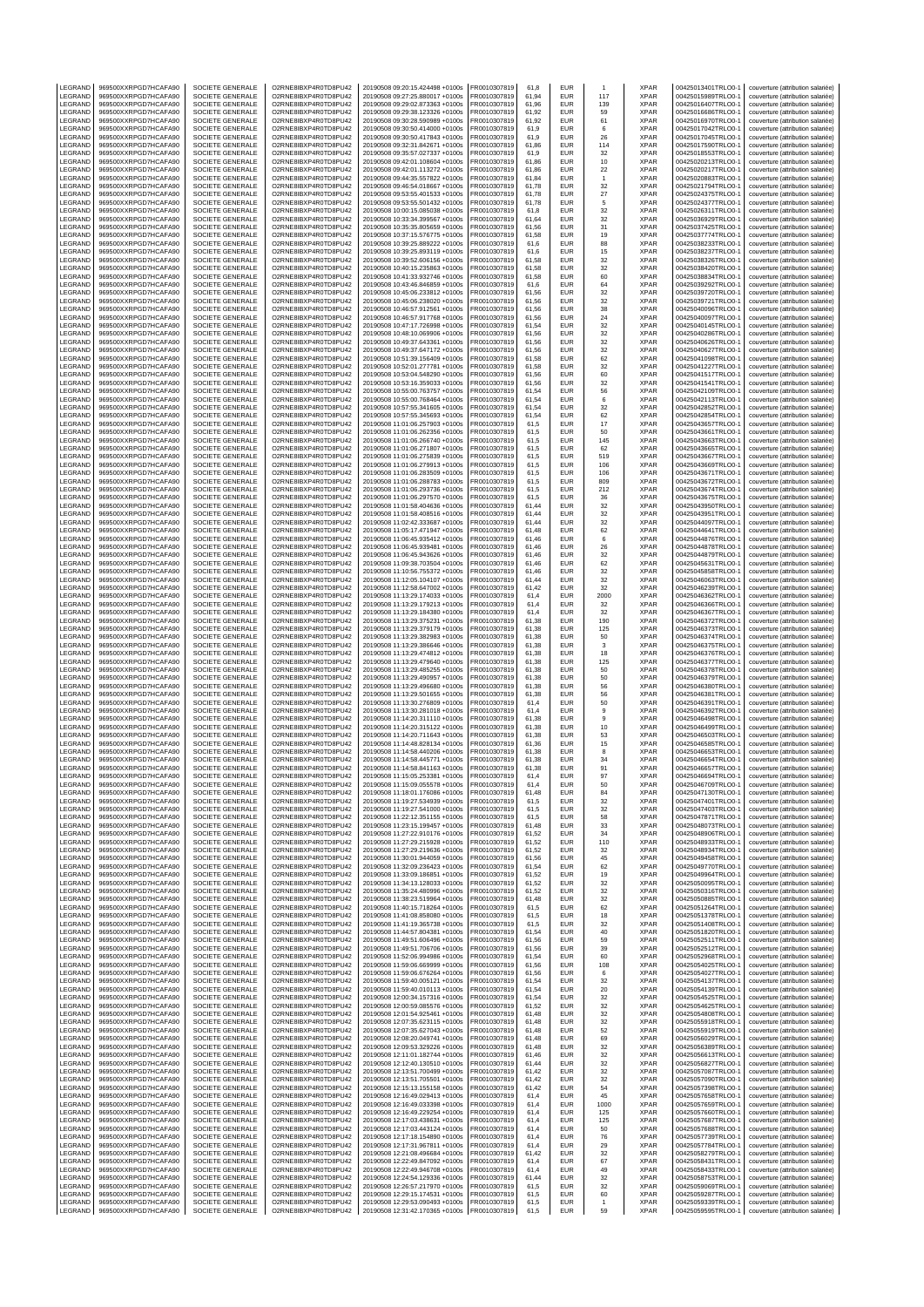| LEGRAND | 969500XXRPGD7HCAFA90 | SOCIETE GENERALE | O2RNE8IBXP4R0TD8PU42 | 20190508 09:20:15.424498 +0100s | FR0010307819 | 61,8 | EUR | 1 | XPAR | 00425013401TRLO0-1 | couverture (attribution salariée) |
|---|---|---|---|---|---|---|---|---|---|---|---|
| LEGRAND | 969500XXRPGD7HCAFA90 | SOCIETE GENERALE | O2RNE8IBXP4R0TD8PU42 | 20190508 09:27:25.880017 +0100s | FR0010307819 | 61,94 | EUR | 117 | XPAR | 00425015989TRLO0-1 | couverture (attribution salariée) |
| LEGRAND | 969500XXRPGD7HCAFA90 | SOCIETE GENERALE | O2RNE8IBXP4R0TD8PU42 | 20190508 09:29:02.873363 +0100s | FR0010307819 | 61,96 | EUR | 139 | XPAR | 00425016407TRLO0-1 | couverture (attribution salariée) |
| LEGRAND | 969500XXRPGD7HCAFA90 | SOCIETE GENERALE | O2RNE8IBXP4R0TD8PU42 | 20190508 09:29:38.123326 +0100s | FR0010307819 | 61,92 | EUR | 59 | XPAR | 00425016686TRLO0-1 | couverture (attribution salariée) |
| LEGRAND | 969500XXRPGD7HCAFA90 | SOCIETE GENERALE | O2RNE8IBXP4R0TD8PU42 | 20190508 09:30:28.590989 +0100s | FR0010307819 | 61,92 | EUR | 61 | XPAR | 00425016970TRLO0-1 | couverture (attribution salariée) |
| LEGRAND | 969500XXRPGD7HCAFA90 | SOCIETE GENERALE | O2RNE8IBXP4R0TD8PU42 | 20190508 09:30:50.414000 +0100s | FR0010307819 | 61,9 | EUR | 6 | XPAR | 00425017042TRLO0-1 | couverture (attribution salariée) |
| LEGRAND | 969500XXRPGD7HCAFA90 | SOCIETE GENERALE | O2RNE8IBXP4R0TD8PU42 | 20190508 09:30:50.417843 +0100s | FR0010307819 | 61,9 | EUR | 26 | XPAR | 00425017045TRLO0-1 | couverture (attribution salariée) |
| LEGRAND | 969500XXRPGD7HCAFA90 | SOCIETE GENERALE | O2RNE8IBXP4R0TD8PU42 | 20190508 09:32:31.842671 +0100s | FR0010307819 | 61,86 | EUR | 114 | XPAR | 00425017590TRLO0-1 | couverture (attribution salariée) |
| LEGRAND | 969500XXRPGD7HCAFA90 | SOCIETE GENERALE | O2RNE8IBXP4R0TD8PU42 | 20190508 09:35:57.027337 +0100s | FR0010307819 | 61,9 | EUR | 32 | XPAR | 00425018553TRLO0-1 | couverture (attribution salariée) |
| LEGRAND | 969500XXRPGD7HCAFA90 | SOCIETE GENERALE | O2RNE8IBXP4R0TD8PU42 | 20190508 09:42:01.108604 +0100s | FR0010307819 | 61,86 | EUR | 10 | XPAR | 00425020213TRLO0-1 | couverture (attribution salariée) |
| LEGRAND | 969500XXRPGD7HCAFA90 | SOCIETE GENERALE | O2RNE8IBXP4R0TD8PU42 | 20190508 09:42:01.113272 +0100s | FR0010307819 | 61,86 | EUR | 22 | XPAR | 00425020217TRLO0-1 | couverture (attribution salariée) |
| LEGRAND | 969500XXRPGD7HCAFA90 | SOCIETE GENERALE | O2RNE8IBXP4R0TD8PU42 | 20190508 09:44:35.557822 +0100s | FR0010307819 | 61,84 | EUR | 1 | XPAR | 00425020883TRLO0-1 | couverture (attribution salariée) |
| LEGRAND | 969500XXRPGD7HCAFA90 | SOCIETE GENERALE | O2RNE8IBXP4R0TD8PU42 | 20190508 09:46:54.018667 +0100s | FR0010307819 | 61,78 | EUR | 32 | XPAR | 00425021794TRLO0-1 | couverture (attribution salariée) |
| LEGRAND | 969500XXRPGD7HCAFA90 | SOCIETE GENERALE | O2RNE8IBXP4R0TD8PU42 | 20190508 09:53:55.401533 +0100s | FR0010307819 | 61,78 | EUR | 27 | XPAR | 00425024375TRLO0-1 | couverture (attribution salariée) |
| LEGRAND | 969500XXRPGD7HCAFA90 | SOCIETE GENERALE | O2RNE8IBXP4R0TD8PU42 | 20190508 09:53:55.501432 +0100s | FR0010307819 | 61,78 | EUR | 5 | XPAR | 00425024377TRLO0-1 | couverture (attribution salariée) |
| LEGRAND | 969500XXRPGD7HCAFA90 | SOCIETE GENERALE | O2RNE8IBXP4R0TD8PU42 | 20190508 10:00:15.085038 +0100s | FR0010307819 | 61,8 | EUR | 32 | XPAR | 00425026311TRLO0-1 | couverture (attribution salariée) |
| LEGRAND | 969500XXRPGD7HCAFA90 | SOCIETE GENERALE | O2RNE8IBXP4R0TD8PU42 | 20190508 10:33:34.389567 +0100s | FR0010307819 | 61,64 | EUR | 32 | XPAR | 00425036929TRLO0-1 | couverture (attribution salariée) |
| LEGRAND | 969500XXRPGD7HCAFA90 | SOCIETE GENERALE | O2RNE8IBXP4R0TD8PU42 | 20190508 10:35:35.805659 +0100s | FR0010307819 | 61,56 | EUR | 31 | XPAR | 00425037425TRLO0-1 | couverture (attribution salariée) |
| LEGRAND | 969500XXRPGD7HCAFA90 | SOCIETE GENERALE | O2RNE8IBXP4R0TD8PU42 | 20190508 10:37:15.576775 +0100s | FR0010307819 | 61,58 | EUR | 19 | XPAR | 00425037774TRLO0-1 | couverture (attribution salariée) |
| LEGRAND | 969500XXRPGD7HCAFA90 | SOCIETE GENERALE | O2RNE8IBXP4R0TD8PU42 | 20190508 10:39:25.889222 +0100s | FR0010307819 | 61,6 | EUR | 88 | XPAR | 00425038233TRLO0-1 | couverture (attribution salariée) |
| LEGRAND | 969500XXRPGD7HCAFA90 | SOCIETE GENERALE | O2RNE8IBXP4R0TD8PU42 | 20190508 10:39:25.893119 +0100s | FR0010307819 | 61,6 | EUR | 15 | XPAR | 00425038237TRLO0-1 | couverture (attribution salariée) |
| LEGRAND | 969500XXRPGD7HCAFA90 | SOCIETE GENERALE | O2RNE8IBXP4R0TD8PU42 | 20190508 10:39:52.606156 +0100s | FR0010307819 | 61,58 | EUR | 32 | XPAR | 00425038326TRLO0-1 | couverture (attribution salariée) |
| LEGRAND | 969500XXRPGD7HCAFA90 | SOCIETE GENERALE | O2RNE8IBXP4R0TD8PU42 | 20190508 10:40:15.235863 +0100s | FR0010307819 | 61,58 | EUR | 32 | XPAR | 00425038420TRLO0-1 | couverture (attribution salariée) |
| LEGRAND | 969500XXRPGD7HCAFA90 | SOCIETE GENERALE | O2RNE8IBXP4R0TD8PU42 | 20190508 10:41:33.932746 +0100s | FR0010307819 | 61,58 | EUR | 60 | XPAR | 00425038834TRLO0-1 | couverture (attribution salariée) |
| LEGRAND | 969500XXRPGD7HCAFA90 | SOCIETE GENERALE | O2RNE8IBXP4R0TD8PU42 | 20190508 10:43:46.846859 +0100s | FR0010307819 | 61,6 | EUR | 64 | XPAR | 00425039292TRLO0-1 | couverture (attribution salariée) |
| LEGRAND | 969500XXRPGD7HCAFA90 | SOCIETE GENERALE | O2RNE8IBXP4R0TD8PU42 | 20190508 10:45:06.233812 +0100s | FR0010307819 | 61,56 | EUR | 32 | XPAR | 00425039720TRLO0-1 | couverture (attribution salariée) |
| LEGRAND | 969500XXRPGD7HCAFA90 | SOCIETE GENERALE | O2RNE8IBXP4R0TD8PU42 | 20190508 10:45:06.238020 +0100s | FR0010307819 | 61,56 | EUR | 32 | XPAR | 00425039721TRLO0-1 | couverture (attribution salariée) |
| LEGRAND | 969500XXRPGD7HCAFA90 | SOCIETE GENERALE | O2RNE8IBXP4R0TD8PU42 | 20190508 10:46:57.912561 +0100s | FR0010307819 | 61,56 | EUR | 38 | XPAR | 00425040096TRLO0-1 | couverture (attribution salariée) |
| LEGRAND | 969500XXRPGD7HCAFA90 | SOCIETE GENERALE | O2RNE8IBXP4R0TD8PU42 | 20190508 10:46:57.917768 +0100s | FR0010307819 | 61,56 | EUR | 24 | XPAR | 00425040097TRLO0-1 | couverture (attribution salariée) |
| LEGRAND | 969500XXRPGD7HCAFA90 | SOCIETE GENERALE | O2RNE8IBXP4R0TD8PU42 | 20190508 10:47:17.726998 +0100s | FR0010307819 | 61,54 | EUR | 32 | XPAR | 00425040145TRLO0-1 | couverture (attribution salariée) |
| LEGRAND | 969500XXRPGD7HCAFA90 | SOCIETE GENERALE | O2RNE8IBXP4R0TD8PU42 | 20190508 10:48:10.069906 +0100s | FR0010307819 | 61,56 | EUR | 32 | XPAR | 00425040286TRLO0-1 | couverture (attribution salariée) |
| LEGRAND | 969500XXRPGD7HCAFA90 | SOCIETE GENERALE | O2RNE8IBXP4R0TD8PU42 | 20190508 10:49:37.643361 +0100s | FR0010307819 | 61,56 | EUR | 32 | XPAR | 00425040626TRLO0-1 | couverture (attribution salariée) |
| LEGRAND | 969500XXRPGD7HCAFA90 | SOCIETE GENERALE | O2RNE8IBXP4R0TD8PU42 | 20190508 10:49:37.647172 +0100s | FR0010307819 | 61,56 | EUR | 32 | XPAR | 00425040627TRLO0-1 | couverture (attribution salariée) |
| LEGRAND | 969500XXRPGD7HCAFA90 | SOCIETE GENERALE | O2RNE8IBXP4R0TD8PU42 | 20190508 10:51:39.156409 +0100s | FR0010307819 | 61,58 | EUR | 62 | XPAR | 00425041098TRLO0-1 | couverture (attribution salariée) |
| LEGRAND | 969500XXRPGD7HCAFA90 | SOCIETE GENERALE | O2RNE8IBXP4R0TD8PU42 | 20190508 10:52:01.277781 +0100s | FR0010307819 | 61,58 | EUR | 32 | XPAR | 00425041227TRLO0-1 | couverture (attribution salariée) |
| LEGRAND | 969500XXRPGD7HCAFA90 | SOCIETE GENERALE | O2RNE8IBXP4R0TD8PU42 | 20190508 10:53:04.548290 +0100s | FR0010307819 | 61,56 | EUR | 60 | XPAR | 00425041517TRLO0-1 | couverture (attribution salariée) |
| LEGRAND | 969500XXRPGD7HCAFA90 | SOCIETE GENERALE | O2RNE8IBXP4R0TD8PU42 | 20190508 10:53:16.359033 +0100s | FR0010307819 | 61,56 | EUR | 32 | XPAR | 00425041541TRLO0-1 | couverture (attribution salariée) |
| LEGRAND | 969500XXRPGD7HCAFA90 | SOCIETE GENERALE | O2RNE8IBXP4R0TD8PU42 | 20190508 10:55:00.763757 +0100s | FR0010307819 | 61,54 | EUR | 56 | XPAR | 00425042109TRLO0-1 | couverture (attribution salariée) |
| LEGRAND | 969500XXRPGD7HCAFA90 | SOCIETE GENERALE | O2RNE8IBXP4R0TD8PU42 | 20190508 10:55:00.768464 +0100s | FR0010307819 | 61,54 | EUR | 6 | XPAR | 00425042113TRLO0-1 | couverture (attribution salariée) |
| LEGRAND | 969500XXRPGD7HCAFA90 | SOCIETE GENERALE | O2RNE8IBXP4R0TD8PU42 | 20190508 10:57:55.341605 +0100s | FR0010307819 | 61,54 | EUR | 32 | XPAR | 00425042852TRLO0-1 | couverture (attribution salariée) |
| LEGRAND | 969500XXRPGD7HCAFA90 | SOCIETE GENERALE | O2RNE8IBXP4R0TD8PU42 | 20190508 10:57:55.345693 +0100s | FR0010307819 | 61,54 | EUR | 62 | XPAR | 00425042854TRLO0-1 | couverture (attribution salariée) |
| LEGRAND | 969500XXRPGD7HCAFA90 | SOCIETE GENERALE | O2RNE8IBXP4R0TD8PU42 | 20190508 11:01:06.257903 +0100s | FR0010307819 | 61,5 | EUR | 17 | XPAR | 00425043657TRLO0-1 | couverture (attribution salariée) |
| LEGRAND | 969500XXRPGD7HCAFA90 | SOCIETE GENERALE | O2RNE8IBXP4R0TD8PU42 | 20190508 11:01:06.262356 +0100s | FR0010307819 | 61,5 | EUR | 50 | XPAR | 00425043661TRLO0-1 | couverture (attribution salariée) |
| LEGRAND | 969500XXRPGD7HCAFA90 | SOCIETE GENERALE | O2RNE8IBXP4R0TD8PU42 | 20190508 11:01:06.266740 +0100s | FR0010307819 | 61,5 | EUR | 145 | XPAR | 00425043663TRLO0-1 | couverture (attribution salariée) |
| LEGRAND | 969500XXRPGD7HCAFA90 | SOCIETE GENERALE | O2RNE8IBXP4R0TD8PU42 | 20190508 11:01:06.271807 +0100s | FR0010307819 | 61,5 | EUR | 62 | XPAR | 00425043665TRLO0-1 | couverture (attribution salariée) |
| LEGRAND | 969500XXRPGD7HCAFA90 | SOCIETE GENERALE | O2RNE8IBXP4R0TD8PU42 | 20190508 11:01:06.275839 +0100s | FR0010307819 | 61,5 | EUR | 519 | XPAR | 00425043667TRLO0-1 | couverture (attribution salariée) |
| LEGRAND | 969500XXRPGD7HCAFA90 | SOCIETE GENERALE | O2RNE8IBXP4R0TD8PU42 | 20190508 11:01:06.279913 +0100s | FR0010307819 | 61,5 | EUR | 106 | XPAR | 00425043669TRLO0-1 | couverture (attribution salariée) |
| LEGRAND | 969500XXRPGD7HCAFA90 | SOCIETE GENERALE | O2RNE8IBXP4R0TD8PU42 | 20190508 11:01:06.283509 +0100s | FR0010307819 | 61,5 | EUR | 106 | XPAR | 00425043671TRLO0-1 | couverture (attribution salariée) |
| LEGRAND | 969500XXRPGD7HCAFA90 | SOCIETE GENERALE | O2RNE8IBXP4R0TD8PU42 | 20190508 11:01:06.288783 +0100s | FR0010307819 | 61,5 | EUR | 809 | XPAR | 00425043672TRLO0-1 | couverture (attribution salariée) |
| LEGRAND | 969500XXRPGD7HCAFA90 | SOCIETE GENERALE | O2RNE8IBXP4R0TD8PU42 | 20190508 11:01:06.293736 +0100s | FR0010307819 | 61,5 | EUR | 212 | XPAR | 00425043674TRLO0-1 | couverture (attribution salariée) |
| LEGRAND | 969500XXRPGD7HCAFA90 | SOCIETE GENERALE | O2RNE8IBXP4R0TD8PU42 | 20190508 11:01:06.297570 +0100s | FR0010307819 | 61,5 | EUR | 36 | XPAR | 00425043675TRLO0-1 | couverture (attribution salariée) |
| LEGRAND | 969500XXRPGD7HCAFA90 | SOCIETE GENERALE | O2RNE8IBXP4R0TD8PU42 | 20190508 11:01:58.404636 +0100s | FR0010307819 | 61,44 | EUR | 32 | XPAR | 00425043950TRLO0-1 | couverture (attribution salariée) |
| LEGRAND | 969500XXRPGD7HCAFA90 | SOCIETE GENERALE | O2RNE8IBXP4R0TD8PU42 | 20190508 11:01:58.408516 +0100s | FR0010307819 | 61,44 | EUR | 32 | XPAR | 00425043951TRLO0-1 | couverture (attribution salariée) |
| LEGRAND | 969500XXRPGD7HCAFA90 | SOCIETE GENERALE | O2RNE8IBXP4R0TD8PU42 | 20190508 11:02:42.333687 +0100s | FR0010307819 | 61,44 | EUR | 32 | XPAR | 00425044097TRLO0-1 | couverture (attribution salariée) |
| LEGRAND | 969500XXRPGD7HCAFA90 | SOCIETE GENERALE | O2RNE8IBXP4R0TD8PU42 | 20190508 11:05:17.471947 +0100s | FR0010307819 | 61,48 | EUR | 62 | XPAR | 00425044641TRLO0-1 | couverture (attribution salariée) |
| LEGRAND | 969500XXRPGD7HCAFA90 | SOCIETE GENERALE | O2RNE8IBXP4R0TD8PU42 | 20190508 11:06:45.935412 +0100s | FR0010307819 | 61,46 | EUR | 6 | XPAR | 00425044876TRLO0-1 | couverture (attribution salariée) |
| LEGRAND | 969500XXRPGD7HCAFA90 | SOCIETE GENERALE | O2RNE8IBXP4R0TD8PU42 | 20190508 11:06:45.939481 +0100s | FR0010307819 | 61,46 | EUR | 26 | XPAR | 00425044878TRLO0-1 | couverture (attribution salariée) |
| LEGRAND | 969500XXRPGD7HCAFA90 | SOCIETE GENERALE | O2RNE8IBXP4R0TD8PU42 | 20190508 11:06:45.943626 +0100s | FR0010307819 | 61,46 | EUR | 32 | XPAR | 00425044879TRLO0-1 | couverture (attribution salariée) |
| LEGRAND | 969500XXRPGD7HCAFA90 | SOCIETE GENERALE | O2RNE8IBXP4R0TD8PU42 | 20190508 11:09:38.703504 +0100s | FR0010307819 | 61,46 | EUR | 62 | XPAR | 00425045631TRLO0-1 | couverture (attribution salariée) |
| LEGRAND | 969500XXRPGD7HCAFA90 | SOCIETE GENERALE | O2RNE8IBXP4R0TD8PU42 | 20190508 11:10:56.755372 +0100s | FR0010307819 | 61,46 | EUR | 32 | XPAR | 00425045858TRLO0-1 | couverture (attribution salariée) |
| LEGRAND | 969500XXRPGD7HCAFA90 | SOCIETE GENERALE | O2RNE8IBXP4R0TD8PU42 | 20190508 11:12:05.104107 +0100s | FR0010307819 | 61,44 | EUR | 32 | XPAR | 00425046063TRLO0-1 | couverture (attribution salariée) |
| LEGRAND | 969500XXRPGD7HCAFA90 | SOCIETE GENERALE | O2RNE8IBXP4R0TD8PU42 | 20190508 11:12:58.647002 +0100s | FR0010307819 | 61,42 | EUR | 32 | XPAR | 00425046239TRLO0-1 | couverture (attribution salariée) |
| LEGRAND | 969500XXRPGD7HCAFA90 | SOCIETE GENERALE | O2RNE8IBXP4R0TD8PU42 | 20190508 11:13:29.174033 +0100s | FR0010307819 | 61,4 | EUR | 2000 | XPAR | 00425046362TRLO0-1 | couverture (attribution salariée) |
| LEGRAND | 969500XXRPGD7HCAFA90 | SOCIETE GENERALE | O2RNE8IBXP4R0TD8PU42 | 20190508 11:13:29.179213 +0100s | FR0010307819 | 61,4 | EUR | 32 | XPAR | 00425046366TRLO0-1 | couverture (attribution salariée) |
| LEGRAND | 969500XXRPGD7HCAFA90 | SOCIETE GENERALE | O2RNE8IBXP4R0TD8PU42 | 20190508 11:13:29.184380 +0100s | FR0010307819 | 61,4 | EUR | 32 | XPAR | 00425046367TRLO0-1 | couverture (attribution salariée) |
| LEGRAND | 969500XXRPGD7HCAFA90 | SOCIETE GENERALE | O2RNE8IBXP4R0TD8PU42 | 20190508 11:13:29.375231 +0100s | FR0010307819 | 61,38 | EUR | 190 | XPAR | 00425046372TRLO0-1 | couverture (attribution salariée) |
| LEGRAND | 969500XXRPGD7HCAFA90 | SOCIETE GENERALE | O2RNE8IBXP4R0TD8PU42 | 20190508 11:13:29.379179 +0100s | FR0010307819 | 61,38 | EUR | 125 | XPAR | 00425046373TRLO0-1 | couverture (attribution salariée) |
| LEGRAND | 969500XXRPGD7HCAFA90 | SOCIETE GENERALE | O2RNE8IBXP4R0TD8PU42 | 20190508 11:13:29.382983 +0100s | FR0010307819 | 61,38 | EUR | 50 | XPAR | 00425046374TRLO0-1 | couverture (attribution salariée) |
| LEGRAND | 969500XXRPGD7HCAFA90 | SOCIETE GENERALE | O2RNE8IBXP4R0TD8PU42 | 20190508 11:13:29.386646 +0100s | FR0010307819 | 61,38 | EUR | 3 | XPAR | 00425046375TRLO0-1 | couverture (attribution salariée) |
| LEGRAND | 969500XXRPGD7HCAFA90 | SOCIETE GENERALE | O2RNE8IBXP4R0TD8PU42 | 20190508 11:13:29.474812 +0100s | FR0010307819 | 61,38 | EUR | 18 | XPAR | 00425046376TRLO0-1 | couverture (attribution salariée) |
| LEGRAND | 969500XXRPGD7HCAFA90 | SOCIETE GENERALE | O2RNE8IBXP4R0TD8PU42 | 20190508 11:13:29.479640 +0100s | FR0010307819 | 61,38 | EUR | 125 | XPAR | 00425046377TRLO0-1 | couverture (attribution salariée) |
| LEGRAND | 969500XXRPGD7HCAFA90 | SOCIETE GENERALE | O2RNE8IBXP4R0TD8PU42 | 20190508 11:13:29.485255 +0100s | FR0010307819 | 61,38 | EUR | 50 | XPAR | 00425046378TRLO0-1 | couverture (attribution salariée) |
| LEGRAND | 969500XXRPGD7HCAFA90 | SOCIETE GENERALE | O2RNE8IBXP4R0TD8PU42 | 20190508 11:13:29.490957 +0100s | FR0010307819 | 61,38 | EUR | 50 | XPAR | 00425046379TRLO0-1 | couverture (attribution salariée) |
| LEGRAND | 969500XXRPGD7HCAFA90 | SOCIETE GENERALE | O2RNE8IBXP4R0TD8PU42 | 20190508 11:13:29.496680 +0100s | FR0010307819 | 61,38 | EUR | 56 | XPAR | 00425046380TRLO0-1 | couverture (attribution salariée) |
| LEGRAND | 969500XXRPGD7HCAFA90 | SOCIETE GENERALE | O2RNE8IBXP4R0TD8PU42 | 20190508 11:13:29.501655 +0100s | FR0010307819 | 61,38 | EUR | 56 | XPAR | 00425046381TRLO0-1 | couverture (attribution salariée) |
| LEGRAND | 969500XXRPGD7HCAFA90 | SOCIETE GENERALE | O2RNE8IBXP4R0TD8PU42 | 20190508 11:13:30.276809 +0100s | FR0010307819 | 61,4 | EUR | 50 | XPAR | 00425046391TRLO0-1 | couverture (attribution salariée) |
| LEGRAND | 969500XXRPGD7HCAFA90 | SOCIETE GENERALE | O2RNE8IBXP4R0TD8PU42 | 20190508 11:13:30.281018 +0100s | FR0010307819 | 61,4 | EUR | 9 | XPAR | 00425046392TRLO0-1 | couverture (attribution salariée) |
| LEGRAND | 969500XXRPGD7HCAFA90 | SOCIETE GENERALE | O2RNE8IBXP4R0TD8PU42 | 20190508 11:14:20.311110 +0100s | FR0010307819 | 61,38 | EUR | 9 | XPAR | 00425046498TRLO0-1 | couverture (attribution salariée) |
| LEGRAND | 969500XXRPGD7HCAFA90 | SOCIETE GENERALE | O2RNE8IBXP4R0TD8PU42 | 20190508 11:14:20.315122 +0100s | FR0010307819 | 61,38 | EUR | 10 | XPAR | 00425046499TRLO0-1 | couverture (attribution salariée) |
| LEGRAND | 969500XXRPGD7HCAFA90 | SOCIETE GENERALE | O2RNE8IBXP4R0TD8PU42 | 20190508 11:14:20.711643 +0100s | FR0010307819 | 61,38 | EUR | 53 | XPAR | 00425046503TRLO0-1 | couverture (attribution salariée) |
| LEGRAND | 969500XXRPGD7HCAFA90 | SOCIETE GENERALE | O2RNE8IBXP4R0TD8PU42 | 20190508 11:14:48.828134 +0100s | FR0010307819 | 61,36 | EUR | 15 | XPAR | 00425046585TRLO0-1 | couverture (attribution salariée) |
| LEGRAND | 969500XXRPGD7HCAFA90 | SOCIETE GENERALE | O2RNE8IBXP4R0TD8PU42 | 20190508 11:14:58.440206 +0100s | FR0010307819 | 61,38 | EUR | 8 | XPAR | 00425046653TRLO0-1 | couverture (attribution salariée) |
| LEGRAND | 969500XXRPGD7HCAFA90 | SOCIETE GENERALE | O2RNE8IBXP4R0TD8PU42 | 20190508 11:14:58.445771 +0100s | FR0010307819 | 61,38 | EUR | 34 | XPAR | 00425046654TRLO0-1 | couverture (attribution salariée) |
| LEGRAND | 969500XXRPGD7HCAFA90 | SOCIETE GENERALE | O2RNE8IBXP4R0TD8PU42 | 20190508 11:14:58.841163 +0100s | FR0010307819 | 61,38 | EUR | 91 | XPAR | 00425046657TRLO0-1 | couverture (attribution salariée) |
| LEGRAND | 969500XXRPGD7HCAFA90 | SOCIETE GENERALE | O2RNE8IBXP4R0TD8PU42 | 20190508 11:15:05.253381 +0100s | FR0010307819 | 61,4 | EUR | 97 | XPAR | 00425046694TRLO0-1 | couverture (attribution salariée) |
| LEGRAND | 969500XXRPGD7HCAFA90 | SOCIETE GENERALE | O2RNE8IBXP4R0TD8PU42 | 20190508 11:15:09.055578 +0100s | FR0010307819 | 61,4 | EUR | 50 | XPAR | 00425046709TRLO0-1 | couverture (attribution salariée) |
| LEGRAND | 969500XXRPGD7HCAFA90 | SOCIETE GENERALE | O2RNE8IBXP4R0TD8PU42 | 20190508 11:18:01.176086 +0100s | FR0010307819 | 61,48 | EUR | 84 | XPAR | 00425047130TRLO0-1 | couverture (attribution salariée) |
| LEGRAND | 969500XXRPGD7HCAFA90 | SOCIETE GENERALE | O2RNE8IBXP4R0TD8PU42 | 20190508 11:19:27.534939 +0100s | FR0010307819 | 61,5 | EUR | 32 | XPAR | 00425047401TRLO0-1 | couverture (attribution salariée) |
| LEGRAND | 969500XXRPGD7HCAFA90 | SOCIETE GENERALE | O2RNE8IBXP4R0TD8PU42 | 20190508 11:19:27.541000 +0100s | FR0010307819 | 61,5 | EUR | 32 | XPAR | 00425047403TRLO0-1 | couverture (attribution salariée) |
| LEGRAND | 969500XXRPGD7HCAFA90 | SOCIETE GENERALE | O2RNE8IBXP4R0TD8PU42 | 20190508 11:22:12.351155 +0100s | FR0010307819 | 61,5 | EUR | 58 | XPAR | 00425047871TRLO0-1 | couverture (attribution salariée) |
| LEGRAND | 969500XXRPGD7HCAFA90 | SOCIETE GENERALE | O2RNE8IBXP4R0TD8PU42 | 20190508 11:23:15.199457 +0100s | FR0010307819 | 61,48 | EUR | 33 | XPAR | 00425048073TRLO0-1 | couverture (attribution salariée) |
| LEGRAND | 969500XXRPGD7HCAFA90 | SOCIETE GENERALE | O2RNE8IBXP4R0TD8PU42 | 20190508 11:27:22.910176 +0100s | FR0010307819 | 61,52 | EUR | 34 | XPAR | 00425048906TRLO0-1 | couverture (attribution salariée) |
| LEGRAND | 969500XXRPGD7HCAFA90 | SOCIETE GENERALE | O2RNE8IBXP4R0TD8PU42 | 20190508 11:27:29.215928 +0100s | FR0010307819 | 61,52 | EUR | 110 | XPAR | 00425048933TRLO0-1 | couverture (attribution salariée) |
| LEGRAND | 969500XXRPGD7HCAFA90 | SOCIETE GENERALE | O2RNE8IBXP4R0TD8PU42 | 20190508 11:27:29.219636 +0100s | FR0010307819 | 61,52 | EUR | 32 | XPAR | 00425048934TRLO0-1 | couverture (attribution salariée) |
| LEGRAND | 969500XXRPGD7HCAFA90 | SOCIETE GENERALE | O2RNE8IBXP4R0TD8PU42 | 20190508 11:30:01.944059 +0100s | FR0010307819 | 61,56 | EUR | 45 | XPAR | 00425049458TRLO0-1 | couverture (attribution salariée) |
| LEGRAND | 969500XXRPGD7HCAFA90 | SOCIETE GENERALE | O2RNE8IBXP4R0TD8PU42 | 20190508 11:32:09.236423 +0100s | FR0010307819 | 61,54 | EUR | 62 | XPAR | 00425049770TRLO0-1 | couverture (attribution salariée) |
| LEGRAND | 969500XXRPGD7HCAFA90 | SOCIETE GENERALE | O2RNE8IBXP4R0TD8PU42 | 20190508 11:33:09.186851 +0100s | FR0010307819 | 61,52 | EUR | 19 | XPAR | 00425049964TRLO0-1 | couverture (attribution salariée) |
| LEGRAND | 969500XXRPGD7HCAFA90 | SOCIETE GENERALE | O2RNE8IBXP4R0TD8PU42 | 20190508 11:34:13.128033 +0100s | FR0010307819 | 61,52 | EUR | 32 | XPAR | 00425050095TRLO0-1 | couverture (attribution salariée) |
| LEGRAND | 969500XXRPGD7HCAFA90 | SOCIETE GENERALE | O2RNE8IBXP4R0TD8PU42 | 20190508 11:35:24.480996 +0100s | FR0010307819 | 61,52 | EUR | 32 | XPAR | 00425050316TRLO0-1 | couverture (attribution salariée) |
| LEGRAND | 969500XXRPGD7HCAFA90 | SOCIETE GENERALE | O2RNE8IBXP4R0TD8PU42 | 20190508 11:38:23.519964 +0100s | FR0010307819 | 61,48 | EUR | 32 | XPAR | 00425050885TRLO0-1 | couverture (attribution salariée) |
| LEGRAND | 969500XXRPGD7HCAFA90 | SOCIETE GENERALE | O2RNE8IBXP4R0TD8PU42 | 20190508 11:40:15.718264 +0100s | FR0010307819 | 61,5 | EUR | 62 | XPAR | 00425051264TRLO0-1 | couverture (attribution salariée) |
| LEGRAND | 969500XXRPGD7HCAFA90 | SOCIETE GENERALE | O2RNE8IBXP4R0TD8PU42 | 20190508 11:41:08.858080 +0100s | FR0010307819 | 61,5 | EUR | 18 | XPAR | 00425051378TRLO0-1 | couverture (attribution salariée) |
| LEGRAND | 969500XXRPGD7HCAFA90 | SOCIETE GENERALE | O2RNE8IBXP4R0TD8PU42 | 20190508 11:41:19.365738 +0100s | FR0010307819 | 61,5 | EUR | 32 | XPAR | 00425051408TRLO0-1 | couverture (attribution salariée) |
| LEGRAND | 969500XXRPGD7HCAFA90 | SOCIETE GENERALE | O2RNE8IBXP4R0TD8PU42 | 20190508 11:44:57.804381 +0100s | FR0010307819 | 61,54 | EUR | 40 | XPAR | 00425051820TRLO0-1 | couverture (attribution salariée) |
| LEGRAND | 969500XXRPGD7HCAFA90 | SOCIETE GENERALE | O2RNE8IBXP4R0TD8PU42 | 20190508 11:49:51.606496 +0100s | FR0010307819 | 61,56 | EUR | 59 | XPAR | 00425052511TRLO0-1 | couverture (attribution salariée) |
| LEGRAND | 969500XXRPGD7HCAFA90 | SOCIETE GENERALE | O2RNE8IBXP4R0TD8PU42 | 20190508 11:49:51.706706 +0100s | FR0010307819 | 61,56 | EUR | 39 | XPAR | 00425052512TRLO0-1 | couverture (attribution salariée) |
| LEGRAND | 969500XXRPGD7HCAFA90 | SOCIETE GENERALE | O2RNE8IBXP4R0TD8PU42 | 20190508 11:52:06.994986 +0100s | FR0010307819 | 61,54 | EUR | 60 | XPAR | 00425052968TRLO0-1 | couverture (attribution salariée) |
| LEGRAND | 969500XXRPGD7HCAFA90 | SOCIETE GENERALE | O2RNE8IBXP4R0TD8PU42 | 20190508 11:59:06.669999 +0100s | FR0010307819 | 61,56 | EUR | 108 | XPAR | 00425054025TRLO0-1 | couverture (attribution salariée) |
| LEGRAND | 969500XXRPGD7HCAFA90 | SOCIETE GENERALE | O2RNE8IBXP4R0TD8PU42 | 20190508 11:59:06.676264 +0100s | FR0010307819 | 61,56 | EUR | 6 | XPAR | 00425054027TRLO0-1 | couverture (attribution salariée) |
| LEGRAND | 969500XXRPGD7HCAFA90 | SOCIETE GENERALE | O2RNE8IBXP4R0TD8PU42 | 20190508 11:59:40.005121 +0100s | FR0010307819 | 61,54 | EUR | 32 | XPAR | 00425054137TRLO0-1 | couverture (attribution salariée) |
| LEGRAND | 969500XXRPGD7HCAFA90 | SOCIETE GENERALE | O2RNE8IBXP4R0TD8PU42 | 20190508 11:59:40.010113 +0100s | FR0010307819 | 61,54 | EUR | 20 | XPAR | 00425054139TRLO0-1 | couverture (attribution salariée) |
| LEGRAND | 969500XXRPGD7HCAFA90 | SOCIETE GENERALE | O2RNE8IBXP4R0TD8PU42 | 20190508 12:00:34.157316 +0100s | FR0010307819 | 61,54 | EUR | 32 | XPAR | 00425054525TRLO0-1 | couverture (attribution salariée) |
| LEGRAND | 969500XXRPGD7HCAFA90 | SOCIETE GENERALE | O2RNE8IBXP4R0TD8PU42 | 20190508 12:00:59.085576 +0100s | FR0010307819 | 61,52 | EUR | 32 | XPAR | 00425054625TRLO0-1 | couverture (attribution salariée) |
| LEGRAND | 969500XXRPGD7HCAFA90 | SOCIETE GENERALE | O2RNE8IBXP4R0TD8PU42 | 20190508 12:01:54.925461 +0100s | FR0010307819 | 61,48 | EUR | 32 | XPAR | 00425054808TRLO0-1 | couverture (attribution salariée) |
| LEGRAND | 969500XXRPGD7HCAFA90 | SOCIETE GENERALE | O2RNE8IBXP4R0TD8PU42 | 20190508 12:07:35.623115 +0100s | FR0010307819 | 61,48 | EUR | 32 | XPAR | 00425055918TRLO0-1 | couverture (attribution salariée) |
| LEGRAND | 969500XXRPGD7HCAFA90 | SOCIETE GENERALE | O2RNE8IBXP4R0TD8PU42 | 20190508 12:07:35.627043 +0100s | FR0010307819 | 61,48 | EUR | 52 | XPAR | 00425055919TRLO0-1 | couverture (attribution salariée) |
| LEGRAND | 969500XXRPGD7HCAFA90 | SOCIETE GENERALE | O2RNE8IBXP4R0TD8PU42 | 20190508 12:08:20.049741 +0100s | FR0010307819 | 61,48 | EUR | 69 | XPAR | 00425056029TRLO0-1 | couverture (attribution salariée) |
| LEGRAND | 969500XXRPGD7HCAFA90 | SOCIETE GENERALE | O2RNE8IBXP4R0TD8PU42 | 20190508 12:09:53.329226 +0100s | FR0010307819 | 61,48 | EUR | 32 | XPAR | 00425056389TRLO0-1 | couverture (attribution salariée) |
| LEGRAND | 969500XXRPGD7HCAFA90 | SOCIETE GENERALE | O2RNE8IBXP4R0TD8PU42 | 20190508 12:11:01.182744 +0100s | FR0010307819 | 61,46 | EUR | 32 | XPAR | 00425056613TRLO0-1 | couverture (attribution salariée) |
| LEGRAND | 969500XXRPGD7HCAFA90 | SOCIETE GENERALE | O2RNE8IBXP4R0TD8PU42 | 20190508 12:12:40.130510 +0100s | FR0010307819 | 61,44 | EUR | 32 | XPAR | 00425056827TRLO0-1 | couverture (attribution salariée) |
| LEGRAND | 969500XXRPGD7HCAFA90 | SOCIETE GENERALE | O2RNE8IBXP4R0TD8PU42 | 20190508 12:13:51.700499 +0100s | FR0010307819 | 61,42 | EUR | 32 | XPAR | 00425057087TRLO0-1 | couverture (attribution salariée) |
| LEGRAND | 969500XXRPGD7HCAFA90 | SOCIETE GENERALE | O2RNE8IBXP4R0TD8PU42 | 20190508 12:13:51.705501 +0100s | FR0010307819 | 61,42 | EUR | 32 | XPAR | 00425057090TRLO0-1 | couverture (attribution salariée) |
| LEGRAND | 969500XXRPGD7HCAFA90 | SOCIETE GENERALE | O2RNE8IBXP4R0TD8PU42 | 20190508 12:15:13.155158 +0100s | FR0010307819 | 61,42 | EUR | 54 | XPAR | 00425057398TRLO0-1 | couverture (attribution salariée) |
| LEGRAND | 969500XXRPGD7HCAFA90 | SOCIETE GENERALE | O2RNE8IBXP4R0TD8PU42 | 20190508 12:16:49.029413 +0100s | FR0010307819 | 61,4 | EUR | 45 | XPAR | 00425057658TRLO0-1 | couverture (attribution salariée) |
| LEGRAND | 969500XXRPGD7HCAFA90 | SOCIETE GENERALE | O2RNE8IBXP4R0TD8PU42 | 20190508 12:16:49.033398 +0100s | FR0010307819 | 61,4 | EUR | 1000 | XPAR | 00425057659TRLO0-1 | couverture (attribution salariée) |
| LEGRAND | 969500XXRPGD7HCAFA90 | SOCIETE GENERALE | O2RNE8IBXP4R0TD8PU42 | 20190508 12:16:49.229254 +0100s | FR0010307819 | 61,4 | EUR | 125 | XPAR | 00425057660TRLO0-1 | couverture (attribution salariée) |
| LEGRAND | 969500XXRPGD7HCAFA90 | SOCIETE GENERALE | O2RNE8IBXP4R0TD8PU42 | 20190508 12:17:03.438631 +0100s | FR0010307819 | 61,4 | EUR | 125 | XPAR | 00425057687TRLO0-1 | couverture (attribution salariée) |
| LEGRAND | 969500XXRPGD7HCAFA90 | SOCIETE GENERALE | O2RNE8IBXP4R0TD8PU42 | 20190508 12:17:03.443124 +0100s | FR0010307819 | 61,4 | EUR | 50 | XPAR | 00425057688TRLO0-1 | couverture (attribution salariée) |
| LEGRAND | 969500XXRPGD7HCAFA90 | SOCIETE GENERALE | O2RNE8IBXP4R0TD8PU42 | 20190508 12:17:18.154890 +0100s | FR0010307819 | 61,4 | EUR | 76 | XPAR | 00425057739TRLO0-1 | couverture (attribution salariée) |
| LEGRAND | 969500XXRPGD7HCAFA90 | SOCIETE GENERALE | O2RNE8IBXP4R0TD8PU42 | 20190508 12:17:31.967811 +0100s | FR0010307819 | 61,4 | EUR | 29 | XPAR | 00425057784TRLO0-1 | couverture (attribution salariée) |
| LEGRAND | 969500XXRPGD7HCAFA90 | SOCIETE GENERALE | O2RNE8IBXP4R0TD8PU42 | 20190508 12:21:08.496684 +0100s | FR0010307819 | 61,42 | EUR | 32 | XPAR | 00425058279TRLO0-1 | couverture (attribution salariée) |
| LEGRAND | 969500XXRPGD7HCAFA90 | SOCIETE GENERALE | O2RNE8IBXP4R0TD8PU42 | 20190508 12:22:49.847092 +0100s | FR0010307819 | 61,4 | EUR | 67 | XPAR | 00425058431TRLO0-1 | couverture (attribution salariée) |
| LEGRAND | 969500XXRPGD7HCAFA90 | SOCIETE GENERALE | O2RNE8IBXP4R0TD8PU42 | 20190508 12:22:49.946708 +0100s | FR0010307819 | 61,4 | EUR | 49 | XPAR | 00425058433TRLO0-1 | couverture (attribution salariée) |
| LEGRAND | 969500XXRPGD7HCAFA90 | SOCIETE GENERALE | O2RNE8IBXP4R0TD8PU42 | 20190508 12:24:54.129336 +0100s | FR0010307819 | 61,44 | EUR | 32 | XPAR | 00425058753TRLO0-1 | couverture (attribution salariée) |
| LEGRAND | 969500XXRPGD7HCAFA90 | SOCIETE GENERALE | O2RNE8IBXP4R0TD8PU42 | 20190508 12:26:57.217970 +0100s | FR0010307819 | 61,5 | EUR | 32 | XPAR | 00425059069TRLO0-1 | couverture (attribution salariée) |
| LEGRAND | 969500XXRPGD7HCAFA90 | SOCIETE GENERALE | O2RNE8IBXP4R0TD8PU42 | 20190508 12:29:15.174531 +0100s | FR0010307819 | 61,5 | EUR | 60 | XPAR | 00425059287TRLO0-1 | couverture (attribution salariée) |
| LEGRAND | 969500XXRPGD7HCAFA90 | SOCIETE GENERALE | O2RNE8IBXP4R0TD8PU42 | 20190508 12:29:53.090493 +0100s | FR0010307819 | 61,5 | EUR | 1 | XPAR | 00425059339TRLO0-1 | couverture (attribution salariée) |
| LEGRAND | 969500XXRPGD7HCAFA90 | SOCIETE GENERALE | O2RNE8IBXP4R0TD8PU42 | 20190508 12:31:42.170365 +0100s | FR0010307819 | 61,5 | EUR | 59 | XPAR | 00425059595TRLO0-1 | couverture (attribution salariée) |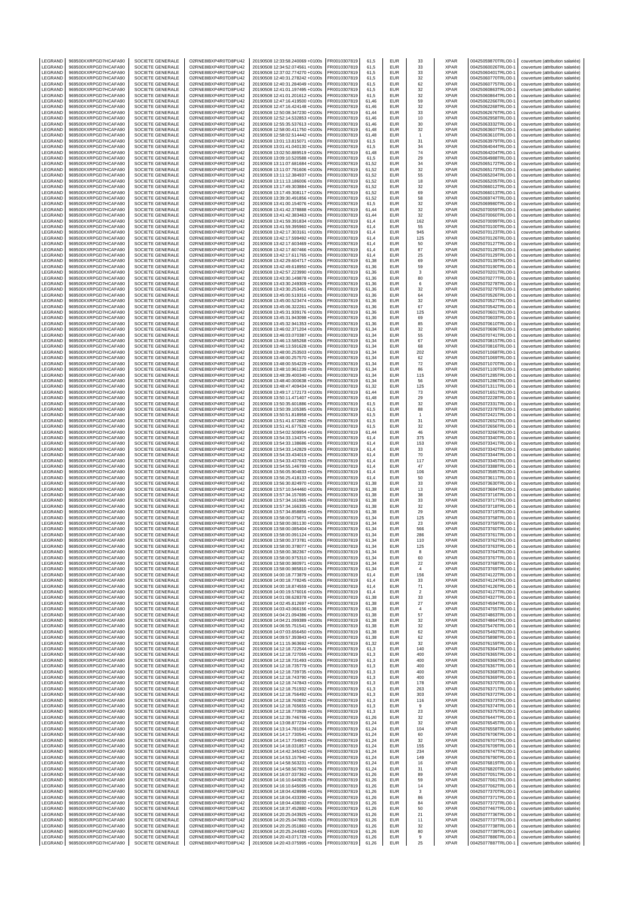| LEGRAND | 969500XXRPGD7HCAFA90 | SOCIETE GENERALE | O2RNE8IBXP4R0TD8PU42 | 20190508 12:33:58.240069 +0100s | FR0010307819 | 61,5 | EUR | 33 | XPAR | 00425059870TRLO0-1 | couverture (attribution salariée) |
|---|---|---|---|---|---|---|---|---|---|---|---|
| LEGRAND | 969500XXRPGD7HCAFA90 | SOCIETE GENERALE | O2RNE8IBXP4R0TD8PU42 | 20190508 12:34:52.074561 +0100s | FR0010307819 | 61,5 | EUR | 33 | XPAR | 00425060026TRLO0-1 | couverture (attribution salariée) |
| LEGRAND | 969500XXRPGD7HCAFA90 | SOCIETE GENERALE | O2RNE8IBXP4R0TD8PU42 | 20190508 12:37:02.774270 +0100s | FR0010307819 | 61,5 | EUR | 33 | XPAR | 00425060401TRLO0-1 | couverture (attribution salariée) |
| LEGRAND | 969500XXRPGD7HCAFA90 | SOCIETE GENERALE | O2RNE8IBXP4R0TD8PU42 | 20190508 12:40:31.278242 +0100s | FR0010307819 | 61,5 | EUR | 32 | XPAR | 00425060770TRLO0-1 | couverture (attribution salariée) |
| LEGRAND | 969500XXRPGD7HCAFA90 | SOCIETE GENERALE | O2RNE8IBXP4R0TD8PU42 | 20190508 12:40:31.284049 +0100s | FR0010307819 | 61,5 | EUR | 62 | XPAR | 00425060775TRLO0-1 | couverture (attribution salariée) |
| LEGRAND | 969500XXRPGD7HCAFA90 | SOCIETE GENERALE | O2RNE8IBXP4R0TD8PU42 | 20190508 12:41:01.197495 +0100s | FR0010307819 | 61,5 | EUR | 32 | XPAR | 00425060863TRLO0-1 | couverture (attribution salariée) |
| LEGRAND | 969500XXRPGD7HCAFA90 | SOCIETE GENERALE | O2RNE8IBXP4R0TD8PU42 | 20190508 12:41:01.201612 +0100s | FR0010307819 | 61,5 | EUR | 32 | XPAR | 00425060864TRLO0-1 | couverture (attribution salariée) |
| LEGRAND | 969500XXRPGD7HCAFA90 | SOCIETE GENERALE | O2RNE8IBXP4R0TD8PU42 | 20190508 12:47:16.419500 +0100s | FR0010307819 | 61,46 | EUR | 59 | XPAR | 00425062266TRLO0-1 | couverture (attribution salariée) |
| LEGRAND | 969500XXRPGD7HCAFA90 | SOCIETE GENERALE | O2RNE8IBXP4R0TD8PU42 | 20190508 12:47:16.424148 +0100s | FR0010307819 | 61,46 | EUR | 32 | XPAR | 00425062268TRLO0-1 | couverture (attribution salariée) |
| LEGRAND | 969500XXRPGD7HCAFA90 | SOCIETE GENERALE | O2RNE8IBXP4R0TD8PU42 | 20190508 12:50:08.347230 +0100s | FR0010307819 | 61,44 | EUR | 33 | XPAR | 00425062676TRLO0-1 | couverture (attribution salariée) |
| LEGRAND | 969500XXRPGD7HCAFA90 | SOCIETE GENERALE | O2RNE8IBXP4R0TD8PU42 | 20190508 12:52:14.532853 +0100s | FR0010307819 | 61,46 | EUR | 10 | XPAR | 00425062958TRLO0-1 | couverture (attribution salariée) |
| LEGRAND | 969500XXRPGD7HCAFA90 | SOCIETE GENERALE | O2RNE8IBXP4R0TD8PU42 | 20190508 12:55:35.537613 +0100s | FR0010307819 | 61,46 | EUR | 30 | XPAR | 00425063332TRLO0-1 | couverture (attribution salariée) |
| LEGRAND | 969500XXRPGD7HCAFA90 | SOCIETE GENERALE | O2RNE8IBXP4R0TD8PU42 | 20190508 12:58:00.411750 +0100s | FR0010307819 | 61,48 | EUR | 32 | XPAR | 00425063607TRLO0-1 | couverture (attribution salariée) |
| LEGRAND | 969500XXRPGD7HCAFA90 | SOCIETE GENERALE | O2RNE8IBXP4R0TD8PU42 | 20190508 12:58:02.514442 +0100s | FR0010307819 | 61,48 | EUR | 1 | XPAR | 00425063610TRLO0-1 | couverture (attribution salariée) |
| LEGRAND | 969500XXRPGD7HCAFA90 | SOCIETE GENERALE | O2RNE8IBXP4R0TD8PU42 | 20190508 13:01:13.815071 +0100s | FR0010307819 | 61,5 | EUR | 31 | XPAR | 00425063979TRLO0-1 | couverture (attribution salariée) |
| LEGRAND | 969500XXRPGD7HCAFA90 | SOCIETE GENERALE | O2RNE8IBXP4R0TD8PU42 | 20190508 13:01:41.040130 +0100s | FR0010307819 | 61,5 | EUR | 34 | XPAR | 00425064044TRLO0-1 | couverture (attribution salariée) |
| LEGRAND | 969500XXRPGD7HCAFA90 | SOCIETE GENERALE | O2RNE8IBXP4R0TD8PU42 | 20190508 13:02:50.889519 +0100s | FR0010307819 | 61,48 | EUR | 74 | XPAR | 00425064204TRLO0-1 | couverture (attribution salariée) |
| LEGRAND | 969500XXRPGD7HCAFA90 | SOCIETE GENERALE | O2RNE8IBXP4R0TD8PU42 | 20190508 13:09:10.520588 +0100s | FR0010307819 | 61,5 | EUR | 29 | XPAR | 00425064988TRLO0-1 | couverture (attribution salariée) |
| LEGRAND | 969500XXRPGD7HCAFA90 | SOCIETE GENERALE | O2RNE8IBXP4R0TD8PU42 | 20190508 13:11:07.681684 +0100s | FR0010307819 | 61,52 | EUR | 34 | XPAR | 00425065172TRLO0-1 | couverture (attribution salariée) |
| LEGRAND | 969500XXRPGD7HCAFA90 | SOCIETE GENERALE | O2RNE8IBXP4R0TD8PU42 | 20190508 13:11:07.781606 +0100s | FR0010307819 | 61,52 | EUR | 32 | XPAR | 00425065173TRLO0-1 | couverture (attribution salariée) |
| LEGRAND | 969500XXRPGD7HCAFA90 | SOCIETE GENERALE | O2RNE8IBXP4R0TD8PU42 | 20190508 13:11:12.384937 +0100s | FR0010307819 | 61,52 | EUR | 55 | XPAR | 00425065204TRLO0-1 | couverture (attribution salariée) |
| LEGRAND | 969500XXRPGD7HCAFA90 | SOCIETE GENERALE | O2RNE8IBXP4R0TD8PU42 | 20190508 13:11:13.186006 +0100s | FR0010307819 | 61,52 | EUR | 18 | XPAR | 00425065205TRLO0-1 | couverture (attribution salariée) |
| LEGRAND | 969500XXRPGD7HCAFA90 | SOCIETE GENERALE | O2RNE8IBXP4R0TD8PU42 | 20190508 13:17:49.303884 +0100s | FR0010307819 | 61,52 | EUR | 32 | XPAR | 00425066012TRLO0-1 | couverture (attribution salariée) |
| LEGRAND | 969500XXRPGD7HCAFA90 | SOCIETE GENERALE | O2RNE8IBXP4R0TD8PU42 | 20190508 13:17:49.308117 +0100s | FR0010307819 | 61,52 | EUR | 69 | XPAR | 00425066013TRLO0-1 | couverture (attribution salariée) |
| LEGRAND | 969500XXRPGD7HCAFA90 | SOCIETE GENERALE | O2RNE8IBXP4R0TD8PU42 | 20190508 13:39:30.491856 +0100s | FR0010307819 | 61,52 | EUR | 58 | XPAR | 00425069747TRLO0-1 | couverture (attribution salariée) |
| LEGRAND | 969500XXRPGD7HCAFA90 | SOCIETE GENERALE | O2RNE8IBXP4R0TD8PU42 | 20190508 13:41:00.154076 +0100s | FR0010307819 | 61,5 | EUR | 32 | XPAR | 00425069980TRLO0-1 | couverture (attribution salariée) |
| LEGRAND | 969500XXRPGD7HCAFA90 | SOCIETE GENERALE | O2RNE8IBXP4R0TD8PU42 | 20190508 13:41:42.378888 +0100s | FR0010307819 | 61,44 | EUR | 32 | XPAR | 00425070059TRLO0-1 | couverture (attribution salariée) |
| LEGRAND | 969500XXRPGD7HCAFA90 | SOCIETE GENERALE | O2RNE8IBXP4R0TD8PU42 | 20190508 13:41:42.383463 +0100s | FR0010307819 | 61,44 | EUR | 32 | XPAR | 00425070060TRLO0-1 | couverture (attribution salariée) |
| LEGRAND | 969500XXRPGD7HCAFA90 | SOCIETE GENERALE | O2RNE8IBXP4R0TD8PU42 | 20190508 13:41:59.391834 +0100s | FR0010307819 | 61,4 | EUR | 162 | XPAR | 00425070099TRLO0-1 | couverture (attribution salariée) |
| LEGRAND | 969500XXRPGD7HCAFA90 | SOCIETE GENERALE | O2RNE8IBXP4R0TD8PU42 | 20190508 13:41:59.395960 +0100s | FR0010307819 | 61,4 | EUR | 55 | XPAR | 00425070100TRLO0-1 | couverture (attribution salariée) |
| LEGRAND | 969500XXRPGD7HCAFA90 | SOCIETE GENERALE | O2RNE8IBXP4R0TD8PU42 | 20190508 13:42:17.303161 +0100s | FR0010307819 | 61,4 | EUR | 945 | XPAR | 00425070123TRLO0-1 | couverture (attribution salariée) |
| LEGRAND | 969500XXRPGD7HCAFA90 | SOCIETE GENERALE | O2RNE8IBXP4R0TD8PU42 | 20190508 13:42:17.599492 +0100s | FR0010307819 | 61,4 | EUR | 125 | XPAR | 00425070126TRLO0-1 | couverture (attribution salariée) |
| LEGRAND | 969500XXRPGD7HCAFA90 | SOCIETE GENERALE | O2RNE8IBXP4R0TD8PU42 | 20190508 13:42:17.603469 +0100s | FR0010307819 | 61,4 | EUR | 50 | XPAR | 00425070127TRLO0-1 | couverture (attribution salariée) |
| LEGRAND | 969500XXRPGD7HCAFA90 | SOCIETE GENERALE | O2RNE8IBXP4R0TD8PU42 | 20190508 13:42:17.607466 +0100s | FR0010307819 | 61,4 | EUR | 87 | XPAR | 00425070128TRLO0-1 | couverture (attribution salariée) |
| LEGRAND | 969500XXRPGD7HCAFA90 | SOCIETE GENERALE | O2RNE8IBXP4R0TD8PU42 | 20190508 13:42:17.611765 +0100s | FR0010307819 | 61,4 | EUR | 25 | XPAR | 00425070129TRLO0-1 | couverture (attribution salariée) |
| LEGRAND | 969500XXRPGD7HCAFA90 | SOCIETE GENERALE | O2RNE8IBXP4R0TD8PU42 | 20190508 13:42:29.604717 +0100s | FR0010307819 | 61,38 | EUR | 69 | XPAR | 00425070139TRLO0-1 | couverture (attribution salariée) |
| LEGRAND | 969500XXRPGD7HCAFA90 | SOCIETE GENERALE | O2RNE8IBXP4R0TD8PU42 | 20190508 13:42:49.618950 +0100s | FR0010307819 | 61,36 | EUR | 59 | XPAR | 00425070190TRLO0-1 | couverture (attribution salariée) |
| LEGRAND | 969500XXRPGD7HCAFA90 | SOCIETE GENERALE | O2RNE8IBXP4R0TD8PU42 | 20190508 13:42:57.223990 +0100s | FR0010307819 | 61,36 | EUR | 3 | XPAR | 00425070201TRLO0-1 | couverture (attribution salariée) |
| LEGRAND | 969500XXRPGD7HCAFA90 | SOCIETE GENERALE | O2RNE8IBXP4R0TD8PU42 | 20190508 13:43:30.149878 +0100s | FR0010307819 | 61,36 | EUR | 80 | XPAR | 00425070277TRLO0-1 | couverture (attribution salariée) |
| LEGRAND | 969500XXRPGD7HCAFA90 | SOCIETE GENERALE | O2RNE8IBXP4R0TD8PU42 | 20190508 13:43:30.249309 +0100s | FR0010307819 | 61,36 | EUR | 6 | XPAR | 00425070278TRLO0-1 | couverture (attribution salariée) |
| LEGRAND | 969500XXRPGD7HCAFA90 | SOCIETE GENERALE | O2RNE8IBXP4R0TD8PU42 | 20190508 13:43:30.253451 +0100s | FR0010307819 | 61,36 | EUR | 32 | XPAR | 00425070279TRLO0-1 | couverture (attribution salariée) |
| LEGRAND | 969500XXRPGD7HCAFA90 | SOCIETE GENERALE | O2RNE8IBXP4R0TD8PU42 | 20190508 13:45:00.519316 +0100s | FR0010307819 | 61,36 | EUR | 64 | XPAR | 00425070526TRLO0-1 | couverture (attribution salariée) |
| LEGRAND | 969500XXRPGD7HCAFA90 | SOCIETE GENERALE | O2RNE8IBXP4R0TD8PU42 | 20190508 13:45:00.523474 +0100s | FR0010307819 | 61,36 | EUR | 32 | XPAR | 00425070527TRLO0-1 | couverture (attribution salariée) |
| LEGRAND | 969500XXRPGD7HCAFA90 | SOCIETE GENERALE | O2RNE8IBXP4R0TD8PU42 | 20190508 13:45:06.322261 +0100s | FR0010307819 | 61,36 | EUR | 67 | XPAR | 00425070542TRLO0-1 | couverture (attribution salariée) |
| LEGRAND | 969500XXRPGD7HCAFA90 | SOCIETE GENERALE | O2RNE8IBXP4R0TD8PU42 | 20190508 13:45:31.939176 +0100s | FR0010307819 | 61,36 | EUR | 125 | XPAR | 00425070601TRLO0-1 | couverture (attribution salariée) |
| LEGRAND | 969500XXRPGD7HCAFA90 | SOCIETE GENERALE | O2RNE8IBXP4R0TD8PU42 | 20190508 13:45:31.943098 +0100s | FR0010307819 | 61,36 | EUR | 69 | XPAR | 00425070603TRLO0-1 | couverture (attribution salariée) |
| LEGRAND | 969500XXRPGD7HCAFA90 | SOCIETE GENERALE | O2RNE8IBXP4R0TD8PU42 | 20190508 13:45:32.941353 +0100s | FR0010307819 | 61,36 | EUR | 85 | XPAR | 00425070610TRLO0-1 | couverture (attribution salariée) |
| LEGRAND | 969500XXRPGD7HCAFA90 | SOCIETE GENERALE | O2RNE8IBXP4R0TD8PU42 | 20190508 13:46:02.371204 +0100s | FR0010307819 | 61,34 | EUR | 32 | XPAR | 00425070696TRLO0-1 | couverture (attribution salariée) |
| LEGRAND | 969500XXRPGD7HCAFA90 | SOCIETE GENERALE | O2RNE8IBXP4R0TD8PU42 | 20190508 13:46:03.070387 +0100s | FR0010307819 | 61,34 | EUR | 55 | XPAR | 00425070741TRLO0-1 | couverture (attribution salariée) |
| LEGRAND | 969500XXRPGD7HCAFA90 | SOCIETE GENERALE | O2RNE8IBXP4R0TD8PU42 | 20190508 13:46:13.585268 +0100s | FR0010307819 | 61,34 | EUR | 67 | XPAR | 00425070815TRLO0-1 | couverture (attribution salariée) |
| LEGRAND | 969500XXRPGD7HCAFA90 | SOCIETE GENERALE | O2RNE8IBXP4R0TD8PU42 | 20190508 13:46:13.591628 +0100s | FR0010307819 | 61,34 | EUR | 68 | XPAR | 00425070816TRLO0-1 | couverture (attribution salariée) |
| LEGRAND | 969500XXRPGD7HCAFA90 | SOCIETE GENERALE | O2RNE8IBXP4R0TD8PU42 | 20190508 13:48:00.253503 +0100s | FR0010307819 | 61,34 | EUR | 202 | XPAR | 00425071068TRLO0-1 | couverture (attribution salariée) |
| LEGRAND | 969500XXRPGD7HCAFA90 | SOCIETE GENERALE | O2RNE8IBXP4R0TD8PU42 | 20190508 13:48:00.257570 +0100s | FR0010307819 | 61,34 | EUR | 62 | XPAR | 00425071069TRLO0-1 | couverture (attribution salariée) |
| LEGRAND | 969500XXRPGD7HCAFA90 | SOCIETE GENERALE | O2RNE8IBXP4R0TD8PU42 | 20190508 13:48:00.554229 +0100s | FR0010307819 | 61,34 | EUR | 72 | XPAR | 00425071070TRLO0-1 | couverture (attribution salariée) |
| LEGRAND | 969500XXRPGD7HCAFA90 | SOCIETE GENERALE | O2RNE8IBXP4R0TD8PU42 | 20190508 13:48:10.961239 +0100s | FR0010307819 | 61,34 | EUR | 86 | XPAR | 00425071100TRLO0-1 | couverture (attribution salariée) |
| LEGRAND | 969500XXRPGD7HCAFA90 | SOCIETE GENERALE | O2RNE8IBXP4R0TD8PU42 | 20190508 13:48:39.400340 +0100s | FR0010307819 | 61,34 | EUR | 115 | XPAR | 00425071285TRLO0-1 | couverture (attribution salariée) |
| LEGRAND | 969500XXRPGD7HCAFA90 | SOCIETE GENERALE | O2RNE8IBXP4R0TD8PU42 | 20190508 13:48:40.000638 +0100s | FR0010307819 | 61,34 | EUR | 56 | XPAR | 00425071286TRLO0-1 | couverture (attribution salariée) |
| LEGRAND | 969500XXRPGD7HCAFA90 | SOCIETE GENERALE | O2RNE8IBXP4R0TD8PU42 | 20190508 13:48:47.409434 +0100s | FR0010307819 | 61,32 | EUR | 125 | XPAR | 00425071311TRLO0-1 | couverture (attribution salariée) |
| LEGRAND | 969500XXRPGD7HCAFA90 | SOCIETE GENERALE | O2RNE8IBXP4R0TD8PU42 | 20190508 13:49:17.172173 +0100s | FR0010307819 | 61,44 | EUR | 73 | XPAR | 00425071451TRLO0-1 | couverture (attribution salariée) |
| LEGRAND | 969500XXRPGD7HCAFA90 | SOCIETE GENERALE | O2RNE8IBXP4R0TD8PU42 | 20190508 13:50:11.471407 +0100s | FR0010307819 | 61,48 | EUR | 29 | XPAR | 00425072228TRLO0-1 | couverture (attribution salariée) |
| LEGRAND | 969500XXRPGD7HCAFA90 | SOCIETE GENERALE | O2RNE8IBXP4R0TD8PU42 | 20190508 13:50:35.601886 +0100s | FR0010307819 | 61,5 | EUR | 32 | XPAR | 00425072331TRLO0-1 | couverture (attribution salariée) |
| LEGRAND | 969500XXRPGD7HCAFA90 | SOCIETE GENERALE | O2RNE8IBXP4R0TD8PU42 | 20190508 13:50:39.105385 +0100s | FR0010307819 | 61,5 | EUR | 88 | XPAR | 00425072378TRLO0-1 | couverture (attribution salariée) |
| LEGRAND | 969500XXRPGD7HCAFA90 | SOCIETE GENERALE | O2RNE8IBXP4R0TD8PU42 | 20190508 13:50:51.818958 +0100s | FR0010307819 | 61,5 | EUR | 1 | XPAR | 00425072421TRLO0-1 | couverture (attribution salariée) |
| LEGRAND | 969500XXRPGD7HCAFA90 | SOCIETE GENERALE | O2RNE8IBXP4R0TD8PU42 | 20190508 13:51:41.672892 +0100s | FR0010307819 | 61,5 | EUR | 31 | XPAR | 00425072652TRLO0-1 | couverture (attribution salariée) |
| LEGRAND | 969500XXRPGD7HCAFA90 | SOCIETE GENERALE | O2RNE8IBXP4R0TD8PU42 | 20190508 13:51:41.677528 +0100s | FR0010307819 | 61,5 | EUR | 32 | XPAR | 00425072656TRLO0-1 | couverture (attribution salariée) |
| LEGRAND | 969500XXRPGD7HCAFA90 | SOCIETE GENERALE | O2RNE8IBXP4R0TD8PU42 | 20190508 13:54:02.509954 +0100s | FR0010307819 | 61,44 | EUR | 46 | XPAR | 00425073266TRLO0-1 | couverture (attribution salariée) |
| LEGRAND | 969500XXRPGD7HCAFA90 | SOCIETE GENERALE | O2RNE8IBXP4R0TD8PU42 | 20190508 13:54:33.134375 +0100s | FR0010307819 | 61,4 | EUR | 375 | XPAR | 00425073340TRLO0-1 | couverture (attribution salariée) |
| LEGRAND | 969500XXRPGD7HCAFA90 | SOCIETE GENERALE | O2RNE8IBXP4R0TD8PU42 | 20190508 13:54:33.138686 +0100s | FR0010307819 | 61,4 | EUR | 153 | XPAR | 00425073341TRLO0-1 | couverture (attribution salariée) |
| LEGRAND | 969500XXRPGD7HCAFA90 | SOCIETE GENERALE | O2RNE8IBXP4R0TD8PU42 | 20190508 13:54:33.142829 +0100s | FR0010307819 | 61,4 | EUR | 33 | XPAR | 00425073342TRLO0-1 | couverture (attribution salariée) |
| LEGRAND | 969500XXRPGD7HCAFA90 | SOCIETE GENERALE | O2RNE8IBXP4R0TD8PU42 | 20190508 13:54:33.434019 +0100s | FR0010307819 | 61,4 | EUR | 70 | XPAR | 00425073344TRLO0-1 | couverture (attribution salariée) |
| LEGRAND | 969500XXRPGD7HCAFA90 | SOCIETE GENERALE | O2RNE8IBXP4R0TD8PU42 | 20190508 13:54:33.437933 +0100s | FR0010307819 | 61,4 | EUR | 117 | XPAR | 00425073345TRLO0-1 | couverture (attribution salariée) |
| LEGRAND | 969500XXRPGD7HCAFA90 | SOCIETE GENERALE | O2RNE8IBXP4R0TD8PU42 | 20190508 13:54:55.146799 +0100s | FR0010307819 | 61,4 | EUR | 47 | XPAR | 00425073388TRLO0-1 | couverture (attribution salariée) |
| LEGRAND | 969500XXRPGD7HCAFA90 | SOCIETE GENERALE | O2RNE8IBXP4R0TD8PU42 | 20190508 13:56:05.904833 +0100s | FR0010307819 | 61,4 | EUR | 106 | XPAR | 00425073585TRLO0-1 | couverture (attribution salariée) |
| LEGRAND | 969500XXRPGD7HCAFA90 | SOCIETE GENERALE | O2RNE8IBXP4R0TD8PU42 | 20190508 13:56:25.418133 +0100s | FR0010307819 | 61,4 | EUR | 50 | XPAR | 00425073611TRLO0-1 | couverture (attribution salariée) |
| LEGRAND | 969500XXRPGD7HCAFA90 | SOCIETE GENERALE | O2RNE8IBXP4R0TD8PU42 | 20190508 13:56:30.824970 +0100s | FR0010307819 | 61,38 | EUR | 33 | XPAR | 00425073630TRLO0-1 | couverture (attribution salariée) |
| LEGRAND | 969500XXRPGD7HCAFA90 | SOCIETE GENERALE | O2RNE8IBXP4R0TD8PU42 | 20190508 13:57:10.544460 +0100s | FR0010307819 | 61,38 | EUR | 13 | XPAR | 00425073684TRLO0-1 | couverture (attribution salariée) |
| LEGRAND | 969500XXRPGD7HCAFA90 | SOCIETE GENERALE | O2RNE8IBXP4R0TD8PU42 | 20190508 13:57:34.157695 +0100s | FR0010307819 | 61,38 | EUR | 38 | XPAR | 00425073716TRLO0-1 | couverture (attribution salariée) |
| LEGRAND | 969500XXRPGD7HCAFA90 | SOCIETE GENERALE | O2RNE8IBXP4R0TD8PU42 | 20190508 13:57:34.161965 +0100s | FR0010307819 | 61,38 | EUR | 33 | XPAR | 00425073717TRLO0-1 | couverture (attribution salariée) |
| LEGRAND | 969500XXRPGD7HCAFA90 | SOCIETE GENERALE | O2RNE8IBXP4R0TD8PU42 | 20190508 13:57:34.166335 +0100s | FR0010307819 | 61,38 | EUR | 32 | XPAR | 00425073718TRLO0-1 | couverture (attribution salariée) |
| LEGRAND | 969500XXRPGD7HCAFA90 | SOCIETE GENERALE | O2RNE8IBXP4R0TD8PU42 | 20190508 13:57:34.858856 +0100s | FR0010307819 | 61,38 | EUR | 29 | XPAR | 00425073719TRLO0-1 | couverture (attribution salariée) |
| LEGRAND | 969500XXRPGD7HCAFA90 | SOCIETE GENERALE | O2RNE8IBXP4R0TD8PU42 | 20190508 13:58:00.075671 +0100s | FR0010307819 | 61,34 | EUR | 125 | XPAR | 00425073758TRLO0-1 | couverture (attribution salariée) |
| LEGRAND | 969500XXRPGD7HCAFA90 | SOCIETE GENERALE | O2RNE8IBXP4R0TD8PU42 | 20190508 13:58:00.081130 +0100s | FR0010307819 | 61,34 | EUR | 23 | XPAR | 00425073759TRLO0-1 | couverture (attribution salariée) |
| LEGRAND | 969500XXRPGD7HCAFA90 | SOCIETE GENERALE | O2RNE8IBXP4R0TD8PU42 | 20190508 13:58:00.085404 +0100s | FR0010307819 | 61,34 | EUR | 566 | XPAR | 00425073760TRLO0-1 | couverture (attribution salariée) |
| LEGRAND | 969500XXRPGD7HCAFA90 | SOCIETE GENERALE | O2RNE8IBXP4R0TD8PU42 | 20190508 13:58:00.091124 +0100s | FR0010307819 | 61,34 | EUR | 286 | XPAR | 00425073761TRLO0-1 | couverture (attribution salariée) |
| LEGRAND | 969500XXRPGD7HCAFA90 | SOCIETE GENERALE | O2RNE8IBXP4R0TD8PU42 | 20190508 13:58:00.373781 +0100s | FR0010307819 | 61,34 | EUR | 110 | XPAR | 00425073762TRLO0-1 | couverture (attribution salariée) |
| LEGRAND | 969500XXRPGD7HCAFA90 | SOCIETE GENERALE | O2RNE8IBXP4R0TD8PU42 | 20190508 13:58:00.378077 +0100s | FR0010307819 | 61,34 | EUR | 125 | XPAR | 00425073763TRLO0-1 | couverture (attribution salariée) |
| LEGRAND | 969500XXRPGD7HCAFA90 | SOCIETE GENERALE | O2RNE8IBXP4R0TD8PU42 | 20190508 13:58:00.382367 +0100s | FR0010307819 | 61,34 | EUR | 8 | XPAR | 00425073764TRLO0-1 | couverture (attribution salariée) |
| LEGRAND | 969500XXRPGD7HCAFA90 | SOCIETE GENERALE | O2RNE8IBXP4R0TD8PU42 | 20190508 13:58:00.975310 +0100s | FR0010307819 | 61,34 | EUR | 60 | XPAR | 00425073767TRLO0-1 | couverture (attribution salariée) |
| LEGRAND | 969500XXRPGD7HCAFA90 | SOCIETE GENERALE | O2RNE8IBXP4R0TD8PU42 | 20190508 13:58:00.980971 +0100s | FR0010307819 | 61,34 | EUR | 22 | XPAR | 00425073768TRLO0-1 | couverture (attribution salariée) |
| LEGRAND | 969500XXRPGD7HCAFA90 | SOCIETE GENERALE | O2RNE8IBXP4R0TD8PU42 | 20190508 13:58:00.985810 +0100s | FR0010307819 | 61,34 | EUR | 4 | XPAR | 00425073769TRLO0-1 | couverture (attribution salariée) |
| LEGRAND | 969500XXRPGD7HCAFA90 | SOCIETE GENERALE | O2RNE8IBXP4R0TD8PU42 | 20190508 14:00:18.773879 +0100s | FR0010307819 | 61,4 | EUR | 156 | XPAR | 00425074122TRLO0-1 | couverture (attribution salariée) |
| LEGRAND | 969500XXRPGD7HCAFA90 | SOCIETE GENERALE | O2RNE8IBXP4R0TD8PU42 | 20190508 14:00:18.778245 +0100s | FR0010307819 | 61,4 | EUR | 33 | XPAR | 00425074124TRLO0-1 | couverture (attribution salariée) |
| LEGRAND | 969500XXRPGD7HCAFA90 | SOCIETE GENERALE | O2RNE8IBXP4R0TD8PU42 | 20190508 14:00:18.874559 +0100s | FR0010307819 | 61,4 | EUR | 71 | XPAR | 00425074126TRLO0-1 | couverture (attribution salariée) |
| LEGRAND | 969500XXRPGD7HCAFA90 | SOCIETE GENERALE | O2RNE8IBXP4R0TD8PU42 | 20190508 14:00:19.576016 +0100s | FR0010307819 | 61,4 | EUR | 2 | XPAR | 00425074127TRLO0-1 | couverture (attribution salariée) |
| LEGRAND | 969500XXRPGD7HCAFA90 | SOCIETE GENERALE | O2RNE8IBXP4R0TD8PU42 | 20190508 14:01:08.628378 +0100s | FR0010307819 | 61,38 | EUR | 33 | XPAR | 00425074327TRLO0-1 | couverture (attribution salariée) |
| LEGRAND | 969500XXRPGD7HCAFA90 | SOCIETE GENERALE | O2RNE8IBXP4R0TD8PU42 | 20190508 14:02:45.812697 +0100s | FR0010307819 | 61,38 | EUR | 27 | XPAR | 00425074594TRLO0-1 | couverture (attribution salariée) |
| LEGRAND | 969500XXRPGD7HCAFA90 | SOCIETE GENERALE | O2RNE8IBXP4R0TD8PU42 | 20190508 14:03:43.066156 +0100s | FR0010307819 | 61,38 | EUR | 4 | XPAR | 00425074755TRLO0-1 | couverture (attribution salariée) |
| LEGRAND | 969500XXRPGD7HCAFA90 | SOCIETE GENERALE | O2RNE8IBXP4R0TD8PU42 | 20190508 14:04:21.094386 +0100s | FR0010307819 | 61,38 | EUR | 57 | XPAR | 00425074863TRLO0-1 | couverture (attribution salariée) |
| LEGRAND | 969500XXRPGD7HCAFA90 | SOCIETE GENERALE | O2RNE8IBXP4R0TD8PU42 | 20190508 14:04:21.099389 +0100s | FR0010307819 | 61,38 | EUR | 32 | XPAR | 00425074864TRLO0-1 | couverture (attribution salariée) |
| LEGRAND | 969500XXRPGD7HCAFA90 | SOCIETE GENERALE | O2RNE8IBXP4R0TD8PU42 | 20190508 14:06:55.751541 +0100s | FR0010307819 | 61,38 | EUR | 32 | XPAR | 00425075470TRLO0-1 | couverture (attribution salariée) |
| LEGRAND | 969500XXRPGD7HCAFA90 | SOCIETE GENERALE | O2RNE8IBXP4R0TD8PU42 | 20190508 14:07:03.656450 +0100s | FR0010307819 | 61,38 | EUR | 62 | XPAR | 00425075492TRLO0-1 | couverture (attribution salariée) |
| LEGRAND | 969500XXRPGD7HCAFA90 | SOCIETE GENERALE | O2RNE8IBXP4R0TD8PU42 | 20190508 14:09:57.393843 +0100s | FR0010307819 | 61,38 | EUR | 62 | XPAR | 00425075898TRLO0-1 | couverture (attribution salariée) |
| LEGRAND | 969500XXRPGD7HCAFA90 | SOCIETE GENERALE | O2RNE8IBXP4R0TD8PU42 | 20190508 14:11:15.963692 +0100s | FR0010307819 | 61,32 | EUR | 32 | XPAR | 00425076150TRLO0-1 | couverture (attribution salariée) |
| LEGRAND | 969500XXRPGD7HCAFA90 | SOCIETE GENERALE | O2RNE8IBXP4R0TD8PU42 | 20190508 14:12:18.722544 +0100s | FR0010307819 | 61,3 | EUR | 140 | XPAR | 00425076364TRLO0-1 | couverture (attribution salariée) |
| LEGRAND | 969500XXRPGD7HCAFA90 | SOCIETE GENERALE | O2RNE8IBXP4R0TD8PU42 | 20190508 14:12:18.727055 +0100s | FR0010307819 | 61,3 | EUR | 400 | XPAR | 00425076365TRLO0-1 | couverture (attribution salariée) |
| LEGRAND | 969500XXRPGD7HCAFA90 | SOCIETE GENERALE | O2RNE8IBXP4R0TD8PU42 | 20190508 14:12:18.731493 +0100s | FR0010307819 | 61,3 | EUR | 400 | XPAR | 00425076366TRLO0-1 | couverture (attribution salariée) |
| LEGRAND | 969500XXRPGD7HCAFA90 | SOCIETE GENERALE | O2RNE8IBXP4R0TD8PU42 | 20190508 14:12:18.735779 +0100s | FR0010307819 | 61,3 | EUR | 400 | XPAR | 00425076367TRLO0-1 | couverture (attribution salariée) |
| LEGRAND | 969500XXRPGD7HCAFA90 | SOCIETE GENERALE | O2RNE8IBXP4R0TD8PU42 | 20190508 14:12:18.739735 +0100s | FR0010307819 | 61,3 | EUR | 400 | XPAR | 00425076368TRLO0-1 | couverture (attribution salariée) |
| LEGRAND | 969500XXRPGD7HCAFA90 | SOCIETE GENERALE | O2RNE8IBXP4R0TD8PU42 | 20190508 14:12:18.743790 +0100s | FR0010307819 | 61,3 | EUR | 400 | XPAR | 00425076369TRLO0-1 | couverture (attribution salariée) |
| LEGRAND | 969500XXRPGD7HCAFA90 | SOCIETE GENERALE | O2RNE8IBXP4R0TD8PU42 | 20190508 14:12:18.747843 +0100s | FR0010307819 | 61,3 | EUR | 178 | XPAR | 00425076370TRLO0-1 | couverture (attribution salariée) |
| LEGRAND | 969500XXRPGD7HCAFA90 | SOCIETE GENERALE | O2RNE8IBXP4R0TD8PU42 | 20190508 14:12:18.751932 +0100s | FR0010307819 | 61,3 | EUR | 263 | XPAR | 00425076371TRLO0-1 | couverture (attribution salariée) |
| LEGRAND | 969500XXRPGD7HCAFA90 | SOCIETE GENERALE | O2RNE8IBXP4R0TD8PU42 | 20190508 14:12:18.756492 +0100s | FR0010307819 | 61,3 | EUR | 303 | XPAR | 00425076372TRLO0-1 | couverture (attribution salariée) |
| LEGRAND | 969500XXRPGD7HCAFA90 | SOCIETE GENERALE | O2RNE8IBXP4R0TD8PU42 | 20190508 14:12:18.760832 +0100s | FR0010307819 | 61,3 | EUR | 116 | XPAR | 00425076373TRLO0-1 | couverture (attribution salariée) |
| LEGRAND | 969500XXRPGD7HCAFA90 | SOCIETE GENERALE | O2RNE8IBXP4R0TD8PU42 | 20190508 14:12:18.765655 +0100s | FR0010307819 | 61,3 | EUR | 9 | XPAR | 00425076374TRLO0-1 | couverture (attribution salariée) |
| LEGRAND | 969500XXRPGD7HCAFA90 | SOCIETE GENERALE | O2RNE8IBXP4R0TD8PU42 | 20190508 14:12:18.770939 +0100s | FR0010307819 | 61,3 | EUR | 23 | XPAR | 00425076375TRLO0-1 | couverture (attribution salariée) |
| LEGRAND | 969500XXRPGD7HCAFA90 | SOCIETE GENERALE | O2RNE8IBXP4R0TD8PU42 | 20190508 14:12:39.746766 +0100s | FR0010307819 | 61,26 | EUR | 32 | XPAR | 00425076447TRLO0-1 | couverture (attribution salariée) |
| LEGRAND | 969500XXRPGD7HCAFA90 | SOCIETE GENERALE | O2RNE8IBXP4R0TD8PU42 | 20190508 14:13:08.877234 +0100s | FR0010307819 | 61,24 | EUR | 32 | XPAR | 00425076545TRLO0-1 | couverture (attribution salariée) |
| LEGRAND | 969500XXRPGD7HCAFA90 | SOCIETE GENERALE | O2RNE8IBXP4R0TD8PU42 | 20190508 14:13:14.781094 +0100s | FR0010307819 | 61,24 | EUR | 104 | XPAR | 00425076558TRLO0-1 | couverture (attribution salariée) |
| LEGRAND | 969500XXRPGD7HCAFA90 | SOCIETE GENERALE | O2RNE8IBXP4R0TD8PU42 | 20190508 14:14:17.730541 +0100s | FR0010307819 | 61,24 | EUR | 60 | XPAR | 00425076706TRLO0-1 | couverture (attribution salariée) |
| LEGRAND | 969500XXRPGD7HCAFA90 | SOCIETE GENERALE | O2RNE8IBXP4R0TD8PU42 | 20190508 14:14:17.734903 +0100s | FR0010307819 | 61,24 | EUR | 32 | XPAR | 00425076707TRLO0-1 | couverture (attribution salariée) |
| LEGRAND | 969500XXRPGD7HCAFA90 | SOCIETE GENERALE | O2RNE8IBXP4R0TD8PU42 | 20190508 14:14:18.031857 +0100s | FR0010307819 | 61,24 | EUR | 155 | XPAR | 00425076709TRLO0-1 | couverture (attribution salariée) |
| LEGRAND | 969500XXRPGD7HCAFA90 | SOCIETE GENERALE | O2RNE8IBXP4R0TD8PU42 | 20190508 14:14:42.345342 +0100s | FR0010307819 | 61,24 | EUR | 234 | XPAR | 00425076747TRLO0-1 | couverture (attribution salariée) |
| LEGRAND | 969500XXRPGD7HCAFA90 | SOCIETE GENERALE | O2RNE8IBXP4R0TD8PU42 | 20190508 14:14:53.157940 +0100s | FR0010307819 | 61,24 | EUR | 149 | XPAR | 00425076790TRLO0-1 | couverture (attribution salariée) |
| LEGRAND | 969500XXRPGD7HCAFA90 | SOCIETE GENERALE | O2RNE8IBXP4R0TD8PU42 | 20190508 14:14:58.563231 +0100s | FR0010307819 | 61,24 | EUR | 16 | XPAR | 00425076819TRLO0-1 | couverture (attribution salariée) |
| LEGRAND | 969500XXRPGD7HCAFA90 | SOCIETE GENERALE | O2RNE8IBXP4R0TD8PU42 | 20190508 14:14:58.567903 +0100s | FR0010307819 | 61,24 | EUR | 31 | XPAR | 00425076820TRLO0-1 | couverture (attribution salariée) |
| LEGRAND | 969500XXRPGD7HCAFA90 | SOCIETE GENERALE | O2RNE8IBXP4R0TD8PU42 | 20190508 14:16:07.037362 +0100s | FR0010307819 | 61,26 | EUR | 89 | XPAR | 00425077051TRLO0-1 | couverture (attribution salariée) |
| LEGRAND | 969500XXRPGD7HCAFA90 | SOCIETE GENERALE | O2RNE8IBXP4R0TD8PU42 | 20190508 14:16:10.640628 +0100s | FR0010307819 | 61,26 | EUR | 59 | XPAR | 00425077061TRLO0-1 | couverture (attribution salariée) |
| LEGRAND | 969500XXRPGD7HCAFA90 | SOCIETE GENERALE | O2RNE8IBXP4R0TD8PU42 | 20190508 14:16:10.645095 +0100s | FR0010307819 | 61,26 | EUR | 14 | XPAR | 00425077062TRLO0-1 | couverture (attribution salariée) |
| LEGRAND | 969500XXRPGD7HCAFA90 | SOCIETE GENERALE | O2RNE8IBXP4R0TD8PU42 | 20190508 14:18:04.428998 +0100s | FR0010307819 | 61,26 | EUR | 3 | XPAR | 00425077370TRLO0-1 | couverture (attribution salariée) |
| LEGRAND | 969500XXRPGD7HCAFA90 | SOCIETE GENERALE | O2RNE8IBXP4R0TD8PU42 | 20190508 14:18:04.433390 +0100s | FR0010307819 | 61,26 | EUR | 86 | XPAR | 00425077371TRLO0-1 | couverture (attribution salariée) |
| LEGRAND | 969500XXRPGD7HCAFA90 | SOCIETE GENERALE | O2RNE8IBXP4R0TD8PU42 | 20190508 14:18:04.438032 +0100s | FR0010307819 | 61,26 | EUR | 84 | XPAR | 00425077372TRLO0-1 | couverture (attribution salariée) |
| LEGRAND | 969500XXRPGD7HCAFA90 | SOCIETE GENERALE | O2RNE8IBXP4R0TD8PU42 | 20190508 14:18:37.452880 +0100s | FR0010307819 | 61,26 | EUR | 50 | XPAR | 00425077467TRLO0-1 | couverture (attribution salariée) |
| LEGRAND | 969500XXRPGD7HCAFA90 | SOCIETE GENERALE | O2RNE8IBXP4R0TD8PU42 | 20190508 14:20:25.043925 +0100s | FR0010307819 | 61,26 | EUR | 21 | XPAR | 00425077736TRLO0-1 | couverture (attribution salariée) |
| LEGRAND | 969500XXRPGD7HCAFA90 | SOCIETE GENERALE | O2RNE8IBXP4R0TD8PU42 | 20190508 14:20:25.047865 +0100s | FR0010307819 | 61,26 | EUR | 11 | XPAR | 00425077737TRLO0-1 | couverture (attribution salariée) |
| LEGRAND | 969500XXRPGD7HCAFA90 | SOCIETE GENERALE | O2RNE8IBXP4R0TD8PU42 | 20190508 14:20:25.051860 +0100s | FR0010307819 | 61,26 | EUR | 32 | XPAR | 00425077738TRLO0-1 | couverture (attribution salariée) |
| LEGRAND | 969500XXRPGD7HCAFA90 | SOCIETE GENERALE | O2RNE8IBXP4R0TD8PU42 | 20190508 14:20:25.244383 +0100s | FR0010307819 | 61,26 | EUR | 80 | XPAR | 00425077739TRLO0-1 | couverture (attribution salariée) |
| LEGRAND | 969500XXRPGD7HCAFA90 | SOCIETE GENERALE | O2RNE8IBXP4R0TD8PU42 | 20190508 14:20:43.071728 +0100s | FR0010307819 | 61,26 | EUR | 9 | XPAR | 00425077886TRLO0-1 | couverture (attribution salariée) |
| LEGRAND | 969500XXRPGD7HCAFA90 | SOCIETE GENERALE | O2RNE8IBXP4R0TD8PU42 | 20190508 14:20:43.075995 +0100s | FR0010307819 | 61,26 | EUR | 25 | XPAR | 00425077887TRLO0-1 | couverture (attribution salariée) |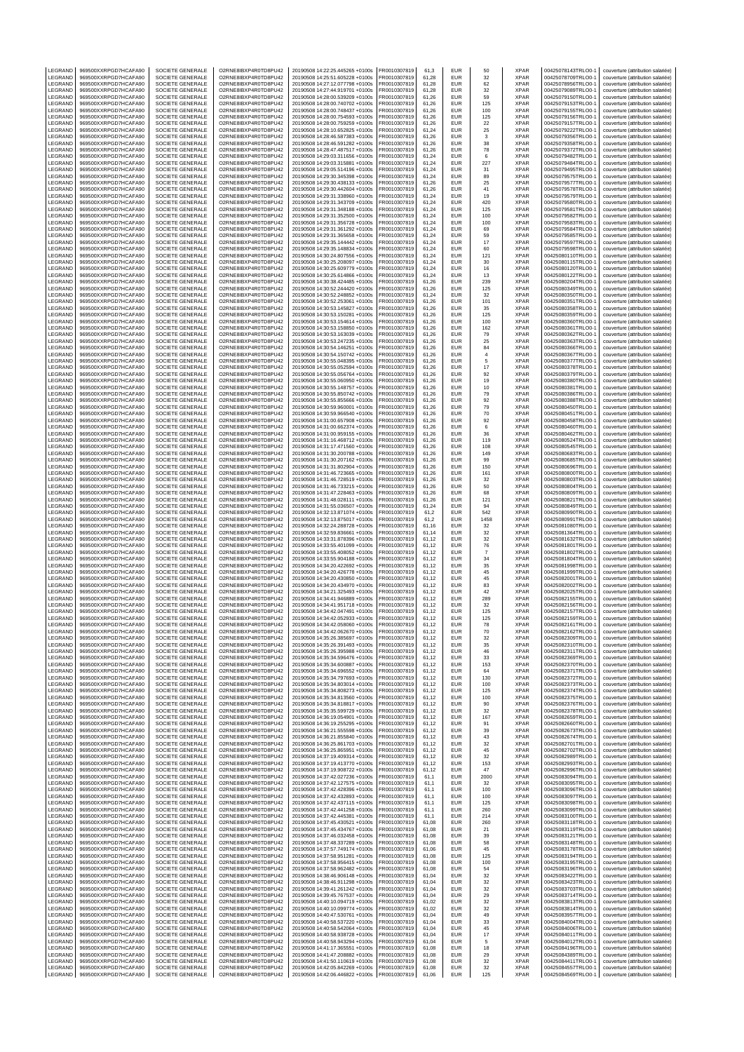| LEGRAND | 969500XXRPGD7HCAFA90 | SOCIETE GENERALE | O2RNE8IBXP4R0TD8PU42 | 20190508 14:22:25.445265 +0100s | FR0010307819 | 61,3 | EUR | 50 | XPAR | 00425078143TRLO0-1 | couverture (attribution salariée) |
|---|---|---|---|---|---|---|---|---|---|---|---|
| LEGRAND | 969500XXRPGD7HCAFA90 | SOCIETE GENERALE | O2RNE8IBXP4R0TD8PU42 | 20190508 14:25:51.605228 +0100s | FR0010307819 | 61,28 | EUR | 32 | XPAR | 00425078709TRLO0-1 | couverture (attribution salariée) |
| LEGRAND | 969500XXRPGD7HCAFA90 | SOCIETE GENERALE | O2RNE8IBXP4R0TD8PU42 | 20190508 14:27:12.077798 +0100s | FR0010307819 | 61,28 | EUR | 62 | XPAR | 00425078956TRLO0-1 | couverture (attribution salariée) |
| LEGRAND | 969500XXRPGD7HCAFA90 | SOCIETE GENERALE | O2RNE8IBXP4R0TD8PU42 | 20190508 14:27:44.919701 +0100s | FR0010307819 | 61,28 | EUR | 32 | XPAR | 00425079089TRLO0-1 | couverture (attribution salariée) |
| LEGRAND | 969500XXRPGD7HCAFA90 | SOCIETE GENERALE | O2RNE8IBXP4R0TD8PU42 | 20190508 14:28:00.539209 +0100s | FR0010307819 | 61,26 | EUR | 59 | XPAR | 00425079150TRLO0-1 | couverture (attribution salariée) |
| LEGRAND | 969500XXRPGD7HCAFA90 | SOCIETE GENERALE | O2RNE8IBXP4R0TD8PU42 | 20190508 14:28:00.740702 +0100s | FR0010307819 | 61,26 | EUR | 125 | XPAR | 00425079153TRLO0-1 | couverture (attribution salariée) |
| LEGRAND | 969500XXRPGD7HCAFA90 | SOCIETE GENERALE | O2RNE8IBXP4R0TD8PU42 | 20190508 14:28:00.748437 +0100s | FR0010307819 | 61,26 | EUR | 100 | XPAR | 00425079155TRLO0-1 | couverture (attribution salariée) |
| LEGRAND | 969500XXRPGD7HCAFA90 | SOCIETE GENERALE | O2RNE8IBXP4R0TD8PU42 | 20190508 14:28:00.754593 +0100s | FR0010307819 | 61,26 | EUR | 125 | XPAR | 00425079156TRLO0-1 | couverture (attribution salariée) |
| LEGRAND | 969500XXRPGD7HCAFA90 | SOCIETE GENERALE | O2RNE8IBXP4R0TD8PU42 | 20190508 14:28:00.759259 +0100s | FR0010307819 | 61,26 | EUR | 22 | XPAR | 00425079157TRLO0-1 | couverture (attribution salariée) |
| LEGRAND | 969500XXRPGD7HCAFA90 | SOCIETE GENERALE | O2RNE8IBXP4R0TD8PU42 | 20190508 14:28:16.652825 +0100s | FR0010307819 | 61,24 | EUR | 25 | XPAR | 00425079222TRLO0-1 | couverture (attribution salariée) |
| LEGRAND | 969500XXRPGD7HCAFA90 | SOCIETE GENERALE | O2RNE8IBXP4R0TD8PU42 | 20190508 14:28:46.587383 +0100s | FR0010307819 | 61,26 | EUR | 3 | XPAR | 00425079356TRLO0-1 | couverture (attribution salariée) |
| LEGRAND | 969500XXRPGD7HCAFA90 | SOCIETE GENERALE | O2RNE8IBXP4R0TD8PU42 | 20190508 14:28:46.591282 +0100s | FR0010307819 | 61,26 | EUR | 38 | XPAR | 00425079358TRLO0-1 | couverture (attribution salariée) |
| LEGRAND | 969500XXRPGD7HCAFA90 | SOCIETE GENERALE | O2RNE8IBXP4R0TD8PU42 | 20190508 14:28:47.487517 +0100s | FR0010307819 | 61,26 | EUR | 78 | XPAR | 00425079372TRLO0-1 | couverture (attribution salariée) |
| LEGRAND | 969500XXRPGD7HCAFA90 | SOCIETE GENERALE | O2RNE8IBXP4R0TD8PU42 | 20190508 14:29:03.311656 +0100s | FR0010307819 | 61,24 | EUR | 6 | XPAR | 00425079482TRLO0-1 | couverture (attribution salariée) |
| LEGRAND | 969500XXRPGD7HCAFA90 | SOCIETE GENERALE | O2RNE8IBXP4R0TD8PU42 | 20190508 14:29:03.315881 +0100s | FR0010307819 | 61,24 | EUR | 227 | XPAR | 00425079484TRLO0-1 | couverture (attribution salariée) |
| LEGRAND | 969500XXRPGD7HCAFA90 | SOCIETE GENERALE | O2RNE8IBXP4R0TD8PU42 | 20190508 14:29:05.514196 +0100s | FR0010307819 | 61,24 | EUR | 31 | XPAR | 00425079495TRLO0-1 | couverture (attribution salariée) |
| LEGRAND | 969500XXRPGD7HCAFA90 | SOCIETE GENERALE | O2RNE8IBXP4R0TD8PU42 | 20190508 14:29:30.345398 +0100s | FR0010307819 | 61,24 | EUR | 89 | XPAR | 00425079575TRLO0-1 | couverture (attribution salariée) |
| LEGRAND | 969500XXRPGD7HCAFA90 | SOCIETE GENERALE | O2RNE8IBXP4R0TD8PU42 | 20190508 14:29:30.438133 +0100s | FR0010307819 | 61,26 | EUR | 25 | XPAR | 00425079577TRLO0-1 | couverture (attribution salariée) |
| LEGRAND | 969500XXRPGD7HCAFA90 | SOCIETE GENERALE | O2RNE8IBXP4R0TD8PU42 | 20190508 14:29:30.442604 +0100s | FR0010307819 | 61,26 | EUR | 41 | XPAR | 00425079578TRLO0-1 | couverture (attribution salariée) |
| LEGRAND | 969500XXRPGD7HCAFA90 | SOCIETE GENERALE | O2RNE8IBXP4R0TD8PU42 | 20190508 14:29:31.338960 +0100s | FR0010307819 | 61,24 | EUR | 19 | XPAR | 00425079579TRLO0-1 | couverture (attribution salariée) |
| LEGRAND | 969500XXRPGD7HCAFA90 | SOCIETE GENERALE | O2RNE8IBXP4R0TD8PU42 | 20190508 14:29:31.343709 +0100s | FR0010307819 | 61,24 | EUR | 420 | XPAR | 00425079580TRLO0-1 | couverture (attribution salariée) |
| LEGRAND | 969500XXRPGD7HCAFA90 | SOCIETE GENERALE | O2RNE8IBXP4R0TD8PU42 | 20190508 14:29:31.348188 +0100s | FR0010307819 | 61,24 | EUR | 125 | XPAR | 00425079581TRLO0-1 | couverture (attribution salariée) |
| LEGRAND | 969500XXRPGD7HCAFA90 | SOCIETE GENERALE | O2RNE8IBXP4R0TD8PU42 | 20190508 14:29:31.352500 +0100s | FR0010307819 | 61,24 | EUR | 100 | XPAR | 00425079582TRLO0-1 | couverture (attribution salariée) |
| LEGRAND | 969500XXRPGD7HCAFA90 | SOCIETE GENERALE | O2RNE8IBXP4R0TD8PU42 | 20190508 14:29:31.356728 +0100s | FR0010307819 | 61,24 | EUR | 100 | XPAR | 00425079583TRLO0-1 | couverture (attribution salariée) |
| LEGRAND | 969500XXRPGD7HCAFA90 | SOCIETE GENERALE | O2RNE8IBXP4R0TD8PU42 | 20190508 14:29:31.361292 +0100s | FR0010307819 | 61,24 | EUR | 69 | XPAR | 00425079584TRLO0-1 | couverture (attribution salariée) |
| LEGRAND | 969500XXRPGD7HCAFA90 | SOCIETE GENERALE | O2RNE8IBXP4R0TD8PU42 | 20190508 14:29:31.365658 +0100s | FR0010307819 | 61,24 | EUR | 59 | XPAR | 00425079585TRLO0-1 | couverture (attribution salariée) |
| LEGRAND | 969500XXRPGD7HCAFA90 | SOCIETE GENERALE | O2RNE8IBXP4R0TD8PU42 | 20190508 14:29:35.144442 +0100s | FR0010307819 | 61,24 | EUR | 17 | XPAR | 00425079597TRLO0-1 | couverture (attribution salariée) |
| LEGRAND | 969500XXRPGD7HCAFA90 | SOCIETE GENERALE | O2RNE8IBXP4R0TD8PU42 | 20190508 14:29:35.148834 +0100s | FR0010307819 | 61,24 | EUR | 60 | XPAR | 00425079598TRLO0-1 | couverture (attribution salariée) |
| LEGRAND | 969500XXRPGD7HCAFA90 | SOCIETE GENERALE | O2RNE8IBXP4R0TD8PU42 | 20190508 14:30:24.807556 +0100s | FR0010307819 | 61,24 | EUR | 121 | XPAR | 00425080110TRLO0-1 | couverture (attribution salariée) |
| LEGRAND | 969500XXRPGD7HCAFA90 | SOCIETE GENERALE | O2RNE8IBXP4R0TD8PU42 | 20190508 14:30:25.208097 +0100s | FR0010307819 | 61,24 | EUR | 30 | XPAR | 00425080115TRLO0-1 | couverture (attribution salariée) |
| LEGRAND | 969500XXRPGD7HCAFA90 | SOCIETE GENERALE | O2RNE8IBXP4R0TD8PU42 | 20190508 14:30:25.609779 +0100s | FR0010307819 | 61,24 | EUR | 16 | XPAR | 00425080120TRLO0-1 | couverture (attribution salariée) |
| LEGRAND | 969500XXRPGD7HCAFA90 | SOCIETE GENERALE | O2RNE8IBXP4R0TD8PU42 | 20190508 14:30:25.614866 +0100s | FR0010307819 | 61,24 | EUR | 13 | XPAR | 00425080122TRLO0-1 | couverture (attribution salariée) |
| LEGRAND | 969500XXRPGD7HCAFA90 | SOCIETE GENERALE | O2RNE8IBXP4R0TD8PU42 | 20190508 14:30:38.424485 +0100s | FR0010307819 | 61,26 | EUR | 239 | XPAR | 00425080204TRLO0-1 | couverture (attribution salariée) |
| LEGRAND | 969500XXRPGD7HCAFA90 | SOCIETE GENERALE | O2RNE8IBXP4R0TD8PU42 | 20190508 14:30:52.244420 +0100s | FR0010307819 | 61,26 | EUR | 125 | XPAR | 00425080349TRLO0-1 | couverture (attribution salariée) |
| LEGRAND | 969500XXRPGD7HCAFA90 | SOCIETE GENERALE | O2RNE8IBXP4R0TD8PU42 | 20190508 14:30:52.248852 +0100s | FR0010307819 | 61,24 | EUR | 32 | XPAR | 00425080350TRLO0-1 | couverture (attribution salariée) |
| LEGRAND | 969500XXRPGD7HCAFA90 | SOCIETE GENERALE | O2RNE8IBXP4R0TD8PU42 | 20190508 14:30:52.253061 +0100s | FR0010307819 | 61,26 | EUR | 101 | XPAR | 00425080351TRLO0-1 | couverture (attribution salariée) |
| LEGRAND | 969500XXRPGD7HCAFA90 | SOCIETE GENERALE | O2RNE8IBXP4R0TD8PU42 | 20190508 14:30:53.145827 +0100s | FR0010307819 | 61,26 | EUR | 35 | XPAR | 00425080358TRLO0-1 | couverture (attribution salariée) |
| LEGRAND | 969500XXRPGD7HCAFA90 | SOCIETE GENERALE | O2RNE8IBXP4R0TD8PU42 | 20190508 14:30:53.150281 +0100s | FR0010307819 | 61,26 | EUR | 125 | XPAR | 00425080359TRLO0-1 | couverture (attribution salariée) |
| LEGRAND | 969500XXRPGD7HCAFA90 | SOCIETE GENERALE | O2RNE8IBXP4R0TD8PU42 | 20190508 14:30:53.154614 +0100s | FR0010307819 | 61,26 | EUR | 100 | XPAR | 00425080360TRLO0-1 | couverture (attribution salariée) |
| LEGRAND | 969500XXRPGD7HCAFA90 | SOCIETE GENERALE | O2RNE8IBXP4R0TD8PU42 | 20190508 14:30:53.158850 +0100s | FR0010307819 | 61,26 | EUR | 162 | XPAR | 00425080361TRLO0-1 | couverture (attribution salariée) |
| LEGRAND | 969500XXRPGD7HCAFA90 | SOCIETE GENERALE | O2RNE8IBXP4R0TD8PU42 | 20190508 14:30:53.163039 +0100s | FR0010307819 | 61,26 | EUR | 79 | XPAR | 00425080362TRLO0-1 | couverture (attribution salariée) |
| LEGRAND | 969500XXRPGD7HCAFA90 | SOCIETE GENERALE | O2RNE8IBXP4R0TD8PU42 | 20190508 14:30:53.247235 +0100s | FR0010307819 | 61,26 | EUR | 25 | XPAR | 00425080363TRLO0-1 | couverture (attribution salariée) |
| LEGRAND | 969500XXRPGD7HCAFA90 | SOCIETE GENERALE | O2RNE8IBXP4R0TD8PU42 | 20190508 14:30:54.146251 +0100s | FR0010307819 | 61,26 | EUR | 84 | XPAR | 00425080366TRLO0-1 | couverture (attribution salariée) |
| LEGRAND | 969500XXRPGD7HCAFA90 | SOCIETE GENERALE | O2RNE8IBXP4R0TD8PU42 | 20190508 14:30:54.150742 +0100s | FR0010307819 | 61,26 | EUR | 4 | XPAR | 00425080367TRLO0-1 | couverture (attribution salariée) |
| LEGRAND | 969500XXRPGD7HCAFA90 | SOCIETE GENERALE | O2RNE8IBXP4R0TD8PU42 | 20190508 14:30:55.048395 +0100s | FR0010307819 | 61,26 | EUR | 5 | XPAR | 00425080377TRLO0-1 | couverture (attribution salariée) |
| LEGRAND | 969500XXRPGD7HCAFA90 | SOCIETE GENERALE | O2RNE8IBXP4R0TD8PU42 | 20190508 14:30:55.052594 +0100s | FR0010307819 | 61,26 | EUR | 17 | XPAR | 00425080378TRLO0-1 | couverture (attribution salariée) |
| LEGRAND | 969500XXRPGD7HCAFA90 | SOCIETE GENERALE | O2RNE8IBXP4R0TD8PU42 | 20190508 14:30:55.056764 +0100s | FR0010307819 | 61,26 | EUR | 92 | XPAR | 00425080379TRLO0-1 | couverture (attribution salariée) |
| LEGRAND | 969500XXRPGD7HCAFA90 | SOCIETE GENERALE | O2RNE8IBXP4R0TD8PU42 | 20190508 14:30:55.060950 +0100s | FR0010307819 | 61,26 | EUR | 19 | XPAR | 00425080380TRLO0-1 | couverture (attribution salariée) |
| LEGRAND | 969500XXRPGD7HCAFA90 | SOCIETE GENERALE | O2RNE8IBXP4R0TD8PU42 | 20190508 14:30:55.148757 +0100s | FR0010307819 | 61,26 | EUR | 10 | XPAR | 00425080381TRLO0-1 | couverture (attribution salariée) |
| LEGRAND | 969500XXRPGD7HCAFA90 | SOCIETE GENERALE | O2RNE8IBXP4R0TD8PU42 | 20190508 14:30:55.850742 +0100s | FR0010307819 | 61,26 | EUR | 79 | XPAR | 00425080386TRLO0-1 | couverture (attribution salariée) |
| LEGRAND | 969500XXRPGD7HCAFA90 | SOCIETE GENERALE | O2RNE8IBXP4R0TD8PU42 | 20190508 14:30:55.855666 +0100s | FR0010307819 | 61,26 | EUR | 92 | XPAR | 00425080388TRLO0-1 | couverture (attribution salariée) |
| LEGRAND | 969500XXRPGD7HCAFA90 | SOCIETE GENERALE | O2RNE8IBXP4R0TD8PU42 | 20190508 14:30:59.960001 +0100s | FR0010307819 | 61,26 | EUR | 79 | XPAR | 00425080450TRLO0-1 | couverture (attribution salariée) |
| LEGRAND | 969500XXRPGD7HCAFA90 | SOCIETE GENERALE | O2RNE8IBXP4R0TD8PU42 | 20190508 14:30:59.966540 +0100s | FR0010307819 | 61,26 | EUR | 70 | XPAR | 00425080451TRLO0-1 | couverture (attribution salariée) |
| LEGRAND | 969500XXRPGD7HCAFA90 | SOCIETE GENERALE | O2RNE8IBXP4R0TD8PU42 | 20190508 14:31:00.657908 +0100s | FR0010307819 | 61,26 | EUR | 92 | XPAR | 00425080458TRLO0-1 | couverture (attribution salariée) |
| LEGRAND | 969500XXRPGD7HCAFA90 | SOCIETE GENERALE | O2RNE8IBXP4R0TD8PU42 | 20190508 14:31:00.662374 +0100s | FR0010307819 | 61,26 | EUR | 6 | XPAR | 00425080460TRLO0-1 | couverture (attribution salariée) |
| LEGRAND | 969500XXRPGD7HCAFA90 | SOCIETE GENERALE | O2RNE8IBXP4R0TD8PU42 | 20190508 14:31:00.959155 +0100s | FR0010307819 | 61,26 | EUR | 36 | XPAR | 00425080462TRLO0-1 | couverture (attribution salariée) |
| LEGRAND | 969500XXRPGD7HCAFA90 | SOCIETE GENERALE | O2RNE8IBXP4R0TD8PU42 | 20190508 14:31:16.468712 +0100s | FR0010307819 | 61,26 | EUR | 119 | XPAR | 00425080524TRLO0-1 | couverture (attribution salariée) |
| LEGRAND | 969500XXRPGD7HCAFA90 | SOCIETE GENERALE | O2RNE8IBXP4R0TD8PU42 | 20190508 14:31:17.471560 +0100s | FR0010307819 | 61,26 | EUR | 108 | XPAR | 00425080545TRLO0-1 | couverture (attribution salariée) |
| LEGRAND | 969500XXRPGD7HCAFA90 | SOCIETE GENERALE | O2RNE8IBXP4R0TD8PU42 | 20190508 14:31:30.200788 +0100s | FR0010307819 | 61,26 | EUR | 149 | XPAR | 00425080683TRLO0-1 | couverture (attribution salariée) |
| LEGRAND | 969500XXRPGD7HCAFA90 | SOCIETE GENERALE | O2RNE8IBXP4R0TD8PU42 | 20190508 14:31:30.207162 +0100s | FR0010307819 | 61,26 | EUR | 99 | XPAR | 00425080685TRLO0-1 | couverture (attribution salariée) |
| LEGRAND | 969500XXRPGD7HCAFA90 | SOCIETE GENERALE | O2RNE8IBXP4R0TD8PU42 | 20190508 14:31:31.802904 +0100s | FR0010307819 | 61,26 | EUR | 150 | XPAR | 00425080696TRLO0-1 | couverture (attribution salariée) |
| LEGRAND | 969500XXRPGD7HCAFA90 | SOCIETE GENERALE | O2RNE8IBXP4R0TD8PU42 | 20190508 14:31:46.723665 +0100s | FR0010307819 | 61,26 | EUR | 161 | XPAR | 00425080800TRLO0-1 | couverture (attribution salariée) |
| LEGRAND | 969500XXRPGD7HCAFA90 | SOCIETE GENERALE | O2RNE8IBXP4R0TD8PU42 | 20190508 14:31:46.728519 +0100s | FR0010307819 | 61,26 | EUR | 32 | XPAR | 00425080803TRLO0-1 | couverture (attribution salariée) |
| LEGRAND | 969500XXRPGD7HCAFA90 | SOCIETE GENERALE | O2RNE8IBXP4R0TD8PU42 | 20190508 14:31:46.733215 +0100s | FR0010307819 | 61,26 | EUR | 50 | XPAR | 00425080804TRLO0-1 | couverture (attribution salariée) |
| LEGRAND | 969500XXRPGD7HCAFA90 | SOCIETE GENERALE | O2RNE8IBXP4R0TD8PU42 | 20190508 14:31:47.228463 +0100s | FR0010307819 | 61,26 | EUR | 68 | XPAR | 00425080809TRLO0-1 | couverture (attribution salariée) |
| LEGRAND | 969500XXRPGD7HCAFA90 | SOCIETE GENERALE | O2RNE8IBXP4R0TD8PU42 | 20190508 14:31:48.028111 +0100s | FR0010307819 | 61,26 | EUR | 121 | XPAR | 00425080821TRLO0-1 | couverture (attribution salariée) |
| LEGRAND | 969500XXRPGD7HCAFA90 | SOCIETE GENERALE | O2RNE8IBXP4R0TD8PU42 | 20190508 14:31:55.036507 +0100s | FR0010307819 | 61,24 | EUR | 94 | XPAR | 00425080849TRLO0-1 | couverture (attribution salariée) |
| LEGRAND | 969500XXRPGD7HCAFA90 | SOCIETE GENERALE | O2RNE8IBXP4R0TD8PU42 | 20190508 14:32:13.871074 +0100s | FR0010307819 | 61,2 | EUR | 542 | XPAR | 00425080990TRLO0-1 | couverture (attribution salariée) |
| LEGRAND | 969500XXRPGD7HCAFA90 | SOCIETE GENERALE | O2RNE8IBXP4R0TD8PU42 | 20190508 14:32:13.875017 +0100s | FR0010307819 | 61,2 | EUR | 1458 | XPAR | 00425080991TRLO0-1 | couverture (attribution salariée) |
| LEGRAND | 969500XXRPGD7HCAFA90 | SOCIETE GENERALE | O2RNE8IBXP4R0TD8PU42 | 20190508 14:32:24.288728 +0100s | FR0010307819 | 61,16 | EUR | 32 | XPAR | 00425081080TRLO0-1 | couverture (attribution salariée) |
| LEGRAND | 969500XXRPGD7HCAFA90 | SOCIETE GENERALE | O2RNE8IBXP4R0TD8PU42 | 20190508 14:32:59.836661 +0100s | FR0010307819 | 61,14 | EUR | 32 | XPAR | 00425081364TRLO0-1 | couverture (attribution salariée) |
| LEGRAND | 969500XXRPGD7HCAFA90 | SOCIETE GENERALE | O2RNE8IBXP4R0TD8PU42 | 20190508 14:33:31.878396 +0100s | FR0010307819 | 61,12 | EUR | 32 | XPAR | 00425081632TRLO0-1 | couverture (attribution salariée) |
| LEGRAND | 969500XXRPGD7HCAFA90 | SOCIETE GENERALE | O2RNE8IBXP4R0TD8PU42 | 20190508 14:33:55.401099 +0100s | FR0010307819 | 61,12 | EUR | 76 | XPAR | 00425081801TRLO0-1 | couverture (attribution salariée) |
| LEGRAND | 969500XXRPGD7HCAFA90 | SOCIETE GENERALE | O2RNE8IBXP4R0TD8PU42 | 20190508 14:33:55.408052 +0100s | FR0010307819 | 61,12 | EUR | 7 | XPAR | 00425081802TRLO0-1 | couverture (attribution salariée) |
| LEGRAND | 969500XXRPGD7HCAFA90 | SOCIETE GENERALE | O2RNE8IBXP4R0TD8PU42 | 20190508 14:33:55.904188 +0100s | FR0010307819 | 61,12 | EUR | 34 | XPAR | 00425081804TRLO0-1 | couverture (attribution salariée) |
| LEGRAND | 969500XXRPGD7HCAFA90 | SOCIETE GENERALE | O2RNE8IBXP4R0TD8PU42 | 20190508 14:34:20.422692 +0100s | FR0010307819 | 61,12 | EUR | 35 | XPAR | 00425081998TRLO0-1 | couverture (attribution salariée) |
| LEGRAND | 969500XXRPGD7HCAFA90 | SOCIETE GENERALE | O2RNE8IBXP4R0TD8PU42 | 20190508 14:34:20.426778 +0100s | FR0010307819 | 61,12 | EUR | 45 | XPAR | 00425081999TRLO0-1 | couverture (attribution salariée) |
| LEGRAND | 969500XXRPGD7HCAFA90 | SOCIETE GENERALE | O2RNE8IBXP4R0TD8PU42 | 20190508 14:34:20.430850 +0100s | FR0010307819 | 61,12 | EUR | 45 | XPAR | 00425082001TRLO0-1 | couverture (attribution salariée) |
| LEGRAND | 969500XXRPGD7HCAFA90 | SOCIETE GENERALE | O2RNE8IBXP4R0TD8PU42 | 20190508 14:34:20.434970 +0100s | FR0010307819 | 61,12 | EUR | 83 | XPAR | 00425082002TRLO0-1 | couverture (attribution salariée) |
| LEGRAND | 969500XXRPGD7HCAFA90 | SOCIETE GENERALE | O2RNE8IBXP4R0TD8PU42 | 20190508 14:34:21.325493 +0100s | FR0010307819 | 61,12 | EUR | 42 | XPAR | 00425082025TRLO0-1 | couverture (attribution salariée) |
| LEGRAND | 969500XXRPGD7HCAFA90 | SOCIETE GENERALE | O2RNE8IBXP4R0TD8PU42 | 20190508 14:34:41.946889 +0100s | FR0010307819 | 61,12 | EUR | 289 | XPAR | 00425082155TRLO0-1 | couverture (attribution salariée) |
| LEGRAND | 969500XXRPGD7HCAFA90 | SOCIETE GENERALE | O2RNE8IBXP4R0TD8PU42 | 20190508 14:34:41.951718 +0100s | FR0010307819 | 61,12 | EUR | 32 | XPAR | 00425082156TRLO0-1 | couverture (attribution salariée) |
| LEGRAND | 969500XXRPGD7HCAFA90 | SOCIETE GENERALE | O2RNE8IBXP4R0TD8PU42 | 20190508 14:34:42.047491 +0100s | FR0010307819 | 61,12 | EUR | 125 | XPAR | 00425082157TRLO0-1 | couverture (attribution salariée) |
| LEGRAND | 969500XXRPGD7HCAFA90 | SOCIETE GENERALE | O2RNE8IBXP4R0TD8PU42 | 20190508 14:34:42.052933 +0100s | FR0010307819 | 61,12 | EUR | 125 | XPAR | 00425082159TRLO0-1 | couverture (attribution salariée) |
| LEGRAND | 969500XXRPGD7HCAFA90 | SOCIETE GENERALE | O2RNE8IBXP4R0TD8PU42 | 20190508 14:34:42.058060 +0100s | FR0010307819 | 61,12 | EUR | 78 | XPAR | 00425082161TRLO0-1 | couverture (attribution salariée) |
| LEGRAND | 969500XXRPGD7HCAFA90 | SOCIETE GENERALE | O2RNE8IBXP4R0TD8PU42 | 20190508 14:34:42.062670 +0100s | FR0010307819 | 61,12 | EUR | 70 | XPAR | 00425082162TRLO0-1 | couverture (attribution salariée) |
| LEGRAND | 969500XXRPGD7HCAFA90 | SOCIETE GENERALE | O2RNE8IBXP4R0TD8PU42 | 20190508 14:35:26.385697 +0100s | FR0010307819 | 61,12 | EUR | 32 | XPAR | 00425082309TRLO0-1 | couverture (attribution salariée) |
| LEGRAND | 969500XXRPGD7HCAFA90 | SOCIETE GENERALE | O2RNE8IBXP4R0TD8PU42 | 20190508 14:35:26.391493 +0100s | FR0010307819 | 61,12 | EUR | 35 | XPAR | 00425082310TRLO0-1 | couverture (attribution salariée) |
| LEGRAND | 969500XXRPGD7HCAFA90 | SOCIETE GENERALE | O2RNE8IBXP4R0TD8PU42 | 20190508 14:35:26.395988 +0100s | FR0010307819 | 61,12 | EUR | 46 | XPAR | 00425082311TRLO0-1 | couverture (attribution salariée) |
| LEGRAND | 969500XXRPGD7HCAFA90 | SOCIETE GENERALE | O2RNE8IBXP4R0TD8PU42 | 20190508 14:35:34.596476 +0100s | FR0010307819 | 61,12 | EUR | 33 | XPAR | 00425082369TRLO0-1 | couverture (attribution salariée) |
| LEGRAND | 969500XXRPGD7HCAFA90 | SOCIETE GENERALE | O2RNE8IBXP4R0TD8PU42 | 20190508 14:35:34.600887 +0100s | FR0010307819 | 61,12 | EUR | 153 | XPAR | 00425082370TRLO0-1 | couverture (attribution salariée) |
| LEGRAND | 969500XXRPGD7HCAFA90 | SOCIETE GENERALE | O2RNE8IBXP4R0TD8PU42 | 20190508 14:35:34.696552 +0100s | FR0010307819 | 61,12 | EUR | 64 | XPAR | 00425082371TRLO0-1 | couverture (attribution salariée) |
| LEGRAND | 969500XXRPGD7HCAFA90 | SOCIETE GENERALE | O2RNE8IBXP4R0TD8PU42 | 20190508 14:35:34.797693 +0100s | FR0010307819 | 61,12 | EUR | 130 | XPAR | 00425082372TRLO0-1 | couverture (attribution salariée) |
| LEGRAND | 969500XXRPGD7HCAFA90 | SOCIETE GENERALE | O2RNE8IBXP4R0TD8PU42 | 20190508 14:35:34.803014 +0100s | FR0010307819 | 61,12 | EUR | 100 | XPAR | 00425082373TRLO0-1 | couverture (attribution salariée) |
| LEGRAND | 969500XXRPGD7HCAFA90 | SOCIETE GENERALE | O2RNE8IBXP4R0TD8PU42 | 20190508 14:35:34.808273 +0100s | FR0010307819 | 61,12 | EUR | 125 | XPAR | 00425082374TRLO0-1 | couverture (attribution salariée) |
| LEGRAND | 969500XXRPGD7HCAFA90 | SOCIETE GENERALE | O2RNE8IBXP4R0TD8PU42 | 20190508 14:35:34.813560 +0100s | FR0010307819 | 61,12 | EUR | 100 | XPAR | 00425082375TRLO0-1 | couverture (attribution salariée) |
| LEGRAND | 969500XXRPGD7HCAFA90 | SOCIETE GENERALE | O2RNE8IBXP4R0TD8PU42 | 20190508 14:35:34.818817 +0100s | FR0010307819 | 61,12 | EUR | 90 | XPAR | 00425082376TRLO0-1 | couverture (attribution salariée) |
| LEGRAND | 969500XXRPGD7HCAFA90 | SOCIETE GENERALE | O2RNE8IBXP4R0TD8PU42 | 20190508 14:35:35.599729 +0100s | FR0010307819 | 61,12 | EUR | 32 | XPAR | 00425082378TRLO0-1 | couverture (attribution salariée) |
| LEGRAND | 969500XXRPGD7HCAFA90 | SOCIETE GENERALE | O2RNE8IBXP4R0TD8PU42 | 20190508 14:36:19.054901 +0100s | FR0010307819 | 61,12 | EUR | 167 | XPAR | 00425082659TRLO0-1 | couverture (attribution salariée) |
| LEGRAND | 969500XXRPGD7HCAFA90 | SOCIETE GENERALE | O2RNE8IBXP4R0TD8PU42 | 20190508 14:36:19.255295 +0100s | FR0010307819 | 61,12 | EUR | 91 | XPAR | 00425082660TRLO0-1 | couverture (attribution salariée) |
| LEGRAND | 969500XXRPGD7HCAFA90 | SOCIETE GENERALE | O2RNE8IBXP4R0TD8PU42 | 20190508 14:36:21.555598 +0100s | FR0010307819 | 61,12 | EUR | 39 | XPAR | 00425082673TRLO0-1 | couverture (attribution salariée) |
| LEGRAND | 969500XXRPGD7HCAFA90 | SOCIETE GENERALE | O2RNE8IBXP4R0TD8PU42 | 20190508 14:36:21.855840 +0100s | FR0010307819 | 61,12 | EUR | 43 | XPAR | 00425082674TRLO0-1 | couverture (attribution salariée) |
| LEGRAND | 969500XXRPGD7HCAFA90 | SOCIETE GENERALE | O2RNE8IBXP4R0TD8PU42 | 20190508 14:36:25.861703 +0100s | FR0010307819 | 61,12 | EUR | 32 | XPAR | 00425082701TRLO0-1 | couverture (attribution salariée) |
| LEGRAND | 969500XXRPGD7HCAFA90 | SOCIETE GENERALE | O2RNE8IBXP4R0TD8PU42 | 20190508 14:36:25.865951 +0100s | FR0010307819 | 61,12 | EUR | 45 | XPAR | 00425082702TRLO0-1 | couverture (attribution salariée) |
| LEGRAND | 969500XXRPGD7HCAFA90 | SOCIETE GENERALE | O2RNE8IBXP4R0TD8PU42 | 20190508 14:37:19.409314 +0100s | FR0010307819 | 61,12 | EUR | 32 | XPAR | 00425082989TRLO0-1 | couverture (attribution salariée) |
| LEGRAND | 969500XXRPGD7HCAFA90 | SOCIETE GENERALE | O2RNE8IBXP4R0TD8PU42 | 20190508 14:37:19.413770 +0100s | FR0010307819 | 61,12 | EUR | 153 | XPAR | 00425082993TRLO0-1 | couverture (attribution salariée) |
| LEGRAND | 969500XXRPGD7HCAFA90 | SOCIETE GENERALE | O2RNE8IBXP4R0TD8PU42 | 20190508 14:37:19.908722 +0100s | FR0010307819 | 61,12 | EUR | 47 | XPAR | 00425082996TRLO0-1 | couverture (attribution salariée) |
| LEGRAND | 969500XXRPGD7HCAFA90 | SOCIETE GENERALE | O2RNE8IBXP4R0TD8PU42 | 20190508 14:37:42.027236 +0100s | FR0010307819 | 61,1 | EUR | 2000 | XPAR | 00425083094TRLO0-1 | couverture (attribution salariée) |
| LEGRAND | 969500XXRPGD7HCAFA90 | SOCIETE GENERALE | O2RNE8IBXP4R0TD8PU42 | 20190508 14:37:42.127575 +0100s | FR0010307819 | 61,1 | EUR | 32 | XPAR | 00425083095TRLO0-1 | couverture (attribution salariée) |
| LEGRAND | 969500XXRPGD7HCAFA90 | SOCIETE GENERALE | O2RNE8IBXP4R0TD8PU42 | 20190508 14:37:42.428396 +0100s | FR0010307819 | 61,1 | EUR | 100 | XPAR | 00425083096TRLO0-1 | couverture (attribution salariée) |
| LEGRAND | 969500XXRPGD7HCAFA90 | SOCIETE GENERALE | O2RNE8IBXP4R0TD8PU42 | 20190508 14:37:42.432893 +0100s | FR0010307819 | 61,1 | EUR | 100 | XPAR | 00425083097TRLO0-1 | couverture (attribution salariée) |
| LEGRAND | 969500XXRPGD7HCAFA90 | SOCIETE GENERALE | O2RNE8IBXP4R0TD8PU42 | 20190508 14:37:42.437115 +0100s | FR0010307819 | 61,1 | EUR | 125 | XPAR | 00425083098TRLO0-1 | couverture (attribution salariée) |
| LEGRAND | 969500XXRPGD7HCAFA90 | SOCIETE GENERALE | O2RNE8IBXP4R0TD8PU42 | 20190508 14:37:42.441258 +0100s | FR0010307819 | 61,1 | EUR | 260 | XPAR | 00425083099TRLO0-1 | couverture (attribution salariée) |
| LEGRAND | 969500XXRPGD7HCAFA90 | SOCIETE GENERALE | O2RNE8IBXP4R0TD8PU42 | 20190508 14:37:42.445381 +0100s | FR0010307819 | 61,1 | EUR | 214 | XPAR | 00425083100TRLO0-1 | couverture (attribution salariée) |
| LEGRAND | 969500XXRPGD7HCAFA90 | SOCIETE GENERALE | O2RNE8IBXP4R0TD8PU42 | 20190508 14:37:45.430521 +0100s | FR0010307819 | 61,08 | EUR | 260 | XPAR | 00425083118TRLO0-1 | couverture (attribution salariée) |
| LEGRAND | 969500XXRPGD7HCAFA90 | SOCIETE GENERALE | O2RNE8IBXP4R0TD8PU42 | 20190508 14:37:45.434767 +0100s | FR0010307819 | 61,08 | EUR | 21 | XPAR | 00425083119TRLO0-1 | couverture (attribution salariée) |
| LEGRAND | 969500XXRPGD7HCAFA90 | SOCIETE GENERALE | O2RNE8IBXP4R0TD8PU42 | 20190508 14:37:46.032458 +0100s | FR0010307819 | 61,08 | EUR | 39 | XPAR | 00425083121TRLO0-1 | couverture (attribution salariée) |
| LEGRAND | 969500XXRPGD7HCAFA90 | SOCIETE GENERALE | O2RNE8IBXP4R0TD8PU42 | 20190508 14:37:48.337289 +0100s | FR0010307819 | 61,08 | EUR | 58 | XPAR | 00425083148TRLO0-1 | couverture (attribution salariée) |
| LEGRAND | 969500XXRPGD7HCAFA90 | SOCIETE GENERALE | O2RNE8IBXP4R0TD8PU42 | 20190508 14:37:57.749174 +0100s | FR0010307819 | 61,06 | EUR | 45 | XPAR | 00425083178TRLO0-1 | couverture (attribution salariée) |
| LEGRAND | 969500XXRPGD7HCAFA90 | SOCIETE GENERALE | O2RNE8IBXP4R0TD8PU42 | 20190508 14:37:58.951281 +0100s | FR0010307819 | 61,08 | EUR | 125 | XPAR | 00425083194TRLO0-1 | couverture (attribution salariée) |
| LEGRAND | 969500XXRPGD7HCAFA90 | SOCIETE GENERALE | O2RNE8IBXP4R0TD8PU42 | 20190508 14:37:58.956415 +0100s | FR0010307819 | 61,08 | EUR | 100 | XPAR | 00425083195TRLO0-1 | couverture (attribution salariée) |
| LEGRAND | 969500XXRPGD7HCAFA90 | SOCIETE GENERALE | O2RNE8IBXP4R0TD8PU42 | 20190508 14:37:58.962482 +0100s | FR0010307819 | 61,08 | EUR | 54 | XPAR | 00425083196TRLO0-1 | couverture (attribution salariée) |
| LEGRAND | 969500XXRPGD7HCAFA90 | SOCIETE GENERALE | O2RNE8IBXP4R0TD8PU42 | 20190508 14:38:46.906148 +0100s | FR0010307819 | 61,04 | EUR | 32 | XPAR | 00425083422TRLO0-1 | couverture (attribution salariée) |
| LEGRAND | 969500XXRPGD7HCAFA90 | SOCIETE GENERALE | O2RNE8IBXP4R0TD8PU42 | 20190508 14:38:46.911298 +0100s | FR0010307819 | 61,04 | EUR | 32 | XPAR | 00425083423TRLO0-1 | couverture (attribution salariée) |
| LEGRAND | 969500XXRPGD7HCAFA90 | SOCIETE GENERALE | O2RNE8IBXP4R0TD8PU42 | 20190508 14:39:41.261242 +0100s | FR0010307819 | 61,04 | EUR | 32 | XPAR | 00425083703TRLO0-1 | couverture (attribution salariée) |
| LEGRAND | 969500XXRPGD7HCAFA90 | SOCIETE GENERALE | O2RNE8IBXP4R0TD8PU42 | 20190508 14:39:45.767537 +0100s | FR0010307819 | 61,04 | EUR | 29 | XPAR | 00425083714TRLO0-1 | couverture (attribution salariée) |
| LEGRAND | 969500XXRPGD7HCAFA90 | SOCIETE GENERALE | O2RNE8IBXP4R0TD8PU42 | 20190508 14:40:10.094719 +0100s | FR0010307819 | 61,02 | EUR | 32 | XPAR | 00425083813TRLO0-1 | couverture (attribution salariée) |
| LEGRAND | 969500XXRPGD7HCAFA90 | SOCIETE GENERALE | O2RNE8IBXP4R0TD8PU42 | 20190508 14:40:10.099774 +0100s | FR0010307819 | 61,02 | EUR | 32 | XPAR | 00425083814TRLO0-1 | couverture (attribution salariée) |
| LEGRAND | 969500XXRPGD7HCAFA90 | SOCIETE GENERALE | O2RNE8IBXP4R0TD8PU42 | 20190508 14:40:47.530761 +0100s | FR0010307819 | 61,04 | EUR | 49 | XPAR | 00425083957TRLO0-1 | couverture (attribution salariée) |
| LEGRAND | 969500XXRPGD7HCAFA90 | SOCIETE GENERALE | O2RNE8IBXP4R0TD8PU42 | 20190508 14:40:58.537220 +0100s | FR0010307819 | 61,04 | EUR | 33 | XPAR | 00425084004TRLO0-1 | couverture (attribution salariée) |
| LEGRAND | 969500XXRPGD7HCAFA90 | SOCIETE GENERALE | O2RNE8IBXP4R0TD8PU42 | 20190508 14:40:58.542064 +0100s | FR0010307819 | 61,04 | EUR | 45 | XPAR | 00425084006TRLO0-1 | couverture (attribution salariée) |
| LEGRAND | 969500XXRPGD7HCAFA90 | SOCIETE GENERALE | O2RNE8IBXP4R0TD8PU42 | 20190508 14:40:58.938728 +0100s | FR0010307819 | 61,04 | EUR | 17 | XPAR | 00425084011TRLO0-1 | couverture (attribution salariée) |
| LEGRAND | 969500XXRPGD7HCAFA90 | SOCIETE GENERALE | O2RNE8IBXP4R0TD8PU42 | 20190508 14:40:58.943294 +0100s | FR0010307819 | 61,04 | EUR | 5 | XPAR | 00425084012TRLO0-1 | couverture (attribution salariée) |
| LEGRAND | 969500XXRPGD7HCAFA90 | SOCIETE GENERALE | O2RNE8IBXP4R0TD8PU42 | 20190508 14:41:17.365551 +0100s | FR0010307819 | 61,08 | EUR | 18 | XPAR | 00425084196TRLO0-1 | couverture (attribution salariée) |
| LEGRAND | 969500XXRPGD7HCAFA90 | SOCIETE GENERALE | O2RNE8IBXP4R0TD8PU42 | 20190508 14:41:47.208882 +0100s | FR0010307819 | 61,08 | EUR | 29 | XPAR | 00425084389TRLO0-1 | couverture (attribution salariée) |
| LEGRAND | 969500XXRPGD7HCAFA90 | SOCIETE GENERALE | O2RNE8IBXP4R0TD8PU42 | 20190508 14:41:50.110619 +0100s | FR0010307819 | 61,08 | EUR | 32 | XPAR | 00425084411TRLO0-1 | couverture (attribution salariée) |
| LEGRAND | 969500XXRPGD7HCAFA90 | SOCIETE GENERALE | O2RNE8IBXP4R0TD8PU42 | 20190508 14:42:05.842269 +0100s | FR0010307819 | 61,08 | EUR | 32 | XPAR | 00425084557TRLO0-1 | couverture (attribution salariée) |
| LEGRAND | 969500XXRPGD7HCAFA90 | SOCIETE GENERALE | O2RNE8IBXP4R0TD8PU42 | 20190508 14:42:06.446822 +0100s | FR0010307819 | 61,06 | EUR | 125 | XPAR | 00425084569TRLO0-1 | couverture (attribution salariée) |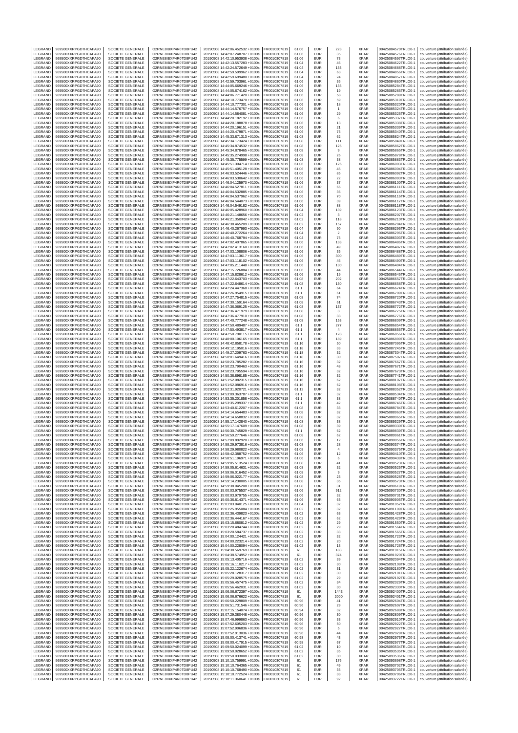| LEGRAND | 969500XXRPGD7HCAFA90 | SOCIETE GENERALE | O2RNE8IBXP4R0TD8PU42 | 20190508 14:42:06.452532 +0100s | FR0010307819 | 61,06 | EUR | 223 | XPAR | 00425084570TRLO0-1 | couverture (attribution salariée) |
|---|---|---|---|---|---|---|---|---|---|---|---|
| LEGRAND | 969500XXRPGD7HCAFA90 | SOCIETE GENERALE | O2RNE8IBXP4R0TD8PU42 | 20190508 14:42:07.248707 +0100s | FR0010307819 | 61,06 | EUR | 35 | XPAR | 00425084576TRLO0-1 | couverture (attribution salariée) |
| LEGRAND | 969500XXRPGD7HCAFA90 | SOCIETE GENERALE | O2RNE8IBXP4R0TD8PU42 | 20190508 14:42:10.953938 +0100s | FR0010307819 | 61,06 | EUR | 73 | XPAR | 00425084597TRLO0-1 | couverture (attribution salariée) |
| LEGRAND | 969500XXRPGD7HCAFA90 | SOCIETE GENERALE | O2RNE8IBXP4R0TD8PU42 | 20190508 14:42:13.557283 +0100s | FR0010307819 | 61,04 | EUR | 46 | XPAR | 00425084622TRLO0-1 | couverture (attribution salariée) |
| LEGRAND | 969500XXRPGD7HCAFA90 | SOCIETE GENERALE | O2RNE8IBXP4R0TD8PU42 | 20190508 14:42:24.572649 +0100s | FR0010307819 | 61,04 | EUR | 153 | XPAR | 00425084688TRLO0-1 | couverture (attribution salariée) |
| LEGRAND | 969500XXRPGD7HCAFA90 | SOCIETE GENERALE | O2RNE8IBXP4R0TD8PU42 | 20190508 14:42:59.599962 +0100s | FR0010307819 | 61,04 | EUR | 63 | XPAR | 00425084856TRLO0-1 | couverture (attribution salariée) |
| LEGRAND | 969500XXRPGD7HCAFA90 | SOCIETE GENERALE | O2RNE8IBXP4R0TD8PU42 | 20190508 14:42:59.699480 +0100s | FR0010307819 | 61,04 | EUR | 24 | XPAR | 00425084857TRLO0-1 | couverture (attribution salariée) |
| LEGRAND | 969500XXRPGD7HCAFA90 | SOCIETE GENERALE | O2RNE8IBXP4R0TD8PU42 | 20190508 14:42:59.703961 +0100s | FR0010307819 | 61,06 | EUR | 36 | XPAR | 00425084860TRLO0-1 | couverture (attribution salariée) |
| LEGRAND | 969500XXRPGD7HCAFA90 | SOCIETE GENERALE | O2RNE8IBXP4R0TD8PU42 | 20190508 14:44:05.669246 +0100s | FR0010307819 | 61,06 | EUR | 135 | XPAR | 00425085284TRLO0-1 | couverture (attribution salariée) |
| LEGRAND | 969500XXRPGD7HCAFA90 | SOCIETE GENERALE | O2RNE8IBXP4R0TD8PU42 | 20190508 14:44:05.674162 +0100s | FR0010307819 | 61,06 | EUR | 19 | XPAR | 00425085285TRLO0-1 | couverture (attribution salariée) |
| LEGRAND | 969500XXRPGD7HCAFA90 | SOCIETE GENERALE | O2RNE8IBXP4R0TD8PU42 | 20190508 14:44:06.771420 +0100s | FR0010307819 | 61,06 | EUR | 58 | XPAR | 00425085289TRLO0-1 | couverture (attribution salariée) |
| LEGRAND | 969500XXRPGD7HCAFA90 | SOCIETE GENERALE | O2RNE8IBXP4R0TD8PU42 | 20190508 14:44:10.773470 +0100s | FR0010307819 | 61,06 | EUR | 59 | XPAR | 00425085319TRLO0-1 | couverture (attribution salariée) |
| LEGRAND | 969500XXRPGD7HCAFA90 | SOCIETE GENERALE | O2RNE8IBXP4R0TD8PU42 | 20190508 14:44:10.777301 +0100s | FR0010307819 | 61,06 | EUR | 18 | XPAR | 00425085320TRLO0-1 | couverture (attribution salariée) |
| LEGRAND | 969500XXRPGD7HCAFA90 | SOCIETE GENERALE | O2RNE8IBXP4R0TD8PU42 | 20190508 14:44:14.576757 +0100s | FR0010307819 | 61,06 | EUR | 1 | XPAR | 00425085324TRLO0-1 | couverture (attribution salariée) |
| LEGRAND | 969500XXRPGD7HCAFA90 | SOCIETE GENERALE | O2RNE8IBXP4R0TD8PU42 | 20190508 14:44:14.584081 +0100s | FR0010307819 | 61,06 | EUR | 29 | XPAR | 00425085325TRLO0-1 | couverture (attribution salariée) |
| LEGRAND | 969500XXRPGD7HCAFA90 | SOCIETE GENERALE | O2RNE8IBXP4R0TD8PU42 | 20190508 14:44:20.182192 +0100s | FR0010307819 | 61,06 | EUR | 6 | XPAR | 00425085337TRLO0-1 | couverture (attribution salariée) |
| LEGRAND | 969500XXRPGD7HCAFA90 | SOCIETE GENERALE | O2RNE8IBXP4R0TD8PU42 | 20190508 14:44:20.188878 +0100s | FR0010307819 | 61,06 | EUR | 13 | XPAR | 00425085338TRLO0-1 | couverture (attribution salariée) |
| LEGRAND | 969500XXRPGD7HCAFA90 | SOCIETE GENERALE | O2RNE8IBXP4R0TD8PU42 | 20190508 14:44:20.196151 +0100s | FR0010307819 | 61,06 | EUR | 21 | XPAR | 00425085339TRLO0-1 | couverture (attribution salariée) |
| LEGRAND | 969500XXRPGD7HCAFA90 | SOCIETE GENERALE | O2RNE8IBXP4R0TD8PU42 | 20190508 14:44:20.479871 +0100s | FR0010307819 | 61,06 | EUR | 73 | XPAR | 00425085340TRLO0-1 | couverture (attribution salariée) |
| LEGRAND | 969500XXRPGD7HCAFA90 | SOCIETE GENERALE | O2RNE8IBXP4R0TD8PU42 | 20190508 14:45:33.871313 +0100s | FR0010307819 | 61,08 | EUR | 62 | XPAR | 00425085824TRLO0-1 | couverture (attribution salariée) |
| LEGRAND | 969500XXRPGD7HCAFA90 | SOCIETE GENERALE | O2RNE8IBXP4R0TD8PU42 | 20190508 14:45:34.173424 +0100s | FR0010307819 | 61,08 | EUR | 111 | XPAR | 00425085849TRLO0-1 | couverture (attribution salariée) |
| LEGRAND | 969500XXRPGD7HCAFA90 | SOCIETE GENERALE | O2RNE8IBXP4R0TD8PU42 | 20190508 14:45:34.874532 +0100s | FR0010307819 | 61,08 | EUR | 125 | XPAR | 00425085862TRLO0-1 | couverture (attribution salariée) |
| LEGRAND | 969500XXRPGD7HCAFA90 | SOCIETE GENERALE | O2RNE8IBXP4R0TD8PU42 | 20190508 14:45:34.878465 +0100s | FR0010307819 | 61,08 | EUR | 9 | XPAR | 00425085865TRLO0-1 | couverture (attribution salariée) |
| LEGRAND | 969500XXRPGD7HCAFA90 | SOCIETE GENERALE | O2RNE8IBXP4R0TD8PU42 | 20190508 14:45:35.274998 +0100s | FR0010307819 | 61,08 | EUR | 26 | XPAR | 00425085878TRLO0-1 | couverture (attribution salariée) |
| LEGRAND | 969500XXRPGD7HCAFA90 | SOCIETE GENERALE | O2RNE8IBXP4R0TD8PU42 | 20190508 14:45:35.775599 +0100s | FR0010307819 | 61,08 | EUR | 38 | XPAR | 00425085883TRLO0-1 | couverture (attribution salariée) |
| LEGRAND | 969500XXRPGD7HCAFA90 | SOCIETE GENERALE | O2RNE8IBXP4R0TD8PU42 | 20190508 14:45:51.304714 +0100s | FR0010307819 | 61,06 | EUR | 126 | XPAR | 00425086003TRLO0-1 | couverture (attribution salariée) |
| LEGRAND | 969500XXRPGD7HCAFA90 | SOCIETE GENERALE | O2RNE8IBXP4R0TD8PU42 | 20190508 14:45:51.405128 +0100s | FR0010307819 | 61,06 | EUR | 45 | XPAR | 00425086004TRLO0-1 | couverture (attribution salariée) |
| LEGRAND | 969500XXRPGD7HCAFA90 | SOCIETE GENERALE | O2RNE8IBXP4R0TD8PU42 | 20190508 14:46:03.524446 +0100s | FR0010307819 | 61,06 | EUR | 85 | XPAR | 00425086092TRLO0-1 | couverture (attribution salariée) |
| LEGRAND | 969500XXRPGD7HCAFA90 | SOCIETE GENERALE | O2RNE8IBXP4R0TD8PU42 | 20190508 14:46:03.530642 +0100s | FR0010307819 | 61,06 | EUR | 22 | XPAR | 00425086093TRLO0-1 | couverture (attribution salariée) |
| LEGRAND | 969500XXRPGD7HCAFA90 | SOCIETE GENERALE | O2RNE8IBXP4R0TD8PU42 | 20190508 14:46:04.125970 +0100s | FR0010307819 | 61,06 | EUR | 37 | XPAR | 00425086100TRLO0-1 | couverture (attribution salariée) |
| LEGRAND | 969500XXRPGD7HCAFA90 | SOCIETE GENERALE | O2RNE8IBXP4R0TD8PU42 | 20190508 14:46:04.527811 +0100s | FR0010307819 | 61,06 | EUR | 66 | XPAR | 00425086111TRLO0-1 | couverture (attribution salariée) |
| LEGRAND | 969500XXRPGD7HCAFA90 | SOCIETE GENERALE | O2RNE8IBXP4R0TD8PU42 | 20190508 14:46:04.532885 +0100s | FR0010307819 | 61,06 | EUR | 36 | XPAR | 00425086114TRLO0-1 | couverture (attribution salariée) |
| LEGRAND | 969500XXRPGD7HCAFA90 | SOCIETE GENERALE | O2RNE8IBXP4R0TD8PU42 | 20190508 14:46:04.537962 +0100s | FR0010307819 | 61,06 | EUR | 70 | XPAR | 00425086116TRLO0-1 | couverture (attribution salariée) |
| LEGRAND | 969500XXRPGD7HCAFA90 | SOCIETE GENERALE | O2RNE8IBXP4R0TD8PU42 | 20190508 14:46:04.544073 +0100s | FR0010307819 | 61,06 | EUR | 39 | XPAR | 00425086117TRLO0-1 | couverture (attribution salariée) |
| LEGRAND | 969500XXRPGD7HCAFA90 | SOCIETE GENERALE | O2RNE8IBXP4R0TD8PU42 | 20190508 14:46:04.549182 +0100s | FR0010307819 | 61,06 | EUR | 88 | XPAR | 00425086118TRLO0-1 | couverture (attribution salariée) |
| LEGRAND | 969500XXRPGD7HCAFA90 | SOCIETE GENERALE | O2RNE8IBXP4R0TD8PU42 | 20190508 14:46:05.428960 +0100s | FR0010307819 | 61,04 | EUR | 139 | XPAR | 00425086123TRLO0-1 | couverture (attribution salariée) |
| LEGRAND | 969500XXRPGD7HCAFA90 | SOCIETE GENERALE | O2RNE8IBXP4R0TD8PU42 | 20190508 14:46:21.148656 +0100s | FR0010307819 | 61,02 | EUR | 3 | XPAR | 00425086207TRLO0-1 | couverture (attribution salariée) |
| LEGRAND | 969500XXRPGD7HCAFA90 | SOCIETE GENERALE | O2RNE8IBXP4R0TD8PU42 | 20190508 14:46:21.350042 +0100s | FR0010307819 | 61,02 | EUR | 118 | XPAR | 00425086210TRLO0-1 | couverture (attribution salariée) |
| LEGRAND | 969500XXRPGD7HCAFA90 | SOCIETE GENERALE | O2RNE8IBXP4R0TD8PU42 | 20190508 14:46:38.465209 +0100s | FR0010307819 | 61,02 | EUR | 157 | XPAR | 00425086284TRLO0-1 | couverture (attribution salariée) |
| LEGRAND | 969500XXRPGD7HCAFA90 | SOCIETE GENERALE | O2RNE8IBXP4R0TD8PU42 | 20190508 14:46:40.267993 +0100s | FR0010307819 | 61,04 | EUR | 90 | XPAR | 00425086295TRLO0-1 | couverture (attribution salariée) |
| LEGRAND | 969500XXRPGD7HCAFA90 | SOCIETE GENERALE | O2RNE8IBXP4R0TD8PU42 | 20190508 14:46:40.272264 +0100s | FR0010307819 | 61,04 | EUR | 2 | XPAR | 00425086296TRLO0-1 | couverture (attribution salariée) |
| LEGRAND | 969500XXRPGD7HCAFA90 | SOCIETE GENERALE | O2RNE8IBXP4R0TD8PU42 | 20190508 14:46:40.768794 +0100s | FR0010307819 | 61,04 | EUR | 75 | XPAR | 00425086303TRLO0-1 | couverture (attribution salariée) |
| LEGRAND | 969500XXRPGD7HCAFA90 | SOCIETE GENERALE | O2RNE8IBXP4R0TD8PU42 | 20190508 14:47:02.407865 +0100s | FR0010307819 | 61,06 | EUR | 133 | XPAR | 00425086486TRLO0-1 | couverture (attribution salariée) |
| LEGRAND | 969500XXRPGD7HCAFA90 | SOCIETE GENERALE | O2RNE8IBXP4R0TD8PU42 | 20190508 14:47:02.413160 +0100s | FR0010307819 | 61,06 | EUR | 49 | XPAR | 00425086487TRLO0-1 | couverture (attribution salariée) |
| LEGRAND | 969500XXRPGD7HCAFA90 | SOCIETE GENERALE | O2RNE8IBXP4R0TD8PU42 | 20190508 14:47:03.108806 +0100s | FR0010307819 | 61,06 | EUR | 35 | XPAR | 00425086488TRLO0-1 | couverture (attribution salariée) |
| LEGRAND | 969500XXRPGD7HCAFA90 | SOCIETE GENERALE | O2RNE8IBXP4R0TD8PU42 | 20190508 14:47:03.113617 +0100s | FR0010307819 | 61,06 | EUR | 300 | XPAR | 00425086489TRLO0-1 | couverture (attribution salariée) |
| LEGRAND | 969500XXRPGD7HCAFA90 | SOCIETE GENERALE | O2RNE8IBXP4R0TD8PU42 | 20190508 14:47:03.118102 +0100s | FR0010307819 | 61,06 | EUR | 46 | XPAR | 00425086490TRLO0-1 | couverture (attribution salariée) |
| LEGRAND | 969500XXRPGD7HCAFA90 | SOCIETE GENERALE | O2RNE8IBXP4R0TD8PU42 | 20190508 14:47:05.211448 +0100s | FR0010307819 | 61,06 | EUR | 130 | XPAR | 00425086494TRLO0-1 | couverture (attribution salariée) |
| LEGRAND | 969500XXRPGD7HCAFA90 | SOCIETE GENERALE | O2RNE8IBXP4R0TD8PU42 | 20190508 14:47:15.726884 +0100s | FR0010307819 | 61,06 | EUR | 44 | XPAR | 00425086544TRLO0-1 | couverture (attribution salariée) |
| LEGRAND | 969500XXRPGD7HCAFA90 | SOCIETE GENERALE | O2RNE8IBXP4R0TD8PU42 | 20190508 14:47:15.828612 +0100s | FR0010307819 | 61,06 | EUR | 19 | XPAR | 00425086545TRLO0-1 | couverture (attribution salariée) |
| LEGRAND | 969500XXRPGD7HCAFA90 | SOCIETE GENERALE | O2RNE8IBXP4R0TD8PU42 | 20190508 14:47:22.643703 +0100s | FR0010307819 | 61,08 | EUR | 202 | XPAR | 00425086657TRLO0-1 | couverture (attribution salariée) |
| LEGRAND | 969500XXRPGD7HCAFA90 | SOCIETE GENERALE | O2RNE8IBXP4R0TD8PU42 | 20190508 14:47:22.648614 +0100s | FR0010307819 | 61,08 | EUR | 130 | XPAR | 00425086658TRLO0-1 | couverture (attribution salariée) |
| LEGRAND | 969500XXRPGD7HCAFA90 | SOCIETE GENERALE | O2RNE8IBXP4R0TD8PU42 | 20190508 14:47:24.447368 +0100s | FR0010307819 | 61,1 | EUR | 64 | XPAR | 00425086674TRLO0-1 | couverture (attribution salariée) |
| LEGRAND | 969500XXRPGD7HCAFA90 | SOCIETE GENERALE | O2RNE8IBXP4R0TD8PU42 | 20190508 14:47:26.954915 +0100s | FR0010307819 | 61,1 | EUR | 61 | XPAR | 00425086709TRLO0-1 | couverture (attribution salariée) |
| LEGRAND | 969500XXRPGD7HCAFA90 | SOCIETE GENERALE | O2RNE8IBXP4R0TD8PU42 | 20190508 14:47:27.754815 +0100s | FR0010307819 | 61,08 | EUR | 74 | XPAR | 00425086720TRLO0-1 | couverture (attribution salariée) |
| LEGRAND | 969500XXRPGD7HCAFA90 | SOCIETE GENERALE | O2RNE8IBXP4R0TD8PU42 | 20190508 14:47:30.159164 +0100s | FR0010307819 | 61,08 | EUR | 61 | XPAR | 00425086743TRLO0-1 | couverture (attribution salariée) |
| LEGRAND | 969500XXRPGD7HCAFA90 | SOCIETE GENERALE | O2RNE8IBXP4R0TD8PU42 | 20190508 14:47:36.069125 +0100s | FR0010307819 | 61,08 | EUR | 137 | XPAR | 00425086772TRLO0-1 | couverture (attribution salariée) |
| LEGRAND | 969500XXRPGD7HCAFA90 | SOCIETE GENERALE | O2RNE8IBXP4R0TD8PU42 | 20190508 14:47:36.471979 +0100s | FR0010307819 | 61,08 | EUR | 3 | XPAR | 00425086775TRLO0-1 | couverture (attribution salariée) |
| LEGRAND | 969500XXRPGD7HCAFA90 | SOCIETE GENERALE | O2RNE8IBXP4R0TD8PU42 | 20190508 14:47:36.477910 +0100s | FR0010307819 | 61,08 | EUR | 33 | XPAR | 00425086776TRLO0-1 | couverture (attribution salariée) |
| LEGRAND | 969500XXRPGD7HCAFA90 | SOCIETE GENERALE | O2RNE8IBXP4R0TD8PU42 | 20190508 14:47:40.777248 +0100s | FR0010307819 | 61,08 | EUR | 153 | XPAR | 00425086809TRLO0-1 | couverture (attribution salariée) |
| LEGRAND | 969500XXRPGD7HCAFA90 | SOCIETE GENERALE | O2RNE8IBXP4R0TD8PU42 | 20190508 14:47:50.489487 +0100s | FR0010307819 | 61,1 | EUR | 277 | XPAR | 00425086854TRLO0-1 | couverture (attribution salariée) |
| LEGRAND | 969500XXRPGD7HCAFA90 | SOCIETE GENERALE | O2RNE8IBXP4R0TD8PU42 | 20190508 14:47:50.493817 +0100s | FR0010307819 | 61,1 | EUR | 4 | XPAR | 00425086855TRLO0-1 | couverture (attribution salariée) |
| LEGRAND | 969500XXRPGD7HCAFA90 | SOCIETE GENERALE | O2RNE8IBXP4R0TD8PU42 | 20190508 14:47:50.790115 +0100s | FR0010307819 | 61,1 | EUR | 128 | XPAR | 00425086856TRLO0-1 | couverture (attribution salariée) |
| LEGRAND | 969500XXRPGD7HCAFA90 | SOCIETE GENERALE | O2RNE8IBXP4R0TD8PU42 | 20190508 14:48:00.106165 +0100s | FR0010307819 | 61,1 | EUR | 189 | XPAR | 00425086899TRLO0-1 | couverture (attribution salariée) |
| LEGRAND | 969500XXRPGD7HCAFA90 | SOCIETE GENERALE | O2RNE8IBXP4R0TD8PU42 | 20190508 14:48:42.858178 +0100s | FR0010307819 | 61,16 | EUR | 50 | XPAR | 00425087095TRLO0-1 | couverture (attribution salariée) |
| LEGRAND | 969500XXRPGD7HCAFA90 | SOCIETE GENERALE | O2RNE8IBXP4R0TD8PU42 | 20190508 14:49:12.195016 +0100s | FR0010307819 | 61,18 | EUR | 33 | XPAR | 00425087245TRLO0-1 | couverture (attribution salariée) |
| LEGRAND | 969500XXRPGD7HCAFA90 | SOCIETE GENERALE | O2RNE8IBXP4R0TD8PU42 | 20190508 14:49:27.209763 +0100s | FR0010307819 | 61,18 | EUR | 32 | XPAR | 00425087304TRLO0-1 | couverture (attribution salariée) |
| LEGRAND | 969500XXRPGD7HCAFA90 | SOCIETE GENERALE | O2RNE8IBXP4R0TD8PU42 | 20190508 14:50:01.649416 +0100s | FR0010307819 | 61,18 | EUR | 30 | XPAR | 00425087507TRLO0-1 | couverture (attribution salariée) |
| LEGRAND | 969500XXRPGD7HCAFA90 | SOCIETE GENERALE | O2RNE8IBXP4R0TD8PU42 | 20190508 14:50:23.785282 +0100s | FR0010307819 | 61,16 | EUR | 32 | XPAR | 00425087667TRLO0-1 | couverture (attribution salariée) |
| LEGRAND | 969500XXRPGD7HCAFA90 | SOCIETE GENERALE | O2RNE8IBXP4R0TD8PU42 | 20190508 14:50:23.790463 +0100s | FR0010307819 | 61,16 | EUR | 48 | XPAR | 00425087671TRLO0-1 | couverture (attribution salariée) |
| LEGRAND | 969500XXRPGD7HCAFA90 | SOCIETE GENERALE | O2RNE8IBXP4R0TD8PU42 | 20190508 14:50:23.795594 +0100s | FR0010307819 | 61,16 | EUR | 32 | XPAR | 00425087673TRLO0-1 | couverture (attribution salariée) |
| LEGRAND | 969500XXRPGD7HCAFA90 | SOCIETE GENERALE | O2RNE8IBXP4R0TD8PU42 | 20190508 14:50:38.898185 +0100s | FR0010307819 | 61,16 | EUR | 32 | XPAR | 00425087741TRLO0-1 | couverture (attribution salariée) |
| LEGRAND | 969500XXRPGD7HCAFA90 | SOCIETE GENERALE | O2RNE8IBXP4R0TD8PU42 | 20190508 14:51:52.082315 +0100s | FR0010307819 | 61,16 | EUR | 62 | XPAR | 00425088107TRLO0-1 | couverture (attribution salariée) |
| LEGRAND | 969500XXRPGD7HCAFA90 | SOCIETE GENERALE | O2RNE8IBXP4R0TD8PU42 | 20190508 14:51:52.086916 +0100s | FR0010307819 | 61,16 | EUR | 62 | XPAR | 00425088108TRLO0-1 | couverture (attribution salariée) |
| LEGRAND | 969500XXRPGD7HCAFA90 | SOCIETE GENERALE | O2RNE8IBXP4R0TD8PU42 | 20190508 14:52:31.920721 +0100s | FR0010307819 | 61,12 | EUR | 32 | XPAR | 00425088352TRLO0-1 | couverture (attribution salariée) |
| LEGRAND | 969500XXRPGD7HCAFA90 | SOCIETE GENERALE | O2RNE8IBXP4R0TD8PU42 | 20190508 14:53:09.363787 +0100s | FR0010307819 | 61,1 | EUR | 32 | XPAR | 00425088534TRLO0-1 | couverture (attribution salariée) |
| LEGRAND | 969500XXRPGD7HCAFA90 | SOCIETE GENERALE | O2RNE8IBXP4R0TD8PU42 | 20190508 14:53:35.201858 +0100s | FR0010307819 | 61,1 | EUR | 38 | XPAR | 00425088740TRLO0-1 | couverture (attribution salariée) |
| LEGRAND | 969500XXRPGD7HCAFA90 | SOCIETE GENERALE | O2RNE8IBXP4R0TD8PU42 | 20190508 14:53:35.299337 +0100s | FR0010307819 | 61,1 | EUR | 42 | XPAR | 00425088746TRLO0-1 | couverture (attribution salariée) |
| LEGRAND | 969500XXRPGD7HCAFA90 | SOCIETE GENERALE | O2RNE8IBXP4R0TD8PU42 | 20190508 14:53:40.612207 +0100s | FR0010307819 | 61,08 | EUR | 33 | XPAR | 00425088784TRLO0-1 | couverture (attribution salariée) |
| LEGRAND | 969500XXRPGD7HCAFA90 | SOCIETE GENERALE | O2RNE8IBXP4R0TD8PU42 | 20190508 14:54:14.654483 +0100s | FR0010307819 | 61,08 | EUR | 32 | XPAR | 00425088963TRLO0-1 | couverture (attribution salariée) |
| LEGRAND | 969500XXRPGD7HCAFA90 | SOCIETE GENERALE | O2RNE8IBXP4R0TD8PU42 | 20190508 14:54:14.658832 +0100s | FR0010307819 | 61,08 | EUR | 32 | XPAR | 00425088965TRLO0-1 | couverture (attribution salariée) |
| LEGRAND | 969500XXRPGD7HCAFA90 | SOCIETE GENERALE | O2RNE8IBXP4R0TD8PU42 | 20190508 14:55:17.142840 +0100s | FR0010307819 | 61,08 | EUR | 38 | XPAR | 00425089329TRLO0-1 | couverture (attribution salariée) |
| LEGRAND | 969500XXRPGD7HCAFA90 | SOCIETE GENERALE | O2RNE8IBXP4R0TD8PU42 | 20190508 14:55:17.147609 +0100s | FR0010307819 | 61,08 | EUR | 39 | XPAR | 00425089330TRLO0-1 | couverture (attribution salariée) |
| LEGRAND | 969500XXRPGD7HCAFA90 | SOCIETE GENERALE | O2RNE8IBXP4R0TD8PU42 | 20190508 14:56:30.745829 +0100s | FR0010307819 | 61,1 | EUR | 62 | XPAR | 00425089830TRLO0-1 | couverture (attribution salariée) |
| LEGRAND | 969500XXRPGD7HCAFA90 | SOCIETE GENERALE | O2RNE8IBXP4R0TD8PU42 | 20190508 14:56:59.277646 +0100s | FR0010307819 | 61,08 | EUR | 62 | XPAR | 00425089961TRLO0-1 | couverture (attribution salariée) |
| LEGRAND | 969500XXRPGD7HCAFA90 | SOCIETE GENERALE | O2RNE8IBXP4R0TD8PU42 | 20190508 14:57:09.892920 +0100s | FR0010307819 | 61,06 | EUR | 12 | XPAR | 00425090056TRLO0-1 | couverture (attribution salariée) |
| LEGRAND | 969500XXRPGD7HCAFA90 | SOCIETE GENERALE | O2RNE8IBXP4R0TD8PU42 | 20190508 14:58:29.973816 +0100s | FR0010307819 | 61,08 | EUR | 28 | XPAR | 00425090374TRLO0-1 | couverture (attribution salariée) |
| LEGRAND | 969500XXRPGD7HCAFA90 | SOCIETE GENERALE | O2RNE8IBXP4R0TD8PU42 | 20190508 14:58:29.980822 +0100s | FR0010307819 | 61,08 | EUR | 4 | XPAR | 00425090375TRLO0-1 | couverture (attribution salariée) |
| LEGRAND | 969500XXRPGD7HCAFA90 | SOCIETE GENERALE | O2RNE8IBXP4R0TD8PU42 | 20190508 14:58:42.388752 +0100s | FR0010307819 | 61,06 | EUR | 12 | XPAR | 00425090410TRLO0-1 | couverture (attribution salariée) |
| LEGRAND | 969500XXRPGD7HCAFA90 | SOCIETE GENERALE | O2RNE8IBXP4R0TD8PU42 | 20190508 14:58:51.196971 +0100s | FR0010307819 | 61,06 | EUR | 6 | XPAR | 00425090438TRLO0-1 | couverture (attribution salariée) |
| LEGRAND | 969500XXRPGD7HCAFA90 | SOCIETE GENERALE | O2RNE8IBXP4R0TD8PU42 | 20190508 14:59:05.513524 +0100s | FR0010307819 | 61,08 | EUR | 41 | XPAR | 00425090523TRLO0-1 | couverture (attribution salariée) |
| LEGRAND | 969500XXRPGD7HCAFA90 | SOCIETE GENERALE | O2RNE8IBXP4R0TD8PU42 | 20190508 14:59:05.614631 +0100s | FR0010307819 | 61,08 | EUR | 32 | XPAR | 00425090525TRLO0-1 | couverture (attribution salariée) |
| LEGRAND | 969500XXRPGD7HCAFA90 | SOCIETE GENERALE | O2RNE8IBXP4R0TD8PU42 | 20190508 14:59:06.016452 +0100s | FR0010307819 | 61,08 | EUR | 9 | XPAR | 00425090527TRLO0-1 | couverture (attribution salariée) |
| LEGRAND | 969500XXRPGD7HCAFA90 | SOCIETE GENERALE | O2RNE8IBXP4R0TD8PU42 | 20190508 14:59:06.022177 +0100s | FR0010307819 | 61,08 | EUR | 23 | XPAR | 00425090528TRLO0-1 | couverture (attribution salariée) |
| LEGRAND | 969500XXRPGD7HCAFA90 | SOCIETE GENERALE | O2RNE8IBXP4R0TD8PU42 | 20190508 14:59:14.230005 +0100s | FR0010307819 | 61,08 | EUR | 35 | XPAR | 00425090573TRLO0-1 | couverture (attribution salariée) |
| LEGRAND | 969500XXRPGD7HCAFA90 | SOCIETE GENERALE | O2RNE8IBXP4R0TD8PU42 | 20190508 14:59:38.045208 +0100s | FR0010307819 | 61,08 | EUR | 31 | XPAR | 00425090619TRLO0-1 | couverture (attribution salariée) |
| LEGRAND | 969500XXRPGD7HCAFA90 | SOCIETE GENERALE | O2RNE8IBXP4R0TD8PU42 | 20190508 15:00:03.975537 +0100s | FR0010307819 | 61,06 | EUR | 912 | XPAR | 00425090730TRLO0-1 | couverture (attribution salariée) |
| LEGRAND | 969500XXRPGD7HCAFA90 | SOCIETE GENERALE | O2RNE8IBXP4R0TD8PU42 | 20190508 15:00:03.979755 +0100s | FR0010307819 | 61,06 | EUR | 32 | XPAR | 00425090731TRLO0-1 | couverture (attribution salariée) |
| LEGRAND | 969500XXRPGD7HCAFA90 | SOCIETE GENERALE | O2RNE8IBXP4R0TD8PU42 | 20190508 15:00:36.814371 +0100s | FR0010307819 | 61,06 | EUR | 63 | XPAR | 00425090905TRLO0-1 | couverture (attribution salariée) |
| LEGRAND | 969500XXRPGD7HCAFA90 | SOCIETE GENERALE | O2RNE8IBXP4R0TD8PU42 | 20190508 15:01:03.040125 +0100s | FR0010307819 | 61,04 | EUR | 32 | XPAR | 00425091052TRLO0-1 | couverture (attribution salariée) |
| LEGRAND | 969500XXRPGD7HCAFA90 | SOCIETE GENERALE | O2RNE8IBXP4R0TD8PU42 | 20190508 15:01:25.955084 +0100s | FR0010307819 | 61,02 | EUR | 32 | XPAR | 00425091109TRLO0-1 | couverture (attribution salariée) |
| LEGRAND | 969500XXRPGD7HCAFA90 | SOCIETE GENERALE | O2RNE8IBXP4R0TD8PU42 | 20190508 15:02:36.439823 +0100s | FR0010307819 | 61,02 | EUR | 63 | XPAR | 00425091428TRLO0-1 | couverture (attribution salariée) |
| LEGRAND | 969500XXRPGD7HCAFA90 | SOCIETE GENERALE | O2RNE8IBXP4R0TD8PU42 | 20190508 15:02:36.444167 +0100s | FR0010307819 | 61,02 | EUR | 62 | XPAR | 00425091429TRLO0-1 | couverture (attribution salariée) |
| LEGRAND | 969500XXRPGD7HCAFA90 | SOCIETE GENERALE | O2RNE8IBXP4R0TD8PU42 | 20190508 15:03:15.680812 +0100s | FR0010307819 | 61,02 | EUR | 29 | XPAR | 00425091550TRLO0-1 | couverture (attribution salariée) |
| LEGRAND | 969500XXRPGD7HCAFA90 | SOCIETE GENERALE | O2RNE8IBXP4R0TD8PU42 | 20190508 15:03:20.484744 +0100s | FR0010307819 | 61,02 | EUR | 29 | XPAR | 00425091564TRLO0-1 | couverture (attribution salariée) |
| LEGRAND | 969500XXRPGD7HCAFA90 | SOCIETE GENERALE | O2RNE8IBXP4R0TD8PU42 | 20190508 15:03:20.584737 +0100s | FR0010307819 | 61,02 | EUR | 33 | XPAR | 00425091565TRLO0-1 | couverture (attribution salariée) |
| LEGRAND | 969500XXRPGD7HCAFA90 | SOCIETE GENERALE | O2RNE8IBXP4R0TD8PU42 | 20190508 15:04:00.124421 +0100s | FR0010307819 | 61,02 | EUR | 32 | XPAR | 00425091723TRLO0-1 | couverture (attribution salariée) |
| LEGRAND | 969500XXRPGD7HCAFA90 | SOCIETE GENERALE | O2RNE8IBXP4R0TD8PU42 | 20190508 15:04:00.223214 +0100s | FR0010307819 | 61,02 | EUR | 20 | XPAR | 00425091724TRLO0-1 | couverture (attribution salariée) |
| LEGRAND | 969500XXRPGD7HCAFA90 | SOCIETE GENERALE | O2RNE8IBXP4R0TD8PU42 | 20190508 15:04:00.228094 +0100s | FR0010307819 | 61,02 | EUR | 13 | XPAR | 00425091726TRLO0-1 | couverture (attribution salariée) |
| LEGRAND | 969500XXRPGD7HCAFA90 | SOCIETE GENERALE | O2RNE8IBXP4R0TD8PU42 | 20190508 15:04:38.569769 +0100s | FR0010307819 | 61 | EUR | 183 | XPAR | 00425091915TRLO0-1 | couverture (attribution salariée) |
| LEGRAND | 969500XXRPGD7HCAFA90 | SOCIETE GENERALE | O2RNE8IBXP4R0TD8PU42 | 20190508 15:04:38.574952 +0100s | FR0010307819 | 61 | EUR | 374 | XPAR | 00425091920TRLO0-1 | couverture (attribution salariée) |
| LEGRAND | 969500XXRPGD7HCAFA90 | SOCIETE GENERALE | O2RNE8IBXP4R0TD8PU42 | 20190508 15:05:13.405716 +0100s | FR0010307819 | 61,02 | EUR | 39 | XPAR | 00425092094TRLO0-1 | couverture (attribution salariée) |
| LEGRAND | 969500XXRPGD7HCAFA90 | SOCIETE GENERALE | O2RNE8IBXP4R0TD8PU42 | 20190508 15:05:16.110217 +0100s | FR0010307819 | 61,02 | EUR | 30 | XPAR | 00425092108TRLO0-1 | couverture (attribution salariée) |
| LEGRAND | 969500XXRPGD7HCAFA90 | SOCIETE GENERALE | O2RNE8IBXP4R0TD8PU42 | 20190508 15:05:22.122674 +0100s | FR0010307819 | 61,02 | EUR | 31 | XPAR | 00425092160TRLO0-1 | couverture (attribution salariée) |
| LEGRAND | 969500XXRPGD7HCAFA90 | SOCIETE GENERALE | O2RNE8IBXP4R0TD8PU42 | 20190508 15:05:28.128317 +0100s | FR0010307819 | 61,02 | EUR | 30 | XPAR | 00425092191TRLO0-1 | couverture (attribution salariée) |
| LEGRAND | 969500XXRPGD7HCAFA90 | SOCIETE GENERALE | O2RNE8IBXP4R0TD8PU42 | 20190508 15:05:29.028575 +0100s | FR0010307819 | 61,02 | EUR | 29 | XPAR | 00425092192TRLO0-1 | couverture (attribution salariée) |
| LEGRAND | 969500XXRPGD7HCAFA90 | SOCIETE GENERALE | O2RNE8IBXP4R0TD8PU42 | 20190508 15:05:56.457475 +0100s | FR0010307819 | 61,02 | EUR | 34 | XPAR | 00425092329TRLO0-1 | couverture (attribution salariée) |
| LEGRAND | 969500XXRPGD7HCAFA90 | SOCIETE GENERALE | O2RNE8IBXP4R0TD8PU42 | 20190508 15:05:56.462031 +0100s | FR0010307819 | 61,02 | EUR | 30 | XPAR | 00425092330TRLO0-1 | couverture (attribution salariée) |
| LEGRAND | 969500XXRPGD7HCAFA90 | SOCIETE GENERALE | O2RNE8IBXP4R0TD8PU42 | 20190508 15:06:06.672397 +0100s | FR0010307819 | 61 | EUR | 1443 | XPAR | 00425092400TRLO0-1 | couverture (attribution salariée) |
| LEGRAND | 969500XXRPGD7HCAFA90 | SOCIETE GENERALE | O2RNE8IBXP4R0TD8PU42 | 20190508 15:06:06.676622 +0100s | FR0010307819 | 61 | EUR | 2000 | XPAR | 00425092401TRLO0-1 | couverture (attribution salariée) |
| LEGRAND | 969500XXRPGD7HCAFA90 | SOCIETE GENERALE | O2RNE8IBXP4R0TD8PU42 | 20190508 15:06:50.229809 +0100s | FR0010307819 | 60,96 | EUR | 41 | XPAR | 00425092604TRLO0-1 | couverture (attribution salariée) |
| LEGRAND | 969500XXRPGD7HCAFA90 | SOCIETE GENERALE | O2RNE8IBXP4R0TD8PU42 | 20190508 15:06:51.731546 +0100s | FR0010307819 | 60,96 | EUR | 29 | XPAR | 00425092607TRLO0-1 | couverture (attribution salariée) |
| LEGRAND | 969500XXRPGD7HCAFA90 | SOCIETE GENERALE | O2RNE8IBXP4R0TD8PU42 | 20190508 15:07:15.154074 +0100s | FR0010307819 | 60,94 | EUR | 32 | XPAR | 00425092688TRLO0-1 | couverture (attribution salariée) |
| LEGRAND | 969500XXRPGD7HCAFA90 | SOCIETE GENERALE | O2RNE8IBXP4R0TD8PU42 | 20190508 15:07:29.380448 +0100s | FR0010307819 | 60,96 | EUR | 30 | XPAR | 00425092809TRLO0-1 | couverture (attribution salariée) |
| LEGRAND | 969500XXRPGD7HCAFA90 | SOCIETE GENERALE | O2RNE8IBXP4R0TD8PU42 | 20190508 15:07:46.999863 +0100s | FR0010307819 | 60,96 | EUR | 33 | XPAR | 00425092910TRLO0-1 | couverture (attribution salariée) |
| LEGRAND | 969500XXRPGD7HCAFA90 | SOCIETE GENERALE | O2RNE8IBXP4R0TD8PU42 | 20190508 15:07:52.605203 +0100s | FR0010307819 | 60,96 | EUR | 50 | XPAR | 00425092922TRLO0-1 | couverture (attribution salariée) |
| LEGRAND | 969500XXRPGD7HCAFA90 | SOCIETE GENERALE | O2RNE8IBXP4R0TD8PU42 | 20190508 15:07:52.906836 +0100s | FR0010307819 | 60,96 | EUR | 5 | XPAR | 00425092927TRLO0-1 | couverture (attribution salariée) |
| LEGRAND | 969500XXRPGD7HCAFA90 | SOCIETE GENERALE | O2RNE8IBXP4R0TD8PU42 | 20190508 15:07:52.913036 +0100s | FR0010307819 | 60,96 | EUR | 44 | XPAR | 00425092929TRLO0-1 | couverture (attribution salariée) |
| LEGRAND | 969500XXRPGD7HCAFA90 | SOCIETE GENERALE | O2RNE8IBXP4R0TD8PU42 | 20190508 15:08:00.413741 +0100s | FR0010307819 | 60,98 | EUR | 43 | XPAR | 00425092975TRLO0-1 | couverture (attribution salariée) |
| LEGRAND | 969500XXRPGD7HCAFA90 | SOCIETE GENERALE | O2RNE8IBXP4R0TD8PU42 | 20190508 15:08:00.417915 +0100s | FR0010307819 | 60,98 | EUR | 67 | XPAR | 00425092977TRLO0-1 | couverture (attribution salariée) |
| LEGRAND | 969500XXRPGD7HCAFA90 | SOCIETE GENERALE | O2RNE8IBXP4R0TD8PU42 | 20190508 15:09:50.024099 +0100s | FR0010307819 | 61,02 | EUR | 10 | XPAR | 00425093534TRLO0-1 | couverture (attribution salariée) |
| LEGRAND | 969500XXRPGD7HCAFA90 | SOCIETE GENERALE | O2RNE8IBXP4R0TD8PU42 | 20190508 15:09:50.028652 +0100s | FR0010307819 | 61,02 | EUR | 35 | XPAR | 00425093535TRLO0-1 | couverture (attribution salariée) |
| LEGRAND | 969500XXRPGD7HCAFA90 | SOCIETE GENERALE | O2RNE8IBXP4R0TD8PU42 | 20190508 15:09:50.033008 +0100s | FR0010307819 | 61,02 | EUR | 30 | XPAR | 00425093536TRLO0-1 | couverture (attribution salariée) |
| LEGRAND | 969500XXRPGD7HCAFA90 | SOCIETE GENERALE | O2RNE8IBXP4R0TD8PU42 | 20190508 15:10:10.759991 +0100s | FR0010307819 | 61 | EUR | 176 | XPAR | 00425093698TRLO0-1 | couverture (attribution salariée) |
| LEGRAND | 969500XXRPGD7HCAFA90 | SOCIETE GENERALE | O2RNE8IBXP4R0TD8PU42 | 20190508 15:10:10.764365 +0100s | FR0010307819 | 61 | EUR | 49 | XPAR | 00425093702TRLO0-1 | couverture (attribution salariée) |
| LEGRAND | 969500XXRPGD7HCAFA90 | SOCIETE GENERALE | O2RNE8IBXP4R0TD8PU42 | 20190508 15:10:10.768490 +0100s | FR0010307819 | 61 | EUR | 35 | XPAR | 00425093705TRLO0-1 | couverture (attribution salariée) |
| LEGRAND | 969500XXRPGD7HCAFA90 | SOCIETE GENERALE | O2RNE8IBXP4R0TD8PU42 | 20190508 15:10:10.772524 +0100s | FR0010307819 | 61 | EUR | 33 | XPAR | 00425093706TRLO0-1 | couverture (attribution salariée) |
| LEGRAND | 969500XXRPGD7HCAFA90 | SOCIETE GENERALE | O2RNE8IBXP4R0TD8PU42 | 20190508 15:10:11.360641 +0100s | FR0010307819 | 61 | EUR | 92 | XPAR | 00425093722TRLO0-1 | couverture (attribution salariée) |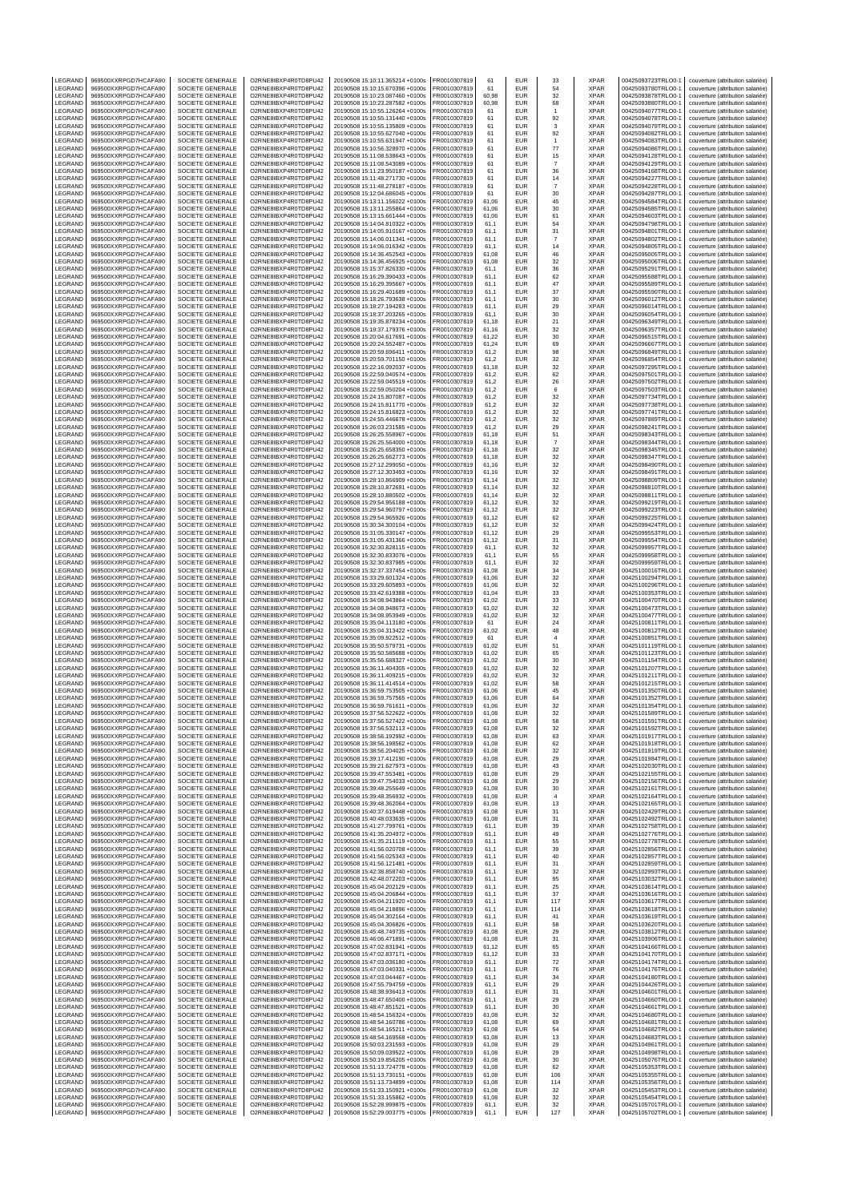| | | | | | | | | | | | |
|---|---|---|---|---|---|---|---|---|---|---|---|
| LEGRAND | 969500XXRPGD7HCAFA90 | SOCIETE GENERALE | O2RNE8IBXP4R0TD8PU42 | 20190508 15:10:11.365214 +0100s | FR0010307819 | 61 | EUR | 33 | XPAR | 00425093723TRLO0-1 | couverture (attribution salariée) |
| LEGRAND | 969500XXRPGD7HCAFA90 | SOCIETE GENERALE | O2RNE8IBXP4R0TD8PU42 | 20190508 15:10:15.670396 +0100s | FR0010307819 | 61 | EUR | 54 | XPAR | 00425093780TRLO0-1 | couverture (attribution salariée) |
| LEGRAND | 969500XXRPGD7HCAFA90 | SOCIETE GENERALE | O2RNE8IBXP4R0TD8PU42 | 20190508 15:10:23.087460 +0100s | FR0010307819 | 60,98 | EUR | 32 | XPAR | 00425093878TRLO0-1 | couverture (attribution salariée) |
| LEGRAND | 969500XXRPGD7HCAFA90 | SOCIETE GENERALE | O2RNE8IBXP4R0TD8PU42 | 20190508 15:10:23.287582 +0100s | FR0010307819 | 60,98 | EUR | 68 | XPAR | 00425093880TRLO0-1 | couverture (attribution salariée) |
| LEGRAND | 969500XXRPGD7HCAFA90 | SOCIETE GENERALE | O2RNE8IBXP4R0TD8PU42 | 20190508 15:10:55.126264 +0100s | FR0010307819 | 61 | EUR | 1 | XPAR | 00425094077TRLO0-1 | couverture (attribution salariée) |
| LEGRAND | 969500XXRPGD7HCAFA90 | SOCIETE GENERALE | O2RNE8IBXP4R0TD8PU42 | 20190508 15:10:55.131440 +0100s | FR0010307819 | 61 | EUR | 92 | XPAR | 00425094078TRLO0-1 | couverture (attribution salariée) |
| LEGRAND | 969500XXRPGD7HCAFA90 | SOCIETE GENERALE | O2RNE8IBXP4R0TD8PU42 | 20190508 15:10:55.135809 +0100s | FR0010307819 | 61 | EUR | 3 | XPAR | 00425094079TRLO0-1 | couverture (attribution salariée) |
| LEGRAND | 969500XXRPGD7HCAFA90 | SOCIETE GENERALE | O2RNE8IBXP4R0TD8PU42 | 20190508 15:10:55.627040 +0100s | FR0010307819 | 61 | EUR | 92 | XPAR | 00425094082TRLO0-1 | couverture (attribution salariée) |
| LEGRAND | 969500XXRPGD7HCAFA90 | SOCIETE GENERALE | O2RNE8IBXP4R0TD8PU42 | 20190508 15:10:55.631947 +0100s | FR0010307819 | 61 | EUR | 1 | XPAR | 00425094083TRLO0-1 | couverture (attribution salariée) |
| LEGRAND | 969500XXRPGD7HCAFA90 | SOCIETE GENERALE | O2RNE8IBXP4R0TD8PU42 | 20190508 15:10:56.328970 +0100s | FR0010307819 | 61 | EUR | 77 | XPAR | 00425094086TRLO0-1 | couverture (attribution salariée) |
| LEGRAND | 969500XXRPGD7HCAFA90 | SOCIETE GENERALE | O2RNE8IBXP4R0TD8PU42 | 20190508 15:11:08.538643 +0100s | FR0010307819 | 61 | EUR | 15 | XPAR | 00425094128TRLO0-1 | couverture (attribution salariée) |
| LEGRAND | 969500XXRPGD7HCAFA90 | SOCIETE GENERALE | O2RNE8IBXP4R0TD8PU42 | 20190508 15:11:08.543089 +0100s | FR0010307819 | 61 | EUR | 7 | XPAR | 00425094129TRLO0-1 | couverture (attribution salariée) |
| LEGRAND | 969500XXRPGD7HCAFA90 | SOCIETE GENERALE | O2RNE8IBXP4R0TD8PU42 | 20190508 15:11:23.950187 +0100s | FR0010307819 | 61 | EUR | 36 | XPAR | 00425094168TRLO0-1 | couverture (attribution salariée) |
| LEGRAND | 969500XXRPGD7HCAFA90 | SOCIETE GENERALE | O2RNE8IBXP4R0TD8PU42 | 20190508 15:11:48.271730 +0100s | FR0010307819 | 61 | EUR | 14 | XPAR | 00425094227TRLO0-1 | couverture (attribution salariée) |
| LEGRAND | 969500XXRPGD7HCAFA90 | SOCIETE GENERALE | O2RNE8IBXP4R0TD8PU42 | 20190508 15:11:48.278187 +0100s | FR0010307819 | 61 | EUR | 7 | XPAR | 00425094228TRLO0-1 | couverture (attribution salariée) |
| LEGRAND | 969500XXRPGD7HCAFA90 | SOCIETE GENERALE | O2RNE8IBXP4R0TD8PU42 | 20190508 15:12:04.686045 +0100s | FR0010307819 | 61 | EUR | 30 | XPAR | 00425094287TRLO0-1 | couverture (attribution salariée) |
| LEGRAND | 969500XXRPGD7HCAFA90 | SOCIETE GENERALE | O2RNE8IBXP4R0TD8PU42 | 20190508 15:13:11.156022 +0100s | FR0010307819 | 61,06 | EUR | 45 | XPAR | 00425094584TRLO0-1 | couverture (attribution salariée) |
| LEGRAND | 969500XXRPGD7HCAFA90 | SOCIETE GENERALE | O2RNE8IBXP4R0TD8PU42 | 20190508 15:13:11.255864 +0100s | FR0010307819 | 61,06 | EUR | 30 | XPAR | 00425094585TRLO0-1 | couverture (attribution salariée) |
| LEGRAND | 969500XXRPGD7HCAFA90 | SOCIETE GENERALE | O2RNE8IBXP4R0TD8PU42 | 20190508 15:13:15.661444 +0100s | FR0010307819 | 61,06 | EUR | 61 | XPAR | 00425094603TRLO0-1 | couverture (attribution salariée) |
| LEGRAND | 969500XXRPGD7HCAFA90 | SOCIETE GENERALE | O2RNE8IBXP4R0TD8PU42 | 20190508 15:14:04.810322 +0100s | FR0010307819 | 61,1 | EUR | 54 | XPAR | 00425094798TRLO0-1 | couverture (attribution salariée) |
| LEGRAND | 969500XXRPGD7HCAFA90 | SOCIETE GENERALE | O2RNE8IBXP4R0TD8PU42 | 20190508 15:14:05.910167 +0100s | FR0010307819 | 61,1 | EUR | 31 | XPAR | 00425094801TRLO0-1 | couverture (attribution salariée) |
| LEGRAND | 969500XXRPGD7HCAFA90 | SOCIETE GENERALE | O2RNE8IBXP4R0TD8PU42 | 20190508 15:14:06.011341 +0100s | FR0010307819 | 61,1 | EUR | 7 | XPAR | 00425094802TRLO0-1 | couverture (attribution salariée) |
| LEGRAND | 969500XXRPGD7HCAFA90 | SOCIETE GENERALE | O2RNE8IBXP4R0TD8PU42 | 20190508 15:14:06.016342 +0100s | FR0010307819 | 61,1 | EUR | 14 | XPAR | 00425094805TRLO0-1 | couverture (attribution salariée) |
| LEGRAND | 969500XXRPGD7HCAFA90 | SOCIETE GENERALE | O2RNE8IBXP4R0TD8PU42 | 20190508 15:14:36.452543 +0100s | FR0010307819 | 61,08 | EUR | 46 | XPAR | 00425095005TRLO0-1 | couverture (attribution salariée) |
| LEGRAND | 969500XXRPGD7HCAFA90 | SOCIETE GENERALE | O2RNE8IBXP4R0TD8PU42 | 20190508 15:14:36.456925 +0100s | FR0010307819 | 61,08 | EUR | 32 | XPAR | 00425095006TRLO0-1 | couverture (attribution salariée) |
| LEGRAND | 969500XXRPGD7HCAFA90 | SOCIETE GENERALE | O2RNE8IBXP4R0TD8PU42 | 20190508 15:15:37.826330 +0100s | FR0010307819 | 61,1 | EUR | 36 | XPAR | 00425095291TRLO0-1 | couverture (attribution salariée) |
| LEGRAND | 969500XXRPGD7HCAFA90 | SOCIETE GENERALE | O2RNE8IBXP4R0TD8PU42 | 20190508 15:16:29.390433 +0100s | FR0010307819 | 61,1 | EUR | 62 | XPAR | 00425095588TRLO0-1 | couverture (attribution salariée) |
| LEGRAND | 969500XXRPGD7HCAFA90 | SOCIETE GENERALE | O2RNE8IBXP4R0TD8PU42 | 20190508 15:16:29.395667 +0100s | FR0010307819 | 61,1 | EUR | 47 | XPAR | 00425095589TRLO0-1 | couverture (attribution salariée) |
| LEGRAND | 969500XXRPGD7HCAFA90 | SOCIETE GENERALE | O2RNE8IBXP4R0TD8PU42 | 20190508 15:16:29.401689 +0100s | FR0010307819 | 61,1 | EUR | 37 | XPAR | 00425095590TRLO0-1 | couverture (attribution salariée) |
| LEGRAND | 969500XXRPGD7HCAFA90 | SOCIETE GENERALE | O2RNE8IBXP4R0TD8PU42 | 20190508 15:18:26.793638 +0100s | FR0010307819 | 61,1 | EUR | 30 | XPAR | 00425096012TRLO0-1 | couverture (attribution salariée) |
| LEGRAND | 969500XXRPGD7HCAFA90 | SOCIETE GENERALE | O2RNE8IBXP4R0TD8PU42 | 20190508 15:18:27.194283 +0100s | FR0010307819 | 61,1 | EUR | 29 | XPAR | 00425096014TRLO0-1 | couverture (attribution salariée) |
| LEGRAND | 969500XXRPGD7HCAFA90 | SOCIETE GENERALE | O2RNE8IBXP4R0TD8PU42 | 20190508 15:18:37.203265 +0100s | FR0010307819 | 61,1 | EUR | 30 | XPAR | 00425096054TRLO0-1 | couverture (attribution salariée) |
| LEGRAND | 969500XXRPGD7HCAFA90 | SOCIETE GENERALE | O2RNE8IBXP4R0TD8PU42 | 20190508 15:19:35.878234 +0100s | FR0010307819 | 61,18 | EUR | 21 | XPAR | 00425096349TRLO0-1 | couverture (attribution salariée) |
| LEGRAND | 969500XXRPGD7HCAFA90 | SOCIETE GENERALE | O2RNE8IBXP4R0TD8PU42 | 20190508 15:19:37.179376 +0100s | FR0010307819 | 61,16 | EUR | 32 | XPAR | 00425096357TRLO0-1 | couverture (attribution salariée) |
| LEGRAND | 969500XXRPGD7HCAFA90 | SOCIETE GENERALE | O2RNE8IBXP4R0TD8PU42 | 20190508 15:20:04.617691 +0100s | FR0010307819 | 61,22 | EUR | 30 | XPAR | 00425096515TRLO0-1 | couverture (attribution salariée) |
| LEGRAND | 969500XXRPGD7HCAFA90 | SOCIETE GENERALE | O2RNE8IBXP4R0TD8PU42 | 20190508 15:20:24.552487 +0100s | FR0010307819 | 61,24 | EUR | 69 | XPAR | 00425096667TRLO0-1 | couverture (attribution salariée) |
| LEGRAND | 969500XXRPGD7HCAFA90 | SOCIETE GENERALE | O2RNE8IBXP4R0TD8PU42 | 20190508 15:20:59.696411 +0100s | FR0010307819 | 61,2 | EUR | 98 | XPAR | 00425096849TRLO0-1 | couverture (attribution salariée) |
| LEGRAND | 969500XXRPGD7HCAFA90 | SOCIETE GENERALE | O2RNE8IBXP4R0TD8PU42 | 20190508 15:20:59.701150 +0100s | FR0010307819 | 61,2 | EUR | 32 | XPAR | 00425096854TRLO0-1 | couverture (attribution salariée) |
| LEGRAND | 969500XXRPGD7HCAFA90 | SOCIETE GENERALE | O2RNE8IBXP4R0TD8PU42 | 20190508 15:22:16.092037 +0100s | FR0010307819 | 61,18 | EUR | 32 | XPAR | 00425097295TRLO0-1 | couverture (attribution salariée) |
| LEGRAND | 969500XXRPGD7HCAFA90 | SOCIETE GENERALE | O2RNE8IBXP4R0TD8PU42 | 20190508 15:22:59.040574 +0100s | FR0010307819 | 61,2 | EUR | 62 | XPAR | 00425097501TRLO0-1 | couverture (attribution salariée) |
| LEGRAND | 969500XXRPGD7HCAFA90 | SOCIETE GENERALE | O2RNE8IBXP4R0TD8PU42 | 20190508 15:22:59.045519 +0100s | FR0010307819 | 61,2 | EUR | 26 | XPAR | 00425097502TRLO0-1 | couverture (attribution salariée) |
| LEGRAND | 969500XXRPGD7HCAFA90 | SOCIETE GENERALE | O2RNE8IBXP4R0TD8PU42 | 20190508 15:22:59.050204 +0100s | FR0010307819 | 61,2 | EUR | 6 | XPAR | 00425097503TRLO0-1 | couverture (attribution salariée) |
| LEGRAND | 969500XXRPGD7HCAFA90 | SOCIETE GENERALE | O2RNE8IBXP4R0TD8PU42 | 20190508 15:24:15.807087 +0100s | FR0010307819 | 61,2 | EUR | 32 | XPAR | 00425097734TRLO0-1 | couverture (attribution salariée) |
| LEGRAND | 969500XXRPGD7HCAFA90 | SOCIETE GENERALE | O2RNE8IBXP4R0TD8PU42 | 20190508 15:24:15.811770 +0100s | FR0010307819 | 61,2 | EUR | 32 | XPAR | 00425097738TRLO0-1 | couverture (attribution salariée) |
| LEGRAND | 969500XXRPGD7HCAFA90 | SOCIETE GENERALE | O2RNE8IBXP4R0TD8PU42 | 20190508 15:24:15.816823 +0100s | FR0010307819 | 61,2 | EUR | 32 | XPAR | 00425097741TRLO0-1 | couverture (attribution salariée) |
| LEGRAND | 969500XXRPGD7HCAFA90 | SOCIETE GENERALE | O2RNE8IBXP4R0TD8PU42 | 20190508 15:24:55.446678 +0100s | FR0010307819 | 61,2 | EUR | 32 | XPAR | 00425097889TRLO0-1 | couverture (attribution salariée) |
| LEGRAND | 969500XXRPGD7HCAFA90 | SOCIETE GENERALE | O2RNE8IBXP4R0TD8PU42 | 20190508 15:26:03.231585 +0100s | FR0010307819 | 61,2 | EUR | 29 | XPAR | 00425098241TRLO0-1 | couverture (attribution salariée) |
| LEGRAND | 969500XXRPGD7HCAFA90 | SOCIETE GENERALE | O2RNE8IBXP4R0TD8PU42 | 20190508 15:26:25.558967 +0100s | FR0010307819 | 61,18 | EUR | 51 | XPAR | 00425098343TRLO0-1 | couverture (attribution salariée) |
| LEGRAND | 969500XXRPGD7HCAFA90 | SOCIETE GENERALE | O2RNE8IBXP4R0TD8PU42 | 20190508 15:26:25.564000 +0100s | FR0010307819 | 61,18 | EUR | 7 | XPAR | 00425098344TRLO0-1 | couverture (attribution salariée) |
| LEGRAND | 969500XXRPGD7HCAFA90 | SOCIETE GENERALE | O2RNE8IBXP4R0TD8PU42 | 20190508 15:26:25.658350 +0100s | FR0010307819 | 61,18 | EUR | 32 | XPAR | 00425098345TRLO0-1 | couverture (attribution salariée) |
| LEGRAND | 969500XXRPGD7HCAFA90 | SOCIETE GENERALE | O2RNE8IBXP4R0TD8PU42 | 20190508 15:26:25.662773 +0100s | FR0010307819 | 61,18 | EUR | 32 | XPAR | 00425098347TRLO0-1 | couverture (attribution salariée) |
| LEGRAND | 969500XXRPGD7HCAFA90 | SOCIETE GENERALE | O2RNE8IBXP4R0TD8PU42 | 20190508 15:27:12.299050 +0100s | FR0010307819 | 61,16 | EUR | 32 | XPAR | 00425098490TRLO0-1 | couverture (attribution salariée) |
| LEGRAND | 969500XXRPGD7HCAFA90 | SOCIETE GENERALE | O2RNE8IBXP4R0TD8PU42 | 20190508 15:27:12.303493 +0100s | FR0010307819 | 61,16 | EUR | 32 | XPAR | 00425098491TRLO0-1 | couverture (attribution salariée) |
| LEGRAND | 969500XXRPGD7HCAFA90 | SOCIETE GENERALE | O2RNE8IBXP4R0TD8PU42 | 20190508 15:28:10.866909 +0100s | FR0010307819 | 61,14 | EUR | 32 | XPAR | 00425098809TRLO0-1 | couverture (attribution salariée) |
| LEGRAND | 969500XXRPGD7HCAFA90 | SOCIETE GENERALE | O2RNE8IBXP4R0TD8PU42 | 20190508 15:28:10.872691 +0100s | FR0010307819 | 61,14 | EUR | 32 | XPAR | 00425098810TRLO0-1 | couverture (attribution salariée) |
| LEGRAND | 969500XXRPGD7HCAFA90 | SOCIETE GENERALE | O2RNE8IBXP4R0TD8PU42 | 20190508 15:28:10.880502 +0100s | FR0010307819 | 61,14 | EUR | 32 | XPAR | 00425098811TRLO0-1 | couverture (attribution salariée) |
| LEGRAND | 969500XXRPGD7HCAFA90 | SOCIETE GENERALE | O2RNE8IBXP4R0TD8PU42 | 20190508 15:29:54.956188 +0100s | FR0010307819 | 61,12 | EUR | 32 | XPAR | 00425099219TRLO0-1 | couverture (attribution salariée) |
| LEGRAND | 969500XXRPGD7HCAFA90 | SOCIETE GENERALE | O2RNE8IBXP4R0TD8PU42 | 20190508 15:29:54.960797 +0100s | FR0010307819 | 61,12 | EUR | 32 | XPAR | 00425099223TRLO0-1 | couverture (attribution salariée) |
| LEGRAND | 969500XXRPGD7HCAFA90 | SOCIETE GENERALE | O2RNE8IBXP4R0TD8PU42 | 20190508 15:29:54.965926 +0100s | FR0010307819 | 61,12 | EUR | 62 | XPAR | 00425099225TRLO0-1 | couverture (attribution salariée) |
| LEGRAND | 969500XXRPGD7HCAFA90 | SOCIETE GENERALE | O2RNE8IBXP4R0TD8PU42 | 20190508 15:30:34.300104 +0100s | FR0010307819 | 61,12 | EUR | 32 | XPAR | 00425099424TRLO0-1 | couverture (attribution salariée) |
| LEGRAND | 969500XXRPGD7HCAFA90 | SOCIETE GENERALE | O2RNE8IBXP4R0TD8PU42 | 20190508 15:31:05.330147 +0100s | FR0010307819 | 61,12 | EUR | 29 | XPAR | 00425099553TRLO0-1 | couverture (attribution salariée) |
| LEGRAND | 969500XXRPGD7HCAFA90 | SOCIETE GENERALE | O2RNE8IBXP4R0TD8PU42 | 20190508 15:31:05.431366 +0100s | FR0010307819 | 61,12 | EUR | 31 | XPAR | 00425099554TRLO0-1 | couverture (attribution salariée) |
| LEGRAND | 969500XXRPGD7HCAFA90 | SOCIETE GENERALE | O2RNE8IBXP4R0TD8PU42 | 20190508 15:32:30.828115 +0100s | FR0010307819 | 61,1 | EUR | 32 | XPAR | 00425099957TRLO0-1 | couverture (attribution salariée) |
| LEGRAND | 969500XXRPGD7HCAFA90 | SOCIETE GENERALE | O2RNE8IBXP4R0TD8PU42 | 20190508 15:32:30.833076 +0100s | FR0010307819 | 61,1 | EUR | 55 | XPAR | 00425099958TRLO0-1 | couverture (attribution salariée) |
| LEGRAND | 969500XXRPGD7HCAFA90 | SOCIETE GENERALE | O2RNE8IBXP4R0TD8PU42 | 20190508 15:32:30.837985 +0100s | FR0010307819 | 61,1 | EUR | 32 | XPAR | 00425099959TRLO0-1 | couverture (attribution salariée) |
| LEGRAND | 969500XXRPGD7HCAFA90 | SOCIETE GENERALE | O2RNE8IBXP4R0TD8PU42 | 20190508 15:32:37.337454 +0100s | FR0010307819 | 61,08 | EUR | 34 | XPAR | 00425100016TRLO0-1 | couverture (attribution salariée) |
| LEGRAND | 969500XXRPGD7HCAFA90 | SOCIETE GENERALE | O2RNE8IBXP4R0TD8PU42 | 20190508 15:33:29.601324 +0100s | FR0010307819 | 61,06 | EUR | 32 | XPAR | 00425100294TRLO0-1 | couverture (attribution salariée) |
| LEGRAND | 969500XXRPGD7HCAFA90 | SOCIETE GENERALE | O2RNE8IBXP4R0TD8PU42 | 20190508 15:33:29.605893 +0100s | FR0010307819 | 61,06 | EUR | 32 | XPAR | 00425100296TRLO0-1 | couverture (attribution salariée) |
| LEGRAND | 969500XXRPGD7HCAFA90 | SOCIETE GENERALE | O2RNE8IBXP4R0TD8PU42 | 20190508 15:33:42.619388 +0100s | FR0010307819 | 61,04 | EUR | 33 | XPAR | 00425100353TRLO0-1 | couverture (attribution salariée) |
| LEGRAND | 969500XXRPGD7HCAFA90 | SOCIETE GENERALE | O2RNE8IBXP4R0TD8PU42 | 20190508 15:34:08.943864 +0100s | FR0010307819 | 61,02 | EUR | 33 | XPAR | 00425100470TRLO0-1 | couverture (attribution salariée) |
| LEGRAND | 969500XXRPGD7HCAFA90 | SOCIETE GENERALE | O2RNE8IBXP4R0TD8PU42 | 20190508 15:34:08.948673 +0100s | FR0010307819 | 61,02 | EUR | 32 | XPAR | 00425100473TRLO0-1 | couverture (attribution salariée) |
| LEGRAND | 969500XXRPGD7HCAFA90 | SOCIETE GENERALE | O2RNE8IBXP4R0TD8PU42 | 20190508 15:34:08.953949 +0100s | FR0010307819 | 61,02 | EUR | 32 | XPAR | 00425100477TRLO0-1 | couverture (attribution salariée) |
| LEGRAND | 969500XXRPGD7HCAFA90 | SOCIETE GENERALE | O2RNE8IBXP4R0TD8PU42 | 20190508 15:35:04.113180 +0100s | FR0010307819 | 61 | EUR | 24 | XPAR | 00425100811TRLO0-1 | couverture (attribution salariée) |
| LEGRAND | 969500XXRPGD7HCAFA90 | SOCIETE GENERALE | O2RNE8IBXP4R0TD8PU42 | 20190508 15:35:04.313422 +0100s | FR0010307819 | 61,02 | EUR | 48 | XPAR | 00425100812TRLO0-1 | couverture (attribution salariée) |
| LEGRAND | 969500XXRPGD7HCAFA90 | SOCIETE GENERALE | O2RNE8IBXP4R0TD8PU42 | 20190508 15:35:09.922512 +0100s | FR0010307819 | 61 | EUR | 4 | XPAR | 00425100851TRLO0-1 | couverture (attribution salariée) |
| LEGRAND | 969500XXRPGD7HCAFA90 | SOCIETE GENERALE | O2RNE8IBXP4R0TD8PU42 | 20190508 15:35:50.579731 +0100s | FR0010307819 | 61,02 | EUR | 51 | XPAR | 00425101119TRLO0-1 | couverture (attribution salariée) |
| LEGRAND | 969500XXRPGD7HCAFA90 | SOCIETE GENERALE | O2RNE8IBXP4R0TD8PU42 | 20190508 15:35:50.585688 +0100s | FR0010307819 | 61,02 | EUR | 65 | XPAR | 00425101123TRLO0-1 | couverture (attribution salariée) |
| LEGRAND | 969500XXRPGD7HCAFA90 | SOCIETE GENERALE | O2RNE8IBXP4R0TD8PU42 | 20190508 15:35:56.688327 +0100s | FR0010307819 | 61,02 | EUR | 30 | XPAR | 00425101154TRLO0-1 | couverture (attribution salariée) |
| LEGRAND | 969500XXRPGD7HCAFA90 | SOCIETE GENERALE | O2RNE8IBXP4R0TD8PU42 | 20190508 15:36:11.404305 +0100s | FR0010307819 | 61,02 | EUR | 32 | XPAR | 00425101207TRLO0-1 | couverture (attribution salariée) |
| LEGRAND | 969500XXRPGD7HCAFA90 | SOCIETE GENERALE | O2RNE8IBXP4R0TD8PU42 | 20190508 15:36:11.409215 +0100s | FR0010307819 | 61,02 | EUR | 32 | XPAR | 00425101211TRLO0-1 | couverture (attribution salariée) |
| LEGRAND | 969500XXRPGD7HCAFA90 | SOCIETE GENERALE | O2RNE8IBXP4R0TD8PU42 | 20190508 15:36:11.414514 +0100s | FR0010307819 | 61,02 | EUR | 58 | XPAR | 00425101215TRLO0-1 | couverture (attribution salariée) |
| LEGRAND | 969500XXRPGD7HCAFA90 | SOCIETE GENERALE | O2RNE8IBXP4R0TD8PU42 | 20190508 15:36:59.753505 +0100s | FR0010307819 | 61,06 | EUR | 45 | XPAR | 00425101350TRLO0-1 | couverture (attribution salariée) |
| LEGRAND | 969500XXRPGD7HCAFA90 | SOCIETE GENERALE | O2RNE8IBXP4R0TD8PU42 | 20190508 15:36:59.757565 +0100s | FR0010307819 | 61,06 | EUR | 64 | XPAR | 00425101352TRLO0-1 | couverture (attribution salariée) |
| LEGRAND | 969500XXRPGD7HCAFA90 | SOCIETE GENERALE | O2RNE8IBXP4R0TD8PU42 | 20190508 15:36:59.761611 +0100s | FR0010307819 | 61,06 | EUR | 32 | XPAR | 00425101354TRLO0-1 | couverture (attribution salariée) |
| LEGRAND | 969500XXRPGD7HCAFA90 | SOCIETE GENERALE | O2RNE8IBXP4R0TD8PU42 | 20190508 15:37:56.522622 +0100s | FR0010307819 | 61,08 | EUR | 32 | XPAR | 00425101589TRLO0-1 | couverture (attribution salariée) |
| LEGRAND | 969500XXRPGD7HCAFA90 | SOCIETE GENERALE | O2RNE8IBXP4R0TD8PU42 | 20190508 15:37:56.527422 +0100s | FR0010307819 | 61,08 | EUR | 58 | XPAR | 00425101591TRLO0-1 | couverture (attribution salariée) |
| LEGRAND | 969500XXRPGD7HCAFA90 | SOCIETE GENERALE | O2RNE8IBXP4R0TD8PU42 | 20190508 15:37:56.532113 +0100s | FR0010307819 | 61,08 | EUR | 32 | XPAR | 00425101592TRLO0-1 | couverture (attribution salariée) |
| LEGRAND | 969500XXRPGD7HCAFA90 | SOCIETE GENERALE | O2RNE8IBXP4R0TD8PU42 | 20190508 15:38:56.192992 +0100s | FR0010307819 | 61,08 | EUR | 63 | XPAR | 00425101917TRLO0-1 | couverture (attribution salariée) |
| LEGRAND | 969500XXRPGD7HCAFA90 | SOCIETE GENERALE | O2RNE8IBXP4R0TD8PU42 | 20190508 15:38:56.198562 +0100s | FR0010307819 | 61,08 | EUR | 62 | XPAR | 00425101918TRLO0-1 | couverture (attribution salariée) |
| LEGRAND | 969500XXRPGD7HCAFA90 | SOCIETE GENERALE | O2RNE8IBXP4R0TD8PU42 | 20190508 15:38:56.204025 +0100s | FR0010307819 | 61,08 | EUR | 32 | XPAR | 00425101919TRLO0-1 | couverture (attribution salariée) |
| LEGRAND | 969500XXRPGD7HCAFA90 | SOCIETE GENERALE | O2RNE8IBXP4R0TD8PU42 | 20190508 15:39:17.412190 +0100s | FR0010307819 | 61,08 | EUR | 29 | XPAR | 00425101984TRLO0-1 | couverture (attribution salariée) |
| LEGRAND | 969500XXRPGD7HCAFA90 | SOCIETE GENERALE | O2RNE8IBXP4R0TD8PU42 | 20190508 15:39:21.627973 +0100s | FR0010307819 | 61,08 | EUR | 43 | XPAR | 00425102030TRLO0-1 | couverture (attribution salariée) |
| LEGRAND | 969500XXRPGD7HCAFA90 | SOCIETE GENERALE | O2RNE8IBXP4R0TD8PU42 | 20190508 15:39:47.553481 +0100s | FR0010307819 | 61,08 | EUR | 29 | XPAR | 00425102155TRLO0-1 | couverture (attribution salariée) |
| LEGRAND | 969500XXRPGD7HCAFA90 | SOCIETE GENERALE | O2RNE8IBXP4R0TD8PU42 | 20190508 15:39:47.754033 +0100s | FR0010307819 | 61,08 | EUR | 29 | XPAR | 00425102156TRLO0-1 | couverture (attribution salariée) |
| LEGRAND | 969500XXRPGD7HCAFA90 | SOCIETE GENERALE | O2RNE8IBXP4R0TD8PU42 | 20190508 15:39:48.255649 +0100s | FR0010307819 | 61,08 | EUR | 30 | XPAR | 00425102161TRLO0-1 | couverture (attribution salariée) |
| LEGRAND | 969500XXRPGD7HCAFA90 | SOCIETE GENERALE | O2RNE8IBXP4R0TD8PU42 | 20190508 15:39:48.356932 +0100s | FR0010307819 | 61,08 | EUR | 4 | XPAR | 00425102164TRLO0-1 | couverture (attribution salariée) |
| LEGRAND | 969500XXRPGD7HCAFA90 | SOCIETE GENERALE | O2RNE8IBXP4R0TD8PU42 | 20190508 15:39:48.362064 +0100s | FR0010307819 | 61,08 | EUR | 13 | XPAR | 00425102165TRLO0-1 | couverture (attribution salariée) |
| LEGRAND | 969500XXRPGD7HCAFA90 | SOCIETE GENERALE | O2RNE8IBXP4R0TD8PU42 | 20190508 15:40:37.619448 +0100s | FR0010307819 | 61,08 | EUR | 31 | XPAR | 00425102429TRLO0-1 | couverture (attribution salariée) |
| LEGRAND | 969500XXRPGD7HCAFA90 | SOCIETE GENERALE | O2RNE8IBXP4R0TD8PU42 | 20190508 15:40:48.033635 +0100s | FR0010307819 | 61,08 | EUR | 31 | XPAR | 00425102492TRLO0-1 | couverture (attribution salariée) |
| LEGRAND | 969500XXRPGD7HCAFA90 | SOCIETE GENERALE | O2RNE8IBXP4R0TD8PU42 | 20190508 15:41:27.799761 +0100s | FR0010307819 | 61,1 | EUR | 39 | XPAR | 00425102758TRLO0-1 | couverture (attribution salariée) |
| LEGRAND | 969500XXRPGD7HCAFA90 | SOCIETE GENERALE | O2RNE8IBXP4R0TD8PU42 | 20190508 15:41:35.204972 +0100s | FR0010307819 | 61,1 | EUR | 49 | XPAR | 00425102776TRLO0-1 | couverture (attribution salariée) |
| LEGRAND | 969500XXRPGD7HCAFA90 | SOCIETE GENERALE | O2RNE8IBXP4R0TD8PU42 | 20190508 15:41:35.211119 +0100s | FR0010307819 | 61,1 | EUR | 55 | XPAR | 00425102778TRLO0-1 | couverture (attribution salariée) |
| LEGRAND | 969500XXRPGD7HCAFA90 | SOCIETE GENERALE | O2RNE8IBXP4R0TD8PU42 | 20190508 15:41:56.020708 +0100s | FR0010307819 | 61,1 | EUR | 39 | XPAR | 00425102856TRLO0-1 | couverture (attribution salariée) |
| LEGRAND | 969500XXRPGD7HCAFA90 | SOCIETE GENERALE | O2RNE8IBXP4R0TD8PU42 | 20190508 15:41:56.025343 +0100s | FR0010307819 | 61,1 | EUR | 40 | XPAR | 00425102857TRLO0-1 | couverture (attribution salariée) |
| LEGRAND | 969500XXRPGD7HCAFA90 | SOCIETE GENERALE | O2RNE8IBXP4R0TD8PU42 | 20190508 15:41:56.121481 +0100s | FR0010307819 | 61,1 | EUR | 31 | XPAR | 00425102859TRLO0-1 | couverture (attribution salariée) |
| LEGRAND | 969500XXRPGD7HCAFA90 | SOCIETE GENERALE | O2RNE8IBXP4R0TD8PU42 | 20190508 15:42:38.858740 +0100s | FR0010307819 | 61,1 | EUR | 32 | XPAR | 00425102993TRLO0-1 | couverture (attribution salariée) |
| LEGRAND | 969500XXRPGD7HCAFA90 | SOCIETE GENERALE | O2RNE8IBXP4R0TD8PU42 | 20190508 15:42:48.072203 +0100s | FR0010307819 | 61,1 | EUR | 95 | XPAR | 00425103032TRLO0-1 | couverture (attribution salariée) |
| LEGRAND | 969500XXRPGD7HCAFA90 | SOCIETE GENERALE | O2RNE8IBXP4R0TD8PU42 | 20190508 15:45:04.202129 +0100s | FR0010307819 | 61,1 | EUR | 25 | XPAR | 00425103614TRLO0-1 | couverture (attribution salariée) |
| LEGRAND | 969500XXRPGD7HCAFA90 | SOCIETE GENERALE | O2RNE8IBXP4R0TD8PU42 | 20190508 15:45:04.206844 +0100s | FR0010307819 | 61,1 | EUR | 37 | XPAR | 00425103616TRLO0-1 | couverture (attribution salariée) |
| LEGRAND | 969500XXRPGD7HCAFA90 | SOCIETE GENERALE | O2RNE8IBXP4R0TD8PU42 | 20190508 15:45:04.211920 +0100s | FR0010307819 | 61,1 | EUR | 117 | XPAR | 00425103617TRLO0-1 | couverture (attribution salariée) |
| LEGRAND | 969500XXRPGD7HCAFA90 | SOCIETE GENERALE | O2RNE8IBXP4R0TD8PU42 | 20190508 15:45:04.218896 +0100s | FR0010307819 | 61,1 | EUR | 114 | XPAR | 00425103618TRLO0-1 | couverture (attribution salariée) |
| LEGRAND | 969500XXRPGD7HCAFA90 | SOCIETE GENERALE | O2RNE8IBXP4R0TD8PU42 | 20190508 15:45:04.302164 +0100s | FR0010307819 | 61,1 | EUR | 41 | XPAR | 00425103619TRLO0-1 | couverture (attribution salariée) |
| LEGRAND | 969500XXRPGD7HCAFA90 | SOCIETE GENERALE | O2RNE8IBXP4R0TD8PU42 | 20190508 15:45:04.306826 +0100s | FR0010307819 | 61,1 | EUR | 58 | XPAR | 00425103620TRLO0-1 | couverture (attribution salariée) |
| LEGRAND | 969500XXRPGD7HCAFA90 | SOCIETE GENERALE | O2RNE8IBXP4R0TD8PU42 | 20190508 15:45:48.749735 +0100s | FR0010307819 | 61,08 | EUR | 29 | XPAR | 00425103812TRLO0-1 | couverture (attribution salariée) |
| LEGRAND | 969500XXRPGD7HCAFA90 | SOCIETE GENERALE | O2RNE8IBXP4R0TD8PU42 | 20190508 15:46:06.471891 +0100s | FR0010307819 | 61,08 | EUR | 31 | XPAR | 00425103906TRLO0-1 | couverture (attribution salariée) |
| LEGRAND | 969500XXRPGD7HCAFA90 | SOCIETE GENERALE | O2RNE8IBXP4R0TD8PU42 | 20190508 15:47:02.831941 +0100s | FR0010307819 | 61,12 | EUR | 65 | XPAR | 00425104166TRLO0-1 | couverture (attribution salariée) |
| LEGRAND | 969500XXRPGD7HCAFA90 | SOCIETE GENERALE | O2RNE8IBXP4R0TD8PU42 | 20190508 15:47:02.837171 +0100s | FR0010307819 | 61,12 | EUR | 33 | XPAR | 00425104170TRLO0-1 | couverture (attribution salariée) |
| LEGRAND | 969500XXRPGD7HCAFA90 | SOCIETE GENERALE | O2RNE8IBXP4R0TD8PU42 | 20190508 15:47:03.036180 +0100s | FR0010307819 | 61,1 | EUR | 72 | XPAR | 00425104174TRLO0-1 | couverture (attribution salariée) |
| LEGRAND | 969500XXRPGD7HCAFA90 | SOCIETE GENERALE | O2RNE8IBXP4R0TD8PU42 | 20190508 15:47:03.040331 +0100s | FR0010307819 | 61,1 | EUR | 76 | XPAR | 00425104176TRLO0-1 | couverture (attribution salariée) |
| LEGRAND | 969500XXRPGD7HCAFA90 | SOCIETE GENERALE | O2RNE8IBXP4R0TD8PU42 | 20190508 15:47:03.044467 +0100s | FR0010307819 | 61,1 | EUR | 34 | XPAR | 00425104180TRLO0-1 | couverture (attribution salariée) |
| LEGRAND | 969500XXRPGD7HCAFA90 | SOCIETE GENERALE | O2RNE8IBXP4R0TD8PU42 | 20190508 15:47:55.794759 +0100s | FR0010307819 | 61,1 | EUR | 29 | XPAR | 00425104426TRLO0-1 | couverture (attribution salariée) |
| LEGRAND | 969500XXRPGD7HCAFA90 | SOCIETE GENERALE | O2RNE8IBXP4R0TD8PU42 | 20190508 15:48:38.936413 +0100s | FR0010307819 | 61,1 | EUR | 31 | XPAR | 00425104601TRLO0-1 | couverture (attribution salariée) |
| LEGRAND | 969500XXRPGD7HCAFA90 | SOCIETE GENERALE | O2RNE8IBXP4R0TD8PU42 | 20190508 15:48:47.650400 +0100s | FR0010307819 | 61,1 | EUR | 29 | XPAR | 00425104660TRLO0-1 | couverture (attribution salariée) |
| LEGRAND | 969500XXRPGD7HCAFA90 | SOCIETE GENERALE | O2RNE8IBXP4R0TD8PU42 | 20190508 15:48:47.851521 +0100s | FR0010307819 | 61,1 | EUR | 30 | XPAR | 00425104661TRLO0-1 | couverture (attribution salariée) |
| LEGRAND | 969500XXRPGD7HCAFA90 | SOCIETE GENERALE | O2RNE8IBXP4R0TD8PU42 | 20190508 15:48:54.156324 +0100s | FR0010307819 | 61,08 | EUR | 32 | XPAR | 00425104680TRLO0-1 | couverture (attribution salariée) |
| LEGRAND | 969500XXRPGD7HCAFA90 | SOCIETE GENERALE | O2RNE8IBXP4R0TD8PU42 | 20190508 15:48:54.160786 +0100s | FR0010307819 | 61,08 | EUR | 69 | XPAR | 00425104681TRLO0-1 | couverture (attribution salariée) |
| LEGRAND | 969500XXRPGD7HCAFA90 | SOCIETE GENERALE | O2RNE8IBXP4R0TD8PU42 | 20190508 15:48:54.165211 +0100s | FR0010307819 | 61,08 | EUR | 54 | XPAR | 00425104682TRLO0-1 | couverture (attribution salariée) |
| LEGRAND | 969500XXRPGD7HCAFA90 | SOCIETE GENERALE | O2RNE8IBXP4R0TD8PU42 | 20190508 15:48:54.169568 +0100s | FR0010307819 | 61,08 | EUR | 13 | XPAR | 00425104683TRLO0-1 | couverture (attribution salariée) |
| LEGRAND | 969500XXRPGD7HCAFA90 | SOCIETE GENERALE | O2RNE8IBXP4R0TD8PU42 | 20190508 15:50:03.231593 +0100s | FR0010307819 | 61,08 | EUR | 29 | XPAR | 00425104961TRLO0-1 | couverture (attribution salariée) |
| LEGRAND | 969500XXRPGD7HCAFA90 | SOCIETE GENERALE | O2RNE8IBXP4R0TD8PU42 | 20190508 15:50:09.039522 +0100s | FR0010307819 | 61,08 | EUR | 29 | XPAR | 00425104998TRLO0-1 | couverture (attribution salariée) |
| LEGRAND | 969500XXRPGD7HCAFA90 | SOCIETE GENERALE | O2RNE8IBXP4R0TD8PU42 | 20190508 15:50:19.856205 +0100s | FR0010307819 | 61,08 | EUR | 30 | XPAR | 00425105076TRLO0-1 | couverture (attribution salariée) |
| LEGRAND | 969500XXRPGD7HCAFA90 | SOCIETE GENERALE | O2RNE8IBXP4R0TD8PU42 | 20190508 15:51:13.724778 +0100s | FR0010307819 | 61,08 | EUR | 62 | XPAR | 00425105353TRLO0-1 | couverture (attribution salariée) |
| LEGRAND | 969500XXRPGD7HCAFA90 | SOCIETE GENERALE | O2RNE8IBXP4R0TD8PU42 | 20190508 15:51:13.730151 +0100s | FR0010307819 | 61,08 | EUR | 106 | XPAR | 00425105355TRLO0-1 | couverture (attribution salariée) |
| LEGRAND | 969500XXRPGD7HCAFA90 | SOCIETE GENERALE | O2RNE8IBXP4R0TD8PU42 | 20190508 15:51:13.734899 +0100s | FR0010307819 | 61,08 | EUR | 114 | XPAR | 00425105356TRLO0-1 | couverture (attribution salariée) |
| LEGRAND | 969500XXRPGD7HCAFA90 | SOCIETE GENERALE | O2RNE8IBXP4R0TD8PU42 | 20190508 15:51:33.150921 +0100s | FR0010307819 | 61,08 | EUR | 32 | XPAR | 00425105453TRLO0-1 | couverture (attribution salariée) |
| LEGRAND | 969500XXRPGD7HCAFA90 | SOCIETE GENERALE | O2RNE8IBXP4R0TD8PU42 | 20190508 15:51:33.155862 +0100s | FR0010307819 | 61,08 | EUR | 32 | XPAR | 00425105454TRLO0-1 | couverture (attribution salariée) |
| LEGRAND | 969500XXRPGD7HCAFA90 | SOCIETE GENERALE | O2RNE8IBXP4R0TD8PU42 | 20190508 15:52:28.999875 +0100s | FR0010307819 | 61,1 | EUR | 32 | XPAR | 00425105701TRLO0-1 | couverture (attribution salariée) |
| LEGRAND | 969500XXRPGD7HCAFA90 | SOCIETE GENERALE | O2RNE8IBXP4R0TD8PU42 | 20190508 15:52:29.003775 +0100s | FR0010307819 | 61,1 | EUR | 127 | XPAR | 00425105702TRLO0-1 | couverture (attribution salariée) |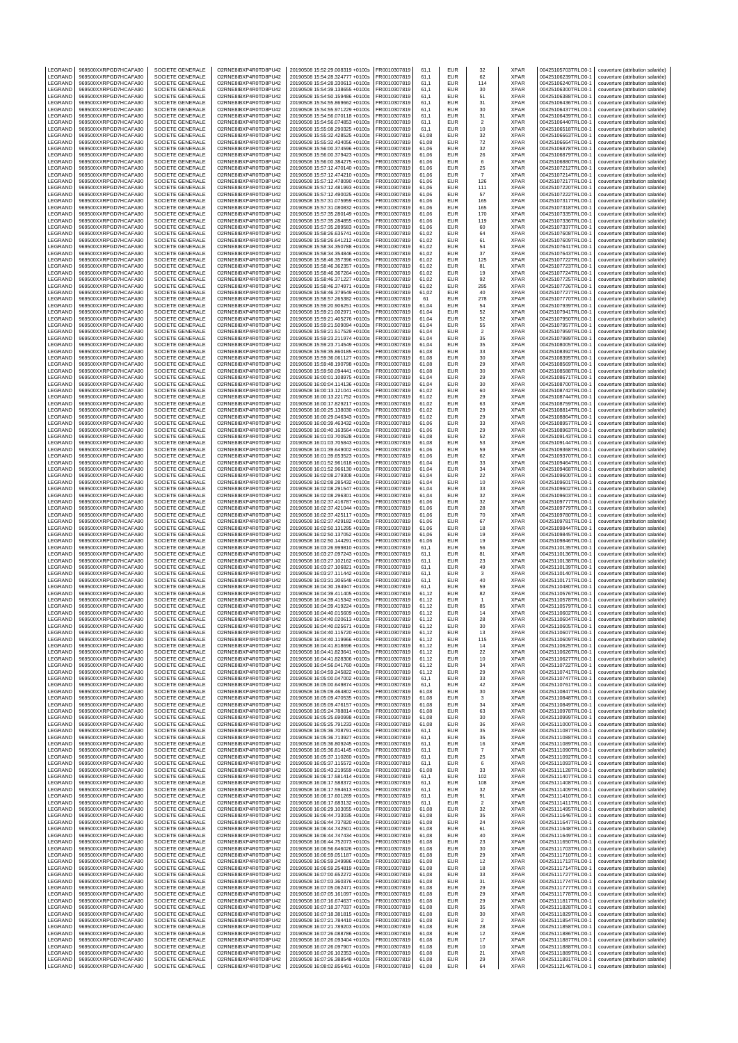| LEGRAND | 969500XXRPGD7HCAFA90 | SOCIETE GENERALE | O2RNE8IBXP4R0TD8PU42 | 20190508 15:52:29.008319 +0100s | FR0010307819 | 61,1 | EUR | 32 | XPAR | 00425105703TRLO0-1 | couverture (attribution salariée) |
|---|---|---|---|---|---|---|---|---|---|---|---|
| LEGRAND | 969500XXRPGD7HCAFA90 | SOCIETE GENERALE | O2RNE8IBXP4R0TD8PU42 | 20190508 15:54:28.324777 +0100s | FR0010307819 | 61,1 | EUR | 62 | XPAR | 00425106239TRLO0-1 | couverture (attribution salariée) |
| LEGRAND | 969500XXRPGD7HCAFA90 | SOCIETE GENERALE | O2RNE8IBXP4R0TD8PU42 | 20190508 15:54:28.330613 +0100s | FR0010307819 | 61,1 | EUR | 114 | XPAR | 00425106240TRLO0-1 | couverture (attribution salariée) |
| LEGRAND | 969500XXRPGD7HCAFA90 | SOCIETE GENERALE | O2RNE8IBXP4R0TD8PU42 | 20190508 15:54:39.138655 +0100s | FR0010307819 | 61,1 | EUR | 30 | XPAR | 00425106300TRLO0-1 | couverture (attribution salariée) |
| LEGRAND | 969500XXRPGD7HCAFA90 | SOCIETE GENERALE | O2RNE8IBXP4R0TD8PU42 | 20190508 15:54:50.159486 +0100s | FR0010307819 | 61,1 | EUR | 51 | XPAR | 00425106388TRLO0-1 | couverture (attribution salariée) |
| LEGRAND | 969500XXRPGD7HCAFA90 | SOCIETE GENERALE | O2RNE8IBXP4R0TD8PU42 | 20190508 15:54:55.869662 +0100s | FR0010307819 | 61,1 | EUR | 31 | XPAR | 00425106436TRLO0-1 | couverture (attribution salariée) |
| LEGRAND | 969500XXRPGD7HCAFA90 | SOCIETE GENERALE | O2RNE8IBXP4R0TD8PU42 | 20190508 15:54:55.971229 +0100s | FR0010307819 | 61,1 | EUR | 30 | XPAR | 00425106437TRLO0-1 | couverture (attribution salariée) |
| LEGRAND | 969500XXRPGD7HCAFA90 | SOCIETE GENERALE | O2RNE8IBXP4R0TD8PU42 | 20190508 15:54:56.070118 +0100s | FR0010307819 | 61,1 | EUR | 31 | XPAR | 00425106439TRLO0-1 | couverture (attribution salariée) |
| LEGRAND | 969500XXRPGD7HCAFA90 | SOCIETE GENERALE | O2RNE8IBXP4R0TD8PU42 | 20190508 15:54:56.074853 +0100s | FR0010307819 | 61,1 | EUR | 2 | XPAR | 00425106440TRLO0-1 | couverture (attribution salariée) |
| LEGRAND | 969500XXRPGD7HCAFA90 | SOCIETE GENERALE | O2RNE8IBXP4R0TD8PU42 | 20190508 15:55:08.290325 +0100s | FR0010307819 | 61,1 | EUR | 10 | XPAR | 00425106518TRLO0-1 | couverture (attribution salariée) |
| LEGRAND | 969500XXRPGD7HCAFA90 | SOCIETE GENERALE | O2RNE8IBXP4R0TD8PU42 | 20190508 15:55:32.428525 +0100s | FR0010307819 | 61,08 | EUR | 32 | XPAR | 00425106663TRLO0-1 | couverture (attribution salariée) |
| LEGRAND | 969500XXRPGD7HCAFA90 | SOCIETE GENERALE | O2RNE8IBXP4R0TD8PU42 | 20190508 15:55:32.434056 +0100s | FR0010307819 | 61,08 | EUR | 72 | XPAR | 00425106664TRLO0-1 | couverture (attribution salariée) |
| LEGRAND | 969500XXRPGD7HCAFA90 | SOCIETE GENERALE | O2RNE8IBXP4R0TD8PU42 | 20190508 15:56:00.374596 +0100s | FR0010307819 | 61,06 | EUR | 32 | XPAR | 00425106878TRLO0-1 | couverture (attribution salariée) |
| LEGRAND | 969500XXRPGD7HCAFA90 | SOCIETE GENERALE | O2RNE8IBXP4R0TD8PU42 | 20190508 15:56:00.379423 +0100s | FR0010307819 | 61,06 | EUR | 26 | XPAR | 00425106879TRLO0-1 | couverture (attribution salariée) |
| LEGRAND | 969500XXRPGD7HCAFA90 | SOCIETE GENERALE | O2RNE8IBXP4R0TD8PU42 | 20190508 15:56:00.384275 +0100s | FR0010307819 | 61,06 | EUR | 6 | XPAR | 00425106880TRLO0-1 | couverture (attribution salariée) |
| LEGRAND | 969500XXRPGD7HCAFA90 | SOCIETE GENERALE | O2RNE8IBXP4R0TD8PU42 | 20190508 15:57:12.470140 +0100s | FR0010307819 | 61,06 | EUR | 25 | XPAR | 00425107212TRLO0-1 | couverture (attribution salariée) |
| LEGRAND | 969500XXRPGD7HCAFA90 | SOCIETE GENERALE | O2RNE8IBXP4R0TD8PU42 | 20190508 15:57:12.474210 +0100s | FR0010307819 | 61,06 | EUR | 7 | XPAR | 00425107214TRLO0-1 | couverture (attribution salariée) |
| LEGRAND | 969500XXRPGD7HCAFA90 | SOCIETE GENERALE | O2RNE8IBXP4R0TD8PU42 | 20190508 15:57:12.478090 +0100s | FR0010307819 | 61,06 | EUR | 126 | XPAR | 00425107217TRLO0-1 | couverture (attribution salariée) |
| LEGRAND | 969500XXRPGD7HCAFA90 | SOCIETE GENERALE | O2RNE8IBXP4R0TD8PU42 | 20190508 15:57:12.481993 +0100s | FR0010307819 | 61,06 | EUR | 111 | XPAR | 00425107220TRLO0-1 | couverture (attribution salariée) |
| LEGRAND | 969500XXRPGD7HCAFA90 | SOCIETE GENERALE | O2RNE8IBXP4R0TD8PU42 | 20190508 15:57:12.490025 +0100s | FR0010307819 | 61,06 | EUR | 57 | XPAR | 00425107222TRLO0-1 | couverture (attribution salariée) |
| LEGRAND | 969500XXRPGD7HCAFA90 | SOCIETE GENERALE | O2RNE8IBXP4R0TD8PU42 | 20190508 15:57:31.075959 +0100s | FR0010307819 | 61,06 | EUR | 165 | XPAR | 00425107317TRLO0-1 | couverture (attribution salariée) |
| LEGRAND | 969500XXRPGD7HCAFA90 | SOCIETE GENERALE | O2RNE8IBXP4R0TD8PU42 | 20190508 15:57:31.080832 +0100s | FR0010307819 | 61,06 | EUR | 165 | XPAR | 00425107318TRLO0-1 | couverture (attribution salariée) |
| LEGRAND | 969500XXRPGD7HCAFA90 | SOCIETE GENERALE | O2RNE8IBXP4R0TD8PU42 | 20190508 15:57:35.280149 +0100s | FR0010307819 | 61,06 | EUR | 170 | XPAR | 00425107335TRLO0-1 | couverture (attribution salariée) |
| LEGRAND | 969500XXRPGD7HCAFA90 | SOCIETE GENERALE | O2RNE8IBXP4R0TD8PU42 | 20190508 15:57:35.284855 +0100s | FR0010307819 | 61,06 | EUR | 119 | XPAR | 00425107336TRLO0-1 | couverture (attribution salariée) |
| LEGRAND | 969500XXRPGD7HCAFA90 | SOCIETE GENERALE | O2RNE8IBXP4R0TD8PU42 | 20190508 15:57:35.289583 +0100s | FR0010307819 | 61,06 | EUR | 60 | XPAR | 00425107337TRLO0-1 | couverture (attribution salariée) |
| LEGRAND | 969500XXRPGD7HCAFA90 | SOCIETE GENERALE | O2RNE8IBXP4R0TD8PU42 | 20190508 15:58:26.635741 +0100s | FR0010307819 | 61,02 | EUR | 64 | XPAR | 00425107608TRLO0-1 | couverture (attribution salariée) |
| LEGRAND | 969500XXRPGD7HCAFA90 | SOCIETE GENERALE | O2RNE8IBXP4R0TD8PU42 | 20190508 15:58:26.641212 +0100s | FR0010307819 | 61,02 | EUR | 61 | XPAR | 00425107609TRLO0-1 | couverture (attribution salariée) |
| LEGRAND | 969500XXRPGD7HCAFA90 | SOCIETE GENERALE | O2RNE8IBXP4R0TD8PU42 | 20190508 15:58:34.350788 +0100s | FR0010307819 | 61,02 | EUR | 54 | XPAR | 00425107641TRLO0-1 | couverture (attribution salariée) |
| LEGRAND | 969500XXRPGD7HCAFA90 | SOCIETE GENERALE | O2RNE8IBXP4R0TD8PU42 | 20190508 15:58:34.354846 +0100s | FR0010307819 | 61,02 | EUR | 37 | XPAR | 00425107643TRLO0-1 | couverture (attribution salariée) |
| LEGRAND | 969500XXRPGD7HCAFA90 | SOCIETE GENERALE | O2RNE8IBXP4R0TD8PU42 | 20190508 15:58:46.357396 +0100s | FR0010307819 | 61,02 | EUR | 125 | XPAR | 00425107722TRLO0-1 | couverture (attribution salariée) |
| LEGRAND | 969500XXRPGD7HCAFA90 | SOCIETE GENERALE | O2RNE8IBXP4R0TD8PU42 | 20190508 15:58:46.362357 +0100s | FR0010307819 | 61,02 | EUR | 81 | XPAR | 00425107723TRLO0-1 | couverture (attribution salariée) |
| LEGRAND | 969500XXRPGD7HCAFA90 | SOCIETE GENERALE | O2RNE8IBXP4R0TD8PU42 | 20190508 15:58:46.367264 +0100s | FR0010307819 | 61,02 | EUR | 19 | XPAR | 00425107724TRLO0-1 | couverture (attribution salariée) |
| LEGRAND | 969500XXRPGD7HCAFA90 | SOCIETE GENERALE | O2RNE8IBXP4R0TD8PU42 | 20190508 15:58:46.371227 +0100s | FR0010307819 | 61,02 | EUR | 92 | XPAR | 00425107725TRLO0-1 | couverture (attribution salariée) |
| LEGRAND | 969500XXRPGD7HCAFA90 | SOCIETE GENERALE | O2RNE8IBXP4R0TD8PU42 | 20190508 15:58:46.374971 +0100s | FR0010307819 | 61,02 | EUR | 295 | XPAR | 00425107726TRLO0-1 | couverture (attribution salariée) |
| LEGRAND | 969500XXRPGD7HCAFA90 | SOCIETE GENERALE | O2RNE8IBXP4R0TD8PU42 | 20190508 15:58:46.379549 +0100s | FR0010307819 | 61,02 | EUR | 40 | XPAR | 00425107727TRLO0-1 | couverture (attribution salariée) |
| LEGRAND | 969500XXRPGD7HCAFA90 | SOCIETE GENERALE | O2RNE8IBXP4R0TD8PU42 | 20190508 15:58:57.265382 +0100s | FR0010307819 | 61 | EUR | 278 | XPAR | 00425107770TRLO0-1 | couverture (attribution salariée) |
| LEGRAND | 969500XXRPGD7HCAFA90 | SOCIETE GENERALE | O2RNE8IBXP4R0TD8PU42 | 20190508 15:59:20.906251 +0100s | FR0010307819 | 61,04 | EUR | 54 | XPAR | 00425107939TRLO0-1 | couverture (attribution salariée) |
| LEGRAND | 969500XXRPGD7HCAFA90 | SOCIETE GENERALE | O2RNE8IBXP4R0TD8PU42 | 20190508 15:59:21.002971 +0100s | FR0010307819 | 61,04 | EUR | 52 | XPAR | 00425107941TRLO0-1 | couverture (attribution salariée) |
| LEGRAND | 969500XXRPGD7HCAFA90 | SOCIETE GENERALE | O2RNE8IBXP4R0TD8PU42 | 20190508 15:59:21.405276 +0100s | FR0010307819 | 61,04 | EUR | 52 | XPAR | 00425107950TRLO0-1 | couverture (attribution salariée) |
| LEGRAND | 969500XXRPGD7HCAFA90 | SOCIETE GENERALE | O2RNE8IBXP4R0TD8PU42 | 20190508 15:59:21.509094 +0100s | FR0010307819 | 61,04 | EUR | 55 | XPAR | 00425107957TRLO0-1 | couverture (attribution salariée) |
| LEGRAND | 969500XXRPGD7HCAFA90 | SOCIETE GENERALE | O2RNE8IBXP4R0TD8PU42 | 20190508 15:59:21.517529 +0100s | FR0010307819 | 61,04 | EUR | 2 | XPAR | 00425107959TRLO0-1 | couverture (attribution salariée) |
| LEGRAND | 969500XXRPGD7HCAFA90 | SOCIETE GENERALE | O2RNE8IBXP4R0TD8PU42 | 20190508 15:59:23.211974 +0100s | FR0010307819 | 61,04 | EUR | 35 | XPAR | 00425107989TRLO0-1 | couverture (attribution salariée) |
| LEGRAND | 969500XXRPGD7HCAFA90 | SOCIETE GENERALE | O2RNE8IBXP4R0TD8PU42 | 20190508 15:59:23.714549 +0100s | FR0010307819 | 61,04 | EUR | 35 | XPAR | 00425108005TRLO0-1 | couverture (attribution salariée) |
| LEGRAND | 969500XXRPGD7HCAFA90 | SOCIETE GENERALE | O2RNE8IBXP4R0TD8PU42 | 20190508 15:59:35.860185 +0100s | FR0010307819 | 61,08 | EUR | 33 | XPAR | 00425108392TRLO0-1 | couverture (attribution salariée) |
| LEGRAND | 969500XXRPGD7HCAFA90 | SOCIETE GENERALE | O2RNE8IBXP4R0TD8PU42 | 20190508 15:59:36.061127 +0100s | FR0010307819 | 61,08 | EUR | 30 | XPAR | 00425108395TRLO0-1 | couverture (attribution salariée) |
| LEGRAND | 969500XXRPGD7HCAFA90 | SOCIETE GENERALE | O2RNE8IBXP4R0TD8PU42 | 20190508 15:59:48.190798 +0100s | FR0010307819 | 61,08 | EUR | 29 | XPAR | 00425108569TRLO0-1 | couverture (attribution salariée) |
| LEGRAND | 969500XXRPGD7HCAFA90 | SOCIETE GENERALE | O2RNE8IBXP4R0TD8PU42 | 20190508 15:59:50.094441 +0100s | FR0010307819 | 61,08 | EUR | 30 | XPAR | 00425108588TRLO0-1 | couverture (attribution salariée) |
| LEGRAND | 969500XXRPGD7HCAFA90 | SOCIETE GENERALE | O2RNE8IBXP4R0TD8PU42 | 20190508 16:00:01.108975 +0100s | FR0010307819 | 61,04 | EUR | 29 | XPAR | 00425108671TRLO0-1 | couverture (attribution salariée) |
| LEGRAND | 969500XXRPGD7HCAFA90 | SOCIETE GENERALE | O2RNE8IBXP4R0TD8PU42 | 20190508 16:00:04.114136 +0100s | FR0010307819 | 61,04 | EUR | 30 | XPAR | 00425108700TRLO0-1 | couverture (attribution salariée) |
| LEGRAND | 969500XXRPGD7HCAFA90 | SOCIETE GENERALE | O2RNE8IBXP4R0TD8PU42 | 20190508 16:00:13.121041 +0100s | FR0010307819 | 61,02 | EUR | 60 | XPAR | 00425108742TRLO0-1 | couverture (attribution salariée) |
| LEGRAND | 969500XXRPGD7HCAFA90 | SOCIETE GENERALE | O2RNE8IBXP4R0TD8PU42 | 20190508 16:00:13.221752 +0100s | FR0010307819 | 61,02 | EUR | 29 | XPAR | 00425108744TRLO0-1 | couverture (attribution salariée) |
| LEGRAND | 969500XXRPGD7HCAFA90 | SOCIETE GENERALE | O2RNE8IBXP4R0TD8PU42 | 20190508 16:00:17.829217 +0100s | FR0010307819 | 61,02 | EUR | 63 | XPAR | 00425108759TRLO0-1 | couverture (attribution salariée) |
| LEGRAND | 969500XXRPGD7HCAFA90 | SOCIETE GENERALE | O2RNE8IBXP4R0TD8PU42 | 20190508 16:00:25.138030 +0100s | FR0010307819 | 61,02 | EUR | 29 | XPAR | 00425108814TRLO0-1 | couverture (attribution salariée) |
| LEGRAND | 969500XXRPGD7HCAFA90 | SOCIETE GENERALE | O2RNE8IBXP4R0TD8PU42 | 20190508 16:00:29.046343 +0100s | FR0010307819 | 61,02 | EUR | 29 | XPAR | 00425108864TRLO0-1 | couverture (attribution salariée) |
| LEGRAND | 969500XXRPGD7HCAFA90 | SOCIETE GENERALE | O2RNE8IBXP4R0TD8PU42 | 20190508 16:00:39.463432 +0100s | FR0010307819 | 61,06 | EUR | 33 | XPAR | 00425108957TRLO0-1 | couverture (attribution salariée) |
| LEGRAND | 969500XXRPGD7HCAFA90 | SOCIETE GENERALE | O2RNE8IBXP4R0TD8PU42 | 20190508 16:00:40.163564 +0100s | FR0010307819 | 61,06 | EUR | 29 | XPAR | 00425108963TRLO0-1 | couverture (attribution salariée) |
| LEGRAND | 969500XXRPGD7HCAFA90 | SOCIETE GENERALE | O2RNE8IBXP4R0TD8PU42 | 20190508 16:01:03.700528 +0100s | FR0010307819 | 61,08 | EUR | 52 | XPAR | 00425109143TRLO0-1 | couverture (attribution salariée) |
| LEGRAND | 969500XXRPGD7HCAFA90 | SOCIETE GENERALE | O2RNE8IBXP4R0TD8PU42 | 20190508 16:01:03.705843 +0100s | FR0010307819 | 61,08 | EUR | 53 | XPAR | 00425109144TRLO0-1 | couverture (attribution salariée) |
| LEGRAND | 969500XXRPGD7HCAFA90 | SOCIETE GENERALE | O2RNE8IBXP4R0TD8PU42 | 20190508 16:01:39.649002 +0100s | FR0010307819 | 61,06 | EUR | 59 | XPAR | 00425109368TRLO0-1 | couverture (attribution salariée) |
| LEGRAND | 969500XXRPGD7HCAFA90 | SOCIETE GENERALE | O2RNE8IBXP4R0TD8PU42 | 20190508 16:01:39.653523 +0100s | FR0010307819 | 61,06 | EUR | 62 | XPAR | 00425109370TRLO0-1 | couverture (attribution salariée) |
| LEGRAND | 969500XXRPGD7HCAFA90 | SOCIETE GENERALE | O2RNE8IBXP4R0TD8PU42 | 20190508 16:01:52.961618 +0100s | FR0010307819 | 61,04 | EUR | 33 | XPAR | 00425109464TRLO0-1 | couverture (attribution salariée) |
| LEGRAND | 969500XXRPGD7HCAFA90 | SOCIETE GENERALE | O2RNE8IBXP4R0TD8PU42 | 20190508 16:01:52.966130 +0100s | FR0010307819 | 61,04 | EUR | 34 | XPAR | 00425109468TRLO0-1 | couverture (attribution salariée) |
| LEGRAND | 969500XXRPGD7HCAFA90 | SOCIETE GENERALE | O2RNE8IBXP4R0TD8PU42 | 20190508 16:02:08.279308 +0100s | FR0010307819 | 61,04 | EUR | 22 | XPAR | 00425109600TRLO0-1 | couverture (attribution salariée) |
| LEGRAND | 969500XXRPGD7HCAFA90 | SOCIETE GENERALE | O2RNE8IBXP4R0TD8PU42 | 20190508 16:02:08.285432 +0100s | FR0010307819 | 61,04 | EUR | 10 | XPAR | 00425109601TRLO0-1 | couverture (attribution salariée) |
| LEGRAND | 969500XXRPGD7HCAFA90 | SOCIETE GENERALE | O2RNE8IBXP4R0TD8PU42 | 20190508 16:02:08.291547 +0100s | FR0010307819 | 61,04 | EUR | 33 | XPAR | 00425109602TRLO0-1 | couverture (attribution salariée) |
| LEGRAND | 969500XXRPGD7HCAFA90 | SOCIETE GENERALE | O2RNE8IBXP4R0TD8PU42 | 20190508 16:02:08.296301 +0100s | FR0010307819 | 61,04 | EUR | 32 | XPAR | 00425109603TRLO0-1 | couverture (attribution salariée) |
| LEGRAND | 969500XXRPGD7HCAFA90 | SOCIETE GENERALE | O2RNE8IBXP4R0TD8PU42 | 20190508 16:02:37.416787 +0100s | FR0010307819 | 61,06 | EUR | 32 | XPAR | 00425109777TRLO0-1 | couverture (attribution salariée) |
| LEGRAND | 969500XXRPGD7HCAFA90 | SOCIETE GENERALE | O2RNE8IBXP4R0TD8PU42 | 20190508 16:02:37.421044 +0100s | FR0010307819 | 61,06 | EUR | 28 | XPAR | 00425109779TRLO0-1 | couverture (attribution salariée) |
| LEGRAND | 969500XXRPGD7HCAFA90 | SOCIETE GENERALE | O2RNE8IBXP4R0TD8PU42 | 20190508 16:02:37.425117 +0100s | FR0010307819 | 61,06 | EUR | 70 | XPAR | 00425109780TRLO0-1 | couverture (attribution salariée) |
| LEGRAND | 969500XXRPGD7HCAFA90 | SOCIETE GENERALE | O2RNE8IBXP4R0TD8PU42 | 20190508 16:02:37.429182 +0100s | FR0010307819 | 61,06 | EUR | 67 | XPAR | 00425109781TRLO0-1 | couverture (attribution salariée) |
| LEGRAND | 969500XXRPGD7HCAFA90 | SOCIETE GENERALE | O2RNE8IBXP4R0TD8PU42 | 20190508 16:02:50.131295 +0100s | FR0010307819 | 61,06 | EUR | 18 | XPAR | 00425109844TRLO0-1 | couverture (attribution salariée) |
| LEGRAND | 969500XXRPGD7HCAFA90 | SOCIETE GENERALE | O2RNE8IBXP4R0TD8PU42 | 20190508 16:02:50.137052 +0100s | FR0010307819 | 61,06 | EUR | 19 | XPAR | 00425109845TRLO0-1 | couverture (attribution salariée) |
| LEGRAND | 969500XXRPGD7HCAFA90 | SOCIETE GENERALE | O2RNE8IBXP4R0TD8PU42 | 20190508 16:02:50.144291 +0100s | FR0010307819 | 61,06 | EUR | 19 | XPAR | 00425109846TRLO0-1 | couverture (attribution salariée) |
| LEGRAND | 969500XXRPGD7HCAFA90 | SOCIETE GENERALE | O2RNE8IBXP4R0TD8PU42 | 20190508 16:03:26.999810 +0100s | FR0010307819 | 61,1 | EUR | 56 | XPAR | 00425110135TRLO0-1 | couverture (attribution salariée) |
| LEGRAND | 969500XXRPGD7HCAFA90 | SOCIETE GENERALE | O2RNE8IBXP4R0TD8PU42 | 20190508 16:03:27.097243 +0100s | FR0010307819 | 61,1 | EUR | 81 | XPAR | 00425110136TRLO0-1 | couverture (attribution salariée) |
| LEGRAND | 969500XXRPGD7HCAFA90 | SOCIETE GENERALE | O2RNE8IBXP4R0TD8PU42 | 20190508 16:03:27.102162 +0100s | FR0010307819 | 61,1 | EUR | 23 | XPAR | 00425110138TRLO0-1 | couverture (attribution salariée) |
| LEGRAND | 969500XXRPGD7HCAFA90 | SOCIETE GENERALE | O2RNE8IBXP4R0TD8PU42 | 20190508 16:03:27.106821 +0100s | FR0010307819 | 61,1 | EUR | 49 | XPAR | 00425110139TRLO0-1 | couverture (attribution salariée) |
| LEGRAND | 969500XXRPGD7HCAFA90 | SOCIETE GENERALE | O2RNE8IBXP4R0TD8PU42 | 20190508 16:03:27.111442 +0100s | FR0010307819 | 61,1 | EUR | 3 | XPAR | 00425110140TRLO0-1 | couverture (attribution salariée) |
| LEGRAND | 969500XXRPGD7HCAFA90 | SOCIETE GENERALE | O2RNE8IBXP4R0TD8PU42 | 20190508 16:03:31.306548 +0100s | FR0010307819 | 61,1 | EUR | 40 | XPAR | 00425110171TRLO0-1 | couverture (attribution salariée) |
| LEGRAND | 969500XXRPGD7HCAFA90 | SOCIETE GENERALE | O2RNE8IBXP4R0TD8PU42 | 20190508 16:04:30.104947 +0100s | FR0010307819 | 61,1 | EUR | 59 | XPAR | 00425110480TRLO0-1 | couverture (attribution salariée) |
| LEGRAND | 969500XXRPGD7HCAFA90 | SOCIETE GENERALE | O2RNE8IBXP4R0TD8PU42 | 20190508 16:04:39.411405 +0100s | FR0010307819 | 61,12 | EUR | 82 | XPAR | 00425110576TRLO0-1 | couverture (attribution salariée) |
| LEGRAND | 969500XXRPGD7HCAFA90 | SOCIETE GENERALE | O2RNE8IBXP4R0TD8PU42 | 20190508 16:04:39.415342 +0100s | FR0010307819 | 61,12 | EUR | 1 | XPAR | 00425110578TRLO0-1 | couverture (attribution salariée) |
| LEGRAND | 969500XXRPGD7HCAFA90 | SOCIETE GENERALE | O2RNE8IBXP4R0TD8PU42 | 20190508 16:04:39.419224 +0100s | FR0010307819 | 61,12 | EUR | 85 | XPAR | 00425110579TRLO0-1 | couverture (attribution salariée) |
| LEGRAND | 969500XXRPGD7HCAFA90 | SOCIETE GENERALE | O2RNE8IBXP4R0TD8PU42 | 20190508 16:04:40.015609 +0100s | FR0010307819 | 61,12 | EUR | 14 | XPAR | 00425110602TRLO0-1 | couverture (attribution salariée) |
| LEGRAND | 969500XXRPGD7HCAFA90 | SOCIETE GENERALE | O2RNE8IBXP4R0TD8PU42 | 20190508 16:04:40.020613 +0100s | FR0010307819 | 61,12 | EUR | 28 | XPAR | 00425110604TRLO0-1 | couverture (attribution salariée) |
| LEGRAND | 969500XXRPGD7HCAFA90 | SOCIETE GENERALE | O2RNE8IBXP4R0TD8PU42 | 20190508 16:04:40.025671 +0100s | FR0010307819 | 61,12 | EUR | 30 | XPAR | 00425110605TRLO0-1 | couverture (attribution salariée) |
| LEGRAND | 969500XXRPGD7HCAFA90 | SOCIETE GENERALE | O2RNE8IBXP4R0TD8PU42 | 20190508 16:04:40.115720 +0100s | FR0010307819 | 61,12 | EUR | 13 | XPAR | 00425110607TRLO0-1 | couverture (attribution salariée) |
| LEGRAND | 969500XXRPGD7HCAFA90 | SOCIETE GENERALE | O2RNE8IBXP4R0TD8PU42 | 20190508 16:04:40.119966 +0100s | FR0010307819 | 61,12 | EUR | 115 | XPAR | 00425110609TRLO0-1 | couverture (attribution salariée) |
| LEGRAND | 969500XXRPGD7HCAFA90 | SOCIETE GENERALE | O2RNE8IBXP4R0TD8PU42 | 20190508 16:04:41.818696 +0100s | FR0010307819 | 61,12 | EUR | 14 | XPAR | 00425110625TRLO0-1 | couverture (attribution salariée) |
| LEGRAND | 969500XXRPGD7HCAFA90 | SOCIETE GENERALE | O2RNE8IBXP4R0TD8PU42 | 20190508 16:04:41.823641 +0100s | FR0010307819 | 61,12 | EUR | 22 | XPAR | 00425110626TRLO0-1 | couverture (attribution salariée) |
| LEGRAND | 969500XXRPGD7HCAFA90 | SOCIETE GENERALE | O2RNE8IBXP4R0TD8PU42 | 20190508 16:04:41.828306 +0100s | FR0010307819 | 61,12 | EUR | 10 | XPAR | 00425110627TRLO0-1 | couverture (attribution salariée) |
| LEGRAND | 969500XXRPGD7HCAFA90 | SOCIETE GENERALE | O2RNE8IBXP4R0TD8PU42 | 20190508 16:04:56.041760 +0100s | FR0010307819 | 61,12 | EUR | 34 | XPAR | 00425110722TRLO0-1 | couverture (attribution salariée) |
| LEGRAND | 969500XXRPGD7HCAFA90 | SOCIETE GENERALE | O2RNE8IBXP4R0TD8PU42 | 20190508 16:04:59.245822 +0100s | FR0010307819 | 61,12 | EUR | 29 | XPAR | 00425110741TRLO0-1 | couverture (attribution salariée) |
| LEGRAND | 969500XXRPGD7HCAFA90 | SOCIETE GENERALE | O2RNE8IBXP4R0TD8PU42 | 20190508 16:05:00.047002 +0100s | FR0010307819 | 61,1 | EUR | 33 | XPAR | 00425110747TRLO0-1 | couverture (attribution salariée) |
| LEGRAND | 969500XXRPGD7HCAFA90 | SOCIETE GENERALE | O2RNE8IBXP4R0TD8PU42 | 20190508 16:05:00.649874 +0100s | FR0010307819 | 61,1 | EUR | 42 | XPAR | 00425110761TRLO0-1 | couverture (attribution salariée) |
| LEGRAND | 969500XXRPGD7HCAFA90 | SOCIETE GENERALE | O2RNE8IBXP4R0TD8PU42 | 20190508 16:05:09.464802 +0100s | FR0010307819 | 61,08 | EUR | 30 | XPAR | 00425110847TRLO0-1 | couverture (attribution salariée) |
| LEGRAND | 969500XXRPGD7HCAFA90 | SOCIETE GENERALE | O2RNE8IBXP4R0TD8PU42 | 20190508 16:05:09.470535 +0100s | FR0010307819 | 61,08 | EUR | 3 | XPAR | 00425110848TRLO0-1 | couverture (attribution salariée) |
| LEGRAND | 969500XXRPGD7HCAFA90 | SOCIETE GENERALE | O2RNE8IBXP4R0TD8PU42 | 20190508 16:05:09.476157 +0100s | FR0010307819 | 61,08 | EUR | 34 | XPAR | 00425110849TRLO0-1 | couverture (attribution salariée) |
| LEGRAND | 969500XXRPGD7HCAFA90 | SOCIETE GENERALE | O2RNE8IBXP4R0TD8PU42 | 20190508 16:05:24.788814 +0100s | FR0010307819 | 61,08 | EUR | 63 | XPAR | 00425110978TRLO0-1 | couverture (attribution salariée) |
| LEGRAND | 969500XXRPGD7HCAFA90 | SOCIETE GENERALE | O2RNE8IBXP4R0TD8PU42 | 20190508 16:05:25.690998 +0100s | FR0010307819 | 61,08 | EUR | 30 | XPAR | 00425110999TRLO0-1 | couverture (attribution salariée) |
| LEGRAND | 969500XXRPGD7HCAFA90 | SOCIETE GENERALE | O2RNE8IBXP4R0TD8PU42 | 20190508 16:05:25.791233 +0100s | FR0010307819 | 61,08 | EUR | 36 | XPAR | 00425111000TRLO0-1 | couverture (attribution salariée) |
| LEGRAND | 969500XXRPGD7HCAFA90 | SOCIETE GENERALE | O2RNE8IBXP4R0TD8PU42 | 20190508 16:05:36.708791 +0100s | FR0010307819 | 61,1 | EUR | 35 | XPAR | 00425111087TRLO0-1 | couverture (attribution salariée) |
| LEGRAND | 969500XXRPGD7HCAFA90 | SOCIETE GENERALE | O2RNE8IBXP4R0TD8PU42 | 20190508 16:05:36.713927 +0100s | FR0010307819 | 61,1 | EUR | 35 | XPAR | 00425111088TRLO0-1 | couverture (attribution salariée) |
| LEGRAND | 969500XXRPGD7HCAFA90 | SOCIETE GENERALE | O2RNE8IBXP4R0TD8PU42 | 20190508 16:05:36.809245 +0100s | FR0010307819 | 61,1 | EUR | 16 | XPAR | 00425111089TRLO0-1 | couverture (attribution salariée) |
| LEGRAND | 969500XXRPGD7HCAFA90 | SOCIETE GENERALE | O2RNE8IBXP4R0TD8PU42 | 20190508 16:05:36.814145 +0100s | FR0010307819 | 61,1 | EUR | 7 | XPAR | 00425111090TRLO0-1 | couverture (attribution salariée) |
| LEGRAND | 969500XXRPGD7HCAFA90 | SOCIETE GENERALE | O2RNE8IBXP4R0TD8PU42 | 20190508 16:05:37.110260 +0100s | FR0010307819 | 61,1 | EUR | 25 | XPAR | 00425111092TRLO0-1 | couverture (attribution salariée) |
| LEGRAND | 969500XXRPGD7HCAFA90 | SOCIETE GENERALE | O2RNE8IBXP4R0TD8PU42 | 20190508 16:05:37.115572 +0100s | FR0010307819 | 61,1 | EUR | 6 | XPAR | 00425111093TRLO0-1 | couverture (attribution salariée) |
| LEGRAND | 969500XXRPGD7HCAFA90 | SOCIETE GENERALE | O2RNE8IBXP4R0TD8PU42 | 20190508 16:05:43.219559 +0100s | FR0010307819 | 61,08 | EUR | 33 | XPAR | 00425111128TRLO0-1 | couverture (attribution salariée) |
| LEGRAND | 969500XXRPGD7HCAFA90 | SOCIETE GENERALE | O2RNE8IBXP4R0TD8PU42 | 20190508 16:06:17.581414 +0100s | FR0010307819 | 61,1 | EUR | 102 | XPAR | 00425111407TRLO0-1 | couverture (attribution salariée) |
| LEGRAND | 969500XXRPGD7HCAFA90 | SOCIETE GENERALE | O2RNE8IBXP4R0TD8PU42 | 20190508 16:06:17.588372 +0100s | FR0010307819 | 61,1 | EUR | 108 | XPAR | 00425111408TRLO0-1 | couverture (attribution salariée) |
| LEGRAND | 969500XXRPGD7HCAFA90 | SOCIETE GENERALE | O2RNE8IBXP4R0TD8PU42 | 20190508 16:06:17.594613 +0100s | FR0010307819 | 61,1 | EUR | 32 | XPAR | 00425111409TRLO0-1 | couverture (attribution salariée) |
| LEGRAND | 969500XXRPGD7HCAFA90 | SOCIETE GENERALE | O2RNE8IBXP4R0TD8PU42 | 20190508 16:06:17.601269 +0100s | FR0010307819 | 61,1 | EUR | 91 | XPAR | 00425111410TRLO0-1 | couverture (attribution salariée) |
| LEGRAND | 969500XXRPGD7HCAFA90 | SOCIETE GENERALE | O2RNE8IBXP4R0TD8PU42 | 20190508 16:06:17.683132 +0100s | FR0010307819 | 61,1 | EUR | 2 | XPAR | 00425111411TRLO0-1 | couverture (attribution salariée) |
| LEGRAND | 969500XXRPGD7HCAFA90 | SOCIETE GENERALE | O2RNE8IBXP4R0TD8PU42 | 20190508 16:06:29.103055 +0100s | FR0010307819 | 61,08 | EUR | 32 | XPAR | 00425111495TRLO0-1 | couverture (attribution salariée) |
| LEGRAND | 969500XXRPGD7HCAFA90 | SOCIETE GENERALE | O2RNE8IBXP4R0TD8PU42 | 20190508 16:06:44.733035 +0100s | FR0010307819 | 61,08 | EUR | 35 | XPAR | 00425111646TRLO0-1 | couverture (attribution salariée) |
| LEGRAND | 969500XXRPGD7HCAFA90 | SOCIETE GENERALE | O2RNE8IBXP4R0TD8PU42 | 20190508 16:06:44.737820 +0100s | FR0010307819 | 61,08 | EUR | 24 | XPAR | 00425111647TRLO0-1 | couverture (attribution salariée) |
| LEGRAND | 969500XXRPGD7HCAFA90 | SOCIETE GENERALE | O2RNE8IBXP4R0TD8PU42 | 20190508 16:06:44.742501 +0100s | FR0010307819 | 61,08 | EUR | 61 | XPAR | 00425111648TRLO0-1 | couverture (attribution salariée) |
| LEGRAND | 969500XXRPGD7HCAFA90 | SOCIETE GENERALE | O2RNE8IBXP4R0TD8PU42 | 20190508 16:06:44.747434 +0100s | FR0010307819 | 61,08 | EUR | 40 | XPAR | 00425111649TRLO0-1 | couverture (attribution salariée) |
| LEGRAND | 969500XXRPGD7HCAFA90 | SOCIETE GENERALE | O2RNE8IBXP4R0TD8PU42 | 20190508 16:06:44.752073 +0100s | FR0010307819 | 61,08 | EUR | 23 | XPAR | 00425111650TRLO0-1 | couverture (attribution salariée) |
| LEGRAND | 969500XXRPGD7HCAFA90 | SOCIETE GENERALE | O2RNE8IBXP4R0TD8PU42 | 20190508 16:06:56.646026 +0100s | FR0010307819 | 61,08 | EUR | 30 | XPAR | 00425111703TRLO0-1 | couverture (attribution salariée) |
| LEGRAND | 969500XXRPGD7HCAFA90 | SOCIETE GENERALE | O2RNE8IBXP4R0TD8PU42 | 20190508 16:06:59.051187 +0100s | FR0010307819 | 61,08 | EUR | 29 | XPAR | 00425111710TRLO0-1 | couverture (attribution salariée) |
| LEGRAND | 969500XXRPGD7HCAFA90 | SOCIETE GENERALE | O2RNE8IBXP4R0TD8PU42 | 20190508 16:06:59.249986 +0100s | FR0010307819 | 61,08 | EUR | 12 | XPAR | 00425111713TRLO0-1 | couverture (attribution salariée) |
| LEGRAND | 969500XXRPGD7HCAFA90 | SOCIETE GENERALE | O2RNE8IBXP4R0TD8PU42 | 20190508 16:06:59.254819 +0100s | FR0010307819 | 61,08 | EUR | 18 | XPAR | 00425111714TRLO0-1 | couverture (attribution salariée) |
| LEGRAND | 969500XXRPGD7HCAFA90 | SOCIETE GENERALE | O2RNE8IBXP4R0TD8PU42 | 20190508 16:07:00.652272 +0100s | FR0010307819 | 61,08 | EUR | 33 | XPAR | 00425111727TRLO0-1 | couverture (attribution salariée) |
| LEGRAND | 969500XXRPGD7HCAFA90 | SOCIETE GENERALE | O2RNE8IBXP4R0TD8PU42 | 20190508 16:07:03.360376 +0100s | FR0010307819 | 61,08 | EUR | 31 | XPAR | 00425111774TRLO0-1 | couverture (attribution salariée) |
| LEGRAND | 969500XXRPGD7HCAFA90 | SOCIETE GENERALE | O2RNE8IBXP4R0TD8PU42 | 20190508 16:07:05.062471 +0100s | FR0010307819 | 61,08 | EUR | 29 | XPAR | 00425111777TRLO0-1 | couverture (attribution salariée) |
| LEGRAND | 969500XXRPGD7HCAFA90 | SOCIETE GENERALE | O2RNE8IBXP4R0TD8PU42 | 20190508 16:07:05.161097 +0100s | FR0010307819 | 61,08 | EUR | 29 | XPAR | 00425111778TRLO0-1 | couverture (attribution salariée) |
| LEGRAND | 969500XXRPGD7HCAFA90 | SOCIETE GENERALE | O2RNE8IBXP4R0TD8PU42 | 20190508 16:07:16.674637 +0100s | FR0010307819 | 61,08 | EUR | 29 | XPAR | 00425111817TRLO0-1 | couverture (attribution salariée) |
| LEGRAND | 969500XXRPGD7HCAFA90 | SOCIETE GENERALE | O2RNE8IBXP4R0TD8PU42 | 20190508 16:07:18.377037 +0100s | FR0010307819 | 61,08 | EUR | 35 | XPAR | 00425111828TRLO0-1 | couverture (attribution salariée) |
| LEGRAND | 969500XXRPGD7HCAFA90 | SOCIETE GENERALE | O2RNE8IBXP4R0TD8PU42 | 20190508 16:07:18.381815 +0100s | FR0010307819 | 61,08 | EUR | 30 | XPAR | 00425111829TRLO0-1 | couverture (attribution salariée) |
| LEGRAND | 969500XXRPGD7HCAFA90 | SOCIETE GENERALE | O2RNE8IBXP4R0TD8PU42 | 20190508 16:07:21.784410 +0100s | FR0010307819 | 61,08 | EUR | 2 | XPAR | 00425111854TRLO0-1 | couverture (attribution salariée) |
| LEGRAND | 969500XXRPGD7HCAFA90 | SOCIETE GENERALE | O2RNE8IBXP4R0TD8PU42 | 20190508 16:07:21.789203 +0100s | FR0010307819 | 61,08 | EUR | 28 | XPAR | 00425111858TRLO0-1 | couverture (attribution salariée) |
| LEGRAND | 969500XXRPGD7HCAFA90 | SOCIETE GENERALE | O2RNE8IBXP4R0TD8PU42 | 20190508 16:07:26.088786 +0100s | FR0010307819 | 61,08 | EUR | 12 | XPAR | 00425111886TRLO0-1 | couverture (attribution salariée) |
| LEGRAND | 969500XXRPGD7HCAFA90 | SOCIETE GENERALE | O2RNE8IBXP4R0TD8PU42 | 20190508 16:07:26.093404 +0100s | FR0010307819 | 61,08 | EUR | 17 | XPAR | 00425111887TRLO0-1 | couverture (attribution salariée) |
| LEGRAND | 969500XXRPGD7HCAFA90 | SOCIETE GENERALE | O2RNE8IBXP4R0TD8PU42 | 20190508 16:07:26.097907 +0100s | FR0010307819 | 61,08 | EUR | 10 | XPAR | 00425111888TRLO0-1 | couverture (attribution salariée) |
| LEGRAND | 969500XXRPGD7HCAFA90 | SOCIETE GENERALE | O2RNE8IBXP4R0TD8PU42 | 20190508 16:07:26.102353 +0100s | FR0010307819 | 61,08 | EUR | 21 | XPAR | 00425111889TRLO0-1 | couverture (attribution salariée) |
| LEGRAND | 969500XXRPGD7HCAFA90 | SOCIETE GENERALE | O2RNE8IBXP4R0TD8PU42 | 20190508 16:07:26.388548 +0100s | FR0010307819 | 61,08 | EUR | 29 | XPAR | 00425111891TRLO0-1 | couverture (attribution salariée) |
| LEGRAND | 969500XXRPGD7HCAFA90 | SOCIETE GENERALE | O2RNE8IBXP4R0TD8PU42 | 20190508 16:08:02.856491 +0100s | FR0010307819 | 61,08 | EUR | 64 | XPAR | 00425112146TRLO0-1 | couverture (attribution salariée) |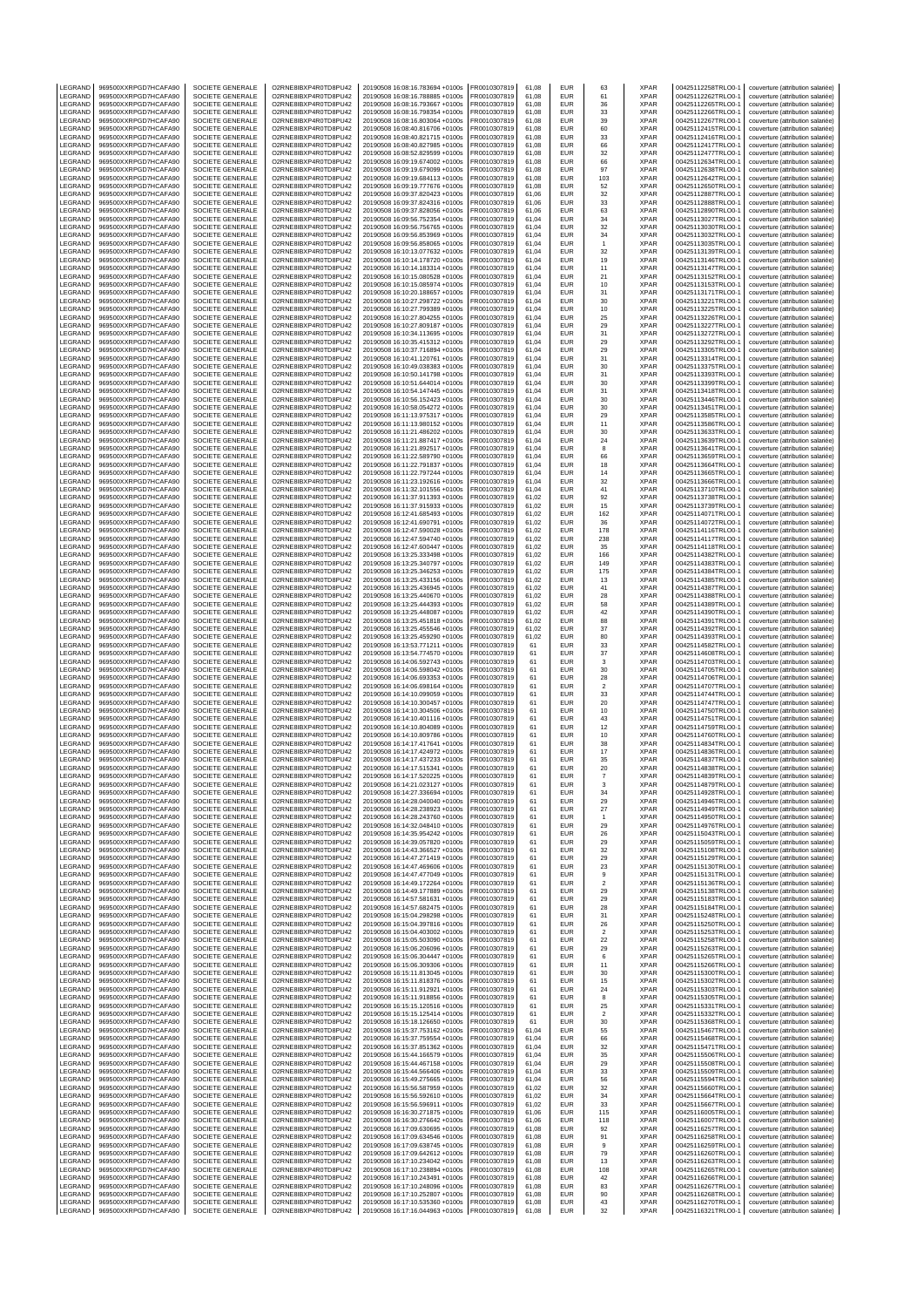| LEGRAND | 969500XXRPGD7HCAFA90 | SOCIETE GENERALE | O2RNE8IBXP4R0TD8PU42 | 20190508 16:08:16.783694 +0100s | FR0010307819 | 61,08 | EUR | 63 | XPAR | 00425112258TRLO0-1 | couverture (attribution salariée) |
|---|---|---|---|---|---|---|---|---|---|---|---|
| LEGRAND | 969500XXRPGD7HCAFA90 | SOCIETE GENERALE | O2RNE8IBXP4R0TD8PU42 | 20190508 16:08:16.788885 +0100s | FR0010307819 | 61,08 | EUR | 61 | XPAR | 00425112262TRLO0-1 | couverture (attribution salariée) |
| LEGRAND | 969500XXRPGD7HCAFA90 | SOCIETE GENERALE | O2RNE8IBXP4R0TD8PU42 | 20190508 16:08:16.793667 +0100s | FR0010307819 | 61,08 | EUR | 36 | XPAR | 00425112265TRLO0-1 | couverture (attribution salariée) |
| LEGRAND | 969500XXRPGD7HCAFA90 | SOCIETE GENERALE | O2RNE8IBXP4R0TD8PU42 | 20190508 16:08:16.798354 +0100s | FR0010307819 | 61,08 | EUR | 33 | XPAR | 00425112266TRLO0-1 | couverture (attribution salariée) |
| LEGRAND | 969500XXRPGD7HCAFA90 | SOCIETE GENERALE | O2RNE8IBXP4R0TD8PU42 | 20190508 16:08:16.803064 +0100s | FR0010307819 | 61,08 | EUR | 39 | XPAR | 00425112267TRLO0-1 | couverture (attribution salariée) |
| LEGRAND | 969500XXRPGD7HCAFA90 | SOCIETE GENERALE | O2RNE8IBXP4R0TD8PU42 | 20190508 16:08:40.816706 +0100s | FR0010307819 | 61,08 | EUR | 60 | XPAR | 00425112415TRLO0-1 | couverture (attribution salariée) |
| LEGRAND | 969500XXRPGD7HCAFA90 | SOCIETE GENERALE | O2RNE8IBXP4R0TD8PU42 | 20190508 16:08:40.821715 +0100s | FR0010307819 | 61,08 | EUR | 33 | XPAR | 00425112416TRLO0-1 | couverture (attribution salariée) |
| LEGRAND | 969500XXRPGD7HCAFA90 | SOCIETE GENERALE | O2RNE8IBXP4R0TD8PU42 | 20190508 16:08:40.827985 +0100s | FR0010307819 | 61,08 | EUR | 66 | XPAR | 00425112417TRLO0-1 | couverture (attribution salariée) |
| LEGRAND | 969500XXRPGD7HCAFA90 | SOCIETE GENERALE | O2RNE8IBXP4R0TD8PU42 | 20190508 16:08:52.829599 +0100s | FR0010307819 | 61,08 | EUR | 32 | XPAR | 00425112477TRLO0-1 | couverture (attribution salariée) |
| LEGRAND | 969500XXRPGD7HCAFA90 | SOCIETE GENERALE | O2RNE8IBXP4R0TD8PU42 | 20190508 16:09:19.674002 +0100s | FR0010307819 | 61,08 | EUR | 66 | XPAR | 00425112634TRLO0-1 | couverture (attribution salariée) |
| LEGRAND | 969500XXRPGD7HCAFA90 | SOCIETE GENERALE | O2RNE8IBXP4R0TD8PU42 | 20190508 16:09:19.679099 +0100s | FR0010307819 | 61,08 | EUR | 97 | XPAR | 00425112638TRLO0-1 | couverture (attribution salariée) |
| LEGRAND | 969500XXRPGD7HCAFA90 | SOCIETE GENERALE | O2RNE8IBXP4R0TD8PU42 | 20190508 16:09:19.684113 +0100s | FR0010307819 | 61,08 | EUR | 103 | XPAR | 00425112642TRLO0-1 | couverture (attribution salariée) |
| LEGRAND | 969500XXRPGD7HCAFA90 | SOCIETE GENERALE | O2RNE8IBXP4R0TD8PU42 | 20190508 16:09:19.777676 +0100s | FR0010307819 | 61,08 | EUR | 52 | XPAR | 00425112650TRLO0-1 | couverture (attribution salariée) |
| LEGRAND | 969500XXRPGD7HCAFA90 | SOCIETE GENERALE | O2RNE8IBXP4R0TD8PU42 | 20190508 16:09:37.820423 +0100s | FR0010307819 | 61,06 | EUR | 32 | XPAR | 00425112887TRLO0-1 | couverture (attribution salariée) |
| LEGRAND | 969500XXRPGD7HCAFA90 | SOCIETE GENERALE | O2RNE8IBXP4R0TD8PU42 | 20190508 16:09:37.824316 +0100s | FR0010307819 | 61,06 | EUR | 33 | XPAR | 00425112888TRLO0-1 | couverture (attribution salariée) |
| LEGRAND | 969500XXRPGD7HCAFA90 | SOCIETE GENERALE | O2RNE8IBXP4R0TD8PU42 | 20190508 16:09:37.828056 +0100s | FR0010307819 | 61,06 | EUR | 63 | XPAR | 00425112890TRLO0-1 | couverture (attribution salariée) |
| LEGRAND | 969500XXRPGD7HCAFA90 | SOCIETE GENERALE | O2RNE8IBXP4R0TD8PU42 | 20190508 16:09:56.752354 +0100s | FR0010307819 | 61,04 | EUR | 34 | XPAR | 00425113027TRLO0-1 | couverture (attribution salariée) |
| LEGRAND | 969500XXRPGD7HCAFA90 | SOCIETE GENERALE | O2RNE8IBXP4R0TD8PU42 | 20190508 16:09:56.756765 +0100s | FR0010307819 | 61,04 | EUR | 32 | XPAR | 00425113030TRLO0-1 | couverture (attribution salariée) |
| LEGRAND | 969500XXRPGD7HCAFA90 | SOCIETE GENERALE | O2RNE8IBXP4R0TD8PU42 | 20190508 16:09:56.853969 +0100s | FR0010307819 | 61,04 | EUR | 34 | XPAR | 00425113032TRLO0-1 | couverture (attribution salariée) |
| LEGRAND | 969500XXRPGD7HCAFA90 | SOCIETE GENERALE | O2RNE8IBXP4R0TD8PU42 | 20190508 16:09:56.858065 +0100s | FR0010307819 | 61,04 | EUR | 1 | XPAR | 00425113035TRLO0-1 | couverture (attribution salariée) |
| LEGRAND | 969500XXRPGD7HCAFA90 | SOCIETE GENERALE | O2RNE8IBXP4R0TD8PU42 | 20190508 16:10:13.077632 +0100s | FR0010307819 | 61,04 | EUR | 32 | XPAR | 00425113139TRLO0-1 | couverture (attribution salariée) |
| LEGRAND | 969500XXRPGD7HCAFA90 | SOCIETE GENERALE | O2RNE8IBXP4R0TD8PU42 | 20190508 16:10:14.178720 +0100s | FR0010307819 | 61,04 | EUR | 19 | XPAR | 00425113146TRLO0-1 | couverture (attribution salariée) |
| LEGRAND | 969500XXRPGD7HCAFA90 | SOCIETE GENERALE | O2RNE8IBXP4R0TD8PU42 | 20190508 16:10:14.183314 +0100s | FR0010307819 | 61,04 | EUR | 11 | XPAR | 00425113147TRLO0-1 | couverture (attribution salariée) |
| LEGRAND | 969500XXRPGD7HCAFA90 | SOCIETE GENERALE | O2RNE8IBXP4R0TD8PU42 | 20190508 16:10:15.080528 +0100s | FR0010307819 | 61,04 | EUR | 21 | XPAR | 00425113152TRLO0-1 | couverture (attribution salariée) |
| LEGRAND | 969500XXRPGD7HCAFA90 | SOCIETE GENERALE | O2RNE8IBXP4R0TD8PU42 | 20190508 16:10:15.085974 +0100s | FR0010307819 | 61,04 | EUR | 10 | XPAR | 00425113153TRLO0-1 | couverture (attribution salariée) |
| LEGRAND | 969500XXRPGD7HCAFA90 | SOCIETE GENERALE | O2RNE8IBXP4R0TD8PU42 | 20190508 16:10:20.188657 +0100s | FR0010307819 | 61,04 | EUR | 31 | XPAR | 00425113171TRLO0-1 | couverture (attribution salariée) |
| LEGRAND | 969500XXRPGD7HCAFA90 | SOCIETE GENERALE | O2RNE8IBXP4R0TD8PU42 | 20190508 16:10:27.298722 +0100s | FR0010307819 | 61,04 | EUR | 30 | XPAR | 00425113221TRLO0-1 | couverture (attribution salariée) |
| LEGRAND | 969500XXRPGD7HCAFA90 | SOCIETE GENERALE | O2RNE8IBXP4R0TD8PU42 | 20190508 16:10:27.799389 +0100s | FR0010307819 | 61,04 | EUR | 10 | XPAR | 00425113225TRLO0-1 | couverture (attribution salariée) |
| LEGRAND | 969500XXRPGD7HCAFA90 | SOCIETE GENERALE | O2RNE8IBXP4R0TD8PU42 | 20190508 16:10:27.804255 +0100s | FR0010307819 | 61,04 | EUR | 25 | XPAR | 00425113226TRLO0-1 | couverture (attribution salariée) |
| LEGRAND | 969500XXRPGD7HCAFA90 | SOCIETE GENERALE | O2RNE8IBXP4R0TD8PU42 | 20190508 16:10:27.809187 +0100s | FR0010307819 | 61,04 | EUR | 29 | XPAR | 00425113227TRLO0-1 | couverture (attribution salariée) |
| LEGRAND | 969500XXRPGD7HCAFA90 | SOCIETE GENERALE | O2RNE8IBXP4R0TD8PU42 | 20190508 16:10:34.113695 +0100s | FR0010307819 | 61,04 | EUR | 31 | XPAR | 00425113272TRLO0-1 | couverture (attribution salariée) |
| LEGRAND | 969500XXRPGD7HCAFA90 | SOCIETE GENERALE | O2RNE8IBXP4R0TD8PU42 | 20190508 16:10:35.415312 +0100s | FR0010307819 | 61,04 | EUR | 29 | XPAR | 00425113292TRLO0-1 | couverture (attribution salariée) |
| LEGRAND | 969500XXRPGD7HCAFA90 | SOCIETE GENERALE | O2RNE8IBXP4R0TD8PU42 | 20190508 16:10:37.716894 +0100s | FR0010307819 | 61,04 | EUR | 29 | XPAR | 00425113305TRLO0-1 | couverture (attribution salariée) |
| LEGRAND | 969500XXRPGD7HCAFA90 | SOCIETE GENERALE | O2RNE8IBXP4R0TD8PU42 | 20190508 16:10:41.120761 +0100s | FR0010307819 | 61,04 | EUR | 31 | XPAR | 00425113314TRLO0-1 | couverture (attribution salariée) |
| LEGRAND | 969500XXRPGD7HCAFA90 | SOCIETE GENERALE | O2RNE8IBXP4R0TD8PU42 | 20190508 16:10:49.038383 +0100s | FR0010307819 | 61,04 | EUR | 30 | XPAR | 00425113375TRLO0-1 | couverture (attribution salariée) |
| LEGRAND | 969500XXRPGD7HCAFA90 | SOCIETE GENERALE | O2RNE8IBXP4R0TD8PU42 | 20190508 16:10:50.141798 +0100s | FR0010307819 | 61,04 | EUR | 31 | XPAR | 00425113393TRLO0-1 | couverture (attribution salariée) |
| LEGRAND | 969500XXRPGD7HCAFA90 | SOCIETE GENERALE | O2RNE8IBXP4R0TD8PU42 | 20190508 16:10:51.644014 +0100s | FR0010307819 | 61,04 | EUR | 30 | XPAR | 00425113399TRLO0-1 | couverture (attribution salariée) |
| LEGRAND | 969500XXRPGD7HCAFA90 | SOCIETE GENERALE | O2RNE8IBXP4R0TD8PU42 | 20190508 16:10:54.147445 +0100s | FR0010307819 | 61,04 | EUR | 31 | XPAR | 00425113418TRLO0-1 | couverture (attribution salariée) |
| LEGRAND | 969500XXRPGD7HCAFA90 | SOCIETE GENERALE | O2RNE8IBXP4R0TD8PU42 | 20190508 16:10:56.152423 +0100s | FR0010307819 | 61,04 | EUR | 30 | XPAR | 00425113446TRLO0-1 | couverture (attribution salariée) |
| LEGRAND | 969500XXRPGD7HCAFA90 | SOCIETE GENERALE | O2RNE8IBXP4R0TD8PU42 | 20190508 16:10:58.054272 +0100s | FR0010307819 | 61,04 | EUR | 30 | XPAR | 00425113451TRLO0-1 | couverture (attribution salariée) |
| LEGRAND | 969500XXRPGD7HCAFA90 | SOCIETE GENERALE | O2RNE8IBXP4R0TD8PU42 | 20190508 16:11:13.975317 +0100s | FR0010307819 | 61,04 | EUR | 29 | XPAR | 00425113585TRLO0-1 | couverture (attribution salariée) |
| LEGRAND | 969500XXRPGD7HCAFA90 | SOCIETE GENERALE | O2RNE8IBXP4R0TD8PU42 | 20190508 16:11:13.980152 +0100s | FR0010307819 | 61,04 | EUR | 11 | XPAR | 00425113586TRLO0-1 | couverture (attribution salariée) |
| LEGRAND | 969500XXRPGD7HCAFA90 | SOCIETE GENERALE | O2RNE8IBXP4R0TD8PU42 | 20190508 16:11:21.486202 +0100s | FR0010307819 | 61,04 | EUR | 30 | XPAR | 00425113633TRLO0-1 | couverture (attribution salariée) |
| LEGRAND | 969500XXRPGD7HCAFA90 | SOCIETE GENERALE | O2RNE8IBXP4R0TD8PU42 | 20190508 16:11:21.887417 +0100s | FR0010307819 | 61,04 | EUR | 24 | XPAR | 00425113639TRLO0-1 | couverture (attribution salariée) |
| LEGRAND | 969500XXRPGD7HCAFA90 | SOCIETE GENERALE | O2RNE8IBXP4R0TD8PU42 | 20190508 16:11:21.892517 +0100s | FR0010307819 | 61,04 | EUR | 8 | XPAR | 00425113641TRLO0-1 | couverture (attribution salariée) |
| LEGRAND | 969500XXRPGD7HCAFA90 | SOCIETE GENERALE | O2RNE8IBXP4R0TD8PU42 | 20190508 16:11:22.589790 +0100s | FR0010307819 | 61,04 | EUR | 66 | XPAR | 00425113659TRLO0-1 | couverture (attribution salariée) |
| LEGRAND | 969500XXRPGD7HCAFA90 | SOCIETE GENERALE | O2RNE8IBXP4R0TD8PU42 | 20190508 16:11:22.791837 +0100s | FR0010307819 | 61,04 | EUR | 18 | XPAR | 00425113664TRLO0-1 | couverture (attribution salariée) |
| LEGRAND | 969500XXRPGD7HCAFA90 | SOCIETE GENERALE | O2RNE8IBXP4R0TD8PU42 | 20190508 16:11:22.797244 +0100s | FR0010307819 | 61,04 | EUR | 14 | XPAR | 00425113665TRLO0-1 | couverture (attribution salariée) |
| LEGRAND | 969500XXRPGD7HCAFA90 | SOCIETE GENERALE | O2RNE8IBXP4R0TD8PU42 | 20190508 16:11:23.192616 +0100s | FR0010307819 | 61,04 | EUR | 32 | XPAR | 00425113666TRLO0-1 | couverture (attribution salariée) |
| LEGRAND | 969500XXRPGD7HCAFA90 | SOCIETE GENERALE | O2RNE8IBXP4R0TD8PU42 | 20190508 16:11:32.101556 +0100s | FR0010307819 | 61,04 | EUR | 41 | XPAR | 00425113710TRLO0-1 | couverture (attribution salariée) |
| LEGRAND | 969500XXRPGD7HCAFA90 | SOCIETE GENERALE | O2RNE8IBXP4R0TD8PU42 | 20190508 16:11:37.911393 +0100s | FR0010307819 | 61,02 | EUR | 92 | XPAR | 00425113738TRLO0-1 | couverture (attribution salariée) |
| LEGRAND | 969500XXRPGD7HCAFA90 | SOCIETE GENERALE | O2RNE8IBXP4R0TD8PU42 | 20190508 16:11:37.915933 +0100s | FR0010307819 | 61,02 | EUR | 15 | XPAR | 00425113739TRLO0-1 | couverture (attribution salariée) |
| LEGRAND | 969500XXRPGD7HCAFA90 | SOCIETE GENERALE | O2RNE8IBXP4R0TD8PU42 | 20190508 16:12:41.685493 +0100s | FR0010307819 | 61,02 | EUR | 162 | XPAR | 00425114071TRLO0-1 | couverture (attribution salariée) |
| LEGRAND | 969500XXRPGD7HCAFA90 | SOCIETE GENERALE | O2RNE8IBXP4R0TD8PU42 | 20190508 16:12:41.690791 +0100s | FR0010307819 | 61,02 | EUR | 36 | XPAR | 00425114072TRLO0-1 | couverture (attribution salariée) |
| LEGRAND | 969500XXRPGD7HCAFA90 | SOCIETE GENERALE | O2RNE8IBXP4R0TD8PU42 | 20190508 16:12:47.590028 +0100s | FR0010307819 | 61,02 | EUR | 178 | XPAR | 00425114116TRLO0-1 | couverture (attribution salariée) |
| LEGRAND | 969500XXRPGD7HCAFA90 | SOCIETE GENERALE | O2RNE8IBXP4R0TD8PU42 | 20190508 16:12:47.594740 +0100s | FR0010307819 | 61,02 | EUR | 238 | XPAR | 00425114117TRLO0-1 | couverture (attribution salariée) |
| LEGRAND | 969500XXRPGD7HCAFA90 | SOCIETE GENERALE | O2RNE8IBXP4R0TD8PU42 | 20190508 16:12:47.600447 +0100s | FR0010307819 | 61,02 | EUR | 35 | XPAR | 00425114118TRLO0-1 | couverture (attribution salariée) |
| LEGRAND | 969500XXRPGD7HCAFA90 | SOCIETE GENERALE | O2RNE8IBXP4R0TD8PU42 | 20190508 16:13:25.333498 +0100s | FR0010307819 | 61,02 | EUR | 166 | XPAR | 00425114382TRLO0-1 | couverture (attribution salariée) |
| LEGRAND | 969500XXRPGD7HCAFA90 | SOCIETE GENERALE | O2RNE8IBXP4R0TD8PU42 | 20190508 16:13:25.340797 +0100s | FR0010307819 | 61,02 | EUR | 149 | XPAR | 00425114383TRLO0-1 | couverture (attribution salariée) |
| LEGRAND | 969500XXRPGD7HCAFA90 | SOCIETE GENERALE | O2RNE8IBXP4R0TD8PU42 | 20190508 16:13:25.346253 +0100s | FR0010307819 | 61,02 | EUR | 175 | XPAR | 00425114384TRLO0-1 | couverture (attribution salariée) |
| LEGRAND | 969500XXRPGD7HCAFA90 | SOCIETE GENERALE | O2RNE8IBXP4R0TD8PU42 | 20190508 16:13:25.433156 +0100s | FR0010307819 | 61,02 | EUR | 13 | XPAR | 00425114385TRLO0-1 | couverture (attribution salariée) |
| LEGRAND | 969500XXRPGD7HCAFA90 | SOCIETE GENERALE | O2RNE8IBXP4R0TD8PU42 | 20190508 16:13:25.436945 +0100s | FR0010307819 | 61,02 | EUR | 41 | XPAR | 00425114387TRLO0-1 | couverture (attribution salariée) |
| LEGRAND | 969500XXRPGD7HCAFA90 | SOCIETE GENERALE | O2RNE8IBXP4R0TD8PU42 | 20190508 16:13:25.440670 +0100s | FR0010307819 | 61,02 | EUR | 28 | XPAR | 00425114388TRLO0-1 | couverture (attribution salariée) |
| LEGRAND | 969500XXRPGD7HCAFA90 | SOCIETE GENERALE | O2RNE8IBXP4R0TD8PU42 | 20190508 16:13:25.444393 +0100s | FR0010307819 | 61,02 | EUR | 58 | XPAR | 00425114389TRLO0-1 | couverture (attribution salariée) |
| LEGRAND | 969500XXRPGD7HCAFA90 | SOCIETE GENERALE | O2RNE8IBXP4R0TD8PU42 | 20190508 16:13:25.448087 +0100s | FR0010307819 | 61,02 | EUR | 42 | XPAR | 00425114390TRLO0-1 | couverture (attribution salariée) |
| LEGRAND | 969500XXRPGD7HCAFA90 | SOCIETE GENERALE | O2RNE8IBXP4R0TD8PU42 | 20190508 16:13:25.451818 +0100s | FR0010307819 | 61,02 | EUR | 88 | XPAR | 00425114391TRLO0-1 | couverture (attribution salariée) |
| LEGRAND | 969500XXRPGD7HCAFA90 | SOCIETE GENERALE | O2RNE8IBXP4R0TD8PU42 | 20190508 16:13:25.455546 +0100s | FR0010307819 | 61,02 | EUR | 37 | XPAR | 00425114392TRLO0-1 | couverture (attribution salariée) |
| LEGRAND | 969500XXRPGD7HCAFA90 | SOCIETE GENERALE | O2RNE8IBXP4R0TD8PU42 | 20190508 16:13:25.459290 +0100s | FR0010307819 | 61,02 | EUR | 80 | XPAR | 00425114393TRLO0-1 | couverture (attribution salariée) |
| LEGRAND | 969500XXRPGD7HCAFA90 | SOCIETE GENERALE | O2RNE8IBXP4R0TD8PU42 | 20190508 16:13:53.771211 +0100s | FR0010307819 | 61 | EUR | 33 | XPAR | 00425114582TRLO0-1 | couverture (attribution salariée) |
| LEGRAND | 969500XXRPGD7HCAFA90 | SOCIETE GENERALE | O2RNE8IBXP4R0TD8PU42 | 20190508 16:13:54.774570 +0100s | FR0010307819 | 61 | EUR | 37 | XPAR | 00425114608TRLO0-1 | couverture (attribution salariée) |
| LEGRAND | 969500XXRPGD7HCAFA90 | SOCIETE GENERALE | O2RNE8IBXP4R0TD8PU42 | 20190508 16:14:06.592743 +0100s | FR0010307819 | 61 | EUR | 3 | XPAR | 00425114703TRLO0-1 | couverture (attribution salariée) |
| LEGRAND | 969500XXRPGD7HCAFA90 | SOCIETE GENERALE | O2RNE8IBXP4R0TD8PU42 | 20190508 16:14:06.598042 +0100s | FR0010307819 | 61 | EUR | 30 | XPAR | 00425114705TRLO0-1 | couverture (attribution salariée) |
| LEGRAND | 969500XXRPGD7HCAFA90 | SOCIETE GENERALE | O2RNE8IBXP4R0TD8PU42 | 20190508 16:14:06.693353 +0100s | FR0010307819 | 61 | EUR | 28 | XPAR | 00425114706TRLO0-1 | couverture (attribution salariée) |
| LEGRAND | 969500XXRPGD7HCAFA90 | SOCIETE GENERALE | O2RNE8IBXP4R0TD8PU42 | 20190508 16:14:06.698164 +0100s | FR0010307819 | 61 | EUR | 2 | XPAR | 00425114707TRLO0-1 | couverture (attribution salariée) |
| LEGRAND | 969500XXRPGD7HCAFA90 | SOCIETE GENERALE | O2RNE8IBXP4R0TD8PU42 | 20190508 16:14:10.099059 +0100s | FR0010307819 | 61 | EUR | 33 | XPAR | 00425114744TRLO0-1 | couverture (attribution salariée) |
| LEGRAND | 969500XXRPGD7HCAFA90 | SOCIETE GENERALE | O2RNE8IBXP4R0TD8PU42 | 20190508 16:14:10.300457 +0100s | FR0010307819 | 61 | EUR | 20 | XPAR | 00425114747TRLO0-1 | couverture (attribution salariée) |
| LEGRAND | 969500XXRPGD7HCAFA90 | SOCIETE GENERALE | O2RNE8IBXP4R0TD8PU42 | 20190508 16:14:10.304506 +0100s | FR0010307819 | 61 | EUR | 10 | XPAR | 00425114750TRLO0-1 | couverture (attribution salariée) |
| LEGRAND | 969500XXRPGD7HCAFA90 | SOCIETE GENERALE | O2RNE8IBXP4R0TD8PU42 | 20190508 16:14:10.401116 +0100s | FR0010307819 | 61 | EUR | 43 | XPAR | 00425114751TRLO0-1 | couverture (attribution salariée) |
| LEGRAND | 969500XXRPGD7HCAFA90 | SOCIETE GENERALE | O2RNE8IBXP4R0TD8PU42 | 20190508 16:14:10.804089 +0100s | FR0010307819 | 61 | EUR | 12 | XPAR | 00425114759TRLO0-1 | couverture (attribution salariée) |
| LEGRAND | 969500XXRPGD7HCAFA90 | SOCIETE GENERALE | O2RNE8IBXP4R0TD8PU42 | 20190508 16:14:10.809786 +0100s | FR0010307819 | 61 | EUR | 10 | XPAR | 00425114760TRLO0-1 | couverture (attribution salariée) |
| LEGRAND | 969500XXRPGD7HCAFA90 | SOCIETE GENERALE | O2RNE8IBXP4R0TD8PU42 | 20190508 16:14:17.417641 +0100s | FR0010307819 | 61 | EUR | 38 | XPAR | 00425114834TRLO0-1 | couverture (attribution salariée) |
| LEGRAND | 969500XXRPGD7HCAFA90 | SOCIETE GENERALE | O2RNE8IBXP4R0TD8PU42 | 20190508 16:14:17.424972 +0100s | FR0010307819 | 61 | EUR | 17 | XPAR | 00425114836TRLO0-1 | couverture (attribution salariée) |
| LEGRAND | 969500XXRPGD7HCAFA90 | SOCIETE GENERALE | O2RNE8IBXP4R0TD8PU42 | 20190508 16:14:17.437233 +0100s | FR0010307819 | 61 | EUR | 35 | XPAR | 00425114837TRLO0-1 | couverture (attribution salariée) |
| LEGRAND | 969500XXRPGD7HCAFA90 | SOCIETE GENERALE | O2RNE8IBXP4R0TD8PU42 | 20190508 16:14:17.515341 +0100s | FR0010307819 | 61 | EUR | 20 | XPAR | 00425114838TRLO0-1 | couverture (attribution salariée) |
| LEGRAND | 969500XXRPGD7HCAFA90 | SOCIETE GENERALE | O2RNE8IBXP4R0TD8PU42 | 20190508 16:14:17.520225 +0100s | FR0010307819 | 61 | EUR | 7 | XPAR | 00425114839TRLO0-1 | couverture (attribution salariée) |
| LEGRAND | 969500XXRPGD7HCAFA90 | SOCIETE GENERALE | O2RNE8IBXP4R0TD8PU42 | 20190508 16:14:21.023127 +0100s | FR0010307819 | 61 | EUR | 3 | XPAR | 00425114879TRLO0-1 | couverture (attribution salariée) |
| LEGRAND | 969500XXRPGD7HCAFA90 | SOCIETE GENERALE | O2RNE8IBXP4R0TD8PU42 | 20190508 16:14:27.336694 +0100s | FR0010307819 | 61 | EUR | 34 | XPAR | 00425114928TRLO0-1 | couverture (attribution salariée) |
| LEGRAND | 969500XXRPGD7HCAFA90 | SOCIETE GENERALE | O2RNE8IBXP4R0TD8PU42 | 20190508 16:14:28.040040 +0100s | FR0010307819 | 61 | EUR | 29 | XPAR | 00425114946TRLO0-1 | couverture (attribution salariée) |
| LEGRAND | 969500XXRPGD7HCAFA90 | SOCIETE GENERALE | O2RNE8IBXP4R0TD8PU42 | 20190508 16:14:28.238923 +0100s | FR0010307819 | 61 | EUR | 27 | XPAR | 00425114949TRLO0-1 | couverture (attribution salariée) |
| LEGRAND | 969500XXRPGD7HCAFA90 | SOCIETE GENERALE | O2RNE8IBXP4R0TD8PU42 | 20190508 16:14:28.243760 +0100s | FR0010307819 | 61 | EUR | 1 | XPAR | 00425114950TRLO0-1 | couverture (attribution salariée) |
| LEGRAND | 969500XXRPGD7HCAFA90 | SOCIETE GENERALE | O2RNE8IBXP4R0TD8PU42 | 20190508 16:14:32.048410 +0100s | FR0010307819 | 61 | EUR | 29 | XPAR | 00425114976TRLO0-1 | couverture (attribution salariée) |
| LEGRAND | 969500XXRPGD7HCAFA90 | SOCIETE GENERALE | O2RNE8IBXP4R0TD8PU42 | 20190508 16:14:35.954242 +0100s | FR0010307819 | 61 | EUR | 26 | XPAR | 00425115043TRLO0-1 | couverture (attribution salariée) |
| LEGRAND | 969500XXRPGD7HCAFA90 | SOCIETE GENERALE | O2RNE8IBXP4R0TD8PU42 | 20190508 16:14:39.057820 +0100s | FR0010307819 | 61 | EUR | 29 | XPAR | 00425115059TRLO0-1 | couverture (attribution salariée) |
| LEGRAND | 969500XXRPGD7HCAFA90 | SOCIETE GENERALE | O2RNE8IBXP4R0TD8PU42 | 20190508 16:14:43.366527 +0100s | FR0010307819 | 61 | EUR | 32 | XPAR | 00425115108TRLO0-1 | couverture (attribution salariée) |
| LEGRAND | 969500XXRPGD7HCAFA90 | SOCIETE GENERALE | O2RNE8IBXP4R0TD8PU42 | 20190508 16:14:47.271419 +0100s | FR0010307819 | 61 | EUR | 29 | XPAR | 00425115129TRLO0-1 | couverture (attribution salariée) |
| LEGRAND | 969500XXRPGD7HCAFA90 | SOCIETE GENERALE | O2RNE8IBXP4R0TD8PU42 | 20190508 16:14:47.469606 +0100s | FR0010307819 | 61 | EUR | 23 | XPAR | 00425115130TRLO0-1 | couverture (attribution salariée) |
| LEGRAND | 969500XXRPGD7HCAFA90 | SOCIETE GENERALE | O2RNE8IBXP4R0TD8PU42 | 20190508 16:14:47.477049 +0100s | FR0010307819 | 61 | EUR | 9 | XPAR | 00425115131TRLO0-1 | couverture (attribution salariée) |
| LEGRAND | 969500XXRPGD7HCAFA90 | SOCIETE GENERALE | O2RNE8IBXP4R0TD8PU42 | 20190508 16:14:49.172264 +0100s | FR0010307819 | 61 | EUR | 2 | XPAR | 00425115136TRLO0-1 | couverture (attribution salariée) |
| LEGRAND | 969500XXRPGD7HCAFA90 | SOCIETE GENERALE | O2RNE8IBXP4R0TD8PU42 | 20190508 16:14:49.177889 +0100s | FR0010307819 | 61 | EUR | 29 | XPAR | 00425115138TRLO0-1 | couverture (attribution salariée) |
| LEGRAND | 969500XXRPGD7HCAFA90 | SOCIETE GENERALE | O2RNE8IBXP4R0TD8PU42 | 20190508 16:14:57.581631 +0100s | FR0010307819 | 61 | EUR | 29 | XPAR | 00425115183TRLO0-1 | couverture (attribution salariée) |
| LEGRAND | 969500XXRPGD7HCAFA90 | SOCIETE GENERALE | O2RNE8IBXP4R0TD8PU42 | 20190508 16:14:57.682475 +0100s | FR0010307819 | 61 | EUR | 28 | XPAR | 00425115184TRLO0-1 | couverture (attribution salariée) |
| LEGRAND | 969500XXRPGD7HCAFA90 | SOCIETE GENERALE | O2RNE8IBXP4R0TD8PU42 | 20190508 16:15:04.298298 +0100s | FR0010307819 | 61 | EUR | 31 | XPAR | 00425115248TRLO0-1 | couverture (attribution salariée) |
| LEGRAND | 969500XXRPGD7HCAFA90 | SOCIETE GENERALE | O2RNE8IBXP4R0TD8PU42 | 20190508 16:15:04.397816 +0100s | FR0010307819 | 61 | EUR | 26 | XPAR | 00425115250TRLO0-1 | couverture (attribution salariée) |
| LEGRAND | 969500XXRPGD7HCAFA90 | SOCIETE GENERALE | O2RNE8IBXP4R0TD8PU42 | 20190508 16:15:04.403002 +0100s | FR0010307819 | 61 | EUR | 2 | XPAR | 00425115253TRLO0-1 | couverture (attribution salariée) |
| LEGRAND | 969500XXRPGD7HCAFA90 | SOCIETE GENERALE | O2RNE8IBXP4R0TD8PU42 | 20190508 16:15:05.503090 +0100s | FR0010307819 | 61 | EUR | 22 | XPAR | 00425115258TRLO0-1 | couverture (attribution salariée) |
| LEGRAND | 969500XXRPGD7HCAFA90 | SOCIETE GENERALE | O2RNE8IBXP4R0TD8PU42 | 20190508 16:15:06.206096 +0100s | FR0010307819 | 61 | EUR | 29 | XPAR | 00425115263TRLO0-1 | couverture (attribution salariée) |
| LEGRAND | 969500XXRPGD7HCAFA90 | SOCIETE GENERALE | O2RNE8IBXP4R0TD8PU42 | 20190508 16:15:06.304447 +0100s | FR0010307819 | 61 | EUR | 6 | XPAR | 00425115265TRLO0-1 | couverture (attribution salariée) |
| LEGRAND | 969500XXRPGD7HCAFA90 | SOCIETE GENERALE | O2RNE8IBXP4R0TD8PU42 | 20190508 16:15:06.309306 +0100s | FR0010307819 | 61 | EUR | 11 | XPAR | 00425115266TRLO0-1 | couverture (attribution salariée) |
| LEGRAND | 969500XXRPGD7HCAFA90 | SOCIETE GENERALE | O2RNE8IBXP4R0TD8PU42 | 20190508 16:15:11.813045 +0100s | FR0010307819 | 61 | EUR | 30 | XPAR | 00425115300TRLO0-1 | couverture (attribution salariée) |
| LEGRAND | 969500XXRPGD7HCAFA90 | SOCIETE GENERALE | O2RNE8IBXP4R0TD8PU42 | 20190508 16:15:11.818376 +0100s | FR0010307819 | 61 | EUR | 15 | XPAR | 00425115302TRLO0-1 | couverture (attribution salariée) |
| LEGRAND | 969500XXRPGD7HCAFA90 | SOCIETE GENERALE | O2RNE8IBXP4R0TD8PU42 | 20190508 16:15:11.912921 +0100s | FR0010307819 | 61 | EUR | 24 | XPAR | 00425115303TRLO0-1 | couverture (attribution salariée) |
| LEGRAND | 969500XXRPGD7HCAFA90 | SOCIETE GENERALE | O2RNE8IBXP4R0TD8PU42 | 20190508 16:15:11.918856 +0100s | FR0010307819 | 61 | EUR | 8 | XPAR | 00425115305TRLO0-1 | couverture (attribution salariée) |
| LEGRAND | 969500XXRPGD7HCAFA90 | SOCIETE GENERALE | O2RNE8IBXP4R0TD8PU42 | 20190508 16:15:15.120516 +0100s | FR0010307819 | 61 | EUR | 25 | XPAR | 00425115331TRLO0-1 | couverture (attribution salariée) |
| LEGRAND | 969500XXRPGD7HCAFA90 | SOCIETE GENERALE | O2RNE8IBXP4R0TD8PU42 | 20190508 16:15:15.125414 +0100s | FR0010307819 | 61 | EUR | 2 | XPAR | 00425115332TRLO0-1 | couverture (attribution salariée) |
| LEGRAND | 969500XXRPGD7HCAFA90 | SOCIETE GENERALE | O2RNE8IBXP4R0TD8PU42 | 20190508 16:15:18.126650 +0100s | FR0010307819 | 61 | EUR | 30 | XPAR | 00425115368TRLO0-1 | couverture (attribution salariée) |
| LEGRAND | 969500XXRPGD7HCAFA90 | SOCIETE GENERALE | O2RNE8IBXP4R0TD8PU42 | 20190508 16:15:37.753162 +0100s | FR0010307819 | 61,04 | EUR | 55 | XPAR | 00425115467TRLO0-1 | couverture (attribution salariée) |
| LEGRAND | 969500XXRPGD7HCAFA90 | SOCIETE GENERALE | O2RNE8IBXP4R0TD8PU42 | 20190508 16:15:37.759554 +0100s | FR0010307819 | 61,04 | EUR | 66 | XPAR | 00425115468TRLO0-1 | couverture (attribution salariée) |
| LEGRAND | 969500XXRPGD7HCAFA90 | SOCIETE GENERALE | O2RNE8IBXP4R0TD8PU42 | 20190508 16:15:37.851362 +0100s | FR0010307819 | 61,04 | EUR | 32 | XPAR | 00425115471TRLO0-1 | couverture (attribution salariée) |
| LEGRAND | 969500XXRPGD7HCAFA90 | SOCIETE GENERALE | O2RNE8IBXP4R0TD8PU42 | 20190508 16:15:44.166579 +0100s | FR0010307819 | 61,04 | EUR | 35 | XPAR | 00425115506TRLO0-1 | couverture (attribution salariée) |
| LEGRAND | 969500XXRPGD7HCAFA90 | SOCIETE GENERALE | O2RNE8IBXP4R0TD8PU42 | 20190508 16:15:44.467158 +0100s | FR0010307819 | 61,04 | EUR | 29 | XPAR | 00425115508TRLO0-1 | couverture (attribution salariée) |
| LEGRAND | 969500XXRPGD7HCAFA90 | SOCIETE GENERALE | O2RNE8IBXP4R0TD8PU42 | 20190508 16:15:44.566406 +0100s | FR0010307819 | 61,04 | EUR | 33 | XPAR | 00425115509TRLO0-1 | couverture (attribution salariée) |
| LEGRAND | 969500XXRPGD7HCAFA90 | SOCIETE GENERALE | O2RNE8IBXP4R0TD8PU42 | 20190508 16:15:49.275665 +0100s | FR0010307819 | 61,04 | EUR | 56 | XPAR | 00425115594TRLO0-1 | couverture (attribution salariée) |
| LEGRAND | 969500XXRPGD7HCAFA90 | SOCIETE GENERALE | O2RNE8IBXP4R0TD8PU42 | 20190508 16:15:56.587959 +0100s | FR0010307819 | 61,02 | EUR | 32 | XPAR | 00425115660TRLO0-1 | couverture (attribution salariée) |
| LEGRAND | 969500XXRPGD7HCAFA90 | SOCIETE GENERALE | O2RNE8IBXP4R0TD8PU42 | 20190508 16:15:56.592610 +0100s | FR0010307819 | 61,02 | EUR | 34 | XPAR | 00425115664TRLO0-1 | couverture (attribution salariée) |
| LEGRAND | 969500XXRPGD7HCAFA90 | SOCIETE GENERALE | O2RNE8IBXP4R0TD8PU42 | 20190508 16:15:56.596911 +0100s | FR0010307819 | 61,02 | EUR | 33 | XPAR | 00425115667TRLO0-1 | couverture (attribution salariée) |
| LEGRAND | 969500XXRPGD7HCAFA90 | SOCIETE GENERALE | O2RNE8IBXP4R0TD8PU42 | 20190508 16:16:30.271875 +0100s | FR0010307819 | 61,06 | EUR | 115 | XPAR | 00425116005TRLO0-1 | couverture (attribution salariée) |
| LEGRAND | 969500XXRPGD7HCAFA90 | SOCIETE GENERALE | O2RNE8IBXP4R0TD8PU42 | 20190508 16:16:30.276642 +0100s | FR0010307819 | 61,06 | EUR | 118 | XPAR | 00425116007TRLO0-1 | couverture (attribution salariée) |
| LEGRAND | 969500XXRPGD7HCAFA90 | SOCIETE GENERALE | O2RNE8IBXP4R0TD8PU42 | 20190508 16:17:09.630695 +0100s | FR0010307819 | 61,08 | EUR | 92 | XPAR | 00425116257TRLO0-1 | couverture (attribution salariée) |
| LEGRAND | 969500XXRPGD7HCAFA90 | SOCIETE GENERALE | O2RNE8IBXP4R0TD8PU42 | 20190508 16:17:09.634546 +0100s | FR0010307819 | 61,08 | EUR | 91 | XPAR | 00425116258TRLO0-1 | couverture (attribution salariée) |
| LEGRAND | 969500XXRPGD7HCAFA90 | SOCIETE GENERALE | O2RNE8IBXP4R0TD8PU42 | 20190508 16:17:09.638745 +0100s | FR0010307819 | 61,08 | EUR | 9 | XPAR | 00425116259TRLO0-1 | couverture (attribution salariée) |
| LEGRAND | 969500XXRPGD7HCAFA90 | SOCIETE GENERALE | O2RNE8IBXP4R0TD8PU42 | 20190508 16:17:09.642612 +0100s | FR0010307819 | 61,08 | EUR | 79 | XPAR | 00425116260TRLO0-1 | couverture (attribution salariée) |
| LEGRAND | 969500XXRPGD7HCAFA90 | SOCIETE GENERALE | O2RNE8IBXP4R0TD8PU42 | 20190508 16:17:10.234042 +0100s | FR0010307819 | 61,08 | EUR | 13 | XPAR | 00425116263TRLO0-1 | couverture (attribution salariée) |
| LEGRAND | 969500XXRPGD7HCAFA90 | SOCIETE GENERALE | O2RNE8IBXP4R0TD8PU42 | 20190508 16:17:10.238894 +0100s | FR0010307819 | 61,08 | EUR | 108 | XPAR | 00425116265TRLO0-1 | couverture (attribution salariée) |
| LEGRAND | 969500XXRPGD7HCAFA90 | SOCIETE GENERALE | O2RNE8IBXP4R0TD8PU42 | 20190508 16:17:10.243491 +0100s | FR0010307819 | 61,08 | EUR | 42 | XPAR | 00425116266TRLO0-1 | couverture (attribution salariée) |
| LEGRAND | 969500XXRPGD7HCAFA90 | SOCIETE GENERALE | O2RNE8IBXP4R0TD8PU42 | 20190508 16:17:10.248096 +0100s | FR0010307819 | 61,08 | EUR | 83 | XPAR | 00425116267TRLO0-1 | couverture (attribution salariée) |
| LEGRAND | 969500XXRPGD7HCAFA90 | SOCIETE GENERALE | O2RNE8IBXP4R0TD8PU42 | 20190508 16:17:10.252807 +0100s | FR0010307819 | 61,08 | EUR | 90 | XPAR | 00425116268TRLO0-1 | couverture (attribution salariée) |
| LEGRAND | 969500XXRPGD7HCAFA90 | SOCIETE GENERALE | O2RNE8IBXP4R0TD8PU42 | 20190508 16:17:10.535360 +0100s | FR0010307819 | 61,08 | EUR | 43 | XPAR | 00425116269TRLO0-1 | couverture (attribution salariée) |
| LEGRAND | 969500XXRPGD7HCAFA90 | SOCIETE GENERALE | O2RNE8IBXP4R0TD8PU42 | 20190508 16:17:16.044963 +0100s | FR0010307819 | 61,08 | EUR | 32 | XPAR | 00425116321TRLO0-1 | couverture (attribution salariée) |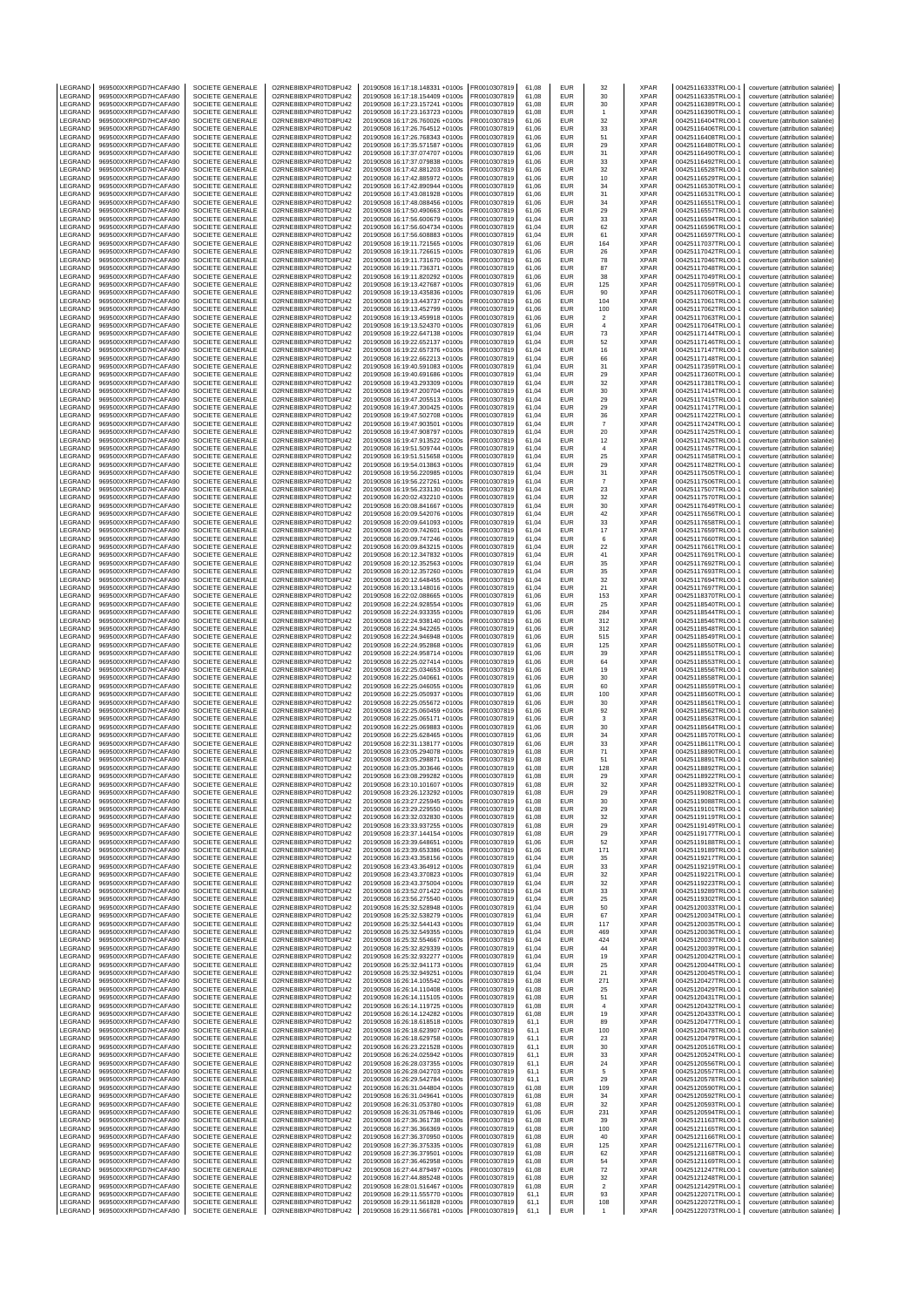| LEGRAND | 969500XXRPGD7HCAFA90 | SOCIETE GENERALE | O2RNE8IBXP4R0TD8PU42 | 20190508 16:17:18.148331 +0100s | FR0010307819 | 61,08 | EUR | 32 | XPAR | 00425116333TRLO0-1 | couverture (attribution salariée) |
|---|---|---|---|---|---|---|---|---|---|---|---|
| LEGRAND | 969500XXRPGD7HCAFA90 | SOCIETE GENERALE | O2RNE8IBXP4R0TD8PU42 | 20190508 16:17:18.154409 +0100s | FR0010307819 | 61,08 | EUR | 30 | XPAR | 00425116335TRLO0-1 | couverture (attribution salariée) |
| LEGRAND | 969500XXRPGD7HCAFA90 | SOCIETE GENERALE | O2RNE8IBXP4R0TD8PU42 | 20190508 16:17:23.157241 +0100s | FR0010307819 | 61,08 | EUR | 30 | XPAR | 00425116389TRLO0-1 | couverture (attribution salariée) |
| LEGRAND | 969500XXRPGD7HCAFA90 | SOCIETE GENERALE | O2RNE8IBXP4R0TD8PU42 | 20190508 16:17:23.163723 +0100s | FR0010307819 | 61,08 | EUR | 1 | XPAR | 00425116390TRLO0-1 | couverture (attribution salariée) |
| LEGRAND | 969500XXRPGD7HCAFA90 | SOCIETE GENERALE | O2RNE8IBXP4R0TD8PU42 | 20190508 16:17:26.760026 +0100s | FR0010307819 | 61,06 | EUR | 32 | XPAR | 00425116404TRLO0-1 | couverture (attribution salariée) |
| LEGRAND | 969500XXRPGD7HCAFA90 | SOCIETE GENERALE | O2RNE8IBXP4R0TD8PU42 | 20190508 16:17:26.764512 +0100s | FR0010307819 | 61,06 | EUR | 33 | XPAR | 00425116406TRLO0-1 | couverture (attribution salariée) |
| LEGRAND | 969500XXRPGD7HCAFA90 | SOCIETE GENERALE | O2RNE8IBXP4R0TD8PU42 | 20190508 16:17:26.768343 +0100s | FR0010307819 | 61,06 | EUR | 51 | XPAR | 00425116408TRLO0-1 | couverture (attribution salariée) |
| LEGRAND | 969500XXRPGD7HCAFA90 | SOCIETE GENERALE | O2RNE8IBXP4R0TD8PU42 | 20190508 16:17:35.571587 +0100s | FR0010307819 | 61,06 | EUR | 29 | XPAR | 00425116480TRLO0-1 | couverture (attribution salariée) |
| LEGRAND | 969500XXRPGD7HCAFA90 | SOCIETE GENERALE | O2RNE8IBXP4R0TD8PU42 | 20190508 16:17:37.074707 +0100s | FR0010307819 | 61,06 | EUR | 31 | XPAR | 00425116490TRLO0-1 | couverture (attribution salariée) |
| LEGRAND | 969500XXRPGD7HCAFA90 | SOCIETE GENERALE | O2RNE8IBXP4R0TD8PU42 | 20190508 16:17:37.079838 +0100s | FR0010307819 | 61,06 | EUR | 33 | XPAR | 00425116492TRLO0-1 | couverture (attribution salariée) |
| LEGRAND | 969500XXRPGD7HCAFA90 | SOCIETE GENERALE | O2RNE8IBXP4R0TD8PU42 | 20190508 16:17:42.881203 +0100s | FR0010307819 | 61,06 | EUR | 32 | XPAR | 00425116528TRLO0-1 | couverture (attribution salariée) |
| LEGRAND | 969500XXRPGD7HCAFA90 | SOCIETE GENERALE | O2RNE8IBXP4R0TD8PU42 | 20190508 16:17:42.885972 +0100s | FR0010307819 | 61,06 | EUR | 10 | XPAR | 00425116529TRLO0-1 | couverture (attribution salariée) |
| LEGRAND | 969500XXRPGD7HCAFA90 | SOCIETE GENERALE | O2RNE8IBXP4R0TD8PU42 | 20190508 16:17:42.890944 +0100s | FR0010307819 | 61,06 | EUR | 34 | XPAR | 00425116530TRLO0-1 | couverture (attribution salariée) |
| LEGRAND | 969500XXRPGD7HCAFA90 | SOCIETE GENERALE | O2RNE8IBXP4R0TD8PU42 | 20190508 16:17:43.081928 +0100s | FR0010307819 | 61,06 | EUR | 31 | XPAR | 00425116531TRLO0-1 | couverture (attribution salariée) |
| LEGRAND | 969500XXRPGD7HCAFA90 | SOCIETE GENERALE | O2RNE8IBXP4R0TD8PU42 | 20190508 16:17:48.088456 +0100s | FR0010307819 | 61,06 | EUR | 34 | XPAR | 00425116551TRLO0-1 | couverture (attribution salariée) |
| LEGRAND | 969500XXRPGD7HCAFA90 | SOCIETE GENERALE | O2RNE8IBXP4R0TD8PU42 | 20190508 16:17:50.490663 +0100s | FR0010307819 | 61,06 | EUR | 29 | XPAR | 00425116557TRLO0-1 | couverture (attribution salariée) |
| LEGRAND | 969500XXRPGD7HCAFA90 | SOCIETE GENERALE | O2RNE8IBXP4R0TD8PU42 | 20190508 16:17:56.600679 +0100s | FR0010307819 | 61,04 | EUR | 33 | XPAR | 00425116594TRLO0-1 | couverture (attribution salariée) |
| LEGRAND | 969500XXRPGD7HCAFA90 | SOCIETE GENERALE | O2RNE8IBXP4R0TD8PU42 | 20190508 16:17:56.604734 +0100s | FR0010307819 | 61,04 | EUR | 62 | XPAR | 00425116596TRLO0-1 | couverture (attribution salariée) |
| LEGRAND | 969500XXRPGD7HCAFA90 | SOCIETE GENERALE | O2RNE8IBXP4R0TD8PU42 | 20190508 16:17:56.608883 +0100s | FR0010307819 | 61,04 | EUR | 61 | XPAR | 00425116597TRLO0-1 | couverture (attribution salariée) |
| LEGRAND | 969500XXRPGD7HCAFA90 | SOCIETE GENERALE | O2RNE8IBXP4R0TD8PU42 | 20190508 16:19:11.721565 +0100s | FR0010307819 | 61,06 | EUR | 164 | XPAR | 00425117037TRLO0-1 | couverture (attribution salariée) |
| LEGRAND | 969500XXRPGD7HCAFA90 | SOCIETE GENERALE | O2RNE8IBXP4R0TD8PU42 | 20190508 16:19:11.726615 +0100s | FR0010307819 | 61,06 | EUR | 26 | XPAR | 00425117042TRLO0-1 | couverture (attribution salariée) |
| LEGRAND | 969500XXRPGD7HCAFA90 | SOCIETE GENERALE | O2RNE8IBXP4R0TD8PU42 | 20190508 16:19:11.731670 +0100s | FR0010307819 | 61,06 | EUR | 78 | XPAR | 00425117046TRLO0-1 | couverture (attribution salariée) |
| LEGRAND | 969500XXRPGD7HCAFA90 | SOCIETE GENERALE | O2RNE8IBXP4R0TD8PU42 | 20190508 16:19:11.736371 +0100s | FR0010307819 | 61,06 | EUR | 87 | XPAR | 00425117048TRLO0-1 | couverture (attribution salariée) |
| LEGRAND | 969500XXRPGD7HCAFA90 | SOCIETE GENERALE | O2RNE8IBXP4R0TD8PU42 | 20190508 16:19:11.820292 +0100s | FR0010307819 | 61,06 | EUR | 38 | XPAR | 00425117049TRLO0-1 | couverture (attribution salariée) |
| LEGRAND | 969500XXRPGD7HCAFA90 | SOCIETE GENERALE | O2RNE8IBXP4R0TD8PU42 | 20190508 16:19:13.427687 +0100s | FR0010307819 | 61,06 | EUR | 125 | XPAR | 00425117059TRLO0-1 | couverture (attribution salariée) |
| LEGRAND | 969500XXRPGD7HCAFA90 | SOCIETE GENERALE | O2RNE8IBXP4R0TD8PU42 | 20190508 16:19:13.435836 +0100s | FR0010307819 | 61,06 | EUR | 90 | XPAR | 00425117060TRLO0-1 | couverture (attribution salariée) |
| LEGRAND | 969500XXRPGD7HCAFA90 | SOCIETE GENERALE | O2RNE8IBXP4R0TD8PU42 | 20190508 16:19:13.443737 +0100s | FR0010307819 | 61,06 | EUR | 104 | XPAR | 00425117061TRLO0-1 | couverture (attribution salariée) |
| LEGRAND | 969500XXRPGD7HCAFA90 | SOCIETE GENERALE | O2RNE8IBXP4R0TD8PU42 | 20190508 16:19:13.452799 +0100s | FR0010307819 | 61,06 | EUR | 100 | XPAR | 00425117062TRLO0-1 | couverture (attribution salariée) |
| LEGRAND | 969500XXRPGD7HCAFA90 | SOCIETE GENERALE | O2RNE8IBXP4R0TD8PU42 | 20190508 16:19:13.459918 +0100s | FR0010307819 | 61,06 | EUR | 2 | XPAR | 00425117063TRLO0-1 | couverture (attribution salariée) |
| LEGRAND | 969500XXRPGD7HCAFA90 | SOCIETE GENERALE | O2RNE8IBXP4R0TD8PU42 | 20190508 16:19:13.524370 +0100s | FR0010307819 | 61,06 | EUR | 4 | XPAR | 00425117064TRLO0-1 | couverture (attribution salariée) |
| LEGRAND | 969500XXRPGD7HCAFA90 | SOCIETE GENERALE | O2RNE8IBXP4R0TD8PU42 | 20190508 16:19:22.647138 +0100s | FR0010307819 | 61,04 | EUR | 73 | XPAR | 00425117144TRLO0-1 | couverture (attribution salariée) |
| LEGRAND | 969500XXRPGD7HCAFA90 | SOCIETE GENERALE | O2RNE8IBXP4R0TD8PU42 | 20190508 16:19:22.652137 +0100s | FR0010307819 | 61,04 | EUR | 52 | XPAR | 00425117146TRLO0-1 | couverture (attribution salariée) |
| LEGRAND | 969500XXRPGD7HCAFA90 | SOCIETE GENERALE | O2RNE8IBXP4R0TD8PU42 | 20190508 16:19:22.657376 +0100s | FR0010307819 | 61,04 | EUR | 16 | XPAR | 00425117147TRLO0-1 | couverture (attribution salariée) |
| LEGRAND | 969500XXRPGD7HCAFA90 | SOCIETE GENERALE | O2RNE8IBXP4R0TD8PU42 | 20190508 16:19:22.662213 +0100s | FR0010307819 | 61,04 | EUR | 66 | XPAR | 00425117148TRLO0-1 | couverture (attribution salariée) |
| LEGRAND | 969500XXRPGD7HCAFA90 | SOCIETE GENERALE | O2RNE8IBXP4R0TD8PU42 | 20190508 16:19:40.591083 +0100s | FR0010307819 | 61,04 | EUR | 31 | XPAR | 00425117359TRLO0-1 | couverture (attribution salariée) |
| LEGRAND | 969500XXRPGD7HCAFA90 | SOCIETE GENERALE | O2RNE8IBXP4R0TD8PU42 | 20190508 16:19:40.691686 +0100s | FR0010307819 | 61,04 | EUR | 29 | XPAR | 00425117360TRLO0-1 | couverture (attribution salariée) |
| LEGRAND | 969500XXRPGD7HCAFA90 | SOCIETE GENERALE | O2RNE8IBXP4R0TD8PU42 | 20190508 16:19:43.293309 +0100s | FR0010307819 | 61,04 | EUR | 32 | XPAR | 00425117381TRLO0-1 | couverture (attribution salariée) |
| LEGRAND | 969500XXRPGD7HCAFA90 | SOCIETE GENERALE | O2RNE8IBXP4R0TD8PU42 | 20190508 16:19:47.200704 +0100s | FR0010307819 | 61,04 | EUR | 30 | XPAR | 00425117414TRLO0-1 | couverture (attribution salariée) |
| LEGRAND | 969500XXRPGD7HCAFA90 | SOCIETE GENERALE | O2RNE8IBXP4R0TD8PU42 | 20190508 16:19:47.205513 +0100s | FR0010307819 | 61,04 | EUR | 29 | XPAR | 00425117415TRLO0-1 | couverture (attribution salariée) |
| LEGRAND | 969500XXRPGD7HCAFA90 | SOCIETE GENERALE | O2RNE8IBXP4R0TD8PU42 | 20190508 16:19:47.300425 +0100s | FR0010307819 | 61,04 | EUR | 29 | XPAR | 00425117417TRLO0-1 | couverture (attribution salariée) |
| LEGRAND | 969500XXRPGD7HCAFA90 | SOCIETE GENERALE | O2RNE8IBXP4R0TD8PU42 | 20190508 16:19:47.502708 +0100s | FR0010307819 | 61,04 | EUR | 36 | XPAR | 00425117422TRLO0-1 | couverture (attribution salariée) |
| LEGRAND | 969500XXRPGD7HCAFA90 | SOCIETE GENERALE | O2RNE8IBXP4R0TD8PU42 | 20190508 16:19:47.903501 +0100s | FR0010307819 | 61,04 | EUR | 7 | XPAR | 00425117424TRLO0-1 | couverture (attribution salariée) |
| LEGRAND | 969500XXRPGD7HCAFA90 | SOCIETE GENERALE | O2RNE8IBXP4R0TD8PU42 | 20190508 16:19:47.908797 +0100s | FR0010307819 | 61,04 | EUR | 20 | XPAR | 00425117425TRLO0-1 | couverture (attribution salariée) |
| LEGRAND | 969500XXRPGD7HCAFA90 | SOCIETE GENERALE | O2RNE8IBXP4R0TD8PU42 | 20190508 16:19:47.913522 +0100s | FR0010307819 | 61,04 | EUR | 12 | XPAR | 00425117426TRLO0-1 | couverture (attribution salariée) |
| LEGRAND | 969500XXRPGD7HCAFA90 | SOCIETE GENERALE | O2RNE8IBXP4R0TD8PU42 | 20190508 16:19:51.509744 +0100s | FR0010307819 | 61,04 | EUR | 4 | XPAR | 00425117457TRLO0-1 | couverture (attribution salariée) |
| LEGRAND | 969500XXRPGD7HCAFA90 | SOCIETE GENERALE | O2RNE8IBXP4R0TD8PU42 | 20190508 16:19:51.515658 +0100s | FR0010307819 | 61,04 | EUR | 25 | XPAR | 00425117458TRLO0-1 | couverture (attribution salariée) |
| LEGRAND | 969500XXRPGD7HCAFA90 | SOCIETE GENERALE | O2RNE8IBXP4R0TD8PU42 | 20190508 16:19:54.013863 +0100s | FR0010307819 | 61,04 | EUR | 29 | XPAR | 00425117482TRLO0-1 | couverture (attribution salariée) |
| LEGRAND | 969500XXRPGD7HCAFA90 | SOCIETE GENERALE | O2RNE8IBXP4R0TD8PU42 | 20190508 16:19:56.220985 +0100s | FR0010307819 | 61,04 | EUR | 31 | XPAR | 00425117505TRLO0-1 | couverture (attribution salariée) |
| LEGRAND | 969500XXRPGD7HCAFA90 | SOCIETE GENERALE | O2RNE8IBXP4R0TD8PU42 | 20190508 16:19:56.227261 +0100s | FR0010307819 | 61,04 | EUR | 7 | XPAR | 00425117506TRLO0-1 | couverture (attribution salariée) |
| LEGRAND | 969500XXRPGD7HCAFA90 | SOCIETE GENERALE | O2RNE8IBXP4R0TD8PU42 | 20190508 16:19:56.233130 +0100s | FR0010307819 | 61,04 | EUR | 23 | XPAR | 00425117507TRLO0-1 | couverture (attribution salariée) |
| LEGRAND | 969500XXRPGD7HCAFA90 | SOCIETE GENERALE | O2RNE8IBXP4R0TD8PU42 | 20190508 16:20:02.432210 +0100s | FR0010307819 | 61,04 | EUR | 32 | XPAR | 00425117570TRLO0-1 | couverture (attribution salariée) |
| LEGRAND | 969500XXRPGD7HCAFA90 | SOCIETE GENERALE | O2RNE8IBXP4R0TD8PU42 | 20190508 16:20:08.841667 +0100s | FR0010307819 | 61,04 | EUR | 30 | XPAR | 00425117649TRLO0-1 | couverture (attribution salariée) |
| LEGRAND | 969500XXRPGD7HCAFA90 | SOCIETE GENERALE | O2RNE8IBXP4R0TD8PU42 | 20190508 16:20:09.542076 +0100s | FR0010307819 | 61,04 | EUR | 42 | XPAR | 00425117656TRLO0-1 | couverture (attribution salariée) |
| LEGRAND | 969500XXRPGD7HCAFA90 | SOCIETE GENERALE | O2RNE8IBXP4R0TD8PU42 | 20190508 16:20:09.641093 +0100s | FR0010307819 | 61,04 | EUR | 33 | XPAR | 00425117658TRLO0-1 | couverture (attribution salariée) |
| LEGRAND | 969500XXRPGD7HCAFA90 | SOCIETE GENERALE | O2RNE8IBXP4R0TD8PU42 | 20190508 16:20:09.742601 +0100s | FR0010307819 | 61,04 | EUR | 17 | XPAR | 00425117659TRLO0-1 | couverture (attribution salariée) |
| LEGRAND | 969500XXRPGD7HCAFA90 | SOCIETE GENERALE | O2RNE8IBXP4R0TD8PU42 | 20190508 16:20:09.747246 +0100s | FR0010307819 | 61,04 | EUR | 6 | XPAR | 00425117660TRLO0-1 | couverture (attribution salariée) |
| LEGRAND | 969500XXRPGD7HCAFA90 | SOCIETE GENERALE | O2RNE8IBXP4R0TD8PU42 | 20190508 16:20:09.843215 +0100s | FR0010307819 | 61,04 | EUR | 22 | XPAR | 00425117661TRLO0-1 | couverture (attribution salariée) |
| LEGRAND | 969500XXRPGD7HCAFA90 | SOCIETE GENERALE | O2RNE8IBXP4R0TD8PU42 | 20190508 16:20:12.347832 +0100s | FR0010307819 | 61,04 | EUR | 41 | XPAR | 00425117691TRLO0-1 | couverture (attribution salariée) |
| LEGRAND | 969500XXRPGD7HCAFA90 | SOCIETE GENERALE | O2RNE8IBXP4R0TD8PU42 | 20190508 16:20:12.352563 +0100s | FR0010307819 | 61,04 | EUR | 35 | XPAR | 00425117692TRLO0-1 | couverture (attribution salariée) |
| LEGRAND | 969500XXRPGD7HCAFA90 | SOCIETE GENERALE | O2RNE8IBXP4R0TD8PU42 | 20190508 16:20:12.357260 +0100s | FR0010307819 | 61,04 | EUR | 35 | XPAR | 00425117693TRLO0-1 | couverture (attribution salariée) |
| LEGRAND | 969500XXRPGD7HCAFA90 | SOCIETE GENERALE | O2RNE8IBXP4R0TD8PU42 | 20190508 16:20:12.648455 +0100s | FR0010307819 | 61,04 | EUR | 32 | XPAR | 00425117694TRLO0-1 | couverture (attribution salariée) |
| LEGRAND | 969500XXRPGD7HCAFA90 | SOCIETE GENERALE | O2RNE8IBXP4R0TD8PU42 | 20190508 16:20:13.148016 +0100s | FR0010307819 | 61,04 | EUR | 21 | XPAR | 00425117697TRLO0-1 | couverture (attribution salariée) |
| LEGRAND | 969500XXRPGD7HCAFA90 | SOCIETE GENERALE | O2RNE8IBXP4R0TD8PU42 | 20190508 16:22:02.088665 +0100s | FR0010307819 | 61,06 | EUR | 153 | XPAR | 00425118370TRLO0-1 | couverture (attribution salariée) |
| LEGRAND | 969500XXRPGD7HCAFA90 | SOCIETE GENERALE | O2RNE8IBXP4R0TD8PU42 | 20190508 16:22:24.928554 +0100s | FR0010307819 | 61,06 | EUR | 25 | XPAR | 00425118540TRLO0-1 | couverture (attribution salariée) |
| LEGRAND | 969500XXRPGD7HCAFA90 | SOCIETE GENERALE | O2RNE8IBXP4R0TD8PU42 | 20190508 16:22:24.933355 +0100s | FR0010307819 | 61,06 | EUR | 284 | XPAR | 00425118544TRLO0-1 | couverture (attribution salariée) |
| LEGRAND | 969500XXRPGD7HCAFA90 | SOCIETE GENERALE | O2RNE8IBXP4R0TD8PU42 | 20190508 16:22:24.938140 +0100s | FR0010307819 | 61,06 | EUR | 312 | XPAR | 00425118546TRLO0-1 | couverture (attribution salariée) |
| LEGRAND | 969500XXRPGD7HCAFA90 | SOCIETE GENERALE | O2RNE8IBXP4R0TD8PU42 | 20190508 16:22:24.942265 +0100s | FR0010307819 | 61,06 | EUR | 312 | XPAR | 00425118548TRLO0-1 | couverture (attribution salariée) |
| LEGRAND | 969500XXRPGD7HCAFA90 | SOCIETE GENERALE | O2RNE8IBXP4R0TD8PU42 | 20190508 16:22:24.946948 +0100s | FR0010307819 | 61,06 | EUR | 515 | XPAR | 00425118549TRLO0-1 | couverture (attribution salariée) |
| LEGRAND | 969500XXRPGD7HCAFA90 | SOCIETE GENERALE | O2RNE8IBXP4R0TD8PU42 | 20190508 16:22:24.952868 +0100s | FR0010307819 | 61,06 | EUR | 125 | XPAR | 00425118550TRLO0-1 | couverture (attribution salariée) |
| LEGRAND | 969500XXRPGD7HCAFA90 | SOCIETE GENERALE | O2RNE8IBXP4R0TD8PU42 | 20190508 16:22:24.958714 +0100s | FR0010307819 | 61,06 | EUR | 39 | XPAR | 00425118551TRLO0-1 | couverture (attribution salariée) |
| LEGRAND | 969500XXRPGD7HCAFA90 | SOCIETE GENERALE | O2RNE8IBXP4R0TD8PU42 | 20190508 16:22:25.027414 +0100s | FR0010307819 | 61,06 | EUR | 64 | XPAR | 00425118553TRLO0-1 | couverture (attribution salariée) |
| LEGRAND | 969500XXRPGD7HCAFA90 | SOCIETE GENERALE | O2RNE8IBXP4R0TD8PU42 | 20190508 16:22:25.034653 +0100s | FR0010307819 | 61,06 | EUR | 19 | XPAR | 00425118556TRLO0-1 | couverture (attribution salariée) |
| LEGRAND | 969500XXRPGD7HCAFA90 | SOCIETE GENERALE | O2RNE8IBXP4R0TD8PU42 | 20190508 16:22:25.040661 +0100s | FR0010307819 | 61,06 | EUR | 30 | XPAR | 00425118558TRLO0-1 | couverture (attribution salariée) |
| LEGRAND | 969500XXRPGD7HCAFA90 | SOCIETE GENERALE | O2RNE8IBXP4R0TD8PU42 | 20190508 16:22:25.046055 +0100s | FR0010307819 | 61,06 | EUR | 60 | XPAR | 00425118559TRLO0-1 | couverture (attribution salariée) |
| LEGRAND | 969500XXRPGD7HCAFA90 | SOCIETE GENERALE | O2RNE8IBXP4R0TD8PU42 | 20190508 16:22:25.050937 +0100s | FR0010307819 | 61,06 | EUR | 100 | XPAR | 00425118560TRLO0-1 | couverture (attribution salariée) |
| LEGRAND | 969500XXRPGD7HCAFA90 | SOCIETE GENERALE | O2RNE8IBXP4R0TD8PU42 | 20190508 16:22:25.055672 +0100s | FR0010307819 | 61,06 | EUR | 30 | XPAR | 00425118561TRLO0-1 | couverture (attribution salariée) |
| LEGRAND | 969500XXRPGD7HCAFA90 | SOCIETE GENERALE | O2RNE8IBXP4R0TD8PU42 | 20190508 16:22:25.060459 +0100s | FR0010307819 | 61,06 | EUR | 92 | XPAR | 00425118562TRLO0-1 | couverture (attribution salariée) |
| LEGRAND | 969500XXRPGD7HCAFA90 | SOCIETE GENERALE | O2RNE8IBXP4R0TD8PU42 | 20190508 16:22:25.065171 +0100s | FR0010307819 | 61,06 | EUR | 3 | XPAR | 00425118563TRLO0-1 | couverture (attribution salariée) |
| LEGRAND | 969500XXRPGD7HCAFA90 | SOCIETE GENERALE | O2RNE8IBXP4R0TD8PU42 | 20190508 16:22:25.069883 +0100s | FR0010307819 | 61,06 | EUR | 30 | XPAR | 00425118564TRLO0-1 | couverture (attribution salariée) |
| LEGRAND | 969500XXRPGD7HCAFA90 | SOCIETE GENERALE | O2RNE8IBXP4R0TD8PU42 | 20190508 16:22:25.628465 +0100s | FR0010307819 | 61,06 | EUR | 34 | XPAR | 00425118570TRLO0-1 | couverture (attribution salariée) |
| LEGRAND | 969500XXRPGD7HCAFA90 | SOCIETE GENERALE | O2RNE8IBXP4R0TD8PU42 | 20190508 16:22:31.138177 +0100s | FR0010307819 | 61,06 | EUR | 33 | XPAR | 00425118611TRLO0-1 | couverture (attribution salariée) |
| LEGRAND | 969500XXRPGD7HCAFA90 | SOCIETE GENERALE | O2RNE8IBXP4R0TD8PU42 | 20190508 16:23:05.294078 +0100s | FR0010307819 | 61,08 | EUR | 71 | XPAR | 00425118890TRLO0-1 | couverture (attribution salariée) |
| LEGRAND | 969500XXRPGD7HCAFA90 | SOCIETE GENERALE | O2RNE8IBXP4R0TD8PU42 | 20190508 16:23:05.298871 +0100s | FR0010307819 | 61,08 | EUR | 51 | XPAR | 00425118891TRLO0-1 | couverture (attribution salariée) |
| LEGRAND | 969500XXRPGD7HCAFA90 | SOCIETE GENERALE | O2RNE8IBXP4R0TD8PU42 | 20190508 16:23:05.303646 +0100s | FR0010307819 | 61,08 | EUR | 128 | XPAR | 00425118892TRLO0-1 | couverture (attribution salariée) |
| LEGRAND | 969500XXRPGD7HCAFA90 | SOCIETE GENERALE | O2RNE8IBXP4R0TD8PU42 | 20190508 16:23:08.299282 +0100s | FR0010307819 | 61,08 | EUR | 29 | XPAR | 00425118922TRLO0-1 | couverture (attribution salariée) |
| LEGRAND | 969500XXRPGD7HCAFA90 | SOCIETE GENERALE | O2RNE8IBXP4R0TD8PU42 | 20190508 16:23:10.101607 +0100s | FR0010307819 | 61,08 | EUR | 32 | XPAR | 00425118932TRLO0-1 | couverture (attribution salariée) |
| LEGRAND | 969500XXRPGD7HCAFA90 | SOCIETE GENERALE | O2RNE8IBXP4R0TD8PU42 | 20190508 16:23:26.123292 +0100s | FR0010307819 | 61,08 | EUR | 29 | XPAR | 00425119062TRLO0-1 | couverture (attribution salariée) |
| LEGRAND | 969500XXRPGD7HCAFA90 | SOCIETE GENERALE | O2RNE8IBXP4R0TD8PU42 | 20190508 16:23:27.225945 +0100s | FR0010307819 | 61,08 | EUR | 30 | XPAR | 00425119088TRLO0-1 | couverture (attribution salariée) |
| LEGRAND | 969500XXRPGD7HCAFA90 | SOCIETE GENERALE | O2RNE8IBXP4R0TD8PU42 | 20190508 16:23:29.229550 +0100s | FR0010307819 | 61,08 | EUR | 29 | XPAR | 00425119101TRLO0-1 | couverture (attribution salariée) |
| LEGRAND | 969500XXRPGD7HCAFA90 | SOCIETE GENERALE | O2RNE8IBXP4R0TD8PU42 | 20190508 16:23:32.032830 +0100s | FR0010307819 | 61,08 | EUR | 32 | XPAR | 00425119119TRLO0-1 | couverture (attribution salariée) |
| LEGRAND | 969500XXRPGD7HCAFA90 | SOCIETE GENERALE | O2RNE8IBXP4R0TD8PU42 | 20190508 16:23:33.937255 +0100s | FR0010307819 | 61,08 | EUR | 29 | XPAR | 00425119149TRLO0-1 | couverture (attribution salariée) |
| LEGRAND | 969500XXRPGD7HCAFA90 | SOCIETE GENERALE | O2RNE8IBXP4R0TD8PU42 | 20190508 16:23:37.144154 +0100s | FR0010307819 | 61,08 | EUR | 29 | XPAR | 00425119177TRLO0-1 | couverture (attribution salariée) |
| LEGRAND | 969500XXRPGD7HCAFA90 | SOCIETE GENERALE | O2RNE8IBXP4R0TD8PU42 | 20190508 16:23:39.648651 +0100s | FR0010307819 | 61,06 | EUR | 52 | XPAR | 00425119188TRLO0-1 | couverture (attribution salariée) |
| LEGRAND | 969500XXRPGD7HCAFA90 | SOCIETE GENERALE | O2RNE8IBXP4R0TD8PU42 | 20190508 16:23:39.653386 +0100s | FR0010307819 | 61,06 | EUR | 171 | XPAR | 00425119189TRLO0-1 | couverture (attribution salariée) |
| LEGRAND | 969500XXRPGD7HCAFA90 | SOCIETE GENERALE | O2RNE8IBXP4R0TD8PU42 | 20190508 16:23:43.358156 +0100s | FR0010307819 | 61,04 | EUR | 35 | XPAR | 00425119217TRLO0-1 | couverture (attribution salariée) |
| LEGRAND | 969500XXRPGD7HCAFA90 | SOCIETE GENERALE | O2RNE8IBXP4R0TD8PU42 | 20190508 16:23:43.364912 +0100s | FR0010307819 | 61,04 | EUR | 33 | XPAR | 00425119219TRLO0-1 | couverture (attribution salariée) |
| LEGRAND | 969500XXRPGD7HCAFA90 | SOCIETE GENERALE | O2RNE8IBXP4R0TD8PU42 | 20190508 16:23:43.370823 +0100s | FR0010307819 | 61,04 | EUR | 32 | XPAR | 00425119221TRLO0-1 | couverture (attribution salariée) |
| LEGRAND | 969500XXRPGD7HCAFA90 | SOCIETE GENERALE | O2RNE8IBXP4R0TD8PU42 | 20190508 16:23:43.375004 +0100s | FR0010307819 | 61,04 | EUR | 32 | XPAR | 00425119223TRLO0-1 | couverture (attribution salariée) |
| LEGRAND | 969500XXRPGD7HCAFA90 | SOCIETE GENERALE | O2RNE8IBXP4R0TD8PU42 | 20190508 16:23:52.071422 +0100s | FR0010307819 | 61,04 | EUR | 33 | XPAR | 00425119289TRLO0-1 | couverture (attribution salariée) |
| LEGRAND | 969500XXRPGD7HCAFA90 | SOCIETE GENERALE | O2RNE8IBXP4R0TD8PU42 | 20190508 16:23:56.275540 +0100s | FR0010307819 | 61,04 | EUR | 25 | XPAR | 00425119302TRLO0-1 | couverture (attribution salariée) |
| LEGRAND | 969500XXRPGD7HCAFA90 | SOCIETE GENERALE | O2RNE8IBXP4R0TD8PU42 | 20190508 16:25:32.528948 +0100s | FR0010307819 | 61,04 | EUR | 50 | XPAR | 00425120033TRLO0-1 | couverture (attribution salariée) |
| LEGRAND | 969500XXRPGD7HCAFA90 | SOCIETE GENERALE | O2RNE8IBXP4R0TD8PU42 | 20190508 16:25:32.538279 +0100s | FR0010307819 | 61,04 | EUR | 67 | XPAR | 00425120034TRLO0-1 | couverture (attribution salariée) |
| LEGRAND | 969500XXRPGD7HCAFA90 | SOCIETE GENERALE | O2RNE8IBXP4R0TD8PU42 | 20190508 16:25:32.544143 +0100s | FR0010307819 | 61,04 | EUR | 117 | XPAR | 00425120035TRLO0-1 | couverture (attribution salariée) |
| LEGRAND | 969500XXRPGD7HCAFA90 | SOCIETE GENERALE | O2RNE8IBXP4R0TD8PU42 | 20190508 16:25:32.549355 +0100s | FR0010307819 | 61,04 | EUR | 469 | XPAR | 00425120036TRLO0-1 | couverture (attribution salariée) |
| LEGRAND | 969500XXRPGD7HCAFA90 | SOCIETE GENERALE | O2RNE8IBXP4R0TD8PU42 | 20190508 16:25:32.554667 +0100s | FR0010307819 | 61,04 | EUR | 424 | XPAR | 00425120037TRLO0-1 | couverture (attribution salariée) |
| LEGRAND | 969500XXRPGD7HCAFA90 | SOCIETE GENERALE | O2RNE8IBXP4R0TD8PU42 | 20190508 16:25:32.829339 +0100s | FR0010307819 | 61,04 | EUR | 44 | XPAR | 00425120039TRLO0-1 | couverture (attribution salariée) |
| LEGRAND | 969500XXRPGD7HCAFA90 | SOCIETE GENERALE | O2RNE8IBXP4R0TD8PU42 | 20190508 16:25:32.932277 +0100s | FR0010307819 | 61,04 | EUR | 19 | XPAR | 00425120042TRLO0-1 | couverture (attribution salariée) |
| LEGRAND | 969500XXRPGD7HCAFA90 | SOCIETE GENERALE | O2RNE8IBXP4R0TD8PU42 | 20190508 16:25:32.941173 +0100s | FR0010307819 | 61,04 | EUR | 25 | XPAR | 00425120044TRLO0-1 | couverture (attribution salariée) |
| LEGRAND | 969500XXRPGD7HCAFA90 | SOCIETE GENERALE | O2RNE8IBXP4R0TD8PU42 | 20190508 16:25:32.949251 +0100s | FR0010307819 | 61,04 | EUR | 21 | XPAR | 00425120045TRLO0-1 | couverture (attribution salariée) |
| LEGRAND | 969500XXRPGD7HCAFA90 | SOCIETE GENERALE | O2RNE8IBXP4R0TD8PU42 | 20190508 16:26:14.105542 +0100s | FR0010307819 | 61,08 | EUR | 271 | XPAR | 00425120427TRLO0-1 | couverture (attribution salariée) |
| LEGRAND | 969500XXRPGD7HCAFA90 | SOCIETE GENERALE | O2RNE8IBXP4R0TD8PU42 | 20190508 16:26:14.110408 +0100s | FR0010307819 | 61,08 | EUR | 25 | XPAR | 00425120429TRLO0-1 | couverture (attribution salariée) |
| LEGRAND | 969500XXRPGD7HCAFA90 | SOCIETE GENERALE | O2RNE8IBXP4R0TD8PU42 | 20190508 16:26:14.115105 +0100s | FR0010307819 | 61,08 | EUR | 51 | XPAR | 00425120431TRLO0-1 | couverture (attribution salariée) |
| LEGRAND | 969500XXRPGD7HCAFA90 | SOCIETE GENERALE | O2RNE8IBXP4R0TD8PU42 | 20190508 16:26:14.119725 +0100s | FR0010307819 | 61,08 | EUR | 4 | XPAR | 00425120432TRLO0-1 | couverture (attribution salariée) |
| LEGRAND | 969500XXRPGD7HCAFA90 | SOCIETE GENERALE | O2RNE8IBXP4R0TD8PU42 | 20190508 16:26:14.124282 +0100s | FR0010307819 | 61,08 | EUR | 19 | XPAR | 00425120433TRLO0-1 | couverture (attribution salariée) |
| LEGRAND | 969500XXRPGD7HCAFA90 | SOCIETE GENERALE | O2RNE8IBXP4R0TD8PU42 | 20190508 16:26:18.618518 +0100s | FR0010307819 | 61,1 | EUR | 89 | XPAR | 00425120477TRLO0-1 | couverture (attribution salariée) |
| LEGRAND | 969500XXRPGD7HCAFA90 | SOCIETE GENERALE | O2RNE8IBXP4R0TD8PU42 | 20190508 16:26:18.623907 +0100s | FR0010307819 | 61,1 | EUR | 100 | XPAR | 00425120478TRLO0-1 | couverture (attribution salariée) |
| LEGRAND | 969500XXRPGD7HCAFA90 | SOCIETE GENERALE | O2RNE8IBXP4R0TD8PU42 | 20190508 16:26:18.629758 +0100s | FR0010307819 | 61,1 | EUR | 23 | XPAR | 00425120479TRLO0-1 | couverture (attribution salariée) |
| LEGRAND | 969500XXRPGD7HCAFA90 | SOCIETE GENERALE | O2RNE8IBXP4R0TD8PU42 | 20190508 16:26:23.221528 +0100s | FR0010307819 | 61,1 | EUR | 30 | XPAR | 00425120516TRLO0-1 | couverture (attribution salariée) |
| LEGRAND | 969500XXRPGD7HCAFA90 | SOCIETE GENERALE | O2RNE8IBXP4R0TD8PU42 | 20190508 16:26:24.025942 +0100s | FR0010307819 | 61,1 | EUR | 33 | XPAR | 00425120524TRLO0-1 | couverture (attribution salariée) |
| LEGRAND | 969500XXRPGD7HCAFA90 | SOCIETE GENERALE | O2RNE8IBXP4R0TD8PU42 | 20190508 16:26:28.037355 +0100s | FR0010307819 | 61,1 | EUR | 24 | XPAR | 00425120556TRLO0-1 | couverture (attribution salariée) |
| LEGRAND | 969500XXRPGD7HCAFA90 | SOCIETE GENERALE | O2RNE8IBXP4R0TD8PU42 | 20190508 16:26:28.042703 +0100s | FR0010307819 | 61,1 | EUR | 5 | XPAR | 00425120557TRLO0-1 | couverture (attribution salariée) |
| LEGRAND | 969500XXRPGD7HCAFA90 | SOCIETE GENERALE | O2RNE8IBXP4R0TD8PU42 | 20190508 16:26:29.542784 +0100s | FR0010307819 | 61,1 | EUR | 29 | XPAR | 00425120578TRLO0-1 | couverture (attribution salariée) |
| LEGRAND | 969500XXRPGD7HCAFA90 | SOCIETE GENERALE | O2RNE8IBXP4R0TD8PU42 | 20190508 16:26:31.044804 +0100s | FR0010307819 | 61,08 | EUR | 109 | XPAR | 00425120590TRLO0-1 | couverture (attribution salariée) |
| LEGRAND | 969500XXRPGD7HCAFA90 | SOCIETE GENERALE | O2RNE8IBXP4R0TD8PU42 | 20190508 16:26:31.049641 +0100s | FR0010307819 | 61,08 | EUR | 34 | XPAR | 00425120592TRLO0-1 | couverture (attribution salariée) |
| LEGRAND | 969500XXRPGD7HCAFA90 | SOCIETE GENERALE | O2RNE8IBXP4R0TD8PU42 | 20190508 16:26:31.053780 +0100s | FR0010307819 | 61,08 | EUR | 32 | XPAR | 00425120593TRLO0-1 | couverture (attribution salariée) |
| LEGRAND | 969500XXRPGD7HCAFA90 | SOCIETE GENERALE | O2RNE8IBXP4R0TD8PU42 | 20190508 16:26:31.057846 +0100s | FR0010307819 | 61,06 | EUR | 231 | XPAR | 00425120594TRLO0-1 | couverture (attribution salariée) |
| LEGRAND | 969500XXRPGD7HCAFA90 | SOCIETE GENERALE | O2RNE8IBXP4R0TD8PU42 | 20190508 16:27:36.361738 +0100s | FR0010307819 | 61,08 | EUR | 39 | XPAR | 00425121163TRLO0-1 | couverture (attribution salariée) |
| LEGRAND | 969500XXRPGD7HCAFA90 | SOCIETE GENERALE | O2RNE8IBXP4R0TD8PU42 | 20190508 16:27:36.366369 +0100s | FR0010307819 | 61,08 | EUR | 100 | XPAR | 00425121165TRLO0-1 | couverture (attribution salariée) |
| LEGRAND | 969500XXRPGD7HCAFA90 | SOCIETE GENERALE | O2RNE8IBXP4R0TD8PU42 | 20190508 16:27:36.370950 +0100s | FR0010307819 | 61,08 | EUR | 40 | XPAR | 00425121166TRLO0-1 | couverture (attribution salariée) |
| LEGRAND | 969500XXRPGD7HCAFA90 | SOCIETE GENERALE | O2RNE8IBXP4R0TD8PU42 | 20190508 16:27:36.375335 +0100s | FR0010307819 | 61,08 | EUR | 125 | XPAR | 00425121167TRLO0-1 | couverture (attribution salariée) |
| LEGRAND | 969500XXRPGD7HCAFA90 | SOCIETE GENERALE | O2RNE8IBXP4R0TD8PU42 | 20190508 16:27:36.379501 +0100s | FR0010307819 | 61,08 | EUR | 62 | XPAR | 00425121168TRLO0-1 | couverture (attribution salariée) |
| LEGRAND | 969500XXRPGD7HCAFA90 | SOCIETE GENERALE | O2RNE8IBXP4R0TD8PU42 | 20190508 16:27:36.462958 +0100s | FR0010307819 | 61,08 | EUR | 54 | XPAR | 00425121169TRLO0-1 | couverture (attribution salariée) |
| LEGRAND | 969500XXRPGD7HCAFA90 | SOCIETE GENERALE | O2RNE8IBXP4R0TD8PU42 | 20190508 16:27:44.879497 +0100s | FR0010307819 | 61,08 | EUR | 72 | XPAR | 00425121247TRLO0-1 | couverture (attribution salariée) |
| LEGRAND | 969500XXRPGD7HCAFA90 | SOCIETE GENERALE | O2RNE8IBXP4R0TD8PU42 | 20190508 16:27:44.885248 +0100s | FR0010307819 | 61,08 | EUR | 32 | XPAR | 00425121248TRLO0-1 | couverture (attribution salariée) |
| LEGRAND | 969500XXRPGD7HCAFA90 | SOCIETE GENERALE | O2RNE8IBXP4R0TD8PU42 | 20190508 16:28:01.516467 +0100s | FR0010307819 | 61,08 | EUR | 2 | XPAR | 00425121429TRLO0-1 | couverture (attribution salariée) |
| LEGRAND | 969500XXRPGD7HCAFA90 | SOCIETE GENERALE | O2RNE8IBXP4R0TD8PU42 | 20190508 16:29:11.555770 +0100s | FR0010307819 | 61,1 | EUR | 93 | XPAR | 00425122071TRLO0-1 | couverture (attribution salariée) |
| LEGRAND | 969500XXRPGD7HCAFA90 | SOCIETE GENERALE | O2RNE8IBXP4R0TD8PU42 | 20190508 16:29:11.561828 +0100s | FR0010307819 | 61,1 | EUR | 108 | XPAR | 00425122072TRLO0-1 | couverture (attribution salariée) |
| LEGRAND | 969500XXRPGD7HCAFA90 | SOCIETE GENERALE | O2RNE8IBXP4R0TD8PU42 | 20190508 16:29:11.566781 +0100s | FR0010307819 | 61,1 | EUR | 1 | XPAR | 00425122073TRLO0-1 | couverture (attribution salariée) |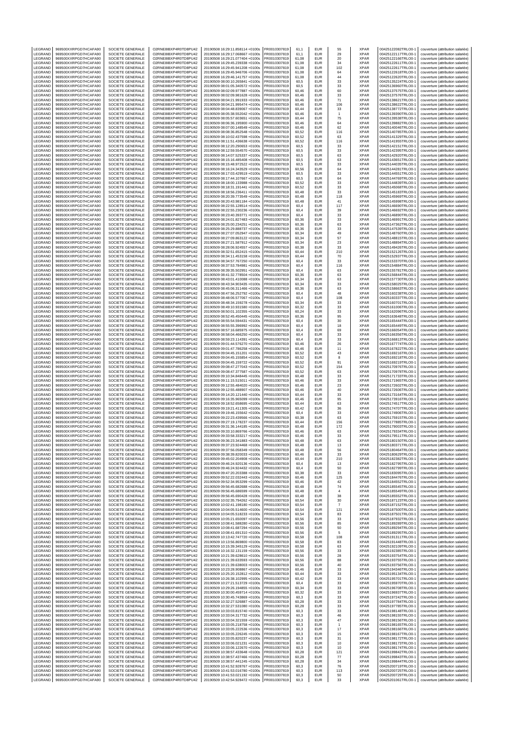| LEGRAND | 969500XXRPGD7HCAFA90 | SOCIETE GENERALE | O2RNE8IBXP4R0TD8PU42 | 20190508 16:29:11.858114 +0100s | FR0010307819 | 61,1 | EUR | 55 | XPAR | 00425122082TRLO0-1 | couverture (attribution salariée) |
|---|---|---|---|---|---|---|---|---|---|---|---|
| LEGRAND | 969500XXRPGD7HCAFA90 | SOCIETE GENERALE | O2RNE8IBXP4R0TD8PU42 | 20190508 16:29:17.068667 +0100s | FR0010307819 | 61,1 | EUR | 29 | XPAR | 00425122117TRLO0-1 | couverture (attribution salariée) |
| LEGRAND | 969500XXRPGD7HCAFA90 | SOCIETE GENERALE | O2RNE8IBXP4R0TD8PU42 | 20190508 16:29:21.077404 +0100s | FR0010307819 | 61,08 | EUR | 20 | XPAR | 00425122166TRLO0-1 | couverture (attribution salariée) |
| LEGRAND | 969500XXRPGD7HCAFA90 | SOCIETE GENERALE | O2RNE8IBXP4R0TD8PU42 | 20190508 16:29:45.239338 +0100s | FR0010307819 | 61,08 | EUR | 34 | XPAR | 00425122611TRLO0-1 | couverture (attribution salariée) |
| LEGRAND | 969500XXRPGD7HCAFA90 | SOCIETE GENERALE | O2RNE8IBXP4R0TD8PU42 | 20190508 16:29:45.941208 +0100s | FR0010307819 | 61,08 | EUR | 102 | XPAR | 00425122617TRLO0-1 | couverture (attribution salariée) |
| LEGRAND | 969500XXRPGD7HCAFA90 | SOCIETE GENERALE | O2RNE8IBXP4R0TD8PU42 | 20190508 16:29:45.946706 +0100s | FR0010307819 | 61,08 | EUR | 64 | XPAR | 00425122618TRLO0-1 | couverture (attribution salariée) |
| LEGRAND | 969500XXRPGD7HCAFA90 | SOCIETE GENERALE | O2RNE8IBXP4R0TD8PU42 | 20190508 16:29:46.141757 +0100s | FR0010307819 | 61,08 | EUR | 44 | XPAR | 00425122620TRLO0-1 | couverture (attribution salariée) |
| LEGRAND | 969500XXRPGD7HCAFA90 | SOCIETE GENERALE | O2RNE8IBXP4R0TD8PU42 | 20190509 08:00:10.265841 +0100s | FR0010307819 | 60,5 | EUR | 33 | XPAR | 00425135224TRLO0-1 | couverture (attribution salariée) |
| LEGRAND | 969500XXRPGD7HCAFA90 | SOCIETE GENERALE | O2RNE8IBXP4R0TD8PU42 | 20190509 08:01:05.340572 +0100s | FR0010307819 | 60,5 | EUR | 33 | XPAR | 00425136960TRLO0-1 | couverture (attribution salariée) |
| LEGRAND | 969500XXRPGD7HCAFA90 | SOCIETE GENERALE | O2RNE8IBXP4R0TD8PU42 | 20190509 08:02:09.977887 +0100s | FR0010307819 | 60,46 | EUR | 60 | XPAR | 00425137575TRLO0-1 | couverture (attribution salariée) |
| LEGRAND | 969500XXRPGD7HCAFA90 | SOCIETE GENERALE | O2RNE8IBXP4R0TD8PU42 | 20190509 08:02:09.981628 +0100s | FR0010307819 | 60,46 | EUR | 33 | XPAR | 00425137576TRLO0-1 | couverture (attribution salariée) |
| LEGRAND | 969500XXRPGD7HCAFA90 | SOCIETE GENERALE | O2RNE8IBXP4R0TD8PU42 | 20190509 08:04:21.991933 +0100s | FR0010307819 | 60,46 | EUR | 71 | XPAR | 00425138621TRLO0-1 | couverture (attribution salariée) |
| LEGRAND | 969500XXRPGD7HCAFA90 | SOCIETE GENERALE | O2RNE8IBXP4R0TD8PU42 | 20190509 08:04:21.995474 +0100s | FR0010307819 | 60,46 | EUR | 106 | XPAR | 00425138622TRLO0-1 | couverture (attribution salariée) |
| LEGRAND | 969500XXRPGD7HCAFA90 | SOCIETE GENERALE | O2RNE8IBXP4R0TD8PU42 | 20190509 08:04:48.839067 +0100s | FR0010307819 | 60,44 | EUR | 33 | XPAR | 00425138772TRLO0-1 | couverture (attribution salariée) |
| LEGRAND | 969500XXRPGD7HCAFA90 | SOCIETE GENERALE | O2RNE8IBXP4R0TD8PU42 | 20190509 08:05:38.552042 +0100s | FR0010307819 | 60,46 | EUR | 1 | XPAR | 00425139390TRLO0-1 | couverture (attribution salariée) |
| LEGRAND | 969500XXRPGD7HCAFA90 | SOCIETE GENERALE | O2RNE8IBXP4R0TD8PU42 | 20190509 08:05:57.603651 +0100s | FR0010307819 | 60,44 | EUR | 75 | XPAR | 00425139538TRLO0-1 | couverture (attribution salariée) |
| LEGRAND | 969500XXRPGD7HCAFA90 | SOCIETE GENERALE | O2RNE8IBXP4R0TD8PU42 | 20190509 08:06:36.195900 +0100s | FR0010307819 | 60,46 | EUR | 64 | XPAR | 00425139882TRLO0-1 | couverture (attribution salariée) |
| LEGRAND | 969500XXRPGD7HCAFA90 | SOCIETE GENERALE | O2RNE8IBXP4R0TD8PU42 | 20190509 08:07:00.148549 +0100s | FR0010307819 | 60,46 | EUR | 62 | XPAR | 00425140046TRLO0-1 | couverture (attribution salariée) |
| LEGRAND | 969500XXRPGD7HCAFA90 | SOCIETE GENERALE | O2RNE8IBXP4R0TD8PU42 | 20190509 08:08:36.852548 +0100s | FR0010307819 | 60,52 | EUR | 116 | XPAR | 00425140785TRLO0-1 | couverture (attribution salariée) |
| LEGRAND | 969500XXRPGD7HCAFA90 | SOCIETE GENERALE | O2RNE8IBXP4R0TD8PU42 | 20190509 08:10:02.437598 +0100s | FR0010307819 | 60,52 | EUR | 63 | XPAR | 00425141329TRLO0-1 | couverture (attribution salariée) |
| LEGRAND | 969500XXRPGD7HCAFA90 | SOCIETE GENERALE | O2RNE8IBXP4R0TD8PU42 | 20190509 08:11:51.436638 +0100s | FR0010307819 | 60,52 | EUR | 116 | XPAR | 00425141955TRLO0-1 | couverture (attribution salariée) |
| LEGRAND | 969500XXRPGD7HCAFA90 | SOCIETE GENERALE | O2RNE8IBXP4R0TD8PU42 | 20190509 08:12:20.290653 +0100s | FR0010307819 | 60,5 | EUR | 33 | XPAR | 00425142151TRLO0-1 | couverture (attribution salariée) |
| LEGRAND | 969500XXRPGD7HCAFA90 | SOCIETE GENERALE | O2RNE8IBXP4R0TD8PU42 | 20190509 08:12:59.554570 +0100s | FR0010307819 | 60,5 | EUR | 33 | XPAR | 00425142395TRLO0-1 | couverture (attribution salariée) |
| LEGRAND | 969500XXRPGD7HCAFA90 | SOCIETE GENERALE | O2RNE8IBXP4R0TD8PU42 | 20190509 08:14:07.525337 +0100s | FR0010307819 | 60,5 | EUR | 63 | XPAR | 00425142920TRLO0-1 | couverture (attribution salariée) |
| LEGRAND | 969500XXRPGD7HCAFA90 | SOCIETE GENERALE | O2RNE8IBXP4R0TD8PU42 | 20190509 08:15:16.485408 +0100s | FR0010307819 | 60,5 | EUR | 63 | XPAR | 00425143651TRLO0-1 | couverture (attribution salariée) |
| LEGRAND | 969500XXRPGD7HCAFA90 | SOCIETE GENERALE | O2RNE8IBXP4R0TD8PU42 | 20190509 08:15:48.972522 +0100s | FR0010307819 | 60,5 | EUR | 33 | XPAR | 00425144035TRLO0-1 | couverture (attribution salariée) |
| LEGRAND | 969500XXRPGD7HCAFA90 | SOCIETE GENERALE | O2RNE8IBXP4R0TD8PU42 | 20190509 08:16:24.343529 +0100s | FR0010307819 | 60,56 | EUR | 64 | XPAR | 00425144281TRLO0-1 | couverture (attribution salariée) |
| LEGRAND | 969500XXRPGD7HCAFA90 | SOCIETE GENERALE | O2RNE8IBXP4R0TD8PU42 | 20190509 08:17:03.429519 +0100s | FR0010307819 | 60,5 | EUR | 33 | XPAR | 00425144551TRLO0-1 | couverture (attribution salariée) |
| LEGRAND | 969500XXRPGD7HCAFA90 | SOCIETE GENERALE | O2RNE8IBXP4R0TD8PU42 | 20190509 08:17:44.107667 +0100s | FR0010307819 | 60,5 | EUR | 64 | XPAR | 00425144769TRLO0-1 | couverture (attribution salariée) |
| LEGRAND | 969500XXRPGD7HCAFA90 | SOCIETE GENERALE | O2RNE8IBXP4R0TD8PU42 | 20190509 08:18:00.133988 +0100s | FR0010307819 | 60,52 | EUR | 33 | XPAR | 00425144839TRLO0-1 | couverture (attribution salariée) |
| LEGRAND | 969500XXRPGD7HCAFA90 | SOCIETE GENERALE | O2RNE8IBXP4R0TD8PU42 | 20190509 08:18:31.191441 +0100s | FR0010307819 | 60,52 | EUR | 33 | XPAR | 00425145068TRLO0-1 | couverture (attribution salariée) |
| LEGRAND | 969500XXRPGD7HCAFA90 | SOCIETE GENERALE | O2RNE8IBXP4R0TD8PU42 | 20190509 08:18:56.236411 +0100s | FR0010307819 | 60,48 | EUR | 33 | XPAR | 00425145183TRLO0-1 | couverture (attribution salariée) |
| LEGRAND | 969500XXRPGD7HCAFA90 | SOCIETE GENERALE | O2RNE8IBXP4R0TD8PU42 | 20190509 08:20:39.773549 +0100s | FR0010307819 | 60,48 | EUR | 118 | XPAR | 00425145969TRLO0-1 | couverture (attribution salariée) |
| LEGRAND | 969500XXRPGD7HCAFA90 | SOCIETE GENERALE | O2RNE8IBXP4R0TD8PU42 | 20190509 08:20:43.981184 +0100s | FR0010307819 | 60,48 | EUR | 41 | XPAR | 00425145998TRLO0-1 | couverture (attribution salariée) |
| LEGRAND | 969500XXRPGD7HCAFA90 | SOCIETE GENERALE | O2RNE8IBXP4R0TD8PU42 | 20190509 08:22:55.128514 +0100s | FR0010307819 | 60,4 | EUR | 117 | XPAR | 00425146690TRLO0-1 | couverture (attribution salariée) |
| LEGRAND | 969500XXRPGD7HCAFA90 | SOCIETE GENERALE | O2RNE8IBXP4R0TD8PU42 | 20190509 08:22:55.230236 +0100s | FR0010307819 | 60,4 | EUR | 39 | XPAR | 00425146692TRLO0-1 | couverture (attribution salariée) |
| LEGRAND | 969500XXRPGD7HCAFA90 | SOCIETE GENERALE | O2RNE8IBXP4R0TD8PU42 | 20190509 08:23:40.393771 +0100s | FR0010307819 | 60,4 | EUR | 33 | XPAR | 00425146890TRLO0-1 | couverture (attribution salariée) |
| LEGRAND | 969500XXRPGD7HCAFA90 | SOCIETE GENERALE | O2RNE8IBXP4R0TD8PU42 | 20190509 08:24:01.827483 +0100s | FR0010307819 | 60,36 | EUR | 33 | XPAR | 00425146991TRLO0-1 | couverture (attribution salariée) |
| LEGRAND | 969500XXRPGD7HCAFA90 | SOCIETE GENERALE | O2RNE8IBXP4R0TD8PU42 | 20190509 08:25:00.234251 +0100s | FR0010307819 | 60,36 | EUR | 63 | XPAR | 00425147362TRLO0-1 | couverture (attribution salariée) |
| LEGRAND | 969500XXRPGD7HCAFA90 | SOCIETE GENERALE | O2RNE8IBXP4R0TD8PU42 | 20190509 08:25:29.888737 +0100s | FR0010307819 | 60,36 | EUR | 33 | XPAR | 00425147539TRLO0-1 | couverture (attribution salariée) |
| LEGRAND | 969500XXRPGD7HCAFA90 | SOCIETE GENERALE | O2RNE8IBXP4R0TD8PU42 | 20190509 08:27:07.052947 +0100s | FR0010307819 | 60,34 | EUR | 49 | XPAR | 00425148760TRLO0-1 | couverture (attribution salariée) |
| LEGRAND | 969500XXRPGD7HCAFA90 | SOCIETE GENERALE | O2RNE8IBXP4R0TD8PU42 | 20190509 08:27:09.863122 +0100s | FR0010307819 | 60,34 | EUR | 57 | XPAR | 00425148815TRLO0-1 | couverture (attribution salariée) |
| LEGRAND | 969500XXRPGD7HCAFA90 | SOCIETE GENERALE | O2RNE8IBXP4R0TD8PU42 | 20190509 08:27:21.587912 +0100s | FR0010307819 | 60,34 | EUR | 23 | XPAR | 00425148894TRLO0-1 | couverture (attribution salariée) |
| LEGRAND | 969500XXRPGD7HCAFA90 | SOCIETE GENERALE | O2RNE8IBXP4R0TD8PU42 | 20190509 08:28:06.924557 +0100s | FR0010307819 | 60,38 | EUR | 33 | XPAR | 00425149426TRLO0-1 | couverture (attribution salariée) |
| LEGRAND | 969500XXRPGD7HCAFA90 | SOCIETE GENERALE | O2RNE8IBXP4R0TD8PU42 | 20190509 08:32:51.652415 +0100s | FR0010307819 | 60,44 | EUR | 210 | XPAR | 00425152126TRLO0-1 | couverture (attribution salariée) |
| LEGRAND | 969500XXRPGD7HCAFA90 | SOCIETE GENERALE | O2RNE8IBXP4R0TD8PU42 | 20190509 08:34:11.453158 +0100s | FR0010307819 | 60,44 | EUR | 70 | XPAR | 00425152937TRLO0-1 | couverture (attribution salariée) |
| LEGRAND | 969500XXRPGD7HCAFA90 | SOCIETE GENERALE | O2RNE8IBXP4R0TD8PU42 | 20190509 08:34:57.767250 +0100s | FR0010307819 | 60,4 | EUR | 33 | XPAR | 00425153370TRLO0-1 | couverture (attribution salariée) |
| LEGRAND | 969500XXRPGD7HCAFA90 | SOCIETE GENERALE | O2RNE8IBXP4R0TD8PU42 | 20190509 08:37:53.784981 +0100s | FR0010307819 | 60,4 | EUR | 116 | XPAR | 00425154884TRLO0-1 | couverture (attribution salariée) |
| LEGRAND | 969500XXRPGD7HCAFA90 | SOCIETE GENERALE | O2RNE8IBXP4R0TD8PU42 | 20190509 08:39:35.502951 +0100s | FR0010307819 | 60,4 | EUR | 63 | XPAR | 00425155781TRLO0-1 | couverture (attribution salariée) |
| LEGRAND | 969500XXRPGD7HCAFA90 | SOCIETE GENERALE | O2RNE8IBXP4R0TD8PU42 | 20190509 08:41:32.778504 +0100s | FR0010307819 | 60,36 | EUR | 63 | XPAR | 00425156844TRLO0-1 | couverture (attribution salariée) |
| LEGRAND | 969500XXRPGD7HCAFA90 | SOCIETE GENERALE | O2RNE8IBXP4R0TD8PU42 | 20190509 08:43:01.410088 +0100s | FR0010307819 | 60,34 | EUR | 63 | XPAR | 00425157730TRLO0-1 | couverture (attribution salariée) |
| LEGRAND | 969500XXRPGD7HCAFA90 | SOCIETE GENERALE | O2RNE8IBXP4R0TD8PU42 | 20190509 08:43:34.903435 +0100s | FR0010307819 | 60,34 | EUR | 33 | XPAR | 00425158025TRLO0-1 | couverture (attribution salariée) |
| LEGRAND | 969500XXRPGD7HCAFA90 | SOCIETE GENERALE | O2RNE8IBXP4R0TD8PU42 | 20190509 08:45:06.311466 +0100s | FR0010307819 | 60,36 | EUR | 63 | XPAR | 00425158663TRLO0-1 | couverture (attribution salariée) |
| LEGRAND | 969500XXRPGD7HCAFA90 | SOCIETE GENERALE | O2RNE8IBXP4R0TD8PU42 | 20190509 08:47:56.252792 +0100s | FR0010307819 | 60,4 | EUR | 48 | XPAR | 00425160238TRLO0-1 | couverture (attribution salariée) |
| LEGRAND | 969500XXRPGD7HCAFA90 | SOCIETE GENERALE | O2RNE8IBXP4R0TD8PU42 | 20190509 08:48:06.577067 +0100s | FR0010307819 | 60,4 | EUR | 108 | XPAR | 00425160337TRLO0-1 | couverture (attribution salariée) |
| LEGRAND | 969500XXRPGD7HCAFA90 | SOCIETE GENERALE | O2RNE8IBXP4R0TD8PU42 | 20190509 08:48:34.159278 +0100s | FR0010307819 | 60,34 | EUR | 33 | XPAR | 00425160701TRLO0-1 | couverture (attribution salariée) |
| LEGRAND | 969500XXRPGD7HCAFA90 | SOCIETE GENERALE | O2RNE8IBXP4R0TD8PU42 | 20190509 08:49:10.931580 +0100s | FR0010307819 | 60,32 | EUR | 33 | XPAR | 00425161006TRLO0-1 | couverture (attribution salariée) |
| LEGRAND | 969500XXRPGD7HCAFA90 | SOCIETE GENERALE | O2RNE8IBXP4R0TD8PU42 | 20190509 08:50:01.102355 +0100s | FR0010307819 | 60,24 | EUR | 33 | XPAR | 00425162096TRLO0-1 | couverture (attribution salariée) |
| LEGRAND | 969500XXRPGD7HCAFA90 | SOCIETE GENERALE | O2RNE8IBXP4R0TD8PU42 | 20190509 08:52:45.450445 +0100s | FR0010307819 | 60,36 | EUR | 95 | XPAR | 00425163648TRLO0-1 | couverture (attribution salariée) |
| LEGRAND | 969500XXRPGD7HCAFA90 | SOCIETE GENERALE | O2RNE8IBXP4R0TD8PU42 | 20190509 08:55:54.594431 +0100s | FR0010307819 | 60,4 | EUR | 30 | XPAR | 00425165444TRLO0-1 | couverture (attribution salariée) |
| LEGRAND | 969500XXRPGD7HCAFA90 | SOCIETE GENERALE | O2RNE8IBXP4R0TD8PU42 | 20190509 08:55:55.396992 +0100s | FR0010307819 | 60,4 | EUR | 18 | XPAR | 00425165449TRLO0-1 | couverture (attribution salariée) |
| LEGRAND | 969500XXRPGD7HCAFA90 | SOCIETE GENERALE | O2RNE8IBXP4R0TD8PU42 | 20190509 08:57:16.685975 +0100s | FR0010307819 | 60,4 | EUR | 69 | XPAR | 00425166054TRLO0-1 | couverture (attribution salariée) |
| LEGRAND | 969500XXRPGD7HCAFA90 | SOCIETE GENERALE | O2RNE8IBXP4R0TD8PU42 | 20190509 08:58:04.466250 +0100s | FR0010307819 | 60,4 | EUR | 33 | XPAR | 00425166356TRLO0-1 | couverture (attribution salariée) |
| LEGRAND | 969500XXRPGD7HCAFA90 | SOCIETE GENERALE | O2RNE8IBXP4R0TD8PU42 | 20190509 08:59:23.114391 +0100s | FR0010307819 | 60,4 | EUR | 33 | XPAR | 00425166813TRLO0-1 | couverture (attribution salariée) |
| LEGRAND | 969500XXRPGD7HCAFA90 | SOCIETE GENERALE | O2RNE8IBXP4R0TD8PU42 | 20190509 09:01:44.576270 +0100s | FR0010307819 | 60,46 | EUR | 26 | XPAR | 00425167774TRLO0-1 | couverture (attribution salariée) |
| LEGRAND | 969500XXRPGD7HCAFA90 | SOCIETE GENERALE | O2RNE8IBXP4R0TD8PU42 | 20190509 09:01:47.786258 +0100s | FR0010307819 | 60,46 | EUR | 11 | XPAR | 00425167822TRLO0-1 | couverture (attribution salariée) |
| LEGRAND | 969500XXRPGD7HCAFA90 | SOCIETE GENERALE | O2RNE8IBXP4R0TD8PU42 | 20190509 09:04:45.151201 +0100s | FR0010307819 | 60,52 | EUR | 43 | XPAR | 00425169216TRLO0-1 | couverture (attribution salariée) |
| LEGRAND | 969500XXRPGD7HCAFA90 | SOCIETE GENERALE | O2RNE8IBXP4R0TD8PU42 | 20190509 09:04:45.155854 +0100s | FR0010307819 | 60,52 | EUR | 8 | XPAR | 00425169218TRLO0-1 | couverture (attribution salariée) |
| LEGRAND | 969500XXRPGD7HCAFA90 | SOCIETE GENERALE | O2RNE8IBXP4R0TD8PU42 | 20190509 09:04:45.159722 +0100s | FR0010307819 | 60,52 | EUR | 91 | XPAR | 00425169219TRLO0-1 | couverture (attribution salariée) |
| LEGRAND | 969500XXRPGD7HCAFA90 | SOCIETE GENERALE | O2RNE8IBXP4R0TD8PU42 | 20190509 09:08:47.277043 +0100s | FR0010307819 | 60,52 | EUR | 154 | XPAR | 00425170976TRLO0-1 | couverture (attribution salariée) |
| LEGRAND | 969500XXRPGD7HCAFA90 | SOCIETE GENERALE | O2RNE8IBXP4R0TD8PU42 | 20190509 09:08:47.377587 +0100s | FR0010307819 | 60,52 | EUR | 63 | XPAR | 00425170978TRLO0-1 | couverture (attribution salariée) |
| LEGRAND | 969500XXRPGD7HCAFA90 | SOCIETE GENERALE | O2RNE8IBXP4R0TD8PU42 | 20190509 09:10:34.848445 +0100s | FR0010307819 | 60,48 | EUR | 33 | XPAR | 00425171733TRLO0-1 | couverture (attribution salariée) |
| LEGRAND | 969500XXRPGD7HCAFA90 | SOCIETE GENERALE | O2RNE8IBXP4R0TD8PU42 | 20190509 09:11:15.515011 +0100s | FR0010307819 | 60,46 | EUR | 33 | XPAR | 00425171965TRLO0-1 | couverture (attribution salariée) |
| LEGRAND | 969500XXRPGD7HCAFA90 | SOCIETE GENERALE | O2RNE8IBXP4R0TD8PU42 | 20190509 09:12:55.484020 +0100s | FR0010307819 | 60,46 | EUR | 23 | XPAR | 00425172602TRLO0-1 | couverture (attribution salariée) |
| LEGRAND | 969500XXRPGD7HCAFA90 | SOCIETE GENERALE | O2RNE8IBXP4R0TD8PU42 | 20190509 09:12:55.488907 +0100s | FR0010307819 | 60,46 | EUR | 40 | XPAR | 00425172606TRLO0-1 | couverture (attribution salariée) |
| LEGRAND | 969500XXRPGD7HCAFA90 | SOCIETE GENERALE | O2RNE8IBXP4R0TD8PU42 | 20190509 09:14:20.121440 +0100s | FR0010307819 | 60,44 | EUR | 33 | XPAR | 00425173164TRLO0-1 | couverture (attribution salariée) |
| LEGRAND | 969500XXRPGD7HCAFA90 | SOCIETE GENERALE | O2RNE8IBXP4R0TD8PU42 | 20190509 09:16:35.965099 +0100s | FR0010307819 | 60,46 | EUR | 95 | XPAR | 00425173916TRLO0-1 | couverture (attribution salariée) |
| LEGRAND | 969500XXRPGD7HCAFA90 | SOCIETE GENERALE | O2RNE8IBXP4R0TD8PU42 | 20190509 09:18:52.658695 +0100s | FR0010307819 | 60,44 | EUR | 63 | XPAR | 00425174517TRLO0-1 | couverture (attribution salariée) |
| LEGRAND | 969500XXRPGD7HCAFA90 | SOCIETE GENERALE | O2RNE8IBXP4R0TD8PU42 | 20190509 09:19:21.411305 +0100s | FR0010307819 | 60,42 | EUR | 36 | XPAR | 00425174707TRLO0-1 | couverture (attribution salariée) |
| LEGRAND | 969500XXRPGD7HCAFA90 | SOCIETE GENERALE | O2RNE8IBXP4R0TD8PU42 | 20190509 09:19:46.155642 +0100s | FR0010307819 | 60,4 | EUR | 33 | XPAR | 00425174906TRLO0-1 | couverture (attribution salariée) |
| LEGRAND | 969500XXRPGD7HCAFA90 | SOCIETE GENERALE | O2RNE8IBXP4R0TD8PU42 | 20190509 09:22:23.439566 +0100s | FR0010307819 | 60,38 | EUR | 63 | XPAR | 00425175915TRLO0-1 | couverture (attribution salariée) |
| LEGRAND | 969500XXRPGD7HCAFA90 | SOCIETE GENERALE | O2RNE8IBXP4R0TD8PU42 | 20190509 09:27:19.178237 +0100s | FR0010307819 | 60,44 | EUR | 156 | XPAR | 00425177885TRLO0-1 | couverture (attribution salariée) |
| LEGRAND | 969500XXRPGD7HCAFA90 | SOCIETE GENERALE | O2RNE8IBXP4R0TD8PU42 | 20190509 09:31:36.144185 +0100s | FR0010307819 | 60,48 | EUR | 172 | XPAR | 00425179003TRLO0-1 | couverture (attribution salariée) |
| LEGRAND | 969500XXRPGD7HCAFA90 | SOCIETE GENERALE | O2RNE8IBXP4R0TD8PU42 | 20190509 09:33:10.869766 +0100s | FR0010307819 | 60,46 | EUR | 63 | XPAR | 00425179334TRLO0-1 | couverture (attribution salariée) |
| LEGRAND | 969500XXRPGD7HCAFA90 | SOCIETE GENERALE | O2RNE8IBXP4R0TD8PU42 | 20190509 09:33:58.333217 +0100s | FR0010307819 | 60,46 | EUR | 33 | XPAR | 00425179511TRLO0-1 | couverture (attribution salariée) |
| LEGRAND | 969500XXRPGD7HCAFA90 | SOCIETE GENERALE | O2RNE8IBXP4R0TD8PU42 | 20190509 09:36:23.341883 +0100s | FR0010307819 | 60,48 | EUR | 63 | XPAR | 00425180150TRLO0-1 | couverture (attribution salariée) |
| LEGRAND | 969500XXRPGD7HCAFA90 | SOCIETE GENERALE | O2RNE8IBXP4R0TD8PU42 | 20190509 09:37:23.924468 +0100s | FR0010307819 | 60,48 | EUR | 13 | XPAR | 00425180371TRLO0-1 | couverture (attribution salariée) |
| LEGRAND | 969500XXRPGD7HCAFA90 | SOCIETE GENERALE | O2RNE8IBXP4R0TD8PU42 | 20190509 09:37:56.058349 +0100s | FR0010307819 | 60,48 | EUR | 56 | XPAR | 00425180464TRLO0-1 | couverture (attribution salariée) |
| LEGRAND | 969500XXRPGD7HCAFA90 | SOCIETE GENERALE | O2RNE8IBXP4R0TD8PU42 | 20190509 09:38:39.820033 +0100s | FR0010307819 | 60,46 | EUR | 33 | XPAR | 00425180629TRLO0-1 | couverture (attribution salariée) |
| LEGRAND | 969500XXRPGD7HCAFA90 | SOCIETE GENERALE | O2RNE8IBXP4R0TD8PU42 | 20190509 09:45:02.204908 +0100s | FR0010307819 | 60,44 | EUR | 210 | XPAR | 00425182382TRLO0-1 | couverture (attribution salariée) |
| LEGRAND | 969500XXRPGD7HCAFA90 | SOCIETE GENERALE | O2RNE8IBXP4R0TD8PU42 | 20190509 09:46:24.920136 +0100s | FR0010307819 | 60,4 | EUR | 13 | XPAR | 00425182795TRLO0-1 | couverture (attribution salariée) |
| LEGRAND | 969500XXRPGD7HCAFA90 | SOCIETE GENERALE | O2RNE8IBXP4R0TD8PU42 | 20190509 09:46:24.924432 +0100s | FR0010307819 | 60,4 | EUR | 50 | XPAR | 00425182799TRLO0-1 | couverture (attribution salariée) |
| LEGRAND | 969500XXRPGD7HCAFA90 | SOCIETE GENERALE | O2RNE8IBXP4R0TD8PU42 | 20190509 09:47:20.203388 +0100s | FR0010307819 | 60,38 | EUR | 33 | XPAR | 00425183095TRLO0-1 | couverture (attribution salariée) |
| LEGRAND | 969500XXRPGD7HCAFA90 | SOCIETE GENERALE | O2RNE8IBXP4R0TD8PU42 | 20190509 09:52:22.032443 +0100s | FR0010307819 | 60,46 | EUR | 125 | XPAR | 00425184476TRLO0-1 | couverture (attribution salariée) |
| LEGRAND | 969500XXRPGD7HCAFA90 | SOCIETE GENERALE | O2RNE8IBXP4R0TD8PU42 | 20190509 09:52:34.953299 +0100s | FR0010307819 | 60,46 | EUR | 42 | XPAR | 00425184552TRLO0-1 | couverture (attribution salariée) |
| LEGRAND | 969500XXRPGD7HCAFA90 | SOCIETE GENERALE | O2RNE8IBXP4R0TD8PU42 | 20190509 09:56:45.682688 +0100s | FR0010307819 | 60,48 | EUR | 74 | XPAR | 00425185545TRLO0-1 | couverture (attribution salariée) |
| LEGRAND | 969500XXRPGD7HCAFA90 | SOCIETE GENERALE | O2RNE8IBXP4R0TD8PU42 | 20190509 09:56:45.686599 +0100s | FR0010307819 | 60,48 | EUR | 4 | XPAR | 00425185549TRLO0-1 | couverture (attribution salariée) |
| LEGRAND | 969500XXRPGD7HCAFA90 | SOCIETE GENERALE | O2RNE8IBXP4R0TD8PU42 | 20190509 09:56:45.690428 +0100s | FR0010307819 | 60,48 | EUR | 38 | XPAR | 00425185552TRLO0-1 | couverture (attribution salariée) |
| LEGRAND | 969500XXRPGD7HCAFA90 | SOCIETE GENERALE | O2RNE8IBXP4R0TD8PU42 | 20190509 10:02:35.794262 +0100s | FR0010307819 | 60,54 | EUR | 30 | XPAR | 00425187123TRLO0-1 | couverture (attribution salariée) |
| LEGRAND | 969500XXRPGD7HCAFA90 | SOCIETE GENERALE | O2RNE8IBXP4R0TD8PU42 | 20190509 10:02:41.198180 +0100s | FR0010307819 | 60,54 | EUR | 7 | XPAR | 00425187152TRLO0-1 | couverture (attribution salariée) |
| LEGRAND | 969500XXRPGD7HCAFA90 | SOCIETE GENERALE | O2RNE8IBXP4R0TD8PU42 | 20190509 10:04:05.514600 +0100s | FR0010307819 | 60,54 | EUR | 121 | XPAR | 00425187500TRLO0-1 | couverture (attribution salariée) |
| LEGRAND | 969500XXRPGD7HCAFA90 | SOCIETE GENERALE | O2RNE8IBXP4R0TD8PU42 | 20190509 10:04:05.518233 +0100s | FR0010307819 | 60,54 | EUR | 83 | XPAR | 00425187501TRLO0-1 | couverture (attribution salariée) |
| LEGRAND | 969500XXRPGD7HCAFA90 | SOCIETE GENERALE | O2RNE8IBXP4R0TD8PU42 | 20190509 10:05:21.650097 +0100s | FR0010307819 | 60,56 | EUR | 33 | XPAR | 00425187932TRLO0-1 | couverture (attribution salariée) |
| LEGRAND | 969500XXRPGD7HCAFA90 | SOCIETE GENERALE | O2RNE8IBXP4R0TD8PU42 | 20190509 10:08:41.588280 +0100s | FR0010307819 | 60,56 | EUR | 85 | XPAR | 00425189289TRLO0-1 | couverture (attribution salariée) |
| LEGRAND | 969500XXRPGD7HCAFA90 | SOCIETE GENERALE | O2RNE8IBXP4R0TD8PU42 | 20190509 10:08:41.687294 +0100s | FR0010307819 | 60,56 | EUR | 50 | XPAR | 00425189294TRLO0-1 | couverture (attribution salariée) |
| LEGRAND | 969500XXRPGD7HCAFA90 | SOCIETE GENERALE | O2RNE8IBXP4R0TD8PU42 | 20190509 10:08:41.691310 +0100s | FR0010307819 | 60,56 | EUR | 5 | XPAR | 00425189295TRLO0-1 | couverture (attribution salariée) |
| LEGRAND | 969500XXRPGD7HCAFA90 | SOCIETE GENERALE | O2RNE8IBXP4R0TD8PU42 | 20190509 10:13:42.747720 +0100s | FR0010307819 | 60,58 | EUR | 108 | XPAR | 00425191311TRLO0-1 | couverture (attribution salariée) |
| LEGRAND | 969500XXRPGD7HCAFA90 | SOCIETE GENERALE | O2RNE8IBXP4R0TD8PU42 | 20190509 10:13:56.869800 +0100s | FR0010307819 | 60,58 | EUR | 83 | XPAR | 00425191448TRLO0-1 | couverture (attribution salariée) |
| LEGRAND | 969500XXRPGD7HCAFA90 | SOCIETE GENERALE | O2RNE8IBXP4R0TD8PU42 | 20190509 10:15:39.345129 +0100s | FR0010307819 | 60,58 | EUR | 63 | XPAR | 00425192109TRLO0-1 | couverture (attribution salariée) |
| LEGRAND | 969500XXRPGD7HCAFA90 | SOCIETE GENERALE | O2RNE8IBXP4R0TD8PU42 | 20190509 10:16:32.131159 +0100s | FR0010307819 | 60,56 | EUR | 33 | XPAR | 00425192385TRLO0-1 | couverture (attribution salariée) |
| LEGRAND | 969500XXRPGD7HCAFA90 | SOCIETE GENERALE | O2RNE8IBXP4R0TD8PU42 | 20190509 10:21:39.628610 +0100s | FR0010307819 | 60,56 | EUR | 28 | XPAR | 00425193754TRLO0-1 | couverture (attribution salariée) |
| LEGRAND | 969500XXRPGD7HCAFA90 | SOCIETE GENERALE | O2RNE8IBXP4R0TD8PU42 | 20190509 10:21:39.633593 +0100s | FR0010307819 | 60,56 | EUR | 88 | XPAR | 00425193755TRLO0-1 | couverture (attribution salariée) |
| LEGRAND | 969500XXRPGD7HCAFA90 | SOCIETE GENERALE | O2RNE8IBXP4R0TD8PU42 | 20190509 10:21:39.638003 +0100s | FR0010307819 | 60,56 | EUR | 40 | XPAR | 00425193756TRLO0-1 | couverture (attribution salariée) |
| LEGRAND | 969500XXRPGD7HCAFA90 | SOCIETE GENERALE | O2RNE8IBXP4R0TD8PU42 | 20190509 10:23:28.908867 +0100s | FR0010307819 | 60,46 | EUR | 33 | XPAR | 00425194346TRLO0-1 | couverture (attribution salariée) |
| LEGRAND | 969500XXRPGD7HCAFA90 | SOCIETE GENERALE | O2RNE8IBXP4R0TD8PU42 | 20190509 10:25:20.152812 +0100s | FR0010307819 | 60,44 | EUR | 33 | XPAR | 00425195134TRLO0-1 | couverture (attribution salariée) |
| LEGRAND | 969500XXRPGD7HCAFA90 | SOCIETE GENERALE | O2RNE8IBXP4R0TD8PU42 | 20190509 10:26:38.102995 +0100s | FR0010307819 | 60,42 | EUR | 33 | XPAR | 00425195701TRLO0-1 | couverture (attribution salariée) |
| LEGRAND | 969500XXRPGD7HCAFA90 | SOCIETE GENERALE | O2RNE8IBXP4R0TD8PU42 | 20190509 10:27:21.513729 +0100s | FR0010307819 | 60,4 | EUR | 33 | XPAR | 00425195970TRLO0-1 | couverture (attribution salariée) |
| LEGRAND | 969500XXRPGD7HCAFA90 | SOCIETE GENERALE | O2RNE8IBXP4R0TD8PU42 | 20190509 10:29:26.194855 +0100s | FR0010307819 | 60,34 | EUR | 33 | XPAR | 00425196708TRLO0-1 | couverture (attribution salariée) |
| LEGRAND | 969500XXRPGD7HCAFA90 | SOCIETE GENERALE | O2RNE8IBXP4R0TD8PU42 | 20190509 10:30:00.459714 +0100s | FR0010307819 | 60,32 | EUR | 33 | XPAR | 00425196937TRLO0-1 | couverture (attribution salariée) |
| LEGRAND | 969500XXRPGD7HCAFA90 | SOCIETE GENERALE | O2RNE8IBXP4R0TD8PU42 | 20190509 10:30:45.743869 +0100s | FR0010307819 | 60,3 | EUR | 33 | XPAR | 00425197242TRLO0-1 | couverture (attribution salariée) |
| LEGRAND | 969500XXRPGD7HCAFA90 | SOCIETE GENERALE | O2RNE8IBXP4R0TD8PU42 | 20190509 10:32:27.526887 +0100s | FR0010307819 | 60,28 | EUR | 33 | XPAR | 00425197784TRLO0-1 | couverture (attribution salariée) |
| LEGRAND | 969500XXRPGD7HCAFA90 | SOCIETE GENERALE | O2RNE8IBXP4R0TD8PU42 | 20190509 10:32:27.531080 +0100s | FR0010307819 | 60,28 | EUR | 33 | XPAR | 00425197785TRLO0-1 | couverture (attribution salariée) |
| LEGRAND | 969500XXRPGD7HCAFA90 | SOCIETE GENERALE | O2RNE8IBXP4R0TD8PU42 | 20190509 10:33:03.815740 +0100s | FR0010307819 | 60,3 | EUR | 33 | XPAR | 00425198148TRLO0-1 | couverture (attribution salariée) |
| LEGRAND | 969500XXRPGD7HCAFA90 | SOCIETE GENERALE | O2RNE8IBXP4R0TD8PU42 | 20190509 10:33:04.317732 +0100s | FR0010307819 | 60,3 | EUR | 46 | XPAR | 00425198155TRLO0-1 | couverture (attribution salariée) |
| LEGRAND | 969500XXRPGD7HCAFA90 | SOCIETE GENERALE | O2RNE8IBXP4R0TD8PU42 | 20190509 10:33:04.321559 +0100s | FR0010307819 | 60,3 | EUR | 47 | XPAR | 00425198156TRLO0-1 | couverture (attribution salariée) |
| LEGRAND | 969500XXRPGD7HCAFA90 | SOCIETE GENERALE | O2RNE8IBXP4R0TD8PU42 | 20190509 10:33:05.218758 +0100s | FR0010307819 | 60,3 | EUR | 1 | XPAR | 00425198165TRLO0-1 | couverture (attribution salariée) |
| LEGRAND | 969500XXRPGD7HCAFA90 | SOCIETE GENERALE | O2RNE8IBXP4R0TD8PU42 | 20190509 10:33:05.222536 +0100s | FR0010307819 | 60,3 | EUR | 17 | XPAR | 00425198166TRLO0-1 | couverture (attribution salariée) |
| LEGRAND | 969500XXRPGD7HCAFA90 | SOCIETE GENERALE | O2RNE8IBXP4R0TD8PU42 | 20190509 10:33:05.226245 +0100s | FR0010307819 | 60,3 | EUR | 15 | XPAR | 00425198167TRLO0-1 | couverture (attribution salariée) |
| LEGRAND | 969500XXRPGD7HCAFA90 | SOCIETE GENERALE | O2RNE8IBXP4R0TD8PU42 | 20190509 10:33:05.820237 +0100s | FR0010307819 | 60,3 | EUR | 31 | XPAR | 00425198172TRLO0-1 | couverture (attribution salariée) |
| LEGRAND | 969500XXRPGD7HCAFA90 | SOCIETE GENERALE | O2RNE8IBXP4R0TD8PU42 | 20190509 10:33:06.021231 +0100s | FR0010307819 | 60,3 | EUR | 10 | XPAR | 00425198173TRLO0-1 | couverture (attribution salariée) |
| LEGRAND | 969500XXRPGD7HCAFA90 | SOCIETE GENERALE | O2RNE8IBXP4R0TD8PU42 | 20190509 10:33:06.122670 +0100s | FR0010307819 | 60,3 | EUR | 10 | XPAR | 00425198174TRLO0-1 | couverture (attribution salariée) |
| LEGRAND | 969500XXRPGD7HCAFA90 | SOCIETE GENERALE | O2RNE8IBXP4R0TD8PU42 | 20190509 10:38:57.433648 +0100s | FR0010307819 | 60,28 | EUR | 121 | XPAR | 00425199842TRLO0-1 | couverture (attribution salariée) |
| LEGRAND | 969500XXRPGD7HCAFA90 | SOCIETE GENERALE | O2RNE8IBXP4R0TD8PU42 | 20190509 10:38:57.437466 +0100s | FR0010307819 | 60,28 | EUR | 77 | XPAR | 00425199843TRLO0-1 | couverture (attribution salariée) |
| LEGRAND | 969500XXRPGD7HCAFA90 | SOCIETE GENERALE | O2RNE8IBXP4R0TD8PU42 | 20190509 10:38:57.441245 +0100s | FR0010307819 | 60,28 | EUR | 34 | XPAR | 00425199844TRLO0-1 | couverture (attribution salariée) |
| LEGRAND | 969500XXRPGD7HCAFA90 | SOCIETE GENERALE | O2RNE8IBXP4R0TD8PU42 | 20190509 10:41:52.928767 +0100s | FR0010307819 | 60,3 | EUR | 76 | XPAR | 00425200719TRLO0-1 | couverture (attribution salariée) |
| LEGRAND | 969500XXRPGD7HCAFA90 | SOCIETE GENERALE | O2RNE8IBXP4R0TD8PU42 | 20190509 10:41:53.016780 +0100s | FR0010307819 | 60,3 | EUR | 113 | XPAR | 00425200725TRLO0-1 | couverture (attribution salariée) |
| LEGRAND | 969500XXRPGD7HCAFA90 | SOCIETE GENERALE | O2RNE8IBXP4R0TD8PU42 | 20190509 10:41:53.021192 +0100s | FR0010307819 | 60,3 | EUR | 50 | XPAR | 00425200729TRLO0-1 | couverture (attribution salariée) |
| LEGRAND | 969500XXRPGD7HCAFA90 | SOCIETE GENERALE | O2RNE8IBXP4R0TD8PU42 | 20190509 10:42:54.928472 +0100s | FR0010307819 | 60,3 | EUR | 33 | XPAR | 00425201061TRLO0-1 | couverture (attribution salariée) |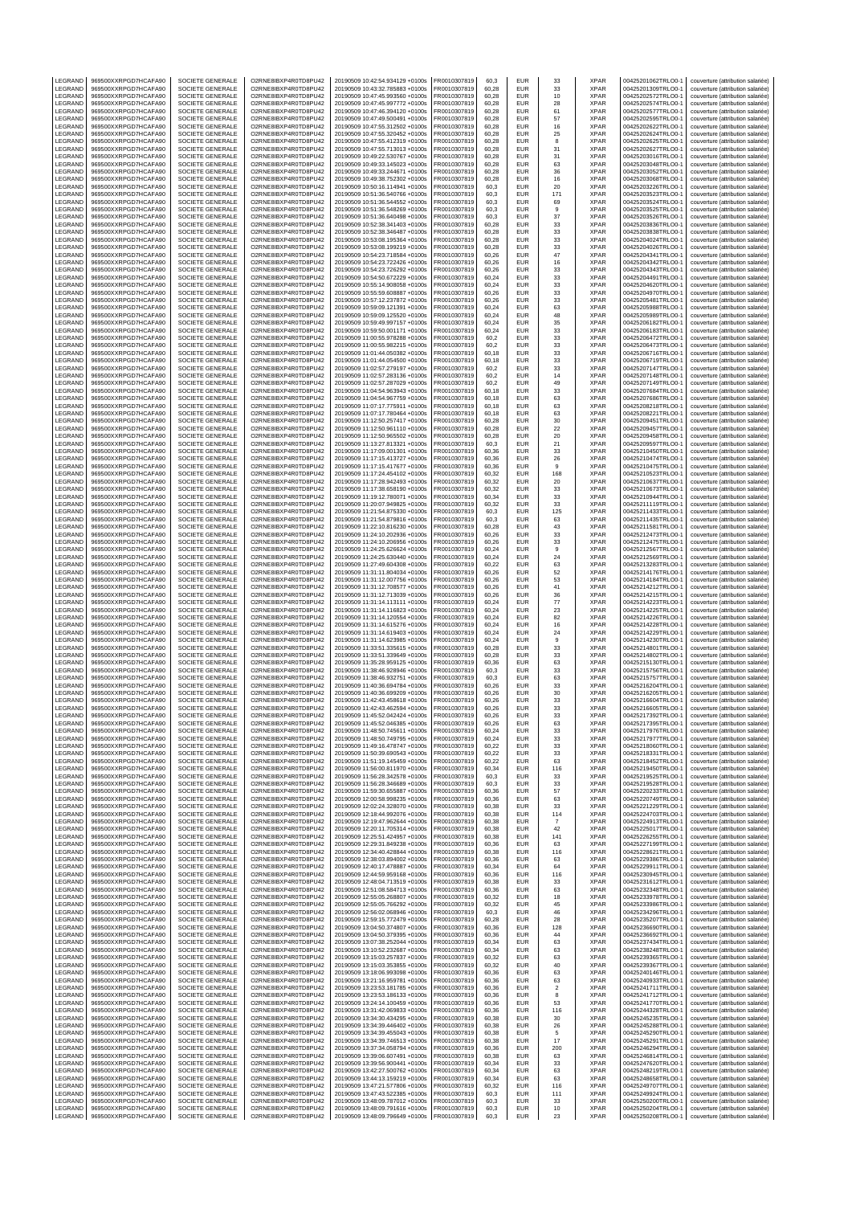| LEGRAND | 969500XXRPGD7HCAFA90 | SOCIETE GENERALE | O2RNE8IBXP4R0TD8PU42 | 20190509 10:42:54.934129 +0100s | FR0010307819 | 60,3 | EUR | 33 | XPAR | 00425201062TRLO0-1 | couverture (attribution salariée) |
|---|---|---|---|---|---|---|---|---|---|---|---|
| LEGRAND | 969500XXRPGD7HCAFA90 | SOCIETE GENERALE | O2RNE8IBXP4R0TD8PU42 | 20190509 10:43:32.785883 +0100s | FR0010307819 | 60,28 | EUR | 33 | XPAR | 00425201309TRLO0-1 | couverture (attribution salariée) |
| LEGRAND | 969500XXRPGD7HCAFA90 | SOCIETE GENERALE | O2RNE8IBXP4R0TD8PU42 | 20190509 10:47:45.993560 +0100s | FR0010307819 | 60,28 | EUR | 10 | XPAR | 00425202572TRLO0-1 | couverture (attribution salariée) |
| LEGRAND | 969500XXRPGD7HCAFA90 | SOCIETE GENERALE | O2RNE8IBXP4R0TD8PU42 | 20190509 10:47:45.997772 +0100s | FR0010307819 | 60,28 | EUR | 28 | XPAR | 00425202574TRLO0-1 | couverture (attribution salariée) |
| LEGRAND | 969500XXRPGD7HCAFA90 | SOCIETE GENERALE | O2RNE8IBXP4R0TD8PU42 | 20190509 10:47:46.394120 +0100s | FR0010307819 | 60,28 | EUR | 61 | XPAR | 00425202577TRLO0-1 | couverture (attribution salariée) |
| LEGRAND | 969500XXRPGD7HCAFA90 | SOCIETE GENERALE | O2RNE8IBXP4R0TD8PU42 | 20190509 10:47:49.500491 +0100s | FR0010307819 | 60,28 | EUR | 57 | XPAR | 00425202595TRLO0-1 | couverture (attribution salariée) |
| LEGRAND | 969500XXRPGD7HCAFA90 | SOCIETE GENERALE | O2RNE8IBXP4R0TD8PU42 | 20190509 10:47:55.312502 +0100s | FR0010307819 | 60,28 | EUR | 16 | XPAR | 00425202622TRLO0-1 | couverture (attribution salariée) |
| LEGRAND | 969500XXRPGD7HCAFA90 | SOCIETE GENERALE | O2RNE8IBXP4R0TD8PU42 | 20190509 10:47:55.320452 +0100s | FR0010307819 | 60,28 | EUR | 25 | XPAR | 00425202624TRLO0-1 | couverture (attribution salariée) |
| LEGRAND | 969500XXRPGD7HCAFA90 | SOCIETE GENERALE | O2RNE8IBXP4R0TD8PU42 | 20190509 10:47:55.412319 +0100s | FR0010307819 | 60,28 | EUR | 8 | XPAR | 00425202625TRLO0-1 | couverture (attribution salariée) |
| LEGRAND | 969500XXRPGD7HCAFA90 | SOCIETE GENERALE | O2RNE8IBXP4R0TD8PU42 | 20190509 10:47:55.713013 +0100s | FR0010307819 | 60,28 | EUR | 31 | XPAR | 00425202627TRLO0-1 | couverture (attribution salariée) |
| LEGRAND | 969500XXRPGD7HCAFA90 | SOCIETE GENERALE | O2RNE8IBXP4R0TD8PU42 | 20190509 10:49:22.530767 +0100s | FR0010307819 | 60,28 | EUR | 31 | XPAR | 00425203016TRLO0-1 | couverture (attribution salariée) |
| LEGRAND | 969500XXRPGD7HCAFA90 | SOCIETE GENERALE | O2RNE8IBXP4R0TD8PU42 | 20190509 10:49:33.145023 +0100s | FR0010307819 | 60,28 | EUR | 63 | XPAR | 00425203048TRLO0-1 | couverture (attribution salariée) |
| LEGRAND | 969500XXRPGD7HCAFA90 | SOCIETE GENERALE | O2RNE8IBXP4R0TD8PU42 | 20190509 10:49:33.244671 +0100s | FR0010307819 | 60,28 | EUR | 36 | XPAR | 00425203052TRLO0-1 | couverture (attribution salariée) |
| LEGRAND | 969500XXRPGD7HCAFA90 | SOCIETE GENERALE | O2RNE8IBXP4R0TD8PU42 | 20190509 10:49:38.752302 +0100s | FR0010307819 | 60,28 | EUR | 16 | XPAR | 00425203068TRLO0-1 | couverture (attribution salariée) |
| LEGRAND | 969500XXRPGD7HCAFA90 | SOCIETE GENERALE | O2RNE8IBXP4R0TD8PU42 | 20190509 10:50:16.114941 +0100s | FR0010307819 | 60,3 | EUR | 20 | XPAR | 00425203226TRLO0-1 | couverture (attribution salariée) |
| LEGRAND | 969500XXRPGD7HCAFA90 | SOCIETE GENERALE | O2RNE8IBXP4R0TD8PU42 | 20190509 10:51:36.540766 +0100s | FR0010307819 | 60,3 | EUR | 171 | XPAR | 00425203523TRLO0-1 | couverture (attribution salariée) |
| LEGRAND | 969500XXRPGD7HCAFA90 | SOCIETE GENERALE | O2RNE8IBXP4R0TD8PU42 | 20190509 10:51:36.544552 +0100s | FR0010307819 | 60,3 | EUR | 69 | XPAR | 00425203524TRLO0-1 | couverture (attribution salariée) |
| LEGRAND | 969500XXRPGD7HCAFA90 | SOCIETE GENERALE | O2RNE8IBXP4R0TD8PU42 | 20190509 10:51:36.548269 +0100s | FR0010307819 | 60,3 | EUR | 9 | XPAR | 00425203525TRLO0-1 | couverture (attribution salariée) |
| LEGRAND | 969500XXRPGD7HCAFA90 | SOCIETE GENERALE | O2RNE8IBXP4R0TD8PU42 | 20190509 10:51:36.640498 +0100s | FR0010307819 | 60,3 | EUR | 37 | XPAR | 00425203526TRLO0-1 | couverture (attribution salariée) |
| LEGRAND | 969500XXRPGD7HCAFA90 | SOCIETE GENERALE | O2RNE8IBXP4R0TD8PU42 | 20190509 10:52:38.341403 +0100s | FR0010307819 | 60,28 | EUR | 33 | XPAR | 00425203836TRLO0-1 | couverture (attribution salariée) |
| LEGRAND | 969500XXRPGD7HCAFA90 | SOCIETE GENERALE | O2RNE8IBXP4R0TD8PU42 | 20190509 10:52:38.346487 +0100s | FR0010307819 | 60,28 | EUR | 33 | XPAR | 00425203838TRLO0-1 | couverture (attribution salariée) |
| LEGRAND | 969500XXRPGD7HCAFA90 | SOCIETE GENERALE | O2RNE8IBXP4R0TD8PU42 | 20190509 10:53:08.195364 +0100s | FR0010307819 | 60,28 | EUR | 33 | XPAR | 00425204024TRLO0-1 | couverture (attribution salariée) |
| LEGRAND | 969500XXRPGD7HCAFA90 | SOCIETE GENERALE | O2RNE8IBXP4R0TD8PU42 | 20190509 10:53:08.199219 +0100s | FR0010307819 | 60,28 | EUR | 33 | XPAR | 00425204026TRLO0-1 | couverture (attribution salariée) |
| LEGRAND | 969500XXRPGD7HCAFA90 | SOCIETE GENERALE | O2RNE8IBXP4R0TD8PU42 | 20190509 10:54:23.718584 +0100s | FR0010307819 | 60,26 | EUR | 47 | XPAR | 00425204341TRLO0-1 | couverture (attribution salariée) |
| LEGRAND | 969500XXRPGD7HCAFA90 | SOCIETE GENERALE | O2RNE8IBXP4R0TD8PU42 | 20190509 10:54:23.722426 +0100s | FR0010307819 | 60,26 | EUR | 16 | XPAR | 00425204342TRLO0-1 | couverture (attribution salariée) |
| LEGRAND | 969500XXRPGD7HCAFA90 | SOCIETE GENERALE | O2RNE8IBXP4R0TD8PU42 | 20190509 10:54:23.726292 +0100s | FR0010307819 | 60,26 | EUR | 33 | XPAR | 00425204343TRLO0-1 | couverture (attribution salariée) |
| LEGRAND | 969500XXRPGD7HCAFA90 | SOCIETE GENERALE | O2RNE8IBXP4R0TD8PU42 | 20190509 10:54:50.672229 +0100s | FR0010307819 | 60,24 | EUR | 33 | XPAR | 00425204491TRLO0-1 | couverture (attribution salariée) |
| LEGRAND | 969500XXRPGD7HCAFA90 | SOCIETE GENERALE | O2RNE8IBXP4R0TD8PU42 | 20190509 10:55:14.908058 +0100s | FR0010307819 | 60,24 | EUR | 33 | XPAR | 00425204620TRLO0-1 | couverture (attribution salariée) |
| LEGRAND | 969500XXRPGD7HCAFA90 | SOCIETE GENERALE | O2RNE8IBXP4R0TD8PU42 | 20190509 10:55:59.608887 +0100s | FR0010307819 | 60,26 | EUR | 33 | XPAR | 00425204970TRLO0-1 | couverture (attribution salariée) |
| LEGRAND | 969500XXRPGD7HCAFA90 | SOCIETE GENERALE | O2RNE8IBXP4R0TD8PU42 | 20190509 10:57:12.237872 +0100s | FR0010307819 | 60,26 | EUR | 33 | XPAR | 00425205481TRLO0-1 | couverture (attribution salariée) |
| LEGRAND | 969500XXRPGD7HCAFA90 | SOCIETE GENERALE | O2RNE8IBXP4R0TD8PU42 | 20190509 10:59:09.121391 +0100s | FR0010307819 | 60,24 | EUR | 63 | XPAR | 00425205988TRLO0-1 | couverture (attribution salariée) |
| LEGRAND | 969500XXRPGD7HCAFA90 | SOCIETE GENERALE | O2RNE8IBXP4R0TD8PU42 | 20190509 10:59:09.125520 +0100s | FR0010307819 | 60,24 | EUR | 48 | XPAR | 00425205989TRLO0-1 | couverture (attribution salariée) |
| LEGRAND | 969500XXRPGD7HCAFA90 | SOCIETE GENERALE | O2RNE8IBXP4R0TD8PU42 | 20190509 10:59:49.997157 +0100s | FR0010307819 | 60,24 | EUR | 35 | XPAR | 00425206182TRLO0-1 | couverture (attribution salariée) |
| LEGRAND | 969500XXRPGD7HCAFA90 | SOCIETE GENERALE | O2RNE8IBXP4R0TD8PU42 | 20190509 10:59:50.001171 +0100s | FR0010307819 | 60,24 | EUR | 33 | XPAR | 00425206183TRLO0-1 | couverture (attribution salariée) |
| LEGRAND | 969500XXRPGD7HCAFA90 | SOCIETE GENERALE | O2RNE8IBXP4R0TD8PU42 | 20190509 11:00:55.978288 +0100s | FR0010307819 | 60,2 | EUR | 33 | XPAR | 00425206472TRLO0-1 | couverture (attribution salariée) |
| LEGRAND | 969500XXRPGD7HCAFA90 | SOCIETE GENERALE | O2RNE8IBXP4R0TD8PU42 | 20190509 11:00:55.982215 +0100s | FR0010307819 | 60,2 | EUR | 33 | XPAR | 00425206473TRLO0-1 | couverture (attribution salariée) |
| LEGRAND | 969500XXRPGD7HCAFA90 | SOCIETE GENERALE | O2RNE8IBXP4R0TD8PU42 | 20190509 11:01:44.050382 +0100s | FR0010307819 | 60,18 | EUR | 33 | XPAR | 00425206716TRLO0-1 | couverture (attribution salariée) |
| LEGRAND | 969500XXRPGD7HCAFA90 | SOCIETE GENERALE | O2RNE8IBXP4R0TD8PU42 | 20190509 11:01:44.054500 +0100s | FR0010307819 | 60,18 | EUR | 33 | XPAR | 00425206719TRLO0-1 | couverture (attribution salariée) |
| LEGRAND | 969500XXRPGD7HCAFA90 | SOCIETE GENERALE | O2RNE8IBXP4R0TD8PU42 | 20190509 11:02:57.279197 +0100s | FR0010307819 | 60,2 | EUR | 33 | XPAR | 00425207147TRLO0-1 | couverture (attribution salariée) |
| LEGRAND | 969500XXRPGD7HCAFA90 | SOCIETE GENERALE | O2RNE8IBXP4R0TD8PU42 | 20190509 11:02:57.283136 +0100s | FR0010307819 | 60,2 | EUR | 14 | XPAR | 00425207148TRLO0-1 | couverture (attribution salariée) |
| LEGRAND | 969500XXRPGD7HCAFA90 | SOCIETE GENERALE | O2RNE8IBXP4R0TD8PU42 | 20190509 11:02:57.287029 +0100s | FR0010307819 | 60,2 | EUR | 49 | XPAR | 00425207149TRLO0-1 | couverture (attribution salariée) |
| LEGRAND | 969500XXRPGD7HCAFA90 | SOCIETE GENERALE | O2RNE8IBXP4R0TD8PU42 | 20190509 11:04:54.963943 +0100s | FR0010307819 | 60,18 | EUR | 33 | XPAR | 00425207684TRLO0-1 | couverture (attribution salariée) |
| LEGRAND | 969500XXRPGD7HCAFA90 | SOCIETE GENERALE | O2RNE8IBXP4R0TD8PU42 | 20190509 11:04:54.967759 +0100s | FR0010307819 | 60,18 | EUR | 63 | XPAR | 00425207686TRLO0-1 | couverture (attribution salariée) |
| LEGRAND | 969500XXRPGD7HCAFA90 | SOCIETE GENERALE | O2RNE8IBXP4R0TD8PU42 | 20190509 11:07:17.775911 +0100s | FR0010307819 | 60,18 | EUR | 63 | XPAR | 00425208218TRLO0-1 | couverture (attribution salariée) |
| LEGRAND | 969500XXRPGD7HCAFA90 | SOCIETE GENERALE | O2RNE8IBXP4R0TD8PU42 | 20190509 11:07:17.780464 +0100s | FR0010307819 | 60,18 | EUR | 63 | XPAR | 00425208221TRLO0-1 | couverture (attribution salariée) |
| LEGRAND | 969500XXRPGD7HCAFA90 | SOCIETE GENERALE | O2RNE8IBXP4R0TD8PU42 | 20190509 11:12:50.257417 +0100s | FR0010307819 | 60,28 | EUR | 30 | XPAR | 00425209451TRLO0-1 | couverture (attribution salariée) |
| LEGRAND | 969500XXRPGD7HCAFA90 | SOCIETE GENERALE | O2RNE8IBXP4R0TD8PU42 | 20190509 11:12:50.961110 +0100s | FR0010307819 | 60,28 | EUR | 22 | XPAR | 00425209457TRLO0-1 | couverture (attribution salariée) |
| LEGRAND | 969500XXRPGD7HCAFA90 | SOCIETE GENERALE | O2RNE8IBXP4R0TD8PU42 | 20190509 11:12:50.965502 +0100s | FR0010307819 | 60,28 | EUR | 20 | XPAR | 00425209458TRLO0-1 | couverture (attribution salariée) |
| LEGRAND | 969500XXRPGD7HCAFA90 | SOCIETE GENERALE | O2RNE8IBXP4R0TD8PU42 | 20190509 11:13:27.813321 +0100s | FR0010307819 | 60,3 | EUR | 21 | XPAR | 00425209597TRLO0-1 | couverture (attribution salariée) |
| LEGRAND | 969500XXRPGD7HCAFA90 | SOCIETE GENERALE | O2RNE8IBXP4R0TD8PU42 | 20190509 11:17:09.001301 +0100s | FR0010307819 | 60,36 | EUR | 33 | XPAR | 00425210450TRLO0-1 | couverture (attribution salariée) |
| LEGRAND | 969500XXRPGD7HCAFA90 | SOCIETE GENERALE | O2RNE8IBXP4R0TD8PU42 | 20190509 11:17:15.413727 +0100s | FR0010307819 | 60,36 | EUR | 26 | XPAR | 00425210474TRLO0-1 | couverture (attribution salariée) |
| LEGRAND | 969500XXRPGD7HCAFA90 | SOCIETE GENERALE | O2RNE8IBXP4R0TD8PU42 | 20190509 11:17:15.417677 +0100s | FR0010307819 | 60,36 | EUR | 9 | XPAR | 00425210475TRLO0-1 | couverture (attribution salariée) |
| LEGRAND | 969500XXRPGD7HCAFA90 | SOCIETE GENERALE | O2RNE8IBXP4R0TD8PU42 | 20190509 11:17:24.454102 +0100s | FR0010307819 | 60,32 | EUR | 168 | XPAR | 00425210523TRLO0-1 | couverture (attribution salariée) |
| LEGRAND | 969500XXRPGD7HCAFA90 | SOCIETE GENERALE | O2RNE8IBXP4R0TD8PU42 | 20190509 11:17:28.942493 +0100s | FR0010307819 | 60,32 | EUR | 20 | XPAR | 00425210537TRLO0-1 | couverture (attribution salariée) |
| LEGRAND | 969500XXRPGD7HCAFA90 | SOCIETE GENERALE | O2RNE8IBXP4R0TD8PU42 | 20190509 11:17:38.658190 +0100s | FR0010307819 | 60,32 | EUR | 33 | XPAR | 00425210673TRLO0-1 | couverture (attribution salariée) |
| LEGRAND | 969500XXRPGD7HCAFA90 | SOCIETE GENERALE | O2RNE8IBXP4R0TD8PU42 | 20190509 11:19:12.780071 +0100s | FR0010307819 | 60,34 | EUR | 33 | XPAR | 00425210944TRLO0-1 | couverture (attribution salariée) |
| LEGRAND | 969500XXRPGD7HCAFA90 | SOCIETE GENERALE | O2RNE8IBXP4R0TD8PU42 | 20190509 11:20:07.949825 +0100s | FR0010307819 | 60,32 | EUR | 33 | XPAR | 00425211119TRLO0-1 | couverture (attribution salariée) |
| LEGRAND | 969500XXRPGD7HCAFA90 | SOCIETE GENERALE | O2RNE8IBXP4R0TD8PU42 | 20190509 11:21:54.875330 +0100s | FR0010307819 | 60,3 | EUR | 125 | XPAR | 00425211433TRLO0-1 | couverture (attribution salariée) |
| LEGRAND | 969500XXRPGD7HCAFA90 | SOCIETE GENERALE | O2RNE8IBXP4R0TD8PU42 | 20190509 11:21:54.879816 +0100s | FR0010307819 | 60,3 | EUR | 63 | XPAR | 00425211435TRLO0-1 | couverture (attribution salariée) |
| LEGRAND | 969500XXRPGD7HCAFA90 | SOCIETE GENERALE | O2RNE8IBXP4R0TD8PU42 | 20190509 11:22:10.816230 +0100s | FR0010307819 | 60,28 | EUR | 43 | XPAR | 00425211581TRLO0-1 | couverture (attribution salariée) |
| LEGRAND | 969500XXRPGD7HCAFA90 | SOCIETE GENERALE | O2RNE8IBXP4R0TD8PU42 | 20190509 11:24:10.202936 +0100s | FR0010307819 | 60,26 | EUR | 33 | XPAR | 00425212473TRLO0-1 | couverture (attribution salariée) |
| LEGRAND | 969500XXRPGD7HCAFA90 | SOCIETE GENERALE | O2RNE8IBXP4R0TD8PU42 | 20190509 11:24:10.206956 +0100s | FR0010307819 | 60,26 | EUR | 33 | XPAR | 00425212475TRLO0-1 | couverture (attribution salariée) |
| LEGRAND | 969500XXRPGD7HCAFA90 | SOCIETE GENERALE | O2RNE8IBXP4R0TD8PU42 | 20190509 11:24:25.626624 +0100s | FR0010307819 | 60,24 | EUR | 9 | XPAR | 00425212567TRLO0-1 | couverture (attribution salariée) |
| LEGRAND | 969500XXRPGD7HCAFA90 | SOCIETE GENERALE | O2RNE8IBXP4R0TD8PU42 | 20190509 11:24:25.630440 +0100s | FR0010307819 | 60,24 | EUR | 24 | XPAR | 00425212569TRLO0-1 | couverture (attribution salariée) |
| LEGRAND | 969500XXRPGD7HCAFA90 | SOCIETE GENERALE | O2RNE8IBXP4R0TD8PU42 | 20190509 11:27:49.604308 +0100s | FR0010307819 | 60,22 | EUR | 63 | XPAR | 00425213283TRLO0-1 | couverture (attribution salariée) |
| LEGRAND | 969500XXRPGD7HCAFA90 | SOCIETE GENERALE | O2RNE8IBXP4R0TD8PU42 | 20190509 11:31:11.804034 +0100s | FR0010307819 | 60,26 | EUR | 52 | XPAR | 00425214176TRLO0-1 | couverture (attribution salariée) |
| LEGRAND | 969500XXRPGD7HCAFA90 | SOCIETE GENERALE | O2RNE8IBXP4R0TD8PU42 | 20190509 11:31:12.007756 +0100s | FR0010307819 | 60,26 | EUR | 53 | XPAR | 00425214184TRLO0-1 | couverture (attribution salariée) |
| LEGRAND | 969500XXRPGD7HCAFA90 | SOCIETE GENERALE | O2RNE8IBXP4R0TD8PU42 | 20190509 11:31:12.708577 +0100s | FR0010307819 | 60,26 | EUR | 41 | XPAR | 00425214212TRLO0-1 | couverture (attribution salariée) |
| LEGRAND | 969500XXRPGD7HCAFA90 | SOCIETE GENERALE | O2RNE8IBXP4R0TD8PU42 | 20190509 11:31:12.713039 +0100s | FR0010307819 | 60,26 | EUR | 36 | XPAR | 00425214215TRLO0-1 | couverture (attribution salariée) |
| LEGRAND | 969500XXRPGD7HCAFA90 | SOCIETE GENERALE | O2RNE8IBXP4R0TD8PU42 | 20190509 11:31:14.113111 +0100s | FR0010307819 | 60,24 | EUR | 77 | XPAR | 00425214223TRLO0-1 | couverture (attribution salariée) |
| LEGRAND | 969500XXRPGD7HCAFA90 | SOCIETE GENERALE | O2RNE8IBXP4R0TD8PU42 | 20190509 11:31:14.116823 +0100s | FR0010307819 | 60,24 | EUR | 23 | XPAR | 00425214225TRLO0-1 | couverture (attribution salariée) |
| LEGRAND | 969500XXRPGD7HCAFA90 | SOCIETE GENERALE | O2RNE8IBXP4R0TD8PU42 | 20190509 11:31:14.120554 +0100s | FR0010307819 | 60,24 | EUR | 82 | XPAR | 00425214226TRLO0-1 | couverture (attribution salariée) |
| LEGRAND | 969500XXRPGD7HCAFA90 | SOCIETE GENERALE | O2RNE8IBXP4R0TD8PU42 | 20190509 11:31:14.615276 +0100s | FR0010307819 | 60,24 | EUR | 16 | XPAR | 00425214228TRLO0-1 | couverture (attribution salariée) |
| LEGRAND | 969500XXRPGD7HCAFA90 | SOCIETE GENERALE | O2RNE8IBXP4R0TD8PU42 | 20190509 11:31:14.619403 +0100s | FR0010307819 | 60,24 | EUR | 24 | XPAR | 00425214229TRLO0-1 | couverture (attribution salariée) |
| LEGRAND | 969500XXRPGD7HCAFA90 | SOCIETE GENERALE | O2RNE8IBXP4R0TD8PU42 | 20190509 11:31:14.623985 +0100s | FR0010307819 | 60,24 | EUR | 9 | XPAR | 00425214230TRLO0-1 | couverture (attribution salariée) |
| LEGRAND | 969500XXRPGD7HCAFA90 | SOCIETE GENERALE | O2RNE8IBXP4R0TD8PU42 | 20190509 11:33:51.335615 +0100s | FR0010307819 | 60,28 | EUR | 33 | XPAR | 00425214801TRLO0-1 | couverture (attribution salariée) |
| LEGRAND | 969500XXRPGD7HCAFA90 | SOCIETE GENERALE | O2RNE8IBXP4R0TD8PU42 | 20190509 11:33:51.339649 +0100s | FR0010307819 | 60,28 | EUR | 33 | XPAR | 00425214802TRLO0-1 | couverture (attribution salariée) |
| LEGRAND | 969500XXRPGD7HCAFA90 | SOCIETE GENERALE | O2RNE8IBXP4R0TD8PU42 | 20190509 11:35:28.959125 +0100s | FR0010307819 | 60,36 | EUR | 63 | XPAR | 00425215130TRLO0-1 | couverture (attribution salariée) |
| LEGRAND | 969500XXRPGD7HCAFA90 | SOCIETE GENERALE | O2RNE8IBXP4R0TD8PU42 | 20190509 11:38:46.928946 +0100s | FR0010307819 | 60,3 | EUR | 33 | XPAR | 00425215756TRLO0-1 | couverture (attribution salariée) |
| LEGRAND | 969500XXRPGD7HCAFA90 | SOCIETE GENERALE | O2RNE8IBXP4R0TD8PU42 | 20190509 11:38:46.932751 +0100s | FR0010307819 | 60,3 | EUR | 63 | XPAR | 00425215757TRLO0-1 | couverture (attribution salariée) |
| LEGRAND | 969500XXRPGD7HCAFA90 | SOCIETE GENERALE | O2RNE8IBXP4R0TD8PU42 | 20190509 11:40:36.694784 +0100s | FR0010307819 | 60,26 | EUR | 33 | XPAR | 00425216204TRLO0-1 | couverture (attribution salariée) |
| LEGRAND | 969500XXRPGD7HCAFA90 | SOCIETE GENERALE | O2RNE8IBXP4R0TD8PU42 | 20190509 11:40:36.699209 +0100s | FR0010307819 | 60,26 | EUR | 30 | XPAR | 00425216205TRLO0-1 | couverture (attribution salariée) |
| LEGRAND | 969500XXRPGD7HCAFA90 | SOCIETE GENERALE | O2RNE8IBXP4R0TD8PU42 | 20190509 11:42:43.458618 +0100s | FR0010307819 | 60,26 | EUR | 33 | XPAR | 00425216604TRLO0-1 | couverture (attribution salariée) |
| LEGRAND | 969500XXRPGD7HCAFA90 | SOCIETE GENERALE | O2RNE8IBXP4R0TD8PU42 | 20190509 11:42:43.462594 +0100s | FR0010307819 | 60,26 | EUR | 33 | XPAR | 00425216605TRLO0-1 | couverture (attribution salariée) |
| LEGRAND | 969500XXRPGD7HCAFA90 | SOCIETE GENERALE | O2RNE8IBXP4R0TD8PU42 | 20190509 11:45:52.042424 +0100s | FR0010307819 | 60,26 | EUR | 33 | XPAR | 00425217392TRLO0-1 | couverture (attribution salariée) |
| LEGRAND | 969500XXRPGD7HCAFA90 | SOCIETE GENERALE | O2RNE8IBXP4R0TD8PU42 | 20190509 11:45:52.046385 +0100s | FR0010307819 | 60,26 | EUR | 63 | XPAR | 00425217395TRLO0-1 | couverture (attribution salariée) |
| LEGRAND | 969500XXRPGD7HCAFA90 | SOCIETE GENERALE | O2RNE8IBXP4R0TD8PU42 | 20190509 11:48:50.745611 +0100s | FR0010307819 | 60,24 | EUR | 33 | XPAR | 00425217976TRLO0-1 | couverture (attribution salariée) |
| LEGRAND | 969500XXRPGD7HCAFA90 | SOCIETE GENERALE | O2RNE8IBXP4R0TD8PU42 | 20190509 11:48:50.749795 +0100s | FR0010307819 | 60,24 | EUR | 33 | XPAR | 00425217977TRLO0-1 | couverture (attribution salariée) |
| LEGRAND | 969500XXRPGD7HCAFA90 | SOCIETE GENERALE | O2RNE8IBXP4R0TD8PU42 | 20190509 11:49:16.478747 +0100s | FR0010307819 | 60,22 | EUR | 33 | XPAR | 00425218060TRLO0-1 | couverture (attribution salariée) |
| LEGRAND | 969500XXRPGD7HCAFA90 | SOCIETE GENERALE | O2RNE8IBXP4R0TD8PU42 | 20190509 11:50:39.690543 +0100s | FR0010307819 | 60,22 | EUR | 33 | XPAR | 00425218331TRLO0-1 | couverture (attribution salariée) |
| LEGRAND | 969500XXRPGD7HCAFA90 | SOCIETE GENERALE | O2RNE8IBXP4R0TD8PU42 | 20190509 11:51:19.145459 +0100s | FR0010307819 | 60,22 | EUR | 63 | XPAR | 00425218452TRLO0-1 | couverture (attribution salariée) |
| LEGRAND | 969500XXRPGD7HCAFA90 | SOCIETE GENERALE | O2RNE8IBXP4R0TD8PU42 | 20190509 11:56:00.811970 +0100s | FR0010307819 | 60,34 | EUR | 116 | XPAR | 00425219450TRLO0-1 | couverture (attribution salariée) |
| LEGRAND | 969500XXRPGD7HCAFA90 | SOCIETE GENERALE | O2RNE8IBXP4R0TD8PU42 | 20190509 11:56:28.342578 +0100s | FR0010307819 | 60,3 | EUR | 33 | XPAR | 00425219525TRLO0-1 | couverture (attribution salariée) |
| LEGRAND | 969500XXRPGD7HCAFA90 | SOCIETE GENERALE | O2RNE8IBXP4R0TD8PU42 | 20190509 11:56:28.346689 +0100s | FR0010307819 | 60,3 | EUR | 33 | XPAR | 00425219528TRLO0-1 | couverture (attribution salariée) |
| LEGRAND | 969500XXRPGD7HCAFA90 | SOCIETE GENERALE | O2RNE8IBXP4R0TD8PU42 | 20190509 11:59:30.655887 +0100s | FR0010307819 | 60,36 | EUR | 57 | XPAR | 00425220233TRLO0-1 | couverture (attribution salariée) |
| LEGRAND | 969500XXRPGD7HCAFA90 | SOCIETE GENERALE | O2RNE8IBXP4R0TD8PU42 | 20190509 12:00:58.998235 +0100s | FR0010307819 | 60,36 | EUR | 63 | XPAR | 00425220749TRLO0-1 | couverture (attribution salariée) |
| LEGRAND | 969500XXRPGD7HCAFA90 | SOCIETE GENERALE | O2RNE8IBXP4R0TD8PU42 | 20190509 12:02:24.328070 +0100s | FR0010307819 | 60,38 | EUR | 33 | XPAR | 00425221229TRLO0-1 | couverture (attribution salariée) |
| LEGRAND | 969500XXRPGD7HCAFA90 | SOCIETE GENERALE | O2RNE8IBXP4R0TD8PU42 | 20190509 12:18:44.992076 +0100s | FR0010307819 | 60,38 | EUR | 114 | XPAR | 00425224703TRLO0-1 | couverture (attribution salariée) |
| LEGRAND | 969500XXRPGD7HCAFA90 | SOCIETE GENERALE | O2RNE8IBXP4R0TD8PU42 | 20190509 12:19:47.962644 +0100s | FR0010307819 | 60,38 | EUR | 7 | XPAR | 00425224913TRLO0-1 | couverture (attribution salariée) |
| LEGRAND | 969500XXRPGD7HCAFA90 | SOCIETE GENERALE | O2RNE8IBXP4R0TD8PU42 | 20190509 12:20:11.705314 +0100s | FR0010307819 | 60,38 | EUR | 42 | XPAR | 00425225017TRLO0-1 | couverture (attribution salariée) |
| LEGRAND | 969500XXRPGD7HCAFA90 | SOCIETE GENERALE | O2RNE8IBXP4R0TD8PU42 | 20190509 12:25:51.424957 +0100s | FR0010307819 | 60,38 | EUR | 141 | XPAR | 00425226255TRLO0-1 | couverture (attribution salariée) |
| LEGRAND | 969500XXRPGD7HCAFA90 | SOCIETE GENERALE | O2RNE8IBXP4R0TD8PU42 | 20190509 12:29:31.849238 +0100s | FR0010307819 | 60,36 | EUR | 63 | XPAR | 00425227199TRLO0-1 | couverture (attribution salariée) |
| LEGRAND | 969500XXRPGD7HCAFA90 | SOCIETE GENERALE | O2RNE8IBXP4R0TD8PU42 | 20190509 12:34:40.428844 +0100s | FR0010307819 | 60,38 | EUR | 116 | XPAR | 00425228621TRLO0-1 | couverture (attribution salariée) |
| LEGRAND | 969500XXRPGD7HCAFA90 | SOCIETE GENERALE | O2RNE8IBXP4R0TD8PU42 | 20190509 12:38:03.894002 +0100s | FR0010307819 | 60,36 | EUR | 63 | XPAR | 00425229386TRLO0-1 | couverture (attribution salariée) |
| LEGRAND | 969500XXRPGD7HCAFA90 | SOCIETE GENERALE | O2RNE8IBXP4R0TD8PU42 | 20190509 12:40:17.478887 +0100s | FR0010307819 | 60,34 | EUR | 64 | XPAR | 00425229911TRLO0-1 | couverture (attribution salariée) |
| LEGRAND | 969500XXRPGD7HCAFA90 | SOCIETE GENERALE | O2RNE8IBXP4R0TD8PU42 | 20190509 12:44:59.959168 +0100s | FR0010307819 | 60,36 | EUR | 116 | XPAR | 00425230945TRLO0-1 | couverture (attribution salariée) |
| LEGRAND | 969500XXRPGD7HCAFA90 | SOCIETE GENERALE | O2RNE8IBXP4R0TD8PU42 | 20190509 12:48:04.713519 +0100s | FR0010307819 | 60,38 | EUR | 33 | XPAR | 00425231612TRLO0-1 | couverture (attribution salariée) |
| LEGRAND | 969500XXRPGD7HCAFA90 | SOCIETE GENERALE | O2RNE8IBXP4R0TD8PU42 | 20190509 12:51:08.584713 +0100s | FR0010307819 | 60,36 | EUR | 63 | XPAR | 00425232348TRLO0-1 | couverture (attribution salariée) |
| LEGRAND | 969500XXRPGD7HCAFA90 | SOCIETE GENERALE | O2RNE8IBXP4R0TD8PU42 | 20190509 12:55:05.268807 +0100s | FR0010307819 | 60,32 | EUR | 18 | XPAR | 00425233978TRLO0-1 | couverture (attribution salariée) |
| LEGRAND | 969500XXRPGD7HCAFA90 | SOCIETE GENERALE | O2RNE8IBXP4R0TD8PU42 | 20190509 12:55:05.766292 +0100s | FR0010307819 | 60,32 | EUR | 45 | XPAR | 00425233986TRLO0-1 | couverture (attribution salariée) |
| LEGRAND | 969500XXRPGD7HCAFA90 | SOCIETE GENERALE | O2RNE8IBXP4R0TD8PU42 | 20190509 12:56:02.068946 +0100s | FR0010307819 | 60,3 | EUR | 46 | XPAR | 00425234296TRLO0-1 | couverture (attribution salariée) |
| LEGRAND | 969500XXRPGD7HCAFA90 | SOCIETE GENERALE | O2RNE8IBXP4R0TD8PU42 | 20190509 12:59:15.772479 +0100s | FR0010307819 | 60,28 | EUR | 28 | XPAR | 00425235207TRLO0-1 | couverture (attribution salariée) |
| LEGRAND | 969500XXRPGD7HCAFA90 | SOCIETE GENERALE | O2RNE8IBXP4R0TD8PU42 | 20190509 13:04:50.374807 +0100s | FR0010307819 | 60,36 | EUR | 128 | XPAR | 00425236690TRLO0-1 | couverture (attribution salariée) |
| LEGRAND | 969500XXRPGD7HCAFA90 | SOCIETE GENERALE | O2RNE8IBXP4R0TD8PU42 | 20190509 13:04:50.379395 +0100s | FR0010307819 | 60,36 | EUR | 44 | XPAR | 00425236692TRLO0-1 | couverture (attribution salariée) |
| LEGRAND | 969500XXRPGD7HCAFA90 | SOCIETE GENERALE | O2RNE8IBXP4R0TD8PU42 | 20190509 13:07:38.252044 +0100s | FR0010307819 | 60,34 | EUR | 63 | XPAR | 00425237434TRLO0-1 | couverture (attribution salariée) |
| LEGRAND | 969500XXRPGD7HCAFA90 | SOCIETE GENERALE | O2RNE8IBXP4R0TD8PU42 | 20190509 13:10:52.232687 +0100s | FR0010307819 | 60,34 | EUR | 63 | XPAR | 00425238248TRLO0-1 | couverture (attribution salariée) |
| LEGRAND | 969500XXRPGD7HCAFA90 | SOCIETE GENERALE | O2RNE8IBXP4R0TD8PU42 | 20190509 13:15:03.257837 +0100s | FR0010307819 | 60,32 | EUR | 63 | XPAR | 00425239365TRLO0-1 | couverture (attribution salariée) |
| LEGRAND | 969500XXRPGD7HCAFA90 | SOCIETE GENERALE | O2RNE8IBXP4R0TD8PU42 | 20190509 13:15:03.353855 +0100s | FR0010307819 | 60,32 | EUR | 40 | XPAR | 00425239367TRLO0-1 | couverture (attribution salariée) |
| LEGRAND | 969500XXRPGD7HCAFA90 | SOCIETE GENERALE | O2RNE8IBXP4R0TD8PU42 | 20190509 13:18:06.993098 +0100s | FR0010307819 | 60,36 | EUR | 63 | XPAR | 00425240146TRLO0-1 | couverture (attribution salariée) |
| LEGRAND | 969500XXRPGD7HCAFA90 | SOCIETE GENERALE | O2RNE8IBXP4R0TD8PU42 | 20190509 13:21:16.959781 +0100s | FR0010307819 | 60,36 | EUR | 63 | XPAR | 00425240933TRLO0-1 | couverture (attribution salariée) |
| LEGRAND | 969500XXRPGD7HCAFA90 | SOCIETE GENERALE | O2RNE8IBXP4R0TD8PU42 | 20190509 13:23:53.181785 +0100s | FR0010307819 | 60,36 | EUR | 2 | XPAR | 00425241711TRLO0-1 | couverture (attribution salariée) |
| LEGRAND | 969500XXRPGD7HCAFA90 | SOCIETE GENERALE | O2RNE8IBXP4R0TD8PU42 | 20190509 13:23:53.186133 +0100s | FR0010307819 | 60,36 | EUR | 8 | XPAR | 00425241712TRLO0-1 | couverture (attribution salariée) |
| LEGRAND | 969500XXRPGD7HCAFA90 | SOCIETE GENERALE | O2RNE8IBXP4R0TD8PU42 | 20190509 13:24:14.100459 +0100s | FR0010307819 | 60,36 | EUR | 53 | XPAR | 00425241770TRLO0-1 | couverture (attribution salariée) |
| LEGRAND | 969500XXRPGD7HCAFA90 | SOCIETE GENERALE | O2RNE8IBXP4R0TD8PU42 | 20190509 13:31:42.069833 +0100s | FR0010307819 | 60,36 | EUR | 116 | XPAR | 00425244328TRLO0-1 | couverture (attribution salariée) |
| LEGRAND | 969500XXRPGD7HCAFA90 | SOCIETE GENERALE | O2RNE8IBXP4R0TD8PU42 | 20190509 13:34:30.434295 +0100s | FR0010307819 | 60,38 | EUR | 30 | XPAR | 00425245235TRLO0-1 | couverture (attribution salariée) |
| LEGRAND | 969500XXRPGD7HCAFA90 | SOCIETE GENERALE | O2RNE8IBXP4R0TD8PU42 | 20190509 13:34:39.446402 +0100s | FR0010307819 | 60,38 | EUR | 26 | XPAR | 00425245288TRLO0-1 | couverture (attribution salariée) |
| LEGRAND | 969500XXRPGD7HCAFA90 | SOCIETE GENERALE | O2RNE8IBXP4R0TD8PU42 | 20190509 13:34:39.455043 +0100s | FR0010307819 | 60,38 | EUR | 5 | XPAR | 00425245290TRLO0-1 | couverture (attribution salariée) |
| LEGRAND | 969500XXRPGD7HCAFA90 | SOCIETE GENERALE | O2RNE8IBXP4R0TD8PU42 | 20190509 13:34:39.746513 +0100s | FR0010307819 | 60,38 | EUR | 17 | XPAR | 00425245291TRLO0-1 | couverture (attribution salariée) |
| LEGRAND | 969500XXRPGD7HCAFA90 | SOCIETE GENERALE | O2RNE8IBXP4R0TD8PU42 | 20190509 13:37:34.058794 +0100s | FR0010307819 | 60,36 | EUR | 200 | XPAR | 00425246294TRLO0-1 | couverture (attribution salariée) |
| LEGRAND | 969500XXRPGD7HCAFA90 | SOCIETE GENERALE | O2RNE8IBXP4R0TD8PU42 | 20190509 13:39:06.607491 +0100s | FR0010307819 | 60,38 | EUR | 63 | XPAR | 00425246814TRLO0-1 | couverture (attribution salariée) |
| LEGRAND | 969500XXRPGD7HCAFA90 | SOCIETE GENERALE | O2RNE8IBXP4R0TD8PU42 | 20190509 13:39:56.900441 +0100s | FR0010307819 | 60,34 | EUR | 33 | XPAR | 00425247620TRLO0-1 | couverture (attribution salariée) |
| LEGRAND | 969500XXRPGD7HCAFA90 | SOCIETE GENERALE | O2RNE8IBXP4R0TD8PU42 | 20190509 13:42:27.500762 +0100s | FR0010307819 | 60,34 | EUR | 63 | XPAR | 00425248219TRLO0-1 | couverture (attribution salariée) |
| LEGRAND | 969500XXRPGD7HCAFA90 | SOCIETE GENERALE | O2RNE8IBXP4R0TD8PU42 | 20190509 13:44:13.159219 +0100s | FR0010307819 | 60,34 | EUR | 63 | XPAR | 00425248658TRLO0-1 | couverture (attribution salariée) |
| LEGRAND | 969500XXRPGD7HCAFA90 | SOCIETE GENERALE | O2RNE8IBXP4R0TD8PU42 | 20190509 13:47:21.577806 +0100s | FR0010307819 | 60,32 | EUR | 116 | XPAR | 00425249707TRLO0-1 | couverture (attribution salariée) |
| LEGRAND | 969500XXRPGD7HCAFA90 | SOCIETE GENERALE | O2RNE8IBXP4R0TD8PU42 | 20190509 13:47:43.522385 +0100s | FR0010307819 | 60,3 | EUR | 111 | XPAR | 00425249924TRLO0-1 | couverture (attribution salariée) |
| LEGRAND | 969500XXRPGD7HCAFA90 | SOCIETE GENERALE | O2RNE8IBXP4R0TD8PU42 | 20190509 13:48:09.787012 +0100s | FR0010307819 | 60,3 | EUR | 33 | XPAR | 00425250200TRLO0-1 | couverture (attribution salariée) |
| LEGRAND | 969500XXRPGD7HCAFA90 | SOCIETE GENERALE | O2RNE8IBXP4R0TD8PU42 | 20190509 13:48:09.791616 +0100s | FR0010307819 | 60,3 | EUR | 10 | XPAR | 00425250204TRLO0-1 | couverture (attribution salariée) |
| LEGRAND | 969500XXRPGD7HCAFA90 | SOCIETE GENERALE | O2RNE8IBXP4R0TD8PU42 | 20190509 13:48:09.796649 +0100s | FR0010307819 | 60,3 | EUR | 23 | XPAR | 00425250208TRLO0-1 | couverture (attribution salariée) |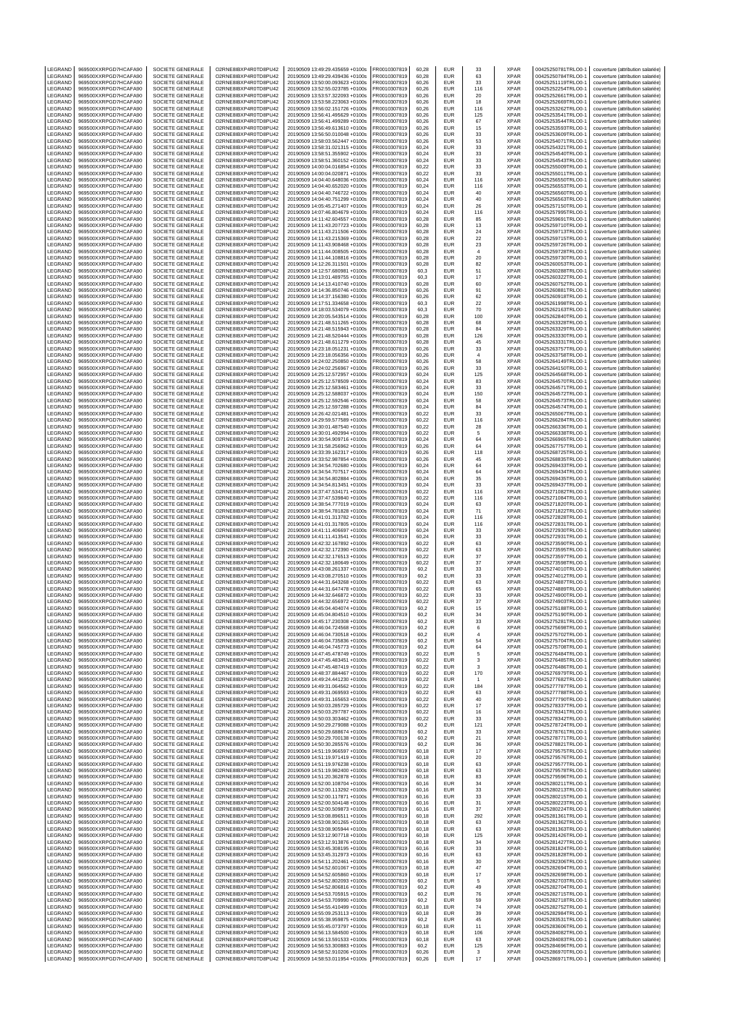| | | | | | | | | | | | |
|---|---|---|---|---|---|---|---|---|---|---|---|
| LEGRAND | 969500XXRPGD7HCAFA90 | SOCIETE GENERALE | O2RNE8IBXP4R0TD8PU42 | 20190509 13:49:29.435659 +0100s | FR0010307819 | 60,28 | EUR | 33 | XPAR | 00425250781TRLO0-1 | couverture (attribution salariée) |
| LEGRAND | 969500XXRPGD7HCAFA90 | SOCIETE GENERALE | O2RNE8IBXP4R0TD8PU42 | 20190509 13:49:29.439436 +0100s | FR0010307819 | 60,28 | EUR | 63 | XPAR | 00425250784TRLO0-1 | couverture (attribution salariée) |
| LEGRAND | 969500XXRPGD7HCAFA90 | SOCIETE GENERALE | O2RNE8IBXP4R0TD8PU42 | 20190509 13:50:00.093623 +0100s | FR0010307819 | 60,26 | EUR | 33 | XPAR | 00425251119TRLO0-1 | couverture (attribution salariée) |
| LEGRAND | 969500XXRPGD7HCAFA90 | SOCIETE GENERALE | O2RNE8IBXP4R0TD8PU42 | 20190509 13:52:56.023785 +0100s | FR0010307819 | 60,26 | EUR | 116 | XPAR | 00425252254TRLO0-1 | couverture (attribution salariée) |
| LEGRAND | 969500XXRPGD7HCAFA90 | SOCIETE GENERALE | O2RNE8IBXP4R0TD8PU42 | 20190509 13:53:57.322093 +0100s | FR0010307819 | 60,26 | EUR | 20 | XPAR | 00425252661TRLO0-1 | couverture (attribution salariée) |
| LEGRAND | 969500XXRPGD7HCAFA90 | SOCIETE GENERALE | O2RNE8IBXP4R0TD8PU42 | 20190509 13:53:58.223063 +0100s | FR0010307819 | 60,26 | EUR | 18 | XPAR | 00425252669TRLO0-1 | couverture (attribution salariée) |
| LEGRAND | 969500XXRPGD7HCAFA90 | SOCIETE GENERALE | O2RNE8IBXP4R0TD8PU42 | 20190509 13:56:02.151726 +0100s | FR0010307819 | 60,26 | EUR | 116 | XPAR | 00425253262TRLO0-1 | couverture (attribution salariée) |
| LEGRAND | 969500XXRPGD7HCAFA90 | SOCIETE GENERALE | O2RNE8IBXP4R0TD8PU42 | 20190509 13:56:41.495629 +0100s | FR0010307819 | 60,26 | EUR | 125 | XPAR | 00425253541TRLO0-1 | couverture (attribution salariée) |
| LEGRAND | 969500XXRPGD7HCAFA90 | SOCIETE GENERALE | O2RNE8IBXP4R0TD8PU42 | 20190509 13:56:41.499289 +0100s | FR0010307819 | 60,26 | EUR | 67 | XPAR | 00425253544TRLO0-1 | couverture (attribution salariée) |
| LEGRAND | 969500XXRPGD7HCAFA90 | SOCIETE GENERALE | O2RNE8IBXP4R0TD8PU42 | 20190509 13:56:49.613610 +0100s | FR0010307819 | 60,26 | EUR | 15 | XPAR | 00425253593TRLO0-1 | couverture (attribution salariée) |
| LEGRAND | 969500XXRPGD7HCAFA90 | SOCIETE GENERALE | O2RNE8IBXP4R0TD8PU42 | 20190509 13:56:50.010048 +0100s | FR0010307819 | 60,26 | EUR | 33 | XPAR | 00425253609TRLO0-1 | couverture (attribution salariée) |
| LEGRAND | 969500XXRPGD7HCAFA90 | SOCIETE GENERALE | O2RNE8IBXP4R0TD8PU42 | 20190509 13:58:03.562447 +0100s | FR0010307819 | 60,26 | EUR | 53 | XPAR | 00425254071TRLO0-1 | couverture (attribution salariée) |
| LEGRAND | 969500XXRPGD7HCAFA90 | SOCIETE GENERALE | O2RNE8IBXP4R0TD8PU42 | 20190509 13:58:31.021315 +0100s | FR0010307819 | 60,24 | EUR | 33 | XPAR | 00425254321TRLO0-1 | couverture (attribution salariée) |
| LEGRAND | 969500XXRPGD7HCAFA90 | SOCIETE GENERALE | O2RNE8IBXP4R0TD8PU42 | 20190509 13:58:51.355902 +0100s | FR0010307819 | 60,24 | EUR | 33 | XPAR | 00425254540TRLO0-1 | couverture (attribution salariée) |
| LEGRAND | 969500XXRPGD7HCAFA90 | SOCIETE GENERALE | O2RNE8IBXP4R0TD8PU42 | 20190509 13:58:51.360152 +0100s | FR0010307819 | 60,24 | EUR | 33 | XPAR | 00425254543TRLO0-1 | couverture (attribution salariée) |
| LEGRAND | 969500XXRPGD7HCAFA90 | SOCIETE GENERALE | O2RNE8IBXP4R0TD8PU42 | 20190509 14:00:04.016854 +0100s | FR0010307819 | 60,22 | EUR | 33 | XPAR | 00425255009TRLO0-1 | couverture (attribution salariée) |
| LEGRAND | 969500XXRPGD7HCAFA90 | SOCIETE GENERALE | O2RNE8IBXP4R0TD8PU42 | 20190509 14:00:04.020871 +0100s | FR0010307819 | 60,22 | EUR | 33 | XPAR | 00425255011TRLO0-1 | couverture (attribution salariée) |
| LEGRAND | 969500XXRPGD7HCAFA90 | SOCIETE GENERALE | O2RNE8IBXP4R0TD8PU42 | 20190509 14:04:40.648036 +0100s | FR0010307819 | 60,24 | EUR | 116 | XPAR | 00425256550TRLO0-1 | couverture (attribution salariée) |
| LEGRAND | 969500XXRPGD7HCAFA90 | SOCIETE GENERALE | O2RNE8IBXP4R0TD8PU42 | 20190509 14:04:40.652020 +0100s | FR0010307819 | 60,24 | EUR | 116 | XPAR | 00425256553TRLO0-1 | couverture (attribution salariée) |
| LEGRAND | 969500XXRPGD7HCAFA90 | SOCIETE GENERALE | O2RNE8IBXP4R0TD8PU42 | 20190509 14:04:40.746722 +0100s | FR0010307819 | 60,24 | EUR | 40 | XPAR | 00425256560TRLO0-1 | couverture (attribution salariée) |
| LEGRAND | 969500XXRPGD7HCAFA90 | SOCIETE GENERALE | O2RNE8IBXP4R0TD8PU42 | 20190509 14:04:40.751299 +0100s | FR0010307819 | 60,24 | EUR | 40 | XPAR | 00425256563TRLO0-1 | couverture (attribution salariée) |
| LEGRAND | 969500XXRPGD7HCAFA90 | SOCIETE GENERALE | O2RNE8IBXP4R0TD8PU42 | 20190509 14:05:45.271407 +0100s | FR0010307819 | 60,24 | EUR | 26 | XPAR | 00425257150TRLO0-1 | couverture (attribution salariée) |
| LEGRAND | 969500XXRPGD7HCAFA90 | SOCIETE GENERALE | O2RNE8IBXP4R0TD8PU42 | 20190509 14:07:46.804679 +0100s | FR0010307819 | 60,24 | EUR | 116 | XPAR | 00425257995TRLO0-1 | couverture (attribution salariée) |
| LEGRAND | 969500XXRPGD7HCAFA90 | SOCIETE GENERALE | O2RNE8IBXP4R0TD8PU42 | 20190509 14:11:42.604557 +0100s | FR0010307819 | 60,28 | EUR | 85 | XPAR | 00425259691TRLO0-1 | couverture (attribution salariée) |
| LEGRAND | 969500XXRPGD7HCAFA90 | SOCIETE GENERALE | O2RNE8IBXP4R0TD8PU42 | 20190509 14:11:43.207723 +0100s | FR0010307819 | 60,28 | EUR | 13 | XPAR | 00425259710TRLO0-1 | couverture (attribution salariée) |
| LEGRAND | 969500XXRPGD7HCAFA90 | SOCIETE GENERALE | O2RNE8IBXP4R0TD8PU42 | 20190509 14:11:43.211506 +0100s | FR0010307819 | 60,28 | EUR | 24 | XPAR | 00425259713TRLO0-1 | couverture (attribution salariée) |
| LEGRAND | 969500XXRPGD7HCAFA90 | SOCIETE GENERALE | O2RNE8IBXP4R0TD8PU42 | 20190509 14:11:43.215369 +0100s | FR0010307819 | 60,28 | EUR | 22 | XPAR | 00425259715TRLO0-1 | couverture (attribution salariée) |
| LEGRAND | 969500XXRPGD7HCAFA90 | SOCIETE GENERALE | O2RNE8IBXP4R0TD8PU42 | 20190509 14:11:43.908468 +0100s | FR0010307819 | 60,28 | EUR | 23 | XPAR | 00425259726TRLO0-1 | couverture (attribution salariée) |
| LEGRAND | 969500XXRPGD7HCAFA90 | SOCIETE GENERALE | O2RNE8IBXP4R0TD8PU42 | 20190509 14:11:44.008505 +0100s | FR0010307819 | 60,28 | EUR | 4 | XPAR | 00425259728TRLO0-1 | couverture (attribution salariée) |
| LEGRAND | 969500XXRPGD7HCAFA90 | SOCIETE GENERALE | O2RNE8IBXP4R0TD8PU42 | 20190509 14:11:44.108816 +0100s | FR0010307819 | 60,28 | EUR | 20 | XPAR | 00425259730TRLO0-1 | couverture (attribution salariée) |
| LEGRAND | 969500XXRPGD7HCAFA90 | SOCIETE GENERALE | O2RNE8IBXP4R0TD8PU42 | 20190509 14:12:26.311501 +0100s | FR0010307819 | 60,28 | EUR | 82 | XPAR | 00425260053TRLO0-1 | couverture (attribution salariée) |
| LEGRAND | 969500XXRPGD7HCAFA90 | SOCIETE GENERALE | O2RNE8IBXP4R0TD8PU42 | 20190509 14:12:57.680981 +0100s | FR0010307819 | 60,3 | EUR | 51 | XPAR | 00425260288TRLO0-1 | couverture (attribution salariée) |
| LEGRAND | 969500XXRPGD7HCAFA90 | SOCIETE GENERALE | O2RNE8IBXP4R0TD8PU42 | 20190509 14:13:01.489755 +0100s | FR0010307819 | 60,3 | EUR | 17 | XPAR | 00425260322TRLO0-1 | couverture (attribution salariée) |
| LEGRAND | 969500XXRPGD7HCAFA90 | SOCIETE GENERALE | O2RNE8IBXP4R0TD8PU42 | 20190509 14:14:13.410740 +0100s | FR0010307819 | 60,28 | EUR | 60 | XPAR | 00425260752TRLO0-1 | couverture (attribution salariée) |
| LEGRAND | 969500XXRPGD7HCAFA90 | SOCIETE GENERALE | O2RNE8IBXP4R0TD8PU42 | 20190509 14:14:36.850746 +0100s | FR0010307819 | 60,26 | EUR | 91 | XPAR | 00425260881TRLO0-1 | couverture (attribution salariée) |
| LEGRAND | 969500XXRPGD7HCAFA90 | SOCIETE GENERALE | O2RNE8IBXP4R0TD8PU42 | 20190509 14:14:37.156380 +0100s | FR0010307819 | 60,26 | EUR | 62 | XPAR | 00425260918TRLO0-1 | couverture (attribution salariée) |
| LEGRAND | 969500XXRPGD7HCAFA90 | SOCIETE GENERALE | O2RNE8IBXP4R0TD8PU42 | 20190509 14:17:51.334658 +0100s | FR0010307819 | 60,3 | EUR | 22 | XPAR | 00425261998TRLO0-1 | couverture (attribution salariée) |
| LEGRAND | 969500XXRPGD7HCAFA90 | SOCIETE GENERALE | O2RNE8IBXP4R0TD8PU42 | 20190509 14:18:03.534079 +0100s | FR0010307819 | 60,3 | EUR | 70 | XPAR | 00425262163TRLO0-1 | couverture (attribution salariée) |
| LEGRAND | 969500XXRPGD7HCAFA90 | SOCIETE GENERALE | O2RNE8IBXP4R0TD8PU42 | 20190509 14:20:05.543514 +0100s | FR0010307819 | 60,28 | EUR | 100 | XPAR | 00425262840TRLO0-1 | couverture (attribution salariée) |
| LEGRAND | 969500XXRPGD7HCAFA90 | SOCIETE GENERALE | O2RNE8IBXP4R0TD8PU42 | 20190509 14:21:48.511265 +0100s | FR0010307819 | 60,28 | EUR | 68 | XPAR | 00425263328TRLO0-1 | couverture (attribution salariée) |
| LEGRAND | 969500XXRPGD7HCAFA90 | SOCIETE GENERALE | O2RNE8IBXP4R0TD8PU42 | 20190509 14:21:48.515943 +0100s | FR0010307819 | 60,28 | EUR | 84 | XPAR | 00425263329TRLO0-1 | couverture (attribution salariée) |
| LEGRAND | 969500XXRPGD7HCAFA90 | SOCIETE GENERALE | O2RNE8IBXP4R0TD8PU42 | 20190509 14:21:48.520444 +0100s | FR0010307819 | 60,28 | EUR | 126 | XPAR | 00425263330TRLO0-1 | couverture (attribution salariée) |
| LEGRAND | 969500XXRPGD7HCAFA90 | SOCIETE GENERALE | O2RNE8IBXP4R0TD8PU42 | 20190509 14:21:48.611279 +0100s | FR0010307819 | 60,28 | EUR | 45 | XPAR | 00425263331TRLO0-1 | couverture (attribution salariée) |
| LEGRAND | 969500XXRPGD7HCAFA90 | SOCIETE GENERALE | O2RNE8IBXP4R0TD8PU42 | 20190509 14:23:18.051231 +0100s | FR0010307819 | 60,26 | EUR | 33 | XPAR | 00425263757TRLO0-1 | couverture (attribution salariée) |
| LEGRAND | 969500XXRPGD7HCAFA90 | SOCIETE GENERALE | O2RNE8IBXP4R0TD8PU42 | 20190509 14:23:18.056356 +0100s | FR0010307819 | 60,26 | EUR | 4 | XPAR | 00425263758TRLO0-1 | couverture (attribution salariée) |
| LEGRAND | 969500XXRPGD7HCAFA90 | SOCIETE GENERALE | O2RNE8IBXP4R0TD8PU42 | 20190509 14:24:02.250850 +0100s | FR0010307819 | 60,26 | EUR | 58 | XPAR | 00425264149TRLO0-1 | couverture (attribution salariée) |
| LEGRAND | 969500XXRPGD7HCAFA90 | SOCIETE GENERALE | O2RNE8IBXP4R0TD8PU42 | 20190509 14:24:02.256967 +0100s | FR0010307819 | 60,26 | EUR | 33 | XPAR | 00425264150TRLO0-1 | couverture (attribution salariée) |
| LEGRAND | 969500XXRPGD7HCAFA90 | SOCIETE GENERALE | O2RNE8IBXP4R0TD8PU42 | 20190509 14:25:12.572957 +0100s | FR0010307819 | 60,24 | EUR | 125 | XPAR | 00425264568TRLO0-1 | couverture (attribution salariée) |
| LEGRAND | 969500XXRPGD7HCAFA90 | SOCIETE GENERALE | O2RNE8IBXP4R0TD8PU42 | 20190509 14:25:12.578509 +0100s | FR0010307819 | 60,24 | EUR | 83 | XPAR | 00425264570TRLO0-1 | couverture (attribution salariée) |
| LEGRAND | 969500XXRPGD7HCAFA90 | SOCIETE GENERALE | O2RNE8IBXP4R0TD8PU42 | 20190509 14:25:12.583461 +0100s | FR0010307819 | 60,24 | EUR | 33 | XPAR | 00425264571TRLO0-1 | couverture (attribution salariée) |
| LEGRAND | 969500XXRPGD7HCAFA90 | SOCIETE GENERALE | O2RNE8IBXP4R0TD8PU42 | 20190509 14:25:12.588037 +0100s | FR0010307819 | 60,24 | EUR | 150 | XPAR | 00425264572TRLO0-1 | couverture (attribution salariée) |
| LEGRAND | 969500XXRPGD7HCAFA90 | SOCIETE GENERALE | O2RNE8IBXP4R0TD8PU42 | 20190509 14:25:12.592546 +0100s | FR0010307819 | 60,24 | EUR | 58 | XPAR | 00425264573TRLO0-1 | couverture (attribution salariée) |
| LEGRAND | 969500XXRPGD7HCAFA90 | SOCIETE GENERALE | O2RNE8IBXP4R0TD8PU42 | 20190509 14:25:12.597288 +0100s | FR0010307819 | 60,24 | EUR | 84 | XPAR | 00425264574TRLO0-1 | couverture (attribution salariée) |
| LEGRAND | 969500XXRPGD7HCAFA90 | SOCIETE GENERALE | O2RNE8IBXP4R0TD8PU42 | 20190509 14:26:42.021481 +0100s | FR0010307819 | 60,22 | EUR | 33 | XPAR | 00425265067TRLO0-1 | couverture (attribution salariée) |
| LEGRAND | 969500XXRPGD7HCAFA90 | SOCIETE GENERALE | O2RNE8IBXP4R0TD8PU42 | 20190509 14:29:59.577589 +0100s | FR0010307819 | 60,22 | EUR | 116 | XPAR | 00425266284TRLO0-1 | couverture (attribution salariée) |
| LEGRAND | 969500XXRPGD7HCAFA90 | SOCIETE GENERALE | O2RNE8IBXP4R0TD8PU42 | 20190509 14:30:01.487540 +0100s | FR0010307819 | 60,22 | EUR | 28 | XPAR | 00425266336TRLO0-1 | couverture (attribution salariée) |
| LEGRAND | 969500XXRPGD7HCAFA90 | SOCIETE GENERALE | O2RNE8IBXP4R0TD8PU42 | 20190509 14:30:01.492994 +0100s | FR0010307819 | 60,22 | EUR | 5 | XPAR | 00425266338TRLO0-1 | couverture (attribution salariée) |
| LEGRAND | 969500XXRPGD7HCAFA90 | SOCIETE GENERALE | O2RNE8IBXP4R0TD8PU42 | 20190509 14:30:54.909716 +0100s | FR0010307819 | 60,24 | EUR | 64 | XPAR | 00425266965TRLO0-1 | couverture (attribution salariée) |
| LEGRAND | 969500XXRPGD7HCAFA90 | SOCIETE GENERALE | O2RNE8IBXP4R0TD8PU42 | 20190509 14:31:58.256962 +0100s | FR0010307819 | 60,26 | EUR | 64 | XPAR | 00425267757TRLO0-1 | couverture (attribution salariée) |
| LEGRAND | 969500XXRPGD7HCAFA90 | SOCIETE GENERALE | O2RNE8IBXP4R0TD8PU42 | 20190509 14:33:39.162317 +0100s | FR0010307819 | 60,26 | EUR | 118 | XPAR | 00425268725TRLO0-1 | couverture (attribution salariée) |
| LEGRAND | 969500XXRPGD7HCAFA90 | SOCIETE GENERALE | O2RNE8IBXP4R0TD8PU42 | 20190509 14:33:52.987854 +0100s | FR0010307819 | 60,26 | EUR | 45 | XPAR | 00425268835TRLO0-1 | couverture (attribution salariée) |
| LEGRAND | 969500XXRPGD7HCAFA90 | SOCIETE GENERALE | O2RNE8IBXP4R0TD8PU42 | 20190509 14:34:54.702680 +0100s | FR0010307819 | 60,24 | EUR | 64 | XPAR | 00425269433TRLO0-1 | couverture (attribution salariée) |
| LEGRAND | 969500XXRPGD7HCAFA90 | SOCIETE GENERALE | O2RNE8IBXP4R0TD8PU42 | 20190509 14:34:54.707517 +0100s | FR0010307819 | 60,24 | EUR | 64 | XPAR | 00425269434TRLO0-1 | couverture (attribution salariée) |
| LEGRAND | 969500XXRPGD7HCAFA90 | SOCIETE GENERALE | O2RNE8IBXP4R0TD8PU42 | 20190509 14:34:54.802884 +0100s | FR0010307819 | 60,24 | EUR | 35 | XPAR | 00425269435TRLO0-1 | couverture (attribution salariée) |
| LEGRAND | 969500XXRPGD7HCAFA90 | SOCIETE GENERALE | O2RNE8IBXP4R0TD8PU42 | 20190509 14:34:54.813451 +0100s | FR0010307819 | 60,24 | EUR | 33 | XPAR | 00425269437TRLO0-1 | couverture (attribution salariée) |
| LEGRAND | 969500XXRPGD7HCAFA90 | SOCIETE GENERALE | O2RNE8IBXP4R0TD8PU42 | 20190509 14:37:47.534171 +0100s | FR0010307819 | 60,22 | EUR | 116 | XPAR | 00425271082TRLO0-1 | couverture (attribution salariée) |
| LEGRAND | 969500XXRPGD7HCAFA90 | SOCIETE GENERALE | O2RNE8IBXP4R0TD8PU42 | 20190509 14:37:47.539840 +0100s | FR0010307819 | 60,22 | EUR | 116 | XPAR | 00425271084TRLO0-1 | couverture (attribution salariée) |
| LEGRAND | 969500XXRPGD7HCAFA90 | SOCIETE GENERALE | O2RNE8IBXP4R0TD8PU42 | 20190509 14:38:54.777019 +0100s | FR0010307819 | 60,24 | EUR | 63 | XPAR | 00425271820TRLO0-1 | couverture (attribution salariée) |
| LEGRAND | 969500XXRPGD7HCAFA90 | SOCIETE GENERALE | O2RNE8IBXP4R0TD8PU42 | 20190509 14:38:54.781828 +0100s | FR0010307819 | 60,24 | EUR | 71 | XPAR | 00425271822TRLO0-1 | couverture (attribution salariée) |
| LEGRAND | 969500XXRPGD7HCAFA90 | SOCIETE GENERALE | O2RNE8IBXP4R0TD8PU42 | 20190509 14:41:01.313782 +0100s | FR0010307819 | 60,24 | EUR | 116 | XPAR | 00425272828TRLO0-1 | couverture (attribution salariée) |
| LEGRAND | 969500XXRPGD7HCAFA90 | SOCIETE GENERALE | O2RNE8IBXP4R0TD8PU42 | 20190509 14:41:01.317805 +0100s | FR0010307819 | 60,24 | EUR | 116 | XPAR | 00425272831TRLO0-1 | couverture (attribution salariée) |
| LEGRAND | 969500XXRPGD7HCAFA90 | SOCIETE GENERALE | O2RNE8IBXP4R0TD8PU42 | 20190509 14:41:11.406697 +0100s | FR0010307819 | 60,24 | EUR | 33 | XPAR | 00425272930TRLO0-1 | couverture (attribution salariée) |
| LEGRAND | 969500XXRPGD7HCAFA90 | SOCIETE GENERALE | O2RNE8IBXP4R0TD8PU42 | 20190509 14:41:11.413541 +0100s | FR0010307819 | 60,24 | EUR | 33 | XPAR | 00425272931TRLO0-1 | couverture (attribution salariée) |
| LEGRAND | 969500XXRPGD7HCAFA90 | SOCIETE GENERALE | O2RNE8IBXP4R0TD8PU42 | 20190509 14:42:32.167892 +0100s | FR0010307819 | 60,22 | EUR | 63 | XPAR | 00425273590TRLO0-1 | couverture (attribution salariée) |
| LEGRAND | 969500XXRPGD7HCAFA90 | SOCIETE GENERALE | O2RNE8IBXP4R0TD8PU42 | 20190509 14:42:32.172390 +0100s | FR0010307819 | 60,22 | EUR | 63 | XPAR | 00425273595TRLO0-1 | couverture (attribution salariée) |
| LEGRAND | 969500XXRPGD7HCAFA90 | SOCIETE GENERALE | O2RNE8IBXP4R0TD8PU42 | 20190509 14:42:32.176513 +0100s | FR0010307819 | 60,22 | EUR | 37 | XPAR | 00425273597TRLO0-1 | couverture (attribution salariée) |
| LEGRAND | 969500XXRPGD7HCAFA90 | SOCIETE GENERALE | O2RNE8IBXP4R0TD8PU42 | 20190509 14:42:32.180649 +0100s | FR0010307819 | 60,22 | EUR | 37 | XPAR | 00425273598TRLO0-1 | couverture (attribution salariée) |
| LEGRAND | 969500XXRPGD7HCAFA90 | SOCIETE GENERALE | O2RNE8IBXP4R0TD8PU42 | 20190509 14:43:08.261337 +0100s | FR0010307819 | 60,2 | EUR | 33 | XPAR | 00425274010TRLO0-1 | couverture (attribution salariée) |
| LEGRAND | 969500XXRPGD7HCAFA90 | SOCIETE GENERALE | O2RNE8IBXP4R0TD8PU42 | 20190509 14:43:08.270510 +0100s | FR0010307819 | 60,2 | EUR | 33 | XPAR | 00425274012TRLO0-1 | couverture (attribution salariée) |
| LEGRAND | 969500XXRPGD7HCAFA90 | SOCIETE GENERALE | O2RNE8IBXP4R0TD8PU42 | 20190509 14:44:31.643268 +0100s | FR0010307819 | 60,22 | EUR | 63 | XPAR | 00425274887TRLO0-1 | couverture (attribution salariée) |
| LEGRAND | 969500XXRPGD7HCAFA90 | SOCIETE GENERALE | O2RNE8IBXP4R0TD8PU42 | 20190509 14:44:31.647478 +0100s | FR0010307819 | 60,22 | EUR | 65 | XPAR | 00425274889TRLO0-1 | couverture (attribution salariée) |
| LEGRAND | 969500XXRPGD7HCAFA90 | SOCIETE GENERALE | O2RNE8IBXP4R0TD8PU42 | 20190509 14:44:32.646872 +0100s | FR0010307819 | 60,22 | EUR | 33 | XPAR | 00425274900TRLO0-1 | couverture (attribution salariée) |
| LEGRAND | 969500XXRPGD7HCAFA90 | SOCIETE GENERALE | O2RNE8IBXP4R0TD8PU42 | 20190509 14:44:32.656972 +0100s | FR0010307819 | 60,22 | EUR | 37 | XPAR | 00425274903TRLO0-1 | couverture (attribution salariée) |
| LEGRAND | 969500XXRPGD7HCAFA90 | SOCIETE GENERALE | O2RNE8IBXP4R0TD8PU42 | 20190509 14:45:04.404074 +0100s | FR0010307819 | 60,2 | EUR | 15 | XPAR | 00425275188TRLO0-1 | couverture (attribution salariée) |
| LEGRAND | 969500XXRPGD7HCAFA90 | SOCIETE GENERALE | O2RNE8IBXP4R0TD8PU42 | 20190509 14:45:04.804510 +0100s | FR0010307819 | 60,2 | EUR | 34 | XPAR | 00425275190TRLO0-1 | couverture (attribution salariée) |
| LEGRAND | 969500XXRPGD7HCAFA90 | SOCIETE GENERALE | O2RNE8IBXP4R0TD8PU42 | 20190509 14:45:17.230308 +0100s | FR0010307819 | 60,2 | EUR | 33 | XPAR | 00425275281TRLO0-1 | couverture (attribution salariée) |
| LEGRAND | 969500XXRPGD7HCAFA90 | SOCIETE GENERALE | O2RNE8IBXP4R0TD8PU42 | 20190509 14:46:04.724568 +0100s | FR0010307819 | 60,2 | EUR | 6 | XPAR | 00425275698TRLO0-1 | couverture (attribution salariée) |
| LEGRAND | 969500XXRPGD7HCAFA90 | SOCIETE GENERALE | O2RNE8IBXP4R0TD8PU42 | 20190509 14:46:04.730518 +0100s | FR0010307819 | 60,2 | EUR | 4 | XPAR | 00425275702TRLO0-1 | couverture (attribution salariée) |
| LEGRAND | 969500XXRPGD7HCAFA90 | SOCIETE GENERALE | O2RNE8IBXP4R0TD8PU42 | 20190509 14:46:04.735836 +0100s | FR0010307819 | 60,2 | EUR | 54 | XPAR | 00425275704TRLO0-1 | couverture (attribution salariée) |
| LEGRAND | 969500XXRPGD7HCAFA90 | SOCIETE GENERALE | O2RNE8IBXP4R0TD8PU42 | 20190509 14:46:04.745773 +0100s | FR0010307819 | 60,2 | EUR | 64 | XPAR | 00425275708TRLO0-1 | couverture (attribution salariée) |
| LEGRAND | 969500XXRPGD7HCAFA90 | SOCIETE GENERALE | O2RNE8IBXP4R0TD8PU42 | 20190509 14:47:45.478749 +0100s | FR0010307819 | 60,22 | EUR | 5 | XPAR | 00425276484TRLO0-1 | couverture (attribution salariée) |
| LEGRAND | 969500XXRPGD7HCAFA90 | SOCIETE GENERALE | O2RNE8IBXP4R0TD8PU42 | 20190509 14:47:45.483451 +0100s | FR0010307819 | 60,22 | EUR | 3 | XPAR | 00425276485TRLO0-1 | couverture (attribution salariée) |
| LEGRAND | 969500XXRPGD7HCAFA90 | SOCIETE GENERALE | O2RNE8IBXP4R0TD8PU42 | 20190509 14:47:45.487419 +0100s | FR0010307819 | 60,22 | EUR | 3 | XPAR | 00425276486TRLO0-1 | couverture (attribution salariée) |
| LEGRAND | 969500XXRPGD7HCAFA90 | SOCIETE GENERALE | O2RNE8IBXP4R0TD8PU42 | 20190509 14:48:37.884467 +0100s | FR0010307819 | 60,22 | EUR | 170 | XPAR | 00425276979TRLO0-1 | couverture (attribution salariée) |
| LEGRAND | 969500XXRPGD7HCAFA90 | SOCIETE GENERALE | O2RNE8IBXP4R0TD8PU42 | 20190509 14:49:24.441230 +0100s | FR0010307819 | 60,22 | EUR | 1 | XPAR | 00425277682TRLO0-1 | couverture (attribution salariée) |
| LEGRAND | 969500XXRPGD7HCAFA90 | SOCIETE GENERALE | O2RNE8IBXP4R0TD8PU42 | 20190509 14:49:31.064562 +0100s | FR0010307819 | 60,22 | EUR | 184 | XPAR | 00425277787TRLO0-1 | couverture (attribution salariée) |
| LEGRAND | 969500XXRPGD7HCAFA90 | SOCIETE GENERALE | O2RNE8IBXP4R0TD8PU42 | 20190509 14:49:31.069593 +0100s | FR0010307819 | 60,22 | EUR | 63 | XPAR | 00425277788TRLO0-1 | couverture (attribution salariée) |
| LEGRAND | 969500XXRPGD7HCAFA90 | SOCIETE GENERALE | O2RNE8IBXP4R0TD8PU42 | 20190509 14:49:31.165653 +0100s | FR0010307819 | 60,22 | EUR | 40 | XPAR | 00425277790TRLO0-1 | couverture (attribution salariée) |
| LEGRAND | 969500XXRPGD7HCAFA90 | SOCIETE GENERALE | O2RNE8IBXP4R0TD8PU42 | 20190509 14:50:03.285729 +0100s | FR0010307819 | 60,22 | EUR | 17 | XPAR | 00425278337TRLO0-1 | couverture (attribution salariée) |
| LEGRAND | 969500XXRPGD7HCAFA90 | SOCIETE GENERALE | O2RNE8IBXP4R0TD8PU42 | 20190509 14:50:03.297787 +0100s | FR0010307819 | 60,22 | EUR | 16 | XPAR | 00425278341TRLO0-1 | couverture (attribution salariée) |
| LEGRAND | 969500XXRPGD7HCAFA90 | SOCIETE GENERALE | O2RNE8IBXP4R0TD8PU42 | 20190509 14:50:03.303462 +0100s | FR0010307819 | 60,22 | EUR | 33 | XPAR | 00425278342TRLO0-1 | couverture (attribution salariée) |
| LEGRAND | 969500XXRPGD7HCAFA90 | SOCIETE GENERALE | O2RNE8IBXP4R0TD8PU42 | 20190509 14:50:29.279088 +0100s | FR0010307819 | 60,2 | EUR | 121 | XPAR | 00425278724TRLO0-1 | couverture (attribution salariée) |
| LEGRAND | 969500XXRPGD7HCAFA90 | SOCIETE GENERALE | O2RNE8IBXP4R0TD8PU42 | 20190509 14:50:29.688674 +0100s | FR0010307819 | 60,2 | EUR | 33 | XPAR | 00425278761TRLO0-1 | couverture (attribution salariée) |
| LEGRAND | 969500XXRPGD7HCAFA90 | SOCIETE GENERALE | O2RNE8IBXP4R0TD8PU42 | 20190509 14:50:29.700138 +0100s | FR0010307819 | 60,2 | EUR | 21 | XPAR | 00425278771TRLO0-1 | couverture (attribution salariée) |
| LEGRAND | 969500XXRPGD7HCAFA90 | SOCIETE GENERALE | O2RNE8IBXP4R0TD8PU42 | 20190509 14:50:30.285576 +0100s | FR0010307819 | 60,2 | EUR | 36 | XPAR | 00425278821TRLO0-1 | couverture (attribution salariée) |
| LEGRAND | 969500XXRPGD7HCAFA90 | SOCIETE GENERALE | O2RNE8IBXP4R0TD8PU42 | 20190509 14:51:19.966597 +0100s | FR0010307819 | 60,18 | EUR | 17 | XPAR | 00425279575TRLO0-1 | couverture (attribution salariée) |
| LEGRAND | 969500XXRPGD7HCAFA90 | SOCIETE GENERALE | O2RNE8IBXP4R0TD8PU42 | 20190509 14:51:19.971419 +0100s | FR0010307819 | 60,18 | EUR | 20 | XPAR | 00425279576TRLO0-1 | couverture (attribution salariée) |
| LEGRAND | 969500XXRPGD7HCAFA90 | SOCIETE GENERALE | O2RNE8IBXP4R0TD8PU42 | 20190509 14:51:19.976238 +0100s | FR0010307819 | 60,18 | EUR | 63 | XPAR | 00425279577TRLO0-1 | couverture (attribution salariée) |
| LEGRAND | 969500XXRPGD7HCAFA90 | SOCIETE GENERALE | O2RNE8IBXP4R0TD8PU42 | 20190509 14:51:19.982400 +0100s | FR0010307819 | 60,18 | EUR | 63 | XPAR | 00425279578TRLO0-1 | couverture (attribution salariée) |
| LEGRAND | 969500XXRPGD7HCAFA90 | SOCIETE GENERALE | O2RNE8IBXP4R0TD8PU42 | 20190509 14:51:20.362878 +0100s | FR0010307819 | 60,18 | EUR | 83 | XPAR | 00425279596TRLO0-1 | couverture (attribution salariée) |
| LEGRAND | 969500XXRPGD7HCAFA90 | SOCIETE GENERALE | O2RNE8IBXP4R0TD8PU42 | 20190509 14:52:00.108704 +0100s | FR0010307819 | 60,16 | EUR | 34 | XPAR | 00425280211TRLO0-1 | couverture (attribution salariée) |
| LEGRAND | 969500XXRPGD7HCAFA90 | SOCIETE GENERALE | O2RNE8IBXP4R0TD8PU42 | 20190509 14:52:00.113292 +0100s | FR0010307819 | 60,16 | EUR | 33 | XPAR | 00425280213TRLO0-1 | couverture (attribution salariée) |
| LEGRAND | 969500XXRPGD7HCAFA90 | SOCIETE GENERALE | O2RNE8IBXP4R0TD8PU42 | 20190509 14:52:00.117871 +0100s | FR0010307819 | 60,16 | EUR | 33 | XPAR | 00425280215TRLO0-1 | couverture (attribution salariée) |
| LEGRAND | 969500XXRPGD7HCAFA90 | SOCIETE GENERALE | O2RNE8IBXP4R0TD8PU42 | 20190509 14:52:00.504148 +0100s | FR0010307819 | 60,16 | EUR | 31 | XPAR | 00425280223TRLO0-1 | couverture (attribution salariée) |
| LEGRAND | 969500XXRPGD7HCAFA90 | SOCIETE GENERALE | O2RNE8IBXP4R0TD8PU42 | 20190509 14:52:00.509873 +0100s | FR0010307819 | 60,16 | EUR | 37 | XPAR | 00425280224TRLO0-1 | couverture (attribution salariée) |
| LEGRAND | 969500XXRPGD7HCAFA90 | SOCIETE GENERALE | O2RNE8IBXP4R0TD8PU42 | 20190509 14:53:08.896511 +0100s | FR0010307819 | 60,18 | EUR | 292 | XPAR | 00425281361TRLO0-1 | couverture (attribution salariée) |
| LEGRAND | 969500XXRPGD7HCAFA90 | SOCIETE GENERALE | O2RNE8IBXP4R0TD8PU42 | 20190509 14:53:08.901265 +0100s | FR0010307819 | 60,18 | EUR | 63 | XPAR | 00425281362TRLO0-1 | couverture (attribution salariée) |
| LEGRAND | 969500XXRPGD7HCAFA90 | SOCIETE GENERALE | O2RNE8IBXP4R0TD8PU42 | 20190509 14:53:08.905944 +0100s | FR0010307819 | 60,18 | EUR | 63 | XPAR | 00425281363TRLO0-1 | couverture (attribution salariée) |
| LEGRAND | 969500XXRPGD7HCAFA90 | SOCIETE GENERALE | O2RNE8IBXP4R0TD8PU42 | 20190509 14:53:12.907718 +0100s | FR0010307819 | 60,18 | EUR | 125 | XPAR | 00425281426TRLO0-1 | couverture (attribution salariée) |
| LEGRAND | 969500XXRPGD7HCAFA90 | SOCIETE GENERALE | O2RNE8IBXP4R0TD8PU42 | 20190509 14:53:12.913876 +0100s | FR0010307819 | 60,18 | EUR | 34 | XPAR | 00425281427TRLO0-1 | couverture (attribution salariée) |
| LEGRAND | 969500XXRPGD7HCAFA90 | SOCIETE GENERALE | O2RNE8IBXP4R0TD8PU42 | 20190509 14:53:45.308195 +0100s | FR0010307819 | 60,16 | EUR | 33 | XPAR | 00425281824TRLO0-1 | couverture (attribution salariée) |
| LEGRAND | 969500XXRPGD7HCAFA90 | SOCIETE GENERALE | O2RNE8IBXP4R0TD8PU42 | 20190509 14:53:45.312973 +0100s | FR0010307819 | 60,16 | EUR | 63 | XPAR | 00425281828TRLO0-1 | couverture (attribution salariée) |
| LEGRAND | 969500XXRPGD7HCAFA90 | SOCIETE GENERALE | O2RNE8IBXP4R0TD8PU42 | 20190509 14:54:11.202461 +0100s | FR0010307819 | 60,16 | EUR | 30 | XPAR | 00425282306TRLO0-1 | couverture (attribution salariée) |
| LEGRAND | 969500XXRPGD7HCAFA90 | SOCIETE GENERALE | O2RNE8IBXP4R0TD8PU42 | 20190509 14:54:52.601067 +0100s | FR0010307819 | 60,18 | EUR | 47 | XPAR | 00425282694TRLO0-1 | couverture (attribution salariée) |
| LEGRAND | 969500XXRPGD7HCAFA90 | SOCIETE GENERALE | O2RNE8IBXP4R0TD8PU42 | 20190509 14:54:52.605860 +0100s | FR0010307819 | 60,18 | EUR | 17 | XPAR | 00425282698TRLO0-1 | couverture (attribution salariée) |
| LEGRAND | 969500XXRPGD7HCAFA90 | SOCIETE GENERALE | O2RNE8IBXP4R0TD8PU42 | 20190509 14:54:52.802093 +0100s | FR0010307819 | 60,2 | EUR | 5 | XPAR | 00425282703TRLO0-1 | couverture (attribution salariée) |
| LEGRAND | 969500XXRPGD7HCAFA90 | SOCIETE GENERALE | O2RNE8IBXP4R0TD8PU42 | 20190509 14:54:52.806816 +0100s | FR0010307819 | 60,2 | EUR | 49 | XPAR | 00425282704TRLO0-1 | couverture (attribution salariée) |
| LEGRAND | 969500XXRPGD7HCAFA90 | SOCIETE GENERALE | O2RNE8IBXP4R0TD8PU42 | 20190509 14:54:53.705915 +0100s | FR0010307819 | 60,2 | EUR | 76 | XPAR | 00425282715TRLO0-1 | couverture (attribution salariée) |
| LEGRAND | 969500XXRPGD7HCAFA90 | SOCIETE GENERALE | O2RNE8IBXP4R0TD8PU42 | 20190509 14:54:53.709990 +0100s | FR0010307819 | 60,2 | EUR | 59 | XPAR | 00425282718TRLO0-1 | couverture (attribution salariée) |
| LEGRAND | 969500XXRPGD7HCAFA90 | SOCIETE GENERALE | O2RNE8IBXP4R0TD8PU42 | 20190509 14:54:55.410499 +0100s | FR0010307819 | 60,18 | EUR | 74 | XPAR | 00425282752TRLO0-1 | couverture (attribution salariée) |
| LEGRAND | 969500XXRPGD7HCAFA90 | SOCIETE GENERALE | O2RNE8IBXP4R0TD8PU42 | 20190509 14:55:09.253113 +0100s | FR0010307819 | 60,18 | EUR | 39 | XPAR | 00425282984TRLO0-1 | couverture (attribution salariée) |
| LEGRAND | 969500XXRPGD7HCAFA90 | SOCIETE GENERALE | O2RNE8IBXP4R0TD8PU42 | 20190509 14:55:38.959875 +0100s | FR0010307819 | 60,2 | EUR | 45 | XPAR | 00425283531TRLO0-1 | couverture (attribution salariée) |
| LEGRAND | 969500XXRPGD7HCAFA90 | SOCIETE GENERALE | O2RNE8IBXP4R0TD8PU42 | 20190509 14:55:45.073797 +0100s | FR0010307819 | 60,18 | EUR | 11 | XPAR | 00425283606TRLO0-1 | couverture (attribution salariée) |
| LEGRAND | 969500XXRPGD7HCAFA90 | SOCIETE GENERALE | O2RNE8IBXP4R0TD8PU42 | 20190509 14:56:13.584500 +0100s | FR0010307819 | 60,18 | EUR | 106 | XPAR | 00425284082TRLO0-1 | couverture (attribution salariée) |
| LEGRAND | 969500XXRPGD7HCAFA90 | SOCIETE GENERALE | O2RNE8IBXP4R0TD8PU42 | 20190509 14:56:13.591533 +0100s | FR0010307819 | 60,18 | EUR | 63 | XPAR | 00425284083TRLO0-1 | couverture (attribution salariée) |
| LEGRAND | 969500XXRPGD7HCAFA90 | SOCIETE GENERALE | O2RNE8IBXP4R0TD8PU42 | 20190509 14:56:53.300883 +0100s | FR0010307819 | 60,2 | EUR | 125 | XPAR | 00425284696TRLO0-1 | couverture (attribution salariée) |
| LEGRAND | 969500XXRPGD7HCAFA90 | SOCIETE GENERALE | O2RNE8IBXP4R0TD8PU42 | 20190509 14:58:52.910206 +0100s | FR0010307819 | 60,26 | EUR | 3 | XPAR | 00425286970TRLO0-1 | couverture (attribution salariée) |
| LEGRAND | 969500XXRPGD7HCAFA90 | SOCIETE GENERALE | O2RNE8IBXP4R0TD8PU42 | 20190509 14:58:53.011954 +0100s | FR0010307819 | 60,26 | EUR | 17 | XPAR | 00425286971TRLO0-1 | couverture (attribution salariée) |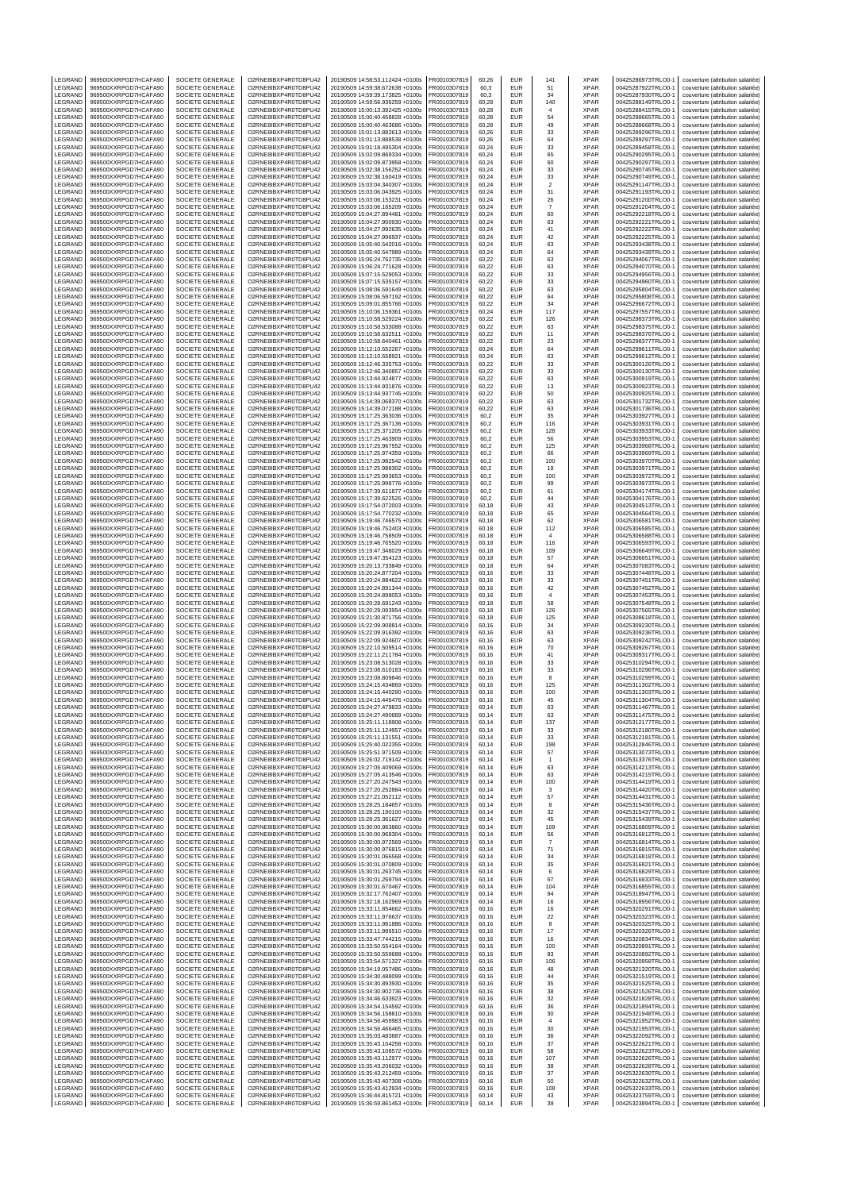| LEGRAND | 969500XXRPGD7HCAFA90 | SOCIETE GENERALE | O2RNE8IBXP4R0TD8PU42 | 20190509 14:58:53.112424 +0100s | FR0010307819 | 60,26 | EUR | 141 | XPAR | 00425286973TRLO0-1 | couverture (attribution salariée) |
|---|---|---|---|---|---|---|---|---|---|---|---|
| LEGRAND | 969500XXRPGD7HCAFA90 | SOCIETE GENERALE | O2RNE8IBXP4R0TD8PU42 | 20190509 14:59:38.672638 +0100s | FR0010307819 | 60,3 | EUR | 51 | XPAR | 00425287922TRLO0-1 | couverture (attribution salariée) |
| LEGRAND | 969500XXRPGD7HCAFA90 | SOCIETE GENERALE | O2RNE8IBXP4R0TD8PU42 | 20190509 14:59:39.173825 +0100s | FR0010307819 | 60,3 | EUR | 34 | XPAR | 00425287930TRLO0-1 | couverture (attribution salariée) |
| LEGRAND | 969500XXRPGD7HCAFA90 | SOCIETE GENERALE | O2RNE8IBXP4R0TD8PU42 | 20190509 14:59:56.936259 +0100s | FR0010307819 | 60,28 | EUR | 140 | XPAR | 00425288149TRLO0-1 | couverture (attribution salariée) |
| LEGRAND | 969500XXRPGD7HCAFA90 | SOCIETE GENERALE | O2RNE8IBXP4R0TD8PU42 | 20190509 15:00:13.392425 +0100s | FR0010307819 | 60,28 | EUR | 4 | XPAR | 00425288415TRLO0-1 | couverture (attribution salariée) |
| LEGRAND | 969500XXRPGD7HCAFA90 | SOCIETE GENERALE | O2RNE8IBXP4R0TD8PU42 | 20190509 15:00:40.458828 +0100s | FR0010307819 | 60,28 | EUR | 54 | XPAR | 00425288665TRLO0-1 | couverture (attribution salariée) |
| LEGRAND | 969500XXRPGD7HCAFA90 | SOCIETE GENERALE | O2RNE8IBXP4R0TD8PU42 | 20190509 15:00:40.463686 +0100s | FR0010307819 | 60,28 | EUR | 49 | XPAR | 00425288668TRLO0-1 | couverture (attribution salariée) |
| LEGRAND | 969500XXRPGD7HCAFA90 | SOCIETE GENERALE | O2RNE8IBXP4R0TD8PU42 | 20190509 15:01:13.882613 +0100s | FR0010307819 | 60,26 | EUR | 33 | XPAR | 00425289296TRLO0-1 | couverture (attribution salariée) |
| LEGRAND | 969500XXRPGD7HCAFA90 | SOCIETE GENERALE | O2RNE8IBXP4R0TD8PU42 | 20190509 15:01:13.888538 +0100s | FR0010307819 | 60,26 | EUR | 64 | XPAR | 00425289297TRLO0-1 | couverture (attribution salariée) |
| LEGRAND | 969500XXRPGD7HCAFA90 | SOCIETE GENERALE | O2RNE8IBXP4R0TD8PU42 | 20190509 15:01:18.495304 +0100s | FR0010307819 | 60,24 | EUR | 33 | XPAR | 00425289458TRLO0-1 | couverture (attribution salariée) |
| LEGRAND | 969500XXRPGD7HCAFA90 | SOCIETE GENERALE | O2RNE8IBXP4R0TD8PU42 | 20190509 15:02:09.869334 +0100s | FR0010307819 | 60,24 | EUR | 65 | XPAR | 00425290295TRLO0-1 | couverture (attribution salariée) |
| LEGRAND | 969500XXRPGD7HCAFA90 | SOCIETE GENERALE | O2RNE8IBXP4R0TD8PU42 | 20190509 15:02:09.873958 +0100s | FR0010307819 | 60,24 | EUR | 60 | XPAR | 00425290297TRLO0-1 | couverture (attribution salariée) |
| LEGRAND | 969500XXRPGD7HCAFA90 | SOCIETE GENERALE | O2RNE8IBXP4R0TD8PU42 | 20190509 15:02:38.156252 +0100s | FR0010307819 | 60,24 | EUR | 33 | XPAR | 00425290745TRLO0-1 | couverture (attribution salariée) |
| LEGRAND | 969500XXRPGD7HCAFA90 | SOCIETE GENERALE | O2RNE8IBXP4R0TD8PU42 | 20190509 15:02:38.160419 +0100s | FR0010307819 | 60,24 | EUR | 33 | XPAR | 00425290749TRLO0-1 | couverture (attribution salariée) |
| LEGRAND | 969500XXRPGD7HCAFA90 | SOCIETE GENERALE | O2RNE8IBXP4R0TD8PU42 | 20190509 15:03:04.340307 +0100s | FR0010307819 | 60,24 | EUR | 2 | XPAR | 00425291147TRLO0-1 | couverture (attribution salariée) |
| LEGRAND | 969500XXRPGD7HCAFA90 | SOCIETE GENERALE | O2RNE8IBXP4R0TD8PU42 | 20190509 15:03:06.043925 +0100s | FR0010307819 | 60,24 | EUR | 31 | XPAR | 00425291193TRLO0-1 | couverture (attribution salariée) |
| LEGRAND | 969500XXRPGD7HCAFA90 | SOCIETE GENERALE | O2RNE8IBXP4R0TD8PU42 | 20190509 15:03:06.153231 +0100s | FR0010307819 | 60,24 | EUR | 26 | XPAR | 00425291200TRLO0-1 | couverture (attribution salariée) |
| LEGRAND | 969500XXRPGD7HCAFA90 | SOCIETE GENERALE | O2RNE8IBXP4R0TD8PU42 | 20190509 15:03:06.165209 +0100s | FR0010307819 | 60,24 | EUR | 7 | XPAR | 00425291204TRLO0-1 | couverture (attribution salariée) |
| LEGRAND | 969500XXRPGD7HCAFA90 | SOCIETE GENERALE | O2RNE8IBXP4R0TD8PU42 | 20190509 15:04:27.894481 +0100s | FR0010307819 | 60,24 | EUR | 60 | XPAR | 00425292218TRLO0-1 | couverture (attribution salariée) |
| LEGRAND | 969500XXRPGD7HCAFA90 | SOCIETE GENERALE | O2RNE8IBXP4R0TD8PU42 | 20190509 15:04:27.900930 +0100s | FR0010307819 | 60,24 | EUR | 63 | XPAR | 00425292221TRLO0-1 | couverture (attribution salariée) |
| LEGRAND | 969500XXRPGD7HCAFA90 | SOCIETE GENERALE | O2RNE8IBXP4R0TD8PU42 | 20190509 15:04:27.992635 +0100s | FR0010307819 | 60,24 | EUR | 41 | XPAR | 00425292222TRLO0-1 | couverture (attribution salariée) |
| LEGRAND | 969500XXRPGD7HCAFA90 | SOCIETE GENERALE | O2RNE8IBXP4R0TD8PU42 | 20190509 15:04:27.996937 +0100s | FR0010307819 | 60,24 | EUR | 42 | XPAR | 00425292225TRLO0-1 | couverture (attribution salariée) |
| LEGRAND | 969500XXRPGD7HCAFA90 | SOCIETE GENERALE | O2RNE8IBXP4R0TD8PU42 | 20190509 15:05:40.542016 +0100s | FR0010307819 | 60,24 | EUR | 63 | XPAR | 00425293438TRLO0-1 | couverture (attribution salariée) |
| LEGRAND | 969500XXRPGD7HCAFA90 | SOCIETE GENERALE | O2RNE8IBXP4R0TD8PU42 | 20190509 15:05:40.547989 +0100s | FR0010307819 | 60,24 | EUR | 64 | XPAR | 00425293439TRLO0-1 | couverture (attribution salariée) |
| LEGRAND | 969500XXRPGD7HCAFA90 | SOCIETE GENERALE | O2RNE8IBXP4R0TD8PU42 | 20190509 15:06:24.762735 +0100s | FR0010307819 | 60,22 | EUR | 63 | XPAR | 00425294067TRLO0-1 | couverture (attribution salariée) |
| LEGRAND | 969500XXRPGD7HCAFA90 | SOCIETE GENERALE | O2RNE8IBXP4R0TD8PU42 | 20190509 15:06:24.771628 +0100s | FR0010307819 | 60,22 | EUR | 63 | XPAR | 00425294070TRLO0-1 | couverture (attribution salariée) |
| LEGRAND | 969500XXRPGD7HCAFA90 | SOCIETE GENERALE | O2RNE8IBXP4R0TD8PU42 | 20190509 15:07:15.529053 +0100s | FR0010307819 | 60,22 | EUR | 33 | XPAR | 00425294956TRLO0-1 | couverture (attribution salariée) |
| LEGRAND | 969500XXRPGD7HCAFA90 | SOCIETE GENERALE | O2RNE8IBXP4R0TD8PU42 | 20190509 15:07:15.535157 +0100s | FR0010307819 | 60,22 | EUR | 33 | XPAR | 00425294960TRLO0-1 | couverture (attribution salariée) |
| LEGRAND | 969500XXRPGD7HCAFA90 | SOCIETE GENERALE | O2RNE8IBXP4R0TD8PU42 | 20190509 15:08:06.591649 +0100s | FR0010307819 | 60,22 | EUR | 63 | XPAR | 00425295804TRLO0-1 | couverture (attribution salariée) |
| LEGRAND | 969500XXRPGD7HCAFA90 | SOCIETE GENERALE | O2RNE8IBXP4R0TD8PU42 | 20190509 15:08:06.597192 +0100s | FR0010307819 | 60,22 | EUR | 64 | XPAR | 00425295808TRLO0-1 | couverture (attribution salariée) |
| LEGRAND | 969500XXRPGD7HCAFA90 | SOCIETE GENERALE | O2RNE8IBXP4R0TD8PU42 | 20190509 15:09:01.855766 +0100s | FR0010307819 | 60,22 | EUR | 34 | XPAR | 00425296672TRLO0-1 | couverture (attribution salariée) |
| LEGRAND | 969500XXRPGD7HCAFA90 | SOCIETE GENERALE | O2RNE8IBXP4R0TD8PU42 | 20190509 15:10:06.159361 +0100s | FR0010307819 | 60,24 | EUR | 117 | XPAR | 00425297557TRLO0-1 | couverture (attribution salariée) |
| LEGRAND | 969500XXRPGD7HCAFA90 | SOCIETE GENERALE | O2RNE8IBXP4R0TD8PU42 | 20190509 15:10:58.529224 +0100s | FR0010307819 | 60,22 | EUR | 126 | XPAR | 00425298373TRLO0-1 | couverture (attribution salariée) |
| LEGRAND | 969500XXRPGD7HCAFA90 | SOCIETE GENERALE | O2RNE8IBXP4R0TD8PU42 | 20190509 15:10:58.533088 +0100s | FR0010307819 | 60,22 | EUR | 63 | XPAR | 00425298375TRLO0-1 | couverture (attribution salariée) |
| LEGRAND | 969500XXRPGD7HCAFA90 | SOCIETE GENERALE | O2RNE8IBXP4R0TD8PU42 | 20190509 15:10:58.632511 +0100s | FR0010307819 | 60,22 | EUR | 11 | XPAR | 00425298376TRLO0-1 | couverture (attribution salariée) |
| LEGRAND | 969500XXRPGD7HCAFA90 | SOCIETE GENERALE | O2RNE8IBXP4R0TD8PU42 | 20190509 15:10:58.640461 +0100s | FR0010307819 | 60,22 | EUR | 23 | XPAR | 00425298377TRLO0-1 | couverture (attribution salariée) |
| LEGRAND | 969500XXRPGD7HCAFA90 | SOCIETE GENERALE | O2RNE8IBXP4R0TD8PU42 | 20190509 15:12:10.552287 +0100s | FR0010307819 | 60,24 | EUR | 64 | XPAR | 00425299611TRLO0-1 | couverture (attribution salariée) |
| LEGRAND | 969500XXRPGD7HCAFA90 | SOCIETE GENERALE | O2RNE8IBXP4R0TD8PU42 | 20190509 15:12:10.558921 +0100s | FR0010307819 | 60,24 | EUR | 63 | XPAR | 00425299612TRLO0-1 | couverture (attribution salariée) |
| LEGRAND | 969500XXRPGD7HCAFA90 | SOCIETE GENERALE | O2RNE8IBXP4R0TD8PU42 | 20190509 15:12:46.335753 +0100s | FR0010307819 | 60,22 | EUR | 33 | XPAR | 00425300126TRLO0-1 | couverture (attribution salariée) |
| LEGRAND | 969500XXRPGD7HCAFA90 | SOCIETE GENERALE | O2RNE8IBXP4R0TD8PU42 | 20190509 15:12:46.340857 +0100s | FR0010307819 | 60,22 | EUR | 33 | XPAR | 00425300130TRLO0-1 | couverture (attribution salariée) |
| LEGRAND | 969500XXRPGD7HCAFA90 | SOCIETE GENERALE | O2RNE8IBXP4R0TD8PU42 | 20190509 15:13:44.924877 +0100s | FR0010307819 | 60,22 | EUR | 63 | XPAR | 00425300919TRLO0-1 | couverture (attribution salariée) |
| LEGRAND | 969500XXRPGD7HCAFA90 | SOCIETE GENERALE | O2RNE8IBXP4R0TD8PU42 | 20190509 15:13:44.931876 +0100s | FR0010307819 | 60,22 | EUR | 13 | XPAR | 00425300923TRLO0-1 | couverture (attribution salariée) |
| LEGRAND | 969500XXRPGD7HCAFA90 | SOCIETE GENERALE | O2RNE8IBXP4R0TD8PU42 | 20190509 15:13:44.937745 +0100s | FR0010307819 | 60,22 | EUR | 50 | XPAR | 00425300925TRLO0-1 | couverture (attribution salariée) |
| LEGRAND | 969500XXRPGD7HCAFA90 | SOCIETE GENERALE | O2RNE8IBXP4R0TD8PU42 | 20190509 15:14:39.068370 +0100s | FR0010307819 | 60,22 | EUR | 63 | XPAR | 00425301732TRLO0-1 | couverture (attribution salariée) |
| LEGRAND | 969500XXRPGD7HCAFA90 | SOCIETE GENERALE | O2RNE8IBXP4R0TD8PU42 | 20190509 15:14:39.072188 +0100s | FR0010307819 | 60,22 | EUR | 63 | XPAR | 00425301736TRLO0-1 | couverture (attribution salariée) |
| LEGRAND | 969500XXRPGD7HCAFA90 | SOCIETE GENERALE | O2RNE8IBXP4R0TD8PU42 | 20190509 15:17:25.363036 +0100s | FR0010307819 | 60,2 | EUR | 35 | XPAR | 00425303927TRLO0-1 | couverture (attribution salariée) |
| LEGRAND | 969500XXRPGD7HCAFA90 | SOCIETE GENERALE | O2RNE8IBXP4R0TD8PU42 | 20190509 15:17:25.367136 +0100s | FR0010307819 | 60,2 | EUR | 116 | XPAR | 00425303931TRLO0-1 | couverture (attribution salariée) |
| LEGRAND | 969500XXRPGD7HCAFA90 | SOCIETE GENERALE | O2RNE8IBXP4R0TD8PU42 | 20190509 15:17:25.371205 +0100s | FR0010307819 | 60,2 | EUR | 128 | XPAR | 00425303933TRLO0-1 | couverture (attribution salariée) |
| LEGRAND | 969500XXRPGD7HCAFA90 | SOCIETE GENERALE | O2RNE8IBXP4R0TD8PU42 | 20190509 15:17:25.463909 +0100s | FR0010307819 | 60,2 | EUR | 56 | XPAR | 00425303953TRLO0-1 | couverture (attribution salariée) |
| LEGRAND | 969500XXRPGD7HCAFA90 | SOCIETE GENERALE | O2RNE8IBXP4R0TD8PU42 | 20190509 15:17:25.967552 +0100s | FR0010307819 | 60,2 | EUR | 125 | XPAR | 00425303968TRLO0-1 | couverture (attribution salariée) |
| LEGRAND | 969500XXRPGD7HCAFA90 | SOCIETE GENERALE | O2RNE8IBXP4R0TD8PU42 | 20190509 15:17:25.974359 +0100s | FR0010307819 | 60,2 | EUR | 66 | XPAR | 00425303969TRLO0-1 | couverture (attribution salariée) |
| LEGRAND | 969500XXRPGD7HCAFA90 | SOCIETE GENERALE | O2RNE8IBXP4R0TD8PU42 | 20190509 15:17:25.982542 +0100s | FR0010307819 | 60,2 | EUR | 100 | XPAR | 00425303970TRLO0-1 | couverture (attribution salariée) |
| LEGRAND | 969500XXRPGD7HCAFA90 | SOCIETE GENERALE | O2RNE8IBXP4R0TD8PU42 | 20190509 15:17:25.988302 +0100s | FR0010307819 | 60,2 | EUR | 19 | XPAR | 00425303971TRLO0-1 | couverture (attribution salariée) |
| LEGRAND | 969500XXRPGD7HCAFA90 | SOCIETE GENERALE | O2RNE8IBXP4R0TD8PU42 | 20190509 15:17:25.993653 +0100s | FR0010307819 | 60,2 | EUR | 100 | XPAR | 00425303972TRLO0-1 | couverture (attribution salariée) |
| LEGRAND | 969500XXRPGD7HCAFA90 | SOCIETE GENERALE | O2RNE8IBXP4R0TD8PU42 | 20190509 15:17:25.998776 +0100s | FR0010307819 | 60,2 | EUR | 99 | XPAR | 00425303973TRLO0-1 | couverture (attribution salariée) |
| LEGRAND | 969500XXRPGD7HCAFA90 | SOCIETE GENERALE | O2RNE8IBXP4R0TD8PU42 | 20190509 15:17:39.611877 +0100s | FR0010307819 | 60,2 | EUR | 61 | XPAR | 00425304174TRLO0-1 | couverture (attribution salariée) |
| LEGRAND | 969500XXRPGD7HCAFA90 | SOCIETE GENERALE | O2RNE8IBXP4R0TD8PU42 | 20190509 15:17:39.622526 +0100s | FR0010307819 | 60,2 | EUR | 44 | XPAR | 00425304176TRLO0-1 | couverture (attribution salariée) |
| LEGRAND | 969500XXRPGD7HCAFA90 | SOCIETE GENERALE | O2RNE8IBXP4R0TD8PU42 | 20190509 15:17:54.072003 +0100s | FR0010307819 | 60,18 | EUR | 43 | XPAR | 00425304513TRLO0-1 | couverture (attribution salariée) |
| LEGRAND | 969500XXRPGD7HCAFA90 | SOCIETE GENERALE | O2RNE8IBXP4R0TD8PU42 | 20190509 15:17:54.770232 +0100s | FR0010307819 | 60,18 | EUR | 65 | XPAR | 00425304564TRLO0-1 | couverture (attribution salariée) |
| LEGRAND | 969500XXRPGD7HCAFA90 | SOCIETE GENERALE | O2RNE8IBXP4R0TD8PU42 | 20190509 15:19:46.746575 +0100s | FR0010307819 | 60,18 | EUR | 62 | XPAR | 00425306581TRLO0-1 | couverture (attribution salariée) |
| LEGRAND | 969500XXRPGD7HCAFA90 | SOCIETE GENERALE | O2RNE8IBXP4R0TD8PU42 | 20190509 15:19:46.752403 +0100s | FR0010307819 | 60,18 | EUR | 112 | XPAR | 00425306585TRLO0-1 | couverture (attribution salariée) |
| LEGRAND | 969500XXRPGD7HCAFA90 | SOCIETE GENERALE | O2RNE8IBXP4R0TD8PU42 | 20190509 15:19:46.758509 +0100s | FR0010307819 | 60,18 | EUR | 4 | XPAR | 00425306588TRLO0-1 | couverture (attribution salariée) |
| LEGRAND | 969500XXRPGD7HCAFA90 | SOCIETE GENERALE | O2RNE8IBXP4R0TD8PU42 | 20190509 15:19:46.765520 +0100s | FR0010307819 | 60,18 | EUR | 116 | XPAR | 00425306593TRLO0-1 | couverture (attribution salariée) |
| LEGRAND | 969500XXRPGD7HCAFA90 | SOCIETE GENERALE | O2RNE8IBXP4R0TD8PU42 | 20190509 15:19:47.348029 +0100s | FR0010307819 | 60,18 | EUR | 109 | XPAR | 00425306649TRLO0-1 | couverture (attribution salariée) |
| LEGRAND | 969500XXRPGD7HCAFA90 | SOCIETE GENERALE | O2RNE8IBXP4R0TD8PU42 | 20190509 15:19:47.354123 +0100s | FR0010307819 | 60,18 | EUR | 57 | XPAR | 00425306651TRLO0-1 | couverture (attribution salariée) |
| LEGRAND | 969500XXRPGD7HCAFA90 | SOCIETE GENERALE | O2RNE8IBXP4R0TD8PU42 | 20190509 15:20:13.733849 +0100s | FR0010307819 | 60,18 | EUR | 64 | XPAR | 00425307083TRLO0-1 | couverture (attribution salariée) |
| LEGRAND | 969500XXRPGD7HCAFA90 | SOCIETE GENERALE | O2RNE8IBXP4R0TD8PU42 | 20190509 15:20:24.877204 +0100s | FR0010307819 | 60,16 | EUR | 33 | XPAR | 00425307448TRLO0-1 | couverture (attribution salariée) |
| LEGRAND | 969500XXRPGD7HCAFA90 | SOCIETE GENERALE | O2RNE8IBXP4R0TD8PU42 | 20190509 15:20:24.884622 +0100s | FR0010307819 | 60,16 | EUR | 33 | XPAR | 00425307451TRLO0-1 | couverture (attribution salariée) |
| LEGRAND | 969500XXRPGD7HCAFA90 | SOCIETE GENERALE | O2RNE8IBXP4R0TD8PU42 | 20190509 15:20:24.891344 +0100s | FR0010307819 | 60,16 | EUR | 42 | XPAR | 00425307452TRLO0-1 | couverture (attribution salariée) |
| LEGRAND | 969500XXRPGD7HCAFA90 | SOCIETE GENERALE | O2RNE8IBXP4R0TD8PU42 | 20190509 15:20:24.898053 +0100s | FR0010307819 | 60,16 | EUR | 4 | XPAR | 00425307453TRLO0-1 | couverture (attribution salariée) |
| LEGRAND | 969500XXRPGD7HCAFA90 | SOCIETE GENERALE | O2RNE8IBXP4R0TD8PU42 | 20190509 15:20:28.691243 +0100s | FR0010307819 | 60,18 | EUR | 58 | XPAR | 00425307548TRLO0-1 | couverture (attribution salariée) |
| LEGRAND | 969500XXRPGD7HCAFA90 | SOCIETE GENERALE | O2RNE8IBXP4R0TD8PU42 | 20190509 15:20:29.093954 +0100s | FR0010307819 | 60,18 | EUR | 126 | XPAR | 00425307565TRLO0-1 | couverture (attribution salariée) |
| LEGRAND | 969500XXRPGD7HCAFA90 | SOCIETE GENERALE | O2RNE8IBXP4R0TD8PU42 | 20190509 15:21:30.871756 +0100s | FR0010307819 | 60,18 | EUR | 125 | XPAR | 00425308618TRLO0-1 | couverture (attribution salariée) |
| LEGRAND | 969500XXRPGD7HCAFA90 | SOCIETE GENERALE | O2RNE8IBXP4R0TD8PU42 | 20190509 15:22:09.908814 +0100s | FR0010307819 | 60,16 | EUR | 34 | XPAR | 00425309230TRLO0-1 | couverture (attribution salariée) |
| LEGRAND | 969500XXRPGD7HCAFA90 | SOCIETE GENERALE | O2RNE8IBXP4R0TD8PU42 | 20190509 15:22:09.916392 +0100s | FR0010307819 | 60,16 | EUR | 63 | XPAR | 00425309236TRLO0-1 | couverture (attribution salariée) |
| LEGRAND | 969500XXRPGD7HCAFA90 | SOCIETE GENERALE | O2RNE8IBXP4R0TD8PU42 | 20190509 15:22:09.924607 +0100s | FR0010307819 | 60,16 | EUR | 63 | XPAR | 00425309242TRLO0-1 | couverture (attribution salariée) |
| LEGRAND | 969500XXRPGD7HCAFA90 | SOCIETE GENERALE | O2RNE8IBXP4R0TD8PU42 | 20190509 15:22:10.509514 +0100s | FR0010307819 | 60,16 | EUR | 70 | XPAR | 00425309267TRLO0-1 | couverture (attribution salariée) |
| LEGRAND | 969500XXRPGD7HCAFA90 | SOCIETE GENERALE | O2RNE8IBXP4R0TD8PU42 | 20190509 15:22:11.211784 +0100s | FR0010307819 | 60,16 | EUR | 41 | XPAR | 00425309317TRLO0-1 | couverture (attribution salariée) |
| LEGRAND | 969500XXRPGD7HCAFA90 | SOCIETE GENERALE | O2RNE8IBXP4R0TD8PU42 | 20190509 15:23:08.513028 +0100s | FR0010307819 | 60,16 | EUR | 33 | XPAR | 00425310294TRLO0-1 | couverture (attribution salariée) |
| LEGRAND | 969500XXRPGD7HCAFA90 | SOCIETE GENERALE | O2RNE8IBXP4R0TD8PU42 | 20190509 15:23:08.610183 +0100s | FR0010307819 | 60,16 | EUR | 33 | XPAR | 00425310296TRLO0-1 | couverture (attribution salariée) |
| LEGRAND | 969500XXRPGD7HCAFA90 | SOCIETE GENERALE | O2RNE8IBXP4R0TD8PU42 | 20190509 15:23:08.809846 +0100s | FR0010307819 | 60,16 | EUR | 8 | XPAR | 00425310299TRLO0-1 | couverture (attribution salariée) |
| LEGRAND | 969500XXRPGD7HCAFA90 | SOCIETE GENERALE | O2RNE8IBXP4R0TD8PU42 | 20190509 15:24:15.434869 +0100s | FR0010307819 | 60,16 | EUR | 125 | XPAR | 00425311302TRLO0-1 | couverture (attribution salariée) |
| LEGRAND | 969500XXRPGD7HCAFA90 | SOCIETE GENERALE | O2RNE8IBXP4R0TD8PU42 | 20190509 15:24:15.440290 +0100s | FR0010307819 | 60,16 | EUR | 100 | XPAR | 00425311303TRLO0-1 | couverture (attribution salariée) |
| LEGRAND | 969500XXRPGD7HCAFA90 | SOCIETE GENERALE | O2RNE8IBXP4R0TD8PU42 | 20190509 15:24:15.445476 +0100s | FR0010307819 | 60,16 | EUR | 45 | XPAR | 00425311304TRLO0-1 | couverture (attribution salariée) |
| LEGRAND | 969500XXRPGD7HCAFA90 | SOCIETE GENERALE | O2RNE8IBXP4R0TD8PU42 | 20190509 15:24:27.479833 +0100s | FR0010307819 | 60,14 | EUR | 63 | XPAR | 00425311467TRLO0-1 | couverture (attribution salariée) |
| LEGRAND | 969500XXRPGD7HCAFA90 | SOCIETE GENERALE | O2RNE8IBXP4R0TD8PU42 | 20190509 15:24:27.490889 +0100s | FR0010307819 | 60,14 | EUR | 63 | XPAR | 00425311475TRLO0-1 | couverture (attribution salariée) |
| LEGRAND | 969500XXRPGD7HCAFA90 | SOCIETE GENERALE | O2RNE8IBXP4R0TD8PU42 | 20190509 15:25:11.118908 +0100s | FR0010307819 | 60,14 | EUR | 137 | XPAR | 00425312177TRLO0-1 | couverture (attribution salariée) |
| LEGRAND | 969500XXRPGD7HCAFA90 | SOCIETE GENERALE | O2RNE8IBXP4R0TD8PU42 | 20190509 15:25:11.124957 +0100s | FR0010307819 | 60,14 | EUR | 33 | XPAR | 00425312180TRLO0-1 | couverture (attribution salariée) |
| LEGRAND | 969500XXRPGD7HCAFA90 | SOCIETE GENERALE | O2RNE8IBXP4R0TD8PU42 | 20190509 15:25:11.131551 +0100s | FR0010307819 | 60,14 | EUR | 33 | XPAR | 00425312181TRLO0-1 | couverture (attribution salariée) |
| LEGRAND | 969500XXRPGD7HCAFA90 | SOCIETE GENERALE | O2RNE8IBXP4R0TD8PU42 | 20190509 15:25:40.022355 +0100s | FR0010307819 | 60,14 | EUR | 198 | XPAR | 00425312846TRLO0-1 | couverture (attribution salariée) |
| LEGRAND | 969500XXRPGD7HCAFA90 | SOCIETE GENERALE | O2RNE8IBXP4R0TD8PU42 | 20190509 15:25:51.971509 +0100s | FR0010307819 | 60,14 | EUR | 57 | XPAR | 00425313073TRLO0-1 | couverture (attribution salariée) |
| LEGRAND | 969500XXRPGD7HCAFA90 | SOCIETE GENERALE | O2RNE8IBXP4R0TD8PU42 | 20190509 15:26:02.719142 +0100s | FR0010307819 | 60,14 | EUR | 1 | XPAR | 00425313376TRLO0-1 | couverture (attribution salariée) |
| LEGRAND | 969500XXRPGD7HCAFA90 | SOCIETE GENERALE | O2RNE8IBXP4R0TD8PU42 | 20190509 15:27:05.409069 +0100s | FR0010307819 | 60,14 | EUR | 63 | XPAR | 00425314213TRLO0-1 | couverture (attribution salariée) |
| LEGRAND | 969500XXRPGD7HCAFA90 | SOCIETE GENERALE | O2RNE8IBXP4R0TD8PU42 | 20190509 15:27:05.413546 +0100s | FR0010307819 | 60,14 | EUR | 63 | XPAR | 00425314215TRLO0-1 | couverture (attribution salariée) |
| LEGRAND | 969500XXRPGD7HCAFA90 | SOCIETE GENERALE | O2RNE8IBXP4R0TD8PU42 | 20190509 15:27:20.247543 +0100s | FR0010307819 | 60,14 | EUR | 100 | XPAR | 00425314419TRLO0-1 | couverture (attribution salariée) |
| LEGRAND | 969500XXRPGD7HCAFA90 | SOCIETE GENERALE | O2RNE8IBXP4R0TD8PU42 | 20190509 15:27:20.252884 +0100s | FR0010307819 | 60,14 | EUR | 3 | XPAR | 00425314420TRLO0-1 | couverture (attribution salariée) |
| LEGRAND | 969500XXRPGD7HCAFA90 | SOCIETE GENERALE | O2RNE8IBXP4R0TD8PU42 | 20190509 15:27:21.052112 +0100s | FR0010307819 | 60,14 | EUR | 57 | XPAR | 00425314431TRLO0-1 | couverture (attribution salariée) |
| LEGRAND | 969500XXRPGD7HCAFA90 | SOCIETE GENERALE | O2RNE8IBXP4R0TD8PU42 | 20190509 15:28:25.184657 +0100s | FR0010307819 | 60,14 | EUR | 8 | XPAR | 00425315436TRLO0-1 | couverture (attribution salariée) |
| LEGRAND | 969500XXRPGD7HCAFA90 | SOCIETE GENERALE | O2RNE8IBXP4R0TD8PU42 | 20190509 15:28:25.190100 +0100s | FR0010307819 | 60,14 | EUR | 32 | XPAR | 00425315437TRLO0-1 | couverture (attribution salariée) |
| LEGRAND | 969500XXRPGD7HCAFA90 | SOCIETE GENERALE | O2RNE8IBXP4R0TD8PU42 | 20190509 15:28:25.361627 +0100s | FR0010307819 | 60,14 | EUR | 45 | XPAR | 00425315439TRLO0-1 | couverture (attribution salariée) |
| LEGRAND | 969500XXRPGD7HCAFA90 | SOCIETE GENERALE | O2RNE8IBXP4R0TD8PU42 | 20190509 15:30:00.963860 +0100s | FR0010307819 | 60,14 | EUR | 109 | XPAR | 00425316809TRLO0-1 | couverture (attribution salariée) |
| LEGRAND | 969500XXRPGD7HCAFA90 | SOCIETE GENERALE | O2RNE8IBXP4R0TD8PU42 | 20190509 15:30:00.968304 +0100s | FR0010307819 | 60,14 | EUR | 56 | XPAR | 00425316812TRLO0-1 | couverture (attribution salariée) |
| LEGRAND | 969500XXRPGD7HCAFA90 | SOCIETE GENERALE | O2RNE8IBXP4R0TD8PU42 | 20190509 15:30:00.972569 +0100s | FR0010307819 | 60,14 | EUR | 7 | XPAR | 00425316814TRLO0-1 | couverture (attribution salariée) |
| LEGRAND | 969500XXRPGD7HCAFA90 | SOCIETE GENERALE | O2RNE8IBXP4R0TD8PU42 | 20190509 15:30:00.976815 +0100s | FR0010307819 | 60,14 | EUR | 71 | XPAR | 00425316815TRLO0-1 | couverture (attribution salariée) |
| LEGRAND | 969500XXRPGD7HCAFA90 | SOCIETE GENERALE | O2RNE8IBXP4R0TD8PU42 | 20190509 15:30:01.066568 +0100s | FR0010307819 | 60,14 | EUR | 34 | XPAR | 00425316818TRLO0-1 | couverture (attribution salariée) |
| LEGRAND | 969500XXRPGD7HCAFA90 | SOCIETE GENERALE | O2RNE8IBXP4R0TD8PU42 | 20190509 15:30:01.070809 +0100s | FR0010307819 | 60,14 | EUR | 35 | XPAR | 00425316821TRLO0-1 | couverture (attribution salariée) |
| LEGRAND | 969500XXRPGD7HCAFA90 | SOCIETE GENERALE | O2RNE8IBXP4R0TD8PU42 | 20190509 15:30:01.263745 +0100s | FR0010307819 | 60,14 | EUR | 6 | XPAR | 00425316829TRLO0-1 | couverture (attribution salariée) |
| LEGRAND | 969500XXRPGD7HCAFA90 | SOCIETE GENERALE | O2RNE8IBXP4R0TD8PU42 | 20190509 15:30:01.269794 +0100s | FR0010307819 | 60,14 | EUR | 57 | XPAR | 00425316833TRLO0-1 | couverture (attribution salariée) |
| LEGRAND | 969500XXRPGD7HCAFA90 | SOCIETE GENERALE | O2RNE8IBXP4R0TD8PU42 | 20190509 15:30:01.670467 +0100s | FR0010307819 | 60,14 | EUR | 104 | XPAR | 00425316855TRLO0-1 | couverture (attribution salariée) |
| LEGRAND | 969500XXRPGD7HCAFA90 | SOCIETE GENERALE | O2RNE8IBXP4R0TD8PU42 | 20190509 15:32:17.762407 +0100s | FR0010307819 | 60,14 | EUR | 94 | XPAR | 00425318947TRLO0-1 | couverture (attribution salariée) |
| LEGRAND | 969500XXRPGD7HCAFA90 | SOCIETE GENERALE | O2RNE8IBXP4R0TD8PU42 | 20190509 15:32:18.162969 +0100s | FR0010307819 | 60,14 | EUR | 16 | XPAR | 00425318956TRLO0-1 | couverture (attribution salariée) |
| LEGRAND | 969500XXRPGD7HCAFA90 | SOCIETE GENERALE | O2RNE8IBXP4R0TD8PU42 | 20190509 15:33:11.854662 +0100s | FR0010307819 | 60,16 | EUR | 16 | XPAR | 00425320291TRLO0-1 | couverture (attribution salariée) |
| LEGRAND | 969500XXRPGD7HCAFA90 | SOCIETE GENERALE | O2RNE8IBXP4R0TD8PU42 | 20190509 15:33:11.976637 +0100s | FR0010307819 | 60,16 | EUR | 22 | XPAR | 00425320323TRLO0-1 | couverture (attribution salariée) |
| LEGRAND | 969500XXRPGD7HCAFA90 | SOCIETE GENERALE | O2RNE8IBXP4R0TD8PU42 | 20190509 15:33:11.981886 +0100s | FR0010307819 | 60,16 | EUR | 8 | XPAR | 00425320325TRLO0-1 | couverture (attribution salariée) |
| LEGRAND | 969500XXRPGD7HCAFA90 | SOCIETE GENERALE | O2RNE8IBXP4R0TD8PU42 | 20190509 15:33:11.986510 +0100s | FR0010307819 | 60,16 | EUR | 17 | XPAR | 00425320326TRLO0-1 | couverture (attribution salariée) |
| LEGRAND | 969500XXRPGD7HCAFA90 | SOCIETE GENERALE | O2RNE8IBXP4R0TD8PU42 | 20190509 15:33:47.744215 +0100s | FR0010307819 | 60,16 | EUR | 16 | XPAR | 00425320834TRLO0-1 | couverture (attribution salariée) |
| LEGRAND | 969500XXRPGD7HCAFA90 | SOCIETE GENERALE | O2RNE8IBXP4R0TD8PU42 | 20190509 15:33:50.554164 +0100s | FR0010307819 | 60,16 | EUR | 100 | XPAR | 00425320891TRLO0-1 | couverture (attribution salariée) |
| LEGRAND | 969500XXRPGD7HCAFA90 | SOCIETE GENERALE | O2RNE8IBXP4R0TD8PU42 | 20190509 15:33:50.559688 +0100s | FR0010307819 | 60,16 | EUR | 83 | XPAR | 00425320892TRLO0-1 | couverture (attribution salariée) |
| LEGRAND | 969500XXRPGD7HCAFA90 | SOCIETE GENERALE | O2RNE8IBXP4R0TD8PU42 | 20190509 15:33:54.571327 +0100s | FR0010307819 | 60,16 | EUR | 106 | XPAR | 00425320958TRLO0-1 | couverture (attribution salariée) |
| LEGRAND | 969500XXRPGD7HCAFA90 | SOCIETE GENERALE | O2RNE8IBXP4R0TD8PU42 | 20190509 15:34:19.057486 +0100s | FR0010307819 | 60,16 | EUR | 48 | XPAR | 00425321320TRLO0-1 | couverture (attribution salariée) |
| LEGRAND | 969500XXRPGD7HCAFA90 | SOCIETE GENERALE | O2RNE8IBXP4R0TD8PU42 | 20190509 15:34:30.488099 +0100s | FR0010307819 | 60,16 | EUR | 44 | XPAR | 00425321519TRLO0-1 | couverture (attribution salariée) |
| LEGRAND | 969500XXRPGD7HCAFA90 | SOCIETE GENERALE | O2RNE8IBXP4R0TD8PU42 | 20190509 15:34:30.893930 +0100s | FR0010307819 | 60,16 | EUR | 35 | XPAR | 00425321525TRLO0-1 | couverture (attribution salariée) |
| LEGRAND | 969500XXRPGD7HCAFA90 | SOCIETE GENERALE | O2RNE8IBXP4R0TD8PU42 | 20190509 15:34:30.902736 +0100s | FR0010307819 | 60,16 | EUR | 38 | XPAR | 00425321526TRLO0-1 | couverture (attribution salariée) |
| LEGRAND | 969500XXRPGD7HCAFA90 | SOCIETE GENERALE | O2RNE8IBXP4R0TD8PU42 | 20190509 15:34:46.633923 +0100s | FR0010307819 | 60,16 | EUR | 32 | XPAR | 00425321828TRLO0-1 | couverture (attribution salariée) |
| LEGRAND | 969500XXRPGD7HCAFA90 | SOCIETE GENERALE | O2RNE8IBXP4R0TD8PU42 | 20190509 15:34:54.154592 +0100s | FR0010307819 | 60,16 | EUR | 36 | XPAR | 00425321894TRLO0-1 | couverture (attribution salariée) |
| LEGRAND | 969500XXRPGD7HCAFA90 | SOCIETE GENERALE | O2RNE8IBXP4R0TD8PU42 | 20190509 15:34:56.158810 +0100s | FR0010307819 | 60,16 | EUR | 30 | XPAR | 00425321948TRLO0-1 | couverture (attribution salariée) |
| LEGRAND | 969500XXRPGD7HCAFA90 | SOCIETE GENERALE | O2RNE8IBXP4R0TD8PU42 | 20190509 15:34:56.459983 +0100s | FR0010307819 | 60,16 | EUR | 4 | XPAR | 00425321952TRLO0-1 | couverture (attribution salariée) |
| LEGRAND | 969500XXRPGD7HCAFA90 | SOCIETE GENERALE | O2RNE8IBXP4R0TD8PU42 | 20190509 15:34:56.466465 +0100s | FR0010307819 | 60,16 | EUR | 30 | XPAR | 00425321953TRLO0-1 | couverture (attribution salariée) |
| LEGRAND | 969500XXRPGD7HCAFA90 | SOCIETE GENERALE | O2RNE8IBXP4R0TD8PU42 | 20190509 15:35:03.483887 +0100s | FR0010307819 | 60,16 | EUR | 36 | XPAR | 00425322092TRLO0-1 | couverture (attribution salariée) |
| LEGRAND | 969500XXRPGD7HCAFA90 | SOCIETE GENERALE | O2RNE8IBXP4R0TD8PU42 | 20190509 15:35:43.104258 +0100s | FR0010307819 | 60,16 | EUR | 37 | XPAR | 00425322621TRLO0-1 | couverture (attribution salariée) |
| LEGRAND | 969500XXRPGD7HCAFA90 | SOCIETE GENERALE | O2RNE8IBXP4R0TD8PU42 | 20190509 15:35:43.108572 +0100s | FR0010307819 | 60,16 | EUR | 58 | XPAR | 00425322623TRLO0-1 | couverture (attribution salariée) |
| LEGRAND | 969500XXRPGD7HCAFA90 | SOCIETE GENERALE | O2RNE8IBXP4R0TD8PU42 | 20190509 15:35:43.112977 +0100s | FR0010307819 | 60,16 | EUR | 107 | XPAR | 00425322626TRLO0-1 | couverture (attribution salariée) |
| LEGRAND | 969500XXRPGD7HCAFA90 | SOCIETE GENERALE | O2RNE8IBXP4R0TD8PU42 | 20190509 15:35:43.206032 +0100s | FR0010307819 | 60,16 | EUR | 38 | XPAR | 00425322628TRLO0-1 | couverture (attribution salariée) |
| LEGRAND | 969500XXRPGD7HCAFA90 | SOCIETE GENERALE | O2RNE8IBXP4R0TD8PU42 | 20190509 15:35:43.212459 +0100s | FR0010307819 | 60,16 | EUR | 37 | XPAR | 00425322630TRLO0-1 | couverture (attribution salariée) |
| LEGRAND | 969500XXRPGD7HCAFA90 | SOCIETE GENERALE | O2RNE8IBXP4R0TD8PU42 | 20190509 15:35:43.407308 +0100s | FR0010307819 | 60,16 | EUR | 50 | XPAR | 00425322632TRLO0-1 | couverture (attribution salariée) |
| LEGRAND | 969500XXRPGD7HCAFA90 | SOCIETE GENERALE | O2RNE8IBXP4R0TD8PU42 | 20190509 15:35:43.412934 +0100s | FR0010307819 | 60,16 | EUR | 108 | XPAR | 00425322633TRLO0-1 | couverture (attribution salariée) |
| LEGRAND | 969500XXRPGD7HCAFA90 | SOCIETE GENERALE | O2RNE8IBXP4R0TD8PU42 | 20190509 15:36:44.815721 +0100s | FR0010307819 | 60,16 | EUR | 43 | XPAR | 00425323759TRLO0-1 | couverture (attribution salariée) |
| LEGRAND | 969500XXRPGD7HCAFA90 | SOCIETE GENERALE | O2RNE8IBXP4R0TD8PU42 | 20190509 15:36:59.861453 +0100s | FR0010307819 | 60,14 | EUR | 39 | XPAR | 00425323894TRLO0-1 | couverture (attribution salariée) |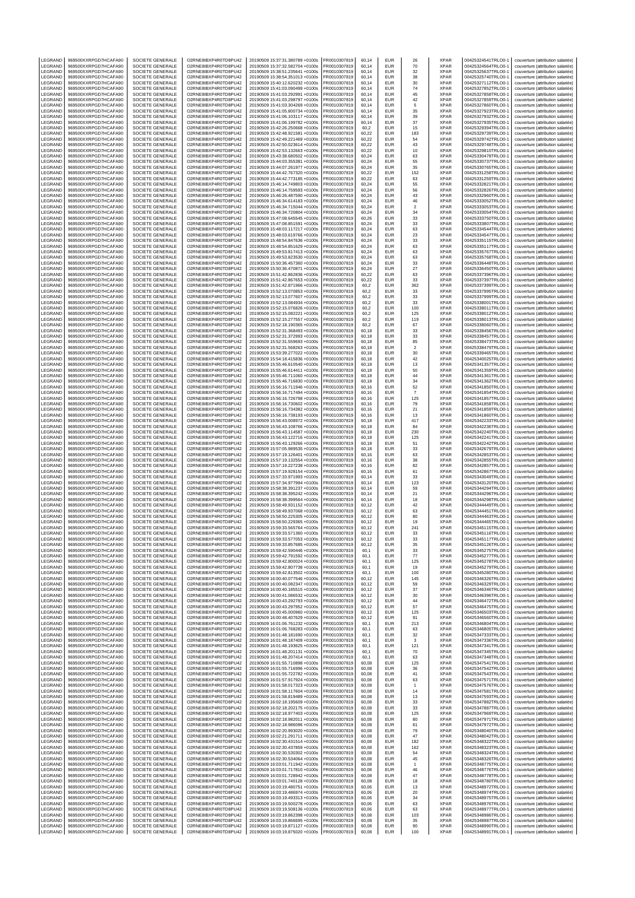| LEGRAND | 969500XXRPGD7HCAFA90 | SOCIETE GENERALE | O2RNE8IBXP4R0TD8PU42 | 20190509 15:37:31.380789 +0100s | FR0010307819 | 60,14 | EUR | 26 | XPAR | 00425324541TRLO0-1 | couverture (attribution salariée) |
|---|---|---|---|---|---|---|---|---|---|---|---|
| LEGRAND | 969500XXRPGD7HCAFA90 | SOCIETE GENERALE | O2RNE8IBXP4R0TD8PU42 | 20190509 15:37:32.582704 +0100s | FR0010307819 | 60,14 | EUR | 70 | XPAR | 00425324564TRLO0-1 | couverture (attribution salariée) |
| LEGRAND | 969500XXRPGD7HCAFA90 | SOCIETE GENERALE | O2RNE8IBXP4R0TD8PU42 | 20190509 15:38:51.235641 +0100s | FR0010307819 | 60,14 | EUR | 32 | XPAR | 00425325637TRLO0-1 | couverture (attribution salariée) |
| LEGRAND | 969500XXRPGD7HCAFA90 | SOCIETE GENERALE | O2RNE8IBXP4R0TD8PU42 | 20190509 15:38:54.351013 +0100s | FR0010307819 | 60,14 | EUR | 38 | XPAR | 00425325740TRLO0-1 | couverture (attribution salariée) |
| LEGRAND | 969500XXRPGD7HCAFA90 | SOCIETE GENERALE | O2RNE8IBXP4R0TD8PU42 | 20190509 15:40:12.620232 +0100s | FR0010307819 | 60,14 | EUR | 30 | XPAR | 00425327112TRLO0-1 | couverture (attribution salariée) |
| LEGRAND | 969500XXRPGD7HCAFA90 | SOCIETE GENERALE | O2RNE8IBXP4R0TD8PU42 | 20190509 15:41:03.090499 +0100s | FR0010307819 | 60,14 | EUR | 74 | XPAR | 00425327852TRLO0-1 | couverture (attribution salariée) |
| LEGRAND | 969500XXRPGD7HCAFA90 | SOCIETE GENERALE | O2RNE8IBXP4R0TD8PU42 | 20190509 15:41:03.292991 +0100s | FR0010307819 | 60,14 | EUR | 45 | XPAR | 00425327858TRLO0-1 | couverture (attribution salariée) |
| LEGRAND | 969500XXRPGD7HCAFA90 | SOCIETE GENERALE | O2RNE8IBXP4R0TD8PU42 | 20190509 15:41:03.298797 +0100s | FR0010307819 | 60,14 | EUR | 42 | XPAR | 00425327859TRLO0-1 | couverture (attribution salariée) |
| LEGRAND | 969500XXRPGD7HCAFA90 | SOCIETE GENERALE | O2RNE8IBXP4R0TD8PU42 | 20190509 15:41:03.304269 +0100s | FR0010307819 | 60,14 | EUR | 5 | XPAR | 00425327860TRLO0-1 | couverture (attribution salariée) |
| LEGRAND | 969500XXRPGD7HCAFA90 | SOCIETE GENERALE | O2RNE8IBXP4R0TD8PU42 | 20190509 15:41:05.800734 +0100s | FR0010307819 | 60,14 | EUR | 35 | XPAR | 00425327923TRLO0-1 | couverture (attribution salariée) |
| LEGRAND | 969500XXRPGD7HCAFA90 | SOCIETE GENERALE | O2RNE8IBXP4R0TD8PU42 | 20190509 15:41:06.103117 +0100s | FR0010307819 | 60,14 | EUR | 39 | XPAR | 00425327932TRLO0-1 | couverture (attribution salariée) |
| LEGRAND | 969500XXRPGD7HCAFA90 | SOCIETE GENERALE | O2RNE8IBXP4R0TD8PU42 | 20190509 15:41:06.199782 +0100s | FR0010307819 | 60,14 | EUR | 37 | XPAR | 00425327935TRLO0-1 | couverture (attribution salariée) |
| LEGRAND | 969500XXRPGD7HCAFA90 | SOCIETE GENERALE | O2RNE8IBXP4R0TD8PU42 | 20190509 15:42:26.250668 +0100s | FR0010307819 | 60,2 | EUR | 15 | XPAR | 00425329394TRLO0-1 | couverture (attribution salariée) |
| LEGRAND | 969500XXRPGD7HCAFA90 | SOCIETE GENERALE | O2RNE8IBXP4R0TD8PU42 | 20190509 15:42:48.921581 +0100s | FR0010307819 | 60,22 | EUR | 183 | XPAR | 00425329739TRLO0-1 | couverture (attribution salariée) |
| LEGRAND | 969500XXRPGD7HCAFA90 | SOCIETE GENERALE | O2RNE8IBXP4R0TD8PU42 | 20190509 15:42:49.221469 +0100s | FR0010307819 | 60,22 | EUR | 54 | XPAR | 00425329742TRLO0-1 | couverture (attribution salariée) |
| LEGRAND | 969500XXRPGD7HCAFA90 | SOCIETE GENERALE | O2RNE8IBXP4R0TD8PU42 | 20190509 15:42:50.023614 +0100s | FR0010307819 | 60,22 | EUR | 43 | XPAR | 00425329748TRLO0-1 | couverture (attribution salariée) |
| LEGRAND | 969500XXRPGD7HCAFA90 | SOCIETE GENERALE | O2RNE8IBXP4R0TD8PU42 | 20190509 15:42:53.132663 +0100s | FR0010307819 | 60,22 | EUR | 10 | XPAR | 00425329810TRLO0-1 | couverture (attribution salariée) |
| LEGRAND | 969500XXRPGD7HCAFA90 | SOCIETE GENERALE | O2RNE8IBXP4R0TD8PU42 | 20190509 15:43:38.680502 +0100s | FR0010307819 | 60,24 | EUR | 63 | XPAR | 00425330478TRLO0-1 | couverture (attribution salariée) |
| LEGRAND | 969500XXRPGD7HCAFA90 | SOCIETE GENERALE | O2RNE8IBXP4R0TD8PU42 | 20190509 15:44:03.355381 +0100s | FR0010307819 | 60,24 | EUR | 55 | XPAR | 00425330737TRLO0-1 | couverture (attribution salariée) |
| LEGRAND | 969500XXRPGD7HCAFA90 | SOCIETE GENERALE | O2RNE8IBXP4R0TD8PU42 | 20190509 15:44:07.261977 +0100s | FR0010307819 | 60,24 | EUR | 35 | XPAR | 00425330765TRLO0-1 | couverture (attribution salariée) |
| LEGRAND | 969500XXRPGD7HCAFA90 | SOCIETE GENERALE | O2RNE8IBXP4R0TD8PU42 | 20190509 15:44:42.767320 +0100s | FR0010307819 | 60,22 | EUR | 152 | XPAR | 00425331258TRLO0-1 | couverture (attribution salariée) |
| LEGRAND | 969500XXRPGD7HCAFA90 | SOCIETE GENERALE | O2RNE8IBXP4R0TD8PU42 | 20190509 15:44:42.773185 +0100s | FR0010307819 | 60,22 | EUR | 63 | XPAR | 00425331259TRLO0-1 | couverture (attribution salariée) |
| LEGRAND | 969500XXRPGD7HCAFA90 | SOCIETE GENERALE | O2RNE8IBXP4R0TD8PU42 | 20190509 15:46:14.749803 +0100s | FR0010307819 | 60,24 | EUR | 55 | XPAR | 00425332821TRLO0-1 | couverture (attribution salariée) |
| LEGRAND | 969500XXRPGD7HCAFA90 | SOCIETE GENERALE | O2RNE8IBXP4R0TD8PU42 | 20190509 15:46:14.759593 +0100s | FR0010307819 | 60,24 | EUR | 56 | XPAR | 00425332826TRLO0-1 | couverture (attribution salariée) |
| LEGRAND | 969500XXRPGD7HCAFA90 | SOCIETE GENERALE | O2RNE8IBXP4R0TD8PU42 | 20190509 15:46:26.487590 +0100s | FR0010307819 | 60,24 | EUR | 43 | XPAR | 00425332960TRLO0-1 | couverture (attribution salariée) |
| LEGRAND | 969500XXRPGD7HCAFA90 | SOCIETE GENERALE | O2RNE8IBXP4R0TD8PU42 | 20190509 15:46:34.614183 +0100s | FR0010307819 | 60,24 | EUR | 46 | XPAR | 00425333052TRLO0-1 | couverture (attribution salariée) |
| LEGRAND | 969500XXRPGD7HCAFA90 | SOCIETE GENERALE | O2RNE8IBXP4R0TD8PU42 | 20190509 15:46:34.715044 +0100s | FR0010307819 | 60,24 | EUR | 2 | XPAR | 00425333053TRLO0-1 | couverture (attribution salariée) |
| LEGRAND | 969500XXRPGD7HCAFA90 | SOCIETE GENERALE | O2RNE8IBXP4R0TD8PU42 | 20190509 15:46:34.720804 +0100s | FR0010307819 | 60,24 | EUR | 34 | XPAR | 00425333054TRLO0-1 | couverture (attribution salariée) |
| LEGRAND | 969500XXRPGD7HCAFA90 | SOCIETE GENERALE | O2RNE8IBXP4R0TD8PU42 | 20190509 15:47:08.645545 +0100s | FR0010307819 | 60,26 | EUR | 33 | XPAR | 00425333750TRLO0-1 | couverture (attribution salariée) |
| LEGRAND | 969500XXRPGD7HCAFA90 | SOCIETE GENERALE | O2RNE8IBXP4R0TD8PU42 | 20190509 15:47:08.851591 +0100s | FR0010307819 | 60,24 | EUR | 33 | XPAR | 00425333807TRLO0-1 | couverture (attribution salariée) |
| LEGRAND | 969500XXRPGD7HCAFA90 | SOCIETE GENERALE | O2RNE8IBXP4R0TD8PU42 | 20190509 15:48:03.117217 +0100s | FR0010307819 | 60,24 | EUR | 63 | XPAR | 00425334544TRLO0-1 | couverture (attribution salariée) |
| LEGRAND | 969500XXRPGD7HCAFA90 | SOCIETE GENERALE | O2RNE8IBXP4R0TD8PU42 | 20190509 15:48:03.619766 +0100s | FR0010307819 | 60,24 | EUR | 23 | XPAR | 00425334547TRLO0-1 | couverture (attribution salariée) |
| LEGRAND | 969500XXRPGD7HCAFA90 | SOCIETE GENERALE | O2RNE8IBXP4R0TD8PU42 | 20190509 15:48:54.847636 +0100s | FR0010307819 | 60,24 | EUR | 33 | XPAR | 00425335115TRLO0-1 | couverture (attribution salariée) |
| LEGRAND | 969500XXRPGD7HCAFA90 | SOCIETE GENERALE | O2RNE8IBXP4R0TD8PU42 | 20190509 15:48:54.851629 +0100s | FR0010307819 | 60,24 | EUR | 63 | XPAR | 00425335117TRLO0-1 | couverture (attribution salariée) |
| LEGRAND | 969500XXRPGD7HCAFA90 | SOCIETE GENERALE | O2RNE8IBXP4R0TD8PU42 | 20190509 15:49:53.817413 +0100s | FR0010307819 | 60,24 | EUR | 63 | XPAR | 00425335767TRLO0-1 | couverture (attribution salariée) |
| LEGRAND | 969500XXRPGD7HCAFA90 | SOCIETE GENERALE | O2RNE8IBXP4R0TD8PU42 | 20190509 15:49:53.823530 +0100s | FR0010307819 | 60,24 | EUR | 63 | XPAR | 00425335768TRLO0-1 | couverture (attribution salariée) |
| LEGRAND | 969500XXRPGD7HCAFA90 | SOCIETE GENERALE | O2RNE8IBXP4R0TD8PU42 | 20190509 15:50:36.457360 +0100s | FR0010307819 | 60,24 | EUR | 33 | XPAR | 00425336448TRLO0-1 | couverture (attribution salariée) |
| LEGRAND | 969500XXRPGD7HCAFA90 | SOCIETE GENERALE | O2RNE8IBXP4R0TD8PU42 | 20190509 15:50:36.470871 +0100s | FR0010307819 | 60,24 | EUR | 27 | XPAR | 00425336450TRLO0-1 | couverture (attribution salariée) |
| LEGRAND | 969500XXRPGD7HCAFA90 | SOCIETE GENERALE | O2RNE8IBXP4R0TD8PU42 | 20190509 15:51:42.862836 +0100s | FR0010307819 | 60,22 | EUR | 63 | XPAR | 00425337396TRLO0-1 | couverture (attribution salariée) |
| LEGRAND | 969500XXRPGD7HCAFA90 | SOCIETE GENERALE | O2RNE8IBXP4R0TD8PU42 | 20190509 15:51:42.867653 +0100s | FR0010307819 | 60,22 | EUR | 33 | XPAR | 00425337397TRLO0-1 | couverture (attribution salariée) |
| LEGRAND | 969500XXRPGD7HCAFA90 | SOCIETE GENERALE | O2RNE8IBXP4R0TD8PU42 | 20190509 15:51:42.871966 +0100s | FR0010307819 | 60,2 | EUR | 362 | XPAR | 00425337399TRLO0-1 | couverture (attribution salariée) |
| LEGRAND | 969500XXRPGD7HCAFA90 | SOCIETE GENERALE | O2RNE8IBXP4R0TD8PU42 | 20190509 15:52:13.070853 +0100s | FR0010307819 | 60,2 | EUR | 33 | XPAR | 00425337995TRLO0-1 | couverture (attribution salariée) |
| LEGRAND | 969500XXRPGD7HCAFA90 | SOCIETE GENERALE | O2RNE8IBXP4R0TD8PU42 | 20190509 15:52:13.077607 +0100s | FR0010307819 | 60,2 | EUR | 33 | XPAR | 00425337999TRLO0-1 | couverture (attribution salariée) |
| LEGRAND | 969500XXRPGD7HCAFA90 | SOCIETE GENERALE | O2RNE8IBXP4R0TD8PU42 | 20190509 15:52:13.084934 +0100s | FR0010307819 | 60,2 | EUR | 33 | XPAR | 00425338001TRLO0-1 | couverture (attribution salariée) |
| LEGRAND | 969500XXRPGD7HCAFA90 | SOCIETE GENERALE | O2RNE8IBXP4R0TD8PU42 | 20190509 15:52:15.076826 +0100s | FR0010307819 | 60,2 | EUR | 100 | XPAR | 00425338011TRLO0-1 | couverture (attribution salariée) |
| LEGRAND | 969500XXRPGD7HCAFA90 | SOCIETE GENERALE | O2RNE8IBXP4R0TD8PU42 | 20190509 15:52:15.082221 +0100s | FR0010307819 | 60,2 | EUR | 125 | XPAR | 00425338012TRLO0-1 | couverture (attribution salariée) |
| LEGRAND | 969500XXRPGD7HCAFA90 | SOCIETE GENERALE | O2RNE8IBXP4R0TD8PU42 | 20190509 15:52:15.277557 +0100s | FR0010307819 | 60,2 | EUR | 119 | XPAR | 00425338013TRLO0-1 | couverture (attribution salariée) |
| LEGRAND | 969500XXRPGD7HCAFA90 | SOCIETE GENERALE | O2RNE8IBXP4R0TD8PU42 | 20190509 15:52:18.190365 +0100s | FR0010307819 | 60,2 | EUR | 67 | XPAR | 00425338060TRLO0-1 | couverture (attribution salariée) |
| LEGRAND | 969500XXRPGD7HCAFA90 | SOCIETE GENERALE | O2RNE8IBXP4R0TD8PU42 | 20190509 15:52:31.368493 +0100s | FR0010307819 | 60,18 | EUR | 33 | XPAR | 00425338456TRLO0-1 | couverture (attribution salariée) |
| LEGRAND | 969500XXRPGD7HCAFA90 | SOCIETE GENERALE | O2RNE8IBXP4R0TD8PU42 | 20190509 15:52:31.372993 +0100s | FR0010307819 | 60,18 | EUR | 33 | XPAR | 00425338457TRLO0-1 | couverture (attribution salariée) |
| LEGRAND | 969500XXRPGD7HCAFA90 | SOCIETE GENERALE | O2RNE8IBXP4R0TD8PU42 | 20190509 15:52:31.559693 +0100s | FR0010307819 | 60,18 | EUR | 85 | XPAR | 00425338473TRLO0-1 | couverture (attribution salariée) |
| LEGRAND | 969500XXRPGD7HCAFA90 | SOCIETE GENERALE | O2RNE8IBXP4R0TD8PU42 | 20190509 15:52:31.568263 +0100s | FR0010307819 | 60,18 | EUR | 2 | XPAR | 00425338479TRLO0-1 | couverture (attribution salariée) |
| LEGRAND | 969500XXRPGD7HCAFA90 | SOCIETE GENERALE | O2RNE8IBXP4R0TD8PU42 | 20190509 15:53:39.277022 +0100s | FR0010307819 | 60,18 | EUR | 30 | XPAR | 00425339465TRLO0-1 | couverture (attribution salariée) |
| LEGRAND | 969500XXRPGD7HCAFA90 | SOCIETE GENERALE | O2RNE8IBXP4R0TD8PU42 | 20190509 15:54:18.415836 +0100s | FR0010307819 | 60,18 | EUR | 42 | XPAR | 00425340025TRLO0-1 | couverture (attribution salariée) |
| LEGRAND | 969500XXRPGD7HCAFA90 | SOCIETE GENERALE | O2RNE8IBXP4R0TD8PU42 | 20190509 15:55:46.610540 +0100s | FR0010307819 | 60,18 | EUR | 13 | XPAR | 00425341357TRLO0-1 | couverture (attribution salariée) |
| LEGRAND | 969500XXRPGD7HCAFA90 | SOCIETE GENERALE | O2RNE8IBXP4R0TD8PU42 | 20190509 15:55:46.614411 +0100s | FR0010307819 | 60,18 | EUR | 50 | XPAR | 00425341359TRLO0-1 | couverture (attribution salariée) |
| LEGRAND | 969500XXRPGD7HCAFA90 | SOCIETE GENERALE | O2RNE8IBXP4R0TD8PU42 | 20190509 15:55:46.711060 +0100s | FR0010307819 | 60,18 | EUR | 44 | XPAR | 00425341361TRLO0-1 | couverture (attribution salariée) |
| LEGRAND | 969500XXRPGD7HCAFA90 | SOCIETE GENERALE | O2RNE8IBXP4R0TD8PU42 | 20190509 15:55:46.716830 +0100s | FR0010307819 | 60,18 | EUR | 34 | XPAR | 00425341362TRLO0-1 | couverture (attribution salariée) |
| LEGRAND | 969500XXRPGD7HCAFA90 | SOCIETE GENERALE | O2RNE8IBXP4R0TD8PU42 | 20190509 15:56:16.711946 +0100s | FR0010307819 | 60,16 | EUR | 52 | XPAR | 00425341850TRLO0-1 | couverture (attribution salariée) |
| LEGRAND | 969500XXRPGD7HCAFA90 | SOCIETE GENERALE | O2RNE8IBXP4R0TD8PU42 | 20190509 15:56:16.717494 +0100s | FR0010307819 | 60,16 | EUR | 7 | XPAR | 00425341854TRLO0-1 | couverture (attribution salariée) |
| LEGRAND | 969500XXRPGD7HCAFA90 | SOCIETE GENERALE | O2RNE8IBXP4R0TD8PU42 | 20190509 15:56:16.726798 +0100s | FR0010307819 | 60,16 | EUR | 125 | XPAR | 00425341857TRLO0-1 | couverture (attribution salariée) |
| LEGRAND | 969500XXRPGD7HCAFA90 | SOCIETE GENERALE | O2RNE8IBXP4R0TD8PU42 | 20190509 15:56:16.730602 +0100s | FR0010307819 | 60,16 | EUR | 79 | XPAR | 00425341858TRLO0-1 | couverture (attribution salariée) |
| LEGRAND | 969500XXRPGD7HCAFA90 | SOCIETE GENERALE | O2RNE8IBXP4R0TD8PU42 | 20190509 15:56:16.734382 +0100s | FR0010307819 | 60,16 | EUR | 21 | XPAR | 00425341859TRLO0-1 | couverture (attribution salariée) |
| LEGRAND | 969500XXRPGD7HCAFA90 | SOCIETE GENERALE | O2RNE8IBXP4R0TD8PU42 | 20190509 15:56:16.738193 +0100s | FR0010307819 | 60,16 | EUR | 13 | XPAR | 00425341860TRLO0-1 | couverture (attribution salariée) |
| LEGRAND | 969500XXRPGD7HCAFA90 | SOCIETE GENERALE | O2RNE8IBXP4R0TD8PU42 | 20190509 15:56:43.008972 +0100s | FR0010307819 | 60,18 | EUR | 417 | XPAR | 00425342233TRLO0-1 | couverture (attribution salariée) |
| LEGRAND | 969500XXRPGD7HCAFA90 | SOCIETE GENERALE | O2RNE8IBXP4R0TD8PU42 | 20190509 15:56:43.108766 +0100s | FR0010307819 | 60,18 | EUR | 84 | XPAR | 00425342236TRLO0-1 | couverture (attribution salariée) |
| LEGRAND | 969500XXRPGD7HCAFA90 | SOCIETE GENERALE | O2RNE8IBXP4R0TD8PU42 | 20190509 15:56:43.114587 +0100s | FR0010307819 | 60,18 | EUR | 230 | XPAR | 00425342240TRLO0-1 | couverture (attribution salariée) |
| LEGRAND | 969500XXRPGD7HCAFA90 | SOCIETE GENERALE | O2RNE8IBXP4R0TD8PU42 | 20190509 15:56:43.122716 +0100s | FR0010307819 | 60,18 | EUR | 125 | XPAR | 00425342241TRLO0-1 | couverture (attribution salariée) |
| LEGRAND | 969500XXRPGD7HCAFA90 | SOCIETE GENERALE | O2RNE8IBXP4R0TD8PU42 | 20190509 15:56:43.129266 +0100s | FR0010307819 | 60,18 | EUR | 51 | XPAR | 00425342242TRLO0-1 | couverture (attribution salariée) |
| LEGRAND | 969500XXRPGD7HCAFA90 | SOCIETE GENERALE | O2RNE8IBXP4R0TD8PU42 | 20190509 15:57:05.989535 +0100s | FR0010307819 | 60,18 | EUR | 33 | XPAR | 00425342679TRLO0-1 | couverture (attribution salariée) |
| LEGRAND | 969500XXRPGD7HCAFA90 | SOCIETE GENERALE | O2RNE8IBXP4R0TD8PU42 | 20190509 15:57:19.126401 +0100s | FR0010307819 | 60,16 | EUR | 63 | XPAR | 00425342853TRLO0-1 | couverture (attribution salariée) |
| LEGRAND | 969500XXRPGD7HCAFA90 | SOCIETE GENERALE | O2RNE8IBXP4R0TD8PU42 | 20190509 15:57:19.132554 +0100s | FR0010307819 | 60,16 | EUR | 38 | XPAR | 00425342855TRLO0-1 | couverture (attribution salariée) |
| LEGRAND | 969500XXRPGD7HCAFA90 | SOCIETE GENERALE | O2RNE8IBXP4R0TD8PU42 | 20190509 15:57:19.227238 +0100s | FR0010307819 | 60,16 | EUR | 82 | XPAR | 00425342857TRLO0-1 | couverture (attribution salariée) |
| LEGRAND | 969500XXRPGD7HCAFA90 | SOCIETE GENERALE | O2RNE8IBXP4R0TD8PU42 | 20190509 15:57:19.928154 +0100s | FR0010307819 | 60,16 | EUR | 61 | XPAR | 00425342867TRLO0-1 | couverture (attribution salariée) |
| LEGRAND | 969500XXRPGD7HCAFA90 | SOCIETE GENERALE | O2RNE8IBXP4R0TD8PU42 | 20190509 15:57:33.971993 +0100s | FR0010307819 | 60,14 | EUR | 33 | XPAR | 00425343049TRLO0-1 | couverture (attribution salariée) |
| LEGRAND | 969500XXRPGD7HCAFA90 | SOCIETE GENERALE | O2RNE8IBXP4R0TD8PU42 | 20190509 15:57:34.977994 +0100s | FR0010307819 | 60,14 | EUR | 123 | XPAR | 00425343120TRLO0-1 | couverture (attribution salariée) |
| LEGRAND | 969500XXRPGD7HCAFA90 | SOCIETE GENERALE | O2RNE8IBXP4R0TD8PU42 | 20190509 15:58:38.391237 +0100s | FR0010307819 | 60,14 | EUR | 59 | XPAR | 00425344294TRLO0-1 | couverture (attribution salariée) |
| LEGRAND | 969500XXRPGD7HCAFA90 | SOCIETE GENERALE | O2RNE8IBXP4R0TD8PU42 | 20190509 15:58:38.395242 +0100s | FR0010307819 | 60,14 | EUR | 21 | XPAR | 00425344296TRLO0-1 | couverture (attribution salariée) |
| LEGRAND | 969500XXRPGD7HCAFA90 | SOCIETE GENERALE | O2RNE8IBXP4R0TD8PU42 | 20190509 15:58:38.399564 +0100s | FR0010307819 | 60,14 | EUR | 18 | XPAR | 00425344298TRLO0-1 | couverture (attribution salariée) |
| LEGRAND | 969500XXRPGD7HCAFA90 | SOCIETE GENERALE | O2RNE8IBXP4R0TD8PU42 | 20190509 15:58:49.931152 +0100s | FR0010307819 | 60,12 | EUR | 42 | XPAR | 00425344449TRLO0-1 | couverture (attribution salariée) |
| LEGRAND | 969500XXRPGD7HCAFA90 | SOCIETE GENERALE | O2RNE8IBXP4R0TD8PU42 | 20190509 15:58:49.937068 +0100s | FR0010307819 | 60,12 | EUR | 63 | XPAR | 00425344451TRLO0-1 | couverture (attribution salariée) |
| LEGRAND | 969500XXRPGD7HCAFA90 | SOCIETE GENERALE | O2RNE8IBXP4R0TD8PU42 | 20190509 15:58:50.225305 +0100s | FR0010307819 | 60,12 | EUR | 80 | XPAR | 00425344463TRLO0-1 | couverture (attribution salariée) |
| LEGRAND | 969500XXRPGD7HCAFA90 | SOCIETE GENERALE | O2RNE8IBXP4R0TD8PU42 | 20190509 15:58:50.229365 +0100s | FR0010307819 | 60,12 | EUR | 19 | XPAR | 00425344465TRLO0-1 | couverture (attribution salariée) |
| LEGRAND | 969500XXRPGD7HCAFA90 | SOCIETE GENERALE | O2RNE8IBXP4R0TD8PU42 | 20190509 15:59:33.565764 +0100s | FR0010307819 | 60,12 | EUR | 241 | XPAR | 00425345115TRLO0-1 | couverture (attribution salariée) |
| LEGRAND | 969500XXRPGD7HCAFA90 | SOCIETE GENERALE | O2RNE8IBXP4R0TD8PU42 | 20190509 15:59:33.571360 +0100s | FR0010307819 | 60,12 | EUR | 33 | XPAR | 00425345116TRLO0-1 | couverture (attribution salariée) |
| LEGRAND | 969500XXRPGD7HCAFA90 | SOCIETE GENERALE | O2RNE8IBXP4R0TD8PU42 | 20190509 15:59:33.577053 +0100s | FR0010307819 | 60,12 | EUR | 33 | XPAR | 00425345117TRLO0-1 | couverture (attribution salariée) |
| LEGRAND | 969500XXRPGD7HCAFA90 | SOCIETE GENERALE | O2RNE8IBXP4R0TD8PU42 | 20190509 15:59:33.857685 +0100s | FR0010307819 | 60,12 | EUR | 35 | XPAR | 00425345126TRLO0-1 | couverture (attribution salariée) |
| LEGRAND | 969500XXRPGD7HCAFA90 | SOCIETE GENERALE | O2RNE8IBXP4R0TD8PU42 | 20190509 15:59:42.590446 +0100s | FR0010307819 | 60,1 | EUR | 33 | XPAR | 00425345275TRLO0-1 | couverture (attribution salariée) |
| LEGRAND | 969500XXRPGD7HCAFA90 | SOCIETE GENERALE | O2RNE8IBXP4R0TD8PU42 | 20190509 15:59:42.791592 +0100s | FR0010307819 | 60,1 | EUR | 77 | XPAR | 00425345277TRLO0-1 | couverture (attribution salariée) |
| LEGRAND | 969500XXRPGD7HCAFA90 | SOCIETE GENERALE | O2RNE8IBXP4R0TD8PU42 | 20190509 15:59:42.800024 +0100s | FR0010307819 | 60,1 | EUR | 125 | XPAR | 00425345278TRLO0-1 | couverture (attribution salariée) |
| LEGRAND | 969500XXRPGD7HCAFA90 | SOCIETE GENERALE | O2RNE8IBXP4R0TD8PU42 | 20190509 15:59:42.807738 +0100s | FR0010307819 | 60,1 | EUR | 19 | XPAR | 00425345279TRLO0-1 | couverture (attribution salariée) |
| LEGRAND | 969500XXRPGD7HCAFA90 | SOCIETE GENERALE | O2RNE8IBXP4R0TD8PU42 | 20190509 15:59:42.813502 +0100s | FR0010307819 | 60,1 | EUR | 100 | XPAR | 00425345280TRLO0-1 | couverture (attribution salariée) |
| LEGRAND | 969500XXRPGD7HCAFA90 | SOCIETE GENERALE | O2RNE8IBXP4R0TD8PU42 | 20190509 16:00:40.077546 +0100s | FR0010307819 | 60,12 | EUR | 145 | XPAR | 00425346326TRLO0-1 | couverture (attribution salariée) |
| LEGRAND | 969500XXRPGD7HCAFA90 | SOCIETE GENERALE | O2RNE8IBXP4R0TD8PU42 | 20190509 16:00:40.082347 +0100s | FR0010307819 | 60,12 | EUR | 59 | XPAR | 00425346329TRLO0-1 | couverture (attribution salariée) |
| LEGRAND | 969500XXRPGD7HCAFA90 | SOCIETE GENERALE | O2RNE8IBXP4R0TD8PU42 | 20190509 16:00:40.185515 +0100s | FR0010307819 | 60,12 | EUR | 37 | XPAR | 00425346346TRLO0-1 | couverture (attribution salariée) |
| LEGRAND | 969500XXRPGD7HCAFA90 | SOCIETE GENERALE | O2RNE8IBXP4R0TD8PU42 | 20190509 16:00:41.086532 +0100s | FR0010307819 | 60,12 | EUR | 30 | XPAR | 00425346396TRLO0-1 | couverture (attribution salariée) |
| LEGRAND | 969500XXRPGD7HCAFA90 | SOCIETE GENERALE | O2RNE8IBXP4R0TD8PU42 | 20190509 16:00:43.292793 +0100s | FR0010307819 | 60,12 | EUR | 44 | XPAR | 00425346472TRLO0-1 | couverture (attribution salariée) |
| LEGRAND | 969500XXRPGD7HCAFA90 | SOCIETE GENERALE | O2RNE8IBXP4R0TD8PU42 | 20190509 16:00:43.297952 +0100s | FR0010307819 | 60,12 | EUR | 57 | XPAR | 00425346475TRLO0-1 | couverture (attribution salariée) |
| LEGRAND | 969500XXRPGD7HCAFA90 | SOCIETE GENERALE | O2RNE8IBXP4R0TD8PU42 | 20190509 16:00:45.000960 +0100s | FR0010307819 | 60,12 | EUR | 125 | XPAR | 00425346503TRLO0-1 | couverture (attribution salariée) |
| LEGRAND | 969500XXRPGD7HCAFA90 | SOCIETE GENERALE | O2RNE8IBXP4R0TD8PU42 | 20190509 16:00:48.407629 +0100s | FR0010307819 | 60,12 | EUR | 91 | XPAR | 00425346560TRLO0-1 | couverture (attribution salariée) |
| LEGRAND | 969500XXRPGD7HCAFA90 | SOCIETE GENERALE | O2RNE8IBXP4R0TD8PU42 | 20190509 16:01:06.761232 +0100s | FR0010307819 | 60,1 | EUR | 213 | XPAR | 00425346804TRLO0-1 | couverture (attribution salariée) |
| LEGRAND | 969500XXRPGD7HCAFA90 | SOCIETE GENERALE | O2RNE8IBXP4R0TD8PU42 | 20190509 16:01:06.768283 +0100s | FR0010307819 | 60,1 | EUR | 63 | XPAR | 00425346805TRLO0-1 | couverture (attribution salariée) |
| LEGRAND | 969500XXRPGD7HCAFA90 | SOCIETE GENERALE | O2RNE8IBXP4R0TD8PU42 | 20190509 16:01:48.181690 +0100s | FR0010307819 | 60,1 | EUR | 32 | XPAR | 00425347333TRLO0-1 | couverture (attribution salariée) |
| LEGRAND | 969500XXRPGD7HCAFA90 | SOCIETE GENERALE | O2RNE8IBXP4R0TD8PU42 | 20190509 16:01:48.187409 +0100s | FR0010307819 | 60,1 | EUR | 3 | XPAR | 00425347336TRLO0-1 | couverture (attribution salariée) |
| LEGRAND | 969500XXRPGD7HCAFA90 | SOCIETE GENERALE | O2RNE8IBXP4R0TD8PU42 | 20190509 16:01:48.193625 +0100s | FR0010307819 | 60,1 | EUR | 121 | XPAR | 00425347341TRLO0-1 | couverture (attribution salariée) |
| LEGRAND | 969500XXRPGD7HCAFA90 | SOCIETE GENERALE | O2RNE8IBXP4R0TD8PU42 | 20190509 16:01:48.201131 +0100s | FR0010307819 | 60,1 | EUR | 70 | XPAR | 00425347345TRLO0-1 | couverture (attribution salariée) |
| LEGRAND | 969500XXRPGD7HCAFA90 | SOCIETE GENERALE | O2RNE8IBXP4R0TD8PU42 | 20190509 16:01:48.207414 +0100s | FR0010307819 | 60,1 | EUR | 63 | XPAR | 00425347348TRLO0-1 | couverture (attribution salariée) |
| LEGRAND | 969500XXRPGD7HCAFA90 | SOCIETE GENERALE | O2RNE8IBXP4R0TD8PU42 | 20190509 16:01:55.710898 +0100s | FR0010307819 | 60,08 | EUR | 125 | XPAR | 00425347541TRLO0-1 | couverture (attribution salariée) |
| LEGRAND | 969500XXRPGD7HCAFA90 | SOCIETE GENERALE | O2RNE8IBXP4R0TD8PU42 | 20190509 16:01:55.716996 +0100s | FR0010307819 | 60,08 | EUR | 36 | XPAR | 00425347542TRLO0-1 | couverture (attribution salariée) |
| LEGRAND | 969500XXRPGD7HCAFA90 | SOCIETE GENERALE | O2RNE8IBXP4R0TD8PU42 | 20190509 16:01:55.722782 +0100s | FR0010307819 | 60,08 | EUR | 41 | XPAR | 00425347543TRLO0-1 | couverture (attribution salariée) |
| LEGRAND | 969500XXRPGD7HCAFA90 | SOCIETE GENERALE | O2RNE8IBXP4R0TD8PU42 | 20190509 16:01:57.917924 +0100s | FR0010307819 | 60,08 | EUR | 63 | XPAR | 00425347571TRLO0-1 | couverture (attribution salariée) |
| LEGRAND | 969500XXRPGD7HCAFA90 | SOCIETE GENERALE | O2RNE8IBXP4R0TD8PU42 | 20190509 16:01:58.017323 +0100s | FR0010307819 | 60,08 | EUR | 1 | XPAR | 00425347576TRLO0-1 | couverture (attribution salariée) |
| LEGRAND | 969500XXRPGD7HCAFA90 | SOCIETE GENERALE | O2RNE8IBXP4R0TD8PU42 | 20190509 16:01:58.117604 +0100s | FR0010307819 | 60,08 | EUR | 14 | XPAR | 00425347581TRLO0-1 | couverture (attribution salariée) |
| LEGRAND | 969500XXRPGD7HCAFA90 | SOCIETE GENERALE | O2RNE8IBXP4R0TD8PU42 | 20190509 16:01:58.819489 +0100s | FR0010307819 | 60,08 | EUR | 13 | XPAR | 00425347593TRLO0-1 | couverture (attribution salariée) |
| LEGRAND | 969500XXRPGD7HCAFA90 | SOCIETE GENERALE | O2RNE8IBXP4R0TD8PU42 | 20190509 16:02:18.195609 +0100s | FR0010307819 | 60,08 | EUR | 33 | XPAR | 00425347882TRLO0-1 | couverture (attribution salariée) |
| LEGRAND | 969500XXRPGD7HCAFA90 | SOCIETE GENERALE | O2RNE8IBXP4R0TD8PU42 | 20190509 16:02:18.202175 +0100s | FR0010307819 | 60,08 | EUR | 33 | XPAR | 00425347887TRLO0-1 | couverture (attribution salariée) |
| LEGRAND | 969500XXRPGD7HCAFA90 | SOCIETE GENERALE | O2RNE8IBXP4R0TD8PU42 | 20190509 16:02:18.977403 +0100s | FR0010307819 | 60,08 | EUR | 125 | XPAR | 00425347969TRLO0-1 | couverture (attribution salariée) |
| LEGRAND | 969500XXRPGD7HCAFA90 | SOCIETE GENERALE | O2RNE8IBXP4R0TD8PU42 | 20190509 16:02:18.982011 +0100s | FR0010307819 | 60,08 | EUR | 80 | XPAR | 00425347971TRLO0-1 | couverture (attribution salariée) |
| LEGRAND | 969500XXRPGD7HCAFA90 | SOCIETE GENERALE | O2RNE8IBXP4R0TD8PU42 | 20190509 16:02:18.986096 +0100s | FR0010307819 | 60,08 | EUR | 61 | XPAR | 00425347972TRLO0-1 | couverture (attribution salariée) |
| LEGRAND | 969500XXRPGD7HCAFA90 | SOCIETE GENERALE | O2RNE8IBXP4R0TD8PU42 | 20190509 16:02:20.993020 +0100s | FR0010307819 | 60,08 | EUR | 79 | XPAR | 00425348040TRLO0-1 | couverture (attribution salariée) |
| LEGRAND | 969500XXRPGD7HCAFA90 | SOCIETE GENERALE | O2RNE8IBXP4R0TD8PU42 | 20190509 16:02:21.291711 +0100s | FR0010307819 | 60,08 | EUR | 47 | XPAR | 00425348042TRLO0-1 | couverture (attribution salariée) |
| LEGRAND | 969500XXRPGD7HCAFA90 | SOCIETE GENERALE | O2RNE8IBXP4R0TD8PU42 | 20190509 16:02:30.431514 +0100s | FR0010307819 | 60,08 | EUR | 182 | XPAR | 00425348322TRLO0-1 | couverture (attribution salariée) |
| LEGRAND | 969500XXRPGD7HCAFA90 | SOCIETE GENERALE | O2RNE8IBXP4R0TD8PU42 | 20190509 16:02:30.437859 +0100s | FR0010307819 | 60,08 | EUR | 162 | XPAR | 00425348323TRLO0-1 | couverture (attribution salariée) |
| LEGRAND | 969500XXRPGD7HCAFA90 | SOCIETE GENERALE | O2RNE8IBXP4R0TD8PU42 | 20190509 16:02:30.530302 +0100s | FR0010307819 | 60,08 | EUR | 54 | XPAR | 00425348324TRLO0-1 | couverture (attribution salariée) |
| LEGRAND | 969500XXRPGD7HCAFA90 | SOCIETE GENERALE | O2RNE8IBXP4R0TD8PU42 | 20190509 16:02:30.534064 +0100s | FR0010307819 | 60,08 | EUR | 45 | XPAR | 00425348326TRLO0-1 | couverture (attribution salariée) |
| LEGRAND | 969500XXRPGD7HCAFA90 | SOCIETE GENERALE | O2RNE8IBXP4R0TD8PU42 | 20190509 16:03:01.711942 +0100s | FR0010307819 | 60,08 | EUR | 1 | XPAR | 00425348775TRLO0-1 | couverture (attribution salariée) |
| LEGRAND | 969500XXRPGD7HCAFA90 | SOCIETE GENERALE | O2RNE8IBXP4R0TD8PU42 | 20190509 16:03:01.717810 +0100s | FR0010307819 | 60,08 | EUR | 46 | XPAR | 00425348776TRLO0-1 | couverture (attribution salariée) |
| LEGRAND | 969500XXRPGD7HCAFA90 | SOCIETE GENERALE | O2RNE8IBXP4R0TD8PU42 | 20190509 16:03:01.728942 +0100s | FR0010307819 | 60,08 | EUR | 47 | XPAR | 00425348778TRLO0-1 | couverture (attribution salariée) |
| LEGRAND | 969500XXRPGD7HCAFA90 | SOCIETE GENERALE | O2RNE8IBXP4R0TD8PU42 | 20190509 16:03:01.740128 +0100s | FR0010307819 | 60,08 | EUR | 18 | XPAR | 00425348780TRLO0-1 | couverture (attribution salariée) |
| LEGRAND | 969500XXRPGD7HCAFA90 | SOCIETE GENERALE | O2RNE8IBXP4R0TD8PU42 | 20190509 16:03:19.480751 +0100s | FR0010307819 | 60,06 | EUR | 13 | XPAR | 00425348972TRLO0-1 | couverture (attribution salariée) |
| LEGRAND | 969500XXRPGD7HCAFA90 | SOCIETE GENERALE | O2RNE8IBXP4R0TD8PU42 | 20190509 16:03:19.486974 +0100s | FR0010307819 | 60,06 | EUR | 20 | XPAR | 00425348974TRLO0-1 | couverture (attribution salariée) |
| LEGRAND | 969500XXRPGD7HCAFA90 | SOCIETE GENERALE | O2RNE8IBXP4R0TD8PU42 | 20190509 16:03:19.493313 +0100s | FR0010307819 | 60,06 | EUR | 34 | XPAR | 00425348975TRLO0-1 | couverture (attribution salariée) |
| LEGRAND | 969500XXRPGD7HCAFA90 | SOCIETE GENERALE | O2RNE8IBXP4R0TD8PU42 | 20190509 16:03:19.500278 +0100s | FR0010307819 | 60,06 | EUR | 63 | XPAR | 00425348976TRLO0-1 | couverture (attribution salariée) |
| LEGRAND | 969500XXRPGD7HCAFA90 | SOCIETE GENERALE | O2RNE8IBXP4R0TD8PU42 | 20190509 16:03:19.508136 +0100s | FR0010307819 | 60,06 | EUR | 63 | XPAR | 00425348977TRLO0-1 | couverture (attribution salariée) |
| LEGRAND | 969500XXRPGD7HCAFA90 | SOCIETE GENERALE | O2RNE8IBXP4R0TD8PU42 | 20190509 16:03:19.862398 +0100s | FR0010307819 | 60,08 | EUR | 103 | XPAR | 00425348986TRLO0-1 | couverture (attribution salariée) |
| LEGRAND | 969500XXRPGD7HCAFA90 | SOCIETE GENERALE | O2RNE8IBXP4R0TD8PU42 | 20190509 16:03:19.866695 +0100s | FR0010307819 | 60,08 | EUR | 35 | XPAR | 00425348987TRLO0-1 | couverture (attribution salariée) |
| LEGRAND | 969500XXRPGD7HCAFA90 | SOCIETE GENERALE | O2RNE8IBXP4R0TD8PU42 | 20190509 16:03:19.871127 +0100s | FR0010307819 | 60,08 | EUR | 90 | XPAR | 00425348990TRLO0-1 | couverture (attribution salariée) |
| LEGRAND | 969500XXRPGD7HCAFA90 | SOCIETE GENERALE | O2RNE8IBXP4R0TD8PU42 | 20190509 16:03:19.875020 +0100s | FR0010307819 | 60,08 | EUR | 100 | XPAR | 00425348991TRLO0-1 | couverture (attribution salariée) |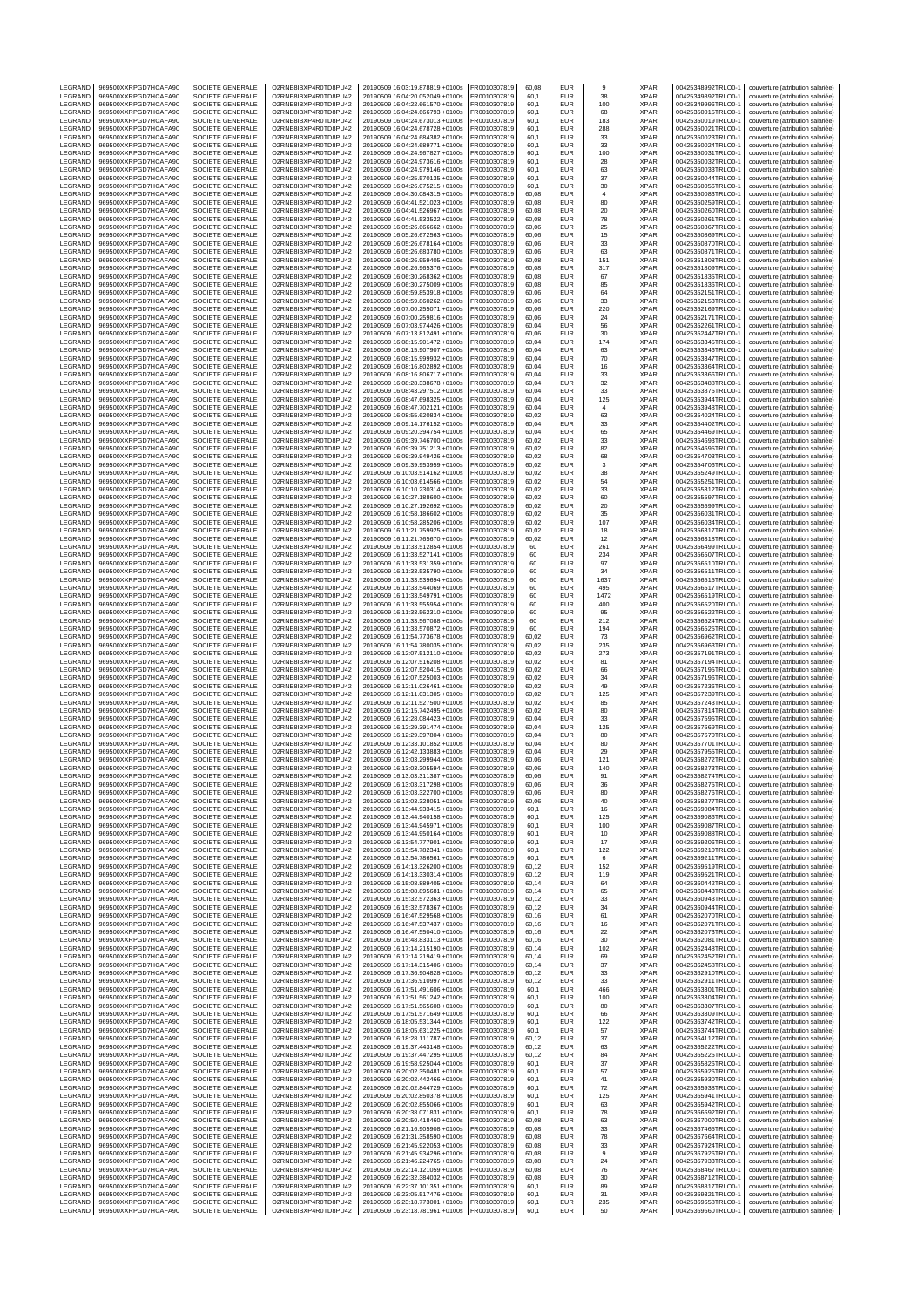| LEGRAND | 969500XXRPGD7HCAFA90 | SOCIETE GENERALE | O2RNE8IBXP4R0TD8PU42 | 20190509 16:03:19.878819 +0100s | FR0010307819 | 60,08 | EUR | 9 | XPAR | 00425348992TRLO0-1 | couverture (attribution salariée) |
|---|---|---|---|---|---|---|---|---|---|---|---|
| LEGRAND | 969500XXRPGD7HCAFA90 | SOCIETE GENERALE | O2RNE8IBXP4R0TD8PU42 | 20190509 16:04:20.052049 +0100s | FR0010307819 | 60,1 | EUR | 38 | XPAR | 00425349892TRLO0-1 | couverture (attribution salariée) |
| LEGRAND | 969500XXRPGD7HCAFA90 | SOCIETE GENERALE | O2RNE8IBXP4R0TD8PU42 | 20190509 16:04:22.661570 +0100s | FR0010307819 | 60,1 | EUR | 100 | XPAR | 00425349996TRLO0-1 | couverture (attribution salariée) |
| LEGRAND | 969500XXRPGD7HCAFA90 | SOCIETE GENERALE | O2RNE8IBXP4R0TD8PU42 | 20190509 16:04:24.666793 +0100s | FR0010307819 | 60,1 | EUR | 68 | XPAR | 00425350015TRLO0-1 | couverture (attribution salariée) |
| LEGRAND | 969500XXRPGD7HCAFA90 | SOCIETE GENERALE | O2RNE8IBXP4R0TD8PU42 | 20190509 16:04:24.673013 +0100s | FR0010307819 | 60,1 | EUR | 183 | XPAR | 00425350019TRLO0-1 | couverture (attribution salariée) |
| LEGRAND | 969500XXRPGD7HCAFA90 | SOCIETE GENERALE | O2RNE8IBXP4R0TD8PU42 | 20190509 16:04:24.678728 +0100s | FR0010307819 | 60,1 | EUR | 288 | XPAR | 00425350021TRLO0-1 | couverture (attribution salariée) |
| LEGRAND | 969500XXRPGD7HCAFA90 | SOCIETE GENERALE | O2RNE8IBXP4R0TD8PU42 | 20190509 16:04:24.684382 +0100s | FR0010307819 | 60,1 | EUR | 33 | XPAR | 00425350023TRLO0-1 | couverture (attribution salariée) |
| LEGRAND | 969500XXRPGD7HCAFA90 | SOCIETE GENERALE | O2RNE8IBXP4R0TD8PU42 | 20190509 16:04:24.689771 +0100s | FR0010307819 | 60,1 | EUR | 33 | XPAR | 00425350024TRLO0-1 | couverture (attribution salariée) |
| LEGRAND | 969500XXRPGD7HCAFA90 | SOCIETE GENERALE | O2RNE8IBXP4R0TD8PU42 | 20190509 16:04:24.967827 +0100s | FR0010307819 | 60,1 | EUR | 100 | XPAR | 00425350031TRLO0-1 | couverture (attribution salariée) |
| LEGRAND | 969500XXRPGD7HCAFA90 | SOCIETE GENERALE | O2RNE8IBXP4R0TD8PU42 | 20190509 16:04:24.973616 +0100s | FR0010307819 | 60,1 | EUR | 28 | XPAR | 00425350032TRLO0-1 | couverture (attribution salariée) |
| LEGRAND | 969500XXRPGD7HCAFA90 | SOCIETE GENERALE | O2RNE8IBXP4R0TD8PU42 | 20190509 16:04:24.979146 +0100s | FR0010307819 | 60,1 | EUR | 63 | XPAR | 00425350033TRLO0-1 | couverture (attribution salariée) |
| LEGRAND | 969500XXRPGD7HCAFA90 | SOCIETE GENERALE | O2RNE8IBXP4R0TD8PU42 | 20190509 16:04:25.570135 +0100s | FR0010307819 | 60,1 | EUR | 37 | XPAR | 00425350044TRLO0-1 | couverture (attribution salariée) |
| LEGRAND | 969500XXRPGD7HCAFA90 | SOCIETE GENERALE | O2RNE8IBXP4R0TD8PU42 | 20190509 16:04:26.075215 +0100s | FR0010307819 | 60,1 | EUR | 30 | XPAR | 00425350056TRLO0-1 | couverture (attribution salariée) |
| LEGRAND | 969500XXRPGD7HCAFA90 | SOCIETE GENERALE | O2RNE8IBXP4R0TD8PU42 | 20190509 16:04:30.084315 +0100s | FR0010307819 | 60,08 | EUR | 4 | XPAR | 00425350083TRLO0-1 | couverture (attribution salariée) |
| LEGRAND | 969500XXRPGD7HCAFA90 | SOCIETE GENERALE | O2RNE8IBXP4R0TD8PU42 | 20190509 16:04:41.521023 +0100s | FR0010307819 | 60,08 | EUR | 80 | XPAR | 00425350259TRLO0-1 | couverture (attribution salariée) |
| LEGRAND | 969500XXRPGD7HCAFA90 | SOCIETE GENERALE | O2RNE8IBXP4R0TD8PU42 | 20190509 16:04:41.526967 +0100s | FR0010307819 | 60,08 | EUR | 20 | XPAR | 00425350260TRLO0-1 | couverture (attribution salariée) |
| LEGRAND | 969500XXRPGD7HCAFA90 | SOCIETE GENERALE | O2RNE8IBXP4R0TD8PU42 | 20190509 16:04:41.533522 +0100s | FR0010307819 | 60,08 | EUR | 78 | XPAR | 00425350261TRLO0-1 | couverture (attribution salariée) |
| LEGRAND | 969500XXRPGD7HCAFA90 | SOCIETE GENERALE | O2RNE8IBXP4R0TD8PU42 | 20190509 16:05:26.666662 +0100s | FR0010307819 | 60,06 | EUR | 25 | XPAR | 00425350867TRLO0-1 | couverture (attribution salariée) |
| LEGRAND | 969500XXRPGD7HCAFA90 | SOCIETE GENERALE | O2RNE8IBXP4R0TD8PU42 | 20190509 16:05:26.672563 +0100s | FR0010307819 | 60,06 | EUR | 15 | XPAR | 00425350868TRLO0-1 | couverture (attribution salariée) |
| LEGRAND | 969500XXRPGD7HCAFA90 | SOCIETE GENERALE | O2RNE8IBXP4R0TD8PU42 | 20190509 16:05:26.678164 +0100s | FR0010307819 | 60,06 | EUR | 33 | XPAR | 00425350870TRLO0-1 | couverture (attribution salariée) |
| LEGRAND | 969500XXRPGD7HCAFA90 | SOCIETE GENERALE | O2RNE8IBXP4R0TD8PU42 | 20190509 16:05:26.683780 +0100s | FR0010307819 | 60,06 | EUR | 63 | XPAR | 00425350871TRLO0-1 | couverture (attribution salariée) |
| LEGRAND | 969500XXRPGD7HCAFA90 | SOCIETE GENERALE | O2RNE8IBXP4R0TD8PU42 | 20190509 16:06:26.959405 +0100s | FR0010307819 | 60,08 | EUR | 151 | XPAR | 00425351808TRLO0-1 | couverture (attribution salariée) |
| LEGRAND | 969500XXRPGD7HCAFA90 | SOCIETE GENERALE | O2RNE8IBXP4R0TD8PU42 | 20190509 16:06:26.965376 +0100s | FR0010307819 | 60,08 | EUR | 317 | XPAR | 00425351809TRLO0-1 | couverture (attribution salariée) |
| LEGRAND | 969500XXRPGD7HCAFA90 | SOCIETE GENERALE | O2RNE8IBXP4R0TD8PU42 | 20190509 16:06:30.268362 +0100s | FR0010307819 | 60,08 | EUR | 67 | XPAR | 00425351835TRLO0-1 | couverture (attribution salariée) |
| LEGRAND | 969500XXRPGD7HCAFA90 | SOCIETE GENERALE | O2RNE8IBXP4R0TD8PU42 | 20190509 16:06:30.275009 +0100s | FR0010307819 | 60,08 | EUR | 85 | XPAR | 00425351836TRLO0-1 | couverture (attribution salariée) |
| LEGRAND | 969500XXRPGD7HCAFA90 | SOCIETE GENERALE | O2RNE8IBXP4R0TD8PU42 | 20190509 16:06:59.853918 +0100s | FR0010307819 | 60,06 | EUR | 64 | XPAR | 00425352151TRLO0-1 | couverture (attribution salariée) |
| LEGRAND | 969500XXRPGD7HCAFA90 | SOCIETE GENERALE | O2RNE8IBXP4R0TD8PU42 | 20190509 16:06:59.860262 +0100s | FR0010307819 | 60,06 | EUR | 33 | XPAR | 00425352153TRLO0-1 | couverture (attribution salariée) |
| LEGRAND | 969500XXRPGD7HCAFA90 | SOCIETE GENERALE | O2RNE8IBXP4R0TD8PU42 | 20190509 16:07:00.255071 +0100s | FR0010307819 | 60,06 | EUR | 220 | XPAR | 00425352169TRLO0-1 | couverture (attribution salariée) |
| LEGRAND | 969500XXRPGD7HCAFA90 | SOCIETE GENERALE | O2RNE8IBXP4R0TD8PU42 | 20190509 16:07:00.259816 +0100s | FR0010307819 | 60,06 | EUR | 24 | XPAR | 00425352171TRLO0-1 | couverture (attribution salariée) |
| LEGRAND | 969500XXRPGD7HCAFA90 | SOCIETE GENERALE | O2RNE8IBXP4R0TD8PU42 | 20190509 16:07:03.974426 +0100s | FR0010307819 | 60,04 | EUR | 56 | XPAR | 00425352261TRLO0-1 | couverture (attribution salariée) |
| LEGRAND | 969500XXRPGD7HCAFA90 | SOCIETE GENERALE | O2RNE8IBXP4R0TD8PU42 | 20190509 16:07:13.812491 +0100s | FR0010307819 | 60,06 | EUR | 30 | XPAR | 00425352447TRLO0-1 | couverture (attribution salariée) |
| LEGRAND | 969500XXRPGD7HCAFA90 | SOCIETE GENERALE | O2RNE8IBXP4R0TD8PU42 | 20190509 16:08:15.901472 +0100s | FR0010307819 | 60,04 | EUR | 174 | XPAR | 00425353345TRLO0-1 | couverture (attribution salariée) |
| LEGRAND | 969500XXRPGD7HCAFA90 | SOCIETE GENERALE | O2RNE8IBXP4R0TD8PU42 | 20190509 16:08:15.907907 +0100s | FR0010307819 | 60,04 | EUR | 63 | XPAR | 00425353346TRLO0-1 | couverture (attribution salariée) |
| LEGRAND | 969500XXRPGD7HCAFA90 | SOCIETE GENERALE | O2RNE8IBXP4R0TD8PU42 | 20190509 16:08:15.999932 +0100s | FR0010307819 | 60,04 | EUR | 70 | XPAR | 00425353347TRLO0-1 | couverture (attribution salariée) |
| LEGRAND | 969500XXRPGD7HCAFA90 | SOCIETE GENERALE | O2RNE8IBXP4R0TD8PU42 | 20190509 16:08:16.802892 +0100s | FR0010307819 | 60,04 | EUR | 16 | XPAR | 00425353364TRLO0-1 | couverture (attribution salariée) |
| LEGRAND | 969500XXRPGD7HCAFA90 | SOCIETE GENERALE | O2RNE8IBXP4R0TD8PU42 | 20190509 16:08:16.806717 +0100s | FR0010307819 | 60,04 | EUR | 33 | XPAR | 00425353366TRLO0-1 | couverture (attribution salariée) |
| LEGRAND | 969500XXRPGD7HCAFA90 | SOCIETE GENERALE | O2RNE8IBXP4R0TD8PU42 | 20190509 16:08:28.338678 +0100s | FR0010307819 | 60,04 | EUR | 32 | XPAR | 00425353488TRLO0-1 | couverture (attribution salariée) |
| LEGRAND | 969500XXRPGD7HCAFA90 | SOCIETE GENERALE | O2RNE8IBXP4R0TD8PU42 | 20190509 16:08:43.297512 +0100s | FR0010307819 | 60,04 | EUR | 33 | XPAR | 00425353875TRLO0-1 | couverture (attribution salariée) |
| LEGRAND | 969500XXRPGD7HCAFA90 | SOCIETE GENERALE | O2RNE8IBXP4R0TD8PU42 | 20190509 16:08:47.698325 +0100s | FR0010307819 | 60,04 | EUR | 125 | XPAR | 00425353944TRLO0-1 | couverture (attribution salariée) |
| LEGRAND | 969500XXRPGD7HCAFA90 | SOCIETE GENERALE | O2RNE8IBXP4R0TD8PU42 | 20190509 16:08:47.702121 +0100s | FR0010307819 | 60,04 | EUR | 4 | XPAR | 00425353948TRLO0-1 | couverture (attribution salariée) |
| LEGRAND | 969500XXRPGD7HCAFA90 | SOCIETE GENERALE | O2RNE8IBXP4R0TD8PU42 | 20190509 16:08:56.620834 +0100s | FR0010307819 | 60,02 | EUR | 63 | XPAR | 00425354024TRLO0-1 | couverture (attribution salariée) |
| LEGRAND | 969500XXRPGD7HCAFA90 | SOCIETE GENERALE | O2RNE8IBXP4R0TD8PU42 | 20190509 16:09:14.176152 +0100s | FR0010307819 | 60,04 | EUR | 33 | XPAR | 00425354402TRLO0-1 | couverture (attribution salariée) |
| LEGRAND | 969500XXRPGD7HCAFA90 | SOCIETE GENERALE | O2RNE8IBXP4R0TD8PU42 | 20190509 16:09:20.394754 +0100s | FR0010307819 | 60,04 | EUR | 65 | XPAR | 00425354469TRLO0-1 | couverture (attribution salariée) |
| LEGRAND | 969500XXRPGD7HCAFA90 | SOCIETE GENERALE | O2RNE8IBXP4R0TD8PU42 | 20190509 16:09:39.746700 +0100s | FR0010307819 | 60,02 | EUR | 33 | XPAR | 00425354693TRLO0-1 | couverture (attribution salariée) |
| LEGRAND | 969500XXRPGD7HCAFA90 | SOCIETE GENERALE | O2RNE8IBXP4R0TD8PU42 | 20190509 16:09:39.751213 +0100s | FR0010307819 | 60,02 | EUR | 82 | XPAR | 00425354695TRLO0-1 | couverture (attribution salariée) |
| LEGRAND | 969500XXRPGD7HCAFA90 | SOCIETE GENERALE | O2RNE8IBXP4R0TD8PU42 | 20190509 16:09:39.949426 +0100s | FR0010307819 | 60,02 | EUR | 68 | XPAR | 00425354703TRLO0-1 | couverture (attribution salariée) |
| LEGRAND | 969500XXRPGD7HCAFA90 | SOCIETE GENERALE | O2RNE8IBXP4R0TD8PU42 | 20190509 16:09:39.953959 +0100s | FR0010307819 | 60,02 | EUR | 3 | XPAR | 00425354706TRLO0-1 | couverture (attribution salariée) |
| LEGRAND | 969500XXRPGD7HCAFA90 | SOCIETE GENERALE | O2RNE8IBXP4R0TD8PU42 | 20190509 16:10:03.514162 +0100s | FR0010307819 | 60,02 | EUR | 38 | XPAR | 00425355249TRLO0-1 | couverture (attribution salariée) |
| LEGRAND | 969500XXRPGD7HCAFA90 | SOCIETE GENERALE | O2RNE8IBXP4R0TD8PU42 | 20190509 16:10:03.614566 +0100s | FR0010307819 | 60,02 | EUR | 54 | XPAR | 00425355251TRLO0-1 | couverture (attribution salariée) |
| LEGRAND | 969500XXRPGD7HCAFA90 | SOCIETE GENERALE | O2RNE8IBXP4R0TD8PU42 | 20190509 16:10:10.230314 +0100s | FR0010307819 | 60,02 | EUR | 33 | XPAR | 00425355312TRLO0-1 | couverture (attribution salariée) |
| LEGRAND | 969500XXRPGD7HCAFA90 | SOCIETE GENERALE | O2RNE8IBXP4R0TD8PU42 | 20190509 16:10:27.188600 +0100s | FR0010307819 | 60,02 | EUR | 60 | XPAR | 00425355597TRLO0-1 | couverture (attribution salariée) |
| LEGRAND | 969500XXRPGD7HCAFA90 | SOCIETE GENERALE | O2RNE8IBXP4R0TD8PU42 | 20190509 16:10:27.192692 +0100s | FR0010307819 | 60,02 | EUR | 20 | XPAR | 00425355599TRLO0-1 | couverture (attribution salariée) |
| LEGRAND | 969500XXRPGD7HCAFA90 | SOCIETE GENERALE | O2RNE8IBXP4R0TD8PU42 | 20190509 16:10:58.186602 +0100s | FR0010307819 | 60,02 | EUR | 35 | XPAR | 00425356031TRLO0-1 | couverture (attribution salariée) |
| LEGRAND | 969500XXRPGD7HCAFA90 | SOCIETE GENERALE | O2RNE8IBXP4R0TD8PU42 | 20190509 16:10:58.285206 +0100s | FR0010307819 | 60,02 | EUR | 107 | XPAR | 00425356034TRLO0-1 | couverture (attribution salariée) |
| LEGRAND | 969500XXRPGD7HCAFA90 | SOCIETE GENERALE | O2RNE8IBXP4R0TD8PU42 | 20190509 16:11:21.759925 +0100s | FR0010307819 | 60,02 | EUR | 18 | XPAR | 00425356317TRLO0-1 | couverture (attribution salariée) |
| LEGRAND | 969500XXRPGD7HCAFA90 | SOCIETE GENERALE | O2RNE8IBXP4R0TD8PU42 | 20190509 16:11:21.765670 +0100s | FR0010307819 | 60,02 | EUR | 12 | XPAR | 00425356318TRLO0-1 | couverture (attribution salariée) |
| LEGRAND | 969500XXRPGD7HCAFA90 | SOCIETE GENERALE | O2RNE8IBXP4R0TD8PU42 | 20190509 16:11:33.512854 +0100s | FR0010307819 | 60 | EUR | 261 | XPAR | 00425356499TRLO0-1 | couverture (attribution salariée) |
| LEGRAND | 969500XXRPGD7HCAFA90 | SOCIETE GENERALE | O2RNE8IBXP4R0TD8PU42 | 20190509 16:11:33.527141 +0100s | FR0010307819 | 60 | EUR | 234 | XPAR | 00425356507TRLO0-1 | couverture (attribution salariée) |
| LEGRAND | 969500XXRPGD7HCAFA90 | SOCIETE GENERALE | O2RNE8IBXP4R0TD8PU42 | 20190509 16:11:33.531359 +0100s | FR0010307819 | 60 | EUR | 97 | XPAR | 00425356510TRLO0-1 | couverture (attribution salariée) |
| LEGRAND | 969500XXRPGD7HCAFA90 | SOCIETE GENERALE | O2RNE8IBXP4R0TD8PU42 | 20190509 16:11:33.535790 +0100s | FR0010307819 | 60 | EUR | 34 | XPAR | 00425356511TRLO0-1 | couverture (attribution salariée) |
| LEGRAND | 969500XXRPGD7HCAFA90 | SOCIETE GENERALE | O2RNE8IBXP4R0TD8PU42 | 20190509 16:11:33.539694 +0100s | FR0010307819 | 60 | EUR | 1637 | XPAR | 00425356515TRLO0-1 | couverture (attribution salariée) |
| LEGRAND | 969500XXRPGD7HCAFA90 | SOCIETE GENERALE | O2RNE8IBXP4R0TD8PU42 | 20190509 16:11:33.544069 +0100s | FR0010307819 | 60 | EUR | 495 | XPAR | 00425356517TRLO0-1 | couverture (attribution salariée) |
| LEGRAND | 969500XXRPGD7HCAFA90 | SOCIETE GENERALE | O2RNE8IBXP4R0TD8PU42 | 20190509 16:11:33.549791 +0100s | FR0010307819 | 60 | EUR | 1472 | XPAR | 00425356519TRLO0-1 | couverture (attribution salariée) |
| LEGRAND | 969500XXRPGD7HCAFA90 | SOCIETE GENERALE | O2RNE8IBXP4R0TD8PU42 | 20190509 16:11:33.555954 +0100s | FR0010307819 | 60 | EUR | 400 | XPAR | 00425356520TRLO0-1 | couverture (attribution salariée) |
| LEGRAND | 969500XXRPGD7HCAFA90 | SOCIETE GENERALE | O2RNE8IBXP4R0TD8PU42 | 20190509 16:11:33.562310 +0100s | FR0010307819 | 60 | EUR | 95 | XPAR | 00425356522TRLO0-1 | couverture (attribution salariée) |
| LEGRAND | 969500XXRPGD7HCAFA90 | SOCIETE GENERALE | O2RNE8IBXP4R0TD8PU42 | 20190509 16:11:33.567088 +0100s | FR0010307819 | 60 | EUR | 212 | XPAR | 00425356524TRLO0-1 | couverture (attribution salariée) |
| LEGRAND | 969500XXRPGD7HCAFA90 | SOCIETE GENERALE | O2RNE8IBXP4R0TD8PU42 | 20190509 16:11:33.570872 +0100s | FR0010307819 | 60 | EUR | 194 | XPAR | 00425356525TRLO0-1 | couverture (attribution salariée) |
| LEGRAND | 969500XXRPGD7HCAFA90 | SOCIETE GENERALE | O2RNE8IBXP4R0TD8PU42 | 20190509 16:11:54.773678 +0100s | FR0010307819 | 60,02 | EUR | 73 | XPAR | 00425356962TRLO0-1 | couverture (attribution salariée) |
| LEGRAND | 969500XXRPGD7HCAFA90 | SOCIETE GENERALE | O2RNE8IBXP4R0TD8PU42 | 20190509 16:11:54.780035 +0100s | FR0010307819 | 60,02 | EUR | 235 | XPAR | 00425356963TRLO0-1 | couverture (attribution salariée) |
| LEGRAND | 969500XXRPGD7HCAFA90 | SOCIETE GENERALE | O2RNE8IBXP4R0TD8PU42 | 20190509 16:12:07.512110 +0100s | FR0010307819 | 60,02 | EUR | 273 | XPAR | 00425357191TRLO0-1 | couverture (attribution salariée) |
| LEGRAND | 969500XXRPGD7HCAFA90 | SOCIETE GENERALE | O2RNE8IBXP4R0TD8PU42 | 20190509 16:12:07.516208 +0100s | FR0010307819 | 60,02 | EUR | 81 | XPAR | 00425357194TRLO0-1 | couverture (attribution salariée) |
| LEGRAND | 969500XXRPGD7HCAFA90 | SOCIETE GENERALE | O2RNE8IBXP4R0TD8PU42 | 20190509 16:12:07.520415 +0100s | FR0010307819 | 60,02 | EUR | 66 | XPAR | 00425357195TRLO0-1 | couverture (attribution salariée) |
| LEGRAND | 969500XXRPGD7HCAFA90 | SOCIETE GENERALE | O2RNE8IBXP4R0TD8PU42 | 20190509 16:12:07.525003 +0100s | FR0010307819 | 60,02 | EUR | 34 | XPAR | 00425357196TRLO0-1 | couverture (attribution salariée) |
| LEGRAND | 969500XXRPGD7HCAFA90 | SOCIETE GENERALE | O2RNE8IBXP4R0TD8PU42 | 20190509 16:12:11.026461 +0100s | FR0010307819 | 60,02 | EUR | 49 | XPAR | 00425357236TRLO0-1 | couverture (attribution salariée) |
| LEGRAND | 969500XXRPGD7HCAFA90 | SOCIETE GENERALE | O2RNE8IBXP4R0TD8PU42 | 20190509 16:12:11.031305 +0100s | FR0010307819 | 60,02 | EUR | 125 | XPAR | 00425357239TRLO0-1 | couverture (attribution salariée) |
| LEGRAND | 969500XXRPGD7HCAFA90 | SOCIETE GENERALE | O2RNE8IBXP4R0TD8PU42 | 20190509 16:12:11.527500 +0100s | FR0010307819 | 60,02 | EUR | 85 | XPAR | 00425357243TRLO0-1 | couverture (attribution salariée) |
| LEGRAND | 969500XXRPGD7HCAFA90 | SOCIETE GENERALE | O2RNE8IBXP4R0TD8PU42 | 20190509 16:12:15.742495 +0100s | FR0010307819 | 60,02 | EUR | 80 | XPAR | 00425357314TRLO0-1 | couverture (attribution salariée) |
| LEGRAND | 969500XXRPGD7HCAFA90 | SOCIETE GENERALE | O2RNE8IBXP4R0TD8PU42 | 20190509 16:12:28.084423 +0100s | FR0010307819 | 60,04 | EUR | 33 | XPAR | 00425357595TRLO0-1 | couverture (attribution salariée) |
| LEGRAND | 969500XXRPGD7HCAFA90 | SOCIETE GENERALE | O2RNE8IBXP4R0TD8PU42 | 20190509 16:12:29.391474 +0100s | FR0010307819 | 60,04 | EUR | 125 | XPAR | 00425357669TRLO0-1 | couverture (attribution salariée) |
| LEGRAND | 969500XXRPGD7HCAFA90 | SOCIETE GENERALE | O2RNE8IBXP4R0TD8PU42 | 20190509 16:12:29.397804 +0100s | FR0010307819 | 60,04 | EUR | 80 | XPAR | 00425357670TRLO0-1 | couverture (attribution salariée) |
| LEGRAND | 969500XXRPGD7HCAFA90 | SOCIETE GENERALE | O2RNE8IBXP4R0TD8PU42 | 20190509 16:12:33.101852 +0100s | FR0010307819 | 60,04 | EUR | 80 | XPAR | 00425357701TRLO0-1 | couverture (attribution salariée) |
| LEGRAND | 969500XXRPGD7HCAFA90 | SOCIETE GENERALE | O2RNE8IBXP4R0TD8PU42 | 20190509 16:12:42.133883 +0100s | FR0010307819 | 60,04 | EUR | 29 | XPAR | 00425357955TRLO0-1 | couverture (attribution salariée) |
| LEGRAND | 969500XXRPGD7HCAFA90 | SOCIETE GENERALE | O2RNE8IBXP4R0TD8PU42 | 20190509 16:13:03.299944 +0100s | FR0010307819 | 60,06 | EUR | 121 | XPAR | 00425358272TRLO0-1 | couverture (attribution salariée) |
| LEGRAND | 969500XXRPGD7HCAFA90 | SOCIETE GENERALE | O2RNE8IBXP4R0TD8PU42 | 20190509 16:13:03.305594 +0100s | FR0010307819 | 60,06 | EUR | 140 | XPAR | 00425358273TRLO0-1 | couverture (attribution salariée) |
| LEGRAND | 969500XXRPGD7HCAFA90 | SOCIETE GENERALE | O2RNE8IBXP4R0TD8PU42 | 20190509 16:13:03.311387 +0100s | FR0010307819 | 60,06 | EUR | 91 | XPAR | 00425358274TRLO0-1 | couverture (attribution salariée) |
| LEGRAND | 969500XXRPGD7HCAFA90 | SOCIETE GENERALE | O2RNE8IBXP4R0TD8PU42 | 20190509 16:13:03.317298 +0100s | FR0010307819 | 60,06 | EUR | 36 | XPAR | 00425358275TRLO0-1 | couverture (attribution salariée) |
| LEGRAND | 969500XXRPGD7HCAFA90 | SOCIETE GENERALE | O2RNE8IBXP4R0TD8PU42 | 20190509 16:13:03.322700 +0100s | FR0010307819 | 60,06 | EUR | 80 | XPAR | 00425358276TRLO0-1 | couverture (attribution salariée) |
| LEGRAND | 969500XXRPGD7HCAFA90 | SOCIETE GENERALE | O2RNE8IBXP4R0TD8PU42 | 20190509 16:13:03.328051 +0100s | FR0010307819 | 60,06 | EUR | 40 | XPAR | 00425358277TRLO0-1 | couverture (attribution salariée) |
| LEGRAND | 969500XXRPGD7HCAFA90 | SOCIETE GENERALE | O2RNE8IBXP4R0TD8PU42 | 20190509 16:13:44.933415 +0100s | FR0010307819 | 60,1 | EUR | 16 | XPAR | 00425359084TRLO0-1 | couverture (attribution salariée) |
| LEGRAND | 969500XXRPGD7HCAFA90 | SOCIETE GENERALE | O2RNE8IBXP4R0TD8PU42 | 20190509 16:13:44.940158 +0100s | FR0010307819 | 60,1 | EUR | 125 | XPAR | 00425359086TRLO0-1 | couverture (attribution salariée) |
| LEGRAND | 969500XXRPGD7HCAFA90 | SOCIETE GENERALE | O2RNE8IBXP4R0TD8PU42 | 20190509 16:13:44.945971 +0100s | FR0010307819 | 60,1 | EUR | 100 | XPAR | 00425359087TRLO0-1 | couverture (attribution salariée) |
| LEGRAND | 969500XXRPGD7HCAFA90 | SOCIETE GENERALE | O2RNE8IBXP4R0TD8PU42 | 20190509 16:13:44.950164 +0100s | FR0010307819 | 60,1 | EUR | 10 | XPAR | 00425359088TRLO0-1 | couverture (attribution salariée) |
| LEGRAND | 969500XXRPGD7HCAFA90 | SOCIETE GENERALE | O2RNE8IBXP4R0TD8PU42 | 20190509 16:13:54.777901 +0100s | FR0010307819 | 60,1 | EUR | 17 | XPAR | 00425359206TRLO0-1 | couverture (attribution salariée) |
| LEGRAND | 969500XXRPGD7HCAFA90 | SOCIETE GENERALE | O2RNE8IBXP4R0TD8PU42 | 20190509 16:13:54.782341 +0100s | FR0010307819 | 60,1 | EUR | 122 | XPAR | 00425359210TRLO0-1 | couverture (attribution salariée) |
| LEGRAND | 969500XXRPGD7HCAFA90 | SOCIETE GENERALE | O2RNE8IBXP4R0TD8PU42 | 20190509 16:13:54.786561 +0100s | FR0010307819 | 60,1 | EUR | 6 | XPAR | 00425359211TRLO0-1 | couverture (attribution salariée) |
| LEGRAND | 969500XXRPGD7HCAFA90 | SOCIETE GENERALE | O2RNE8IBXP4R0TD8PU42 | 20190509 16:14:13.326200 +0100s | FR0010307819 | 60,12 | EUR | 152 | XPAR | 00425359519TRLO0-1 | couverture (attribution salariée) |
| LEGRAND | 969500XXRPGD7HCAFA90 | SOCIETE GENERALE | O2RNE8IBXP4R0TD8PU42 | 20190509 16:14:13.330314 +0100s | FR0010307819 | 60,12 | EUR | 119 | XPAR | 00425359521TRLO0-1 | couverture (attribution salariée) |
| LEGRAND | 969500XXRPGD7HCAFA90 | SOCIETE GENERALE | O2RNE8IBXP4R0TD8PU42 | 20190509 16:15:08.889405 +0100s | FR0010307819 | 60,14 | EUR | 64 | XPAR | 00425360442TRLO0-1 | couverture (attribution salariée) |
| LEGRAND | 969500XXRPGD7HCAFA90 | SOCIETE GENERALE | O2RNE8IBXP4R0TD8PU42 | 20190509 16:15:08.895681 +0100s | FR0010307819 | 60,14 | EUR | 65 | XPAR | 00425360443TRLO0-1 | couverture (attribution salariée) |
| LEGRAND | 969500XXRPGD7HCAFA90 | SOCIETE GENERALE | O2RNE8IBXP4R0TD8PU42 | 20190509 16:15:32.572363 +0100s | FR0010307819 | 60,12 | EUR | 33 | XPAR | 00425360943TRLO0-1 | couverture (attribution salariée) |
| LEGRAND | 969500XXRPGD7HCAFA90 | SOCIETE GENERALE | O2RNE8IBXP4R0TD8PU42 | 20190509 16:15:32.578367 +0100s | FR0010307819 | 60,12 | EUR | 34 | XPAR | 00425360944TRLO0-1 | couverture (attribution salariée) |
| LEGRAND | 969500XXRPGD7HCAFA90 | SOCIETE GENERALE | O2RNE8IBXP4R0TD8PU42 | 20190509 16:16:47.529568 +0100s | FR0010307819 | 60,16 | EUR | 61 | XPAR | 00425362070TRLO0-1 | couverture (attribution salariée) |
| LEGRAND | 969500XXRPGD7HCAFA90 | SOCIETE GENERALE | O2RNE8IBXP4R0TD8PU42 | 20190509 16:16:47.537437 +0100s | FR0010307819 | 60,16 | EUR | 16 | XPAR | 00425362071TRLO0-1 | couverture (attribution salariée) |
| LEGRAND | 969500XXRPGD7HCAFA90 | SOCIETE GENERALE | O2RNE8IBXP4R0TD8PU42 | 20190509 16:16:47.550410 +0100s | FR0010307819 | 60,16 | EUR | 22 | XPAR | 00425362073TRLO0-1 | couverture (attribution salariée) |
| LEGRAND | 969500XXRPGD7HCAFA90 | SOCIETE GENERALE | O2RNE8IBXP4R0TD8PU42 | 20190509 16:16:48.833113 +0100s | FR0010307819 | 60,16 | EUR | 30 | XPAR | 00425362081TRLO0-1 | couverture (attribution salariée) |
| LEGRAND | 969500XXRPGD7HCAFA90 | SOCIETE GENERALE | O2RNE8IBXP4R0TD8PU42 | 20190509 16:17:14.215190 +0100s | FR0010307819 | 60,14 | EUR | 102 | XPAR | 00425362448TRLO0-1 | couverture (attribution salariée) |
| LEGRAND | 969500XXRPGD7HCAFA90 | SOCIETE GENERALE | O2RNE8IBXP4R0TD8PU42 | 20190509 16:17:14.219419 +0100s | FR0010307819 | 60,14 | EUR | 69 | XPAR | 00425362452TRLO0-1 | couverture (attribution salariée) |
| LEGRAND | 969500XXRPGD7HCAFA90 | SOCIETE GENERALE | O2RNE8IBXP4R0TD8PU42 | 20190509 16:17:14.315406 +0100s | FR0010307819 | 60,14 | EUR | 37 | XPAR | 00425362458TRLO0-1 | couverture (attribution salariée) |
| LEGRAND | 969500XXRPGD7HCAFA90 | SOCIETE GENERALE | O2RNE8IBXP4R0TD8PU42 | 20190509 16:17:36.904828 +0100s | FR0010307819 | 60,12 | EUR | 33 | XPAR | 00425362910TRLO0-1 | couverture (attribution salariée) |
| LEGRAND | 969500XXRPGD7HCAFA90 | SOCIETE GENERALE | O2RNE8IBXP4R0TD8PU42 | 20190509 16:17:36.910997 +0100s | FR0010307819 | 60,12 | EUR | 33 | XPAR | 00425362911TRLO0-1 | couverture (attribution salariée) |
| LEGRAND | 969500XXRPGD7HCAFA90 | SOCIETE GENERALE | O2RNE8IBXP4R0TD8PU42 | 20190509 16:17:51.491606 +0100s | FR0010307819 | 60,1 | EUR | 466 | XPAR | 00425363301TRLO0-1 | couverture (attribution salariée) |
| LEGRAND | 969500XXRPGD7HCAFA90 | SOCIETE GENERALE | O2RNE8IBXP4R0TD8PU42 | 20190509 16:17:51.561242 +0100s | FR0010307819 | 60,1 | EUR | 100 | XPAR | 00425363304TRLO0-1 | couverture (attribution salariée) |
| LEGRAND | 969500XXRPGD7HCAFA90 | SOCIETE GENERALE | O2RNE8IBXP4R0TD8PU42 | 20190509 16:17:51.565608 +0100s | FR0010307819 | 60,1 | EUR | 80 | XPAR | 00425363307TRLO0-1 | couverture (attribution salariée) |
| LEGRAND | 969500XXRPGD7HCAFA90 | SOCIETE GENERALE | O2RNE8IBXP4R0TD8PU42 | 20190509 16:17:51.571649 +0100s | FR0010307819 | 60,1 | EUR | 66 | XPAR | 00425363309TRLO0-1 | couverture (attribution salariée) |
| LEGRAND | 969500XXRPGD7HCAFA90 | SOCIETE GENERALE | O2RNE8IBXP4R0TD8PU42 | 20190509 16:18:05.531344 +0100s | FR0010307819 | 60,1 | EUR | 122 | XPAR | 00425363742TRLO0-1 | couverture (attribution salariée) |
| LEGRAND | 969500XXRPGD7HCAFA90 | SOCIETE GENERALE | O2RNE8IBXP4R0TD8PU42 | 20190509 16:18:05.631225 +0100s | FR0010307819 | 60,1 | EUR | 57 | XPAR | 00425363744TRLO0-1 | couverture (attribution salariée) |
| LEGRAND | 969500XXRPGD7HCAFA90 | SOCIETE GENERALE | O2RNE8IBXP4R0TD8PU42 | 20190509 16:18:28.111787 +0100s | FR0010307819 | 60,12 | EUR | 37 | XPAR | 00425364112TRLO0-1 | couverture (attribution salariée) |
| LEGRAND | 969500XXRPGD7HCAFA90 | SOCIETE GENERALE | O2RNE8IBXP4R0TD8PU42 | 20190509 16:19:37.443148 +0100s | FR0010307819 | 60,12 | EUR | 63 | XPAR | 00425365222TRLO0-1 | couverture (attribution salariée) |
| LEGRAND | 969500XXRPGD7HCAFA90 | SOCIETE GENERALE | O2RNE8IBXP4R0TD8PU42 | 20190509 16:19:37.447295 +0100s | FR0010307819 | 60,12 | EUR | 84 | XPAR | 00425365225TRLO0-1 | couverture (attribution salariée) |
| LEGRAND | 969500XXRPGD7HCAFA90 | SOCIETE GENERALE | O2RNE8IBXP4R0TD8PU42 | 20190509 16:19:58.925044 +0100s | FR0010307819 | 60,1 | EUR | 37 | XPAR | 00425365826TRLO0-1 | couverture (attribution salariée) |
| LEGRAND | 969500XXRPGD7HCAFA90 | SOCIETE GENERALE | O2RNE8IBXP4R0TD8PU42 | 20190509 16:20:02.350481 +0100s | FR0010307819 | 60,1 | EUR | 57 | XPAR | 00425365926TRLO0-1 | couverture (attribution salariée) |
| LEGRAND | 969500XXRPGD7HCAFA90 | SOCIETE GENERALE | O2RNE8IBXP4R0TD8PU42 | 20190509 16:20:02.442466 +0100s | FR0010307819 | 60,1 | EUR | 41 | XPAR | 00425365930TRLO0-1 | couverture (attribution salariée) |
| LEGRAND | 969500XXRPGD7HCAFA90 | SOCIETE GENERALE | O2RNE8IBXP4R0TD8PU42 | 20190509 16:20:02.844729 +0100s | FR0010307819 | 60,1 | EUR | 72 | XPAR | 00425365938TRLO0-1 | couverture (attribution salariée) |
| LEGRAND | 969500XXRPGD7HCAFA90 | SOCIETE GENERALE | O2RNE8IBXP4R0TD8PU42 | 20190509 16:20:02.850378 +0100s | FR0010307819 | 60,1 | EUR | 125 | XPAR | 00425365941TRLO0-1 | couverture (attribution salariée) |
| LEGRAND | 969500XXRPGD7HCAFA90 | SOCIETE GENERALE | O2RNE8IBXP4R0TD8PU42 | 20190509 16:20:02.855066 +0100s | FR0010307819 | 60,1 | EUR | 63 | XPAR | 00425365942TRLO0-1 | couverture (attribution salariée) |
| LEGRAND | 969500XXRPGD7HCAFA90 | SOCIETE GENERALE | O2RNE8IBXP4R0TD8PU42 | 20190509 16:20:38.071831 +0100s | FR0010307819 | 60,1 | EUR | 78 | XPAR | 00425366692TRLO0-1 | couverture (attribution salariée) |
| LEGRAND | 969500XXRPGD7HCAFA90 | SOCIETE GENERALE | O2RNE8IBXP4R0TD8PU42 | 20190509 16:20:50.418460 +0100s | FR0010307819 | 60,08 | EUR | 63 | XPAR | 00425367000TRLO0-1 | couverture (attribution salariée) |
| LEGRAND | 969500XXRPGD7HCAFA90 | SOCIETE GENERALE | O2RNE8IBXP4R0TD8PU42 | 20190509 16:21:16.905908 +0100s | FR0010307819 | 60,08 | EUR | 33 | XPAR | 00425367465TRLO0-1 | couverture (attribution salariée) |
| LEGRAND | 969500XXRPGD7HCAFA90 | SOCIETE GENERALE | O2RNE8IBXP4R0TD8PU42 | 20190509 16:21:31.358590 +0100s | FR0010307819 | 60,08 | EUR | 78 | XPAR | 00425367664TRLO0-1 | couverture (attribution salariée) |
| LEGRAND | 969500XXRPGD7HCAFA90 | SOCIETE GENERALE | O2RNE8IBXP4R0TD8PU42 | 20190509 16:21:45.922053 +0100s | FR0010307819 | 60,08 | EUR | 33 | XPAR | 00425367924TRLO0-1 | couverture (attribution salariée) |
| LEGRAND | 969500XXRPGD7HCAFA90 | SOCIETE GENERALE | O2RNE8IBXP4R0TD8PU42 | 20190509 16:21:45.934296 +0100s | FR0010307819 | 60,08 | EUR | 9 | XPAR | 00425367926TRLO0-1 | couverture (attribution salariée) |
| LEGRAND | 969500XXRPGD7HCAFA90 | SOCIETE GENERALE | O2RNE8IBXP4R0TD8PU42 | 20190509 16:21:46.224765 +0100s | FR0010307819 | 60,08 | EUR | 24 | XPAR | 00425367933TRLO0-1 | couverture (attribution salariée) |
| LEGRAND | 969500XXRPGD7HCAFA90 | SOCIETE GENERALE | O2RNE8IBXP4R0TD8PU42 | 20190509 16:22:14.121059 +0100s | FR0010307819 | 60,08 | EUR | 76 | XPAR | 00425368467TRLO0-1 | couverture (attribution salariée) |
| LEGRAND | 969500XXRPGD7HCAFA90 | SOCIETE GENERALE | O2RNE8IBXP4R0TD8PU42 | 20190509 16:22:32.384032 +0100s | FR0010307819 | 60,08 | EUR | 30 | XPAR | 00425368712TRLO0-1 | couverture (attribution salariée) |
| LEGRAND | 969500XXRPGD7HCAFA90 | SOCIETE GENERALE | O2RNE8IBXP4R0TD8PU42 | 20190509 16:22:37.101351 +0100s | FR0010307819 | 60,1 | EUR | 89 | XPAR | 00425368817TRLO0-1 | couverture (attribution salariée) |
| LEGRAND | 969500XXRPGD7HCAFA90 | SOCIETE GENERALE | O2RNE8IBXP4R0TD8PU42 | 20190509 16:23:05.517476 +0100s | FR0010307819 | 60,1 | EUR | 31 | XPAR | 00425369321TRLO0-1 | couverture (attribution salariée) |
| LEGRAND | 969500XXRPGD7HCAFA90 | SOCIETE GENERALE | O2RNE8IBXP4R0TD8PU42 | 20190509 16:23:18.773001 +0100s | FR0010307819 | 60,1 | EUR | 235 | XPAR | 00425369658TRLO0-1 | couverture (attribution salariée) |
| LEGRAND | 969500XXRPGD7HCAFA90 | SOCIETE GENERALE | O2RNE8IBXP4R0TD8PU42 | 20190509 16:23:18.781961 +0100s | FR0010307819 | 60,1 | EUR | 50 | XPAR | 00425369660TRLO0-1 | couverture (attribution salariée) |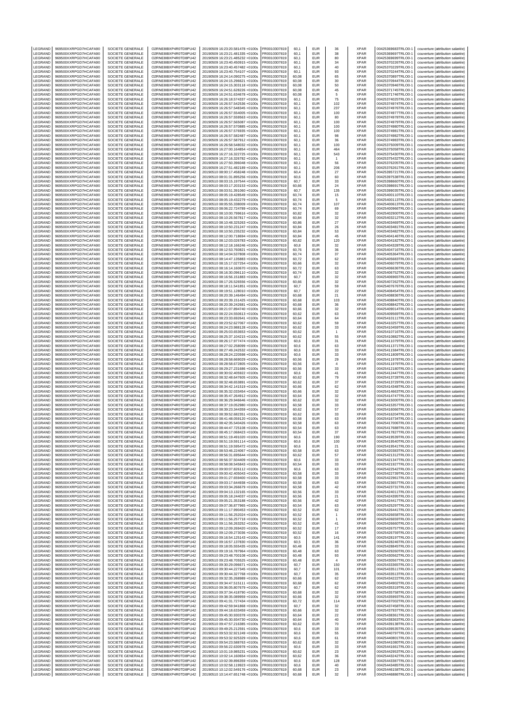| LEGRAND | 969500XXRPGD7HCAFA90 | SOCIETE GENERALE | O2RNE8IBXP4R0TD8PU42 | 20190509 16:23:20.581478 +0100s | FR0010307819 | 60,1 | EUR | 36 | XPAR | 00425369683TRLO0-1 | couverture (attribution salariée) |
|---|---|---|---|---|---|---|---|---|---|---|---|
| LEGRAND | 969500XXRPGD7HCAFA90 | SOCIETE GENERALE | O2RNE8IBXP4R0TD8PU42 | 20190509 16:23:21.481335 +0100s | FR0010307819 | 60,1 | EUR | 38 | XPAR | 00425369697TRLO0-1 | couverture (attribution salariée) |
| LEGRAND | 969500XXRPGD7HCAFA90 | SOCIETE GENERALE | O2RNE8IBXP4R0TD8PU42 | 20190509 16:23:21.485232 +0100s | FR0010307819 | 60,1 | EUR | 80 | XPAR | 00425369699TRLO0-1 | couverture (attribution salariée) |
| LEGRAND | 969500XXRPGD7HCAFA90 | SOCIETE GENERALE | O2RNE8IBXP4R0TD8PU42 | 20190509 16:23:40.450915 +0100s | FR0010307819 | 60,1 | EUR | 34 | XPAR | 00425370226TRLO0-1 | couverture (attribution salariée) |
| LEGRAND | 969500XXRPGD7HCAFA90 | SOCIETE GENERALE | O2RNE8IBXP4R0TD8PU42 | 20190509 16:23:40.457482 +0100s | FR0010307819 | 60,1 | EUR | 40 | XPAR | 00425370229TRLO0-1 | couverture (attribution salariée) |
| LEGRAND | 969500XXRPGD7HCAFA90 | SOCIETE GENERALE | O2RNE8IBXP4R0TD8PU42 | 20190509 16:23:40.754107 +0100s | FR0010307819 | 60,1 | EUR | 93 | XPAR | 00425370244TRLO0-1 | couverture (attribution salariée) |
| LEGRAND | 969500XXRPGD7HCAFA90 | SOCIETE GENERALE | O2RNE8IBXP4R0TD8PU42 | 20190509 16:24:14.090275 +0100s | FR0010307819 | 60,08 | EUR | 65 | XPAR | 00425370897TRLO0-1 | couverture (attribution salariée) |
| LEGRAND | 969500XXRPGD7HCAFA90 | SOCIETE GENERALE | O2RNE8IBXP4R0TD8PU42 | 20190509 16:24:15.296621 +0100s | FR0010307819 | 60,08 | EUR | 30 | XPAR | 00425370944TRLO0-1 | couverture (attribution salariée) |
| LEGRAND | 969500XXRPGD7HCAFA90 | SOCIETE GENERALE | O2RNE8IBXP4R0TD8PU42 | 20190509 16:24:15.303118 +0100s | FR0010307819 | 60,08 | EUR | 50 | XPAR | 00425370946TRLO0-1 | couverture (attribution salariée) |
| LEGRAND | 969500XXRPGD7HCAFA90 | SOCIETE GENERALE | O2RNE8IBXP4R0TD8PU42 | 20190509 16:24:51.628226 +0100s | FR0010307819 | 60,08 | EUR | 45 | XPAR | 00425371745TRLO0-1 | couverture (attribution salariée) |
| LEGRAND | 969500XXRPGD7HCAFA90 | SOCIETE GENERALE | O2RNE8IBXP4R0TD8PU42 | 20190509 16:24:51.634678 +0100s | FR0010307819 | 60,08 | EUR | 5 | XPAR | 00425371746TRLO0-1 | couverture (attribution salariée) |
| LEGRAND | 969500XXRPGD7HCAFA90 | SOCIETE GENERALE | O2RNE8IBXP4R0TD8PU42 | 20190509 16:26:18.574337 +0100s | FR0010307819 | 60,1 | EUR | 75 | XPAR | 00425374025TRLO0-1 | couverture (attribution salariée) |
| LEGRAND | 969500XXRPGD7HCAFA90 | SOCIETE GENERALE | O2RNE8IBXP4R0TD8PU42 | 20190509 16:26:57.542536 +0100s | FR0010307819 | 60,1 | EUR | 102 | XPAR | 00425374974TRLO0-1 | couverture (attribution salariée) |
| LEGRAND | 969500XXRPGD7HCAFA90 | SOCIETE GENERALE | O2RNE8IBXP4R0TD8PU42 | 20190509 16:26:57.548345 +0100s | FR0010307819 | 60,1 | EUR | 237 | XPAR | 00425374976TRLO0-1 | couverture (attribution salariée) |
| LEGRAND | 969500XXRPGD7HCAFA90 | SOCIETE GENERALE | O2RNE8IBXP4R0TD8PU42 | 20190509 16:26:57.554005 +0100s | FR0010307819 | 60,1 | EUR | 100 | XPAR | 00425374977TRLO0-1 | couverture (attribution salariée) |
| LEGRAND | 969500XXRPGD7HCAFA90 | SOCIETE GENERALE | O2RNE8IBXP4R0TD8PU42 | 20190509 16:26:57.559563 +0100s | FR0010307819 | 60,1 | EUR | 80 | XPAR | 00425374978TRLO0-1 | couverture (attribution salariée) |
| LEGRAND | 969500XXRPGD7HCAFA90 | SOCIETE GENERALE | O2RNE8IBXP4R0TD8PU42 | 20190509 16:26:57.565087 +0100s | FR0010307819 | 60,1 | EUR | 100 | XPAR | 00425374979TRLO0-1 | couverture (attribution salariée) |
| LEGRAND | 969500XXRPGD7HCAFA90 | SOCIETE GENERALE | O2RNE8IBXP4R0TD8PU42 | 20190509 16:26:57.570885 +0100s | FR0010307819 | 60,1 | EUR | 100 | XPAR | 00425374980TRLO0-1 | couverture (attribution salariée) |
| LEGRAND | 969500XXRPGD7HCAFA90 | SOCIETE GENERALE | O2RNE8IBXP4R0TD8PU42 | 20190509 16:26:57.576935 +0100s | FR0010307819 | 60,1 | EUR | 100 | XPAR | 00425374981TRLO0-1 | couverture (attribution salariée) |
| LEGRAND | 969500XXRPGD7HCAFA90 | SOCIETE GENERALE | O2RNE8IBXP4R0TD8PU42 | 20190509 16:26:57.582487 +0100s | FR0010307819 | 60,1 | EUR | 98 | XPAR | 00425374982TRLO0-1 | couverture (attribution salariée) |
| LEGRAND | 969500XXRPGD7HCAFA90 | SOCIETE GENERALE | O2RNE8IBXP4R0TD8PU42 | 20190509 16:26:57.587912 +0100s | FR0010307819 | 60,1 | EUR | 36 | XPAR | 00425374983TRLO0-1 | couverture (attribution salariée) |
| LEGRAND | 969500XXRPGD7HCAFA90 | SOCIETE GENERALE | O2RNE8IBXP4R0TD8PU42 | 20190509 16:26:58.548032 +0100s | FR0010307819 | 60,1 | EUR | 100 | XPAR | 00425375009TRLO0-1 | couverture (attribution salariée) |
| LEGRAND | 969500XXRPGD7HCAFA90 | SOCIETE GENERALE | O2RNE8IBXP4R0TD8PU42 | 20190509 16:27:00.164854 +0100s | FR0010307819 | 60,1 | EUR | 464 | XPAR | 00425375058TRLO0-1 | couverture (attribution salariée) |
| LEGRAND | 969500XXRPGD7HCAFA90 | SOCIETE GENERALE | O2RNE8IBXP4R0TD8PU42 | 20190509 16:27:16.322725 +0100s | FR0010307819 | 60,1 | EUR | 543 | XPAR | 00425375430TRLO0-1 | couverture (attribution salariée) |
| LEGRAND | 969500XXRPGD7HCAFA90 | SOCIETE GENERALE | O2RNE8IBXP4R0TD8PU42 | 20190509 16:27:16.326782 +0100s | FR0010307819 | 60,1 | EUR | 1 | XPAR | 00425375432TRLO0-1 | couverture (attribution salariée) |
| LEGRAND | 969500XXRPGD7HCAFA90 | SOCIETE GENERALE | O2RNE8IBXP4R0TD8PU42 | 20190509 16:27:50.396048 +0100s | FR0010307819 | 60,1 | EUR | 56 | XPAR | 00425376205TRLO0-1 | couverture (attribution salariée) |
| LEGRAND | 969500XXRPGD7HCAFA90 | SOCIETE GENERALE | O2RNE8IBXP4R0TD8PU42 | 20190509 16:27:51.482189 +0100s | FR0010307819 | 60,1 | EUR | 206 | XPAR | 00425376261TRLO0-1 | couverture (attribution salariée) |
| LEGRAND | 969500XXRPGD7HCAFA90 | SOCIETE GENERALE | O2RNE8IBXP4R0TD8PU42 | 20190510 08:00:17.458248 +0100s | FR0010307819 | 60,4 | EUR | 27 | XPAR | 00425395721TRLO0-1 | couverture (attribution salariée) |
| LEGRAND | 969500XXRPGD7HCAFA90 | SOCIETE GENERALE | O2RNE8IBXP4R0TD8PU42 | 20190510 08:01:31.895256 +0100s | FR0010307819 | 60,6 | EUR | 60 | XPAR | 00425397538TRLO0-1 | couverture (attribution salariée) |
| LEGRAND | 969500XXRPGD7HCAFA90 | SOCIETE GENERALE | O2RNE8IBXP4R0TD8PU42 | 20190510 08:03:15.197544 +0100s | FR0010307819 | 60,7 | EUR | 33 | XPAR | 00425398660TRLO0-1 | couverture (attribution salariée) |
| LEGRAND | 969500XXRPGD7HCAFA90 | SOCIETE GENERALE | O2RNE8IBXP4R0TD8PU42 | 20190510 08:03:17.203153 +0100s | FR0010307819 | 60,66 | EUR | 24 | XPAR | 00425398691TRLO0-1 | couverture (attribution salariée) |
| LEGRAND | 969500XXRPGD7HCAFA90 | SOCIETE GENERALE | O2RNE8IBXP4R0TD8PU42 | 20190510 08:03:51.391060 +0100s | FR0010307819 | 60,7 | EUR | 135 | XPAR | 00425399035TRLO0-1 | couverture (attribution salariée) |
| LEGRAND | 969500XXRPGD7HCAFA90 | SOCIETE GENERALE | O2RNE8IBXP4R0TD8PU42 | 20190510 08:05:19.428549 +0100s | FR0010307819 | 60,74 | EUR | 15 | XPAR | 00425400110TRLO0-1 | couverture (attribution salariée) |
| LEGRAND | 969500XXRPGD7HCAFA90 | SOCIETE GENERALE | O2RNE8IBXP4R0TD8PU42 | 20190510 08:05:19.432279 +0100s | FR0010307819 | 60,74 | EUR | 5 | XPAR | 00425400113TRLO0-1 | couverture (attribution salariée) |
| LEGRAND | 969500XXRPGD7HCAFA90 | SOCIETE GENERALE | O2RNE8IBXP4R0TD8PU42 | 20190510 08:05:55.338009 +0100s | FR0010307819 | 60,74 | EUR | 107 | XPAR | 00425400613TRLO0-1 | couverture (attribution salariée) |
| LEGRAND | 969500XXRPGD7HCAFA90 | SOCIETE GENERALE | O2RNE8IBXP4R0TD8PU42 | 20190510 08:06:22.724789 +0100s | FR0010307819 | 60,74 | EUR | 69 | XPAR | 00425400966TRLO0-1 | couverture (attribution salariée) |
| LEGRAND | 969500XXRPGD7HCAFA90 | SOCIETE GENERALE | O2RNE8IBXP4R0TD8PU42 | 20190510 08:10:00.799616 +0100s | FR0010307819 | 60,82 | EUR | 32 | XPAR | 00425402900TRLO0-1 | couverture (attribution salariée) |
| LEGRAND | 969500XXRPGD7HCAFA90 | SOCIETE GENERALE | O2RNE8IBXP4R0TD8PU42 | 20190510 08:10:26.567817 +0100s | FR0010307819 | 60,84 | EUR | 32 | XPAR | 00425403212TRLO0-1 | couverture (attribution salariée) |
| LEGRAND | 969500XXRPGD7HCAFA90 | SOCIETE GENERALE | O2RNE8IBXP4R0TD8PU42 | 20190510 08:10:48.325263 +0100s | FR0010307819 | 60,86 | EUR | 27 | XPAR | 00425403469TRLO0-1 | couverture (attribution salariée) |
| LEGRAND | 969500XXRPGD7HCAFA90 | SOCIETE GENERALE | O2RNE8IBXP4R0TD8PU42 | 20190510 08:10:50.231247 +0100s | FR0010307819 | 60,84 | EUR | 26 | XPAR | 00425403481TRLO0-1 | couverture (attribution salariée) |
| LEGRAND | 969500XXRPGD7HCAFA90 | SOCIETE GENERALE | O2RNE8IBXP4R0TD8PU42 | 20190510 08:10:50.235232 +0100s | FR0010307819 | 60,84 | EUR | 53 | XPAR | 00425403482TRLO0-1 | couverture (attribution salariée) |
| LEGRAND | 969500XXRPGD7HCAFA90 | SOCIETE GENERALE | O2RNE8IBXP4R0TD8PU42 | 20190510 08:12:00.718694 +0100s | FR0010307819 | 60,84 | EUR | 45 | XPAR | 00425404146TRLO0-1 | couverture (attribution salariée) |
| LEGRAND | 969500XXRPGD7HCAFA90 | SOCIETE GENERALE | O2RNE8IBXP4R0TD8PU42 | 20190510 08:12:03.026783 +0100s | FR0010307819 | 60,82 | EUR | 120 | XPAR | 00425404182TRLO0-1 | couverture (attribution salariée) |
| LEGRAND | 969500XXRPGD7HCAFA90 | SOCIETE GENERALE | O2RNE8IBXP4R0TD8PU42 | 20190510 08:12:18.166246 +0100s | FR0010307819 | 60,8 | EUR | 32 | XPAR | 00425404328TRLO0-1 | couverture (attribution salariée) |
| LEGRAND | 969500XXRPGD7HCAFA90 | SOCIETE GENERALE | O2RNE8IBXP4R0TD8PU42 | 20190510 08:12:53.760821 +0100s | FR0010307819 | 60,76 | EUR | 36 | XPAR | 00425404716TRLO0-1 | couverture (attribution salariée) |
| LEGRAND | 969500XXRPGD7HCAFA90 | SOCIETE GENERALE | O2RNE8IBXP4R0TD8PU42 | 20190510 08:14:04.537808 +0100s | FR0010307819 | 60,74 | EUR | 37 | XPAR | 00425405364TRLO0-1 | couverture (attribution salariée) |
| LEGRAND | 969500XXRPGD7HCAFA90 | SOCIETE GENERALE | O2RNE8IBXP4R0TD8PU42 | 20190510 08:14:47.135883 +0100s | FR0010307819 | 60,72 | EUR | 62 | XPAR | 00425405683TRLO0-1 | couverture (attribution salariée) |
| LEGRAND | 969500XXRPGD7HCAFA90 | SOCIETE GENERALE | O2RNE8IBXP4R0TD8PU42 | 20190510 08:15:17.027254 +0100s | FR0010307819 | 60,66 | EUR | 32 | XPAR | 00425406079TRLO0-1 | couverture (attribution salariée) |
| LEGRAND | 969500XXRPGD7HCAFA90 | SOCIETE GENERALE | O2RNE8IBXP4R0TD8PU42 | 20190510 08:16:14.160670 +0100s | FR0010307819 | 60,72 | EUR | 63 | XPAR | 00425406636TRLO0-1 | couverture (attribution salariée) |
| LEGRAND | 969500XXRPGD7HCAFA90 | SOCIETE GENERALE | O2RNE8IBXP4R0TD8PU42 | 20190510 08:16:30.096110 +0100s | FR0010307819 | 60,74 | EUR | 32 | XPAR | 00425406752TRLO0-1 | couverture (attribution salariée) |
| LEGRAND | 969500XXRPGD7HCAFA90 | SOCIETE GENERALE | O2RNE8IBXP4R0TD8PU42 | 20190510 08:16:56.151883 +0100s | FR0010307819 | 60,7 | EUR | 32 | XPAR | 00425406965TRLO0-1 | couverture (attribution salariée) |
| LEGRAND | 969500XXRPGD7HCAFA90 | SOCIETE GENERALE | O2RNE8IBXP4R0TD8PU42 | 20190510 08:17:26.526556 +0100s | FR0010307819 | 60,66 | EUR | 32 | XPAR | 00425407262TRLO0-1 | couverture (attribution salariée) |
| LEGRAND | 969500XXRPGD7HCAFA90 | SOCIETE GENERALE | O2RNE8IBXP4R0TD8PU42 | 20190510 08:18:11.541851 +0100s | FR0010307819 | 60,7 | EUR | 59 | XPAR | 00425407676TRLO0-1 | couverture (attribution salariée) |
| LEGRAND | 969500XXRPGD7HCAFA90 | SOCIETE GENERALE | O2RNE8IBXP4R0TD8PU42 | 20190510 08:19:51.128010 +0100s | FR0010307819 | 60,7 | EUR | 22 | XPAR | 00425408454TRLO0-1 | couverture (attribution salariée) |
| LEGRAND | 969500XXRPGD7HCAFA90 | SOCIETE GENERALE | O2RNE8IBXP4R0TD8PU42 | 20190510 08:20:39.146494 +0100s | FR0010307819 | 60,68 | EUR | 21 | XPAR | 00425408836TRLO0-1 | couverture (attribution salariée) |
| LEGRAND | 969500XXRPGD7HCAFA90 | SOCIETE GENERALE | O2RNE8IBXP4R0TD8PU42 | 20190510 08:20:39.151425 +0100s | FR0010307819 | 60,68 | EUR | 103 | XPAR | 00425408840TRLO0-1 | couverture (attribution salariée) |
| LEGRAND | 969500XXRPGD7HCAFA90 | SOCIETE GENERALE | O2RNE8IBXP4R0TD8PU42 | 20190510 08:20:39.242681 +0100s | FR0010307819 | 60,68 | EUR | 36 | XPAR | 00425408842TRLO0-1 | couverture (attribution salariée) |
| LEGRAND | 969500XXRPGD7HCAFA90 | SOCIETE GENERALE | O2RNE8IBXP4R0TD8PU42 | 20190510 08:21:07.894740 +0100s | FR0010307819 | 60,66 | EUR | 32 | XPAR | 00425409014TRLO0-1 | couverture (attribution salariée) |
| LEGRAND | 969500XXRPGD7HCAFA90 | SOCIETE GENERALE | O2RNE8IBXP4R0TD8PU42 | 20190510 08:22:24.550613 +0100s | FR0010307819 | 60,62 | EUR | 63 | XPAR | 00425409569TRLO0-1 | couverture (attribution salariée) |
| LEGRAND | 969500XXRPGD7HCAFA90 | SOCIETE GENERALE | O2RNE8IBXP4R0TD8PU42 | 20190510 08:23:33.692641 +0100s | FR0010307819 | 60,64 | EUR | 64 | XPAR | 00425410111TRLO0-1 | couverture (attribution salariée) |
| LEGRAND | 969500XXRPGD7HCAFA90 | SOCIETE GENERALE | O2RNE8IBXP4R0TD8PU42 | 20190510 08:23:52.627067 +0100s | FR0010307819 | 60,62 | EUR | 59 | XPAR | 00425410257TRLO0-1 | couverture (attribution salariée) |
| LEGRAND | 969500XXRPGD7HCAFA90 | SOCIETE GENERALE | O2RNE8IBXP4R0TD8PU42 | 20190510 08:24:23.988128 +0100s | FR0010307819 | 60,62 | EUR | 33 | XPAR | 00425410459TRLO0-1 | couverture (attribution salariée) |
| LEGRAND | 969500XXRPGD7HCAFA90 | SOCIETE GENERALE | O2RNE8IBXP4R0TD8PU42 | 20190510 08:25:03.653653 +0100s | FR0010307819 | 60,62 | EUR | 1 | XPAR | 00425410716TRLO0-1 | couverture (attribution salariée) |
| LEGRAND | 969500XXRPGD7HCAFA90 | SOCIETE GENERALE | O2RNE8IBXP4R0TD8PU42 | 20190510 08:25:37.104215 +0100s | FR0010307819 | 60,62 | EUR | 55 | XPAR | 00425410882TRLO0-1 | couverture (attribution salariée) |
| LEGRAND | 969500XXRPGD7HCAFA90 | SOCIETE GENERALE | O2RNE8IBXP4R0TD8PU42 | 20190510 08:26:17.977474 +0100s | FR0010307819 | 60,6 | EUR | 31 | XPAR | 00425411079TRLO0-1 | couverture (attribution salariée) |
| LEGRAND | 969500XXRPGD7HCAFA90 | SOCIETE GENERALE | O2RNE8IBXP4R0TD8PU42 | 20190510 08:27:02.258099 +0100s | FR0010307819 | 60,6 | EUR | 63 | XPAR | 00425411371TRLO0-1 | couverture (attribution salariée) |
| LEGRAND | 969500XXRPGD7HCAFA90 | SOCIETE GENERALE | O2RNE8IBXP4R0TD8PU42 | 20190510 08:27:49.242532 +0100s | FR0010307819 | 60,6 | EUR | 33 | XPAR | 00425411584TRLO0-1 | couverture (attribution salariée) |
| LEGRAND | 969500XXRPGD7HCAFA90 | SOCIETE GENERALE | O2RNE8IBXP4R0TD8PU42 | 20190510 08:28:24.220598 +0100s | FR0010307819 | 60,6 | EUR | 33 | XPAR | 00425411809TRLO0-1 | couverture (attribution salariée) |
| LEGRAND | 969500XXRPGD7HCAFA90 | SOCIETE GENERALE | O2RNE8IBXP4R0TD8PU42 | 20190510 08:28:58.669029 +0100s | FR0010307819 | 60,56 | EUR | 29 | XPAR | 00425411978TRLO0-1 | couverture (attribution salariée) |
| LEGRAND | 969500XXRPGD7HCAFA90 | SOCIETE GENERALE | O2RNE8IBXP4R0TD8PU42 | 20190510 08:28:58.672805 +0100s | FR0010307819 | 60,56 | EUR | 4 | XPAR | 00425411979TRLO0-1 | couverture (attribution salariée) |
| LEGRAND | 969500XXRPGD7HCAFA90 | SOCIETE GENERALE | O2RNE8IBXP4R0TD8PU42 | 20190510 08:29:27.231686 +0100s | FR0010307819 | 60,56 | EUR | 33 | XPAR | 00425412180TRLO0-1 | couverture (attribution salariée) |
| LEGRAND | 969500XXRPGD7HCAFA90 | SOCIETE GENERALE | O2RNE8IBXP4R0TD8PU42 | 20190510 08:30:02.405922 +0100s | FR0010307819 | 60,6 | EUR | 41 | XPAR | 00425412447TRLO0-1 | couverture (attribution salariée) |
| LEGRAND | 969500XXRPGD7HCAFA90 | SOCIETE GENERALE | O2RNE8IBXP4R0TD8PU42 | 20190510 08:32:48.647605 +0100s | FR0010307819 | 60,62 | EUR | 79 | XPAR | 00425413728TRLO0-1 | couverture (attribution salariée) |
| LEGRAND | 969500XXRPGD7HCAFA90 | SOCIETE GENERALE | O2RNE8IBXP4R0TD8PU42 | 20190510 08:32:48.653891 +0100s | FR0010307819 | 60,62 | EUR | 37 | XPAR | 00425413729TRLO0-1 | couverture (attribution salariée) |
| LEGRAND | 969500XXRPGD7HCAFA90 | SOCIETE GENERALE | O2RNE8IBXP4R0TD8PU42 | 20190510 08:34:42.141519 +0100s | FR0010307819 | 60,66 | EUR | 62 | XPAR | 00425414348TRLO0-1 | couverture (attribution salariée) |
| LEGRAND | 969500XXRPGD7HCAFA90 | SOCIETE GENERALE | O2RNE8IBXP4R0TD8PU42 | 20190510 08:35:32.033454 +0100s | FR0010307819 | 60,66 | EUR | 32 | XPAR | 00425414663TRLO0-1 | couverture (attribution salariée) |
| LEGRAND | 969500XXRPGD7HCAFA90 | SOCIETE GENERALE | O2RNE8IBXP4R0TD8PU42 | 20190510 08:35:47.264912 +0100s | FR0010307819 | 60,64 | EUR | 32 | XPAR | 00425414747TRLO0-1 | couverture (attribution salariée) |
| LEGRAND | 969500XXRPGD7HCAFA90 | SOCIETE GENERALE | O2RNE8IBXP4R0TD8PU42 | 20190510 08:36:29.946646 +0100s | FR0010307819 | 60,62 | EUR | 32 | XPAR | 00425415000TRLO0-1 | couverture (attribution salariée) |
| LEGRAND | 969500XXRPGD7HCAFA90 | SOCIETE GENERALE | O2RNE8IBXP4R0TD8PU42 | 20190510 08:37:19.052980 +0100s | FR0010307819 | 60,58 | EUR | 33 | XPAR | 00425415357TRLO0-1 | couverture (attribution salariée) |
| LEGRAND | 969500XXRPGD7HCAFA90 | SOCIETE GENERALE | O2RNE8IBXP4R0TD8PU42 | 20190510 08:39:23.344359 +0100s | FR0010307819 | 60,62 | EUR | 57 | XPAR | 00425416066TRLO0-1 | couverture (attribution salariée) |
| LEGRAND | 969500XXRPGD7HCAFA90 | SOCIETE GENERALE | O2RNE8IBXP4R0TD8PU42 | 20190510 08:39:52.682351 +0100s | FR0010307819 | 60,62 | EUR | 33 | XPAR | 00425416204TRLO0-1 | couverture (attribution salariée) |
| LEGRAND | 969500XXRPGD7HCAFA90 | SOCIETE GENERALE | O2RNE8IBXP4R0TD8PU42 | 20190510 08:41:48.059120 +0100s | FR0010307819 | 60,58 | EUR | 63 | XPAR | 00425416734TRLO0-1 | couverture (attribution salariée) |
| LEGRAND | 969500XXRPGD7HCAFA90 | SOCIETE GENERALE | O2RNE8IBXP4R0TD8PU42 | 20190510 08:42:35.540426 +0100s | FR0010307819 | 60,58 | EUR | 63 | XPAR | 00425417006TRLO0-1 | couverture (attribution salariée) |
| LEGRAND | 969500XXRPGD7HCAFA90 | SOCIETE GENERALE | O2RNE8IBXP4R0TD8PU42 | 20190510 08:44:47.725108 +0100s | FR0010307819 | 60,54 | EUR | 63 | XPAR | 00425417688TRLO0-1 | couverture (attribution salariée) |
| LEGRAND | 969500XXRPGD7HCAFA90 | SOCIETE GENERALE | O2RNE8IBXP4R0TD8PU42 | 20190510 08:45:17.068423 +0100s | FR0010307819 | 60,54 | EUR | 37 | XPAR | 00425417827TRLO0-1 | couverture (attribution salariée) |
| LEGRAND | 969500XXRPGD7HCAFA90 | SOCIETE GENERALE | O2RNE8IBXP4R0TD8PU42 | 20190510 08:51:19.491020 +0100s | FR0010307819 | 60,6 | EUR | 190 | XPAR | 00425419539TRLO0-1 | couverture (attribution salariée) |
| LEGRAND | 969500XXRPGD7HCAFA90 | SOCIETE GENERALE | O2RNE8IBXP4R0TD8PU42 | 20190510 08:51:19.591114 +0100s | FR0010307819 | 60,6 | EUR | 100 | XPAR | 00425419540TRLO0-1 | couverture (attribution salariée) |
| LEGRAND | 969500XXRPGD7HCAFA90 | SOCIETE GENERALE | O2RNE8IBXP4R0TD8PU42 | 20190510 08:51:19.595472 +0100s | FR0010307819 | 60,6 | EUR | 21 | XPAR | 00425419541TRLO0-1 | couverture (attribution salariée) |
| LEGRAND | 969500XXRPGD7HCAFA90 | SOCIETE GENERALE | O2RNE8IBXP4R0TD8PU42 | 20190510 08:53:46.224067 +0100s | FR0010307819 | 60,58 | EUR | 63 | XPAR | 00425420383TRLO0-1 | couverture (attribution salariée) |
| LEGRAND | 969500XXRPGD7HCAFA90 | SOCIETE GENERALE | O2RNE8IBXP4R0TD8PU42 | 20190510 08:56:31.695644 +0100s | FR0010307819 | 60,62 | EUR | 57 | XPAR | 00425421312TRLO0-1 | couverture (attribution salariée) |
| LEGRAND | 969500XXRPGD7HCAFA90 | SOCIETE GENERALE | O2RNE8IBXP4R0TD8PU42 | 20190510 08:56:37.504409 +0100s | FR0010307819 | 60,6 | EUR | 33 | XPAR | 00425421347TRLO0-1 | couverture (attribution salariée) |
| LEGRAND | 969500XXRPGD7HCAFA90 | SOCIETE GENERALE | O2RNE8IBXP4R0TD8PU42 | 20190510 08:58:08.545843 +0100s | FR0010307819 | 60,54 | EUR | 33 | XPAR | 00425421927TRLO0-1 | couverture (attribution salariée) |
| LEGRAND | 969500XXRPGD7HCAFA90 | SOCIETE GENERALE | O2RNE8IBXP4R0TD8PU42 | 20190510 09:00:07.826112 +0100s | FR0010307819 | 60,6 | EUR | 63 | XPAR | 00425422542TRLO0-1 | couverture (attribution salariée) |
| LEGRAND | 969500XXRPGD7HCAFA90 | SOCIETE GENERALE | O2RNE8IBXP4R0TD8PU42 | 20190510 09:00:42.405043 +0100s | FR0010307819 | 60,58 | EUR | 33 | XPAR | 00425422739TRLO0-1 | couverture (attribution salariée) |
| LEGRAND | 969500XXRPGD7HCAFA90 | SOCIETE GENERALE | O2RNE8IBXP4R0TD8PU42 | 20190510 09:01:27.659400 +0100s | FR0010307819 | 60,58 | EUR | 33 | XPAR | 00425422961TRLO0-1 | couverture (attribution salariée) |
| LEGRAND | 969500XXRPGD7HCAFA90 | SOCIETE GENERALE | O2RNE8IBXP4R0TD8PU42 | 20190510 09:03:17.644938 +0100s | FR0010307819 | 60,58 | EUR | 63 | XPAR | 00425423657TRLO0-1 | couverture (attribution salariée) |
| LEGRAND | 969500XXRPGD7HCAFA90 | SOCIETE GENERALE | O2RNE8IBXP4R0TD8PU42 | 20190510 09:03:34.266679 +0100s | FR0010307819 | 60,58 | EUR | 42 | XPAR | 00425423731TRLO0-1 | couverture (attribution salariée) |
| LEGRAND | 969500XXRPGD7HCAFA90 | SOCIETE GENERALE | O2RNE8IBXP4R0TD8PU42 | 20190510 09:04:13.132165 +0100s | FR0010307819 | 60,56 | EUR | 33 | XPAR | 00425424011TRLO0-1 | couverture (attribution salariée) |
| LEGRAND | 969500XXRPGD7HCAFA90 | SOCIETE GENERALE | O2RNE8IBXP4R0TD8PU42 | 20190510 09:05:18.244037 +0100s | FR0010307819 | 60,56 | EUR | 21 | XPAR | 00425424395TRLO0-1 | couverture (attribution salariée) |
| LEGRAND | 969500XXRPGD7HCAFA90 | SOCIETE GENERALE | O2RNE8IBXP4R0TD8PU42 | 20190510 09:05:21.353188 +0100s | FR0010307819 | 60,56 | EUR | 42 | XPAR | 00425424417TRLO0-1 | couverture (attribution salariée) |
| LEGRAND | 969500XXRPGD7HCAFA90 | SOCIETE GENERALE | O2RNE8IBXP4R0TD8PU42 | 20190510 09:07:36.877965 +0100s | FR0010307819 | 60,54 | EUR | 63 | XPAR | 00425425297TRLO0-1 | couverture (attribution salariée) |
| LEGRAND | 969500XXRPGD7HCAFA90 | SOCIETE GENERALE | O2RNE8IBXP4R0TD8PU42 | 20190510 09:11:17.990453 +0100s | FR0010307819 | 60,52 | EUR | 62 | XPAR | 00425426441TRLO0-1 | couverture (attribution salariée) |
| LEGRAND | 969500XXRPGD7HCAFA90 | SOCIETE GENERALE | O2RNE8IBXP4R0TD8PU42 | 20190510 09:11:56.252024 +0100s | FR0010307819 | 60,52 | EUR | 1 | XPAR | 00425426658TRLO0-1 | couverture (attribution salariée) |
| LEGRAND | 969500XXRPGD7HCAFA90 | SOCIETE GENERALE | O2RNE8IBXP4R0TD8PU42 | 20190510 09:11:56.257718 +0100s | FR0010307819 | 60,52 | EUR | 1 | XPAR | 00425426659TRLO0-1 | couverture (attribution salariée) |
| LEGRAND | 969500XXRPGD7HCAFA90 | SOCIETE GENERALE | O2RNE8IBXP4R0TD8PU42 | 20190510 09:11:56.263252 +0100s | FR0010307819 | 60,52 | EUR | 41 | XPAR | 00425426660TRLO0-1 | couverture (attribution salariée) |
| LEGRAND | 969500XXRPGD7HCAFA90 | SOCIETE GENERALE | O2RNE8IBXP4R0TD8PU42 | 20190510 09:12:09.269420 +0100s | FR0010307819 | 60,52 | EUR | 17 | XPAR | 00425426757TRLO0-1 | couverture (attribution salariée) |
| LEGRAND | 969500XXRPGD7HCAFA90 | SOCIETE GENERALE | O2RNE8IBXP4R0TD8PU42 | 20190510 09:12:09.273036 +0100s | FR0010307819 | 60,52 | EUR | 16 | XPAR | 00425426759TRLO0-1 | couverture (attribution salariée) |
| LEGRAND | 969500XXRPGD7HCAFA90 | SOCIETE GENERALE | O2RNE8IBXP4R0TD8PU42 | 20190510 09:16:54.125143 +0100s | FR0010307819 | 60,5 | EUR | 141 | XPAR | 00425428197TRLO0-1 | couverture (attribution salariée) |
| LEGRAND | 969500XXRPGD7HCAFA90 | SOCIETE GENERALE | O2RNE8IBXP4R0TD8PU42 | 20190510 09:16:57.137830 +0100s | FR0010307819 | 60,5 | EUR | 36 | XPAR | 00425428246TRLO0-1 | couverture (attribution salariée) |
| LEGRAND | 969500XXRPGD7HCAFA90 | SOCIETE GENERALE | O2RNE8IBXP4R0TD8PU42 | 20190510 09:18:05.555435 +0100s | FR0010307819 | 60,48 | EUR | 33 | XPAR | 00425428845TRLO0-1 | couverture (attribution salariée) |
| LEGRAND | 969500XXRPGD7HCAFA90 | SOCIETE GENERALE | O2RNE8IBXP4R0TD8PU42 | 20190510 09:19:16.787964 +0100s | FR0010307819 | 60,48 | EUR | 63 | XPAR | 00425429260TRLO0-1 | couverture (attribution salariée) |
| LEGRAND | 969500XXRPGD7HCAFA90 | SOCIETE GENERALE | O2RNE8IBXP4R0TD8PU42 | 20190510 09:23:48.700108 +0100s | FR0010307819 | 60,48 | EUR | 93 | XPAR | 00425430562TRLO0-1 | couverture (attribution salariée) |
| LEGRAND | 969500XXRPGD7HCAFA90 | SOCIETE GENERALE | O2RNE8IBXP4R0TD8PU42 | 20190510 09:23:48.705525 +0100s | FR0010307819 | 60,48 | EUR | 4 | XPAR | 00425430567TRLO0-1 | couverture (attribution salariée) |
| LEGRAND | 969500XXRPGD7HCAFA90 | SOCIETE GENERALE | O2RNE8IBXP4R0TD8PU42 | 20190510 09:30:29.096671 +0100s | FR0010307819 | 60,7 | EUR | 150 | XPAR | 00425433365TRLO0-1 | couverture (attribution salariée) |
| LEGRAND | 969500XXRPGD7HCAFA90 | SOCIETE GENERALE | O2RNE8IBXP4R0TD8PU42 | 20190510 09:30:44.227345 +0100s | FR0010307819 | 60,7 | EUR | 101 | XPAR | 00425433511TRLO0-1 | couverture (attribution salariée) |
| LEGRAND | 969500XXRPGD7HCAFA90 | SOCIETE GENERALE | O2RNE8IBXP4R0TD8PU42 | 20190510 09:30:44.327768 +0100s | FR0010307819 | 60,7 | EUR | 35 | XPAR | 00425433513TRLO0-1 | couverture (attribution salariée) |
| LEGRAND | 969500XXRPGD7HCAFA90 | SOCIETE GENERALE | O2RNE8IBXP4R0TD8PU42 | 20190510 09:32:35.268989 +0100s | FR0010307819 | 60,66 | EUR | 62 | XPAR | 00425434222TRLO0-1 | couverture (attribution salariée) |
| LEGRAND | 969500XXRPGD7HCAFA90 | SOCIETE GENERALE | O2RNE8IBXP4R0TD8PU42 | 20190510 09:34:47.515111 +0100s | FR0010307819 | 60,68 | EUR | 62 | XPAR | 00425434902TRLO0-1 | couverture (attribution salariée) |
| LEGRAND | 969500XXRPGD7HCAFA90 | SOCIETE GENERALE | O2RNE8IBXP4R0TD8PU42 | 20190510 09:36:05.807679 +0100s | FR0010307819 | 60,7 | EUR | 62 | XPAR | 00425435319TRLO0-1 | couverture (attribution salariée) |
| LEGRAND | 969500XXRPGD7HCAFA90 | SOCIETE GENERALE | O2RNE8IBXP4R0TD8PU42 | 20190510 09:37:34.418790 +0100s | FR0010307819 | 60,68 | EUR | 32 | XPAR | 00425435758TRLO0-1 | couverture (attribution salariée) |
| LEGRAND | 969500XXRPGD7HCAFA90 | SOCIETE GENERALE | O2RNE8IBXP4R0TD8PU42 | 20190510 09:38:35.089959 +0100s | FR0010307819 | 60,66 | EUR | 32 | XPAR | 00425435993TRLO0-1 | couverture (attribution salariée) |
| LEGRAND | 969500XXRPGD7HCAFA90 | SOCIETE GENERALE | O2RNE8IBXP4R0TD8PU42 | 20190510 09:41:31.727434 +0100s | FR0010307819 | 60,72 | EUR | 114 | XPAR | 00425437002TRLO0-1 | couverture (attribution salariée) |
| LEGRAND | 969500XXRPGD7HCAFA90 | SOCIETE GENERALE | O2RNE8IBXP4R0TD8PU42 | 20190510 09:42:59.941868 +0100s | FR0010307819 | 60,7 | EUR | 32 | XPAR | 00425437458TRLO0-1 | couverture (attribution salariée) |
| LEGRAND | 969500XXRPGD7HCAFA90 | SOCIETE GENERALE | O2RNE8IBXP4R0TD8PU42 | 20190510 09:44:18.633459 +0100s | FR0010307819 | 60,66 | EUR | 32 | XPAR | 00425437937TRLO0-1 | couverture (attribution salariée) |
| LEGRAND | 969500XXRPGD7HCAFA90 | SOCIETE GENERALE | O2RNE8IBXP4R0TD8PU42 | 20190510 09:45:30.930378 +0100s | FR0010307819 | 60,64 | EUR | 22 | XPAR | 00425438361TRLO0-1 | couverture (attribution salariée) |
| LEGRAND | 969500XXRPGD7HCAFA90 | SOCIETE GENERALE | O2RNE8IBXP4R0TD8PU42 | 20190510 09:45:30.934730 +0100s | FR0010307819 | 60,64 | EUR | 40 | XPAR | 00425438363TRLO0-1 | couverture (attribution salariée) |
| LEGRAND | 969500XXRPGD7HCAFA90 | SOCIETE GENERALE | O2RNE8IBXP4R0TD8PU42 | 20190510 09:47:57.216385 +0100s | FR0010307819 | 60,62 | EUR | 70 | XPAR | 00425439138TRLO0-1 | couverture (attribution salariée) |
| LEGRAND | 969500XXRPGD7HCAFA90 | SOCIETE GENERALE | O2RNE8IBXP4R0TD8PU42 | 20190510 09:49:25.212591 +0100s | FR0010307819 | 60,6 | EUR | 33 | XPAR | 00425439535TRLO0-1 | couverture (attribution salariée) |
| LEGRAND | 969500XXRPGD7HCAFA90 | SOCIETE GENERALE | O2RNE8IBXP4R0TD8PU42 | 20190510 09:53:32.921249 +0100s | FR0010307819 | 60,6 | EUR | 55 | XPAR | 00425440797TRLO0-1 | couverture (attribution salariée) |
| LEGRAND | 969500XXRPGD7HCAFA90 | SOCIETE GENERALE | O2RNE8IBXP4R0TD8PU42 | 20190510 09:53:32.925329 +0100s | FR0010307819 | 60,6 | EUR | 61 | XPAR | 00425440801TRLO0-1 | couverture (attribution salariée) |
| LEGRAND | 969500XXRPGD7HCAFA90 | SOCIETE GENERALE | O2RNE8IBXP4R0TD8PU42 | 20190510 09:54:23.588763 +0100s | FR0010307819 | 60,62 | EUR | 32 | XPAR | 00425441080TRLO0-1 | couverture (attribution salariée) |
| LEGRAND | 969500XXRPGD7HCAFA90 | SOCIETE GENERALE | O2RNE8IBXP4R0TD8PU42 | 20190510 09:56:22.630978 +0100s | FR0010307819 | 60,6 | EUR | 33 | XPAR | 00425441661TRLO0-1 | couverture (attribution salariée) |
| LEGRAND | 969500XXRPGD7HCAFA90 | SOCIETE GENERALE | O2RNE8IBXP4R0TD8PU42 | 20190510 10:01:19.985231 +0100s | FR0010307819 | 60,62 | EUR | 23 | XPAR | 00425442953TRLO0-1 | couverture (attribution salariée) |
| LEGRAND | 969500XXRPGD7HCAFA90 | SOCIETE GENERALE | O2RNE8IBXP4R0TD8PU42 | 20190510 10:02:14.160654 +0100s | FR0010307819 | 60,62 | EUR | 36 | XPAR | 00425443242TRLO0-1 | couverture (attribution salariée) |
| LEGRAND | 969500XXRPGD7HCAFA90 | SOCIETE GENERALE | O2RNE8IBXP4R0TD8PU42 | 20190510 10:02:39.896359 +0100s | FR0010307819 | 60,6 | EUR | 128 | XPAR | 00425443387TRLO0-1 | couverture (attribution salariée) |
| LEGRAND | 969500XXRPGD7HCAFA90 | SOCIETE GENERALE | O2RNE8IBXP4R0TD8PU42 | 20190510 10:02:58.119923 +0100s | FR0010307819 | 60,6 | EUR | 40 | XPAR | 00425443485TRLO0-1 | couverture (attribution salariée) |
| LEGRAND | 969500XXRPGD7HCAFA90 | SOCIETE GENERALE | O2RNE8IBXP4R0TD8PU42 | 20190510 10:12:02.549176 +0100s | FR0010307819 | 60,68 | EUR | 23 | XPAR | 00425446158TRLO0-1 | couverture (attribution salariée) |
| LEGRAND | 969500XXRPGD7HCAFA90 | SOCIETE GENERALE | O2RNE8IBXP4R0TD8PU42 | 20190510 10:14:47.651748 +0100s | FR0010307819 | 60,68 | EUR | 32 | XPAR | 00425446886TRLO0-1 | couverture (attribution salariée) |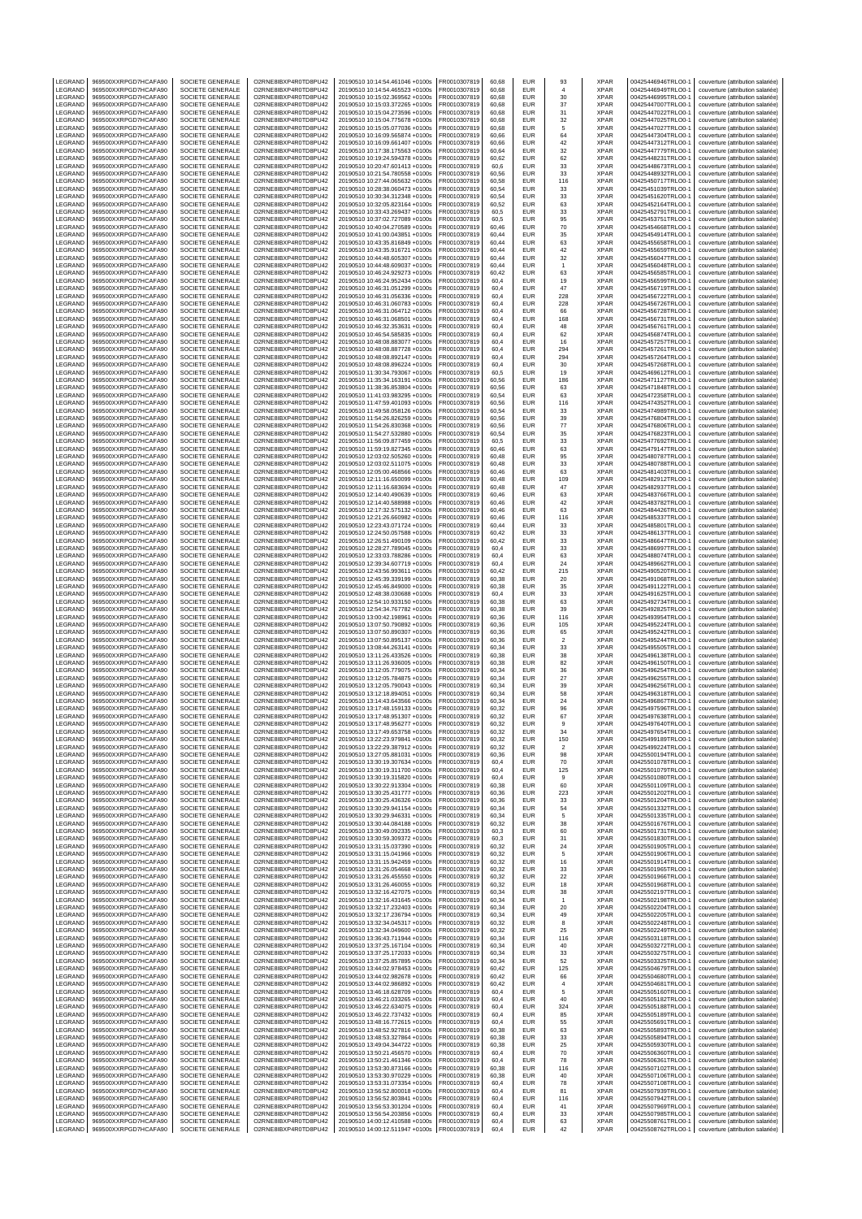| LEGRAND | 969500XXRPGD7HCAFA90 | SOCIETE GENERALE | O2RNE8IBXP4R0TD8PU42 | 20190510 10:14:54.461046 +0100s | FR0010307819 | 60,68 | EUR | 93 | XPAR | 00425446946TRLO0-1 | couverture (attribution salariée) |
|---|---|---|---|---|---|---|---|---|---|---|---|
| LEGRAND | 969500XXRPGD7HCAFA90 | SOCIETE GENERALE | O2RNE8IBXP4R0TD8PU42 | 20190510 10:14:54.465523 +0100s | FR0010307819 | 60,68 | EUR | 4 | XPAR | 00425446949TRLO0-1 | couverture (attribution salariée) |
| LEGRAND | 969500XXRPGD7HCAFA90 | SOCIETE GENERALE | O2RNE8IBXP4R0TD8PU42 | 20190510 10:15:02.369562 +0100s | FR0010307819 | 60,68 | EUR | 30 | XPAR | 00425446995TRLO0-1 | couverture (attribution salariée) |
| LEGRAND | 969500XXRPGD7HCAFA90 | SOCIETE GENERALE | O2RNE8IBXP4R0TD8PU42 | 20190510 10:15:03.372265 +0100s | FR0010307819 | 60,68 | EUR | 37 | XPAR | 00425447007TRLO0-1 | couverture (attribution salariée) |
| LEGRAND | 969500XXRPGD7HCAFA90 | SOCIETE GENERALE | O2RNE8IBXP4R0TD8PU42 | 20190510 10:15:04.273596 +0100s | FR0010307819 | 60,68 | EUR | 31 | XPAR | 00425447022TRLO0-1 | couverture (attribution salariée) |
| LEGRAND | 969500XXRPGD7HCAFA90 | SOCIETE GENERALE | O2RNE8IBXP4R0TD8PU42 | 20190510 10:15:04.775678 +0100s | FR0010307819 | 60,68 | EUR | 32 | XPAR | 00425447025TRLO0-1 | couverture (attribution salariée) |
| LEGRAND | 969500XXRPGD7HCAFA90 | SOCIETE GENERALE | O2RNE8IBXP4R0TD8PU42 | 20190510 10:15:05.077036 +0100s | FR0010307819 | 60,68 | EUR | 5 | XPAR | 00425447027TRLO0-1 | couverture (attribution salariée) |
| LEGRAND | 969500XXRPGD7HCAFA90 | SOCIETE GENERALE | O2RNE8IBXP4R0TD8PU42 | 20190510 10:16:09.565874 +0100s | FR0010307819 | 60,66 | EUR | 64 | XPAR | 00425447304TRLO0-1 | couverture (attribution salariée) |
| LEGRAND | 969500XXRPGD7HCAFA90 | SOCIETE GENERALE | O2RNE8IBXP4R0TD8PU42 | 20190510 10:16:09.661407 +0100s | FR0010307819 | 60,66 | EUR | 42 | XPAR | 00425447312TRLO0-1 | couverture (attribution salariée) |
| LEGRAND | 969500XXRPGD7HCAFA90 | SOCIETE GENERALE | O2RNE8IBXP4R0TD8PU42 | 20190510 10:17:38.175563 +0100s | FR0010307819 | 60,64 | EUR | 32 | XPAR | 00425447779TRLO0-1 | couverture (attribution salariée) |
| LEGRAND | 969500XXRPGD7HCAFA90 | SOCIETE GENERALE | O2RNE8IBXP4R0TD8PU42 | 20190510 10:19:24.594378 +0100s | FR0010307819 | 60,62 | EUR | 62 | XPAR | 00425448231TRLO0-1 | couverture (attribution salariée) |
| LEGRAND | 969500XXRPGD7HCAFA90 | SOCIETE GENERALE | O2RNE8IBXP4R0TD8PU42 | 20190510 10:20:47.601413 +0100s | FR0010307819 | 60,6 | EUR | 33 | XPAR | 00425448673TRLO0-1 | couverture (attribution salariée) |
| LEGRAND | 969500XXRPGD7HCAFA90 | SOCIETE GENERALE | O2RNE8IBXP4R0TD8PU42 | 20190510 10:21:54.780558 +0100s | FR0010307819 | 60,56 | EUR | 33 | XPAR | 00425448932TRLO0-1 | couverture (attribution salariée) |
| LEGRAND | 969500XXRPGD7HCAFA90 | SOCIETE GENERALE | O2RNE8IBXP4R0TD8PU42 | 20190510 10:27:44.065632 +0100s | FR0010307819 | 60,58 | EUR | 116 | XPAR | 00425450717TRLO0-1 | couverture (attribution salariée) |
| LEGRAND | 969500XXRPGD7HCAFA90 | SOCIETE GENERALE | O2RNE8IBXP4R0TD8PU42 | 20190510 10:28:38.060473 +0100s | FR0010307819 | 60,54 | EUR | 33 | XPAR | 00425451039TRLO0-1 | couverture (attribution salariée) |
| LEGRAND | 969500XXRPGD7HCAFA90 | SOCIETE GENERALE | O2RNE8IBXP4R0TD8PU42 | 20190510 10:30:34.312348 +0100s | FR0010307819 | 60,54 | EUR | 33 | XPAR | 00425451620TRLO0-1 | couverture (attribution salariée) |
| LEGRAND | 969500XXRPGD7HCAFA90 | SOCIETE GENERALE | O2RNE8IBXP4R0TD8PU42 | 20190510 10:32:05.823164 +0100s | FR0010307819 | 60,52 | EUR | 63 | XPAR | 00425452164TRLO0-1 | couverture (attribution salariée) |
| LEGRAND | 969500XXRPGD7HCAFA90 | SOCIETE GENERALE | O2RNE8IBXP4R0TD8PU42 | 20190510 10:33:43.269437 +0100s | FR0010307819 | 60,5 | EUR | 33 | XPAR | 00425452791TRLO0-1 | couverture (attribution salariée) |
| LEGRAND | 969500XXRPGD7HCAFA90 | SOCIETE GENERALE | O2RNE8IBXP4R0TD8PU42 | 20190510 10:37:02.727089 +0100s | FR0010307819 | 60,5 | EUR | 95 | XPAR | 00425453761TRLO0-1 | couverture (attribution salariée) |
| LEGRAND | 969500XXRPGD7HCAFA90 | SOCIETE GENERALE | O2RNE8IBXP4R0TD8PU42 | 20190510 10:40:04.270589 +0100s | FR0010307819 | 60,46 | EUR | 70 | XPAR | 00425454668TRLO0-1 | couverture (attribution salariée) |
| LEGRAND | 969500XXRPGD7HCAFA90 | SOCIETE GENERALE | O2RNE8IBXP4R0TD8PU42 | 20190510 10:41:00.043851 +0100s | FR0010307819 | 60,44 | EUR | 35 | XPAR | 00425454914TRLO0-1 | couverture (attribution salariée) |
| LEGRAND | 969500XXRPGD7HCAFA90 | SOCIETE GENERALE | O2RNE8IBXP4R0TD8PU42 | 20190510 10:43:35.816849 +0100s | FR0010307819 | 60,44 | EUR | 63 | XPAR | 00425455658TRLO0-1 | couverture (attribution salariée) |
| LEGRAND | 969500XXRPGD7HCAFA90 | SOCIETE GENERALE | O2RNE8IBXP4R0TD8PU42 | 20190510 10:43:35.916721 +0100s | FR0010307819 | 60,44 | EUR | 42 | XPAR | 00425455659TRLO0-1 | couverture (attribution salariée) |
| LEGRAND | 969500XXRPGD7HCAFA90 | SOCIETE GENERALE | O2RNE8IBXP4R0TD8PU42 | 20190510 10:44:48.605307 +0100s | FR0010307819 | 60,44 | EUR | 32 | XPAR | 00425456047TRLO0-1 | couverture (attribution salariée) |
| LEGRAND | 969500XXRPGD7HCAFA90 | SOCIETE GENERALE | O2RNE8IBXP4R0TD8PU42 | 20190510 10:44:48.609037 +0100s | FR0010307819 | 60,44 | EUR | 1 | XPAR | 00425456048TRLO0-1 | couverture (attribution salariée) |
| LEGRAND | 969500XXRPGD7HCAFA90 | SOCIETE GENERALE | O2RNE8IBXP4R0TD8PU42 | 20190510 10:46:24.929273 +0100s | FR0010307819 | 60,42 | EUR | 63 | XPAR | 00425456585TRLO0-1 | couverture (attribution salariée) |
| LEGRAND | 969500XXRPGD7HCAFA90 | SOCIETE GENERALE | O2RNE8IBXP4R0TD8PU42 | 20190510 10:46:24.952434 +0100s | FR0010307819 | 60,4 | EUR | 19 | XPAR | 00425456599TRLO0-1 | couverture (attribution salariée) |
| LEGRAND | 969500XXRPGD7HCAFA90 | SOCIETE GENERALE | O2RNE8IBXP4R0TD8PU42 | 20190510 10:46:31.051299 +0100s | FR0010307819 | 60,4 | EUR | 47 | XPAR | 00425456719TRLO0-1 | couverture (attribution salariée) |
| LEGRAND | 969500XXRPGD7HCAFA90 | SOCIETE GENERALE | O2RNE8IBXP4R0TD8PU42 | 20190510 10:46:31.056336 +0100s | FR0010307819 | 60,4 | EUR | 228 | XPAR | 00425456722TRLO0-1 | couverture (attribution salariée) |
| LEGRAND | 969500XXRPGD7HCAFA90 | SOCIETE GENERALE | O2RNE8IBXP4R0TD8PU42 | 20190510 10:46:31.060783 +0100s | FR0010307819 | 60,4 | EUR | 228 | XPAR | 00425456726TRLO0-1 | couverture (attribution salariée) |
| LEGRAND | 969500XXRPGD7HCAFA90 | SOCIETE GENERALE | O2RNE8IBXP4R0TD8PU42 | 20190510 10:46:31.064712 +0100s | FR0010307819 | 60,4 | EUR | 66 | XPAR | 00425456728TRLO0-1 | couverture (attribution salariée) |
| LEGRAND | 969500XXRPGD7HCAFA90 | SOCIETE GENERALE | O2RNE8IBXP4R0TD8PU42 | 20190510 10:46:31.068501 +0100s | FR0010307819 | 60,4 | EUR | 168 | XPAR | 00425456731TRLO0-1 | couverture (attribution salariée) |
| LEGRAND | 969500XXRPGD7HCAFA90 | SOCIETE GENERALE | O2RNE8IBXP4R0TD8PU42 | 20190510 10:46:32.353631 +0100s | FR0010307819 | 60,4 | EUR | 48 | XPAR | 00425456761TRLO0-1 | couverture (attribution salariée) |
| LEGRAND | 969500XXRPGD7HCAFA90 | SOCIETE GENERALE | O2RNE8IBXP4R0TD8PU42 | 20190510 10:46:54.585835 +0100s | FR0010307819 | 60,4 | EUR | 62 | XPAR | 00425456874TRLO0-1 | couverture (attribution salariée) |
| LEGRAND | 969500XXRPGD7HCAFA90 | SOCIETE GENERALE | O2RNE8IBXP4R0TD8PU42 | 20190510 10:48:08.883077 +0100s | FR0010307819 | 60,4 | EUR | 16 | XPAR | 00425457257TRLO0-1 | couverture (attribution salariée) |
| LEGRAND | 969500XXRPGD7HCAFA90 | SOCIETE GENERALE | O2RNE8IBXP4R0TD8PU42 | 20190510 10:48:08.887728 +0100s | FR0010307819 | 60,4 | EUR | 294 | XPAR | 00425457261TRLO0-1 | couverture (attribution salariée) |
| LEGRAND | 969500XXRPGD7HCAFA90 | SOCIETE GENERALE | O2RNE8IBXP4R0TD8PU42 | 20190510 10:48:08.892147 +0100s | FR0010307819 | 60,4 | EUR | 294 | XPAR | 00425457264TRLO0-1 | couverture (attribution salariée) |
| LEGRAND | 969500XXRPGD7HCAFA90 | SOCIETE GENERALE | O2RNE8IBXP4R0TD8PU42 | 20190510 10:48:08.896224 +0100s | FR0010307819 | 60,4 | EUR | 30 | XPAR | 00425457268TRLO0-1 | couverture (attribution salariée) |
| LEGRAND | 969500XXRPGD7HCAFA90 | SOCIETE GENERALE | O2RNE8IBXP4R0TD8PU42 | 20190510 11:30:34.793067 +0100s | FR0010307819 | 60,5 | EUR | 19 | XPAR | 00425469612TRLO0-1 | couverture (attribution salariée) |
| LEGRAND | 969500XXRPGD7HCAFA90 | SOCIETE GENERALE | O2RNE8IBXP4R0TD8PU42 | 20190510 11:35:34.163191 +0100s | FR0010307819 | 60,56 | EUR | 186 | XPAR | 00425471127TRLO0-1 | couverture (attribution salariée) |
| LEGRAND | 969500XXRPGD7HCAFA90 | SOCIETE GENERALE | O2RNE8IBXP4R0TD8PU42 | 20190510 11:38:36.853804 +0100s | FR0010307819 | 60,56 | EUR | 63 | XPAR | 00425471848TRLO0-1 | couverture (attribution salariée) |
| LEGRAND | 969500XXRPGD7HCAFA90 | SOCIETE GENERALE | O2RNE8IBXP4R0TD8PU42 | 20190510 11:41:03.983295 +0100s | FR0010307819 | 60,54 | EUR | 63 | XPAR | 00425472358TRLO0-1 | couverture (attribution salariée) |
| LEGRAND | 969500XXRPGD7HCAFA90 | SOCIETE GENERALE | O2RNE8IBXP4R0TD8PU42 | 20190510 11:47:59.401093 +0100s | FR0010307819 | 60,56 | EUR | 116 | XPAR | 00425474352TRLO0-1 | couverture (attribution salariée) |
| LEGRAND | 969500XXRPGD7HCAFA90 | SOCIETE GENERALE | O2RNE8IBXP4R0TD8PU42 | 20190510 11:49:58.058126 +0100s | FR0010307819 | 60,54 | EUR | 33 | XPAR | 00425474989TRLO0-1 | couverture (attribution salariée) |
| LEGRAND | 969500XXRPGD7HCAFA90 | SOCIETE GENERALE | O2RNE8IBXP4R0TD8PU42 | 20190510 11:54:26.826259 +0100s | FR0010307819 | 60,56 | EUR | 39 | XPAR | 00425476804TRLO0-1 | couverture (attribution salariée) |
| LEGRAND | 969500XXRPGD7HCAFA90 | SOCIETE GENERALE | O2RNE8IBXP4R0TD8PU42 | 20190510 11:54:26.830368 +0100s | FR0010307819 | 60,56 | EUR | 77 | XPAR | 00425476806TRLO0-1 | couverture (attribution salariée) |
| LEGRAND | 969500XXRPGD7HCAFA90 | SOCIETE GENERALE | O2RNE8IBXP4R0TD8PU42 | 20190510 11:54:27.532880 +0100s | FR0010307819 | 60,54 | EUR | 35 | XPAR | 00425476823TRLO0-1 | couverture (attribution salariée) |
| LEGRAND | 969500XXRPGD7HCAFA90 | SOCIETE GENERALE | O2RNE8IBXP4R0TD8PU42 | 20190510 11:56:09.877459 +0100s | FR0010307819 | 60,5 | EUR | 33 | XPAR | 00425477692TRLO0-1 | couverture (attribution salariée) |
| LEGRAND | 969500XXRPGD7HCAFA90 | SOCIETE GENERALE | O2RNE8IBXP4R0TD8PU42 | 20190510 11:59:19.827345 +0100s | FR0010307819 | 60,46 | EUR | 63 | XPAR | 00425479147TRLO0-1 | couverture (attribution salariée) |
| LEGRAND | 969500XXRPGD7HCAFA90 | SOCIETE GENERALE | O2RNE8IBXP4R0TD8PU42 | 20190510 12:03:02.505260 +0100s | FR0010307819 | 60,48 | EUR | 95 | XPAR | 00425480787TRLO0-1 | couverture (attribution salariée) |
| LEGRAND | 969500XXRPGD7HCAFA90 | SOCIETE GENERALE | O2RNE8IBXP4R0TD8PU42 | 20190510 12:03:02.511075 +0100s | FR0010307819 | 60,48 | EUR | 33 | XPAR | 00425480788TRLO0-1 | couverture (attribution salariée) |
| LEGRAND | 969500XXRPGD7HCAFA90 | SOCIETE GENERALE | O2RNE8IBXP4R0TD8PU42 | 20190510 12:05:00.468566 +0100s | FR0010307819 | 60,46 | EUR | 63 | XPAR | 00425481403TRLO0-1 | couverture (attribution salariée) |
| LEGRAND | 969500XXRPGD7HCAFA90 | SOCIETE GENERALE | O2RNE8IBXP4R0TD8PU42 | 20190510 12:11:16.650099 +0100s | FR0010307819 | 60,48 | EUR | 109 | XPAR | 00425482912TRLO0-1 | couverture (attribution salariée) |
| LEGRAND | 969500XXRPGD7HCAFA90 | SOCIETE GENERALE | O2RNE8IBXP4R0TD8PU42 | 20190510 12:11:16.683694 +0100s | FR0010307819 | 60,48 | EUR | 47 | XPAR | 00425482937TRLO0-1 | couverture (attribution salariée) |
| LEGRAND | 969500XXRPGD7HCAFA90 | SOCIETE GENERALE | O2RNE8IBXP4R0TD8PU42 | 20190510 12:14:40.490639 +0100s | FR0010307819 | 60,46 | EUR | 63 | XPAR | 00425483766TRLO0-1 | couverture (attribution salariée) |
| LEGRAND | 969500XXRPGD7HCAFA90 | SOCIETE GENERALE | O2RNE8IBXP4R0TD8PU42 | 20190510 12:14:40.588988 +0100s | FR0010307819 | 60,46 | EUR | 42 | XPAR | 00425483782TRLO0-1 | couverture (attribution salariée) |
| LEGRAND | 969500XXRPGD7HCAFA90 | SOCIETE GENERALE | O2RNE8IBXP4R0TD8PU42 | 20190510 12:17:32.575132 +0100s | FR0010307819 | 60,46 | EUR | 63 | XPAR | 00425484426TRLO0-1 | couverture (attribution salariée) |
| LEGRAND | 969500XXRPGD7HCAFA90 | SOCIETE GENERALE | O2RNE8IBXP4R0TD8PU42 | 20190510 12:21:26.660982 +0100s | FR0010307819 | 60,46 | EUR | 116 | XPAR | 00425485337TRLO0-1 | couverture (attribution salariée) |
| LEGRAND | 969500XXRPGD7HCAFA90 | SOCIETE GENERALE | O2RNE8IBXP4R0TD8PU42 | 20190510 12:23:43.071724 +0100s | FR0010307819 | 60,44 | EUR | 33 | XPAR | 00425485801TRLO0-1 | couverture (attribution salariée) |
| LEGRAND | 969500XXRPGD7HCAFA90 | SOCIETE GENERALE | O2RNE8IBXP4R0TD8PU42 | 20190510 12:24:50.057588 +0100s | FR0010307819 | 60,42 | EUR | 33 | XPAR | 00425486137TRLO0-1 | couverture (attribution salariée) |
| LEGRAND | 969500XXRPGD7HCAFA90 | SOCIETE GENERALE | O2RNE8IBXP4R0TD8PU42 | 20190510 12:26:51.490109 +0100s | FR0010307819 | 60,42 | EUR | 33 | XPAR | 00425486647TRLO0-1 | couverture (attribution salariée) |
| LEGRAND | 969500XXRPGD7HCAFA90 | SOCIETE GENERALE | O2RNE8IBXP4R0TD8PU42 | 20190510 12:28:27.789045 +0100s | FR0010307819 | 60,4 | EUR | 33 | XPAR | 00425486997TRLO0-1 | couverture (attribution salariée) |
| LEGRAND | 969500XXRPGD7HCAFA90 | SOCIETE GENERALE | O2RNE8IBXP4R0TD8PU42 | 20190510 12:33:03.788286 +0100s | FR0010307819 | 60,4 | EUR | 63 | XPAR | 00425488074TRLO0-1 | couverture (attribution salariée) |
| LEGRAND | 969500XXRPGD7HCAFA90 | SOCIETE GENERALE | O2RNE8IBXP4R0TD8PU42 | 20190510 12:39:34.607719 +0100s | FR0010307819 | 60,4 | EUR | 24 | XPAR | 00425489662TRLO0-1 | couverture (attribution salariée) |
| LEGRAND | 969500XXRPGD7HCAFA90 | SOCIETE GENERALE | O2RNE8IBXP4R0TD8PU42 | 20190510 12:43:56.993611 +0100s | FR0010307819 | 60,42 | EUR | 215 | XPAR | 00425490520TRLO0-1 | couverture (attribution salariée) |
| LEGRAND | 969500XXRPGD7HCAFA90 | SOCIETE GENERALE | O2RNE8IBXP4R0TD8PU42 | 20190510 12:45:39.339199 +0100s | FR0010307819 | 60,38 | EUR | 20 | XPAR | 00425491068TRLO0-1 | couverture (attribution salariée) |
| LEGRAND | 969500XXRPGD7HCAFA90 | SOCIETE GENERALE | O2RNE8IBXP4R0TD8PU42 | 20190510 12:45:46.849000 +0100s | FR0010307819 | 60,38 | EUR | 35 | XPAR | 00425491122TRLO0-1 | couverture (attribution salariée) |
| LEGRAND | 969500XXRPGD7HCAFA90 | SOCIETE GENERALE | O2RNE8IBXP4R0TD8PU42 | 20190510 12:48:38.030688 +0100s | FR0010307819 | 60,4 | EUR | 33 | XPAR | 00425491625TRLO0-1 | couverture (attribution salariée) |
| LEGRAND | 969500XXRPGD7HCAFA90 | SOCIETE GENERALE | O2RNE8IBXP4R0TD8PU42 | 20190510 12:54:10.933150 +0100s | FR0010307819 | 60,38 | EUR | 63 | XPAR | 00425492734TRLO0-1 | couverture (attribution salariée) |
| LEGRAND | 969500XXRPGD7HCAFA90 | SOCIETE GENERALE | O2RNE8IBXP4R0TD8PU42 | 20190510 12:54:34.767782 +0100s | FR0010307819 | 60,38 | EUR | 39 | XPAR | 00425492825TRLO0-1 | couverture (attribution salariée) |
| LEGRAND | 969500XXRPGD7HCAFA90 | SOCIETE GENERALE | O2RNE8IBXP4R0TD8PU42 | 20190510 13:00:42.198961 +0100s | FR0010307819 | 60,36 | EUR | 116 | XPAR | 00425493954TRLO0-1 | couverture (attribution salariée) |
| LEGRAND | 969500XXRPGD7HCAFA90 | SOCIETE GENERALE | O2RNE8IBXP4R0TD8PU42 | 20190510 13:07:50.790892 +0100s | FR0010307819 | 60,36 | EUR | 105 | XPAR | 00425495224TRLO0-1 | couverture (attribution salariée) |
| LEGRAND | 969500XXRPGD7HCAFA90 | SOCIETE GENERALE | O2RNE8IBXP4R0TD8PU42 | 20190510 13:07:50.890307 +0100s | FR0010307819 | 60,36 | EUR | 65 | XPAR | 00425495242TRLO0-1 | couverture (attribution salariée) |
| LEGRAND | 969500XXRPGD7HCAFA90 | SOCIETE GENERALE | O2RNE8IBXP4R0TD8PU42 | 20190510 13:07:50.895137 +0100s | FR0010307819 | 60,36 | EUR | 2 | XPAR | 00425495244TRLO0-1 | couverture (attribution salariée) |
| LEGRAND | 969500XXRPGD7HCAFA90 | SOCIETE GENERALE | O2RNE8IBXP4R0TD8PU42 | 20190510 13:08:44.263141 +0100s | FR0010307819 | 60,34 | EUR | 33 | XPAR | 00425495505TRLO0-1 | couverture (attribution salariée) |
| LEGRAND | 969500XXRPGD7HCAFA90 | SOCIETE GENERALE | O2RNE8IBXP4R0TD8PU42 | 20190510 13:11:26.433526 +0100s | FR0010307819 | 60,38 | EUR | 38 | XPAR | 00425496138TRLO0-1 | couverture (attribution salariée) |
| LEGRAND | 969500XXRPGD7HCAFA90 | SOCIETE GENERALE | O2RNE8IBXP4R0TD8PU42 | 20190510 13:11:26.936005 +0100s | FR0010307819 | 60,38 | EUR | 82 | XPAR | 00425496150TRLO0-1 | couverture (attribution salariée) |
| LEGRAND | 969500XXRPGD7HCAFA90 | SOCIETE GENERALE | O2RNE8IBXP4R0TD8PU42 | 20190510 13:12:05.779075 +0100s | FR0010307819 | 60,34 | EUR | 36 | XPAR | 00425496254TRLO0-1 | couverture (attribution salariée) |
| LEGRAND | 969500XXRPGD7HCAFA90 | SOCIETE GENERALE | O2RNE8IBXP4R0TD8PU42 | 20190510 13:12:05.784875 +0100s | FR0010307819 | 60,34 | EUR | 27 | XPAR | 00425496255TRLO0-1 | couverture (attribution salariée) |
| LEGRAND | 969500XXRPGD7HCAFA90 | SOCIETE GENERALE | O2RNE8IBXP4R0TD8PU42 | 20190510 13:12:05.790043 +0100s | FR0010307819 | 60,34 | EUR | 39 | XPAR | 00425496256TRLO0-1 | couverture (attribution salariée) |
| LEGRAND | 969500XXRPGD7HCAFA90 | SOCIETE GENERALE | O2RNE8IBXP4R0TD8PU42 | 20190510 13:12:18.894051 +0100s | FR0010307819 | 60,34 | EUR | 58 | XPAR | 00425496318TRLO0-1 | couverture (attribution salariée) |
| LEGRAND | 969500XXRPGD7HCAFA90 | SOCIETE GENERALE | O2RNE8IBXP4R0TD8PU42 | 20190510 13:14:43.643566 +0100s | FR0010307819 | 60,34 | EUR | 24 | XPAR | 00425496867TRLO0-1 | couverture (attribution salariée) |
| LEGRAND | 969500XXRPGD7HCAFA90 | SOCIETE GENERALE | O2RNE8IBXP4R0TD8PU42 | 20190510 13:17:48.159133 +0100s | FR0010307819 | 60,32 | EUR | 96 | XPAR | 00425497596TRLO0-1 | couverture (attribution salariée) |
| LEGRAND | 969500XXRPGD7HCAFA90 | SOCIETE GENERALE | O2RNE8IBXP4R0TD8PU42 | 20190510 13:17:48.951307 +0100s | FR0010307819 | 60,32 | EUR | 67 | XPAR | 00425497638TRLO0-1 | couverture (attribution salariée) |
| LEGRAND | 969500XXRPGD7HCAFA90 | SOCIETE GENERALE | O2RNE8IBXP4R0TD8PU42 | 20190510 13:17:48.956277 +0100s | FR0010307819 | 60,32 | EUR | 9 | XPAR | 00425497640TRLO0-1 | couverture (attribution salariée) |
| LEGRAND | 969500XXRPGD7HCAFA90 | SOCIETE GENERALE | O2RNE8IBXP4R0TD8PU42 | 20190510 13:17:49.653758 +0100s | FR0010307819 | 60,32 | EUR | 34 | XPAR | 00425497654TRLO0-1 | couverture (attribution salariée) |
| LEGRAND | 969500XXRPGD7HCAFA90 | SOCIETE GENERALE | O2RNE8IBXP4R0TD8PU42 | 20190510 13:22:23.979841 +0100s | FR0010307819 | 60,32 | EUR | 150 | XPAR | 00425499189TRLO0-1 | couverture (attribution salariée) |
| LEGRAND | 969500XXRPGD7HCAFA90 | SOCIETE GENERALE | O2RNE8IBXP4R0TD8PU42 | 20190510 13:22:29.387912 +0100s | FR0010307819 | 60,32 | EUR | 2 | XPAR | 00425499224TRLO0-1 | couverture (attribution salariée) |
| LEGRAND | 969500XXRPGD7HCAFA90 | SOCIETE GENERALE | O2RNE8IBXP4R0TD8PU42 | 20190510 13:27:05.881031 +0100s | FR0010307819 | 60,36 | EUR | 98 | XPAR | 00425500194TRLO0-1 | couverture (attribution salariée) |
| LEGRAND | 969500XXRPGD7HCAFA90 | SOCIETE GENERALE | O2RNE8IBXP4R0TD8PU42 | 20190510 13:30:19.307634 +0100s | FR0010307819 | 60,4 | EUR | 70 | XPAR | 00425501078TRLO0-1 | couverture (attribution salariée) |
| LEGRAND | 969500XXRPGD7HCAFA90 | SOCIETE GENERALE | O2RNE8IBXP4R0TD8PU42 | 20190510 13:30:19.311700 +0100s | FR0010307819 | 60,4 | EUR | 125 | XPAR | 00425501079TRLO0-1 | couverture (attribution salariée) |
| LEGRAND | 969500XXRPGD7HCAFA90 | SOCIETE GENERALE | O2RNE8IBXP4R0TD8PU42 | 20190510 13:30:19.315820 +0100s | FR0010307819 | 60,4 | EUR | 9 | XPAR | 00425501080TRLO0-1 | couverture (attribution salariée) |
| LEGRAND | 969500XXRPGD7HCAFA90 | SOCIETE GENERALE | O2RNE8IBXP4R0TD8PU42 | 20190510 13:30:22.913304 +0100s | FR0010307819 | 60,38 | EUR | 60 | XPAR | 00425501100TRLO0-1 | couverture (attribution salariée) |
| LEGRAND | 969500XXRPGD7HCAFA90 | SOCIETE GENERALE | O2RNE8IBXP4R0TD8PU42 | 20190510 13:30:25.431777 +0100s | FR0010307819 | 60,36 | EUR | 223 | XPAR | 00425501202TRLO0-1 | couverture (attribution salariée) |
| LEGRAND | 969500XXRPGD7HCAFA90 | SOCIETE GENERALE | O2RNE8IBXP4R0TD8PU42 | 20190510 13:30:25.436326 +0100s | FR0010307819 | 60,36 | EUR | 33 | XPAR | 00425501204TRLO0-1 | couverture (attribution salariée) |
| LEGRAND | 969500XXRPGD7HCAFA90 | SOCIETE GENERALE | O2RNE8IBXP4R0TD8PU42 | 20190510 13:30:29.941154 +0100s | FR0010307819 | 60,34 | EUR | 54 | XPAR | 00425501332TRLO0-1 | couverture (attribution salariée) |
| LEGRAND | 969500XXRPGD7HCAFA90 | SOCIETE GENERALE | O2RNE8IBXP4R0TD8PU42 | 20190510 13:30:29.946331 +0100s | FR0010307819 | 60,34 | EUR | 5 | XPAR | 00425501335TRLO0-1 | couverture (attribution salariée) |
| LEGRAND | 969500XXRPGD7HCAFA90 | SOCIETE GENERALE | O2RNE8IBXP4R0TD8PU42 | 20190510 13:30:44.084188 +0100s | FR0010307819 | 60,32 | EUR | 38 | XPAR | 00425501676TRLO0-1 | couverture (attribution salariée) |
| LEGRAND | 969500XXRPGD7HCAFA90 | SOCIETE GENERALE | O2RNE8IBXP4R0TD8PU42 | 20190510 13:30:49.092335 +0100s | FR0010307819 | 60,3 | EUR | 60 | XPAR | 00425501731TRLO0-1 | couverture (attribution salariée) |
| LEGRAND | 969500XXRPGD7HCAFA90 | SOCIETE GENERALE | O2RNE8IBXP4R0TD8PU42 | 20190510 13:30:59.309372 +0100s | FR0010307819 | 60,3 | EUR | 31 | XPAR | 00425501830TRLO0-1 | couverture (attribution salariée) |
| LEGRAND | 969500XXRPGD7HCAFA90 | SOCIETE GENERALE | O2RNE8IBXP4R0TD8PU42 | 20190510 13:31:15.037390 +0100s | FR0010307819 | 60,32 | EUR | 24 | XPAR | 00425501905TRLO0-1 | couverture (attribution salariée) |
| LEGRAND | 969500XXRPGD7HCAFA90 | SOCIETE GENERALE | O2RNE8IBXP4R0TD8PU42 | 20190510 13:31:15.041966 +0100s | FR0010307819 | 60,32 | EUR | 5 | XPAR | 00425501906TRLO0-1 | couverture (attribution salariée) |
| LEGRAND | 969500XXRPGD7HCAFA90 | SOCIETE GENERALE | O2RNE8IBXP4R0TD8PU42 | 20190510 13:31:15.942459 +0100s | FR0010307819 | 60,32 | EUR | 16 | XPAR | 00425501914TRLO0-1 | couverture (attribution salariée) |
| LEGRAND | 969500XXRPGD7HCAFA90 | SOCIETE GENERALE | O2RNE8IBXP4R0TD8PU42 | 20190510 13:31:26.054668 +0100s | FR0010307819 | 60,32 | EUR | 33 | XPAR | 00425501965TRLO0-1 | couverture (attribution salariée) |
| LEGRAND | 969500XXRPGD7HCAFA90 | SOCIETE GENERALE | O2RNE8IBXP4R0TD8PU42 | 20190510 13:31:26.455550 +0100s | FR0010307819 | 60,32 | EUR | 22 | XPAR | 00425501966TRLO0-1 | couverture (attribution salariée) |
| LEGRAND | 969500XXRPGD7HCAFA90 | SOCIETE GENERALE | O2RNE8IBXP4R0TD8PU42 | 20190510 13:31:26.460055 +0100s | FR0010307819 | 60,32 | EUR | 18 | XPAR | 00425501968TRLO0-1 | couverture (attribution salariée) |
| LEGRAND | 969500XXRPGD7HCAFA90 | SOCIETE GENERALE | O2RNE8IBXP4R0TD8PU42 | 20190510 13:32:16.427075 +0100s | FR0010307819 | 60,34 | EUR | 38 | XPAR | 00425502197TRLO0-1 | couverture (attribution salariée) |
| LEGRAND | 969500XXRPGD7HCAFA90 | SOCIETE GENERALE | O2RNE8IBXP4R0TD8PU42 | 20190510 13:32:16.431645 +0100s | FR0010307819 | 60,34 | EUR | 1 | XPAR | 00425502198TRLO0-1 | couverture (attribution salariée) |
| LEGRAND | 969500XXRPGD7HCAFA90 | SOCIETE GENERALE | O2RNE8IBXP4R0TD8PU42 | 20190510 13:32:17.232403 +0100s | FR0010307819 | 60,34 | EUR | 20 | XPAR | 00425502204TRLO0-1 | couverture (attribution salariée) |
| LEGRAND | 969500XXRPGD7HCAFA90 | SOCIETE GENERALE | O2RNE8IBXP4R0TD8PU42 | 20190510 13:32:17.236794 +0100s | FR0010307819 | 60,34 | EUR | 49 | XPAR | 00425502205TRLO0-1 | couverture (attribution salariée) |
| LEGRAND | 969500XXRPGD7HCAFA90 | SOCIETE GENERALE | O2RNE8IBXP4R0TD8PU42 | 20190510 13:32:34.045317 +0100s | FR0010307819 | 60,32 | EUR | 8 | XPAR | 00425502248TRLO0-1 | couverture (attribution salariée) |
| LEGRAND | 969500XXRPGD7HCAFA90 | SOCIETE GENERALE | O2RNE8IBXP4R0TD8PU42 | 20190510 13:32:34.049600 +0100s | FR0010307819 | 60,32 | EUR | 25 | XPAR | 00425502249TRLO0-1 | couverture (attribution salariée) |
| LEGRAND | 969500XXRPGD7HCAFA90 | SOCIETE GENERALE | O2RNE8IBXP4R0TD8PU42 | 20190510 13:36:43.711944 +0100s | FR0010307819 | 60,34 | EUR | 116 | XPAR | 00425503118TRLO0-1 | couverture (attribution salariée) |
| LEGRAND | 969500XXRPGD7HCAFA90 | SOCIETE GENERALE | O2RNE8IBXP4R0TD8PU42 | 20190510 13:37:25.167104 +0100s | FR0010307819 | 60,34 | EUR | 40 | XPAR | 00425503272TRLO0-1 | couverture (attribution salariée) |
| LEGRAND | 969500XXRPGD7HCAFA90 | SOCIETE GENERALE | O2RNE8IBXP4R0TD8PU42 | 20190510 13:37:25.172033 +0100s | FR0010307819 | 60,34 | EUR | 33 | XPAR | 00425503275TRLO0-1 | couverture (attribution salariée) |
| LEGRAND | 969500XXRPGD7HCAFA90 | SOCIETE GENERALE | O2RNE8IBXP4R0TD8PU42 | 20190510 13:37:25.857895 +0100s | FR0010307819 | 60,34 | EUR | 52 | XPAR | 00425503325TRLO0-1 | couverture (attribution salariée) |
| LEGRAND | 969500XXRPGD7HCAFA90 | SOCIETE GENERALE | O2RNE8IBXP4R0TD8PU42 | 20190510 13:44:02.978453 +0100s | FR0010307819 | 60,42 | EUR | 125 | XPAR | 00425504679TRLO0-1 | couverture (attribution salariée) |
| LEGRAND | 969500XXRPGD7HCAFA90 | SOCIETE GENERALE | O2RNE8IBXP4R0TD8PU42 | 20190510 13:44:02.982678 +0100s | FR0010307819 | 60,42 | EUR | 66 | XPAR | 00425504680TRLO0-1 | couverture (attribution salariée) |
| LEGRAND | 969500XXRPGD7HCAFA90 | SOCIETE GENERALE | O2RNE8IBXP4R0TD8PU42 | 20190510 13:44:02.986892 +0100s | FR0010307819 | 60,42 | EUR | 4 | XPAR | 00425504681TRLO0-1 | couverture (attribution salariée) |
| LEGRAND | 969500XXRPGD7HCAFA90 | SOCIETE GENERALE | O2RNE8IBXP4R0TD8PU42 | 20190510 13:46:18.628709 +0100s | FR0010307819 | 60,4 | EUR | 5 | XPAR | 00425505160TRLO0-1 | couverture (attribution salariée) |
| LEGRAND | 969500XXRPGD7HCAFA90 | SOCIETE GENERALE | O2RNE8IBXP4R0TD8PU42 | 20190510 13:46:21.033265 +0100s | FR0010307819 | 60,4 | EUR | 40 | XPAR | 00425505182TRLO0-1 | couverture (attribution salariée) |
| LEGRAND | 969500XXRPGD7HCAFA90 | SOCIETE GENERALE | O2RNE8IBXP4R0TD8PU42 | 20190510 13:46:22.634075 +0100s | FR0010307819 | 60,4 | EUR | 324 | XPAR | 00425505188TRLO0-1 | couverture (attribution salariée) |
| LEGRAND | 969500XXRPGD7HCAFA90 | SOCIETE GENERALE | O2RNE8IBXP4R0TD8PU42 | 20190510 13:46:22.737432 +0100s | FR0010307819 | 60,4 | EUR | 85 | XPAR | 00425505189TRLO0-1 | couverture (attribution salariée) |
| LEGRAND | 969500XXRPGD7HCAFA90 | SOCIETE GENERALE | O2RNE8IBXP4R0TD8PU42 | 20190510 13:48:16.772615 +0100s | FR0010307819 | 60,4 | EUR | 55 | XPAR | 00425505691TRLO0-1 | couverture (attribution salariée) |
| LEGRAND | 969500XXRPGD7HCAFA90 | SOCIETE GENERALE | O2RNE8IBXP4R0TD8PU42 | 20190510 13:48:52.927816 +0100s | FR0010307819 | 60,38 | EUR | 63 | XPAR | 00425505893TRLO0-1 | couverture (attribution salariée) |
| LEGRAND | 969500XXRPGD7HCAFA90 | SOCIETE GENERALE | O2RNE8IBXP4R0TD8PU42 | 20190510 13:48:53.327864 +0100s | FR0010307819 | 60,38 | EUR | 33 | XPAR | 00425505894TRLO0-1 | couverture (attribution salariée) |
| LEGRAND | 969500XXRPGD7HCAFA90 | SOCIETE GENERALE | O2RNE8IBXP4R0TD8PU42 | 20190510 13:49:04.344722 +0100s | FR0010307819 | 60,38 | EUR | 25 | XPAR | 00425505930TRLO0-1 | couverture (attribution salariée) |
| LEGRAND | 969500XXRPGD7HCAFA90 | SOCIETE GENERALE | O2RNE8IBXP4R0TD8PU42 | 20190510 13:50:21.456570 +0100s | FR0010307819 | 60,4 | EUR | 70 | XPAR | 00425506360TRLO0-1 | couverture (attribution salariée) |
| LEGRAND | 969500XXRPGD7HCAFA90 | SOCIETE GENERALE | O2RNE8IBXP4R0TD8PU42 | 20190510 13:50:21.461346 +0100s | FR0010307819 | 60,4 | EUR | 78 | XPAR | 00425506361TRLO0-1 | couverture (attribution salariée) |
| LEGRAND | 969500XXRPGD7HCAFA90 | SOCIETE GENERALE | O2RNE8IBXP4R0TD8PU42 | 20190510 13:53:30.873166 +0100s | FR0010307819 | 60,38 | EUR | 116 | XPAR | 00425507102TRLO0-1 | couverture (attribution salariée) |
| LEGRAND | 969500XXRPGD7HCAFA90 | SOCIETE GENERALE | O2RNE8IBXP4R0TD8PU42 | 20190510 13:53:30.970229 +0100s | FR0010307819 | 60,38 | EUR | 40 | XPAR | 00425507106TRLO0-1 | couverture (attribution salariée) |
| LEGRAND | 969500XXRPGD7HCAFA90 | SOCIETE GENERALE | O2RNE8IBXP4R0TD8PU42 | 20190510 13:53:31.073354 +0100s | FR0010307819 | 60,4 | EUR | 70 | XPAR | 00425507108TRLO0-1 | couverture (attribution salariée) |
| LEGRAND | 969500XXRPGD7HCAFA90 | SOCIETE GENERALE | O2RNE8IBXP4R0TD8PU42 | 20190510 13:56:52.800018 +0100s | FR0010307819 | 60,4 | EUR | 81 | XPAR | 00425507939TRLO0-1 | couverture (attribution salariée) |
| LEGRAND | 969500XXRPGD7HCAFA90 | SOCIETE GENERALE | O2RNE8IBXP4R0TD8PU42 | 20190510 13:56:52.803841 +0100s | FR0010307819 | 60,4 | EUR | 116 | XPAR | 00425507942TRLO0-1 | couverture (attribution salariée) |
| LEGRAND | 969500XXRPGD7HCAFA90 | SOCIETE GENERALE | O2RNE8IBXP4R0TD8PU42 | 20190510 13:56:53.301204 +0100s | FR0010307819 | 60,4 | EUR | 41 | XPAR | 00425507969TRLO0-1 | couverture (attribution salariée) |
| LEGRAND | 969500XXRPGD7HCAFA90 | SOCIETE GENERALE | O2RNE8IBXP4R0TD8PU42 | 20190510 13:56:54.203856 +0100s | FR0010307819 | 60,4 | EUR | 33 | XPAR | 00425507985TRLO0-1 | couverture (attribution salariée) |
| LEGRAND | 969500XXRPGD7HCAFA90 | SOCIETE GENERALE | O2RNE8IBXP4R0TD8PU42 | 20190510 14:00:12.410588 +0100s | FR0010307819 | 60,4 | EUR | 63 | XPAR | 00425508761TRLO0-1 | couverture (attribution salariée) |
| LEGRAND | 969500XXRPGD7HCAFA90 | SOCIETE GENERALE | O2RNE8IBXP4R0TD8PU42 | 20190510 14:00:12.511947 +0100s | FR0010307819 | 60,4 | EUR | 42 | XPAR | 00425508762TRLO0-1 | couverture (attribution salariée) |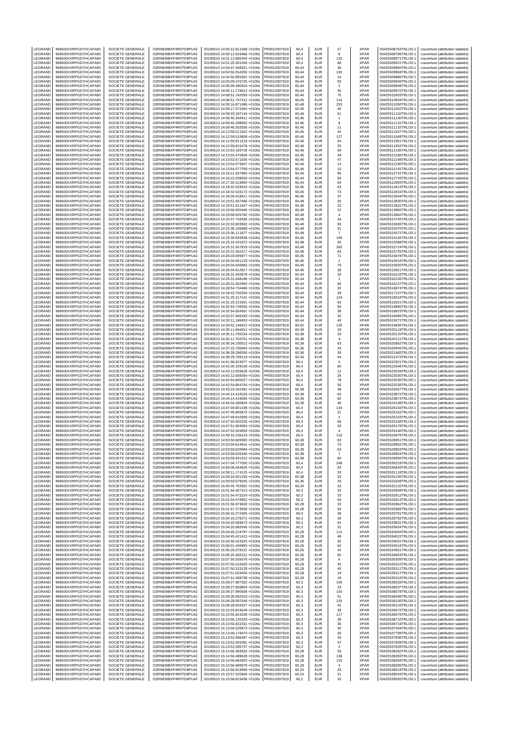| LEGRAND | 969500XXRPGD7HCAFA90 | SOCIETE GENERALE | O2RNE8IBXP4R0TD8PU42 | 20190510 14:00:12.811568 +0100s | FR0010307819 | 60,4 | EUR | 27 | XPAR | 00425508763TRLO0-1 | couverture (attribution salariée) |
|---|---|---|---|---|---|---|---|---|---|---|---|
| LEGRAND | 969500XXRPGD7HCAFA90 | SOCIETE GENERALE | O2RNE8IBXP4R0TD8PU42 | 20190510 14:00:12.816466 +0100s | FR0010307819 | 60,4 | EUR | 6 | XPAR | 00425508766TRLO0-1 | couverture (attribution salariée) |
| LEGRAND | 969500XXRPGD7HCAFA90 | SOCIETE GENERALE | O2RNE8IBXP4R0TD8PU42 | 20190510 14:01:13.985344 +0100s | FR0010307819 | 60,4 | EUR | 125 | XPAR | 00425508971TRLO0-1 | couverture (attribution salariée) |
| LEGRAND | 969500XXRPGD7HCAFA90 | SOCIETE GENERALE | O2RNE8IBXP4R0TD8PU42 | 20190510 14:01:20.301405 +0100s | FR0010307819 | 60,4 | EUR | 66 | XPAR | 00425509021TRLO0-1 | couverture (attribution salariée) |
| LEGRAND | 969500XXRPGD7HCAFA90 | SOCIETE GENERALE | O2RNE8IBXP4R0TD8PU42 | 20190510 14:04:47.449321 +0100s | FR0010307819 | 60,44 | EUR | 36 | XPAR | 00425509860TRLO0-1 | couverture (attribution salariée) |
| LEGRAND | 969500XXRPGD7HCAFA90 | SOCIETE GENERALE | O2RNE8IBXP4R0TD8PU42 | 20190510 14:04:50.554256 +0100s | FR0010307819 | 60,44 | EUR | 100 | XPAR | 00425509884TRLO0-1 | couverture (attribution salariée) |
| LEGRAND | 969500XXRPGD7HCAFA90 | SOCIETE GENERALE | O2RNE8IBXP4R0TD8PU42 | 20190510 14:04:50.855301 +0100s | FR0010307819 | 60,44 | EUR | 14 | XPAR | 00425509885TRLO0-1 | couverture (attribution salariée) |
| LEGRAND | 969500XXRPGD7HCAFA90 | SOCIETE GENERALE | O2RNE8IBXP4R0TD8PU42 | 20190510 14:05:09.476725 +0100s | FR0010307819 | 60,44 | EUR | 50 | XPAR | 00425509946TRLO0-1 | couverture (attribution salariée) |
| LEGRAND | 969500XXRPGD7HCAFA90 | SOCIETE GENERALE | O2RNE8IBXP4R0TD8PU42 | 20190510 14:05:09.480424 +0100s | FR0010307819 | 60,44 | EUR | 2 | XPAR | 00425509948TRLO0-1 | couverture (attribution salariée) |
| LEGRAND | 969500XXRPGD7HCAFA90 | SOCIETE GENERALE | O2RNE8IBXP4R0TD8PU42 | 20190510 14:05:11.178612 +0100s | FR0010307819 | 60,44 | EUR | 30 | XPAR | 00425509970TRLO0-1 | couverture (attribution salariée) |
| LEGRAND | 969500XXRPGD7HCAFA90 | SOCIETE GENERALE | O2RNE8IBXP4R0TD8PU42 | 20190510 14:08:51.742559 +0100s | FR0010307819 | 60,46 | EUR | 75 | XPAR | 00425510933TRLO0-1 | couverture (attribution salariée) |
| LEGRAND | 969500XXRPGD7HCAFA90 | SOCIETE GENERALE | O2RNE8IBXP4R0TD8PU42 | 20190510 14:08:51.747412 +0100s | FR0010307819 | 60,46 | EUR | 116 | XPAR | 00425510934TRLO0-1 | couverture (attribution salariée) |
| LEGRAND | 969500XXRPGD7HCAFA90 | SOCIETE GENERALE | O2RNE8IBXP4R0TD8PU42 | 20190510 14:09:16.871496 +0100s | FR0010307819 | 60,48 | EUR | 203 | XPAR | 00425511050TRLO0-1 | couverture (attribution salariée) |
| LEGRAND | 969500XXRPGD7HCAFA90 | SOCIETE GENERALE | O2RNE8IBXP4R0TD8PU42 | 20190510 14:09:17.072464 +0100s | FR0010307819 | 60,46 | EUR | 40 | XPAR | 00425511052TRLO0-1 | couverture (attribution salariée) |
| LEGRAND | 969500XXRPGD7HCAFA90 | SOCIETE GENERALE | O2RNE8IBXP4R0TD8PU42 | 20190510 14:09:33.187144 +0100s | FR0010307819 | 60,46 | EUR | 51 | XPAR | 00425511102TRLO0-1 | couverture (attribution salariée) |
| LEGRAND | 969500XXRPGD7HCAFA90 | SOCIETE GENERALE | O2RNE8IBXP4R0TD8PU42 | 20190510 14:09:40.294411 +0100s | FR0010307819 | 60,46 | EUR | 1 | XPAR | 00425511130TRLO0-1 | couverture (attribution salariée) |
| LEGRAND | 969500XXRPGD7HCAFA90 | SOCIETE GENERALE | O2RNE8IBXP4R0TD8PU42 | 20190510 14:09:40.298850 +0100s | FR0010307819 | 60,46 | EUR | 8 | XPAR | 00425511131TRLO0-1 | couverture (attribution salariée) |
| LEGRAND | 969500XXRPGD7HCAFA90 | SOCIETE GENERALE | O2RNE8IBXP4R0TD8PU42 | 20190510 14:09:40.303336 +0100s | FR0010307819 | 60,46 | EUR | 11 | XPAR | 00425511132TRLO0-1 | couverture (attribution salariée) |
| LEGRAND | 969500XXRPGD7HCAFA90 | SOCIETE GENERALE | O2RNE8IBXP4R0TD8PU42 | 20190510 14:12:59.511502 +0100s | FR0010307819 | 60,46 | EUR | 42 | XPAR | 00425511947TRLO0-1 | couverture (attribution salariée) |
| LEGRAND | 969500XXRPGD7HCAFA90 | SOCIETE GENERALE | O2RNE8IBXP4R0TD8PU42 | 20190510 14:12:59.515809 +0100s | FR0010307819 | 60,46 | EUR | 127 | XPAR | 00425511949TRLO0-1 | couverture (attribution salariée) |
| LEGRAND | 969500XXRPGD7HCAFA90 | SOCIETE GENERALE | O2RNE8IBXP4R0TD8PU42 | 20190510 14:12:59.811218 +0100s | FR0010307819 | 60,46 | EUR | 54 | XPAR | 00425511951TRLO0-1 | couverture (attribution salariée) |
| LEGRAND | 969500XXRPGD7HCAFA90 | SOCIETE GENERALE | O2RNE8IBXP4R0TD8PU42 | 20190510 14:12:59.815478 +0100s | FR0010307819 | 60,46 | EUR | 25 | XPAR | 00425511952TRLO0-1 | couverture (attribution salariée) |
| LEGRAND | 969500XXRPGD7HCAFA90 | SOCIETE GENERALE | O2RNE8IBXP4R0TD8PU42 | 20190510 14:13:53.169728 +0100s | FR0010307819 | 60,46 | EUR | 59 | XPAR | 00425512185TRLO0-1 | couverture (attribution salariée) |
| LEGRAND | 969500XXRPGD7HCAFA90 | SOCIETE GENERALE | O2RNE8IBXP4R0TD8PU42 | 20190510 14:13:53.470606 +0100s | FR0010307819 | 60,46 | EUR | 49 | XPAR | 00425512186TRLO0-1 | couverture (attribution salariée) |
| LEGRAND | 969500XXRPGD7HCAFA90 | SOCIETE GENERALE | O2RNE8IBXP4R0TD8PU42 | 20190510 14:13:53.671556 +0100s | FR0010307819 | 60,46 | EUR | 47 | XPAR | 00425512189TRLO0-1 | couverture (attribution salariée) |
| LEGRAND | 969500XXRPGD7HCAFA90 | SOCIETE GENERALE | O2RNE8IBXP4R0TD8PU42 | 20190510 14:13:54.073047 +0100s | FR0010307819 | 60,46 | EUR | 14 | XPAR | 00425512190TRLO0-1 | couverture (attribution salariée) |
| LEGRAND | 969500XXRPGD7HCAFA90 | SOCIETE GENERALE | O2RNE8IBXP4R0TD8PU42 | 20190510 14:13:54.077769 +0100s | FR0010307819 | 60,46 | EUR | 10 | XPAR | 00425512191TRLO0-1 | couverture (attribution salariée) |
| LEGRAND | 969500XXRPGD7HCAFA90 | SOCIETE GENERALE | O2RNE8IBXP4R0TD8PU42 | 20190510 14:16:21.937865 +0100s | FR0010307819 | 60,44 | EUR | 95 | XPAR | 00425512741TRLO0-1 | couverture (attribution salariée) |
| LEGRAND | 969500XXRPGD7HCAFA90 | SOCIETE GENERALE | O2RNE8IBXP4R0TD8PU42 | 20190510 14:16:22.038500 +0100s | FR0010307819 | 60,44 | EUR | 93 | XPAR | 00425512743TRLO0-1 | couverture (attribution salariée) |
| LEGRAND | 969500XXRPGD7HCAFA90 | SOCIETE GENERALE | O2RNE8IBXP4R0TD8PU42 | 20190510 14:17:34.319994 +0100s | FR0010307819 | 60,44 | EUR | 64 | XPAR | 00425512993TRLO0-1 | couverture (attribution salariée) |
| LEGRAND | 969500XXRPGD7HCAFA90 | SOCIETE GENERALE | O2RNE8IBXP4R0TD8PU42 | 20190510 14:18:32.529523 +0100s | FR0010307819 | 60,46 | EUR | 63 | XPAR | 00425513413TRLO0-1 | couverture (attribution salariée) |
| LEGRAND | 969500XXRPGD7HCAFA90 | SOCIETE GENERALE | O2RNE8IBXP4R0TD8PU42 | 20190510 14:18:32.533172 +0100s | FR0010307819 | 60,46 | EUR | 73 | XPAR | 00425513415TRLO0-1 | couverture (attribution salariée) |
| LEGRAND | 969500XXRPGD7HCAFA90 | SOCIETE GENERALE | O2RNE8IBXP4R0TD8PU42 | 20190510 14:18:34.416611 +0100s | FR0010307819 | 60,46 | EUR | 37 | XPAR | 00425513544TRLO0-1 | couverture (attribution salariée) |
| LEGRAND | 969500XXRPGD7HCAFA90 | SOCIETE GENERALE | O2RNE8IBXP4R0TD8PU42 | 20190510 14:19:51.507466 +0100s | FR0010307819 | 60,48 | EUR | 25 | XPAR | 00425513830TRLO0-1 | couverture (attribution salariée) |
| LEGRAND | 969500XXRPGD7HCAFA90 | SOCIETE GENERALE | O2RNE8IBXP4R0TD8PU42 | 20190510 14:19:51.511927 +0100s | FR0010307819 | 60,48 | EUR | 22 | XPAR | 00425513831TRLO0-1 | couverture (attribution salariée) |
| LEGRAND | 969500XXRPGD7HCAFA90 | SOCIETE GENERALE | O2RNE8IBXP4R0TD8PU42 | 20190510 14:19:58.920445 +0100s | FR0010307819 | 60,48 | EUR | 22 | XPAR | 00425513860TRLO0-1 | couverture (attribution salariée) |
| LEGRAND | 969500XXRPGD7HCAFA90 | SOCIETE GENERALE | O2RNE8IBXP4R0TD8PU42 | 20190510 14:19:58.925782 +0100s | FR0010307819 | 60,48 | EUR | 4 | XPAR | 00425513862TRLO0-1 | couverture (attribution salariée) |
| LEGRAND | 969500XXRPGD7HCAFA90 | SOCIETE GENERALE | O2RNE8IBXP4R0TD8PU42 | 20190510 14:22:47.742936 +0100s | FR0010307819 | 60,48 | EUR | 34 | XPAR | 00425514745TRLO0-1 | couverture (attribution salariée) |
| LEGRAND | 969500XXRPGD7HCAFA90 | SOCIETE GENERALE | O2RNE8IBXP4R0TD8PU42 | 20190510 14:23:33.903932 +0100s | FR0010307819 | 60,48 | EUR | 69 | XPAR | 00425515055TRLO0-1 | couverture (attribution salariée) |
| LEGRAND | 969500XXRPGD7HCAFA90 | SOCIETE GENERALE | O2RNE8IBXP4R0TD8PU42 | 20190510 14:23:36.106688 +0100s | FR0010307819 | 60,48 | EUR | 31 | XPAR | 00425515070TRLO0-1 | couverture (attribution salariée) |
| LEGRAND | 969500XXRPGD7HCAFA90 | SOCIETE GENERALE | O2RNE8IBXP4R0TD8PU42 | 20190510 14:23:36.111877 +0100s | FR0010307819 | 60,48 | EUR | 7 | XPAR | 00425515071TRLO0-1 | couverture (attribution salariée) |
| LEGRAND | 969500XXRPGD7HCAFA90 | SOCIETE GENERALE | O2RNE8IBXP4R0TD8PU42 | 20190510 14:23:39.833538 +0100s | FR0010307819 | 60,46 | EUR | 109 | XPAR | 00425515105TRLO0-1 | couverture (attribution salariée) |
| LEGRAND | 969500XXRPGD7HCAFA90 | SOCIETE GENERALE | O2RNE8IBXP4R0TD8PU42 | 20190510 14:25:16.431672 +0100s | FR0010307819 | 60,48 | EUR | 30 | XPAR | 00425515588TRLO0-1 | couverture (attribution salariée) |
| LEGRAND | 969500XXRPGD7HCAFA90 | SOCIETE GENERALE | O2RNE8IBXP4R0TD8PU42 | 20190510 14:25:31.557819 +0100s | FR0010307819 | 60,48 | EUR | 260 | XPAR | 00425515724TRLO0-1 | couverture (attribution salariée) |
| LEGRAND | 969500XXRPGD7HCAFA90 | SOCIETE GENERALE | O2RNE8IBXP4R0TD8PU42 | 20190510 14:25:31.562217 +0100s | FR0010307819 | 60,48 | EUR | 63 | XPAR | 00425515725TRLO0-1 | couverture (attribution salariée) |
| LEGRAND | 969500XXRPGD7HCAFA90 | SOCIETE GENERALE | O2RNE8IBXP4R0TD8PU42 | 20190510 14:26:03.095877 +0100s | FR0010307819 | 60,46 | EUR | 71 | XPAR | 00425515878TRLO0-1 | couverture (attribution salariée) |
| LEGRAND | 969500XXRPGD7HCAFA90 | SOCIETE GENERALE | O2RNE8IBXP4R0TD8PU42 | 20190510 14:26:04.601120 +0100s | FR0010307819 | 60,46 | EUR | 1 | XPAR | 00425515918TRLO0-1 | couverture (attribution salariée) |
| LEGRAND | 969500XXRPGD7HCAFA90 | SOCIETE GENERALE | O2RNE8IBXP4R0TD8PU42 | 20190510 14:26:04.606983 +0100s | FR0010307819 | 60,46 | EUR | 70 | XPAR | 00425515920TRLO0-1 | couverture (attribution salariée) |
| LEGRAND | 969500XXRPGD7HCAFA90 | SOCIETE GENERALE | O2RNE8IBXP4R0TD8PU42 | 20190510 14:26:04.612917 +0100s | FR0010307819 | 60,46 | EUR | 35 | XPAR | 00425515921TRLO0-1 | couverture (attribution salariée) |
| LEGRAND | 969500XXRPGD7HCAFA90 | SOCIETE GENERALE | O2RNE8IBXP4R0TD8PU42 | 20190510 14:26:31.445978 +0100s | FR0010307819 | 60,44 | EUR | 33 | XPAR | 00425516103TRLO0-1 | couverture (attribution salariée) |
| LEGRAND | 969500XXRPGD7HCAFA90 | SOCIETE GENERALE | O2RNE8IBXP4R0TD8PU42 | 20190510 14:26:31.648186 +0100s | FR0010307819 | 60,44 | EUR | 1 | XPAR | 00425516106TRLO0-1 | couverture (attribution salariée) |
| LEGRAND | 969500XXRPGD7HCAFA90 | SOCIETE GENERALE | O2RNE8IBXP4R0TD8PU42 | 20190510 14:26:31.652950 +0100s | FR0010307819 | 60,44 | EUR | 66 | XPAR | 00425516107TRLO0-1 | couverture (attribution salariée) |
| LEGRAND | 969500XXRPGD7HCAFA90 | SOCIETE GENERALE | O2RNE8IBXP4R0TD8PU42 | 20190510 14:28:54.734466 +0100s | FR0010307819 | 60,44 | EUR | 32 | XPAR | 00425516874TRLO0-1 | couverture (attribution salariée) |
| LEGRAND | 969500XXRPGD7HCAFA90 | SOCIETE GENERALE | O2RNE8IBXP4R0TD8PU42 | 20190510 14:29:43.700330 +0100s | FR0010307819 | 60,44 | EUR | 39 | XPAR | 00425517107TRLO0-1 | couverture (attribution salariée) |
| LEGRAND | 969500XXRPGD7HCAFA90 | SOCIETE GENERALE | O2RNE8IBXP4R0TD8PU42 | 20190510 14:31:25.217141 +0100s | FR0010307819 | 60,44 | EUR | 124 | XPAR | 00425518318TRLO0-1 | couverture (attribution salariée) |
| LEGRAND | 969500XXRPGD7HCAFA90 | SOCIETE GENERALE | O2RNE8IBXP4R0TD8PU42 | 20190510 14:31:25.315351 +0100s | FR0010307819 | 60,44 | EUR | 63 | XPAR | 00425518321TRLO0-1 | couverture (attribution salariée) |
| LEGRAND | 969500XXRPGD7HCAFA90 | SOCIETE GENERALE | O2RNE8IBXP4R0TD8PU42 | 20190510 14:32:53.749256 +0100s | FR0010307819 | 60,44 | EUR | 50 | XPAR | 00425518895TRLO0-1 | couverture (attribution salariée) |
| LEGRAND | 969500XXRPGD7HCAFA90 | SOCIETE GENERALE | O2RNE8IBXP4R0TD8PU42 | 20190510 14:32:54.654561 +0100s | FR0010307819 | 60,44 | EUR | 38 | XPAR | 00425518923TRLO0-1 | couverture (attribution salariée) |
| LEGRAND | 969500XXRPGD7HCAFA90 | SOCIETE GENERALE | O2RNE8IBXP4R0TD8PU42 | 20190510 14:32:57.665293 +0100s | FR0010307819 | 60,44 | EUR | 32 | XPAR | 00425518985TRLO0-1 | couverture (attribution salariée) |
| LEGRAND | 969500XXRPGD7HCAFA90 | SOCIETE GENERALE | O2RNE8IBXP4R0TD8PU42 | 20190510 14:33:11.188453 +0100s | FR0010307819 | 60,44 | EUR | 40 | XPAR | 00425519071TRLO0-1 | couverture (attribution salariée) |
| LEGRAND | 969500XXRPGD7HCAFA90 | SOCIETE GENERALE | O2RNE8IBXP4R0TD8PU42 | 20190510 14:34:52.146912 +0100s | FR0010307819 | 60,42 | EUR | 125 | XPAR | 00425519835TRLO0-1 | couverture (attribution salariée) |
| LEGRAND | 969500XXRPGD7HCAFA90 | SOCIETE GENERALE | O2RNE8IBXP4R0TD8PU42 | 20190510 14:35:11.694912 +0100s | FR0010307819 | 60,38 | EUR | 33 | XPAR | 00425520119TRLO0-1 | couverture (attribution salariée) |
| LEGRAND | 969500XXRPGD7HCAFA90 | SOCIETE GENERALE | O2RNE8IBXP4R0TD8PU42 | 20190510 14:35:11.700234 +0100s | FR0010307819 | 60,38 | EUR | 29 | XPAR | 00425520120TRLO0-1 | couverture (attribution salariée) |
| LEGRAND | 969500XXRPGD7HCAFA90 | SOCIETE GENERALE | O2RNE8IBXP4R0TD8PU42 | 20190510 14:35:11.704701 +0100s | FR0010307819 | 60,38 | EUR | 4 | XPAR | 00425520121TRLO0-1 | couverture (attribution salariée) |
| LEGRAND | 969500XXRPGD7HCAFA90 | SOCIETE GENERALE | O2RNE8IBXP4R0TD8PU42 | 20190510 14:36:34.230012 +0100s | FR0010307819 | 60,38 | EUR | 63 | XPAR | 00425520662TRLO0-1 | couverture (attribution salariée) |
| LEGRAND | 969500XXRPGD7HCAFA90 | SOCIETE GENERALE | O2RNE8IBXP4R0TD8PU42 | 20190510 14:37:22.790064 +0100s | FR0010307819 | 60,36 | EUR | 33 | XPAR | 00425520945TRLO0-1 | couverture (attribution salariée) |
| LEGRAND | 969500XXRPGD7HCAFA90 | SOCIETE GENERALE | O2RNE8IBXP4R0TD8PU42 | 20190510 14:38:28.296590 +0100s | FR0010307819 | 60,36 | EUR | 39 | XPAR | 00425521465TRLO0-1 | couverture (attribution salariée) |
| LEGRAND | 969500XXRPGD7HCAFA90 | SOCIETE GENERALE | O2RNE8IBXP4R0TD8PU42 | 20190510 14:38:29.799119 +0100s | FR0010307819 | 60,34 | EUR | 44 | XPAR | 00425521473TRLO0-1 | couverture (attribution salariée) |
| LEGRAND | 969500XXRPGD7HCAFA90 | SOCIETE GENERALE | O2RNE8IBXP4R0TD8PU42 | 20190510 14:41:58.924077 +0100s | FR0010307819 | 60,4 | EUR | 5 | XPAR | 00425522921TRLO0-1 | couverture (attribution salariée) |
| LEGRAND | 969500XXRPGD7HCAFA90 | SOCIETE GENERALE | O2RNE8IBXP4R0TD8PU42 | 20190510 14:42:00.329159 +0100s | FR0010307819 | 60,4 | EUR | 60 | XPAR | 00425522946TRLO0-1 | couverture (attribution salariée) |
| LEGRAND | 969500XXRPGD7HCAFA90 | SOCIETE GENERALE | O2RNE8IBXP4R0TD8PU42 | 20190510 14:42:12.655628 +0100s | FR0010307819 | 60,4 | EUR | 12 | XPAR | 00425523028TRLO0-1 | couverture (attribution salariée) |
| LEGRAND | 969500XXRPGD7HCAFA90 | SOCIETE GENERALE | O2RNE8IBXP4R0TD8PU42 | 20190510 14:42:12.659264 +0100s | FR0010307819 | 60,4 | EUR | 28 | XPAR | 00425523030TRLO0-1 | couverture (attribution salariée) |
| LEGRAND | 969500XXRPGD7HCAFA90 | SOCIETE GENERALE | O2RNE8IBXP4R0TD8PU42 | 20190510 14:42:54.800027 +0100s | FR0010307819 | 60,4 | EUR | 78 | XPAR | 00425523235TRLO0-1 | couverture (attribution salariée) |
| LEGRAND | 969500XXRPGD7HCAFA90 | SOCIETE GENERALE | O2RNE8IBXP4R0TD8PU42 | 20190510 14:42:54.804704 +0100s | FR0010307819 | 60,4 | EUR | 55 | XPAR | 00425523239TRLO0-1 | couverture (attribution salariée) |
| LEGRAND | 969500XXRPGD7HCAFA90 | SOCIETE GENERALE | O2RNE8IBXP4R0TD8PU42 | 20190510 14:43:24.342491 +0100s | FR0010307819 | 60,38 | EUR | 48 | XPAR | 00425523457TRLO0-1 | couverture (attribution salariée) |
| LEGRAND | 969500XXRPGD7HCAFA90 | SOCIETE GENERALE | O2RNE8IBXP4R0TD8PU42 | 20190510 14:44:14.415026 +0100s | FR0010307819 | 60,38 | EUR | 63 | XPAR | 00425523872TRLO0-1 | couverture (attribution salariée) |
| LEGRAND | 969500XXRPGD7HCAFA90 | SOCIETE GENERALE | O2RNE8IBXP4R0TD8PU42 | 20190510 14:44:14.419065 +0100s | FR0010307819 | 60,38 | EUR | 60 | XPAR | 00425523874TRLO0-1 | couverture (attribution salariée) |
| LEGRAND | 969500XXRPGD7HCAFA90 | SOCIETE GENERALE | O2RNE8IBXP4R0TD8PU42 | 20190510 14:45:04.280843 +0100s | FR0010307819 | 60,38 | EUR | 46 | XPAR | 00425524168TRLO0-1 | couverture (attribution salariée) |
| LEGRAND | 969500XXRPGD7HCAFA90 | SOCIETE GENERALE | O2RNE8IBXP4R0TD8PU42 | 20190510 14:47:49.801198 +0100s | FR0010307819 | 60,4 | EUR | 134 | XPAR | 00425525159TRLO0-1 | couverture (attribution salariée) |
| LEGRAND | 969500XXRPGD7HCAFA90 | SOCIETE GENERALE | O2RNE8IBXP4R0TD8PU42 | 20190510 14:47:49.805872 +0100s | FR0010307819 | 60,4 | EUR | 21 | XPAR | 00425525162TRLO0-1 | couverture (attribution salariée) |
| LEGRAND | 969500XXRPGD7HCAFA90 | SOCIETE GENERALE | O2RNE8IBXP4R0TD8PU42 | 20190510 14:47:49.810559 +0100s | FR0010307819 | 60,4 | EUR | 2 | XPAR | 00425525163TRLO0-1 | couverture (attribution salariée) |
| LEGRAND | 969500XXRPGD7HCAFA90 | SOCIETE GENERALE | O2RNE8IBXP4R0TD8PU42 | 20190510 14:47:50.502235 +0100s | FR0010307819 | 60,4 | EUR | 56 | XPAR | 00425525168TRLO0-1 | couverture (attribution salariée) |
| LEGRAND | 969500XXRPGD7HCAFA90 | SOCIETE GENERALE | O2RNE8IBXP4R0TD8PU42 | 20190510 14:47:51.904584 +0100s | FR0010307819 | 60,4 | EUR | 20 | XPAR | 00425525178TRLO0-1 | couverture (attribution salariée) |
| LEGRAND | 969500XXRPGD7HCAFA90 | SOCIETE GENERALE | O2RNE8IBXP4R0TD8PU42 | 20190510 14:47:52.004959 +0100s | FR0010307819 | 60,4 | EUR | 4 | XPAR | 00425525180TRLO0-1 | couverture (attribution salariée) |
| LEGRAND | 969500XXRPGD7HCAFA90 | SOCIETE GENERALE | O2RNE8IBXP4R0TD8PU42 | 20190510 14:49:16.236124 +0100s | FR0010307819 | 60,4 | EUR | 116 | XPAR | 00425525876TRLO0-1 | couverture (attribution salariée) |
| LEGRAND | 969500XXRPGD7HCAFA90 | SOCIETE GENERALE | O2RNE8IBXP4R0TD8PU42 | 20190510 14:53:59.609365 +0100s | FR0010307819 | 60,38 | EUR | 63 | XPAR | 00425528951TRLO0-1 | couverture (attribution salariée) |
| LEGRAND | 969500XXRPGD7HCAFA90 | SOCIETE GENERALE | O2RNE8IBXP4R0TD8PU42 | 20190510 14:53:59.614641 +0100s | FR0010307819 | 60,38 | EUR | 70 | XPAR | 00425528952TRLO0-1 | couverture (attribution salariée) |
| LEGRAND | 969500XXRPGD7HCAFA90 | SOCIETE GENERALE | O2RNE8IBXP4R0TD8PU42 | 20190510 14:53:59.620584 +0100s | FR0010307819 | 60,38 | EUR | 63 | XPAR | 00425528953TRLO0-1 | couverture (attribution salariée) |
| LEGRAND | 969500XXRPGD7HCAFA90 | SOCIETE GENERALE | O2RNE8IBXP4R0TD8PU42 | 20190510 14:53:59.626345 +0100s | FR0010307819 | 60,38 | EUR | 7 | XPAR | 00425528954TRLO0-1 | couverture (attribution salariée) |
| LEGRAND | 969500XXRPGD7HCAFA90 | SOCIETE GENERALE | O2RNE8IBXP4R0TD8PU42 | 20190510 14:53:59.631312 +0100s | FR0010307819 | 60,38 | EUR | 84 | XPAR | 00425528955TRLO0-1 | couverture (attribution salariée) |
| LEGRAND | 969500XXRPGD7HCAFA90 | SOCIETE GENERALE | O2RNE8IBXP4R0TD8PU42 | 20190510 14:57:04.777000 +0100s | FR0010307819 | 60,4 | EUR | 248 | XPAR | 00425530218TRLO0-1 | couverture (attribution salariée) |
| LEGRAND | 969500XXRPGD7HCAFA90 | SOCIETE GENERALE | O2RNE8IBXP4R0TD8PU42 | 20190510 14:58:06.064625 +0100s | FR0010307819 | 60,4 | EUR | 63 | XPAR | 00425530649TRLO0-1 | couverture (attribution salariée) |
| LEGRAND | 969500XXRPGD7HCAFA90 | SOCIETE GENERALE | O2RNE8IBXP4R0TD8PU42 | 20190510 14:59:11.174125 +0100s | FR0010307819 | 60,4 | EUR | 33 | XPAR | 00425531118TRLO0-1 | couverture (attribution salariée) |
| LEGRAND | 969500XXRPGD7HCAFA90 | SOCIETE GENERALE | O2RNE8IBXP4R0TD8PU42 | 20190510 14:59:24.501230 +0100s | FR0010307819 | 60,38 | EUR | 33 | XPAR | 00425531257TRLO0-1 | couverture (attribution salariée) |
| LEGRAND | 969500XXRPGD7HCAFA90 | SOCIETE GENERALE | O2RNE8IBXP4R0TD8PU42 | 20190510 14:59:59.679205 +0100s | FR0010307819 | 60,36 | EUR | 33 | XPAR | 00425531608TRLO0-1 | couverture (attribution salariée) |
| LEGRAND | 969500XXRPGD7HCAFA90 | SOCIETE GENERALE | O2RNE8IBXP4R0TD8PU42 | 20190510 15:00:45.763391 +0100s | FR0010307819 | 60,34 | EUR | 33 | XPAR | 00425532132TRLO0-1 | couverture (attribution salariée) |
| LEGRAND | 969500XXRPGD7HCAFA90 | SOCIETE GENERALE | O2RNE8IBXP4R0TD8PU42 | 20190510 15:01:54.467313 +0100s | FR0010307819 | 60,3 | EUR | 33 | XPAR | 00425532808TRLO0-1 | couverture (attribution salariée) |
| LEGRAND | 969500XXRPGD7HCAFA90 | SOCIETE GENERALE | O2RNE8IBXP4R0TD8PU42 | 20190510 15:01:54.472224 +0100s | FR0010307819 | 60,3 | EUR | 33 | XPAR | 00425532812TRLO0-1 | couverture (attribution salariée) |
| LEGRAND | 969500XXRPGD7HCAFA90 | SOCIETE GENERALE | O2RNE8IBXP4R0TD8PU42 | 20190510 15:01:54.476952 +0100s | FR0010307819 | 60,3 | EUR | 63 | XPAR | 00425532813TRLO0-1 | couverture (attribution salariée) |
| LEGRAND | 969500XXRPGD7HCAFA90 | SOCIETE GENERALE | O2RNE8IBXP4R0TD8PU42 | 20190510 15:01:56.973630 +0100s | FR0010307819 | 60,28 | EUR | 33 | XPAR | 00425532862TRLO0-1 | couverture (attribution salariée) |
| LEGRAND | 969500XXRPGD7HCAFA90 | SOCIETE GENERALE | O2RNE8IBXP4R0TD8PU42 | 20190510 15:01:57.273506 +0100s | FR0010307819 | 60,28 | EUR | 93 | XPAR | 00425532865TRLO0-1 | couverture (attribution salariée) |
| LEGRAND | 969500XXRPGD7HCAFA90 | SOCIETE GENERALE | O2RNE8IBXP4R0TD8PU42 | 20190510 15:04:16.272405 +0100s | FR0010307819 | 60,3 | EUR | 38 | XPAR | 00425533791TRLO0-1 | couverture (attribution salariée) |
| LEGRAND | 969500XXRPGD7HCAFA90 | SOCIETE GENERALE | O2RNE8IBXP4R0TD8PU42 | 20190510 15:04:16.276271 +0100s | FR0010307819 | 60,3 | EUR | 33 | XPAR | 00425533792TRLO0-1 | couverture (attribution salariée) |
| LEGRAND | 969500XXRPGD7HCAFA90 | SOCIETE GENERALE | O2RNE8IBXP4R0TD8PU42 | 20190510 15:04:20.083673 +0100s | FR0010307819 | 60,3 | EUR | 64 | XPAR | 00425533831TRLO0-1 | couverture (attribution salariée) |
| LEGRAND | 969500XXRPGD7HCAFA90 | SOCIETE GENERALE | O2RNE8IBXP4R0TD8PU42 | 20190510 15:04:20.582545 +0100s | FR0010307819 | 60,3 | EUR | 31 | XPAR | 00425533834TRLO0-1 | couverture (attribution salariée) |
| LEGRAND | 969500XXRPGD7HCAFA90 | SOCIETE GENERALE | O2RNE8IBXP4R0TD8PU42 | 20190510 15:04:45.219787 +0100s | FR0010307819 | 60,28 | EUR | 112 | XPAR | 00425534004TRLO0-1 | couverture (attribution salariée) |
| LEGRAND | 969500XXRPGD7HCAFA90 | SOCIETE GENERALE | O2RNE8IBXP4R0TD8PU42 | 20190510 15:04:45.421413 +0100s | FR0010307819 | 60,28 | EUR | 48 | XPAR | 00425534022TRLO0-1 | couverture (attribution salariée) |
| LEGRAND | 969500XXRPGD7HCAFA90 | SOCIETE GENERALE | O2RNE8IBXP4R0TD8PU42 | 20190510 15:04:46.023325 +0100s | FR0010307819 | 60,28 | EUR | 30 | XPAR | 00425534031TRLO0-1 | couverture (attribution salariée) |
| LEGRAND | 969500XXRPGD7HCAFA90 | SOCIETE GENERALE | O2RNE8IBXP4R0TD8PU42 | 20190510 15:06:01.445993 +0100s | FR0010307819 | 60,26 | EUR | 64 | XPAR | 00425534516TRLO0-1 | couverture (attribution salariée) |
| LEGRAND | 969500XXRPGD7HCAFA90 | SOCIETE GENERALE | O2RNE8IBXP4R0TD8PU42 | 20190510 15:06:25.078151 +0100s | FR0010307819 | 60,26 | EUR | 42 | XPAR | 00425534651TRLO0-1 | couverture (attribution salariée) |
| LEGRAND | 969500XXRPGD7HCAFA90 | SOCIETE GENERALE | O2RNE8IBXP4R0TD8PU42 | 20190510 15:06:25.082221 +0100s | FR0010307819 | 60,26 | EUR | 92 | XPAR | 00425534653TRLO0-1 | couverture (attribution salariée) |
| LEGRAND | 969500XXRPGD7HCAFA90 | SOCIETE GENERALE | O2RNE8IBXP4R0TD8PU42 | 20190510 15:07:50.505076 +0100s | FR0010307819 | 60,28 | EUR | 6 | XPAR | 00425535309TRLO0-1 | couverture (attribution salariée) |
| LEGRAND | 969500XXRPGD7HCAFA90 | SOCIETE GENERALE | O2RNE8IBXP4R0TD8PU42 | 20190510 15:07:50.510025 +0100s | FR0010307819 | 60,28 | EUR | 32 | XPAR | 00425535310TRLO0-1 | couverture (attribution salariée) |
| LEGRAND | 969500XXRPGD7HCAFA90 | SOCIETE GENERALE | O2RNE8IBXP4R0TD8PU42 | 20190510 15:07:50.515128 +0100s | FR0010307819 | 60,28 | EUR | 40 | XPAR | 00425535311TRLO0-1 | couverture (attribution salariée) |
| LEGRAND | 969500XXRPGD7HCAFA90 | SOCIETE GENERALE | O2RNE8IBXP4R0TD8PU42 | 20190510 15:07:51.003400 +0100s | FR0010307819 | 60,28 | EUR | 19 | XPAR | 00425535317TRLO0-1 | couverture (attribution salariée) |
| LEGRAND | 969500XXRPGD7HCAFA90 | SOCIETE GENERALE | O2RNE8IBXP4R0TD8PU42 | 20190510 15:07:51.008738 +0100s | FR0010307819 | 60,28 | EUR | 19 | XPAR | 00425535318TRLO0-1 | couverture (attribution salariée) |
| LEGRAND | 969500XXRPGD7HCAFA90 | SOCIETE GENERALE | O2RNE8IBXP4R0TD8PU42 | 20190510 15:09:27.887302 +0100s | FR0010307819 | 60,3 | EUR | 156 | XPAR | 00425536033TRLO0-1 | couverture (attribution salariée) |
| LEGRAND | 969500XXRPGD7HCAFA90 | SOCIETE GENERALE | O2RNE8IBXP4R0TD8PU42 | 20190510 15:09:27.893864 +0100s | FR0010307819 | 60,3 | EUR | 33 | XPAR | 00425536037TRLO0-1 | couverture (attribution salariée) |
| LEGRAND | 969500XXRPGD7HCAFA90 | SOCIETE GENERALE | O2RNE8IBXP4R0TD8PU42 | 20190510 15:09:27.990508 +0100s | FR0010307819 | 60,3 | EUR | 100 | XPAR | 00425536078TRLO0-1 | couverture (attribution salariée) |
| LEGRAND | 969500XXRPGD7HCAFA90 | SOCIETE GENERALE | O2RNE8IBXP4R0TD8PU42 | 20190510 15:09:28.592319 +0100s | FR0010307819 | 60,3 | EUR | 51 | XPAR | 00425536096TRLO0-1 | couverture (attribution salariée) |
| LEGRAND | 969500XXRPGD7HCAFA90 | SOCIETE GENERALE | O2RNE8IBXP4R0TD8PU42 | 20190510 15:09:28.597540 +0100s | FR0010307819 | 60,3 | EUR | 125 | XPAR | 00425536100TRLO0-1 | couverture (attribution salariée) |
| LEGRAND | 969500XXRPGD7HCAFA90 | SOCIETE GENERALE | O2RNE8IBXP4R0TD8PU42 | 20190510 15:09:28.602027 +0100s | FR0010307819 | 60,3 | EUR | 42 | XPAR | 00425536103TRLO0-1 | couverture (attribution salariée) |
| LEGRAND | 969500XXRPGD7HCAFA90 | SOCIETE GENERALE | O2RNE8IBXP4R0TD8PU42 | 20190510 15:10:55.819549 +0100s | FR0010307819 | 60,3 | EUR | 39 | XPAR | 00425536672TRLO0-1 | couverture (attribution salariée) |
| LEGRAND | 969500XXRPGD7HCAFA90 | SOCIETE GENERALE | O2RNE8IBXP4R0TD8PU42 | 20190510 15:10:55.823339 +0100s | FR0010307819 | 60,3 | EUR | 117 | XPAR | 00425536676TRLO0-1 | couverture (attribution salariée) |
| LEGRAND | 969500XXRPGD7HCAFA90 | SOCIETE GENERALE | O2RNE8IBXP4R0TD8PU42 | 20190510 15:10:56.120229 +0100s | FR0010307819 | 60,3 | EUR | 39 | XPAR | 00425536710TRLO0-1 | couverture (attribution salariée) |
| LEGRAND | 969500XXRPGD7HCAFA90 | SOCIETE GENERALE | O2RNE8IBXP4R0TD8PU42 | 20190510 15:10:56.822331 +0100s | FR0010307819 | 60,3 | EUR | 36 | XPAR | 00425536718TRLO0-1 | couverture (attribution salariée) |
| LEGRAND | 969500XXRPGD7HCAFA90 | SOCIETE GENERALE | O2RNE8IBXP4R0TD8PU42 | 20190510 15:13:04.525873 +0100s | FR0010307819 | 60,3 | EUR | 30 | XPAR | 00425537594TRLO0-1 | couverture (attribution salariée) |
| LEGRAND | 969500XXRPGD7HCAFA90 | SOCIETE GENERALE | O2RNE8IBXP4R0TD8PU42 | 20190510 15:13:48.178473 +0100s | FR0010307819 | 60,3 | EUR | 30 | XPAR | 00425537799TRLO0-1 | couverture (attribution salariée) |
| LEGRAND | 969500XXRPGD7HCAFA90 | SOCIETE GENERALE | O2RNE8IBXP4R0TD8PU42 | 20190510 15:13:52.586397 +0100s | FR0010307819 | 60,3 | EUR | 26 | XPAR | 00425537836TRLO0-1 | couverture (attribution salariée) |
| LEGRAND | 969500XXRPGD7HCAFA90 | SOCIETE GENERALE | O2RNE8IBXP4R0TD8PU42 | 20190510 15:13:52.591091 +0100s | FR0010307819 | 60,3 | EUR | 47 | XPAR | 00425537838TRLO0-1 | couverture (attribution salariée) |
| LEGRAND | 969500XXRPGD7HCAFA90 | SOCIETE GENERALE | O2RNE8IBXP4R0TD8PU42 | 20190510 15:13:52.595737 +0100s | FR0010307819 | 60,3 | EUR | 2 | XPAR | 00425537839TRLO0-1 | couverture (attribution salariée) |
| LEGRAND | 969500XXRPGD7HCAFA90 | SOCIETE GENERALE | O2RNE8IBXP4R0TD8PU42 | 20190510 15:14:56.483552 +0100s | FR0010307819 | 60,28 | EUR | 33 | XPAR | 00425538282TRLO0-1 | couverture (attribution salariée) |
| LEGRAND | 969500XXRPGD7HCAFA90 | SOCIETE GENERALE | O2RNE8IBXP4R0TD8PU42 | 20190510 15:14:56.488628 +0100s | FR0010307819 | 60,28 | EUR | 136 | XPAR | 00425538283TRLO0-1 | couverture (attribution salariée) |
| LEGRAND | 969500XXRPGD7HCAFA90 | SOCIETE GENERALE | O2RNE8IBXP4R0TD8PU42 | 20190510 15:14:56.684920 +0100s | FR0010307819 | 60,28 | EUR | 125 | XPAR | 00425538284TRLO0-1 | couverture (attribution salariée) |
| LEGRAND | 969500XXRPGD7HCAFA90 | SOCIETE GENERALE | O2RNE8IBXP4R0TD8PU42 | 20190510 15:14:56.689979 +0100s | FR0010307819 | 60,28 | EUR | 4 | XPAR | 00425538285TRLO0-1 | couverture (attribution salariée) |
| LEGRAND | 969500XXRPGD7HCAFA90 | SOCIETE GENERALE | O2RNE8IBXP4R0TD8PU42 | 20190510 15:15:56.915958 +0100s | FR0010307819 | 60,24 | EUR | 33 | XPAR | 00425539019TRLO0-1 | couverture (attribution salariée) |
| LEGRAND | 969500XXRPGD7HCAFA90 | SOCIETE GENERALE | O2RNE8IBXP4R0TD8PU42 | 20190510 15:15:57.520569 +0100s | FR0010307819 | 60,24 | EUR | 31 | XPAR | 00425539043TRLO0-1 | couverture (attribution salariée) |
| LEGRAND | 969500XXRPGD7HCAFA90 | SOCIETE GENERALE | O2RNE8IBXP4R0TD8PU42 | 20190510 15:15:58.823436 +0100s | FR0010307819 | 60,2 | EUR | 33 | XPAR | 00425539055TRLO0-1 | couverture (attribution salariée) |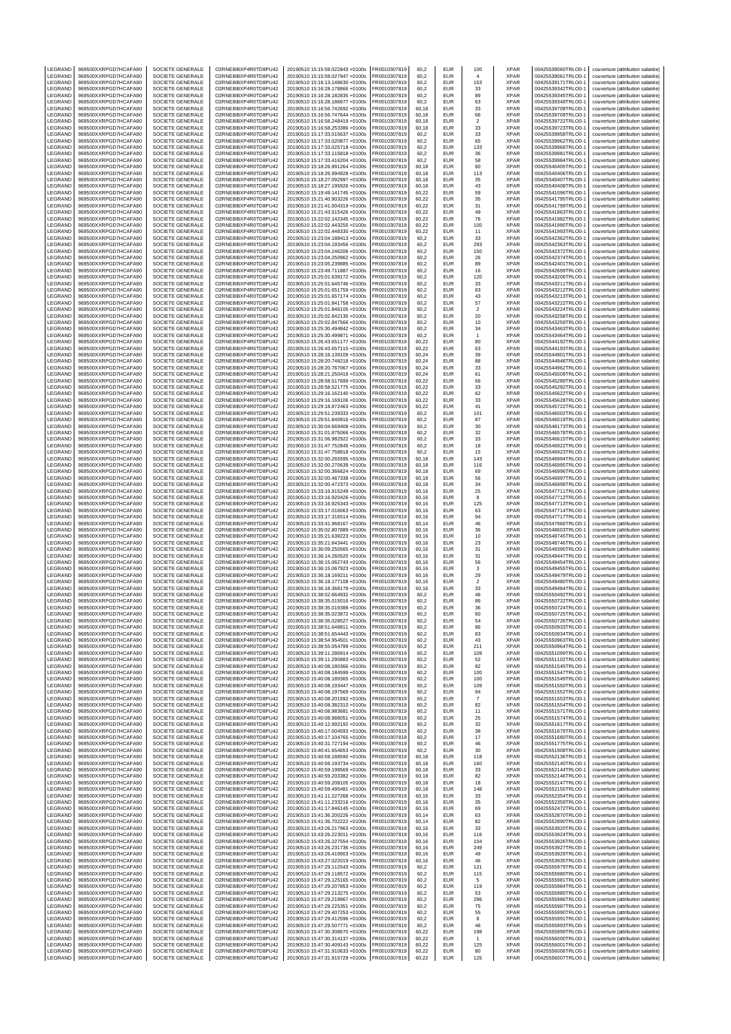| LEGRAND | 969500XXRPGD7HCAFA90 | SOCIETE GENERALE | O2RNE8IBXP4R0TD8PU42 | 20190510 15:15:59.022843 +0100s | FR0010307819 | 60,2 | EUR | 100 | XPAR | 00425539060TRLO0-1 | couverture (attribution salariée) |
|---|---|---|---|---|---|---|---|---|---|---|---|
| LEGRAND | 969500XXRPGD7HCAFA90 | SOCIETE GENERALE | O2RNE8IBXP4R0TD8PU42 | 20190510 15:15:59.027947 +0100s | FR0010307819 | 60,2 | EUR | 4 | XPAR | 00425539061TRLO0-1 | couverture (attribution salariée) |
| LEGRAND | 969500XXRPGD7HCAFA90 | SOCIETE GENERALE | O2RNE8IBXP4R0TD8PU42 | 20190510 15:16:13.148630 +0100s | FR0010307819 | 60,2 | EUR | 153 | XPAR | 00425539171TRLO0-1 | couverture (attribution salariée) |
| LEGRAND | 969500XXRPGD7HCAFA90 | SOCIETE GENERALE | O2RNE8IBXP4R0TD8PU42 | 20190510 15:16:28.178866 +0100s | FR0010307819 | 60,2 | EUR | 33 | XPAR | 00425539342TRLO0-1 | couverture (attribution salariée) |
| LEGRAND | 969500XXRPGD7HCAFA90 | SOCIETE GENERALE | O2RNE8IBXP4R0TD8PU42 | 20190510 15:16:28.182835 +0100s | FR0010307819 | 60,2 | EUR | 89 | XPAR | 00425539345TRLO0-1 | couverture (attribution salariée) |
| LEGRAND | 969500XXRPGD7HCAFA90 | SOCIETE GENERALE | O2RNE8IBXP4R0TD8PU42 | 20190510 15:16:28.186677 +0100s | FR0010307819 | 60,2 | EUR | 63 | XPAR | 00425539349TRLO0-1 | couverture (attribution salariée) |
| LEGRAND | 969500XXRPGD7HCAFA90 | SOCIETE GENERALE | O2RNE8IBXP4R0TD8PU42 | 20190510 15:16:56.742692 +0100s | FR0010307819 | 60,18 | EUR | 33 | XPAR | 00425539708TRLO0-1 | couverture (attribution salariée) |
| LEGRAND | 969500XXRPGD7HCAFA90 | SOCIETE GENERALE | O2RNE8IBXP4R0TD8PU42 | 20190510 15:16:56.747644 +0100s | FR0010307819 | 60,18 | EUR | 66 | XPAR | 00425539709TRLO0-1 | couverture (attribution salariée) |
| LEGRAND | 969500XXRPGD7HCAFA90 | SOCIETE GENERALE | O2RNE8IBXP4R0TD8PU42 | 20190510 15:16:58.248419 +0100s | FR0010307819 | 60,18 | EUR | 2 | XPAR | 00425539722TRLO0-1 | couverture (attribution salariée) |
| LEGRAND | 969500XXRPGD7HCAFA90 | SOCIETE GENERALE | O2RNE8IBXP4R0TD8PU42 | 20190510 15:16:58.253386 +0100s | FR0010307819 | 60,18 | EUR | 33 | XPAR | 00425539723TRLO0-1 | couverture (attribution salariée) |
| LEGRAND | 969500XXRPGD7HCAFA90 | SOCIETE GENERALE | O2RNE8IBXP4R0TD8PU42 | 20190510 15:17:33.015637 +0100s | FR0010307819 | 60,2 | EUR | 33 | XPAR | 00425539958TRLO0-1 | couverture (attribution salariée) |
| LEGRAND | 969500XXRPGD7HCAFA90 | SOCIETE GENERALE | O2RNE8IBXP4R0TD8PU42 | 20190510 15:17:33.020877 +0100s | FR0010307819 | 60,2 | EUR | 65 | XPAR | 00425539962TRLO0-1 | couverture (attribution salariée) |
| LEGRAND | 969500XXRPGD7HCAFA90 | SOCIETE GENERALE | O2RNE8IBXP4R0TD8PU42 | 20190510 15:17:33.025718 +0100s | FR0010307819 | 60,2 | EUR | 133 | XPAR | 00425539966TRLO0-1 | couverture (attribution salariée) |
| LEGRAND | 969500XXRPGD7HCAFA90 | SOCIETE GENERALE | O2RNE8IBXP4R0TD8PU42 | 20190510 15:17:33.115818 +0100s | FR0010307819 | 60,2 | EUR | 36 | XPAR | 00425539981TRLO0-1 | couverture (attribution salariée) |
| LEGRAND | 969500XXRPGD7HCAFA90 | SOCIETE GENERALE | O2RNE8IBXP4R0TD8PU42 | 20190510 15:17:33.416204 +0100s | FR0010307819 | 60,2 | EUR | 58 | XPAR | 00425539984TRLO0-1 | couverture (attribution salariée) |
| LEGRAND | 969500XXRPGD7HCAFA90 | SOCIETE GENERALE | O2RNE8IBXP4R0TD8PU42 | 20190510 15:18:26.991264 +0100s | FR0010307819 | 60,18 | EUR | 60 | XPAR | 00425540405TRLO0-1 | couverture (attribution salariée) |
| LEGRAND | 969500XXRPGD7HCAFA90 | SOCIETE GENERALE | O2RNE8IBXP4R0TD8PU42 | 20190510 15:18:26.994928 +0100s | FR0010307819 | 60,18 | EUR | 113 | XPAR | 00425540406TRLO0-1 | couverture (attribution salariée) |
| LEGRAND | 969500XXRPGD7HCAFA90 | SOCIETE GENERALE | O2RNE8IBXP4R0TD8PU42 | 20190510 15:18:27.092997 +0100s | FR0010307819 | 60,18 | EUR | 35 | XPAR | 00425540407TRLO0-1 | couverture (attribution salariée) |
| LEGRAND | 969500XXRPGD7HCAFA90 | SOCIETE GENERALE | O2RNE8IBXP4R0TD8PU42 | 20190510 15:18:27.195926 +0100s | FR0010307819 | 60,18 | EUR | 43 | XPAR | 00425540408TRLO0-1 | couverture (attribution salariée) |
| LEGRAND | 969500XXRPGD7HCAFA90 | SOCIETE GENERALE | O2RNE8IBXP4R0TD8PU42 | 20190510 15:19:49.141745 +0100s | FR0010307819 | 60,22 | EUR | 59 | XPAR | 00425541096TRLO0-1 | couverture (attribution salariée) |
| LEGRAND | 969500XXRPGD7HCAFA90 | SOCIETE GENERALE | O2RNE8IBXP4R0TD8PU42 | 20190510 15:21:40.903226 +0100s | FR0010307819 | 60,22 | EUR | 35 | XPAR | 00425541795TRLO0-1 | couverture (attribution salariée) |
| LEGRAND | 969500XXRPGD7HCAFA90 | SOCIETE GENERALE | O2RNE8IBXP4R0TD8PU42 | 20190510 15:21:41.004319 +0100s | FR0010307819 | 60,22 | EUR | 31 | XPAR | 00425541799TRLO0-1 | couverture (attribution salariée) |
| LEGRAND | 969500XXRPGD7HCAFA90 | SOCIETE GENERALE | O2RNE8IBXP4R0TD8PU42 | 20190510 15:21:43.515426 +0100s | FR0010307819 | 60,22 | EUR | 49 | XPAR | 00425541863TRLO0-1 | couverture (attribution salariée) |
| LEGRAND | 969500XXRPGD7HCAFA90 | SOCIETE GENERALE | O2RNE8IBXP4R0TD8PU42 | 20190510 15:22:02.142345 +0100s | FR0010307819 | 60,22 | EUR | 76 | XPAR | 00425541982TRLO0-1 | couverture (attribution salariée) |
| LEGRAND | 969500XXRPGD7HCAFA90 | SOCIETE GENERALE | O2RNE8IBXP4R0TD8PU42 | 20190510 15:22:02.443255 +0100s | FR0010307819 | 60,22 | EUR | 100 | XPAR | 00425541990TRLO0-1 | couverture (attribution salariée) |
| LEGRAND | 969500XXRPGD7HCAFA90 | SOCIETE GENERALE | O2RNE8IBXP4R0TD8PU42 | 20190510 15:22:02.448330 +0100s | FR0010307819 | 60,22 | EUR | 11 | XPAR | 00425541993TRLO0-1 | couverture (attribution salariée) |
| LEGRAND | 969500XXRPGD7HCAFA90 | SOCIETE GENERALE | O2RNE8IBXP4R0TD8PU42 | 20190510 15:23:04.188413 +0100s | FR0010307819 | 60,2 | EUR | 33 | XPAR | 00425542362TRLO0-1 | couverture (attribution salariée) |
| LEGRAND | 969500XXRPGD7HCAFA90 | SOCIETE GENERALE | O2RNE8IBXP4R0TD8PU42 | 20190510 15:23:04.193456 +0100s | FR0010307819 | 60,2 | EUR | 293 | XPAR | 00425542363TRLO0-1 | couverture (attribution salariée) |
| LEGRAND | 969500XXRPGD7HCAFA90 | SOCIETE GENERALE | O2RNE8IBXP4R0TD8PU42 | 20190510 15:23:04.246206 +0100s | FR0010307819 | 60,2 | EUR | 150 | XPAR | 00425542372TRLO0-1 | couverture (attribution salariée) |
| LEGRAND | 969500XXRPGD7HCAFA90 | SOCIETE GENERALE | O2RNE8IBXP4R0TD8PU42 | 20190510 15:23:04.250962 +0100s | FR0010307819 | 60,2 | EUR | 26 | XPAR | 00425542374TRLO0-1 | couverture (attribution salariée) |
| LEGRAND | 969500XXRPGD7HCAFA90 | SOCIETE GENERALE | O2RNE8IBXP4R0TD8PU42 | 20190510 15:23:05.239885 +0100s | FR0010307819 | 60,2 | EUR | 89 | XPAR | 00425542401TRLO0-1 | couverture (attribution salariée) |
| LEGRAND | 969500XXRPGD7HCAFA90 | SOCIETE GENERALE | O2RNE8IBXP4R0TD8PU42 | 20190510 15:23:49.711887 +0100s | FR0010307819 | 60,2 | EUR | 16 | XPAR | 00425542697TRLO0-1 | couverture (attribution salariée) |
| LEGRAND | 969500XXRPGD7HCAFA90 | SOCIETE GENERALE | O2RNE8IBXP4R0TD8PU42 | 20190510 15:25:01.639172 +0100s | FR0010307819 | 60,2 | EUR | 120 | XPAR | 00425543206TRLO0-1 | couverture (attribution salariée) |
| LEGRAND | 969500XXRPGD7HCAFA90 | SOCIETE GENERALE | O2RNE8IBXP4R0TD8PU42 | 20190510 15:25:01.645746 +0100s | FR0010307819 | 60,2 | EUR | 33 | XPAR | 00425543211TRLO0-1 | couverture (attribution salariée) |
| LEGRAND | 969500XXRPGD7HCAFA90 | SOCIETE GENERALE | O2RNE8IBXP4R0TD8PU42 | 20190510 15:25:01.651759 +0100s | FR0010307819 | 60,2 | EUR | 63 | XPAR | 00425543212TRLO0-1 | couverture (attribution salariée) |
| LEGRAND | 969500XXRPGD7HCAFA90 | SOCIETE GENERALE | O2RNE8IBXP4R0TD8PU42 | 20190510 15:25:01.657174 +0100s | FR0010307819 | 60,2 | EUR | 43 | XPAR | 00425543213TRLO0-1 | couverture (attribution salariée) |
| LEGRAND | 969500XXRPGD7HCAFA90 | SOCIETE GENERALE | O2RNE8IBXP4R0TD8PU42 | 20190510 15:25:01.841758 +0100s | FR0010307819 | 60,2 | EUR | 57 | XPAR | 00425543222TRLO0-1 | couverture (attribution salariée) |
| LEGRAND | 969500XXRPGD7HCAFA90 | SOCIETE GENERALE | O2RNE8IBXP4R0TD8PU42 | 20190510 15:25:01.846105 +0100s | FR0010307819 | 60,2 | EUR | 2 | XPAR | 00425543224TRLO0-1 | couverture (attribution salariée) |
| LEGRAND | 969500XXRPGD7HCAFA90 | SOCIETE GENERALE | O2RNE8IBXP4R0TD8PU42 | 20190510 15:25:02.842135 +0100s | FR0010307819 | 60,2 | EUR | 20 | XPAR | 00425543258TRLO0-1 | couverture (attribution salariée) |
| LEGRAND | 969500XXRPGD7HCAFA90 | SOCIETE GENERALE | O2RNE8IBXP4R0TD8PU42 | 20190510 15:25:02.847566 +0100s | FR0010307819 | 60,2 | EUR | 10 | XPAR | 00425543259TRLO0-1 | couverture (attribution salariée) |
| LEGRAND | 969500XXRPGD7HCAFA90 | SOCIETE GENERALE | O2RNE8IBXP4R0TD8PU42 | 20190510 15:25:30.494842 +0100s | FR0010307819 | 60,2 | EUR | 34 | XPAR | 00425543463TRLO0-1 | couverture (attribution salariée) |
| LEGRAND | 969500XXRPGD7HCAFA90 | SOCIETE GENERALE | O2RNE8IBXP4R0TD8PU42 | 20190510 15:25:30.499871 +0100s | FR0010307819 | 60,2 | EUR | 1 | XPAR | 00425543464TRLO0-1 | couverture (attribution salariée) |
| LEGRAND | 969500XXRPGD7HCAFA90 | SOCIETE GENERALE | O2RNE8IBXP4R0TD8PU42 | 20190510 15:26:43.651177 +0100s | FR0010307819 | 60,22 | EUR | 80 | XPAR | 00425544192TRLO0-1 | couverture (attribution salariée) |
| LEGRAND | 969500XXRPGD7HCAFA90 | SOCIETE GENERALE | O2RNE8IBXP4R0TD8PU42 | 20190510 15:26:43.657115 +0100s | FR0010307819 | 60,22 | EUR | 63 | XPAR | 00425544193TRLO0-1 | couverture (attribution salariée) |
| LEGRAND | 969500XXRPGD7HCAFA90 | SOCIETE GENERALE | O2RNE8IBXP4R0TD8PU42 | 20190510 15:28:16.139109 +0100s | FR0010307819 | 60,24 | EUR | 39 | XPAR | 00425544901TRLO0-1 | couverture (attribution salariée) |
| LEGRAND | 969500XXRPGD7HCAFA90 | SOCIETE GENERALE | O2RNE8IBXP4R0TD8PU42 | 20190510 15:28:20.748218 +0100s | FR0010307819 | 60,24 | EUR | 88 | XPAR | 00425544948TRLO0-1 | couverture (attribution salariée) |
| LEGRAND | 969500XXRPGD7HCAFA90 | SOCIETE GENERALE | O2RNE8IBXP4R0TD8PU42 | 20190510 15:28:20.767067 +0100s | FR0010307819 | 60,24 | EUR | 33 | XPAR | 00425544962TRLO0-1 | couverture (attribution salariée) |
| LEGRAND | 969500XXRPGD7HCAFA90 | SOCIETE GENERALE | O2RNE8IBXP4R0TD8PU42 | 20190510 15:28:21.250416 +0100s | FR0010307819 | 60,24 | EUR | 61 | XPAR | 00425545009TRLO0-1 | couverture (attribution salariée) |
| LEGRAND | 969500XXRPGD7HCAFA90 | SOCIETE GENERALE | O2RNE8IBXP4R0TD8PU42 | 20190510 15:28:58.517699 +0100s | FR0010307819 | 60,22 | EUR | 66 | XPAR | 00425545289TRLO0-1 | couverture (attribution salariée) |
| LEGRAND | 969500XXRPGD7HCAFA90 | SOCIETE GENERALE | O2RNE8IBXP4R0TD8PU42 | 20190510 15:28:58.521775 +0100s | FR0010307819 | 60,22 | EUR | 33 | XPAR | 00425545292TRLO0-1 | couverture (attribution salariée) |
| LEGRAND | 969500XXRPGD7HCAFA90 | SOCIETE GENERALE | O2RNE8IBXP4R0TD8PU42 | 20190510 15:29:16.162140 +0100s | FR0010307819 | 60,22 | EUR | 62 | XPAR | 00425545622TRLO0-1 | couverture (attribution salariée) |
| LEGRAND | 969500XXRPGD7HCAFA90 | SOCIETE GENERALE | O2RNE8IBXP4R0TD8PU42 | 20190510 15:29:16.169106 +0100s | FR0010307819 | 60,22 | EUR | 33 | XPAR | 00425545628TRLO0-1 | couverture (attribution salariée) |
| LEGRAND | 969500XXRPGD7HCAFA90 | SOCIETE GENERALE | O2RNE8IBXP4R0TD8PU42 | 20190510 15:29:18.872463 +0100s | FR0010307819 | 60,22 | EUR | 41 | XPAR | 00425545722TRLO0-1 | couverture (attribution salariée) |
| LEGRAND | 969500XXRPGD7HCAFA90 | SOCIETE GENERALE | O2RNE8IBXP4R0TD8PU42 | 20190510 15:29:51.239333 +0100s | FR0010307819 | 60,2 | EUR | 101 | XPAR | 00425546002TRLO0-1 | couverture (attribution salariée) |
| LEGRAND | 969500XXRPGD7HCAFA90 | SOCIETE GENERALE | O2RNE8IBXP4R0TD8PU42 | 20190510 15:29:51.840916 +0100s | FR0010307819 | 60,2 | EUR | 87 | XPAR | 00425546019TRLO0-1 | couverture (attribution salariée) |
| LEGRAND | 969500XXRPGD7HCAFA90 | SOCIETE GENERALE | O2RNE8IBXP4R0TD8PU42 | 20190510 15:30:04.669408 +0100s | FR0010307819 | 60,2 | EUR | 30 | XPAR | 00425546173TRLO0-1 | couverture (attribution salariée) |
| LEGRAND | 969500XXRPGD7HCAFA90 | SOCIETE GENERALE | O2RNE8IBXP4R0TD8PU42 | 20190510 15:31:01.875066 +0100s | FR0010307819 | 60,2 | EUR | 32 | XPAR | 00425546578TRLO0-1 | couverture (attribution salariée) |
| LEGRAND | 969500XXRPGD7HCAFA90 | SOCIETE GENERALE | O2RNE8IBXP4R0TD8PU42 | 20190510 15:31:06.982922 +0100s | FR0010307819 | 60,2 | EUR | 33 | XPAR | 00425546615TRLO0-1 | couverture (attribution salariée) |
| LEGRAND | 969500XXRPGD7HCAFA90 | SOCIETE GENERALE | O2RNE8IBXP4R0TD8PU42 | 20190510 15:31:47.752845 +0100s | FR0010307819 | 60,2 | EUR | 18 | XPAR | 00425546922TRLO0-1 | couverture (attribution salariée) |
| LEGRAND | 969500XXRPGD7HCAFA90 | SOCIETE GENERALE | O2RNE8IBXP4R0TD8PU42 | 20190510 15:31:47.758818 +0100s | FR0010307819 | 60,2 | EUR | 15 | XPAR | 00425546923TRLO0-1 | couverture (attribution salariée) |
| LEGRAND | 969500XXRPGD7HCAFA90 | SOCIETE GENERALE | O2RNE8IBXP4R0TD8PU42 | 20190510 15:32:00.265595 +0100s | FR0010307819 | 60,18 | EUR | 143 | XPAR | 00425546994TRLO0-1 | couverture (attribution salariée) |
| LEGRAND | 969500XXRPGD7HCAFA90 | SOCIETE GENERALE | O2RNE8IBXP4R0TD8PU42 | 20190510 15:32:00.270639 +0100s | FR0010307819 | 60,18 | EUR | 116 | XPAR | 00425546995TRLO0-1 | couverture (attribution salariée) |
| LEGRAND | 969500XXRPGD7HCAFA90 | SOCIETE GENERALE | O2RNE8IBXP4R0TD8PU42 | 20190510 15:32:00.366624 +0100s | FR0010307819 | 60,18 | EUR | 69 | XPAR | 00425546996TRLO0-1 | couverture (attribution salariée) |
| LEGRAND | 969500XXRPGD7HCAFA90 | SOCIETE GENERALE | O2RNE8IBXP4R0TD8PU42 | 20190510 15:32:00.467338 +0100s | FR0010307819 | 60,18 | EUR | 56 | XPAR | 00425546997TRLO0-1 | couverture (attribution salariée) |
| LEGRAND | 969500XXRPGD7HCAFA90 | SOCIETE GENERALE | O2RNE8IBXP4R0TD8PU42 | 20190510 15:32:00.472373 +0100s | FR0010307819 | 60,18 | EUR | 34 | XPAR | 00425546998TRLO0-1 | couverture (attribution salariée) |
| LEGRAND | 969500XXRPGD7HCAFA90 | SOCIETE GENERALE | O2RNE8IBXP4R0TD8PU42 | 20190510 15:33:16.915249 +0100s | FR0010307819 | 60,16 | EUR | 25 | XPAR | 00425547711TRLO0-1 | couverture (attribution salariée) |
| LEGRAND | 969500XXRPGD7HCAFA90 | SOCIETE GENERALE | O2RNE8IBXP4R0TD8PU42 | 20190510 15:33:16.920426 +0100s | FR0010307819 | 60,16 | EUR | 8 | XPAR | 00425547712TRLO0-1 | couverture (attribution salariée) |
| LEGRAND | 969500XXRPGD7HCAFA90 | SOCIETE GENERALE | O2RNE8IBXP4R0TD8PU42 | 20190510 15:33:16.925343 +0100s | FR0010307819 | 60,16 | EUR | 125 | XPAR | 00425547713TRLO0-1 | couverture (attribution salariée) |
| LEGRAND | 969500XXRPGD7HCAFA90 | SOCIETE GENERALE | O2RNE8IBXP4R0TD8PU42 | 20190510 15:33:17.016063 +0100s | FR0010307819 | 60,16 | EUR | 63 | XPAR | 00425547714TRLO0-1 | couverture (attribution salariée) |
| LEGRAND | 969500XXRPGD7HCAFA90 | SOCIETE GENERALE | O2RNE8IBXP4R0TD8PU42 | 20190510 15:33:17.316514 +0100s | FR0010307819 | 60,16 | EUR | 94 | XPAR | 00425547717TRLO0-1 | couverture (attribution salariée) |
| LEGRAND | 969500XXRPGD7HCAFA90 | SOCIETE GENERALE | O2RNE8IBXP4R0TD8PU42 | 20190510 15:33:41.968167 +0100s | FR0010307819 | 60,14 | EUR | 46 | XPAR | 00425547966TRLO0-1 | couverture (attribution salariée) |
| LEGRAND | 969500XXRPGD7HCAFA90 | SOCIETE GENERALE | O2RNE8IBXP4R0TD8PU42 | 20190510 15:35:02.807889 +0100s | FR0010307819 | 60,16 | EUR | 36 | XPAR | 00425548603TRLO0-1 | couverture (attribution salariée) |
| LEGRAND | 969500XXRPGD7HCAFA90 | SOCIETE GENERALE | O2RNE8IBXP4R0TD8PU42 | 20190510 15:35:21.638223 +0100s | FR0010307819 | 60,16 | EUR | 10 | XPAR | 00425548745TRLO0-1 | couverture (attribution salariée) |
| LEGRAND | 969500XXRPGD7HCAFA90 | SOCIETE GENERALE | O2RNE8IBXP4R0TD8PU42 | 20190510 15:35:21.643441 +0100s | FR0010307819 | 60,16 | EUR | 23 | XPAR | 00425548746TRLO0-1 | couverture (attribution salariée) |
| LEGRAND | 969500XXRPGD7HCAFA90 | SOCIETE GENERALE | O2RNE8IBXP4R0TD8PU42 | 20190510 15:36:09.250565 +0100s | FR0010307819 | 60,16 | EUR | 31 | XPAR | 00425549395TRLO0-1 | couverture (attribution salariée) |
| LEGRAND | 969500XXRPGD7HCAFA90 | SOCIETE GENERALE | O2RNE8IBXP4R0TD8PU42 | 20190510 15:36:14.260520 +0100s | FR0010307819 | 60,16 | EUR | 31 | XPAR | 00425549447TRLO0-1 | couverture (attribution salariée) |
| LEGRAND | 969500XXRPGD7HCAFA90 | SOCIETE GENERALE | O2RNE8IBXP4R0TD8PU42 | 20190510 15:36:15.062743 +0100s | FR0010307819 | 60,16 | EUR | 56 | XPAR | 00425549454TRLO0-1 | couverture (attribution salariée) |
| LEGRAND | 969500XXRPGD7HCAFA90 | SOCIETE GENERALE | O2RNE8IBXP4R0TD8PU42 | 20190510 15:36:15.067923 +0100s | FR0010307819 | 60,16 | EUR | 3 | XPAR | 00425549455TRLO0-1 | couverture (attribution salariée) |
| LEGRAND | 969500XXRPGD7HCAFA90 | SOCIETE GENERALE | O2RNE8IBXP4R0TD8PU42 | 20190510 15:36:18.169211 +0100s | FR0010307819 | 60,16 | EUR | 29 | XPAR | 00425549479TRLO0-1 | couverture (attribution salariée) |
| LEGRAND | 969500XXRPGD7HCAFA90 | SOCIETE GENERALE | O2RNE8IBXP4R0TD8PU42 | 20190510 15:36:18.177108 +0100s | FR0010307819 | 60,16 | EUR | 2 | XPAR | 00425549480TRLO0-1 | couverture (attribution salariée) |
| LEGRAND | 969500XXRPGD7HCAFA90 | SOCIETE GENERALE | O2RNE8IBXP4R0TD8PU42 | 20190510 15:36:18.368179 +0100s | FR0010307819 | 60,16 | EUR | 33 | XPAR | 00425549484TRLO0-1 | couverture (attribution salariée) |
| LEGRAND | 969500XXRPGD7HCAFA90 | SOCIETE GENERALE | O2RNE8IBXP4R0TD8PU42 | 20190510 15:38:02.664932 +0100s | FR0010307819 | 60,2 | EUR | 46 | XPAR | 00425550492TRLO0-1 | couverture (attribution salariée) |
| LEGRAND | 969500XXRPGD7HCAFA90 | SOCIETE GENERALE | O2RNE8IBXP4R0TD8PU42 | 20190510 15:38:35.015016 +0100s | FR0010307819 | 60,2 | EUR | 86 | XPAR | 00425550722TRLO0-1 | couverture (attribution salariée) |
| LEGRAND | 969500XXRPGD7HCAFA90 | SOCIETE GENERALE | O2RNE8IBXP4R0TD8PU42 | 20190510 15:38:35.019388 +0100s | FR0010307819 | 60,2 | EUR | 36 | XPAR | 00425550724TRLO0-1 | couverture (attribution salariée) |
| LEGRAND | 969500XXRPGD7HCAFA90 | SOCIETE GENERALE | O2RNE8IBXP4R0TD8PU42 | 20190510 15:38:35.023872 +0100s | FR0010307819 | 60,2 | EUR | 60 | XPAR | 00425550725TRLO0-1 | couverture (attribution salariée) |
| LEGRAND | 969500XXRPGD7HCAFA90 | SOCIETE GENERALE | O2RNE8IBXP4R0TD8PU42 | 20190510 15:38:35.028527 +0100s | FR0010307819 | 60,2 | EUR | 54 | XPAR | 00425550726TRLO0-1 | couverture (attribution salariée) |
| LEGRAND | 969500XXRPGD7HCAFA90 | SOCIETE GENERALE | O2RNE8IBXP4R0TD8PU42 | 20190510 15:38:51.648811 +0100s | FR0010307819 | 60,2 | EUR | 86 | XPAR | 00425550933TRLO0-1 | couverture (attribution salariée) |
| LEGRAND | 969500XXRPGD7HCAFA90 | SOCIETE GENERALE | O2RNE8IBXP4R0TD8PU42 | 20190510 15:38:51.654443 +0100s | FR0010307819 | 60,2 | EUR | 83 | XPAR | 00425550934TRLO0-1 | couverture (attribution salariée) |
| LEGRAND | 969500XXRPGD7HCAFA90 | SOCIETE GENERALE | O2RNE8IBXP4R0TD8PU42 | 20190510 15:38:54.954501 +0100s | FR0010307819 | 60,2 | EUR | 43 | XPAR | 00425550963TRLO0-1 | couverture (attribution salariée) |
| LEGRAND | 969500XXRPGD7HCAFA90 | SOCIETE GENERALE | O2RNE8IBXP4R0TD8PU42 | 20190510 15:38:55.054799 +0100s | FR0010307819 | 60,2 | EUR | 211 | XPAR | 00425550964TRLO0-1 | couverture (attribution salariée) |
| LEGRAND | 969500XXRPGD7HCAFA90 | SOCIETE GENERALE | O2RNE8IBXP4R0TD8PU42 | 20190510 15:39:11.286914 +0100s | FR0010307819 | 60,2 | EUR | 109 | XPAR | 00425551099TRLO0-1 | couverture (attribution salariée) |
| LEGRAND | 969500XXRPGD7HCAFA90 | SOCIETE GENERALE | O2RNE8IBXP4R0TD8PU42 | 20190510 15:39:11.290883 +0100s | FR0010307819 | 60,2 | EUR | 52 | XPAR | 00425551102TRLO0-1 | couverture (attribution salariée) |
| LEGRAND | 969500XXRPGD7HCAFA90 | SOCIETE GENERALE | O2RNE8IBXP4R0TD8PU42 | 20190510 15:40:08.180366 +0100s | FR0010307819 | 60,2 | EUR | 82 | XPAR | 00425551545TRLO0-1 | couverture (attribution salariée) |
| LEGRAND | 969500XXRPGD7HCAFA90 | SOCIETE GENERALE | O2RNE8IBXP4R0TD8PU42 | 20190510 15:40:08.184599 +0100s | FR0010307819 | 60,2 | EUR | 100 | XPAR | 00425551547TRLO0-1 | couverture (attribution salariée) |
| LEGRAND | 969500XXRPGD7HCAFA90 | SOCIETE GENERALE | O2RNE8IBXP4R0TD8PU42 | 20190510 15:40:08.189365 +0100s | FR0010307819 | 60,2 | EUR | 100 | XPAR | 00425551549TRLO0-1 | couverture (attribution salariée) |
| LEGRAND | 969500XXRPGD7HCAFA90 | SOCIETE GENERALE | O2RNE8IBXP4R0TD8PU42 | 20190510 15:40:08.193447 +0100s | FR0010307819 | 60,2 | EUR | 109 | XPAR | 00425551550TRLO0-1 | couverture (attribution salariée) |
| LEGRAND | 969500XXRPGD7HCAFA90 | SOCIETE GENERALE | O2RNE8IBXP4R0TD8PU42 | 20190510 15:40:08.197569 +0100s | FR0010307819 | 60,2 | EUR | 94 | XPAR | 00425551552TRLO0-1 | couverture (attribution salariée) |
| LEGRAND | 969500XXRPGD7HCAFA90 | SOCIETE GENERALE | O2RNE8IBXP4R0TD8PU42 | 20190510 15:40:08.201592 +0100s | FR0010307819 | 60,2 | EUR | 7 | XPAR | 00425551553TRLO0-1 | couverture (attribution salariée) |
| LEGRAND | 969500XXRPGD7HCAFA90 | SOCIETE GENERALE | O2RNE8IBXP4R0TD8PU42 | 20190510 15:40:08.382310 +0100s | FR0010307819 | 60,2 | EUR | 82 | XPAR | 00425551554TRLO0-1 | couverture (attribution salariée) |
| LEGRAND | 969500XXRPGD7HCAFA90 | SOCIETE GENERALE | O2RNE8IBXP4R0TD8PU42 | 20190510 15:40:08.983681 +0100s | FR0010307819 | 60,2 | EUR | 11 | XPAR | 00425551571TRLO0-1 | couverture (attribution salariée) |
| LEGRAND | 969500XXRPGD7HCAFA90 | SOCIETE GENERALE | O2RNE8IBXP4R0TD8PU42 | 20190510 15:40:08.988051 +0100s | FR0010307819 | 60,2 | EUR | 25 | XPAR | 00425551574TRLO0-1 | couverture (attribution salariée) |
| LEGRAND | 969500XXRPGD7HCAFA90 | SOCIETE GENERALE | O2RNE8IBXP4R0TD8PU42 | 20190510 15:40:12.992192 +0100s | FR0010307819 | 60,2 | EUR | 32 | XPAR | 00425551617TRLO0-1 | couverture (attribution salariée) |
| LEGRAND | 969500XXRPGD7HCAFA90 | SOCIETE GENERALE | O2RNE8IBXP4R0TD8PU42 | 20190510 15:40:17.004593 +0100s | FR0010307819 | 60,2 | EUR | 38 | XPAR | 00425551679TRLO0-1 | couverture (attribution salariée) |
| LEGRAND | 969500XXRPGD7HCAFA90 | SOCIETE GENERALE | O2RNE8IBXP4R0TD8PU42 | 20190510 15:40:17.104765 +0100s | FR0010307819 | 60,2 | EUR | 17 | XPAR | 00425551680TRLO0-1 | couverture (attribution salariée) |
| LEGRAND | 969500XXRPGD7HCAFA90 | SOCIETE GENERALE | O2RNE8IBXP4R0TD8PU42 | 20190510 15:40:31.727194 +0100s | FR0010307819 | 60,2 | EUR | 46 | XPAR | 00425551775TRLO0-1 | couverture (attribution salariée) |
| LEGRAND | 969500XXRPGD7HCAFA90 | SOCIETE GENERALE | O2RNE8IBXP4R0TD8PU42 | 20190510 15:40:41.654653 +0100s | FR0010307819 | 60,2 | EUR | 30 | XPAR | 00425551908TRLO0-1 | couverture (attribution salariée) |
| LEGRAND | 969500XXRPGD7HCAFA90 | SOCIETE GENERALE | O2RNE8IBXP4R0TD8PU42 | 20190510 15:40:59.188590 +0100s | FR0010307819 | 60,18 | EUR | 118 | XPAR | 00425552136TRLO0-1 | couverture (attribution salariée) |
| LEGRAND | 969500XXRPGD7HCAFA90 | SOCIETE GENERALE | O2RNE8IBXP4R0TD8PU42 | 20190510 15:40:59.193734 +0100s | FR0010307819 | 60,18 | EUR | 160 | XPAR | 00425552140TRLO0-1 | couverture (attribution salariée) |
| LEGRAND | 969500XXRPGD7HCAFA90 | SOCIETE GENERALE | O2RNE8IBXP4R0TD8PU42 | 20190510 15:40:59.198569 +0100s | FR0010307819 | 60,18 | EUR | 33 | XPAR | 00425552144TRLO0-1 | couverture (attribution salariée) |
| LEGRAND | 969500XXRPGD7HCAFA90 | SOCIETE GENERALE | O2RNE8IBXP4R0TD8PU42 | 20190510 15:40:59.203382 +0100s | FR0010307819 | 60,18 | EUR | 82 | XPAR | 00425552146TRLO0-1 | couverture (attribution salariée) |
| LEGRAND | 969500XXRPGD7HCAFA90 | SOCIETE GENERALE | O2RNE8IBXP4R0TD8PU42 | 20190510 15:40:59.208105 +0100s | FR0010307819 | 60,18 | EUR | 18 | XPAR | 00425552147TRLO0-1 | couverture (attribution salariée) |
| LEGRAND | 969500XXRPGD7HCAFA90 | SOCIETE GENERALE | O2RNE8IBXP4R0TD8PU42 | 20190510 15:40:59.495481 +0100s | FR0010307819 | 60,18 | EUR | 148 | XPAR | 00425552155TRLO0-1 | couverture (attribution salariée) |
| LEGRAND | 969500XXRPGD7HCAFA90 | SOCIETE GENERALE | O2RNE8IBXP4R0TD8PU42 | 20190510 15:41:11.227268 +0100s | FR0010307819 | 60,16 | EUR | 33 | XPAR | 00425552354TRLO0-1 | couverture (attribution salariée) |
| LEGRAND | 969500XXRPGD7HCAFA90 | SOCIETE GENERALE | O2RNE8IBXP4R0TD8PU42 | 20190510 15:41:11.233216 +0100s | FR0010307819 | 60,16 | EUR | 35 | XPAR | 00425552359TRLO0-1 | couverture (attribution salariée) |
| LEGRAND | 969500XXRPGD7HCAFA90 | SOCIETE GENERALE | O2RNE8IBXP4R0TD8PU42 | 20190510 15:41:17.846145 +0100s | FR0010307819 | 60,16 | EUR | 69 | XPAR | 00425552472TRLO0-1 | couverture (attribution salariée) |
| LEGRAND | 969500XXRPGD7HCAFA90 | SOCIETE GENERALE | O2RNE8IBXP4R0TD8PU42 | 20190510 15:41:36.200226 +0100s | FR0010307819 | 60,14 | EUR | 63 | XPAR | 00425552870TRLO0-1 | couverture (attribution salariée) |
| LEGRAND | 969500XXRPGD7HCAFA90 | SOCIETE GENERALE | O2RNE8IBXP4R0TD8PU42 | 20190510 15:41:36.702222 +0100s | FR0010307819 | 60,14 | EUR | 82 | XPAR | 00425552890TRLO0-1 | couverture (attribution salariée) |
| LEGRAND | 969500XXRPGD7HCAFA90 | SOCIETE GENERALE | O2RNE8IBXP4R0TD8PU42 | 20190510 15:43:26.217963 +0100s | FR0010307819 | 60,16 | EUR | 33 | XPAR | 00425553920TRLO0-1 | couverture (attribution salariée) |
| LEGRAND | 969500XXRPGD7HCAFA90 | SOCIETE GENERALE | O2RNE8IBXP4R0TD8PU42 | 20190510 15:43:26.223011 +0100s | FR0010307819 | 60,16 | EUR | 116 | XPAR | 00425553924TRLO0-1 | couverture (attribution salariée) |
| LEGRAND | 969500XXRPGD7HCAFA90 | SOCIETE GENERALE | O2RNE8IBXP4R0TD8PU42 | 20190510 15:43:26.227554 +0100s | FR0010307819 | 60,16 | EUR | 104 | XPAR | 00425553926TRLO0-1 | couverture (attribution salariée) |
| LEGRAND | 969500XXRPGD7HCAFA90 | SOCIETE GENERALE | O2RNE8IBXP4R0TD8PU42 | 20190510 15:43:26.231736 +0100s | FR0010307819 | 60,16 | EUR | 249 | XPAR | 00425553927TRLO0-1 | couverture (attribution salariée) |
| LEGRAND | 969500XXRPGD7HCAFA90 | SOCIETE GENERALE | O2RNE8IBXP4R0TD8PU42 | 20190510 15:43:26.419903 +0100s | FR0010307819 | 60,16 | EUR | 49 | XPAR | 00425553929TRLO0-1 | couverture (attribution salariée) |
| LEGRAND | 969500XXRPGD7HCAFA90 | SOCIETE GENERALE | O2RNE8IBXP4R0TD8PU42 | 20190510 15:43:27.022019 +0100s | FR0010307819 | 60,16 | EUR | 46 | XPAR | 00425553935TRLO0-1 | couverture (attribution salariée) |
| LEGRAND | 969500XXRPGD7HCAFA90 | SOCIETE GENERALE | O2RNE8IBXP4R0TD8PU42 | 20190510 15:47:29.112543 +0100s | FR0010307819 | 60,2 | EUR | 121 | XPAR | 00425555979TRLO0-1 | couverture (attribution salariée) |
| LEGRAND | 969500XXRPGD7HCAFA90 | SOCIETE GENERALE | O2RNE8IBXP4R0TD8PU42 | 20190510 15:47:29.118572 +0100s | FR0010307819 | 60,2 | EUR | 115 | XPAR | 00425555980TRLO0-1 | couverture (attribution salariée) |
| LEGRAND | 969500XXRPGD7HCAFA90 | SOCIETE GENERALE | O2RNE8IBXP4R0TD8PU42 | 20190510 15:47:29.125165 +0100s | FR0010307819 | 60,2 | EUR | 5 | XPAR | 00425555981TRLO0-1 | couverture (attribution salariée) |
| LEGRAND | 969500XXRPGD7HCAFA90 | SOCIETE GENERALE | O2RNE8IBXP4R0TD8PU42 | 20190510 15:47:29.207853 +0100s | FR0010307819 | 60,2 | EUR | 119 | XPAR | 00425555984TRLO0-1 | couverture (attribution salariée) |
| LEGRAND | 969500XXRPGD7HCAFA90 | SOCIETE GENERALE | O2RNE8IBXP4R0TD8PU42 | 20190510 15:47:29.213275 +0100s | FR0010307819 | 60,2 | EUR | 53 | XPAR | 00425555985TRLO0-1 | couverture (attribution salariée) |
| LEGRAND | 969500XXRPGD7HCAFA90 | SOCIETE GENERALE | O2RNE8IBXP4R0TD8PU42 | 20190510 15:47:29.219967 +0100s | FR0010307819 | 60,2 | EUR | 296 | XPAR | 00425555986TRLO0-1 | couverture (attribution salariée) |
| LEGRAND | 969500XXRPGD7HCAFA90 | SOCIETE GENERALE | O2RNE8IBXP4R0TD8PU42 | 20190510 15:47:29.225351 +0100s | FR0010307819 | 60,2 | EUR | 75 | XPAR | 00425555987TRLO0-1 | couverture (attribution salariée) |
| LEGRAND | 969500XXRPGD7HCAFA90 | SOCIETE GENERALE | O2RNE8IBXP4R0TD8PU42 | 20190510 15:47:29.407253 +0100s | FR0010307819 | 60,2 | EUR | 55 | XPAR | 00425555990TRLO0-1 | couverture (attribution salariée) |
| LEGRAND | 969500XXRPGD7HCAFA90 | SOCIETE GENERALE | O2RNE8IBXP4R0TD8PU42 | 20190510 15:47:29.412596 +0100s | FR0010307819 | 60,2 | EUR | 8 | XPAR | 00425555991TRLO0-1 | couverture (attribution salariée) |
| LEGRAND | 969500XXRPGD7HCAFA90 | SOCIETE GENERALE | O2RNE8IBXP4R0TD8PU42 | 20190510 15:47:29.507771 +0100s | FR0010307819 | 60,2 | EUR | 46 | XPAR | 00425555993TRLO0-1 | couverture (attribution salariée) |
| LEGRAND | 969500XXRPGD7HCAFA90 | SOCIETE GENERALE | O2RNE8IBXP4R0TD8PU42 | 20190510 15:47:30.308670 +0100s | FR0010307819 | 60,22 | EUR | 198 | XPAR | 00425555999TRLO0-1 | couverture (attribution salariée) |
| LEGRAND | 969500XXRPGD7HCAFA90 | SOCIETE GENERALE | O2RNE8IBXP4R0TD8PU42 | 20190510 15:47:30.314137 +0100s | FR0010307819 | 60,22 | EUR | 1 | XPAR | 00425556000TRLO0-1 | couverture (attribution salariée) |
| LEGRAND | 969500XXRPGD7HCAFA90 | SOCIETE GENERALE | O2RNE8IBXP4R0TD8PU42 | 20190510 15:47:30.409143 +0100s | FR0010307819 | 60,22 | EUR | 125 | XPAR | 00425556001TRLO0-1 | couverture (attribution salariée) |
| LEGRAND | 969500XXRPGD7HCAFA90 | SOCIETE GENERALE | O2RNE8IBXP4R0TD8PU42 | 20190510 15:47:31.910633 +0100s | FR0010307819 | 60,22 | EUR | 80 | XPAR | 00425556006TRLO0-1 | couverture (attribution salariée) |
| LEGRAND | 969500XXRPGD7HCAFA90 | SOCIETE GENERALE | O2RNE8IBXP4R0TD8PU42 | 20190510 15:47:31.915729 +0100s | FR0010307819 | 60,22 | EUR | 125 | XPAR | 00425556007TRLO0-1 | couverture (attribution salariée) |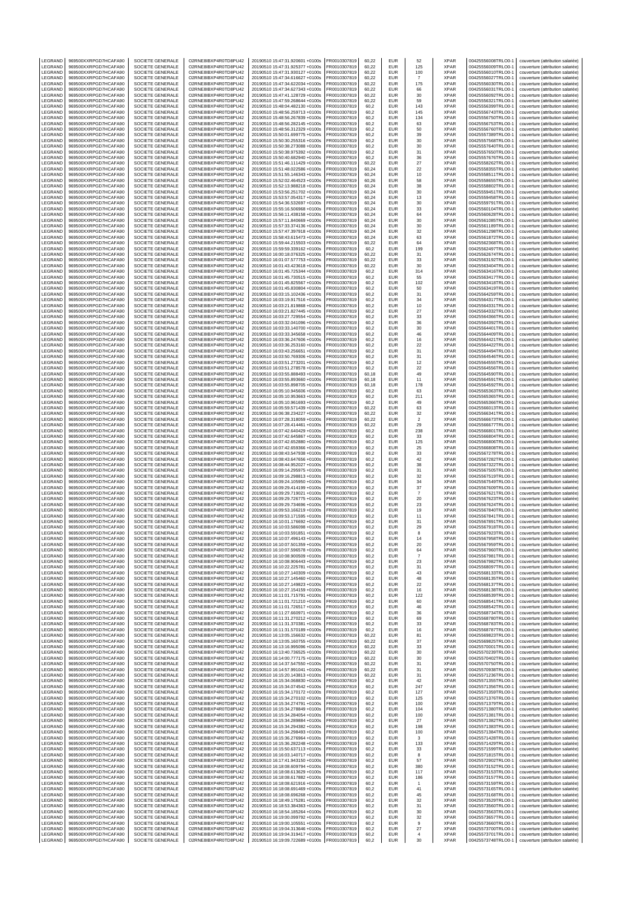| LEGRAND | 969500XXRPGD7HCAFA90 | SOCIETE GENERALE | O2RNE8IBXP4R0TD8PU42 | 20190510 15:47:31.920601 +0100s | FR0010307819 | 60,22 | EUR | 52 | XPAR | 00425556008TRLO0-1 | couverture (attribution salariée) |
|---|---|---|---|---|---|---|---|---|---|---|---|
| LEGRAND | 969500XXRPGD7HCAFA90 | SOCIETE GENERALE | O2RNE8IBXP4R0TD8PU42 | 20190510 15:47:31.925377 +0100s | FR0010307819 | 60,22 | EUR | 125 | XPAR | 00425556009TRLO0-1 | couverture (attribution salariée) |
| LEGRAND | 969500XXRPGD7HCAFA90 | SOCIETE GENERALE | O2RNE8IBXP4R0TD8PU42 | 20190510 15:47:31.930127 +0100s | FR0010307819 | 60,22 | EUR | 100 | XPAR | 00425556010TRLO0-1 | couverture (attribution salariée) |
| LEGRAND | 969500XXRPGD7HCAFA90 | SOCIETE GENERALE | O2RNE8IBXP4R0TD8PU42 | 20190510 15:47:34.616627 +0100s | FR0010307819 | 60,22 | EUR | 7 | XPAR | 00425556027TRLO0-1 | couverture (attribution salariée) |
| LEGRAND | 969500XXRPGD7HCAFA90 | SOCIETE GENERALE | O2RNE8IBXP4R0TD8PU42 | 20190510 15:47:34.622034 +0100s | FR0010307819 | 60,22 | EUR | 175 | XPAR | 00425556030TRLO0-1 | couverture (attribution salariée) |
| LEGRAND | 969500XXRPGD7HCAFA90 | SOCIETE GENERALE | O2RNE8IBXP4R0TD8PU42 | 20190510 15:47:34.627343 +0100s | FR0010307819 | 60,22 | EUR | 66 | XPAR | 00425556031TRLO0-1 | couverture (attribution salariée) |
| LEGRAND | 969500XXRPGD7HCAFA90 | SOCIETE GENERALE | O2RNE8IBXP4R0TD8PU42 | 20190510 15:47:41.128729 +0100s | FR0010307819 | 60,22 | EUR | 30 | XPAR | 00425556092TRLO0-1 | couverture (attribution salariée) |
| LEGRAND | 969500XXRPGD7HCAFA90 | SOCIETE GENERALE | O2RNE8IBXP4R0TD8PU42 | 20190510 15:47:59.268644 +0100s | FR0010307819 | 60,22 | EUR | 59 | XPAR | 00425556321TRLO0-1 | couverture (attribution salariée) |
| LEGRAND | 969500XXRPGD7HCAFA90 | SOCIETE GENERALE | O2RNE8IBXP4R0TD8PU42 | 20190510 15:48:04.482130 +0100s | FR0010307819 | 60,2 | EUR | 143 | XPAR | 00425556399TRLO0-1 | couverture (attribution salariée) |
| LEGRAND | 969500XXRPGD7HCAFA90 | SOCIETE GENERALE | O2RNE8IBXP4R0TD8PU42 | 20190510 15:48:56.259713 +0100s | FR0010307819 | 60,2 | EUR | 145 | XPAR | 00425556743TRLO0-1 | couverture (attribution salariée) |
| LEGRAND | 969500XXRPGD7HCAFA90 | SOCIETE GENERALE | O2RNE8IBXP4R0TD8PU42 | 20190510 15:48:56.267839 +0100s | FR0010307819 | 60,2 | EUR | 134 | XPAR | 00425556750TRLO0-1 | couverture (attribution salariée) |
| LEGRAND | 969500XXRPGD7HCAFA90 | SOCIETE GENERALE | O2RNE8IBXP4R0TD8PU42 | 20190510 15:48:56.282145 +0100s | FR0010307819 | 60,2 | EUR | 63 | XPAR | 00425556753TRLO0-1 | couverture (attribution salariée) |
| LEGRAND | 969500XXRPGD7HCAFA90 | SOCIETE GENERALE | O2RNE8IBXP4R0TD8PU42 | 20190510 15:48:56.312329 +0100s | FR0010307819 | 60,2 | EUR | 50 | XPAR | 00425556760TRLO0-1 | couverture (attribution salariée) |
| LEGRAND | 969500XXRPGD7HCAFA90 | SOCIETE GENERALE | O2RNE8IBXP4R0TD8PU42 | 20190510 15:50:01.699775 +0100s | FR0010307819 | 60,2 | EUR | 39 | XPAR | 00425557389TRLO0-1 | couverture (attribution salariée) |
| LEGRAND | 969500XXRPGD7HCAFA90 | SOCIETE GENERALE | O2RNE8IBXP4R0TD8PU42 | 20190510 15:50:30.255316 +0100s | FR0010307819 | 60,2 | EUR | 30 | XPAR | 00425557568TRLO0-1 | couverture (attribution salariée) |
| LEGRAND | 969500XXRPGD7HCAFA90 | SOCIETE GENERALE | O2RNE8IBXP4R0TD8PU42 | 20190510 15:50:38.273088 +0100s | FR0010307819 | 60,2 | EUR | 30 | XPAR | 00425557640TRLO0-1 | couverture (attribution salariée) |
| LEGRAND | 969500XXRPGD7HCAFA90 | SOCIETE GENERALE | O2RNE8IBXP4R0TD8PU42 | 20190510 15:50:38.975392 +0100s | FR0010307819 | 60,2 | EUR | 31 | XPAR | 00425557650TRLO0-1 | couverture (attribution salariée) |
| LEGRAND | 969500XXRPGD7HCAFA90 | SOCIETE GENERALE | O2RNE8IBXP4R0TD8PU42 | 20190510 15:50:40.682940 +0100s | FR0010307819 | 60,2 | EUR | 36 | XPAR | 00425557676TRLO0-1 | couverture (attribution salariée) |
| LEGRAND | 969500XXRPGD7HCAFA90 | SOCIETE GENERALE | O2RNE8IBXP4R0TD8PU42 | 20190510 15:51:46.111429 +0100s | FR0010307819 | 60,22 | EUR | 27 | XPAR | 00425558262TRLO0-1 | couverture (attribution salariée) |
| LEGRAND | 969500XXRPGD7HCAFA90 | SOCIETE GENERALE | O2RNE8IBXP4R0TD8PU42 | 20190510 15:51:48.022586 +0100s | FR0010307819 | 60,24 | EUR | 22 | XPAR | 00425558355TRLO0-1 | couverture (attribution salariée) |
| LEGRAND | 969500XXRPGD7HCAFA90 | SOCIETE GENERALE | O2RNE8IBXP4R0TD8PU42 | 20190510 15:51:55.146343 +0100s | FR0010307819 | 60,24 | EUR | 10 | XPAR | 00425558511TRLO0-1 | couverture (attribution salariée) |
| LEGRAND | 969500XXRPGD7HCAFA90 | SOCIETE GENERALE | O2RNE8IBXP4R0TD8PU42 | 20190510 15:52:02.464523 +0100s | FR0010307819 | 60,26 | EUR | 58 | XPAR | 00425558655TRLO0-1 | couverture (attribution salariée) |
| LEGRAND | 969500XXRPGD7HCAFA90 | SOCIETE GENERALE | O2RNE8IBXP4R0TD8PU42 | 20190510 15:52:13.988218 +0100s | FR0010307819 | 60,24 | EUR | 38 | XPAR | 00425558802TRLO0-1 | couverture (attribution salariée) |
| LEGRAND | 969500XXRPGD7HCAFA90 | SOCIETE GENERALE | O2RNE8IBXP4R0TD8PU42 | 20190510 15:53:56.251702 +0100s | FR0010307819 | 60,24 | EUR | 30 | XPAR | 00425559451TRLO0-1 | couverture (attribution salariée) |
| LEGRAND | 969500XXRPGD7HCAFA90 | SOCIETE GENERALE | O2RNE8IBXP4R0TD8PU42 | 20190510 15:53:57.054317 +0100s | FR0010307819 | 60,24 | EUR | 13 | XPAR | 00425559458TRLO0-1 | couverture (attribution salariée) |
| LEGRAND | 969500XXRPGD7HCAFA90 | SOCIETE GENERALE | O2RNE8IBXP4R0TD8PU42 | 20190510 15:54:36.532697 +0100s | FR0010307819 | 60,24 | EUR | 30 | XPAR | 00425559791TRLO0-1 | couverture (attribution salariée) |
| LEGRAND | 969500XXRPGD7HCAFA90 | SOCIETE GENERALE | O2RNE8IBXP4R0TD8PU42 | 20190510 15:55:16.506968 +0100s | FR0010307819 | 60,24 | EUR | 33 | XPAR | 00425560104TRLO0-1 | couverture (attribution salariée) |
| LEGRAND | 969500XXRPGD7HCAFA90 | SOCIETE GENERALE | O2RNE8IBXP4R0TD8PU42 | 20190510 15:56:11.438158 +0100s | FR0010307819 | 60,24 | EUR | 64 | XPAR | 00425560628TRLO0-1 | couverture (attribution salariée) |
| LEGRAND | 969500XXRPGD7HCAFA90 | SOCIETE GENERALE | O2RNE8IBXP4R0TD8PU42 | 20190510 15:57:11.840669 +0100s | FR0010307819 | 60,24 | EUR | 30 | XPAR | 00425561085TRLO0-1 | couverture (attribution salariée) |
| LEGRAND | 969500XXRPGD7HCAFA90 | SOCIETE GENERALE | O2RNE8IBXP4R0TD8PU42 | 20190510 15:57:33.374136 +0100s | FR0010307819 | 60,24 | EUR | 30 | XPAR | 00425561189TRLO0-1 | couverture (attribution salariée) |
| LEGRAND | 969500XXRPGD7HCAFA90 | SOCIETE GENERALE | O2RNE8IBXP4R0TD8PU42 | 20190510 15:57:47.397918 +0100s | FR0010307819 | 60,24 | EUR | 32 | XPAR | 00425561298TRLO0-1 | couverture (attribution salariée) |
| LEGRAND | 969500XXRPGD7HCAFA90 | SOCIETE GENERALE | O2RNE8IBXP4R0TD8PU42 | 20190510 15:58:43.615473 +0100s | FR0010307819 | 60,24 | EUR | 63 | XPAR | 00425561872TRLO0-1 | couverture (attribution salariée) |
| LEGRAND | 969500XXRPGD7HCAFA90 | SOCIETE GENERALE | O2RNE8IBXP4R0TD8PU42 | 20190510 15:59:44.215503 +0100s | FR0010307819 | 60,22 | EUR | 64 | XPAR | 00425562368TRLO0-1 | couverture (attribution salariée) |
| LEGRAND | 969500XXRPGD7HCAFA90 | SOCIETE GENERALE | O2RNE8IBXP4R0TD8PU42 | 20190510 15:59:59.339162 +0100s | FR0010307819 | 60,2 | EUR | 199 | XPAR | 00425562497TRLO0-1 | couverture (attribution salariée) |
| LEGRAND | 969500XXRPGD7HCAFA90 | SOCIETE GENERALE | O2RNE8IBXP4R0TD8PU42 | 20190510 16:00:18.076325 +0100s | FR0010307819 | 60,22 | EUR | 31 | XPAR | 00425562674TRLO0-1 | couverture (attribution salariée) |
| LEGRAND | 969500XXRPGD7HCAFA90 | SOCIETE GENERALE | O2RNE8IBXP4R0TD8PU42 | 20190510 16:01:07.577753 +0100s | FR0010307819 | 60,22 | EUR | 33 | XPAR | 00425563192TRLO0-1 | couverture (attribution salariée) |
| LEGRAND | 969500XXRPGD7HCAFA90 | SOCIETE GENERALE | O2RNE8IBXP4R0TD8PU42 | 20190510 16:01:43.423618 +0100s | FR0010307819 | 60,22 | EUR | 30 | XPAR | 00425563404TRLO0-1 | couverture (attribution salariée) |
| LEGRAND | 969500XXRPGD7HCAFA90 | SOCIETE GENERALE | O2RNE8IBXP4R0TD8PU42 | 20190510 16:01:45.725344 +0100s | FR0010307819 | 60,2 | EUR | 314 | XPAR | 00425563416TRLO0-1 | couverture (attribution salariée) |
| LEGRAND | 969500XXRPGD7HCAFA90 | SOCIETE GENERALE | O2RNE8IBXP4R0TD8PU42 | 20190510 16:01:45.730515 +0100s | FR0010307819 | 60,2 | EUR | 55 | XPAR | 00425563417TRLO0-1 | couverture (attribution salariée) |
| LEGRAND | 969500XXRPGD7HCAFA90 | SOCIETE GENERALE | O2RNE8IBXP4R0TD8PU42 | 20190510 16:01:45.825567 +0100s | FR0010307819 | 60,2 | EUR | 102 | XPAR | 00425563418TRLO0-1 | couverture (attribution salariée) |
| LEGRAND | 969500XXRPGD7HCAFA90 | SOCIETE GENERALE | O2RNE8IBXP4R0TD8PU42 | 20190510 16:01:45.830804 +0100s | FR0010307819 | 60,2 | EUR | 50 | XPAR | 00425563419TRLO0-1 | couverture (attribution salariée) |
| LEGRAND | 969500XXRPGD7HCAFA90 | SOCIETE GENERALE | O2RNE8IBXP4R0TD8PU42 | 20190510 16:03:15.102436 +0100s | FR0010307819 | 60,2 | EUR | 31 | XPAR | 00425564259TRLO0-1 | couverture (attribution salariée) |
| LEGRAND | 969500XXRPGD7HCAFA90 | SOCIETE GENERALE | O2RNE8IBXP4R0TD8PU42 | 20190510 16:03:19.917516 +0100s | FR0010307819 | 60,2 | EUR | 34 | XPAR | 00425564317TRLO0-1 | couverture (attribution salariée) |
| LEGRAND | 969500XXRPGD7HCAFA90 | SOCIETE GENERALE | O2RNE8IBXP4R0TD8PU42 | 20190510 16:03:21.819868 +0100s | FR0010307819 | 60,2 | EUR | 10 | XPAR | 00425564331TRLO0-1 | couverture (attribution salariée) |
| LEGRAND | 969500XXRPGD7HCAFA90 | SOCIETE GENERALE | O2RNE8IBXP4R0TD8PU42 | 20190510 16:03:21.827445 +0100s | FR0010307819 | 60,2 | EUR | 27 | XPAR | 00425564332TRLO0-1 | couverture (attribution salariée) |
| LEGRAND | 969500XXRPGD7HCAFA90 | SOCIETE GENERALE | O2RNE8IBXP4R0TD8PU42 | 20190510 16:03:27.729554 +0100s | FR0010307819 | 60,2 | EUR | 33 | XPAR | 00425564366TRLO0-1 | couverture (attribution salariée) |
| LEGRAND | 969500XXRPGD7HCAFA90 | SOCIETE GENERALE | O2RNE8IBXP4R0TD8PU42 | 20190510 16:03:32.041096 +0100s | FR0010307819 | 60,2 | EUR | 36 | XPAR | 00425564392TRLO0-1 | couverture (attribution salariée) |
| LEGRAND | 969500XXRPGD7HCAFA90 | SOCIETE GENERALE | O2RNE8IBXP4R0TD8PU42 | 20190510 16:03:33.140700 +0100s | FR0010307819 | 60,2 | EUR | 30 | XPAR | 00425564401TRLO0-1 | couverture (attribution salariée) |
| LEGRAND | 969500XXRPGD7HCAFA90 | SOCIETE GENERALE | O2RNE8IBXP4R0TD8PU42 | 20190510 16:03:33.345658 +0100s | FR0010307819 | 60,2 | EUR | 46 | XPAR | 00425564409TRLO0-1 | couverture (attribution salariée) |
| LEGRAND | 969500XXRPGD7HCAFA90 | SOCIETE GENERALE | O2RNE8IBXP4R0TD8PU42 | 20190510 16:03:36.247606 +0100s | FR0010307819 | 60,2 | EUR | 16 | XPAR | 00425564421TRLO0-1 | couverture (attribution salariée) |
| LEGRAND | 969500XXRPGD7HCAFA90 | SOCIETE GENERALE | O2RNE8IBXP4R0TD8PU42 | 20190510 16:03:36.253160 +0100s | FR0010307819 | 60,2 | EUR | 22 | XPAR | 00425564422TRLO0-1 | couverture (attribution salariée) |
| LEGRAND | 969500XXRPGD7HCAFA90 | SOCIETE GENERALE | O2RNE8IBXP4R0TD8PU42 | 20190510 16:03:43.256651 +0100s | FR0010307819 | 60,2 | EUR | 31 | XPAR | 00425564494TRLO0-1 | couverture (attribution salariée) |
| LEGRAND | 969500XXRPGD7HCAFA90 | SOCIETE GENERALE | O2RNE8IBXP4R0TD8PU42 | 20190510 16:03:50.769306 +0100s | FR0010307819 | 60,2 | EUR | 31 | XPAR | 00425564546TRLO0-1 | couverture (attribution salariée) |
| LEGRAND | 969500XXRPGD7HCAFA90 | SOCIETE GENERALE | O2RNE8IBXP4R0TD8PU42 | 20190510 16:03:51.273201 +0100s | FR0010307819 | 60,2 | EUR | 12 | XPAR | 00425564555TRLO0-1 | couverture (attribution salariée) |
| LEGRAND | 969500XXRPGD7HCAFA90 | SOCIETE GENERALE | O2RNE8IBXP4R0TD8PU42 | 20190510 16:03:51.278578 +0100s | FR0010307819 | 60,2 | EUR | 22 | XPAR | 00425564556TRLO0-1 | couverture (attribution salariée) |
| LEGRAND | 969500XXRPGD7HCAFA90 | SOCIETE GENERALE | O2RNE8IBXP4R0TD8PU42 | 20190510 16:03:55.888493 +0100s | FR0010307819 | 60,18 | EUR | 49 | XPAR | 00425564590TRLO0-1 | couverture (attribution salariée) |
| LEGRAND | 969500XXRPGD7HCAFA90 | SOCIETE GENERALE | O2RNE8IBXP4R0TD8PU42 | 20190510 16:03:55.893660 +0100s | FR0010307819 | 60,18 | EUR | 11 | XPAR | 00425564591TRLO0-1 | couverture (attribution salariée) |
| LEGRAND | 969500XXRPGD7HCAFA90 | SOCIETE GENERALE | O2RNE8IBXP4R0TD8PU42 | 20190510 16:03:55.898705 +0100s | FR0010307819 | 60,18 | EUR | 178 | XPAR | 00425564592TRLO0-1 | couverture (attribution salariée) |
| LEGRAND | 969500XXRPGD7HCAFA90 | SOCIETE GENERALE | O2RNE8IBXP4R0TD8PU42 | 20190510 16:05:10.945606 +0100s | FR0010307819 | 60,2 | EUR | 63 | XPAR | 00425565363TRLO0-1 | couverture (attribution salariée) |
| LEGRAND | 969500XXRPGD7HCAFA90 | SOCIETE GENERALE | O2RNE8IBXP4R0TD8PU42 | 20190510 16:05:10.953663 +0100s | FR0010307819 | 60,2 | EUR | 211 | XPAR | 00425565365TRLO0-1 | couverture (attribution salariée) |
| LEGRAND | 969500XXRPGD7HCAFA90 | SOCIETE GENERALE | O2RNE8IBXP4R0TD8PU42 | 20190510 16:05:10.961693 +0100s | FR0010307819 | 60,2 | EUR | 49 | XPAR | 00425565366TRLO0-1 | couverture (attribution salariée) |
| LEGRAND | 969500XXRPGD7HCAFA90 | SOCIETE GENERALE | O2RNE8IBXP4R0TD8PU42 | 20190510 16:05:59.571439 +0100s | FR0010307819 | 60,22 | EUR | 63 | XPAR | 00425566013TRLO0-1 | couverture (attribution salariée) |
| LEGRAND | 969500XXRPGD7HCAFA90 | SOCIETE GENERALE | O2RNE8IBXP4R0TD8PU42 | 20190510 16:06:38.234227 +0100s | FR0010307819 | 60,22 | EUR | 32 | XPAR | 00425566341TRLO0-1 | couverture (attribution salariée) |
| LEGRAND | 969500XXRPGD7HCAFA90 | SOCIETE GENERALE | O2RNE8IBXP4R0TD8PU42 | 20190510 16:07:28.318059 +0100s | FR0010307819 | 60,22 | EUR | 2 | XPAR | 00425566673TRLO0-1 | couverture (attribution salariée) |
| LEGRAND | 969500XXRPGD7HCAFA90 | SOCIETE GENERALE | O2RNE8IBXP4R0TD8PU42 | 20190510 16:07:28.414461 +0100s | FR0010307819 | 60,22 | EUR | 29 | XPAR | 00425566677TRLO0-1 | couverture (attribution salariée) |
| LEGRAND | 969500XXRPGD7HCAFA90 | SOCIETE GENERALE | O2RNE8IBXP4R0TD8PU42 | 20190510 16:07:42.640429 +0100s | FR0010307819 | 60,2 | EUR | 238 | XPAR | 00425566801TRLO0-1 | couverture (attribution salariée) |
| LEGRAND | 969500XXRPGD7HCAFA90 | SOCIETE GENERALE | O2RNE8IBXP4R0TD8PU42 | 20190510 16:07:42.645867 +0100s | FR0010307819 | 60,2 | EUR | 33 | XPAR | 00425566804TRLO0-1 | couverture (attribution salariée) |
| LEGRAND | 969500XXRPGD7HCAFA90 | SOCIETE GENERALE | O2RNE8IBXP4R0TD8PU42 | 20190510 16:07:42.652880 +0100s | FR0010307819 | 60,2 | EUR | 125 | XPAR | 00425566806TRLO0-1 | couverture (attribution salariée) |
| LEGRAND | 969500XXRPGD7HCAFA90 | SOCIETE GENERALE | O2RNE8IBXP4R0TD8PU42 | 20190510 16:07:42.659366 +0100s | FR0010307819 | 60,2 | EUR | 25 | XPAR | 00425566808TRLO0-1 | couverture (attribution salariée) |
| LEGRAND | 969500XXRPGD7HCAFA90 | SOCIETE GENERALE | O2RNE8IBXP4R0TD8PU42 | 20190510 16:08:43.547938 +0100s | FR0010307819 | 60,2 | EUR | 33 | XPAR | 00425567278TRLO0-1 | couverture (attribution salariée) |
| LEGRAND | 969500XXRPGD7HCAFA90 | SOCIETE GENERALE | O2RNE8IBXP4R0TD8PU42 | 20190510 16:08:43.647656 +0100s | FR0010307819 | 60,2 | EUR | 42 | XPAR | 00425567282TRLO0-1 | couverture (attribution salariée) |
| LEGRAND | 969500XXRPGD7HCAFA90 | SOCIETE GENERALE | O2RNE8IBXP4R0TD8PU42 | 20190510 16:08:44.952027 +0100s | FR0010307819 | 60,2 | EUR | 38 | XPAR | 00425567322TRLO0-1 | couverture (attribution salariée) |
| LEGRAND | 969500XXRPGD7HCAFA90 | SOCIETE GENERALE | O2RNE8IBXP4R0TD8PU42 | 20190510 16:09:14.295975 +0100s | FR0010307819 | 60,2 | EUR | 31 | XPAR | 00425567505TRLO0-1 | couverture (attribution salariée) |
| LEGRAND | 969500XXRPGD7HCAFA90 | SOCIETE GENERALE | O2RNE8IBXP4R0TD8PU42 | 20190510 16:09:16.298813 +0100s | FR0010307819 | 60,2 | EUR | 32 | XPAR | 00425567519TRLO0-1 | couverture (attribution salariée) |
| LEGRAND | 969500XXRPGD7HCAFA90 | SOCIETE GENERALE | O2RNE8IBXP4R0TD8PU42 | 20190510 16:09:24.105950 +0100s | FR0010307819 | 60,2 | EUR | 34 | XPAR | 00425567549TRLO0-1 | couverture (attribution salariée) |
| LEGRAND | 969500XXRPGD7HCAFA90 | SOCIETE GENERALE | O2RNE8IBXP4R0TD8PU42 | 20190510 16:09:29.414199 +0100s | FR0010307819 | 60,2 | EUR | 37 | XPAR | 00425567609TRLO0-1 | couverture (attribution salariée) |
| LEGRAND | 969500XXRPGD7HCAFA90 | SOCIETE GENERALE | O2RNE8IBXP4R0TD8PU42 | 20190510 16:09:29.719021 +0100s | FR0010307819 | 60,2 | EUR | 7 | XPAR | 00425567621TRLO0-1 | couverture (attribution salariée) |
| LEGRAND | 969500XXRPGD7HCAFA90 | SOCIETE GENERALE | O2RNE8IBXP4R0TD8PU42 | 20190510 16:09:29.726775 +0100s | FR0010307819 | 60,2 | EUR | 20 | XPAR | 00425567623TRLO0-1 | couverture (attribution salariée) |
| LEGRAND | 969500XXRPGD7HCAFA90 | SOCIETE GENERALE | O2RNE8IBXP4R0TD8PU42 | 20190510 16:09:29.734696 +0100s | FR0010307819 | 60,2 | EUR | 23 | XPAR | 00425567624TRLO0-1 | couverture (attribution salariée) |
| LEGRAND | 969500XXRPGD7HCAFA90 | SOCIETE GENERALE | O2RNE8IBXP4R0TD8PU42 | 20190510 16:09:53.166219 +0100s | FR0010307819 | 60,2 | EUR | 19 | XPAR | 00425567840TRLO0-1 | couverture (attribution salariée) |
| LEGRAND | 969500XXRPGD7HCAFA90 | SOCIETE GENERALE | O2RNE8IBXP4R0TD8PU42 | 20190510 16:09:53.171595 +0100s | FR0010307819 | 60,2 | EUR | 11 | XPAR | 00425567841TRLO0-1 | couverture (attribution salariée) |
| LEGRAND | 969500XXRPGD7HCAFA90 | SOCIETE GENERALE | O2RNE8IBXP4R0TD8PU42 | 20190510 16:10:01.176692 +0100s | FR0010307819 | 60,2 | EUR | 31 | XPAR | 00425567891TRLO0-1 | couverture (attribution salariée) |
| LEGRAND | 969500XXRPGD7HCAFA90 | SOCIETE GENERALE | O2RNE8IBXP4R0TD8PU42 | 20190510 16:10:03.586098 +0100s | FR0010307819 | 60,2 | EUR | 29 | XPAR | 00425567918TRLO0-1 | couverture (attribution salariée) |
| LEGRAND | 969500XXRPGD7HCAFA90 | SOCIETE GENERALE | O2RNE8IBXP4R0TD8PU42 | 20190510 16:10:03.591851 +0100s | FR0010307819 | 60,2 | EUR | 8 | XPAR | 00425567923TRLO0-1 | couverture (attribution salariée) |
| LEGRAND | 969500XXRPGD7HCAFA90 | SOCIETE GENERALE | O2RNE8IBXP4R0TD8PU42 | 20190510 16:10:07.496143 +0100s | FR0010307819 | 60,2 | EUR | 14 | XPAR | 00425567958TRLO0-1 | couverture (attribution salariée) |
| LEGRAND | 969500XXRPGD7HCAFA90 | SOCIETE GENERALE | O2RNE8IBXP4R0TD8PU42 | 20190510 16:10:07.501359 +0100s | FR0010307819 | 60,2 | EUR | 20 | XPAR | 00425567959TRLO0-1 | couverture (attribution salariée) |
| LEGRAND | 969500XXRPGD7HCAFA90 | SOCIETE GENERALE | O2RNE8IBXP4R0TD8PU42 | 20190510 16:10:07.596578 +0100s | FR0010307819 | 60,2 | EUR | 64 | XPAR | 00425567960TRLO0-1 | couverture (attribution salariée) |
| LEGRAND | 969500XXRPGD7HCAFA90 | SOCIETE GENERALE | O2RNE8IBXP4R0TD8PU42 | 20190510 16:10:08.900509 +0100s | FR0010307819 | 60,2 | EUR | 7 | XPAR | 00425567981TRLO0-1 | couverture (attribution salariée) |
| LEGRAND | 969500XXRPGD7HCAFA90 | SOCIETE GENERALE | O2RNE8IBXP4R0TD8PU42 | 20190510 16:10:08.906443 +0100s | FR0010307819 | 60,2 | EUR | 23 | XPAR | 00425567982TRLO0-1 | couverture (attribution salariée) |
| LEGRAND | 969500XXRPGD7HCAFA90 | SOCIETE GENERALE | O2RNE8IBXP4R0TD8PU42 | 20190510 16:10:22.225781 +0100s | FR0010307819 | 60,2 | EUR | 31 | XPAR | 00425568097TRLO0-1 | couverture (attribution salariée) |
| LEGRAND | 969500XXRPGD7HCAFA90 | SOCIETE GENERALE | O2RNE8IBXP4R0TD8PU42 | 20190510 16:10:27.140309 +0100s | FR0010307819 | 60,2 | EUR | 43 | XPAR | 00425568133TRLO0-1 | couverture (attribution salariée) |
| LEGRAND | 969500XXRPGD7HCAFA90 | SOCIETE GENERALE | O2RNE8IBXP4R0TD8PU42 | 20190510 16:10:27.145460 +0100s | FR0010307819 | 60,2 | EUR | 48 | XPAR | 00425568135TRLO0-1 | couverture (attribution salariée) |
| LEGRAND | 969500XXRPGD7HCAFA90 | SOCIETE GENERALE | O2RNE8IBXP4R0TD8PU42 | 20190510 16:10:27.149823 +0100s | FR0010307819 | 60,2 | EUR | 22 | XPAR | 00425568137TRLO0-1 | couverture (attribution salariée) |
| LEGRAND | 969500XXRPGD7HCAFA90 | SOCIETE GENERALE | O2RNE8IBXP4R0TD8PU42 | 20190510 16:10:27.154159 +0100s | FR0010307819 | 60,2 | EUR | 16 | XPAR | 00425568138TRLO0-1 | couverture (attribution salariée) |
| LEGRAND | 969500XXRPGD7HCAFA90 | SOCIETE GENERALE | O2RNE8IBXP4R0TD8PU42 | 20190510 16:11:01.715791 +0100s | FR0010307819 | 60,2 | EUR | 122 | XPAR | 00425568539TRLO0-1 | couverture (attribution salariée) |
| LEGRAND | 969500XXRPGD7HCAFA90 | SOCIETE GENERALE | O2RNE8IBXP4R0TD8PU42 | 20190510 16:11:01.721210 +0100s | FR0010307819 | 60,2 | EUR | 60 | XPAR | 00425568541TRLO0-1 | couverture (attribution salariée) |
| LEGRAND | 969500XXRPGD7HCAFA90 | SOCIETE GENERALE | O2RNE8IBXP4R0TD8PU42 | 20190510 16:11:01.726517 +0100s | FR0010307819 | 60,2 | EUR | 46 | XPAR | 00425568542TRLO0-1 | couverture (attribution salariée) |
| LEGRAND | 969500XXRPGD7HCAFA90 | SOCIETE GENERALE | O2RNE8IBXP4R0TD8PU42 | 20190510 16:11:27.660971 +0100s | FR0010307819 | 60,2 | EUR | 36 | XPAR | 00425568734TRLO0-1 | couverture (attribution salariée) |
| LEGRAND | 969500XXRPGD7HCAFA90 | SOCIETE GENERALE | O2RNE8IBXP4R0TD8PU42 | 20190510 16:11:31.270212 +0100s | FR0010307819 | 60,2 | EUR | 69 | XPAR | 00425568780TRLO0-1 | couverture (attribution salariée) |
| LEGRAND | 969500XXRPGD7HCAFA90 | SOCIETE GENERALE | O2RNE8IBXP4R0TD8PU42 | 20190510 16:11:31.370381 +0100s | FR0010307819 | 60,2 | EUR | 33 | XPAR | 00425568783TRLO0-1 | couverture (attribution salariée) |
| LEGRAND | 969500XXRPGD7HCAFA90 | SOCIETE GENERALE | O2RNE8IBXP4R0TD8PU42 | 20190510 16:11:31.570189 +0100s | FR0010307819 | 60,2 | EUR | 16 | XPAR | 00425568787TRLO0-1 | couverture (attribution salariée) |
| LEGRAND | 969500XXRPGD7HCAFA90 | SOCIETE GENERALE | O2RNE8IBXP4R0TD8PU42 | 20190510 16:13:05.156632 +0100s | FR0010307819 | 60,22 | EUR | 81 | XPAR | 00425569823TRLO0-1 | couverture (attribution salariée) |
| LEGRAND | 969500XXRPGD7HCAFA90 | SOCIETE GENERALE | O2RNE8IBXP4R0TD8PU42 | 20190510 16:13:05.160755 +0100s | FR0010307819 | 60,22 | EUR | 37 | XPAR | 00425569825TRLO0-1 | couverture (attribution salariée) |
| LEGRAND | 969500XXRPGD7HCAFA90 | SOCIETE GENERALE | O2RNE8IBXP4R0TD8PU42 | 20190510 16:13:16.995096 +0100s | FR0010307819 | 60,22 | EUR | 33 | XPAR | 00425570001TRLO0-1 | couverture (attribution salariée) |
| LEGRAND | 969500XXRPGD7HCAFA90 | SOCIETE GENERALE | O2RNE8IBXP4R0TD8PU42 | 20190510 16:13:40.736525 +0100s | FR0010307819 | 60,22 | EUR | 30 | XPAR | 00425570239TRLO0-1 | couverture (attribution salariée) |
| LEGRAND | 969500XXRPGD7HCAFA90 | SOCIETE GENERALE | O2RNE8IBXP4R0TD8PU42 | 20190510 16:14:00.777175 +0100s | FR0010307819 | 60,22 | EUR | 30 | XPAR | 00425570402TRLO0-1 | couverture (attribution salariée) |
| LEGRAND | 969500XXRPGD7HCAFA90 | SOCIETE GENERALE | O2RNE8IBXP4R0TD8PU42 | 20190510 16:14:37.547550 +0100s | FR0010307819 | 60,22 | EUR | 31 | XPAR | 00425570750TRLO0-1 | couverture (attribution salariée) |
| LEGRAND | 969500XXRPGD7HCAFA90 | SOCIETE GENERALE | O2RNE8IBXP4R0TD8PU42 | 20190510 16:14:57.991041 +0100s | FR0010307819 | 60,22 | EUR | 31 | XPAR | 00425570938TRLO0-1 | couverture (attribution salariée) |
| LEGRAND | 969500XXRPGD7HCAFA90 | SOCIETE GENERALE | O2RNE8IBXP4R0TD8PU42 | 20190510 16:15:20.143813 +0100s | FR0010307819 | 60,22 | EUR | 31 | XPAR | 00425571236TRLO0-1 | couverture (attribution salariée) |
| LEGRAND | 969500XXRPGD7HCAFA90 | SOCIETE GENERALE | O2RNE8IBXP4R0TD8PU42 | 20190510 16:15:34.068830 +0100s | FR0010307819 | 60,2 | EUR | 42 | XPAR | 00425571355TRLO0-1 | couverture (attribution salariée) |
| LEGRAND | 969500XXRPGD7HCAFA90 | SOCIETE GENERALE | O2RNE8IBXP4R0TD8PU42 | 20190510 16:15:34.074542 +0100s | FR0010307819 | 60,2 | EUR | 247 | XPAR | 00425571356TRLO0-1 | couverture (attribution salariée) |
| LEGRAND | 969500XXRPGD7HCAFA90 | SOCIETE GENERALE | O2RNE8IBXP4R0TD8PU42 | 20190510 16:15:34.170172 +0100s | FR0010307819 | 60,2 | EUR | 127 | XPAR | 00425571359TRLO0-1 | couverture (attribution salariée) |
| LEGRAND | 969500XXRPGD7HCAFA90 | SOCIETE GENERALE | O2RNE8IBXP4R0TD8PU42 | 20190510 16:15:34.270102 +0100s | FR0010307819 | 60,2 | EUR | 125 | XPAR | 00425571376TRLO0-1 | couverture (attribution salariée) |
| LEGRAND | 969500XXRPGD7HCAFA90 | SOCIETE GENERALE | O2RNE8IBXP4R0TD8PU42 | 20190510 16:15:34.274791 +0100s | FR0010307819 | 60,2 | EUR | 100 | XPAR | 00425571379TRLO0-1 | couverture (attribution salariée) |
| LEGRAND | 969500XXRPGD7HCAFA90 | SOCIETE GENERALE | O2RNE8IBXP4R0TD8PU42 | 20190510 16:15:34.278849 +0100s | FR0010307819 | 60,2 | EUR | 104 | XPAR | 00425571380TRLO0-1 | couverture (attribution salariée) |
| LEGRAND | 969500XXRPGD7HCAFA90 | SOCIETE GENERALE | O2RNE8IBXP4R0TD8PU42 | 20190510 16:15:34.284054 +0100s | FR0010307819 | 60,2 | EUR | 100 | XPAR | 00425571381TRLO0-1 | couverture (attribution salariée) |
| LEGRAND | 969500XXRPGD7HCAFA90 | SOCIETE GENERALE | O2RNE8IBXP4R0TD8PU42 | 20190510 16:15:34.289884 +0100s | FR0010307819 | 60,2 | EUR | 27 | XPAR | 00425571382TRLO0-1 | couverture (attribution salariée) |
| LEGRAND | 969500XXRPGD7HCAFA90 | SOCIETE GENERALE | O2RNE8IBXP4R0TD8PU42 | 20190510 16:15:34.294382 +0100s | FR0010307819 | 60,2 | EUR | 198 | XPAR | 00425571383TRLO0-1 | couverture (attribution salariée) |
| LEGRAND | 969500XXRPGD7HCAFA90 | SOCIETE GENERALE | O2RNE8IBXP4R0TD8PU42 | 20190510 16:15:34.298493 +0100s | FR0010307819 | 60,2 | EUR | 100 | XPAR | 00425571384TRLO0-1 | couverture (attribution salariée) |
| LEGRAND | 969500XXRPGD7HCAFA90 | SOCIETE GENERALE | O2RNE8IBXP4R0TD8PU42 | 20190510 16:15:36.276964 +0100s | FR0010307819 | 60,2 | EUR | 3 | XPAR | 00425571428TRLO0-1 | couverture (attribution salariée) |
| LEGRAND | 969500XXRPGD7HCAFA90 | SOCIETE GENERALE | O2RNE8IBXP4R0TD8PU42 | 20190510 16:15:36.282248 +0100s | FR0010307819 | 60,2 | EUR | 133 | XPAR | 00425571429TRLO0-1 | couverture (attribution salariée) |
| LEGRAND | 969500XXRPGD7HCAFA90 | SOCIETE GENERALE | O2RNE8IBXP4R0TD8PU42 | 20190510 16:15:50.637113 +0100s | FR0010307819 | 60,2 | EUR | 33 | XPAR | 00425571599TRLO0-1 | couverture (attribution salariée) |
| LEGRAND | 969500XXRPGD7HCAFA90 | SOCIETE GENERALE | O2RNE8IBXP4R0TD8PU42 | 20190510 16:16:03.140717 +0100s | FR0010307819 | 60,2 | EUR | 8 | XPAR | 00425571815TRLO0-1 | couverture (attribution salariée) |
| LEGRAND | 969500XXRPGD7HCAFA90 | SOCIETE GENERALE | O2RNE8IBXP4R0TD8PU42 | 20190510 16:17:41.943150 +0100s | FR0010307819 | 60,2 | EUR | 57 | XPAR | 00425572902TRLO0-1 | couverture (attribution salariée) |
| LEGRAND | 969500XXRPGD7HCAFA90 | SOCIETE GENERALE | O2RNE8IBXP4R0TD8PU42 | 20190510 16:18:08.609794 +0100s | FR0010307819 | 60,2 | EUR | 380 | XPAR | 00425573152TRLO0-1 | couverture (attribution salariée) |
| LEGRAND | 969500XXRPGD7HCAFA90 | SOCIETE GENERALE | O2RNE8IBXP4R0TD8PU42 | 20190510 16:18:08.613629 +0100s | FR0010307819 | 60,2 | EUR | 117 | XPAR | 00425573153TRLO0-1 | couverture (attribution salariée) |
| LEGRAND | 969500XXRPGD7HCAFA90 | SOCIETE GENERALE | O2RNE8IBXP4R0TD8PU42 | 20190510 16:18:08.617882 +0100s | FR0010307819 | 60,2 | EUR | 186 | XPAR | 00425573157TRLO0-1 | couverture (attribution salariée) |
| LEGRAND | 969500XXRPGD7HCAFA90 | SOCIETE GENERALE | O2RNE8IBXP4R0TD8PU42 | 20190510 16:18:08.621916 +0100s | FR0010307819 | 60,2 | EUR | 1 | XPAR | 00425573159TRLO0-1 | couverture (attribution salariée) |
| LEGRAND | 969500XXRPGD7HCAFA90 | SOCIETE GENERALE | O2RNE8IBXP4R0TD8PU42 | 20190510 16:18:08.691469 +0100s | FR0010307819 | 60,2 | EUR | 41 | XPAR | 00425573165TRLO0-1 | couverture (attribution salariée) |
| LEGRAND | 969500XXRPGD7HCAFA90 | SOCIETE GENERALE | O2RNE8IBXP4R0TD8PU42 | 20190510 16:18:08.696268 +0100s | FR0010307819 | 60,2 | EUR | 45 | XPAR | 00425573168TRLO0-1 | couverture (attribution salariée) |
| LEGRAND | 969500XXRPGD7HCAFA90 | SOCIETE GENERALE | O2RNE8IBXP4R0TD8PU42 | 20190510 16:18:49.175281 +0100s | FR0010307819 | 60,2 | EUR | 32 | XPAR | 00425573529TRLO0-1 | couverture (attribution salariée) |
| LEGRAND | 969500XXRPGD7HCAFA90 | SOCIETE GENERALE | O2RNE8IBXP4R0TD8PU42 | 20190510 16:18:53.384363 +0100s | FR0010307819 | 60,2 | EUR | 31 | XPAR | 00425573560TRLO0-1 | couverture (attribution salariée) |
| LEGRAND | 969500XXRPGD7HCAFA90 | SOCIETE GENERALE | O2RNE8IBXP4R0TD8PU42 | 20190510 16:18:54.185264 +0100s | FR0010307819 | 60,2 | EUR | 30 | XPAR | 00425573563TRLO0-1 | couverture (attribution salariée) |
| LEGRAND | 969500XXRPGD7HCAFA90 | SOCIETE GENERALE | O2RNE8IBXP4R0TD8PU42 | 20190510 16:19:00.099792 +0100s | FR0010307819 | 60,2 | EUR | 32 | XPAR | 00425573657TRLO0-1 | couverture (attribution salariée) |
| LEGRAND | 969500XXRPGD7HCAFA90 | SOCIETE GENERALE | O2RNE8IBXP4R0TD8PU42 | 20190510 16:19:00.105551 +0100s | FR0010307819 | 60,2 | EUR | 9 | XPAR | 00425573660TRLO0-1 | couverture (attribution salariée) |
| LEGRAND | 969500XXRPGD7HCAFA90 | SOCIETE GENERALE | O2RNE8IBXP4R0TD8PU42 | 20190510 16:19:04.313646 +0100s | FR0010307819 | 60,2 | EUR | 27 | XPAR | 00425573700TRLO0-1 | couverture (attribution salariée) |
| LEGRAND | 969500XXRPGD7HCAFA90 | SOCIETE GENERALE | O2RNE8IBXP4R0TD8PU42 | 20190510 16:19:04.319417 +0100s | FR0010307819 | 60,2 | EUR | 4 | XPAR | 00425573701TRLO0-1 | couverture (attribution salariée) |
| LEGRAND | 969500XXRPGD7HCAFA90 | SOCIETE GENERALE | O2RNE8IBXP4R0TD8PU42 | 20190510 16:19:09.722689 +0100s | FR0010307819 | 60,2 | EUR | 30 | XPAR | 00425573748TRLO0-1 | couverture (attribution salariée) |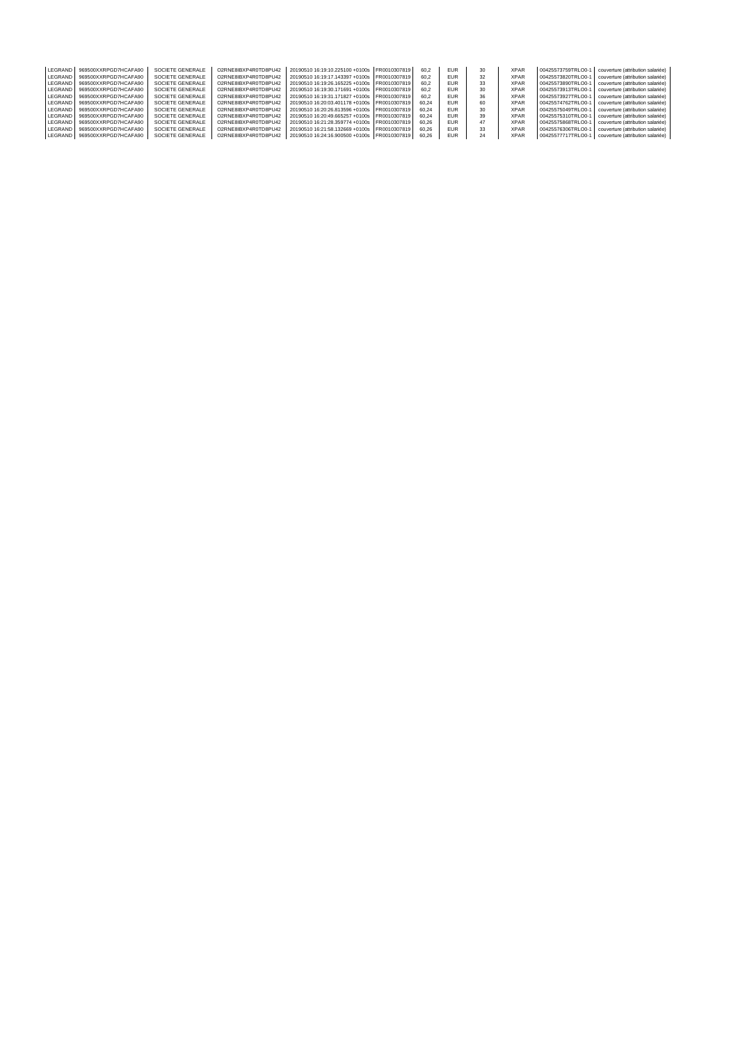| | | | | | | | | | | | |
|---|---|---|---|---|---|---|---|---|---|---|---|
| LEGRAND | 969500XXRPGD7HCAFA90 | SOCIETE GENERALE | O2RNE8IBXP4R0TD8PU42 | 20190510 16:19:10.225100 +0100s | FR0010307819 | 60,2 | EUR | 30 | XPAR | 00425573759TRLO0-1 | couverture (attribution salariée) |
| LEGRAND | 969500XXRPGD7HCAFA90 | SOCIETE GENERALE | O2RNE8IBXP4R0TD8PU42 | 20190510 16:19:17.143397 +0100s | FR0010307819 | 60,2 | EUR | 32 | XPAR | 00425573820TRLO0-1 | couverture (attribution salariée) |
| LEGRAND | 969500XXRPGD7HCAFA90 | SOCIETE GENERALE | O2RNE8IBXP4R0TD8PU42 | 20190510 16:19:26.165225 +0100s | FR0010307819 | 60,2 | EUR | 33 | XPAR | 00425573890TRLO0-1 | couverture (attribution salariée) |
| LEGRAND | 969500XXRPGD7HCAFA90 | SOCIETE GENERALE | O2RNE8IBXP4R0TD8PU42 | 20190510 16:19:30.171691 +0100s | FR0010307819 | 60,2 | EUR | 30 | XPAR | 00425573913TRLO0-1 | couverture (attribution salariée) |
| LEGRAND | 969500XXRPGD7HCAFA90 | SOCIETE GENERALE | O2RNE8IBXP4R0TD8PU42 | 20190510 16:19:31.171827 +0100s | FR0010307819 | 60,2 | EUR | 36 | XPAR | 00425573927TRLO0-1 | couverture (attribution salariée) |
| LEGRAND | 969500XXRPGD7HCAFA90 | SOCIETE GENERALE | O2RNE8IBXP4R0TD8PU42 | 20190510 16:20:03.401178 +0100s | FR0010307819 | 60,24 | EUR | 60 | XPAR | 00425574762TRLO0-1 | couverture (attribution salariée) |
| LEGRAND | 969500XXRPGD7HCAFA90 | SOCIETE GENERALE | O2RNE8IBXP4R0TD8PU42 | 20190510 16:20:26.813596 +0100s | FR0010307819 | 60,24 | EUR | 30 | XPAR | 00425575049TRLO0-1 | couverture (attribution salariée) |
| LEGRAND | 969500XXRPGD7HCAFA90 | SOCIETE GENERALE | O2RNE8IBXP4R0TD8PU42 | 20190510 16:20:49.665257 +0100s | FR0010307819 | 60,24 | EUR | 39 | XPAR | 00425575310TRLO0-1 | couverture (attribution salariée) |
| LEGRAND | 969500XXRPGD7HCAFA90 | SOCIETE GENERALE | O2RNE8IBXP4R0TD8PU42 | 20190510 16:21:28.359774 +0100s | FR0010307819 | 60,26 | EUR | 47 | XPAR | 00425575868TRLO0-1 | couverture (attribution salariée) |
| LEGRAND | 969500XXRPGD7HCAFA90 | SOCIETE GENERALE | O2RNE8IBXP4R0TD8PU42 | 20190510 16:21:58.132669 +0100s | FR0010307819 | 60,26 | EUR | 33 | XPAR | 00425576306TRLO0-1 | couverture (attribution salariée) |
| LEGRAND | 969500XXRPGD7HCAFA90 | SOCIETE GENERALE | O2RNE8IBXP4R0TD8PU42 | 20190510 16:24:16.900500 +0100s | FR0010307819 | 60,26 | EUR | 24 | XPAR | 00425577717TRLO0-1 | couverture (attribution salariée) |